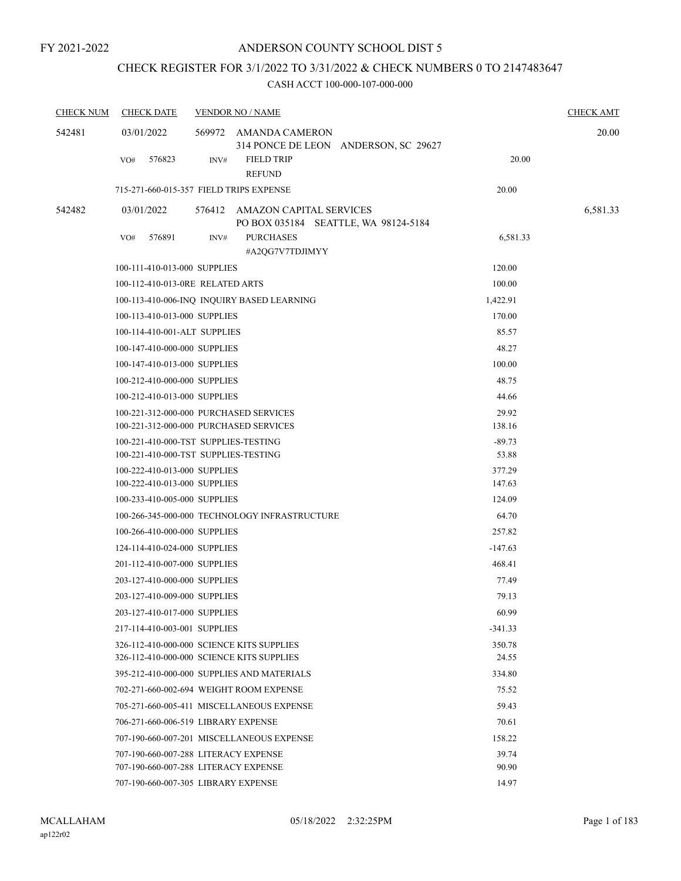FY 2021-2022

# ANDERSON COUNTY SCHOOL DIST 5

## CHECK REGISTER FOR 3/1/2022 TO 3/31/2022 & CHECK NUMBERS 0 TO 2147483647

### CASH ACCT 100-000-107-000-000

| CHECK NUM | CHECK DATE | VENDOR NO / NAME | | CHECK AMT |
|---|---|---|---|---|
| 542481 | 03/01/2022 | 569972 AMANDA CAMERON<br>314 PONCE DE LEON ANDERSON, SC 29627 | | 20.00 |
| | VO# 576823 | INV# FIELD TRIP<br>REFUND | 20.00 | |
| | 715-271-660-015-357 FIELD TRIPS EXPENSE | | 20.00 | |
| 542482 | 03/01/2022 | 576412 AMAZON CAPITAL SERVICES<br>PO BOX 035184 SEATTLE, WA 98124-5184 | | 6,581.33 |
| | VO# 576891 | INV# PURCHASES<br>#A2QG7V7TDJIMYY | 6,581.33 | |
| | 100-111-410-013-000 SUPPLIES | | 120.00 | |
| | 100-112-410-013-0RE RELATED ARTS | | 100.00 | |
| | 100-113-410-006-INQ INQUIRY BASED LEARNING | | 1,422.91 | |
| | 100-113-410-013-000 SUPPLIES | | 170.00 | |
| | 100-114-410-001-ALT SUPPLIES | | 85.57 | |
| | 100-147-410-000-000 SUPPLIES | | 48.27 | |
| | 100-147-410-013-000 SUPPLIES | | 100.00 | |
| | 100-212-410-000-000 SUPPLIES | | 48.75 | |
| | 100-212-410-013-000 SUPPLIES | | 44.66 | |
| | 100-221-312-000-000 PURCHASED SERVICES | | 29.92 | |
| | 100-221-312-000-000 PURCHASED SERVICES | | 138.16 | |
| | 100-221-410-000-TST SUPPLIES-TESTING | | -89.73 | |
| | 100-221-410-000-TST SUPPLIES-TESTING | | 53.88 | |
| | 100-222-410-013-000 SUPPLIES | | 377.29 | |
| | 100-222-410-013-000 SUPPLIES | | 147.63 | |
| | 100-233-410-005-000 SUPPLIES | | 124.09 | |
| | 100-266-345-000-000 TECHNOLOGY INFRASTRUCTURE | | 64.70 | |
| | 100-266-410-000-000 SUPPLIES | | 257.82 | |
| | 124-114-410-024-000 SUPPLIES | | -147.63 | |
| | 201-112-410-007-000 SUPPLIES | | 468.41 | |
| | 203-127-410-000-000 SUPPLIES | | 77.49 | |
| | 203-127-410-009-000 SUPPLIES | | 79.13 | |
| | 203-127-410-017-000 SUPPLIES | | 60.99 | |
| | 217-114-410-003-001 SUPPLIES | | -341.33 | |
| | 326-112-410-000-000 SCIENCE KITS SUPPLIES | | 350.78 | |
| | 326-112-410-000-000 SCIENCE KITS SUPPLIES | | 24.55 | |
| | 395-212-410-000-000 SUPPLIES AND MATERIALS | | 334.80 | |
| | 702-271-660-002-694 WEIGHT ROOM EXPENSE | | 75.52 | |
| | 705-271-660-005-411 MISCELLANEOUS EXPENSE | | 59.43 | |
| | 706-271-660-006-519 LIBRARY EXPENSE | | 70.61 | |
| | 707-190-660-007-201 MISCELLANEOUS EXPENSE | | 158.22 | |
| | 707-190-660-007-288 LITERACY EXPENSE | | 39.74 | |
| | 707-190-660-007-288 LITERACY EXPENSE | | 90.90 | |
| | 707-190-660-007-305 LIBRARY EXPENSE | | 14.97 | |

MCALLAHAM
ap122r02
05/18/2022 2:32:25PM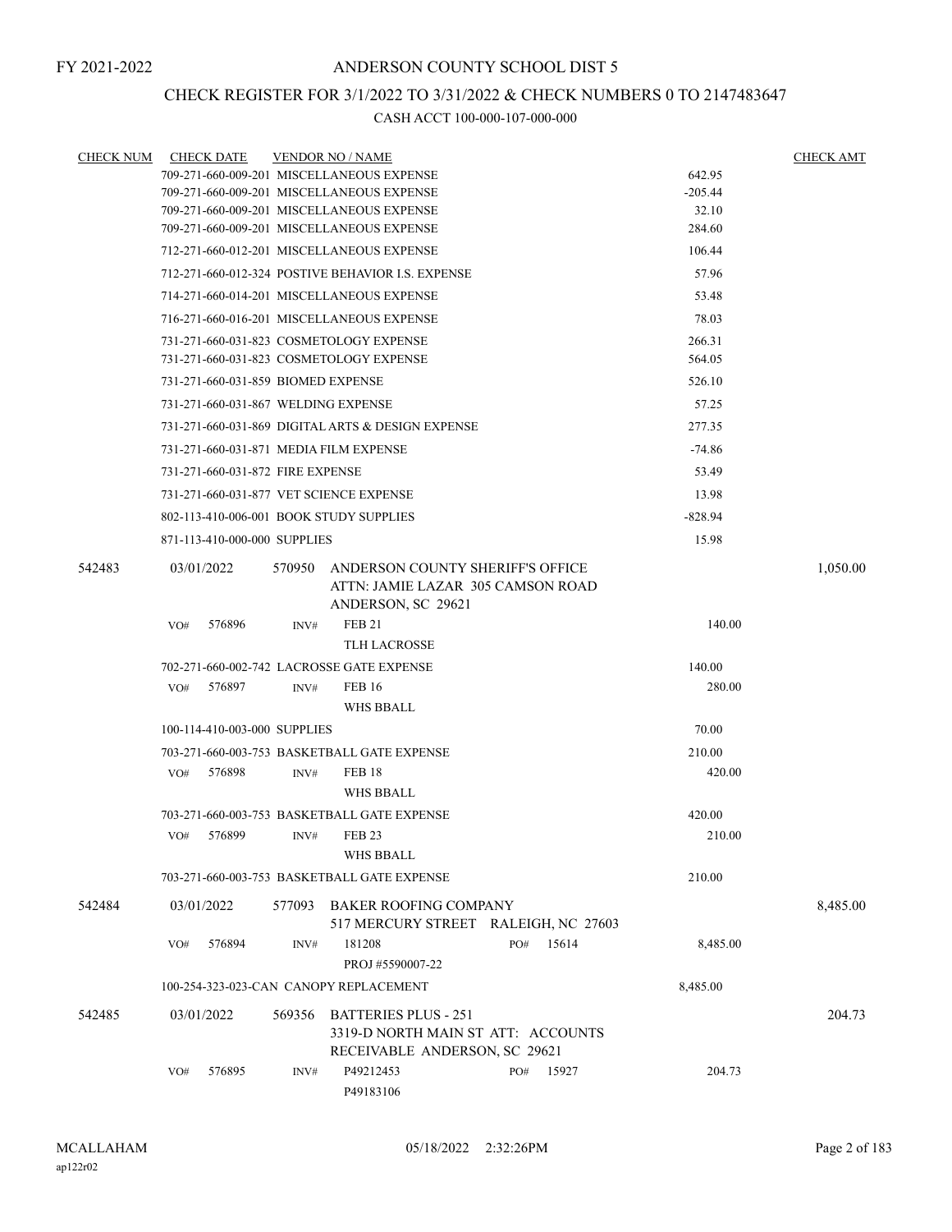FY 2021-2022

# ANDERSON COUNTY SCHOOL DIST 5

## CHECK REGISTER FOR 3/1/2022 TO 3/31/2022 & CHECK NUMBERS 0 TO 2147483647

### CASH ACCT 100-000-107-000-000

| CHECK NUM | CHECK DATE | VENDOR NO / NAME | | CHECK AMT |
|---|---|---|---|---|
| | 709-271-660-009-201 MISCELLANEOUS EXPENSE | | 642.95 | |
| | 709-271-660-009-201 MISCELLANEOUS EXPENSE | | -205.44 | |
| | 709-271-660-009-201 MISCELLANEOUS EXPENSE | | 32.10 | |
| | 709-271-660-009-201 MISCELLANEOUS EXPENSE | | 284.60 | |
| | 712-271-660-012-201 MISCELLANEOUS EXPENSE | | 106.44 | |
| | 712-271-660-012-324 POSTIVE BEHAVIOR I.S. EXPENSE | | 57.96 | |
| | 714-271-660-014-201 MISCELLANEOUS EXPENSE | | 53.48 | |
| | 716-271-660-016-201 MISCELLANEOUS EXPENSE | | 78.03 | |
| | 731-271-660-031-823 COSMETOLOGY EXPENSE | | 266.31 | |
| | 731-271-660-031-823 COSMETOLOGY EXPENSE | | 564.05 | |
| | 731-271-660-031-859 BIOMED EXPENSE | | 526.10 | |
| | 731-271-660-031-867 WELDING EXPENSE | | 57.25 | |
| | 731-271-660-031-869 DIGITAL ARTS & DESIGN EXPENSE | | 277.35 | |
| | 731-271-660-031-871 MEDIA FILM EXPENSE | | -74.86 | |
| | 731-271-660-031-872 FIRE EXPENSE | | 53.49 | |
| | 731-271-660-031-877 VET SCIENCE EXPENSE | | 13.98 | |
| | 802-113-410-006-001 BOOK STUDY SUPPLIES | | -828.94 | |
| | 871-113-410-000-000 SUPPLIES | | 15.98 | |
| 542483 | 03/01/2022 | 570950 ANDERSON COUNTY SHERIFF'S OFFICE<br>ATTN: JAMIE LAZAR 305 CAMSON ROAD<br>ANDERSON, SC 29621 | | 1,050.00 |
| | VO# 576896 | INV# FEB 21<br>TLH LACROSSE | 140.00 | |
| | 702-271-660-002-742 LACROSSE GATE EXPENSE | | 140.00 | |
| | VO# 576897 | INV# FEB 16<br>WHS BBALL | 280.00 | |
| | 100-114-410-003-000 SUPPLIES | | 70.00 | |
| | 703-271-660-003-753 BASKETBALL GATE EXPENSE | | 210.00 | |
| | VO# 576898 | INV# FEB 18<br>WHS BBALL | 420.00 | |
| | 703-271-660-003-753 BASKETBALL GATE EXPENSE | | 420.00 | |
| | VO# 576899 | INV# FEB 23<br>WHS BBALL | 210.00 | |
| | 703-271-660-003-753 BASKETBALL GATE EXPENSE | | 210.00 | |
| 542484 | 03/01/2022 | 577093 BAKER ROOFING COMPANY<br>517 MERCURY STREET RALEIGH, NC 27603 | | 8,485.00 |
| | VO# 576894 | INV# 181208 PO# 15614<br>PROJ #5590007-22 | 8,485.00 | |
| | 100-254-323-023-CAN CANOPY REPLACEMENT | | 8,485.00 | |
| 542485 | 03/01/2022 | 569356 BATTERIES PLUS - 251<br>3319-D NORTH MAIN ST ATT: ACCOUNTS<br>RECEIVABLE ANDERSON, SC 29621 | | 204.73 |
| | VO# 576895 | INV# P49212453 PO# 15927<br>P49183106 | 204.73 | |

MCALLAHAM
ap122r02
05/18/2022 2:32:26PM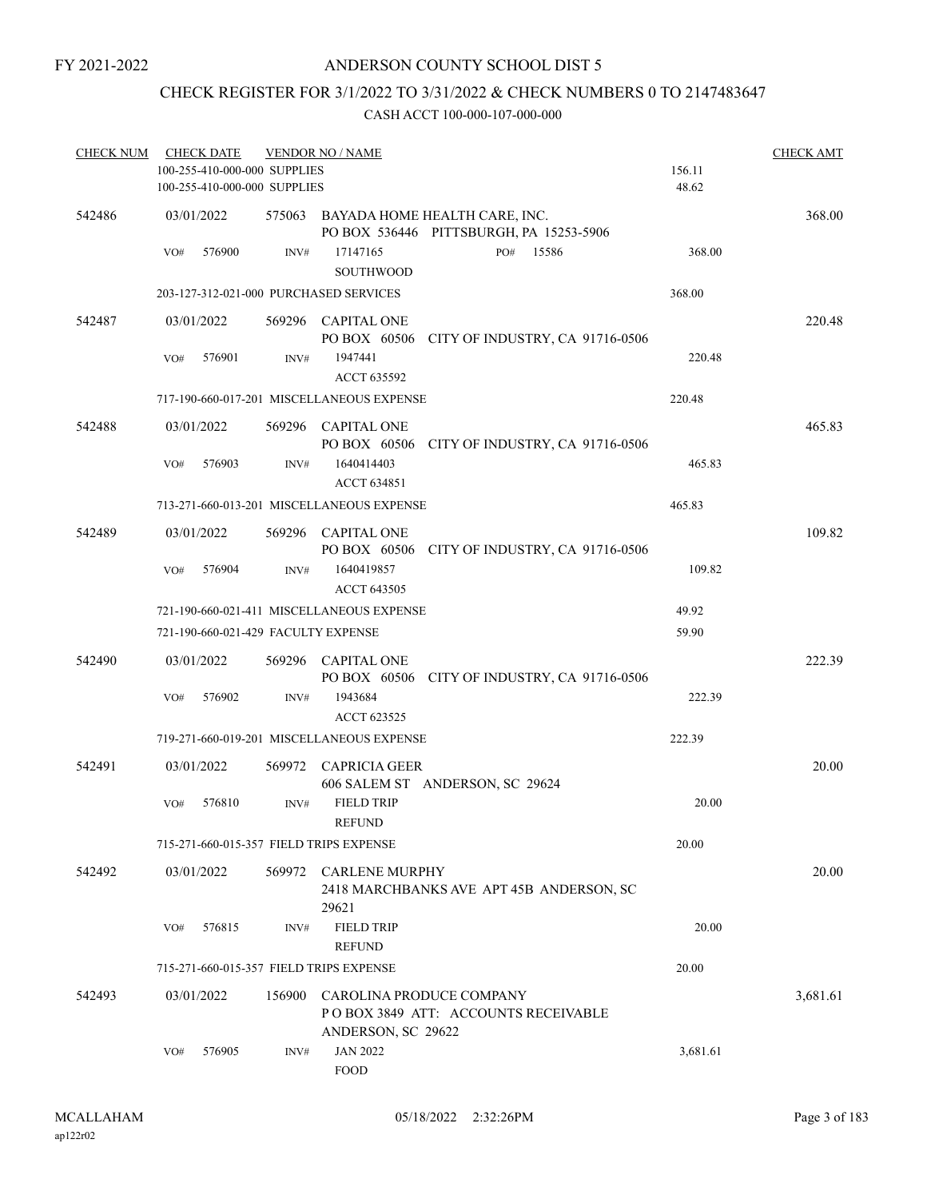FY 2021-2022

# ANDERSON COUNTY SCHOOL DIST 5

## CHECK REGISTER FOR 3/1/2022 TO 3/31/2022 & CHECK NUMBERS 0 TO 2147483647

### CASH ACCT 100-000-107-000-000

| CHECK NUM | CHECK DATE | VENDOR NO / NAME | | CHECK AMT |
|---|---|---|---|---|
| | 100-255-410-000-000 SUPPLIES | | 156.11 | |
| | 100-255-410-000-000 SUPPLIES | | 48.62 | |
| 542486 | 03/01/2022 | 575063 BAYADA HOME HEALTH CARE, INC. PO BOX 536446 PITTSBURGH, PA 15253-5906 | | 368.00 |
| | VO# 576900 | INV# 17147165 SOUTHWOOD PO# 15586 | 368.00 | |
| | 203-127-312-021-000 PURCHASED SERVICES | | 368.00 | |
| 542487 | 03/01/2022 | 569296 CAPITAL ONE PO BOX 60506 CITY OF INDUSTRY, CA 91716-0506 | | 220.48 |
| | VO# 576901 | INV# 1947441 ACCT 635592 | 220.48 | |
| | 717-190-660-017-201 MISCELLANEOUS EXPENSE | | 220.48 | |
| 542488 | 03/01/2022 | 569296 CAPITAL ONE PO BOX 60506 CITY OF INDUSTRY, CA 91716-0506 | | 465.83 |
| | VO# 576903 | INV# 1640414403 ACCT 634851 | 465.83 | |
| | 713-271-660-013-201 MISCELLANEOUS EXPENSE | | 465.83 | |
| 542489 | 03/01/2022 | 569296 CAPITAL ONE PO BOX 60506 CITY OF INDUSTRY, CA 91716-0506 | | 109.82 |
| | VO# 576904 | INV# 1640419857 ACCT 643505 | 109.82 | |
| | 721-190-660-021-411 MISCELLANEOUS EXPENSE | | 49.92 | |
| | 721-190-660-021-429 FACULTY EXPENSE | | 59.90 | |
| 542490 | 03/01/2022 | 569296 CAPITAL ONE PO BOX 60506 CITY OF INDUSTRY, CA 91716-0506 | | 222.39 |
| | VO# 576902 | INV# 1943684 ACCT 623525 | 222.39 | |
| | 719-271-660-019-201 MISCELLANEOUS EXPENSE | | 222.39 | |
| 542491 | 03/01/2022 | 569972 CAPRICIA GEER 606 SALEM ST ANDERSON, SC 29624 | | 20.00 |
| | VO# 576810 | INV# FIELD TRIP REFUND | 20.00 | |
| | 715-271-660-015-357 FIELD TRIPS EXPENSE | | 20.00 | |
| 542492 | 03/01/2022 | 569972 CARLENE MURPHY 2418 MARCHBANKS AVE APT 45B ANDERSON, SC 29621 | | 20.00 |
| | VO# 576815 | INV# FIELD TRIP REFUND | 20.00 | |
| | 715-271-660-015-357 FIELD TRIPS EXPENSE | | 20.00 | |
| 542493 | 03/01/2022 | 156900 CAROLINA PRODUCE COMPANY P O BOX 3849 ATT: ACCOUNTS RECEIVABLE ANDERSON, SC 29622 | | 3,681.61 |
| | VO# 576905 | INV# JAN 2022 FOOD | 3,681.61 | |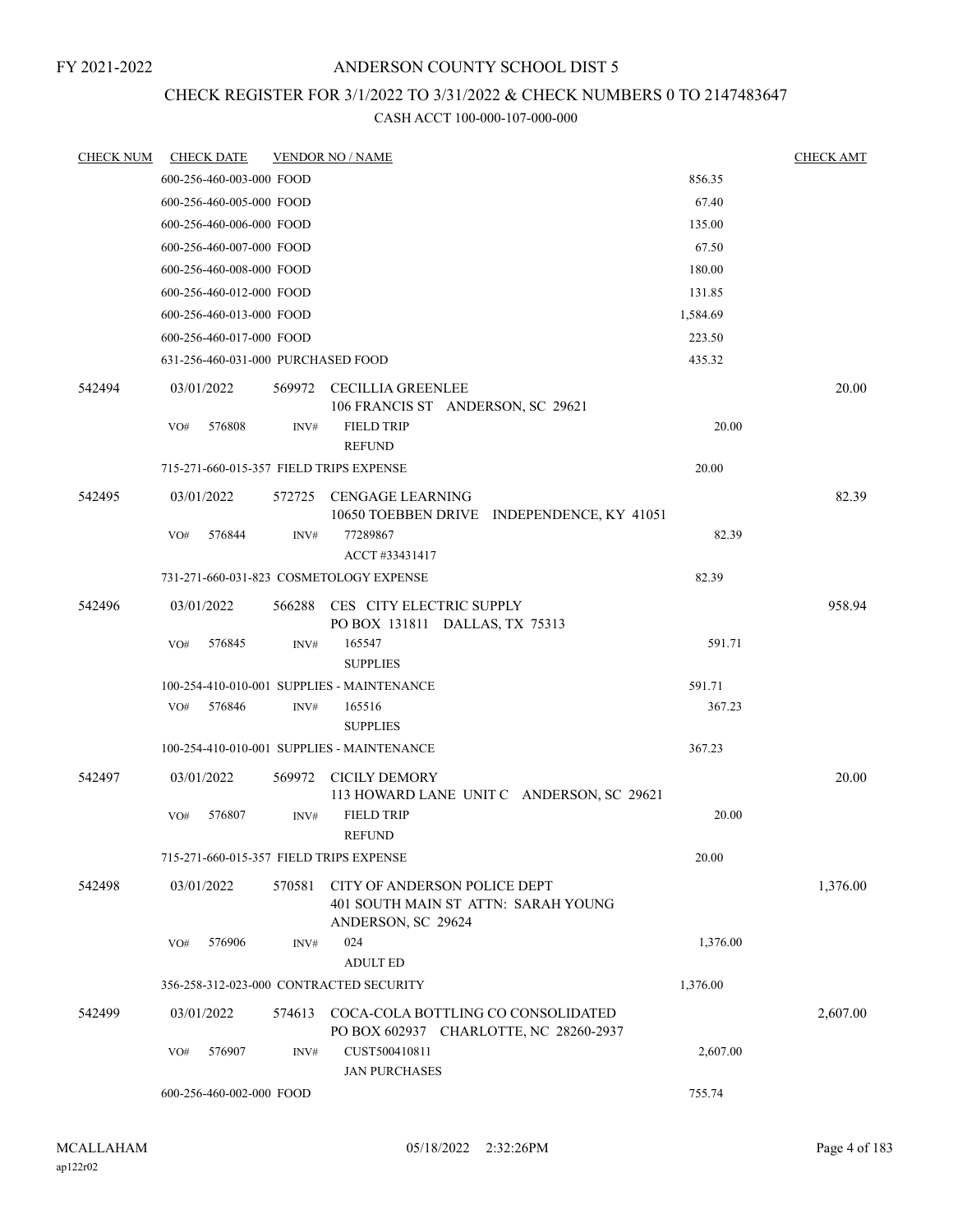FY 2021-2022

# ANDERSON COUNTY SCHOOL DIST 5

## CHECK REGISTER FOR 3/1/2022 TO 3/31/2022 & CHECK NUMBERS 0 TO 2147483647

### CASH ACCT 100-000-107-000-000

| CHECK NUM | CHECK DATE | VENDOR NO / NAME | | CHECK AMT |
|---|---|---|---|---|
| | 600-256-460-003-000 FOOD | | 856.35 | |
| | 600-256-460-005-000 FOOD | | 67.40 | |
| | 600-256-460-006-000 FOOD | | 135.00 | |
| | 600-256-460-007-000 FOOD | | 67.50 | |
| | 600-256-460-008-000 FOOD | | 180.00 | |
| | 600-256-460-012-000 FOOD | | 131.85 | |
| | 600-256-460-013-000 FOOD | | 1,584.69 | |
| | 600-256-460-017-000 FOOD | | 223.50 | |
| | 631-256-460-031-000 PURCHASED FOOD | | 435.32 | |
| 542494 | 03/01/2022 | 569972 CECILLIA GREENLEE<br>106 FRANCIS ST ANDERSON, SC 29621 | | 20.00 |
| | VO# 576808 | INV# FIELD TRIP<br>REFUND | 20.00 | |
| | 715-271-660-015-357 FIELD TRIPS EXPENSE | | 20.00 | |
| 542495 | 03/01/2022 | 572725 CENGAGE LEARNING<br>10650 TOEBBEN DRIVE INDEPENDENCE, KY 41051 | | 82.39 |
| | VO# 576844 | INV# 77289867<br>ACCT #33431417 | 82.39 | |
| | 731-271-660-031-823 COSMETOLOGY EXPENSE | | 82.39 | |
| 542496 | 03/01/2022 | 566288 CES CITY ELECTRIC SUPPLY<br>PO BOX 131811 DALLAS, TX 75313 | | 958.94 |
| | VO# 576845 | INV# 165547<br>SUPPLIES | 591.71 | |
| | 100-254-410-010-001 SUPPLIES - MAINTENANCE | | 591.71 | |
| | VO# 576846 | INV# 165516<br>SUPPLIES | 367.23 | |
| | 100-254-410-010-001 SUPPLIES - MAINTENANCE | | 367.23 | |
| 542497 | 03/01/2022 | 569972 CICILY DEMORY<br>113 HOWARD LANE UNIT C ANDERSON, SC 29621 | | 20.00 |
| | VO# 576807 | INV# FIELD TRIP<br>REFUND | 20.00 | |
| | 715-271-660-015-357 FIELD TRIPS EXPENSE | | 20.00 | |
| 542498 | 03/01/2022 | 570581 CITY OF ANDERSON POLICE DEPT<br>401 SOUTH MAIN ST ATTN: SARAH YOUNG<br>ANDERSON, SC 29624 | | 1,376.00 |
| | VO# 576906 | INV# 024<br>ADULT ED | 1,376.00 | |
| | 356-258-312-023-000 CONTRACTED SECURITY | | 1,376.00 | |
| 542499 | 03/01/2022 | 574613 COCA-COLA BOTTLING CO CONSOLIDATED<br>PO BOX 602937 CHARLOTTE, NC 28260-2937 | | 2,607.00 |
| | VO# 576907 | INV# CUST500410811<br>JAN PURCHASES | 2,607.00 | |
| | 600-256-460-002-000 FOOD | | 755.74 | |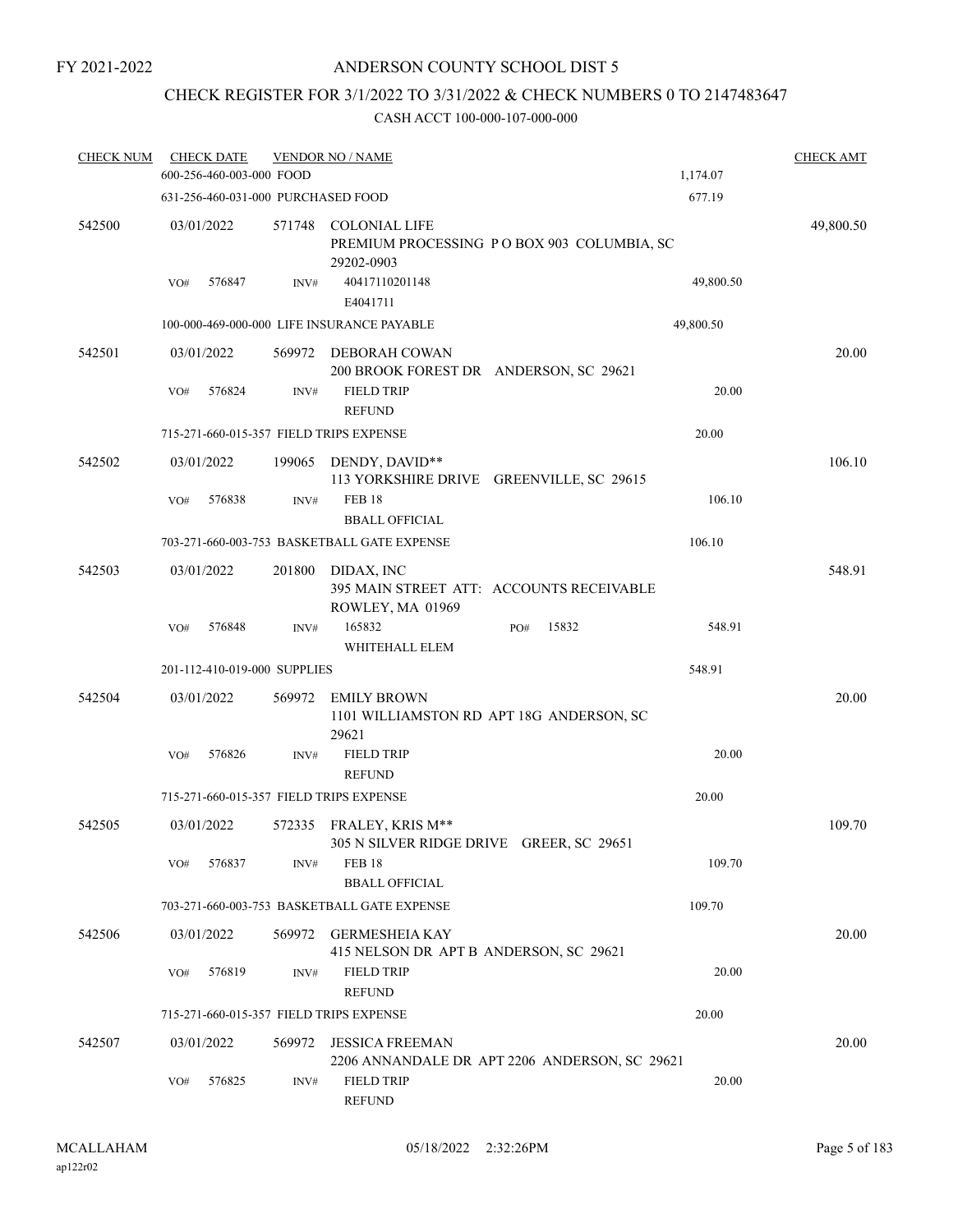FY 2021-2022

# ANDERSON COUNTY SCHOOL DIST 5

## CHECK REGISTER FOR 3/1/2022 TO 3/31/2022 & CHECK NUMBERS 0 TO 2147483647

CASH ACCT 100-000-107-000-000

| CHECK NUM | CHECK DATE | VENDOR NO / NAME | | CHECK AMT |
|---|---|---|---|---|
| | 600-256-460-003-000 FOOD | | 1,174.07 | |
| | 631-256-460-031-000 PURCHASED FOOD | | 677.19 | |
| 542500 | 03/01/2022 | 571748 COLONIAL LIFE<br>PREMIUM PROCESSING P O BOX 903 COLUMBIA, SC 29202-0903 | | 49,800.50 |
| | VO# 576847 | INV# 40417110201148<br>E4041711 | 49,800.50 | |
| | 100-000-469-000-000 LIFE INSURANCE PAYABLE | | 49,800.50 | |
| 542501 | 03/01/2022 | 569972 DEBORAH COWAN<br>200 BROOK FOREST DR ANDERSON, SC 29621 | | 20.00 |
| | VO# 576824 | INV# FIELD TRIP<br>REFUND | 20.00 | |
| | 715-271-660-015-357 FIELD TRIPS EXPENSE | | 20.00 | |
| 542502 | 03/01/2022 | 199065 DENDY, DAVID**<br>113 YORKSHIRE DRIVE GREENVILLE, SC 29615 | | 106.10 |
| | VO# 576838 | INV# FEB 18<br>BBALL OFFICIAL | 106.10 | |
| | 703-271-660-003-753 BASKETBALL GATE EXPENSE | | 106.10 | |
| 542503 | 03/01/2022 | 201800 DIDAX, INC<br>395 MAIN STREET ATT: ACCOUNTS RECEIVABLE ROWLEY, MA 01969 | | 548.91 |
| | VO# 576848 | INV# 165832 PO# 15832<br>WHITEHALL ELEM | 548.91 | |
| | 201-112-410-019-000 SUPPLIES | | 548.91 | |
| 542504 | 03/01/2022 | 569972 EMILY BROWN<br>1101 WILLIAMSTON RD APT 18G ANDERSON, SC 29621 | | 20.00 |
| | VO# 576826 | INV# FIELD TRIP<br>REFUND | 20.00 | |
| | 715-271-660-015-357 FIELD TRIPS EXPENSE | | 20.00 | |
| 542505 | 03/01/2022 | 572335 FRALEY, KRIS M**<br>305 N SILVER RIDGE DRIVE GREER, SC 29651 | | 109.70 |
| | VO# 576837 | INV# FEB 18<br>BBALL OFFICIAL | 109.70 | |
| | 703-271-660-003-753 BASKETBALL GATE EXPENSE | | 109.70 | |
| 542506 | 03/01/2022 | 569972 GERMESHEIA KAY<br>415 NELSON DR APT B ANDERSON, SC 29621 | | 20.00 |
| | VO# 576819 | INV# FIELD TRIP<br>REFUND | 20.00 | |
| | 715-271-660-015-357 FIELD TRIPS EXPENSE | | 20.00 | |
| 542507 | 03/01/2022 | 569972 JESSICA FREEMAN<br>2206 ANNANDALE DR APT 2206 ANDERSON, SC 29621 | | 20.00 |
| | VO# 576825 | INV# FIELD TRIP<br>REFUND | 20.00 | |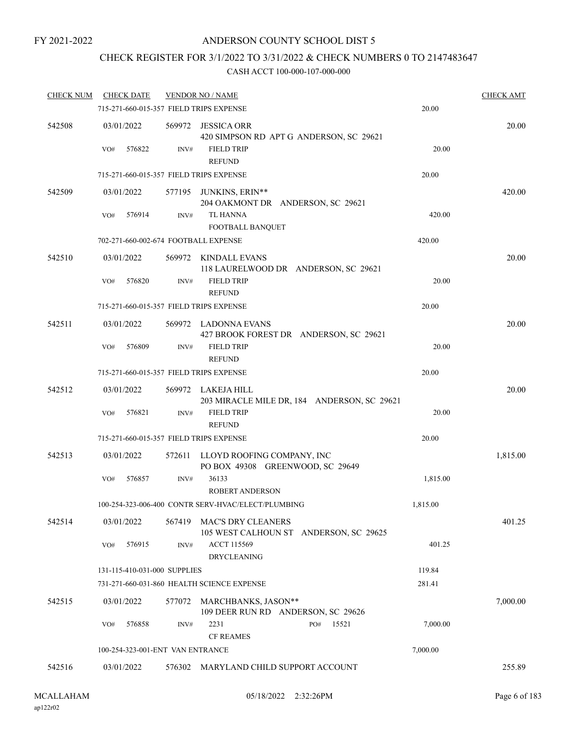FY 2021-2022

# ANDERSON COUNTY SCHOOL DIST 5

## CHECK REGISTER FOR 3/1/2022 TO 3/31/2022 & CHECK NUMBERS 0 TO 2147483647

### CASH ACCT 100-000-107-000-000

| CHECK NUM | CHECK DATE | VENDOR NO / NAME | | CHECK AMT |
|---|---|---|---|---|
| | 715-271-660-015-357 FIELD TRIPS EXPENSE | | 20.00 | |
| 542508 | 03/01/2022 | 569972 JESSICA ORR<br>420 SIMPSON RD APT G ANDERSON, SC 29621 | | 20.00 |
| | VO# 576822 | INV# FIELD TRIP<br>REFUND | 20.00 | |
| | 715-271-660-015-357 FIELD TRIPS EXPENSE | | 20.00 | |
| 542509 | 03/01/2022 | 577195 JUNKINS, ERIN**<br>204 OAKMONT DR ANDERSON, SC 29621 | | 420.00 |
| | VO# 576914 | INV# TL HANNA<br>FOOTBALL BANQUET | 420.00 | |
| | 702-271-660-002-674 FOOTBALL EXPENSE | | 420.00 | |
| 542510 | 03/01/2022 | 569972 KINDALL EVANS<br>118 LAURELWOOD DR ANDERSON, SC 29621 | | 20.00 |
| | VO# 576820 | INV# FIELD TRIP<br>REFUND | 20.00 | |
| | 715-271-660-015-357 FIELD TRIPS EXPENSE | | 20.00 | |
| 542511 | 03/01/2022 | 569972 LADONNA EVANS<br>427 BROOK FOREST DR ANDERSON, SC 29621 | | 20.00 |
| | VO# 576809 | INV# FIELD TRIP<br>REFUND | 20.00 | |
| | 715-271-660-015-357 FIELD TRIPS EXPENSE | | 20.00 | |
| 542512 | 03/01/2022 | 569972 LAKEJA HILL<br>203 MIRACLE MILE DR, 184 ANDERSON, SC 29621 | | 20.00 |
| | VO# 576821 | INV# FIELD TRIP<br>REFUND | 20.00 | |
| | 715-271-660-015-357 FIELD TRIPS EXPENSE | | 20.00 | |
| 542513 | 03/01/2022 | 572611 LLOYD ROOFING COMPANY, INC<br>PO BOX 49308 GREENWOOD, SC 29649 | | 1,815.00 |
| | VO# 576857 | INV# 36133<br>ROBERT ANDERSON | 1,815.00 | |
| | 100-254-323-006-400 CONTR SERV-HVAC/ELECT/PLUMBING | | 1,815.00 | |
| 542514 | 03/01/2022 | 567419 MAC'S DRY CLEANERS<br>105 WEST CALHOUN ST ANDERSON, SC 29625 | | 401.25 |
| | VO# 576915 | INV# ACCT 115569<br>DRYCLEANING | 401.25 | |
| | 131-115-410-031-000 SUPPLIES | | 119.84 | |
| | 731-271-660-031-860 HEALTH SCIENCE EXPENSE | | 281.41 | |
| 542515 | 03/01/2022 | 577072 MARCHBANKS, JASON**<br>109 DEER RUN RD ANDERSON, SC 29626 | | 7,000.00 |
| | VO# 576858 | INV# 2231 PO# 15521<br>CF REAMES | 7,000.00 | |
| | 100-254-323-001-ENT VAN ENTRANCE | | 7,000.00 | |
| 542516 | 03/01/2022 | 576302 MARYLAND CHILD SUPPORT ACCOUNT | | 255.89 |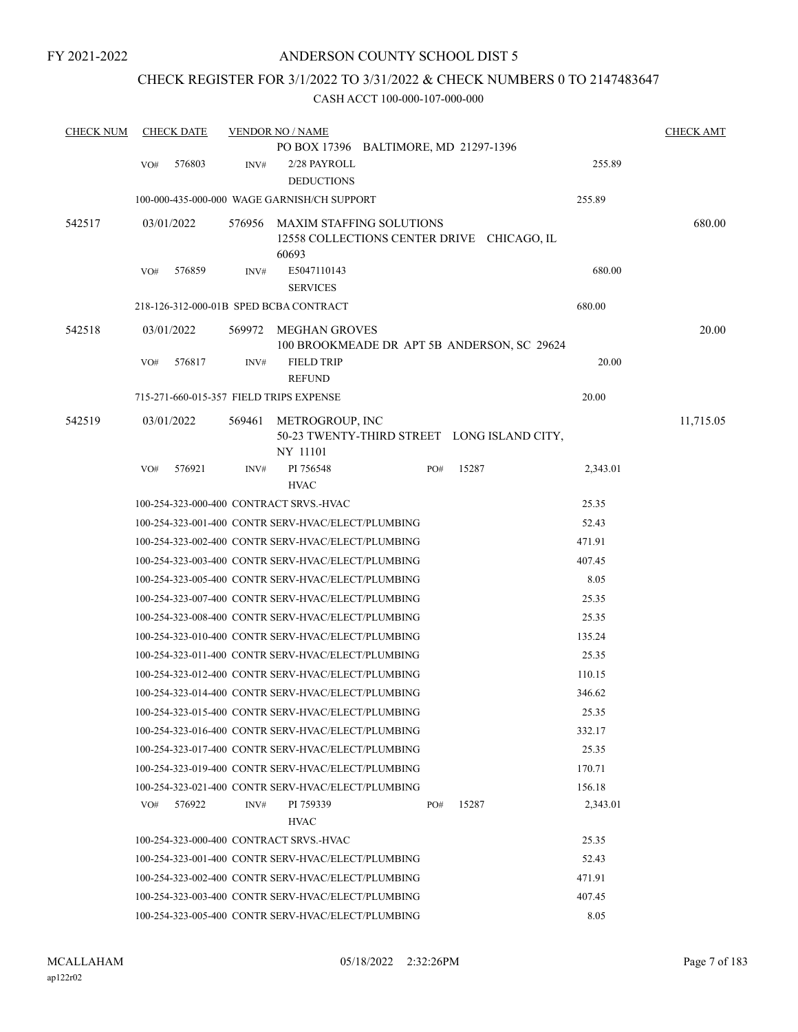FY 2021-2022

# ANDERSON COUNTY SCHOOL DIST 5

## CHECK REGISTER FOR 3/1/2022 TO 3/31/2022 & CHECK NUMBERS 0 TO 2147483647

### CASH ACCT 100-000-107-000-000

| CHECK NUM | CHECK DATE | VENDOR NO / NAME | | CHECK AMT |
|---|---|---|---|---|
| | | PO BOX 17396 BALTIMORE, MD 21297-1396 | | |
| | VO# 576803 | INV# 2/28 PAYROLL DEDUCTIONS | 255.89 | |
| | | 100-000-435-000-000 WAGE GARNISH/CH SUPPORT | 255.89 | |
| 542517 | 03/01/2022 | 576956 MAXIM STAFFING SOLUTIONS 12558 COLLECTIONS CENTER DRIVE CHICAGO, IL 60693 | | 680.00 |
| | VO# 576859 | INV# E5047110143 SERVICES | 680.00 | |
| | | 218-126-312-000-01B SPED BCBA CONTRACT | 680.00 | |
| 542518 | 03/01/2022 | 569972 MEGHAN GROVES 100 BROOKMEADE DR APT 5B ANDERSON, SC 29624 | | 20.00 |
| | VO# 576817 | INV# FIELD TRIP REFUND | 20.00 | |
| | | 715-271-660-015-357 FIELD TRIPS EXPENSE | 20.00 | |
| 542519 | 03/01/2022 | 569461 METROGROUP, INC 50-23 TWENTY-THIRD STREET LONG ISLAND CITY, NY 11101 | | 11,715.05 |
| | VO# 576921 | INV# PI 756548 HVAC PO# 15287 | 2,343.01 | |
| | | 100-254-323-000-400 CONTRACT SRVS.-HVAC | 25.35 | |
| | | 100-254-323-001-400 CONTR SERV-HVAC/ELECT/PLUMBING | 52.43 | |
| | | 100-254-323-002-400 CONTR SERV-HVAC/ELECT/PLUMBING | 471.91 | |
| | | 100-254-323-003-400 CONTR SERV-HVAC/ELECT/PLUMBING | 407.45 | |
| | | 100-254-323-005-400 CONTR SERV-HVAC/ELECT/PLUMBING | 8.05 | |
| | | 100-254-323-007-400 CONTR SERV-HVAC/ELECT/PLUMBING | 25.35 | |
| | | 100-254-323-008-400 CONTR SERV-HVAC/ELECT/PLUMBING | 25.35 | |
| | | 100-254-323-010-400 CONTR SERV-HVAC/ELECT/PLUMBING | 135.24 | |
| | | 100-254-323-011-400 CONTR SERV-HVAC/ELECT/PLUMBING | 25.35 | |
| | | 100-254-323-012-400 CONTR SERV-HVAC/ELECT/PLUMBING | 110.15 | |
| | | 100-254-323-014-400 CONTR SERV-HVAC/ELECT/PLUMBING | 346.62 | |
| | | 100-254-323-015-400 CONTR SERV-HVAC/ELECT/PLUMBING | 25.35 | |
| | | 100-254-323-016-400 CONTR SERV-HVAC/ELECT/PLUMBING | 332.17 | |
| | | 100-254-323-017-400 CONTR SERV-HVAC/ELECT/PLUMBING | 25.35 | |
| | | 100-254-323-019-400 CONTR SERV-HVAC/ELECT/PLUMBING | 170.71 | |
| | | 100-254-323-021-400 CONTR SERV-HVAC/ELECT/PLUMBING | 156.18 | |
| | VO# 576922 | INV# PI 759339 HVAC PO# 15287 | 2,343.01 | |
| | | 100-254-323-000-400 CONTRACT SRVS.-HVAC | 25.35 | |
| | | 100-254-323-001-400 CONTR SERV-HVAC/ELECT/PLUMBING | 52.43 | |
| | | 100-254-323-002-400 CONTR SERV-HVAC/ELECT/PLUMBING | 471.91 | |
| | | 100-254-323-003-400 CONTR SERV-HVAC/ELECT/PLUMBING | 407.45 | |
| | | 100-254-323-005-400 CONTR SERV-HVAC/ELECT/PLUMBING | 8.05 | |

MCALLAHAM ap122r02 05/18/2022 2:32:26PM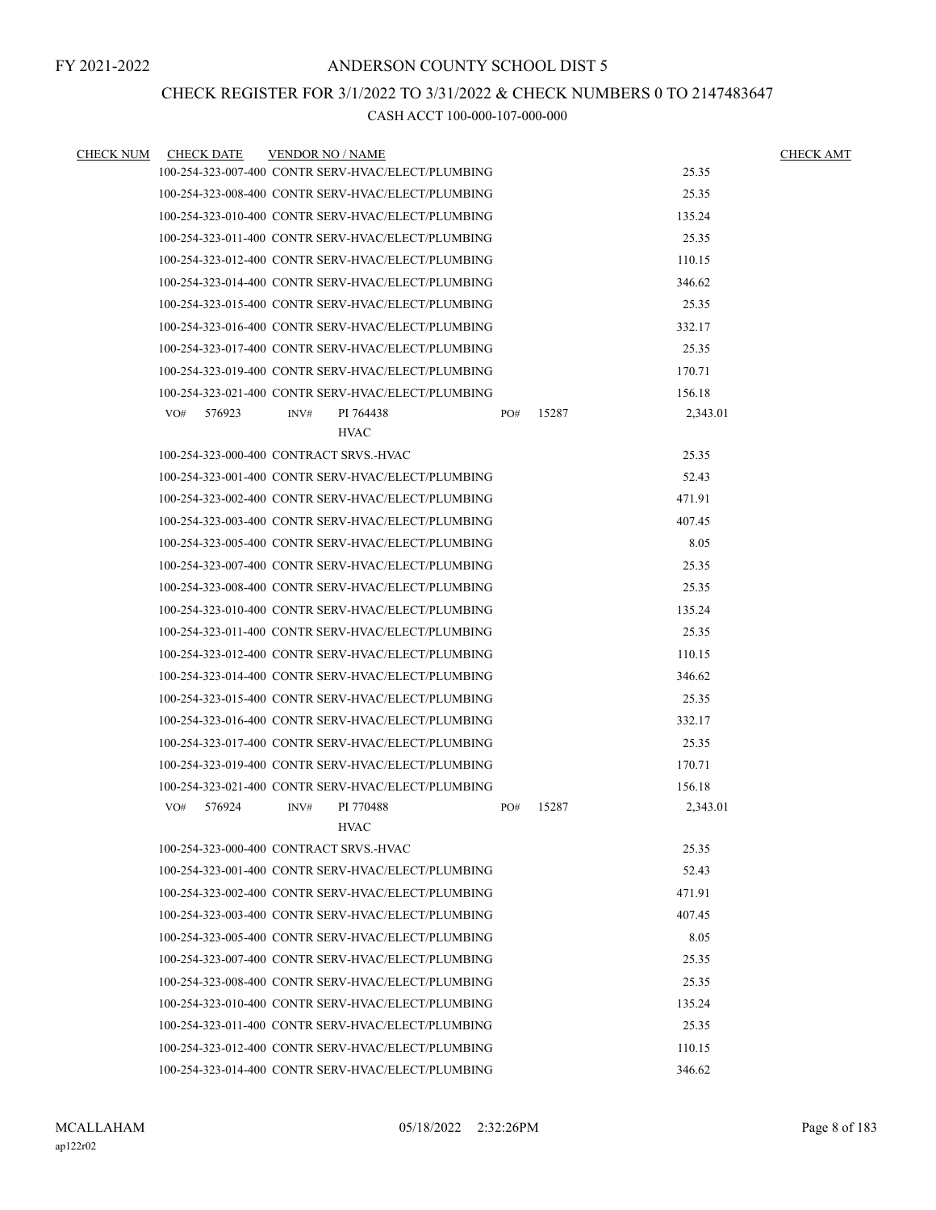FY 2021-2022

# ANDERSON COUNTY SCHOOL DIST 5

## CHECK REGISTER FOR 3/1/2022 TO 3/31/2022 & CHECK NUMBERS 0 TO 2147483647

### CASH ACCT 100-000-107-000-000

| CHECK NUM | CHECK DATE | VENDOR NO / NAME | | | CHECK AMT |
|---|---|---|---|---|---|
| | | 100-254-323-007-400 CONTR SERV-HVAC/ELECT/PLUMBING | | 25.35 | |
| | | 100-254-323-008-400 CONTR SERV-HVAC/ELECT/PLUMBING | | 25.35 | |
| | | 100-254-323-010-400 CONTR SERV-HVAC/ELECT/PLUMBING | | 135.24 | |
| | | 100-254-323-011-400 CONTR SERV-HVAC/ELECT/PLUMBING | | 25.35 | |
| | | 100-254-323-012-400 CONTR SERV-HVAC/ELECT/PLUMBING | | 110.15 | |
| | | 100-254-323-014-400 CONTR SERV-HVAC/ELECT/PLUMBING | | 346.62 | |
| | | 100-254-323-015-400 CONTR SERV-HVAC/ELECT/PLUMBING | | 25.35 | |
| | | 100-254-323-016-400 CONTR SERV-HVAC/ELECT/PLUMBING | | 332.17 | |
| | | 100-254-323-017-400 CONTR SERV-HVAC/ELECT/PLUMBING | | 25.35 | |
| | | 100-254-323-019-400 CONTR SERV-HVAC/ELECT/PLUMBING | | 170.71 | |
| | | 100-254-323-021-400 CONTR SERV-HVAC/ELECT/PLUMBING | | 156.18 | |
| | | VO# 576923 INV# PI 764438 HVAC | PO# 15287 | 2,343.01 | |
| | | 100-254-323-000-400 CONTRACT SRVS.-HVAC | | 25.35 | |
| | | 100-254-323-001-400 CONTR SERV-HVAC/ELECT/PLUMBING | | 52.43 | |
| | | 100-254-323-002-400 CONTR SERV-HVAC/ELECT/PLUMBING | | 471.91 | |
| | | 100-254-323-003-400 CONTR SERV-HVAC/ELECT/PLUMBING | | 407.45 | |
| | | 100-254-323-005-400 CONTR SERV-HVAC/ELECT/PLUMBING | | 8.05 | |
| | | 100-254-323-007-400 CONTR SERV-HVAC/ELECT/PLUMBING | | 25.35 | |
| | | 100-254-323-008-400 CONTR SERV-HVAC/ELECT/PLUMBING | | 25.35 | |
| | | 100-254-323-010-400 CONTR SERV-HVAC/ELECT/PLUMBING | | 135.24 | |
| | | 100-254-323-011-400 CONTR SERV-HVAC/ELECT/PLUMBING | | 25.35 | |
| | | 100-254-323-012-400 CONTR SERV-HVAC/ELECT/PLUMBING | | 110.15 | |
| | | 100-254-323-014-400 CONTR SERV-HVAC/ELECT/PLUMBING | | 346.62 | |
| | | 100-254-323-015-400 CONTR SERV-HVAC/ELECT/PLUMBING | | 25.35 | |
| | | 100-254-323-016-400 CONTR SERV-HVAC/ELECT/PLUMBING | | 332.17 | |
| | | 100-254-323-017-400 CONTR SERV-HVAC/ELECT/PLUMBING | | 25.35 | |
| | | 100-254-323-019-400 CONTR SERV-HVAC/ELECT/PLUMBING | | 170.71 | |
| | | 100-254-323-021-400 CONTR SERV-HVAC/ELECT/PLUMBING | | 156.18 | |
| | | VO# 576924 INV# PI 770488 HVAC | PO# 15287 | 2,343.01 | |
| | | 100-254-323-000-400 CONTRACT SRVS.-HVAC | | 25.35 | |
| | | 100-254-323-001-400 CONTR SERV-HVAC/ELECT/PLUMBING | | 52.43 | |
| | | 100-254-323-002-400 CONTR SERV-HVAC/ELECT/PLUMBING | | 471.91 | |
| | | 100-254-323-003-400 CONTR SERV-HVAC/ELECT/PLUMBING | | 407.45 | |
| | | 100-254-323-005-400 CONTR SERV-HVAC/ELECT/PLUMBING | | 8.05 | |
| | | 100-254-323-007-400 CONTR SERV-HVAC/ELECT/PLUMBING | | 25.35 | |
| | | 100-254-323-008-400 CONTR SERV-HVAC/ELECT/PLUMBING | | 25.35 | |
| | | 100-254-323-010-400 CONTR SERV-HVAC/ELECT/PLUMBING | | 135.24 | |
| | | 100-254-323-011-400 CONTR SERV-HVAC/ELECT/PLUMBING | | 25.35 | |
| | | 100-254-323-012-400 CONTR SERV-HVAC/ELECT/PLUMBING | | 110.15 | |
| | | 100-254-323-014-400 CONTR SERV-HVAC/ELECT/PLUMBING | | 346.62 | |

MCALLAHAM
ap122r02

05/18/2022 2:32:26PM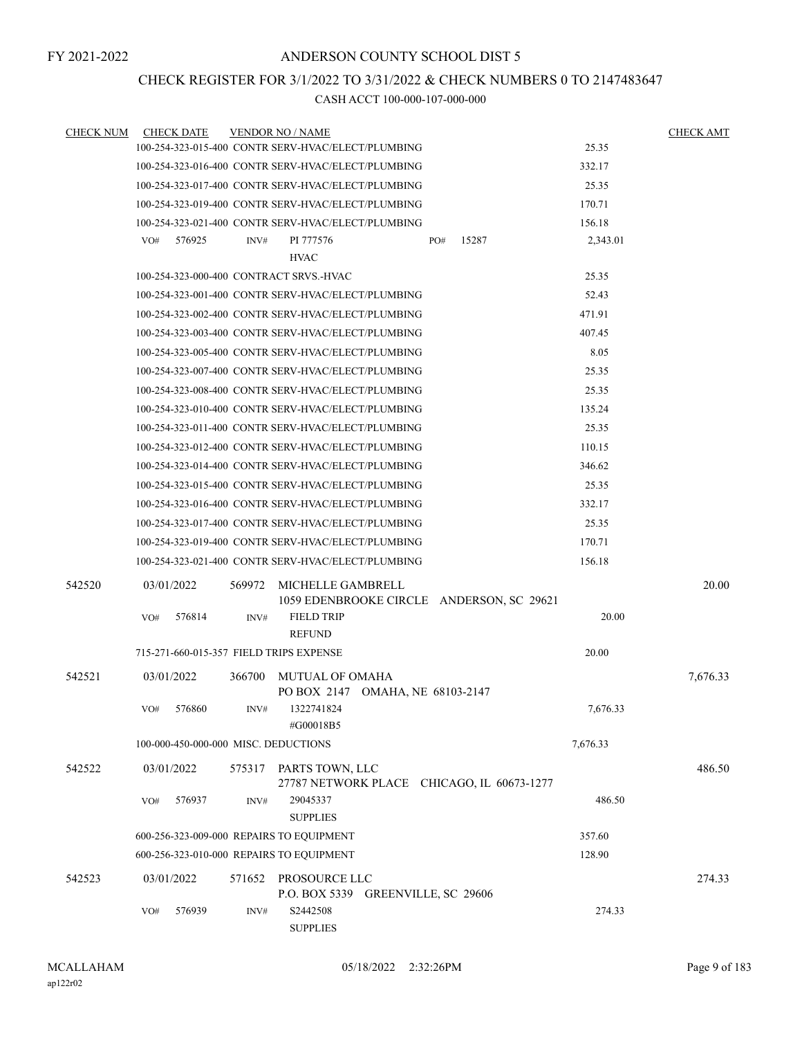FY 2021-2022

# ANDERSON COUNTY SCHOOL DIST 5

## CHECK REGISTER FOR 3/1/2022 TO 3/31/2022 & CHECK NUMBERS 0 TO 2147483647

### CASH ACCT 100-000-107-000-000

| CHECK NUM | CHECK DATE | VENDOR NO / NAME | | CHECK AMT |
|---|---|---|---|---|
| | | 100-254-323-015-400 CONTR SERV-HVAC/ELECT/PLUMBING | 25.35 | |
| | | 100-254-323-016-400 CONTR SERV-HVAC/ELECT/PLUMBING | 332.17 | |
| | | 100-254-323-017-400 CONTR SERV-HVAC/ELECT/PLUMBING | 25.35 | |
| | | 100-254-323-019-400 CONTR SERV-HVAC/ELECT/PLUMBING | 170.71 | |
| | | 100-254-323-021-400 CONTR SERV-HVAC/ELECT/PLUMBING | 156.18 | |
| | VO# 576925 | INV# PI 777576 HVAC PO# 15287 | 2,343.01 | |
| | | 100-254-323-000-400 CONTRACT SRVS.-HVAC | 25.35 | |
| | | 100-254-323-001-400 CONTR SERV-HVAC/ELECT/PLUMBING | 52.43 | |
| | | 100-254-323-002-400 CONTR SERV-HVAC/ELECT/PLUMBING | 471.91 | |
| | | 100-254-323-003-400 CONTR SERV-HVAC/ELECT/PLUMBING | 407.45 | |
| | | 100-254-323-005-400 CONTR SERV-HVAC/ELECT/PLUMBING | 8.05 | |
| | | 100-254-323-007-400 CONTR SERV-HVAC/ELECT/PLUMBING | 25.35 | |
| | | 100-254-323-008-400 CONTR SERV-HVAC/ELECT/PLUMBING | 25.35 | |
| | | 100-254-323-010-400 CONTR SERV-HVAC/ELECT/PLUMBING | 135.24 | |
| | | 100-254-323-011-400 CONTR SERV-HVAC/ELECT/PLUMBING | 25.35 | |
| | | 100-254-323-012-400 CONTR SERV-HVAC/ELECT/PLUMBING | 110.15 | |
| | | 100-254-323-014-400 CONTR SERV-HVAC/ELECT/PLUMBING | 346.62 | |
| | | 100-254-323-015-400 CONTR SERV-HVAC/ELECT/PLUMBING | 25.35 | |
| | | 100-254-323-016-400 CONTR SERV-HVAC/ELECT/PLUMBING | 332.17 | |
| | | 100-254-323-017-400 CONTR SERV-HVAC/ELECT/PLUMBING | 25.35 | |
| | | 100-254-323-019-400 CONTR SERV-HVAC/ELECT/PLUMBING | 170.71 | |
| | | 100-254-323-021-400 CONTR SERV-HVAC/ELECT/PLUMBING | 156.18 | |
| 542520 | 03/01/2022 | 569972 MICHELLE GAMBRELL<br>1059 EDENBROOKE CIRCLE ANDERSON, SC 29621 | | 20.00 |
| | VO# 576814 | INV# FIELD TRIP REFUND | 20.00 | |
| | | 715-271-660-015-357 FIELD TRIPS EXPENSE | 20.00 | |
| 542521 | 03/01/2022 | 366700 MUTUAL OF OMAHA<br>PO BOX 2147 OMAHA, NE 68103-2147 | | 7,676.33 |
| | VO# 576860 | INV# 1322741824 #G00018B5 | 7,676.33 | |
| | | 100-000-450-000-000 MISC. DEDUCTIONS | 7,676.33 | |
| 542522 | 03/01/2022 | 575317 PARTS TOWN, LLC<br>27787 NETWORK PLACE CHICAGO, IL 60673-1277 | | 486.50 |
| | VO# 576937 | INV# 29045337 SUPPLIES | 486.50 | |
| | | 600-256-323-009-000 REPAIRS TO EQUIPMENT | 357.60 | |
| | | 600-256-323-010-000 REPAIRS TO EQUIPMENT | 128.90 | |
| 542523 | 03/01/2022 | 571652 PROSOURCE LLC<br>P.O. BOX 5339 GREENVILLE, SC 29606 | | 274.33 |
| | VO# 576939 | INV# S2442508 SUPPLIES | 274.33 | |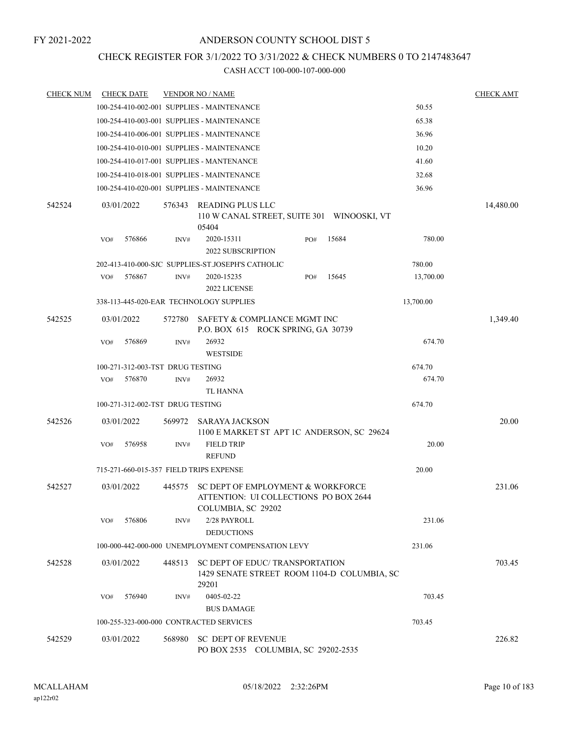FY 2021-2022

# ANDERSON COUNTY SCHOOL DIST 5

## CHECK REGISTER FOR 3/1/2022 TO 3/31/2022 & CHECK NUMBERS 0 TO 2147483647

### CASH ACCT 100-000-107-000-000

| CHECK NUM | CHECK DATE | VENDOR NO / NAME | | CHECK AMT |
|---|---|---|---|---|
| | 100-254-410-002-001 SUPPLIES - MAINTENANCE | | 50.55 | |
| | 100-254-410-003-001 SUPPLIES - MAINTENANCE | | 65.38 | |
| | 100-254-410-006-001 SUPPLIES - MAINTENANCE | | 36.96 | |
| | 100-254-410-010-001 SUPPLIES - MAINTENANCE | | 10.20 | |
| | 100-254-410-017-001 SUPPLIES - MANTENANCE | | 41.60 | |
| | 100-254-410-018-001 SUPPLIES - MAINTENANCE | | 32.68 | |
| | 100-254-410-020-001 SUPPLIES - MAINTENANCE | | 36.96 | |
| 542524 | 03/01/2022 | 576343 READING PLUS LLC<br>110 W CANAL STREET, SUITE 301 WINOOSKI, VT 05404 | | 14,480.00 |
| | VO# 576866 | INV# 2020-15311 PO# 15684<br>2022 SUBSCRIPTION | 780.00 | |
| | 202-413-410-000-SJC SUPPLIES-ST.JOSEPH'S CATHOLIC | | 780.00 | |
| | VO# 576867 | INV# 2020-15235 PO# 15645<br>2022 LICENSE | 13,700.00 | |
| | 338-113-445-020-EAR TECHNOLOGY SUPPLIES | | 13,700.00 | |
| 542525 | 03/01/2022 | 572780 SAFETY & COMPLIANCE MGMT INC<br>P.O. BOX 615 ROCK SPRING, GA 30739 | | 1,349.40 |
| | VO# 576869 | INV# 26932<br>WESTSIDE | 674.70 | |
| | 100-271-312-003-TST DRUG TESTING | | 674.70 | |
| | VO# 576870 | INV# 26932<br>TL HANNA | 674.70 | |
| | 100-271-312-002-TST DRUG TESTING | | 674.70 | |
| 542526 | 03/01/2022 | 569972 SARAYA JACKSON<br>1100 E MARKET ST APT 1C ANDERSON, SC 29624 | | 20.00 |
| | VO# 576958 | INV# FIELD TRIP<br>REFUND | 20.00 | |
| | 715-271-660-015-357 FIELD TRIPS EXPENSE | | 20.00 | |
| 542527 | 03/01/2022 | 445575 SC DEPT OF EMPLOYMENT & WORKFORCE<br>ATTENTION: UI COLLECTIONS PO BOX 2644<br>COLUMBIA, SC 29202 | | 231.06 |
| | VO# 576806 | INV# 2/28 PAYROLL<br>DEDUCTIONS | 231.06 | |
| | 100-000-442-000-000 UNEMPLOYMENT COMPENSATION LEVY | | 231.06 | |
| 542528 | 03/01/2022 | 448513 SC DEPT OF EDUC/ TRANSPORTATION<br>1429 SENATE STREET ROOM 1104-D COLUMBIA, SC 29201 | | 703.45 |
| | VO# 576940 | INV# 0405-02-22<br>BUS DAMAGE | 703.45 | |
| | 100-255-323-000-000 CONTRACTED SERVICES | | 703.45 | |
| 542529 | 03/01/2022 | 568980 SC DEPT OF REVENUE<br>PO BOX 2535 COLUMBIA, SC 29202-2535 | | 226.82 |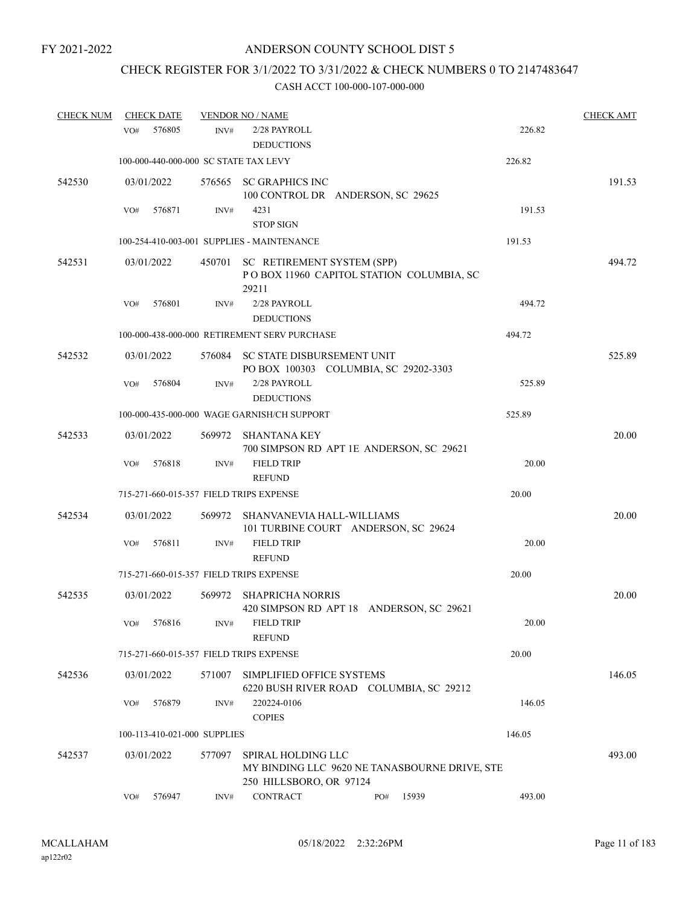FY 2021-2022

# ANDERSON COUNTY SCHOOL DIST 5

## CHECK REGISTER FOR 3/1/2022 TO 3/31/2022 & CHECK NUMBERS 0 TO 2147483647

### CASH ACCT 100-000-107-000-000

| CHECK NUM | CHECK DATE | VENDOR NO / NAME | | CHECK AMT |
|---|---|---|---|---|
| | VO# 576805 | INV# 2/28 PAYROLL DEDUCTIONS | 226.82 | |
| | 100-000-440-000-000 SC STATE TAX LEVY | | 226.82 | |
| 542530 | 03/01/2022 | 576565 SC GRAPHICS INC 100 CONTROL DR ANDERSON, SC 29625 | | 191.53 |
| | VO# 576871 | INV# 4231 STOP SIGN | 191.53 | |
| | 100-254-410-003-001 SUPPLIES - MAINTENANCE | | 191.53 | |
| 542531 | 03/01/2022 | 450701 SC RETIREMENT SYSTEM (SPP) P O BOX 11960 CAPITOL STATION COLUMBIA, SC 29211 | | 494.72 |
| | VO# 576801 | INV# 2/28 PAYROLL DEDUCTIONS | 494.72 | |
| | 100-000-438-000-000 RETIREMENT SERV PURCHASE | | 494.72 | |
| 542532 | 03/01/2022 | 576084 SC STATE DISBURSEMENT UNIT PO BOX 100303 COLUMBIA, SC 29202-3303 | | 525.89 |
| | VO# 576804 | INV# 2/28 PAYROLL DEDUCTIONS | 525.89 | |
| | 100-000-435-000-000 WAGE GARNISH/CH SUPPORT | | 525.89 | |
| 542533 | 03/01/2022 | 569972 SHANTANA KEY 700 SIMPSON RD APT 1E ANDERSON, SC 29621 | | 20.00 |
| | VO# 576818 | INV# FIELD TRIP REFUND | 20.00 | |
| | 715-271-660-015-357 FIELD TRIPS EXPENSE | | 20.00 | |
| 542534 | 03/01/2022 | 569972 SHANVANEVIA HALL-WILLIAMS 101 TURBINE COURT ANDERSON, SC 29624 | | 20.00 |
| | VO# 576811 | INV# FIELD TRIP REFUND | 20.00 | |
| | 715-271-660-015-357 FIELD TRIPS EXPENSE | | 20.00 | |
| 542535 | 03/01/2022 | 569972 SHAPRICHA NORRIS 420 SIMPSON RD APT 18 ANDERSON, SC 29621 | | 20.00 |
| | VO# 576816 | INV# FIELD TRIP REFUND | 20.00 | |
| | 715-271-660-015-357 FIELD TRIPS EXPENSE | | 20.00 | |
| 542536 | 03/01/2022 | 571007 SIMPLIFIED OFFICE SYSTEMS 6220 BUSH RIVER ROAD COLUMBIA, SC 29212 | | 146.05 |
| | VO# 576879 | INV# 220224-0106 COPIES | 146.05 | |
| | 100-113-410-021-000 SUPPLIES | | 146.05 | |
| 542537 | 03/01/2022 | 577097 SPIRAL HOLDING LLC MY BINDING LLC 9620 NE TANASBOURNE DRIVE, STE 250 HILLSBORO, OR 97124 | | 493.00 |
| | VO# 576947 | INV# CONTRACT PO# 15939 | 493.00 | |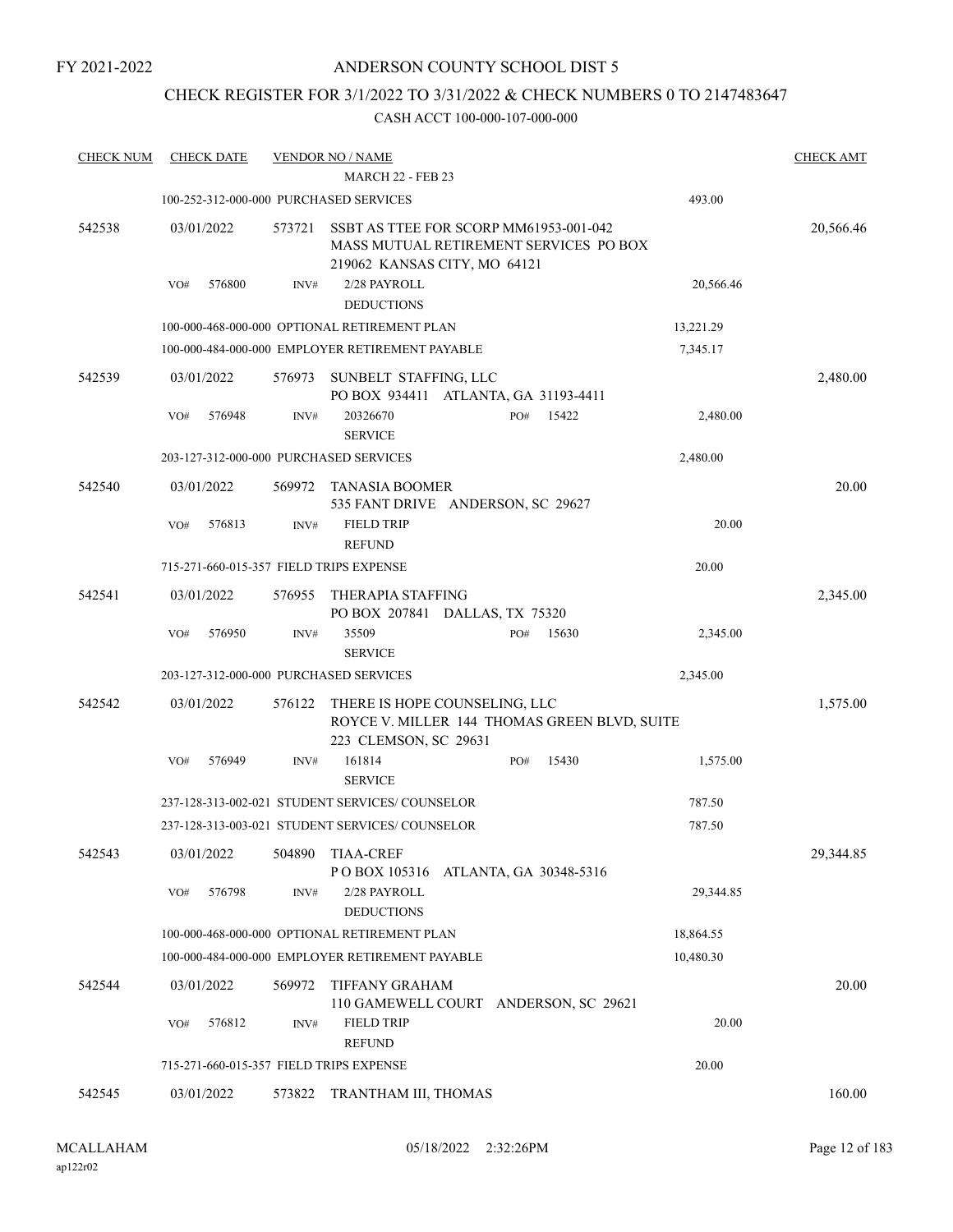# ANDERSON COUNTY SCHOOL DIST 5

FY 2021-2022

## CHECK REGISTER FOR 3/1/2022 TO 3/31/2022 & CHECK NUMBERS 0 TO 2147483647

CASH ACCT 100-000-107-000-000

| CHECK NUM | CHECK DATE | VENDOR NO / NAME | | CHECK AMT |
|---|---|---|---|---|
| | | MARCH 22 - FEB 23 | | |
| | | 100-252-312-000-000 PURCHASED SERVICES | 493.00 | |
| 542538 | 03/01/2022 | 573721 SSBT AS TTEE FOR SCORP MM61953-001-042 MASS MUTUAL RETIREMENT SERVICES PO BOX 219062 KANSAS CITY, MO 64121 | | 20,566.46 |
| | VO# 576800 | INV# 2/28 PAYROLL DEDUCTIONS | 20,566.46 | |
| | | 100-000-468-000-000 OPTIONAL RETIREMENT PLAN | 13,221.29 | |
| | | 100-000-484-000-000 EMPLOYER RETIREMENT PAYABLE | 7,345.17 | |
| 542539 | 03/01/2022 | 576973 SUNBELT STAFFING, LLC PO BOX 934411 ATLANTA, GA 31193-4411 | | 2,480.00 |
| | VO# 576948 | INV# 20326670 SERVICE PO# 15422 | 2,480.00 | |
| | | 203-127-312-000-000 PURCHASED SERVICES | 2,480.00 | |
| 542540 | 03/01/2022 | 569972 TANASIA BOOMER 535 FANT DRIVE ANDERSON, SC 29627 | | 20.00 |
| | VO# 576813 | INV# FIELD TRIP REFUND | 20.00 | |
| | | 715-271-660-015-357 FIELD TRIPS EXPENSE | 20.00 | |
| 542541 | 03/01/2022 | 576955 THERAPIA STAFFING PO BOX 207841 DALLAS, TX 75320 | | 2,345.00 |
| | VO# 576950 | INV# 35509 SERVICE PO# 15630 | 2,345.00 | |
| | | 203-127-312-000-000 PURCHASED SERVICES | 2,345.00 | |
| 542542 | 03/01/2022 | 576122 THERE IS HOPE COUNSELING, LLC ROYCE V. MILLER 144 THOMAS GREEN BLVD, SUITE 223 CLEMSON, SC 29631 | | 1,575.00 |
| | VO# 576949 | INV# 161814 SERVICE PO# 15430 | 1,575.00 | |
| | | 237-128-313-002-021 STUDENT SERVICES/ COUNSELOR | 787.50 | |
| | | 237-128-313-003-021 STUDENT SERVICES/ COUNSELOR | 787.50 | |
| 542543 | 03/01/2022 | 504890 TIAA-CREF P O BOX 105316 ATLANTA, GA 30348-5316 | | 29,344.85 |
| | VO# 576798 | INV# 2/28 PAYROLL DEDUCTIONS | 29,344.85 | |
| | | 100-000-468-000-000 OPTIONAL RETIREMENT PLAN | 18,864.55 | |
| | | 100-000-484-000-000 EMPLOYER RETIREMENT PAYABLE | 10,480.30 | |
| 542544 | 03/01/2022 | 569972 TIFFANY GRAHAM 110 GAMEWELL COURT ANDERSON, SC 29621 | | 20.00 |
| | VO# 576812 | INV# FIELD TRIP REFUND | 20.00 | |
| | | 715-271-660-015-357 FIELD TRIPS EXPENSE | 20.00 | |
| 542545 | 03/01/2022 | 573822 TRANTHAM III, THOMAS | | 160.00 |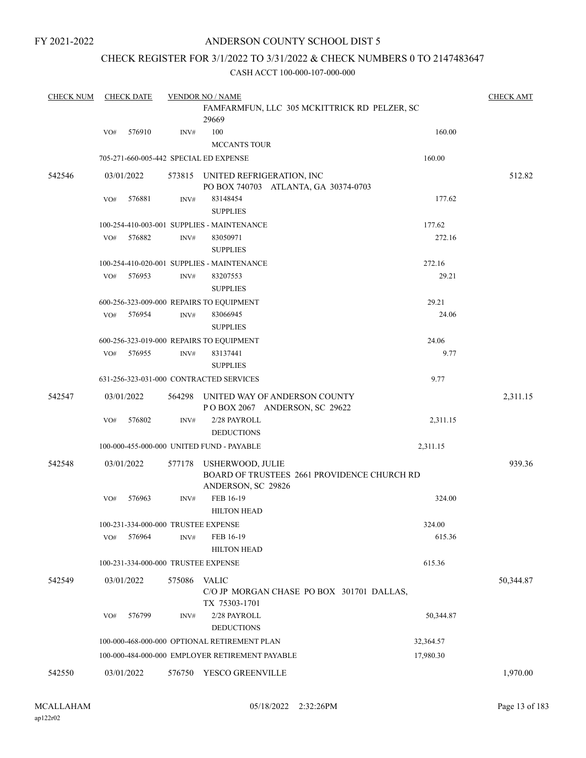FY 2021-2022

# ANDERSON COUNTY SCHOOL DIST 5

## CHECK REGISTER FOR 3/1/2022 TO 3/31/2022 & CHECK NUMBERS 0 TO 2147483647

### CASH ACCT 100-000-107-000-000

| CHECK NUM | CHECK DATE | VENDOR NO / NAME | | CHECK AMT |
|---|---|---|---|---|
| | | FAMFARMFUN, LLC 305 MCKITTRICK RD PELZER, SC 29669 | | |
| | VO# 576910 | INV# 100 MCCANTS TOUR | 160.00 | |
| | | 705-271-660-005-442 SPECIAL ED EXPENSE | 160.00 | |
| 542546 | 03/01/2022 | 573815 UNITED REFRIGERATION, INC PO BOX 740703 ATLANTA, GA 30374-0703 | | 512.82 |
| | VO# 576881 | INV# 83148454 SUPPLIES | 177.62 | |
| | | 100-254-410-003-001 SUPPLIES - MAINTENANCE | 177.62 | |
| | VO# 576882 | INV# 83050971 SUPPLIES | 272.16 | |
| | | 100-254-410-020-001 SUPPLIES - MAINTENANCE | 272.16 | |
| | VO# 576953 | INV# 83207553 SUPPLIES | 29.21 | |
| | | 600-256-323-009-000 REPAIRS TO EQUIPMENT | 29.21 | |
| | VO# 576954 | INV# 83066945 SUPPLIES | 24.06 | |
| | | 600-256-323-019-000 REPAIRS TO EQUIPMENT | 24.06 | |
| | VO# 576955 | INV# 83137441 SUPPLIES | 9.77 | |
| | | 631-256-323-031-000 CONTRACTED SERVICES | 9.77 | |
| 542547 | 03/01/2022 | 564298 UNITED WAY OF ANDERSON COUNTY P O BOX 2067 ANDERSON, SC 29622 | | 2,311.15 |
| | VO# 576802 | INV# 2/28 PAYROLL DEDUCTIONS | 2,311.15 | |
| | | 100-000-455-000-000 UNITED FUND - PAYABLE | 2,311.15 | |
| 542548 | 03/01/2022 | 577178 USHERWOOD, JULIE BOARD OF TRUSTEES 2661 PROVIDENCE CHURCH RD ANDERSON, SC 29826 | | 939.36 |
| | VO# 576963 | INV# FEB 16-19 HILTON HEAD | 324.00 | |
| | | 100-231-334-000-000 TRUSTEE EXPENSE | 324.00 | |
| | VO# 576964 | INV# FEB 16-19 HILTON HEAD | 615.36 | |
| | | 100-231-334-000-000 TRUSTEE EXPENSE | 615.36 | |
| 542549 | 03/01/2022 | 575086 VALIC C/O JP MORGAN CHASE PO BOX 301701 DALLAS, TX 75303-1701 | | 50,344.87 |
| | VO# 576799 | INV# 2/28 PAYROLL DEDUCTIONS | 50,344.87 | |
| | | 100-000-468-000-000 OPTIONAL RETIREMENT PLAN | 32,364.57 | |
| | | 100-000-484-000-000 EMPLOYER RETIREMENT PAYABLE | 17,980.30 | |
| 542550 | 03/01/2022 | 576750 YESCO GREENVILLE | | 1,970.00 |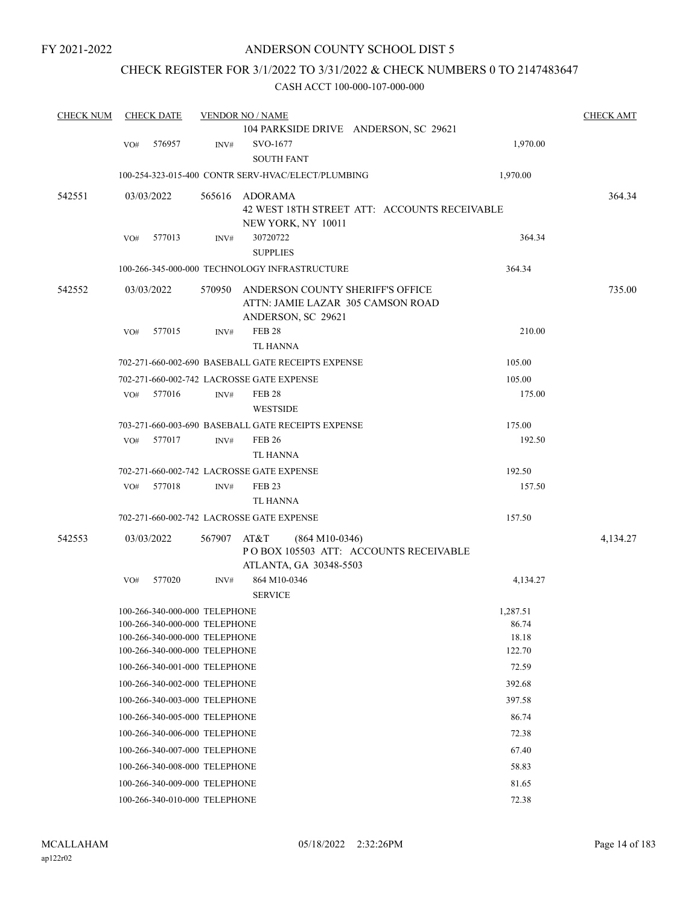FY 2021-2022

# ANDERSON COUNTY SCHOOL DIST 5

## CHECK REGISTER FOR 3/1/2022 TO 3/31/2022 & CHECK NUMBERS 0 TO 2147483647

### CASH ACCT 100-000-107-000-000

| CHECK NUM | CHECK DATE | VENDOR NO / NAME | | CHECK AMT |
|---|---|---|---|---|
| | | 104 PARKSIDE DRIVE ANDERSON, SC 29621 | | |
| | VO# 576957 | INV# SVO-1677<br>SOUTH FANT | 1,970.00 | |
| | | 100-254-323-015-400 CONTR SERV-HVAC/ELECT/PLUMBING | 1,970.00 | |
| 542551 | 03/03/2022 | 565616 ADORAMA<br>42 WEST 18TH STREET ATT: ACCOUNTS RECEIVABLE<br>NEW YORK, NY 10011 | | 364.34 |
| | VO# 577013 | INV# 30720722<br>SUPPLIES | 364.34 | |
| | | 100-266-345-000-000 TECHNOLOGY INFRASTRUCTURE | 364.34 | |
| 542552 | 03/03/2022 | 570950 ANDERSON COUNTY SHERIFF'S OFFICE<br>ATTN: JAMIE LAZAR 305 CAMSON ROAD<br>ANDERSON, SC 29621 | | 735.00 |
| | VO# 577015 | INV# FEB 28<br>TL HANNA | 210.00 | |
| | | 702-271-660-002-690 BASEBALL GATE RECEIPTS EXPENSE | 105.00 | |
| | | 702-271-660-002-742 LACROSSE GATE EXPENSE | 105.00 | |
| | VO# 577016 | INV# FEB 28<br>WESTSIDE | 175.00 | |
| | | 703-271-660-003-690 BASEBALL GATE RECEIPTS EXPENSE | 175.00 | |
| | VO# 577017 | INV# FEB 26<br>TL HANNA | 192.50 | |
| | | 702-271-660-002-742 LACROSSE GATE EXPENSE | 192.50 | |
| | VO# 577018 | INV# FEB 23<br>TL HANNA | 157.50 | |
| | | 702-271-660-002-742 LACROSSE GATE EXPENSE | 157.50 | |
| 542553 | 03/03/2022 | 567907 AT&T (864 M10-0346)<br>P O BOX 105503 ATT: ACCOUNTS RECEIVABLE<br>ATLANTA, GA 30348-5503 | | 4,134.27 |
| | VO# 577020 | INV# 864 M10-0346<br>SERVICE | 4,134.27 | |
| | | 100-266-340-000-000 TELEPHONE | 1,287.51 | |
| | | 100-266-340-000-000 TELEPHONE | 86.74 | |
| | | 100-266-340-000-000 TELEPHONE | 18.18 | |
| | | 100-266-340-000-000 TELEPHONE | 122.70 | |
| | | 100-266-340-001-000 TELEPHONE | 72.59 | |
| | | 100-266-340-002-000 TELEPHONE | 392.68 | |
| | | 100-266-340-003-000 TELEPHONE | 397.58 | |
| | | 100-266-340-005-000 TELEPHONE | 86.74 | |
| | | 100-266-340-006-000 TELEPHONE | 72.38 | |
| | | 100-266-340-007-000 TELEPHONE | 67.40 | |
| | | 100-266-340-008-000 TELEPHONE | 58.83 | |
| | | 100-266-340-009-000 TELEPHONE | 81.65 | |
| | | 100-266-340-010-000 TELEPHONE | 72.38 | |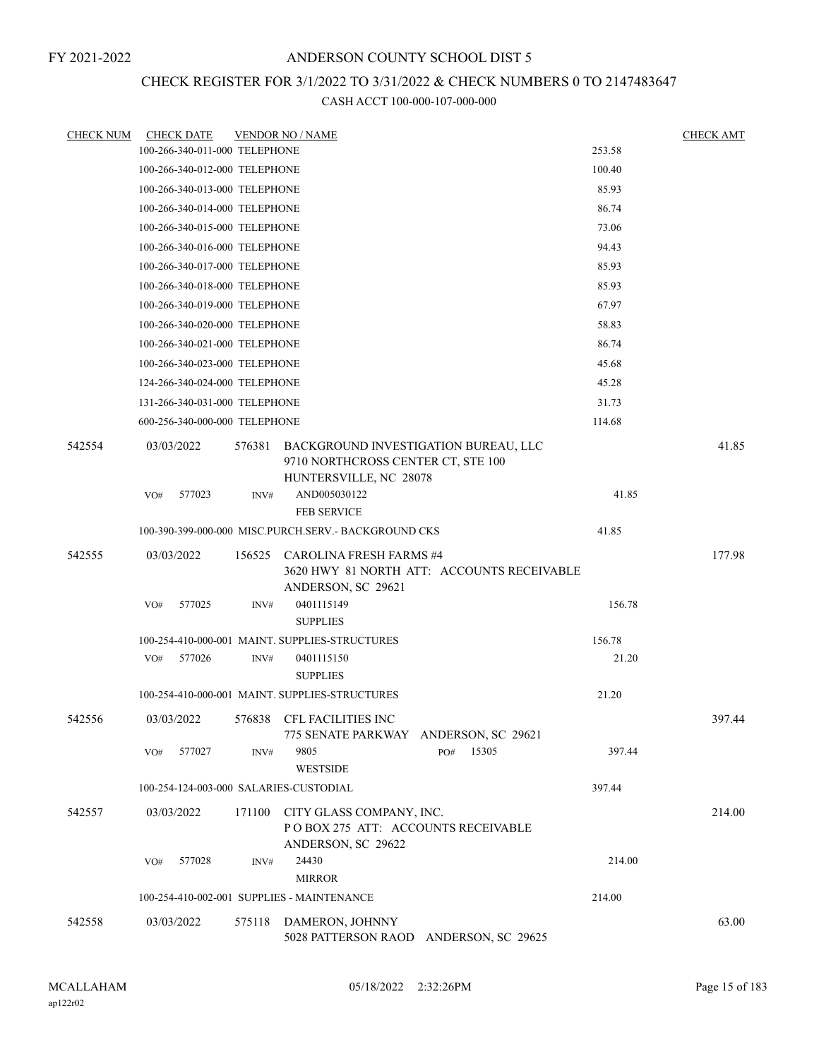FY 2021-2022

# ANDERSON COUNTY SCHOOL DIST 5

## CHECK REGISTER FOR 3/1/2022 TO 3/31/2022 & CHECK NUMBERS 0 TO 2147483647

### CASH ACCT 100-000-107-000-000

| CHECK NUM | CHECK DATE | VENDOR NO / NAME | | CHECK AMT |
|---|---|---|---|---|
| | 100-266-340-011-000 TELEPHONE | | 253.58 | |
| | 100-266-340-012-000 TELEPHONE | | 100.40 | |
| | 100-266-340-013-000 TELEPHONE | | 85.93 | |
| | 100-266-340-014-000 TELEPHONE | | 86.74 | |
| | 100-266-340-015-000 TELEPHONE | | 73.06 | |
| | 100-266-340-016-000 TELEPHONE | | 94.43 | |
| | 100-266-340-017-000 TELEPHONE | | 85.93 | |
| | 100-266-340-018-000 TELEPHONE | | 85.93 | |
| | 100-266-340-019-000 TELEPHONE | | 67.97 | |
| | 100-266-340-020-000 TELEPHONE | | 58.83 | |
| | 100-266-340-021-000 TELEPHONE | | 86.74 | |
| | 100-266-340-023-000 TELEPHONE | | 45.68 | |
| | 124-266-340-024-000 TELEPHONE | | 45.28 | |
| | 131-266-340-031-000 TELEPHONE | | 31.73 | |
| | 600-256-340-000-000 TELEPHONE | | 114.68 | |
| 542554 | 03/03/2022 | 576381 BACKGROUND INVESTIGATION BUREAU, LLC<br>9710 NORTHCROSS CENTER CT, STE 100<br>HUNTERSVILLE, NC 28078 | | 41.85 |
| | VO# 577023 | INV# AND005030122<br>FEB SERVICE | 41.85 | |
| | 100-390-399-000-000 MISC.PURCH.SERV.- BACKGROUND CKS | | 41.85 | |
| 542555 | 03/03/2022 | 156525 CAROLINA FRESH FARMS #4<br>3620 HWY 81 NORTH ATT: ACCOUNTS RECEIVABLE<br>ANDERSON, SC 29621 | | 177.98 |
| | VO# 577025 | INV# 0401115149<br>SUPPLIES | 156.78 | |
| | 100-254-410-000-001 MAINT. SUPPLIES-STRUCTURES | | 156.78 | |
| | VO# 577026 | INV# 0401115150<br>SUPPLIES | 21.20 | |
| | 100-254-410-000-001 MAINT. SUPPLIES-STRUCTURES | | 21.20 | |
| 542556 | 03/03/2022 | 576838 CFL FACILITIES INC<br>775 SENATE PARKWAY ANDERSON, SC 29621 | | 397.44 |
| | VO# 577027 | INV# 9805 PO# 15305<br>WESTSIDE | 397.44 | |
| | 100-254-124-003-000 SALARIES-CUSTODIAL | | 397.44 | |
| 542557 | 03/03/2022 | 171100 CITY GLASS COMPANY, INC.<br>P O BOX 275 ATT: ACCOUNTS RECEIVABLE<br>ANDERSON, SC 29622 | | 214.00 |
| | VO# 577028 | INV# 24430<br>MIRROR | 214.00 | |
| | 100-254-410-002-001 SUPPLIES - MAINTENANCE | | 214.00 | |
| 542558 | 03/03/2022 | 575118 DAMERON, JOHNNY<br>5028 PATTERSON RAOD ANDERSON, SC 29625 | | 63.00 |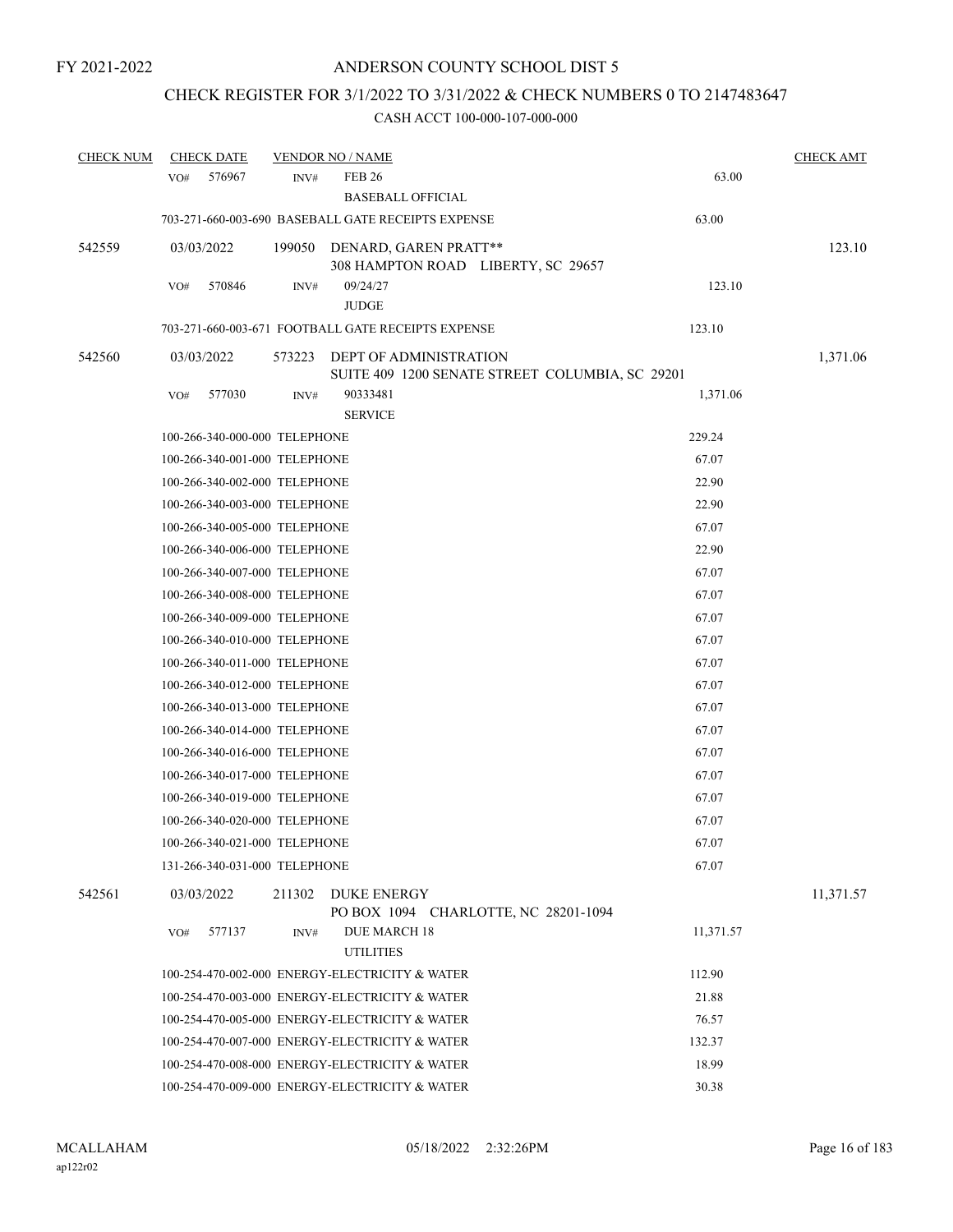FY 2021-2022

# ANDERSON COUNTY SCHOOL DIST 5

## CHECK REGISTER FOR 3/1/2022 TO 3/31/2022 & CHECK NUMBERS 0 TO 2147483647

### CASH ACCT 100-000-107-000-000

| CHECK NUM | CHECK DATE | VENDOR NO / NAME | | CHECK AMT |
|---|---|---|---|---|
| | VO# 576967 | INV# FEB 26 BASEBALL OFFICIAL | 63.00 | |
| | 703-271-660-003-690 BASEBALL GATE RECEIPTS EXPENSE | | 63.00 | |
| 542559 | 03/03/2022 | 199050 DENARD, GAREN PRATT** 308 HAMPTON ROAD LIBERTY, SC 29657 | | 123.10 |
| | VO# 570846 | INV# 09/24/27 JUDGE | 123.10 | |
| | 703-271-660-003-671 FOOTBALL GATE RECEIPTS EXPENSE | | 123.10 | |
| 542560 | 03/03/2022 | 573223 DEPT OF ADMINISTRATION SUITE 409 1200 SENATE STREET COLUMBIA, SC 29201 | | 1,371.06 |
| | VO# 577030 | INV# 90333481 SERVICE | 1,371.06 | |
| | 100-266-340-000-000 TELEPHONE | | 229.24 | |
| | 100-266-340-001-000 TELEPHONE | | 67.07 | |
| | 100-266-340-002-000 TELEPHONE | | 22.90 | |
| | 100-266-340-003-000 TELEPHONE | | 22.90 | |
| | 100-266-340-005-000 TELEPHONE | | 67.07 | |
| | 100-266-340-006-000 TELEPHONE | | 22.90 | |
| | 100-266-340-007-000 TELEPHONE | | 67.07 | |
| | 100-266-340-008-000 TELEPHONE | | 67.07 | |
| | 100-266-340-009-000 TELEPHONE | | 67.07 | |
| | 100-266-340-010-000 TELEPHONE | | 67.07 | |
| | 100-266-340-011-000 TELEPHONE | | 67.07 | |
| | 100-266-340-012-000 TELEPHONE | | 67.07 | |
| | 100-266-340-013-000 TELEPHONE | | 67.07 | |
| | 100-266-340-014-000 TELEPHONE | | 67.07 | |
| | 100-266-340-016-000 TELEPHONE | | 67.07 | |
| | 100-266-340-017-000 TELEPHONE | | 67.07 | |
| | 100-266-340-019-000 TELEPHONE | | 67.07 | |
| | 100-266-340-020-000 TELEPHONE | | 67.07 | |
| | 100-266-340-021-000 TELEPHONE | | 67.07 | |
| | 131-266-340-031-000 TELEPHONE | | 67.07 | |
| 542561 | 03/03/2022 | 211302 DUKE ENERGY PO BOX 1094 CHARLOTTE, NC 28201-1094 | | 11,371.57 |
| | VO# 577137 | INV# DUE MARCH 18 UTILITIES | 11,371.57 | |
| | 100-254-470-002-000 ENERGY-ELECTRICITY & WATER | | 112.90 | |
| | 100-254-470-003-000 ENERGY-ELECTRICITY & WATER | | 21.88 | |
| | 100-254-470-005-000 ENERGY-ELECTRICITY & WATER | | 76.57 | |
| | 100-254-470-007-000 ENERGY-ELECTRICITY & WATER | | 132.37 | |
| | 100-254-470-008-000 ENERGY-ELECTRICITY & WATER | | 18.99 | |
| | 100-254-470-009-000 ENERGY-ELECTRICITY & WATER | | 30.38 | |

MCALLAHAM
ap122r02

05/18/2022 2:32:26PM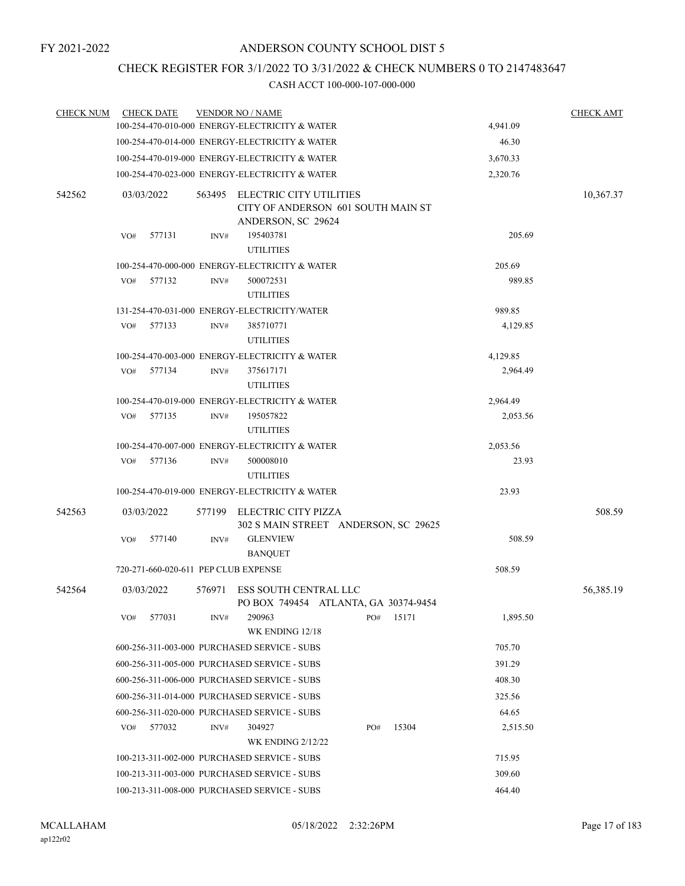FY 2021-2022

# ANDERSON COUNTY SCHOOL DIST 5

## CHECK REGISTER FOR 3/1/2022 TO 3/31/2022 & CHECK NUMBERS 0 TO 2147483647

### CASH ACCT 100-000-107-000-000

| CHECK NUM | CHECK DATE | VENDOR NO / NAME | | CHECK AMT |
|---|---|---|---|---|
| | | 100-254-470-010-000 ENERGY-ELECTRICITY & WATER | 4,941.09 | |
| | | 100-254-470-014-000 ENERGY-ELECTRICITY & WATER | 46.30 | |
| | | 100-254-470-019-000 ENERGY-ELECTRICITY & WATER | 3,670.33 | |
| | | 100-254-470-023-000 ENERGY-ELECTRICITY & WATER | 2,320.76 | |
| 542562 | 03/03/2022 | 563495 ELECTRIC CITY UTILITIES<br>CITY OF ANDERSON 601 SOUTH MAIN ST<br>ANDERSON, SC 29624 | | 10,367.37 |
| | VO# 577131 | INV# 195403781<br>UTILITIES | 205.69 | |
| | | 100-254-470-000-000 ENERGY-ELECTRICITY & WATER | 205.69 | |
| | VO# 577132 | INV# 500072531<br>UTILITIES | 989.85 | |
| | | 131-254-470-031-000 ENERGY-ELECTRICITY/WATER | 989.85 | |
| | VO# 577133 | INV# 385710771<br>UTILITIES | 4,129.85 | |
| | | 100-254-470-003-000 ENERGY-ELECTRICITY & WATER | 4,129.85 | |
| | VO# 577134 | INV# 375617171<br>UTILITIES | 2,964.49 | |
| | | 100-254-470-019-000 ENERGY-ELECTRICITY & WATER | 2,964.49 | |
| | VO# 577135 | INV# 195057822<br>UTILITIES | 2,053.56 | |
| | | 100-254-470-007-000 ENERGY-ELECTRICITY & WATER | 2,053.56 | |
| | VO# 577136 | INV# 500008010<br>UTILITIES | 23.93 | |
| | | 100-254-470-019-000 ENERGY-ELECTRICITY & WATER | 23.93 | |
| 542563 | 03/03/2022 | 577199 ELECTRIC CITY PIZZA<br>302 S MAIN STREET ANDERSON, SC 29625 | | 508.59 |
| | VO# 577140 | INV# GLENVIEW<br>BANQUET | 508.59 | |
| | | 720-271-660-020-611 PEP CLUB EXPENSE | 508.59 | |
| 542564 | 03/03/2022 | 576971 ESS SOUTH CENTRAL LLC<br>PO BOX 749454 ATLANTA, GA 30374-9454 | | 56,385.19 |
| | VO# 577031 | INV# 290963 PO# 15171<br>WK ENDING 12/18 | 1,895.50 | |
| | | 600-256-311-003-000 PURCHASED SERVICE - SUBS | 705.70 | |
| | | 600-256-311-005-000 PURCHASED SERVICE - SUBS | 391.29 | |
| | | 600-256-311-006-000 PURCHASED SERVICE - SUBS | 408.30 | |
| | | 600-256-311-014-000 PURCHASED SERVICE - SUBS | 325.56 | |
| | | 600-256-311-020-000 PURCHASED SERVICE - SUBS | 64.65 | |
| | VO# 577032 | INV# 304927 PO# 15304<br>WK ENDING 2/12/22 | 2,515.50 | |
| | | 100-213-311-002-000 PURCHASED SERVICE - SUBS | 715.95 | |
| | | 100-213-311-003-000 PURCHASED SERVICE - SUBS | 309.60 | |
| | | 100-213-311-008-000 PURCHASED SERVICE - SUBS | 464.40 | |

MCALLAHAM
ap122r02

05/18/2022 2:32:26PM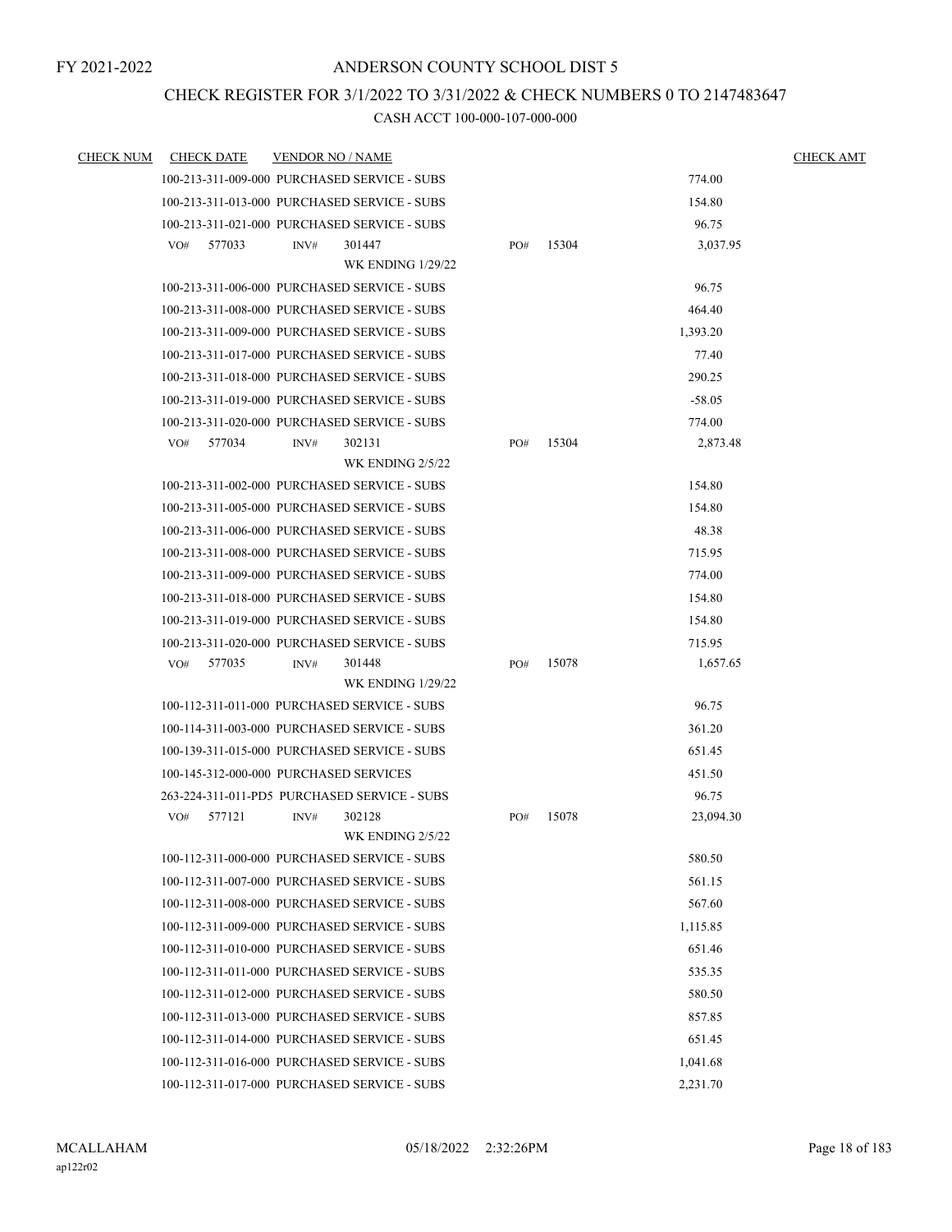FY 2021-2022

# ANDERSON COUNTY SCHOOL DIST 5

## CHECK REGISTER FOR 3/1/2022 TO 3/31/2022 & CHECK NUMBERS 0 TO 2147483647

### CASH ACCT 100-000-107-000-000

| CHECK NUM | CHECK DATE | VENDOR NO / NAME | | | CHECK AMT |
|---|---|---|---|---|---|
| | 100-213-311-009-000 PURCHASED SERVICE - SUBS | | | 774.00 | |
| | 100-213-311-013-000 PURCHASED SERVICE - SUBS | | | 154.80 | |
| | 100-213-311-021-000 PURCHASED SERVICE - SUBS | | | 96.75 | |
| | VO# 577033 | INV# 301447 WK ENDING 1/29/22 | PO# 15304 | 3,037.95 | |
| | 100-213-311-006-000 PURCHASED SERVICE - SUBS | | | 96.75 | |
| | 100-213-311-008-000 PURCHASED SERVICE - SUBS | | | 464.40 | |
| | 100-213-311-009-000 PURCHASED SERVICE - SUBS | | | 1,393.20 | |
| | 100-213-311-017-000 PURCHASED SERVICE - SUBS | | | 77.40 | |
| | 100-213-311-018-000 PURCHASED SERVICE - SUBS | | | 290.25 | |
| | 100-213-311-019-000 PURCHASED SERVICE - SUBS | | | -58.05 | |
| | 100-213-311-020-000 PURCHASED SERVICE - SUBS | | | 774.00 | |
| | VO# 577034 | INV# 302131 WK ENDING 2/5/22 | PO# 15304 | 2,873.48 | |
| | 100-213-311-002-000 PURCHASED SERVICE - SUBS | | | 154.80 | |
| | 100-213-311-005-000 PURCHASED SERVICE - SUBS | | | 154.80 | |
| | 100-213-311-006-000 PURCHASED SERVICE - SUBS | | | 48.38 | |
| | 100-213-311-008-000 PURCHASED SERVICE - SUBS | | | 715.95 | |
| | 100-213-311-009-000 PURCHASED SERVICE - SUBS | | | 774.00 | |
| | 100-213-311-018-000 PURCHASED SERVICE - SUBS | | | 154.80 | |
| | 100-213-311-019-000 PURCHASED SERVICE - SUBS | | | 154.80 | |
| | 100-213-311-020-000 PURCHASED SERVICE - SUBS | | | 715.95 | |
| | VO# 577035 | INV# 301448 WK ENDING 1/29/22 | PO# 15078 | 1,657.65 | |
| | 100-112-311-011-000 PURCHASED SERVICE - SUBS | | | 96.75 | |
| | 100-114-311-003-000 PURCHASED SERVICE - SUBS | | | 361.20 | |
| | 100-139-311-015-000 PURCHASED SERVICE - SUBS | | | 651.45 | |
| | 100-145-312-000-000 PURCHASED SERVICES | | | 451.50 | |
| | 263-224-311-011-PD5 PURCHASED SERVICE - SUBS | | | 96.75 | |
| | VO# 577121 | INV# 302128 WK ENDING 2/5/22 | PO# 15078 | 23,094.30 | |
| | 100-112-311-000-000 PURCHASED SERVICE - SUBS | | | 580.50 | |
| | 100-112-311-007-000 PURCHASED SERVICE - SUBS | | | 561.15 | |
| | 100-112-311-008-000 PURCHASED SERVICE - SUBS | | | 567.60 | |
| | 100-112-311-009-000 PURCHASED SERVICE - SUBS | | | 1,115.85 | |
| | 100-112-311-010-000 PURCHASED SERVICE - SUBS | | | 651.46 | |
| | 100-112-311-011-000 PURCHASED SERVICE - SUBS | | | 535.35 | |
| | 100-112-311-012-000 PURCHASED SERVICE - SUBS | | | 580.50 | |
| | 100-112-311-013-000 PURCHASED SERVICE - SUBS | | | 857.85 | |
| | 100-112-311-014-000 PURCHASED SERVICE - SUBS | | | 651.45 | |
| | 100-112-311-016-000 PURCHASED SERVICE - SUBS | | | 1,041.68 | |
| | 100-112-311-017-000 PURCHASED SERVICE - SUBS | | | 2,231.70 | |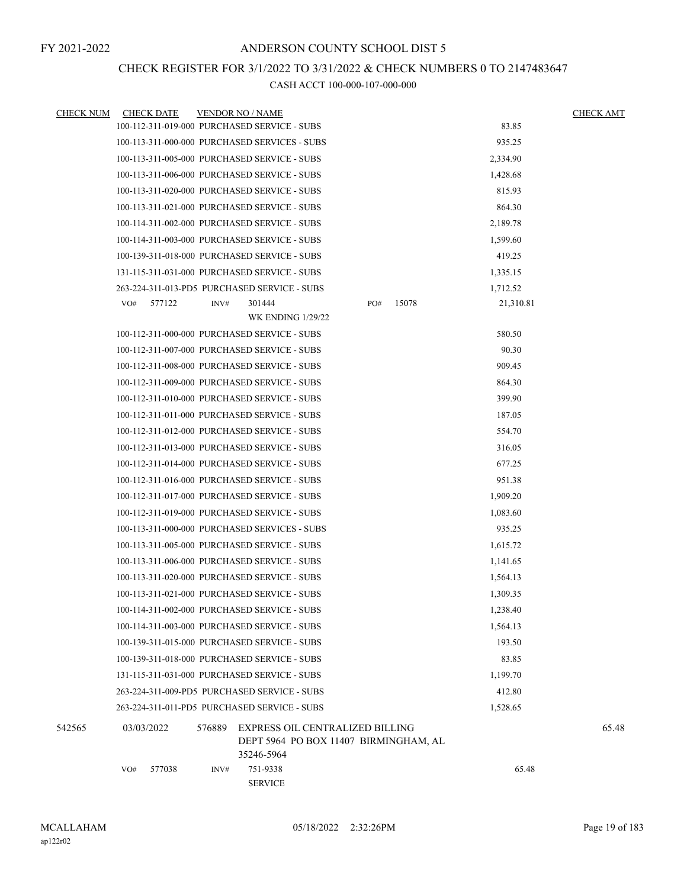FY 2021-2022

# ANDERSON COUNTY SCHOOL DIST 5

## CHECK REGISTER FOR 3/1/2022 TO 3/31/2022 & CHECK NUMBERS 0 TO 2147483647

### CASH ACCT 100-000-107-000-000

| CHECK NUM | CHECK DATE | VENDOR NO / NAME | | CHECK AMT |
|---|---|---|---|---|
| | | 100-112-311-019-000 PURCHASED SERVICE - SUBS | 83.85 | |
| | | 100-113-311-000-000 PURCHASED SERVICES - SUBS | 935.25 | |
| | | 100-113-311-005-000 PURCHASED SERVICE - SUBS | 2,334.90 | |
| | | 100-113-311-006-000 PURCHASED SERVICE - SUBS | 1,428.68 | |
| | | 100-113-311-020-000 PURCHASED SERVICE - SUBS | 815.93 | |
| | | 100-113-311-021-000 PURCHASED SERVICE - SUBS | 864.30 | |
| | | 100-114-311-002-000 PURCHASED SERVICE - SUBS | 2,189.78 | |
| | | 100-114-311-003-000 PURCHASED SERVICE - SUBS | 1,599.60 | |
| | | 100-139-311-018-000 PURCHASED SERVICE - SUBS | 419.25 | |
| | | 131-115-311-031-000 PURCHASED SERVICE - SUBS | 1,335.15 | |
| | | 263-224-311-013-PD5 PURCHASED SERVICE - SUBS | 1,712.52 | |
| | VO# 577122 | INV# 301444 PO# 15078<br>WK ENDING 1/29/22 | 21,310.81 | |
| | | 100-112-311-000-000 PURCHASED SERVICE - SUBS | 580.50 | |
| | | 100-112-311-007-000 PURCHASED SERVICE - SUBS | 90.30 | |
| | | 100-112-311-008-000 PURCHASED SERVICE - SUBS | 909.45 | |
| | | 100-112-311-009-000 PURCHASED SERVICE - SUBS | 864.30 | |
| | | 100-112-311-010-000 PURCHASED SERVICE - SUBS | 399.90 | |
| | | 100-112-311-011-000 PURCHASED SERVICE - SUBS | 187.05 | |
| | | 100-112-311-012-000 PURCHASED SERVICE - SUBS | 554.70 | |
| | | 100-112-311-013-000 PURCHASED SERVICE - SUBS | 316.05 | |
| | | 100-112-311-014-000 PURCHASED SERVICE - SUBS | 677.25 | |
| | | 100-112-311-016-000 PURCHASED SERVICE - SUBS | 951.38 | |
| | | 100-112-311-017-000 PURCHASED SERVICE - SUBS | 1,909.20 | |
| | | 100-112-311-019-000 PURCHASED SERVICE - SUBS | 1,083.60 | |
| | | 100-113-311-000-000 PURCHASED SERVICES - SUBS | 935.25 | |
| | | 100-113-311-005-000 PURCHASED SERVICE - SUBS | 1,615.72 | |
| | | 100-113-311-006-000 PURCHASED SERVICE - SUBS | 1,141.65 | |
| | | 100-113-311-020-000 PURCHASED SERVICE - SUBS | 1,564.13 | |
| | | 100-113-311-021-000 PURCHASED SERVICE - SUBS | 1,309.35 | |
| | | 100-114-311-002-000 PURCHASED SERVICE - SUBS | 1,238.40 | |
| | | 100-114-311-003-000 PURCHASED SERVICE - SUBS | 1,564.13 | |
| | | 100-139-311-015-000 PURCHASED SERVICE - SUBS | 193.50 | |
| | | 100-139-311-018-000 PURCHASED SERVICE - SUBS | 83.85 | |
| | | 131-115-311-031-000 PURCHASED SERVICE - SUBS | 1,199.70 | |
| | | 263-224-311-009-PD5 PURCHASED SERVICE - SUBS | 412.80 | |
| | | 263-224-311-011-PD5 PURCHASED SERVICE - SUBS | 1,528.65 | |
| 542565 | 03/03/2022 | 576889 EXPRESS OIL CENTRALIZED BILLING<br>DEPT 5964 PO BOX 11407 BIRMINGHAM, AL 35246-5964 | | 65.48 |
| | VO# 577038 | INV# 751-9338<br>SERVICE | 65.48 | |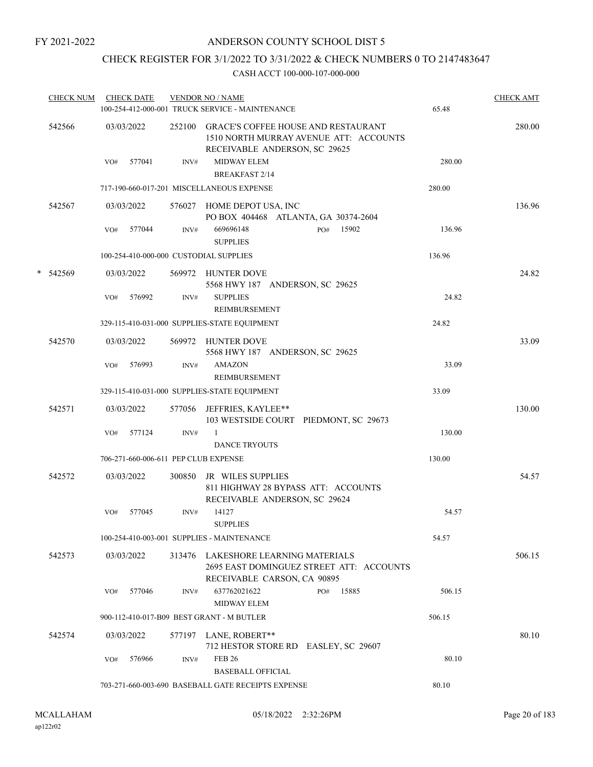FY 2021-2022

# ANDERSON COUNTY SCHOOL DIST 5

## CHECK REGISTER FOR 3/1/2022 TO 3/31/2022 & CHECK NUMBERS 0 TO 2147483647

### CASH ACCT 100-000-107-000-000

| CHECK NUM | CHECK DATE | VENDOR NO / NAME | | CHECK AMT |
|---|---|---|---|---|
| | 100-254-412-000-001 TRUCK SERVICE - MAINTENANCE | | 65.48 | |
| 542566 | 03/03/2022 | 252100 GRACE'S COFFEE HOUSE AND RESTAURANT 1510 NORTH MURRAY AVENUE ATT: ACCOUNTS RECEIVABLE ANDERSON, SC 29625 | | 280.00 |
| | VO# 577041 | INV# MIDWAY ELEM BREAKFAST 2/14 | 280.00 | |
| | 717-190-660-017-201 MISCELLANEOUS EXPENSE | | 280.00 | |
| 542567 | 03/03/2022 | 576027 HOME DEPOT USA, INC PO BOX 404468 ATLANTA, GA 30374-2604 | | 136.96 |
| | VO# 577044 | INV# 669696148 PO# 15902 SUPPLIES | 136.96 | |
| | 100-254-410-000-000 CUSTODIAL SUPPLIES | | 136.96 | |
| * 542569 | 03/03/2022 | 569972 HUNTER DOVE 5568 HWY 187 ANDERSON, SC 29625 | | 24.82 |
| | VO# 576992 | INV# SUPPLIES REIMBURSEMENT | 24.82 | |
| | 329-115-410-031-000 SUPPLIES-STATE EQUIPMENT | | 24.82 | |
| 542570 | 03/03/2022 | 569972 HUNTER DOVE 5568 HWY 187 ANDERSON, SC 29625 | | 33.09 |
| | VO# 576993 | INV# AMAZON REIMBURSEMENT | 33.09 | |
| | 329-115-410-031-000 SUPPLIES-STATE EQUIPMENT | | 33.09 | |
| 542571 | 03/03/2022 | 577056 JEFFRIES, KAYLEE** 103 WESTSIDE COURT PIEDMONT, SC 29673 | | 130.00 |
| | VO# 577124 | INV# 1 DANCE TRYOUTS | 130.00 | |
| | 706-271-660-006-611 PEP CLUB EXPENSE | | 130.00 | |
| 542572 | 03/03/2022 | 300850 JR WILES SUPPLIES 811 HIGHWAY 28 BYPASS ATT: ACCOUNTS RECEIVABLE ANDERSON, SC 29624 | | 54.57 |
| | VO# 577045 | INV# 14127 SUPPLIES | 54.57 | |
| | 100-254-410-003-001 SUPPLIES - MAINTENANCE | | 54.57 | |
| 542573 | 03/03/2022 | 313476 LAKESHORE LEARNING MATERIALS 2695 EAST DOMINGUEZ STREET ATT: ACCOUNTS RECEIVABLE CARSON, CA 90895 | | 506.15 |
| | VO# 577046 | INV# 637762021622 PO# 15885 MIDWAY ELEM | 506.15 | |
| | 900-112-410-017-B09 BEST GRANT - M BUTLER | | 506.15 | |
| 542574 | 03/03/2022 | 577197 LANE, ROBERT** 712 HESTOR STORE RD EASLEY, SC 29607 | | 80.10 |
| | VO# 576966 | INV# FEB 26 BASEBALL OFFICIAL | 80.10 | |
| | 703-271-660-003-690 BASEBALL GATE RECEIPTS EXPENSE | | 80.10 | |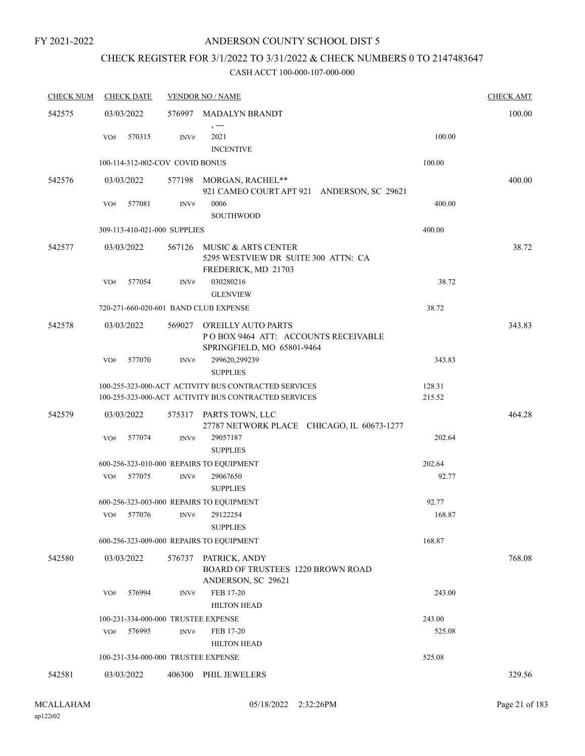FY 2021-2022

# ANDERSON COUNTY SCHOOL DIST 5

## CHECK REGISTER FOR 3/1/2022 TO 3/31/2022 & CHECK NUMBERS 0 TO 2147483647

### CASH ACCT 100-000-107-000-000

| CHECK NUM | CHECK DATE | VENDOR NO / NAME | | CHECK AMT |
|---|---|---|---|---|
| 542575 | 03/03/2022 | 576997 MADALYN BRANDT<br>, --- | | 100.00 |
| | VO# 570315 | INV# 2021<br>INCENTIVE | 100.00 | |
| | 100-114-312-002-COV COVID BONUS | | 100.00 | |
| 542576 | 03/03/2022 | 577198 MORGAN, RACHEL**<br>921 CAMEO COURT APT 921 ANDERSON, SC 29621 | | 400.00 |
| | VO# 577081 | INV# 0006<br>SOUTHWOOD | 400.00 | |
| | 309-113-410-021-000 SUPPLIES | | 400.00 | |
| 542577 | 03/03/2022 | 567126 MUSIC & ARTS CENTER<br>5295 WESTVIEW DR SUITE 300 ATTN: CA<br>FREDERICK, MD 21703 | | 38.72 |
| | VO# 577054 | INV# 030280216<br>GLENVIEW | 38.72 | |
| | 720-271-660-020-601 BAND CLUB EXPENSE | | 38.72 | |
| 542578 | 03/03/2022 | 569027 O'REILLY AUTO PARTS<br>P O BOX 9464 ATT: ACCOUNTS RECEIVABLE<br>SPRINGFIELD, MO 65801-9464 | | 343.83 |
| | VO# 577070 | INV# 299620,299239<br>SUPPLIES | 343.83 | |
| | 100-255-323-000-ACT ACTIVITY BUS CONTRACTED SERVICES | | 128.31 | |
| | 100-255-323-000-ACT ACTIVITY BUS CONTRACTED SERVICES | | 215.52 | |
| 542579 | 03/03/2022 | 575317 PARTS TOWN, LLC<br>27787 NETWORK PLACE CHICAGO, IL 60673-1277 | | 464.28 |
| | VO# 577074 | INV# 29057187<br>SUPPLIES | 202.64 | |
| | 600-256-323-010-000 REPAIRS TO EQUIPMENT | | 202.64 | |
| | VO# 577075 | INV# 29067650<br>SUPPLIES | 92.77 | |
| | 600-256-323-003-000 REPAIRS TO EQUIPMENT | | 92.77 | |
| | VO# 577076 | INV# 29122254<br>SUPPLIES | 168.87 | |
| | 600-256-323-009-000 REPAIRS TO EQUIPMENT | | 168.87 | |
| 542580 | 03/03/2022 | 576737 PATRICK, ANDY<br>BOARD OF TRUSTEES 1220 BROWN ROAD<br>ANDERSON, SC 29621 | | 768.08 |
| | VO# 576994 | INV# FEB 17-20<br>HILTON HEAD | 243.00 | |
| | 100-231-334-000-000 TRUSTEE EXPENSE | | 243.00 | |
| | VO# 576995 | INV# FEB 17-20<br>HILTON HEAD | 525.08 | |
| | 100-231-334-000-000 TRUSTEE EXPENSE | | 525.08 | |
| 542581 | 03/03/2022 | 406300 PHIL JEWELERS | | 329.56 |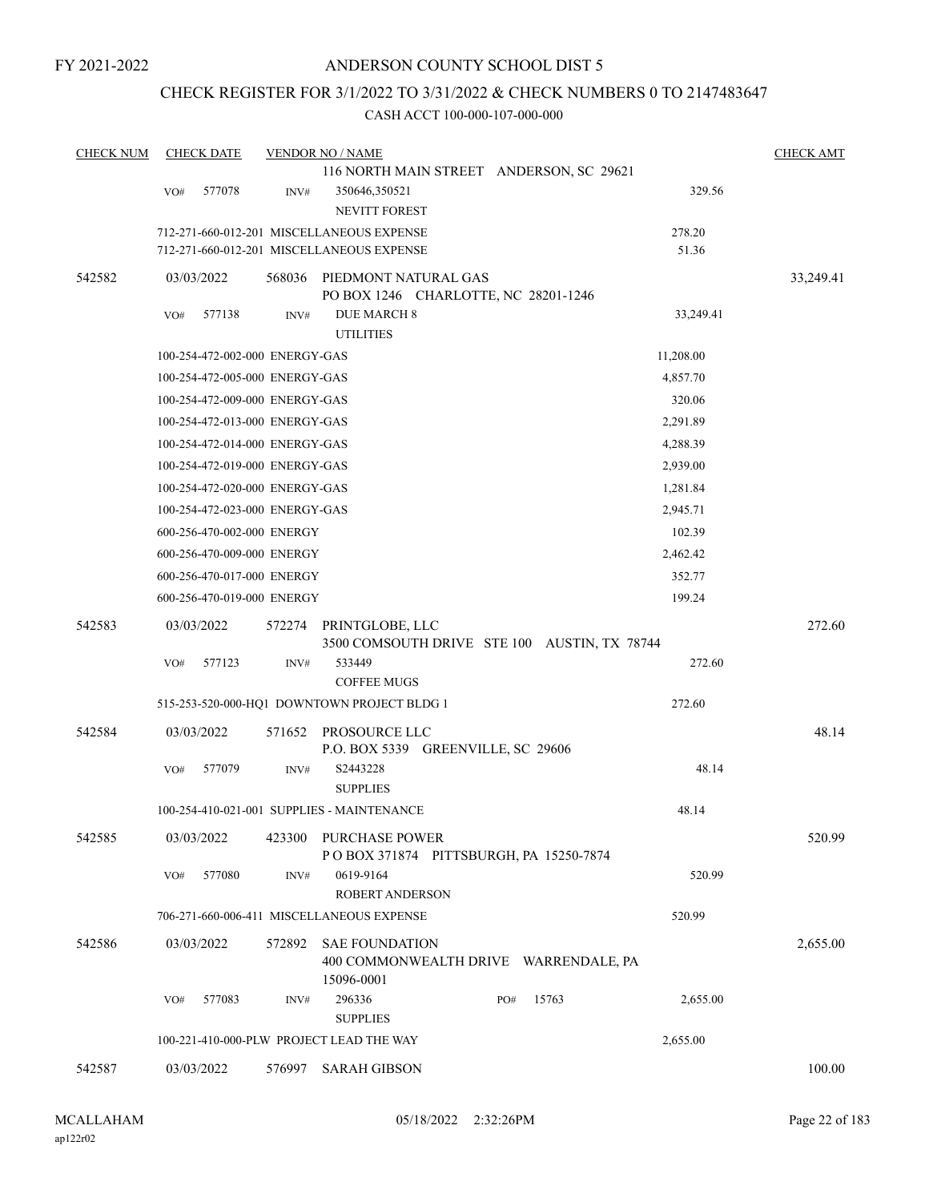FY 2021-2022

# ANDERSON COUNTY SCHOOL DIST 5

## CHECK REGISTER FOR 3/1/2022 TO 3/31/2022 & CHECK NUMBERS 0 TO 2147483647

### CASH ACCT 100-000-107-000-000

| CHECK NUM | CHECK DATE | VENDOR NO / NAME | | CHECK AMT |
|---|---|---|---|---|
| | | 116 NORTH MAIN STREET ANDERSON, SC 29621 | | |
| | VO# 577078 | INV# 350646,350521<br>NEVITT FOREST | 329.56 | |
| | 712-271-660-012-201 MISCELLANEOUS EXPENSE | | 278.20 | |
| | 712-271-660-012-201 MISCELLANEOUS EXPENSE | | 51.36 | |
| 542582 | 03/03/2022 | 568036 PIEDMONT NATURAL GAS<br>PO BOX 1246 CHARLOTTE, NC 28201-1246 | | 33,249.41 |
| | VO# 577138 | INV# DUE MARCH 8<br>UTILITIES | 33,249.41 | |
| | 100-254-472-002-000 ENERGY-GAS | | 11,208.00 | |
| | 100-254-472-005-000 ENERGY-GAS | | 4,857.70 | |
| | 100-254-472-009-000 ENERGY-GAS | | 320.06 | |
| | 100-254-472-013-000 ENERGY-GAS | | 2,291.89 | |
| | 100-254-472-014-000 ENERGY-GAS | | 4,288.39 | |
| | 100-254-472-019-000 ENERGY-GAS | | 2,939.00 | |
| | 100-254-472-020-000 ENERGY-GAS | | 1,281.84 | |
| | 100-254-472-023-000 ENERGY-GAS | | 2,945.71 | |
| | 600-256-470-002-000 ENERGY | | 102.39 | |
| | 600-256-470-009-000 ENERGY | | 2,462.42 | |
| | 600-256-470-017-000 ENERGY | | 352.77 | |
| | 600-256-470-019-000 ENERGY | | 199.24 | |
| 542583 | 03/03/2022 | 572274 PRINTGLOBE, LLC<br>3500 COMSOUTH DRIVE STE 100 AUSTIN, TX 78744 | | 272.60 |
| | VO# 577123 | INV# 533449<br>COFFEE MUGS | 272.60 | |
| | 515-253-520-000-HQ1 DOWNTOWN PROJECT BLDG 1 | | 272.60 | |
| 542584 | 03/03/2022 | 571652 PROSOURCE LLC<br>P.O. BOX 5339 GREENVILLE, SC 29606 | | 48.14 |
| | VO# 577079 | INV# S2443228<br>SUPPLIES | 48.14 | |
| | 100-254-410-021-001 SUPPLIES - MAINTENANCE | | 48.14 | |
| 542585 | 03/03/2022 | 423300 PURCHASE POWER<br>P O BOX 371874 PITTSBURGH, PA 15250-7874 | | 520.99 |
| | VO# 577080 | INV# 0619-9164<br>ROBERT ANDERSON | 520.99 | |
| | 706-271-660-006-411 MISCELLANEOUS EXPENSE | | 520.99 | |
| 542586 | 03/03/2022 | 572892 SAE FOUNDATION<br>400 COMMONWEALTH DRIVE WARRENDALE, PA 15096-0001 | | 2,655.00 |
| | VO# 577083 | INV# 296336 PO# 15763<br>SUPPLIES | 2,655.00 | |
| | 100-221-410-000-PLW PROJECT LEAD THE WAY | | 2,655.00 | |
| 542587 | 03/03/2022 | 576997 SARAH GIBSON | | 100.00 |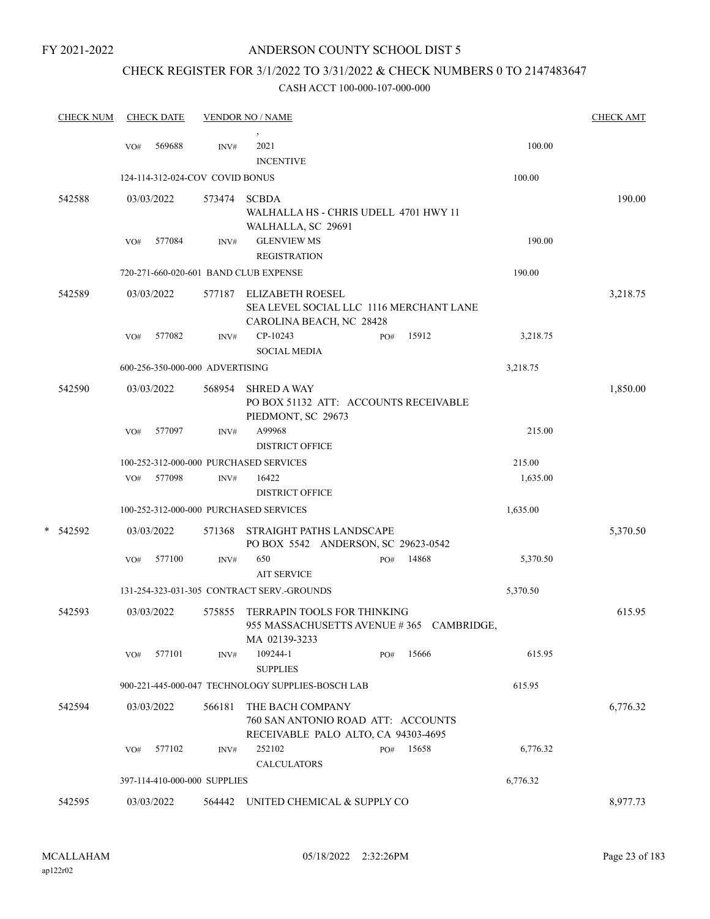FY 2021-2022

# ANDERSON COUNTY SCHOOL DIST 5

## CHECK REGISTER FOR 3/1/2022 TO 3/31/2022 & CHECK NUMBERS 0 TO 2147483647

### CASH ACCT 100-000-107-000-000

| CHECK NUM | CHECK DATE | VENDOR NO / NAME | | | CHECK AMT |
|---|---|---|---|---|---|
| | VO# 569688 | INV# 2021 INCENTIVE | | 100.00 | |
| | 124-114-312-024-COV COVID BONUS | | | 100.00 | |
| 542588 | 03/03/2022 | 573474 SCBDA WALHALLA HS - CHRIS UDELL 4701 HWY 11 WALHALLA, SC 29691 | | | 190.00 |
| | VO# 577084 | INV# GLENVIEW MS REGISTRATION | | 190.00 | |
| | 720-271-660-020-601 BAND CLUB EXPENSE | | | 190.00 | |
| 542589 | 03/03/2022 | 577187 ELIZABETH ROESEL SEA LEVEL SOCIAL LLC 1116 MERCHANT LANE CAROLINA BEACH, NC 28428 | | | 3,218.75 |
| | VO# 577082 | INV# CP-10243 SOCIAL MEDIA | PO# 15912 | 3,218.75 | |
| | 600-256-350-000-000 ADVERTISING | | | 3,218.75 | |
| 542590 | 03/03/2022 | 568954 SHRED A WAY PO BOX 51132 ATT: ACCOUNTS RECEIVABLE PIEDMONT, SC 29673 | | | 1,850.00 |
| | VO# 577097 | INV# A99968 DISTRICT OFFICE | | 215.00 | |
| | 100-252-312-000-000 PURCHASED SERVICES | | | 215.00 | |
| | VO# 577098 | INV# 16422 DISTRICT OFFICE | | 1,635.00 | |
| | 100-252-312-000-000 PURCHASED SERVICES | | | 1,635.00 | |
| * 542592 | 03/03/2022 | 571368 STRAIGHT PATHS LANDSCAPE PO BOX 5542 ANDERSON, SC 29623-0542 | | | 5,370.50 |
| | VO# 577100 | INV# 650 AIT SERVICE | PO# 14868 | 5,370.50 | |
| | 131-254-323-031-305 CONTRACT SERV.-GROUNDS | | | 5,370.50 | |
| 542593 | 03/03/2022 | 575855 TERRAPIN TOOLS FOR THINKING 955 MASSACHUSETTS AVENUE # 365 CAMBRIDGE, MA 02139-3233 | | | 615.95 |
| | VO# 577101 | INV# 109244-1 SUPPLIES | PO# 15666 | 615.95 | |
| | 900-221-445-000-047 TECHNOLOGY SUPPLIES-BOSCH LAB | | | 615.95 | |
| 542594 | 03/03/2022 | 566181 THE BACH COMPANY 760 SAN ANTONIO ROAD ATT: ACCOUNTS RECEIVABLE PALO ALTO, CA 94303-4695 | | | 6,776.32 |
| | VO# 577102 | INV# 252102 CALCULATORS | PO# 15658 | 6,776.32 | |
| | 397-114-410-000-000 SUPPLIES | | | 6,776.32 | |
| 542595 | 03/03/2022 | 564442 UNITED CHEMICAL & SUPPLY CO | | | 8,977.73 |

MCALLAHAM ap122r02 05/18/2022 2:32:26PM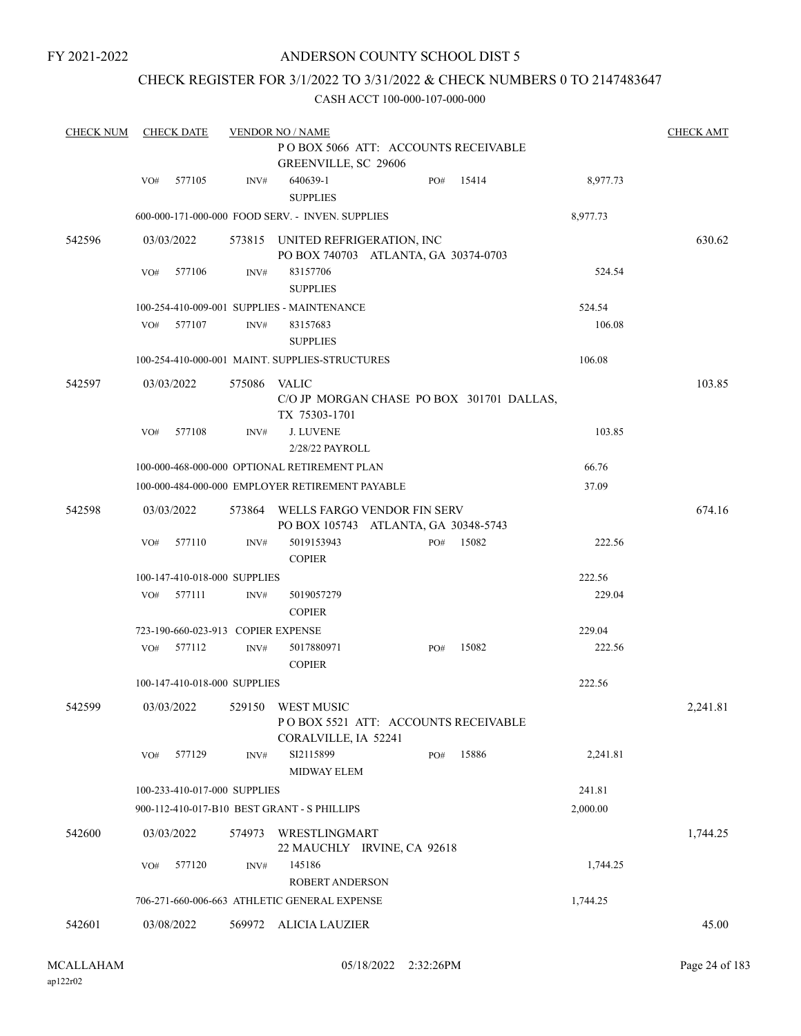FY 2021-2022

# ANDERSON COUNTY SCHOOL DIST 5

## CHECK REGISTER FOR 3/1/2022 TO 3/31/2022 & CHECK NUMBERS 0 TO 2147483647

CASH ACCT 100-000-107-000-000

| CHECK NUM | CHECK DATE | VENDOR NO / NAME | | | CHECK AMT |
|---|---|---|---|---|---|
| | | P O BOX 5066 ATT: ACCOUNTS RECEIVABLE GREENVILLE, SC 29606 | | | |
| | VO# 577105 | INV# 640639-1 SUPPLIES | PO# 15414 | 8,977.73 | |
| | | 600-000-171-000-000 FOOD SERV. - INVEN. SUPPLIES | | 8,977.73 | |
| 542596 | 03/03/2022 | 573815 UNITED REFRIGERATION, INC PO BOX 740703 ATLANTA, GA 30374-0703 | | | 630.62 |
| | VO# 577106 | INV# 83157706 SUPPLIES | | 524.54 | |
| | | 100-254-410-009-001 SUPPLIES - MAINTENANCE | | 524.54 | |
| | VO# 577107 | INV# 83157683 SUPPLIES | | 106.08 | |
| | | 100-254-410-000-001 MAINT. SUPPLIES-STRUCTURES | | 106.08 | |
| 542597 | 03/03/2022 | 575086 VALIC C/O JP MORGAN CHASE PO BOX 301701 DALLAS, TX 75303-1701 | | | 103.85 |
| | VO# 577108 | INV# J. LUVENE 2/28/22 PAYROLL | | 103.85 | |
| | | 100-000-468-000-000 OPTIONAL RETIREMENT PLAN | | 66.76 | |
| | | 100-000-484-000-000 EMPLOYER RETIREMENT PAYABLE | | 37.09 | |
| 542598 | 03/03/2022 | 573864 WELLS FARGO VENDOR FIN SERV PO BOX 105743 ATLANTA, GA 30348-5743 | | | 674.16 |
| | VO# 577110 | INV# 5019153943 COPIER | PO# 15082 | 222.56 | |
| | | 100-147-410-018-000 SUPPLIES | | 222.56 | |
| | VO# 577111 | INV# 5019057279 COPIER | | 229.04 | |
| | | 723-190-660-023-913 COPIER EXPENSE | | 229.04 | |
| | VO# 577112 | INV# 5017880971 COPIER | PO# 15082 | 222.56 | |
| | | 100-147-410-018-000 SUPPLIES | | 222.56 | |
| 542599 | 03/03/2022 | 529150 WEST MUSIC P O BOX 5521 ATT: ACCOUNTS RECEIVABLE CORALVILLE, IA 52241 | | | 2,241.81 |
| | VO# 577129 | INV# SI2115899 MIDWAY ELEM | PO# 15886 | 2,241.81 | |
| | | 100-233-410-017-000 SUPPLIES | | 241.81 | |
| | | 900-112-410-017-B10 BEST GRANT - S PHILLIPS | | 2,000.00 | |
| 542600 | 03/03/2022 | 574973 WRESTLINGMART 22 MAUCHLY IRVINE, CA 92618 | | | 1,744.25 |
| | VO# 577120 | INV# 145186 ROBERT ANDERSON | | 1,744.25 | |
| | | 706-271-660-006-663 ATHLETIC GENERAL EXPENSE | | 1,744.25 | |
| 542601 | 03/08/2022 | 569972 ALICIA LAUZIER | | | 45.00 |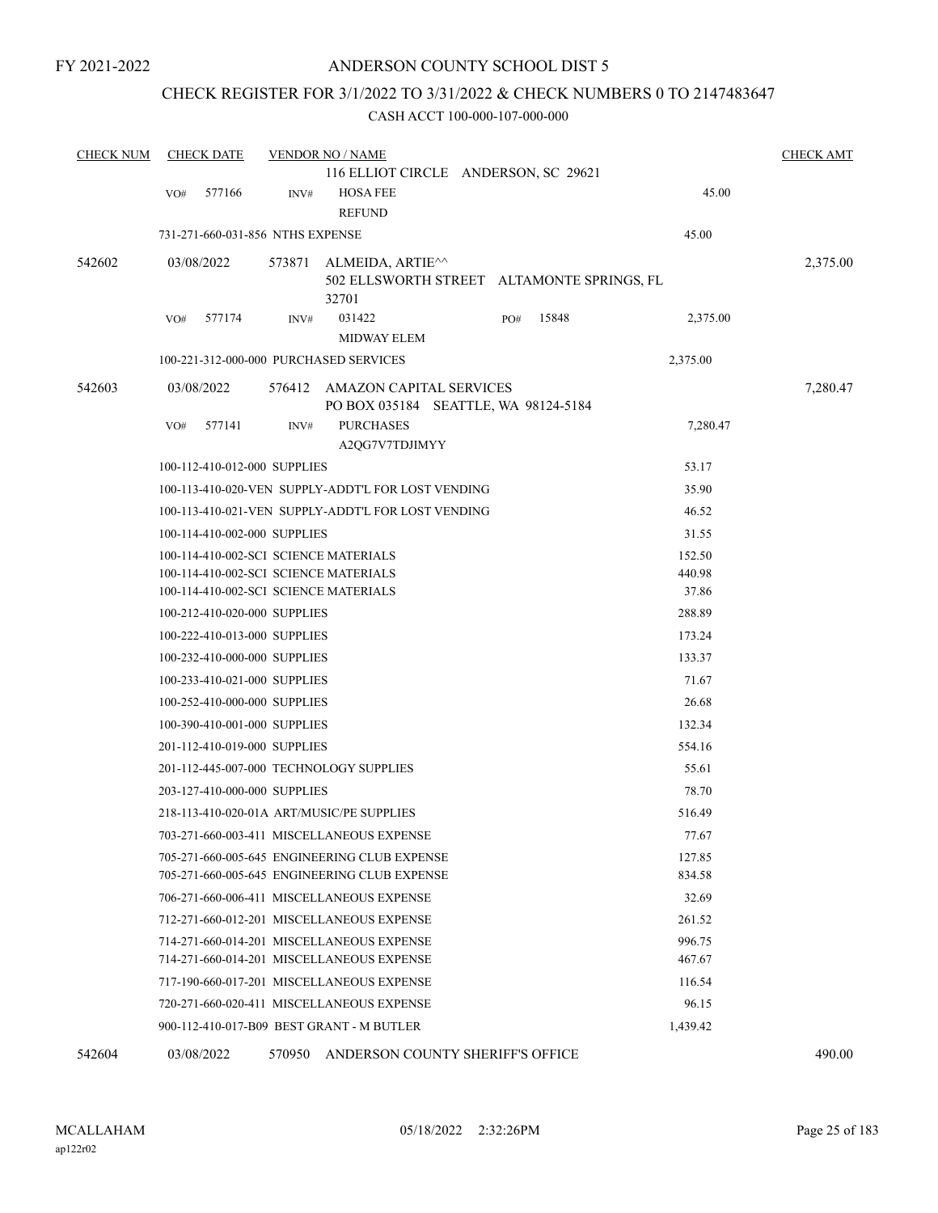FY 2021-2022

# ANDERSON COUNTY SCHOOL DIST 5

## CHECK REGISTER FOR 3/1/2022 TO 3/31/2022 & CHECK NUMBERS 0 TO 2147483647

CASH ACCT 100-000-107-000-000

| CHECK NUM | CHECK DATE | VENDOR NO / NAME | | CHECK AMT |
|---|---|---|---|---|
| | | 116 ELLIOT CIRCLE ANDERSON, SC 29621 | | |
| | VO# 577166 | INV# HOSA FEE REFUND | 45.00 | |
| | 731-271-660-031-856 NTHS EXPENSE | | 45.00 | |
| 542602 | 03/08/2022 | 573871 ALMEIDA, ARTIE^^ 502 ELLSWORTH STREET ALTAMONTE SPRINGS, FL 32701 | | 2,375.00 |
| | VO# 577174 | INV# 031422 MIDWAY ELEM PO# 15848 | 2,375.00 | |
| | 100-221-312-000-000 PURCHASED SERVICES | | 2,375.00 | |
| 542603 | 03/08/2022 | 576412 AMAZON CAPITAL SERVICES PO BOX 035184 SEATTLE, WA 98124-5184 | | 7,280.47 |
| | VO# 577141 | INV# PURCHASES A2QG7V7TDJIMYY | 7,280.47 | |
| | 100-112-410-012-000 SUPPLIES | | 53.17 | |
| | 100-113-410-020-VEN SUPPLY-ADDT'L FOR LOST VENDING | | 35.90 | |
| | 100-113-410-021-VEN SUPPLY-ADDT'L FOR LOST VENDING | | 46.52 | |
| | 100-114-410-002-000 SUPPLIES | | 31.55 | |
| | 100-114-410-002-SCI SCIENCE MATERIALS | | 152.50 | |
| | 100-114-410-002-SCI SCIENCE MATERIALS | | 440.98 | |
| | 100-114-410-002-SCI SCIENCE MATERIALS | | 37.86 | |
| | 100-212-410-020-000 SUPPLIES | | 288.89 | |
| | 100-222-410-013-000 SUPPLIES | | 173.24 | |
| | 100-232-410-000-000 SUPPLIES | | 133.37 | |
| | 100-233-410-021-000 SUPPLIES | | 71.67 | |
| | 100-252-410-000-000 SUPPLIES | | 26.68 | |
| | 100-390-410-001-000 SUPPLIES | | 132.34 | |
| | 201-112-410-019-000 SUPPLIES | | 554.16 | |
| | 201-112-445-007-000 TECHNOLOGY SUPPLIES | | 55.61 | |
| | 203-127-410-000-000 SUPPLIES | | 78.70 | |
| | 218-113-410-020-01A ART/MUSIC/PE SUPPLIES | | 516.49 | |
| | 703-271-660-003-411 MISCELLANEOUS EXPENSE | | 77.67 | |
| | 705-271-660-005-645 ENGINEERING CLUB EXPENSE | | 127.85 | |
| | 705-271-660-005-645 ENGINEERING CLUB EXPENSE | | 834.58 | |
| | 706-271-660-006-411 MISCELLANEOUS EXPENSE | | 32.69 | |
| | 712-271-660-012-201 MISCELLANEOUS EXPENSE | | 261.52 | |
| | 714-271-660-014-201 MISCELLANEOUS EXPENSE | | 996.75 | |
| | 714-271-660-014-201 MISCELLANEOUS EXPENSE | | 467.67 | |
| | 717-190-660-017-201 MISCELLANEOUS EXPENSE | | 116.54 | |
| | 720-271-660-020-411 MISCELLANEOUS EXPENSE | | 96.15 | |
| | 900-112-410-017-B09 BEST GRANT - M BUTLER | | 1,439.42 | |
| 542604 | 03/08/2022 | 570950 ANDERSON COUNTY SHERIFF'S OFFICE | | 490.00 |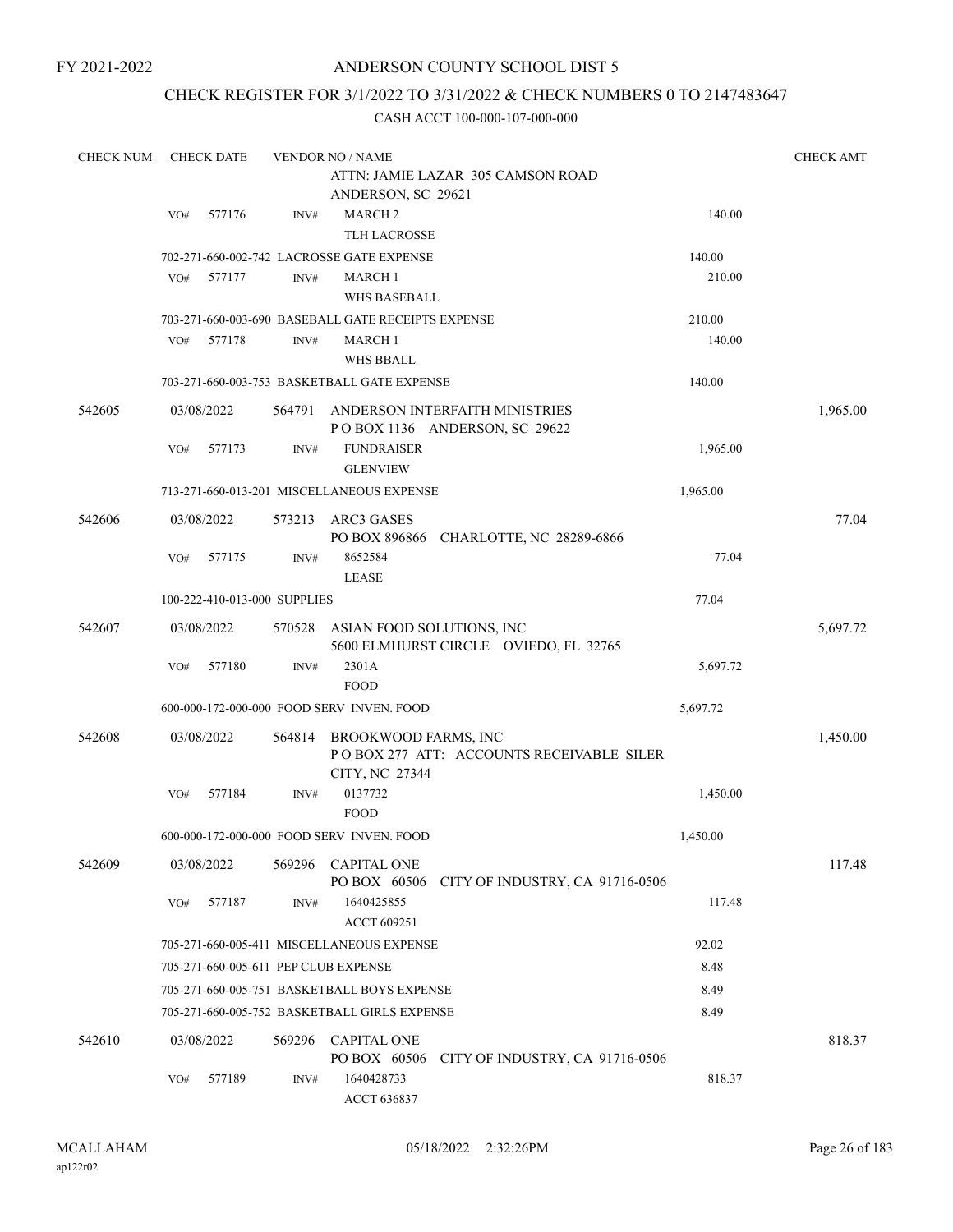FY 2021-2022

# ANDERSON COUNTY SCHOOL DIST 5

## CHECK REGISTER FOR 3/1/2022 TO 3/31/2022 & CHECK NUMBERS 0 TO 2147483647

CASH ACCT 100-000-107-000-000

| CHECK NUM | CHECK DATE | VENDOR NO / NAME | | CHECK AMT |
|---|---|---|---|---|
| | | ATTN: JAMIE LAZAR 305 CAMSON ROAD ANDERSON, SC 29621 | | |
| | VO# 577176 | INV# MARCH 2 TLH LACROSSE | 140.00 | |
| | | 702-271-660-002-742 LACROSSE GATE EXPENSE | 140.00 | |
| | VO# 577177 | INV# MARCH 1 WHS BASEBALL | 210.00 | |
| | | 703-271-660-003-690 BASEBALL GATE RECEIPTS EXPENSE | 210.00 | |
| | VO# 577178 | INV# MARCH 1 WHS BBALL | 140.00 | |
| | | 703-271-660-003-753 BASKETBALL GATE EXPENSE | 140.00 | |
| 542605 | 03/08/2022 | 564791 ANDERSON INTERFAITH MINISTRIES P O BOX 1136 ANDERSON, SC 29622 | | 1,965.00 |
| | VO# 577173 | INV# FUNDRAISER GLENVIEW | 1,965.00 | |
| | | 713-271-660-013-201 MISCELLANEOUS EXPENSE | 1,965.00 | |
| 542606 | 03/08/2022 | 573213 ARC3 GASES PO BOX 896866 CHARLOTTE, NC 28289-6866 | | 77.04 |
| | VO# 577175 | INV# 8652584 LEASE | 77.04 | |
| | | 100-222-410-013-000 SUPPLIES | 77.04 | |
| 542607 | 03/08/2022 | 570528 ASIAN FOOD SOLUTIONS, INC 5600 ELMHURST CIRCLE OVIEDO, FL 32765 | | 5,697.72 |
| | VO# 577180 | INV# 2301A FOOD | 5,697.72 | |
| | | 600-000-172-000-000 FOOD SERV INVEN. FOOD | 5,697.72 | |
| 542608 | 03/08/2022 | 564814 BROOKWOOD FARMS, INC P O BOX 277 ATT: ACCOUNTS RECEIVABLE SILER CITY, NC 27344 | | 1,450.00 |
| | VO# 577184 | INV# 0137732 FOOD | 1,450.00 | |
| | | 600-000-172-000-000 FOOD SERV INVEN. FOOD | 1,450.00 | |
| 542609 | 03/08/2022 | 569296 CAPITAL ONE PO BOX 60506 CITY OF INDUSTRY, CA 91716-0506 | | 117.48 |
| | VO# 577187 | INV# 1640425855 ACCT 609251 | 117.48 | |
| | | 705-271-660-005-411 MISCELLANEOUS EXPENSE | 92.02 | |
| | | 705-271-660-005-611 PEP CLUB EXPENSE | 8.48 | |
| | | 705-271-660-005-751 BASKETBALL BOYS EXPENSE | 8.49 | |
| | | 705-271-660-005-752 BASKETBALL GIRLS EXPENSE | 8.49 | |
| 542610 | 03/08/2022 | 569296 CAPITAL ONE PO BOX 60506 CITY OF INDUSTRY, CA 91716-0506 | | 818.37 |
| | VO# 577189 | INV# 1640428733 ACCT 636837 | 818.37 | |

MCALLAHAM ap122r02 05/18/2022 2:32:26PM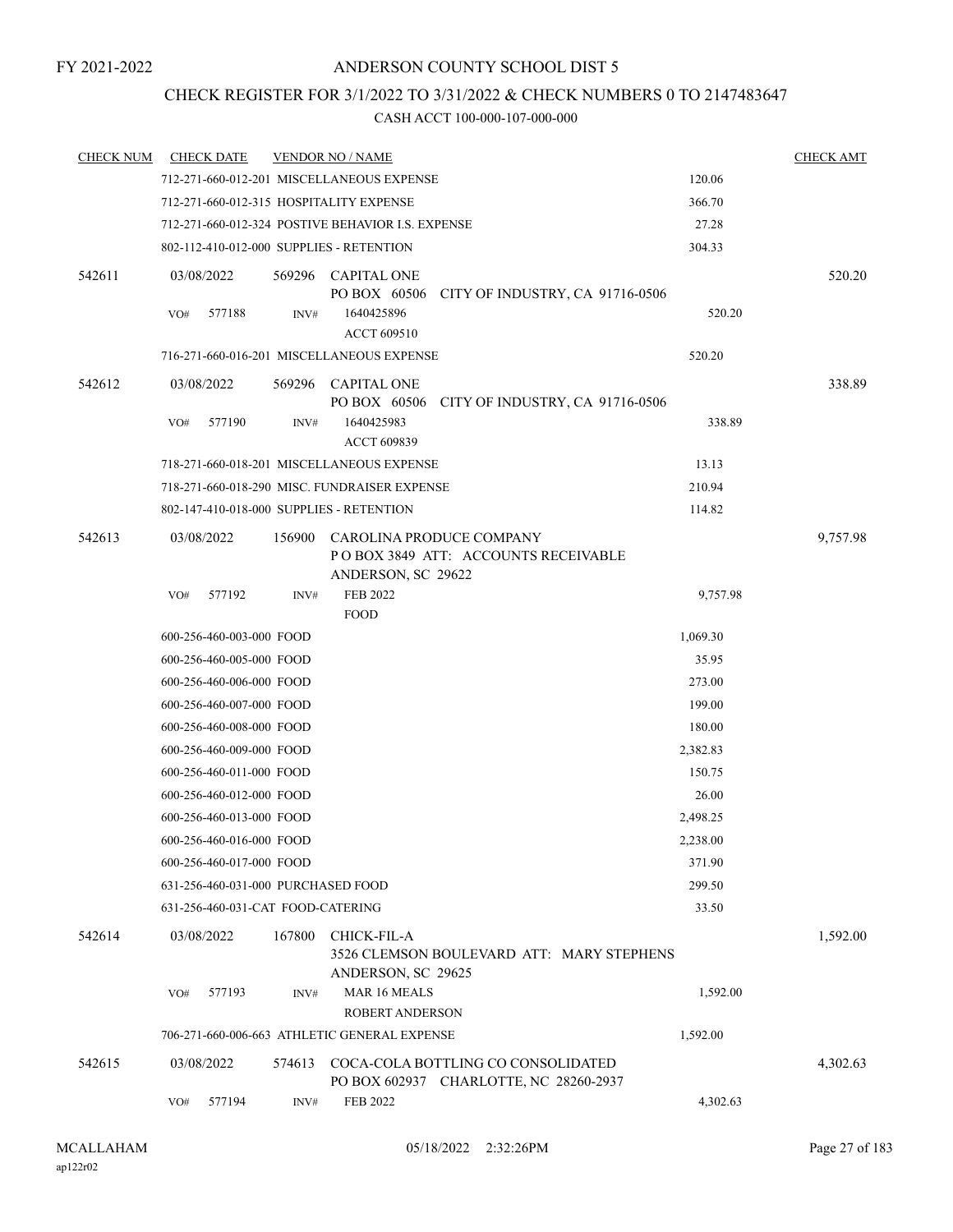FY 2021-2022

# ANDERSON COUNTY SCHOOL DIST 5

## CHECK REGISTER FOR 3/1/2022 TO 3/31/2022 & CHECK NUMBERS 0 TO 2147483647

CASH ACCT 100-000-107-000-000

| CHECK NUM | CHECK DATE | VENDOR NO / NAME | | CHECK AMT |
|---|---|---|---|---|
| | 712-271-660-012-201 MISCELLANEOUS EXPENSE | | 120.06 | |
| | 712-271-660-012-315 HOSPITALITY EXPENSE | | 366.70 | |
| | 712-271-660-012-324 POSTIVE BEHAVIOR I.S. EXPENSE | | 27.28 | |
| | 802-112-410-012-000 SUPPLIES - RETENTION | | 304.33 | |
| 542611 | 03/08/2022 | 569296 CAPITAL ONE<br>PO BOX 60506 CITY OF INDUSTRY, CA 91716-0506 | | 520.20 |
| | VO# 577188 INV# | 1640425896<br>ACCT 609510 | 520.20 | |
| | 716-271-660-016-201 MISCELLANEOUS EXPENSE | | 520.20 | |
| 542612 | 03/08/2022 | 569296 CAPITAL ONE<br>PO BOX 60506 CITY OF INDUSTRY, CA 91716-0506 | | 338.89 |
| | VO# 577190 INV# | 1640425983<br>ACCT 609839 | 338.89 | |
| | 718-271-660-018-201 MISCELLANEOUS EXPENSE | | 13.13 | |
| | 718-271-660-018-290 MISC. FUNDRAISER EXPENSE | | 210.94 | |
| | 802-147-410-018-000 SUPPLIES - RETENTION | | 114.82 | |
| 542613 | 03/08/2022 | 156900 CAROLINA PRODUCE COMPANY<br>P O BOX 3849 ATT: ACCOUNTS RECEIVABLE<br>ANDERSON, SC 29622 | | 9,757.98 |
| | VO# 577192 INV# | FEB 2022<br>FOOD | 9,757.98 | |
| | 600-256-460-003-000 FOOD | | 1,069.30 | |
| | 600-256-460-005-000 FOOD | | 35.95 | |
| | 600-256-460-006-000 FOOD | | 273.00 | |
| | 600-256-460-007-000 FOOD | | 199.00 | |
| | 600-256-460-008-000 FOOD | | 180.00 | |
| | 600-256-460-009-000 FOOD | | 2,382.83 | |
| | 600-256-460-011-000 FOOD | | 150.75 | |
| | 600-256-460-012-000 FOOD | | 26.00 | |
| | 600-256-460-013-000 FOOD | | 2,498.25 | |
| | 600-256-460-016-000 FOOD | | 2,238.00 | |
| | 600-256-460-017-000 FOOD | | 371.90 | |
| | 631-256-460-031-000 PURCHASED FOOD | | 299.50 | |
| | 631-256-460-031-CAT FOOD-CATERING | | 33.50 | |
| 542614 | 03/08/2022 | 167800 CHICK-FIL-A<br>3526 CLEMSON BOULEVARD ATT: MARY STEPHENS<br>ANDERSON, SC 29625 | | 1,592.00 |
| | VO# 577193 INV# | MAR 16 MEALS<br>ROBERT ANDERSON | 1,592.00 | |
| | 706-271-660-006-663 ATHLETIC GENERAL EXPENSE | | 1,592.00 | |
| 542615 | 03/08/2022 | 574613 COCA-COLA BOTTLING CO CONSOLIDATED<br>PO BOX 602937 CHARLOTTE, NC 28260-2937 | | 4,302.63 |
| | VO# 577194 INV# | FEB 2022 | 4,302.63 | |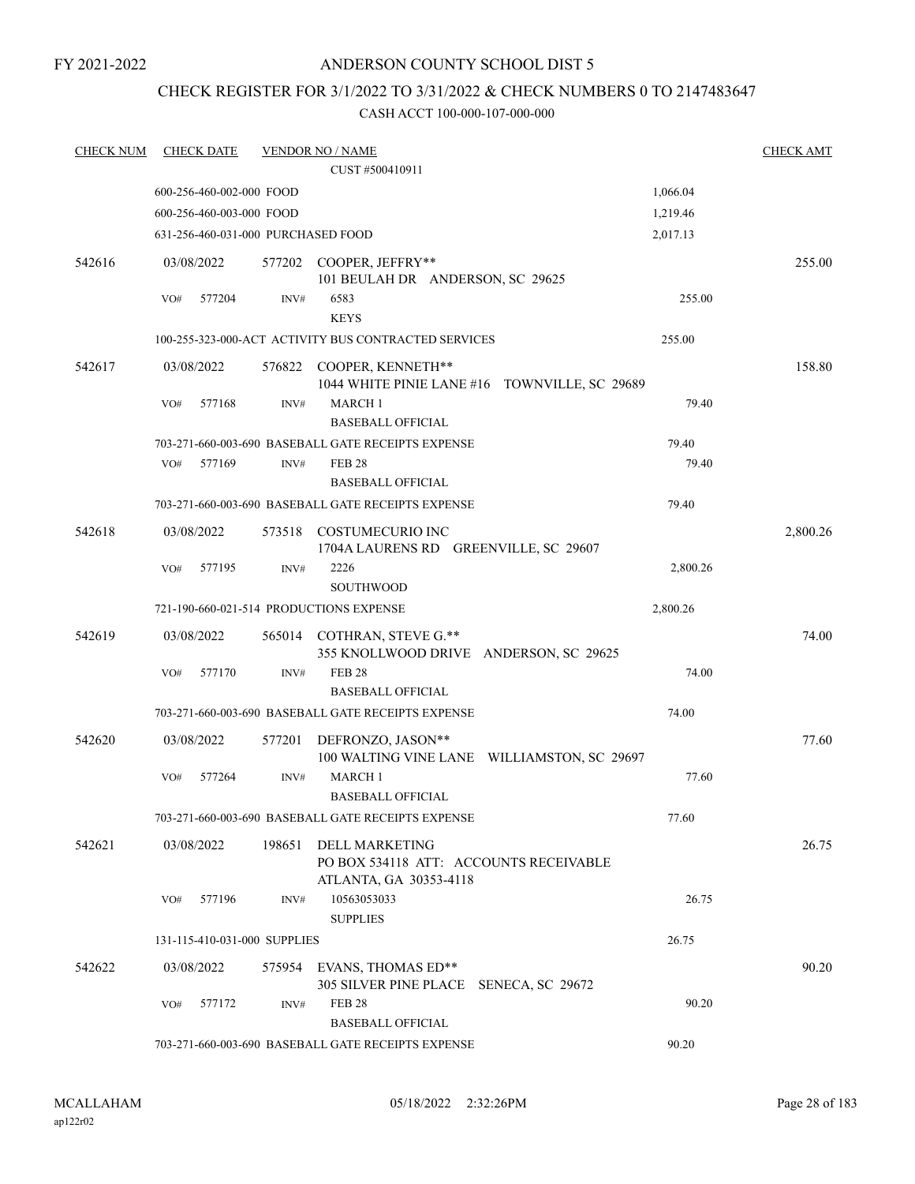FY 2021-2022

# ANDERSON COUNTY SCHOOL DIST 5

## CHECK REGISTER FOR 3/1/2022 TO 3/31/2022 & CHECK NUMBERS 0 TO 2147483647

### CASH ACCT 100-000-107-000-000

| CHECK NUM | CHECK DATE | VENDOR NO / NAME | | CHECK AMT |
|---|---|---|---|---|
| | | CUST #500410911 | | |
| | 600-256-460-002-000 FOOD | | 1,066.04 | |
| | 600-256-460-003-000 FOOD | | 1,219.46 | |
| | 631-256-460-031-000 PURCHASED FOOD | | 2,017.13 | |
| 542616 | 03/08/2022 | 577202 COOPER, JEFFRY** 101 BEULAH DR ANDERSON, SC 29625 | | 255.00 |
| | VO# 577204 | INV# 6583 KEYS | 255.00 | |
| | 100-255-323-000-ACT ACTIVITY BUS CONTRACTED SERVICES | | 255.00 | |
| 542617 | 03/08/2022 | 576822 COOPER, KENNETH** 1044 WHITE PINIE LANE #16 TOWNVILLE, SC 29689 | | 158.80 |
| | VO# 577168 | INV# MARCH 1 BASEBALL OFFICIAL | 79.40 | |
| | 703-271-660-003-690 BASEBALL GATE RECEIPTS EXPENSE | | 79.40 | |
| | VO# 577169 | INV# FEB 28 BASEBALL OFFICIAL | 79.40 | |
| | 703-271-660-003-690 BASEBALL GATE RECEIPTS EXPENSE | | 79.40 | |
| 542618 | 03/08/2022 | 573518 COSTUMECURIO INC 1704A LAURENS RD GREENVILLE, SC 29607 | | 2,800.26 |
| | VO# 577195 | INV# 2226 SOUTHWOOD | 2,800.26 | |
| | 721-190-660-021-514 PRODUCTIONS EXPENSE | | 2,800.26 | |
| 542619 | 03/08/2022 | 565014 COTHRAN, STEVE G.** 355 KNOLLWOOD DRIVE ANDERSON, SC 29625 | | 74.00 |
| | VO# 577170 | INV# FEB 28 BASEBALL OFFICIAL | 74.00 | |
| | 703-271-660-003-690 BASEBALL GATE RECEIPTS EXPENSE | | 74.00 | |
| 542620 | 03/08/2022 | 577201 DEFRONZO, JASON** 100 WALTING VINE LANE WILLIAMSTON, SC 29697 | | 77.60 |
| | VO# 577264 | INV# MARCH 1 BASEBALL OFFICIAL | 77.60 | |
| | 703-271-660-003-690 BASEBALL GATE RECEIPTS EXPENSE | | 77.60 | |
| 542621 | 03/08/2022 | 198651 DELL MARKETING PO BOX 534118 ATT: ACCOUNTS RECEIVABLE ATLANTA, GA 30353-4118 | | 26.75 |
| | VO# 577196 | INV# 10563053033 SUPPLIES | 26.75 | |
| | 131-115-410-031-000 SUPPLIES | | 26.75 | |
| 542622 | 03/08/2022 | 575954 EVANS, THOMAS ED** 305 SILVER PINE PLACE SENECA, SC 29672 | | 90.20 |
| | VO# 577172 | INV# FEB 28 BASEBALL OFFICIAL | 90.20 | |
| | 703-271-660-003-690 BASEBALL GATE RECEIPTS EXPENSE | | 90.20 | |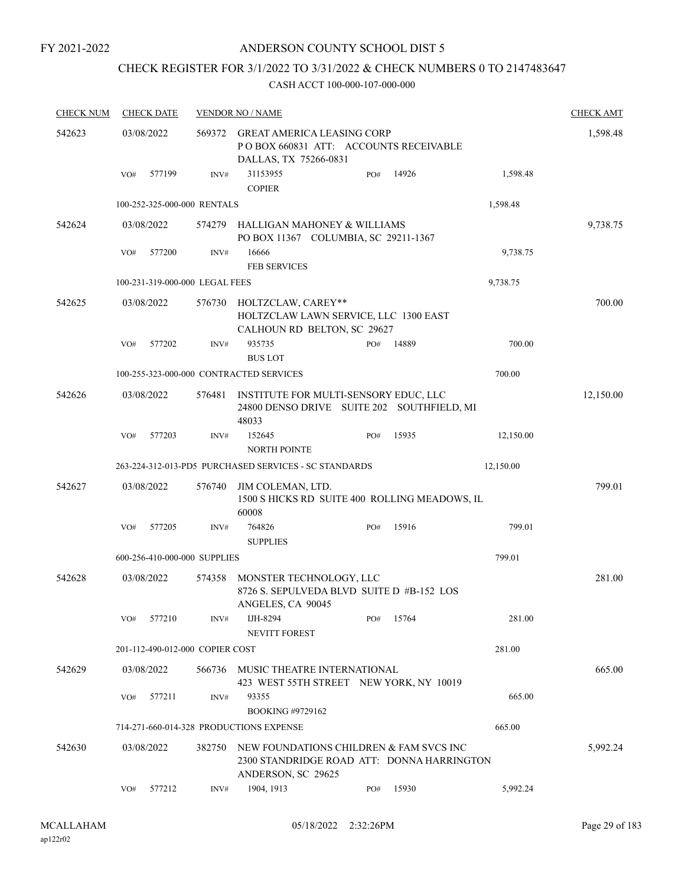FY 2021-2022

# ANDERSON COUNTY SCHOOL DIST 5

## CHECK REGISTER FOR 3/1/2022 TO 3/31/2022 & CHECK NUMBERS 0 TO 2147483647

CASH ACCT 100-000-107-000-000

| CHECK NUM | CHECK DATE | VENDOR NO / NAME | | | CHECK AMT |
|---|---|---|---|---|---|
| 542623 | 03/08/2022 | 569372 GREAT AMERICA LEASING CORP P O BOX 660831 ATT: ACCOUNTS RECEIVABLE DALLAS, TX 75266-0831 | | | 1,598.48 |
| | VO# 577199 | INV# 31153955 COPIER | PO# 14926 | 1,598.48 | |
| | 100-252-325-000-000 RENTALS | | | 1,598.48 | |
| 542624 | 03/08/2022 | 574279 HALLIGAN MAHONEY & WILLIAMS PO BOX 11367 COLUMBIA, SC 29211-1367 | | | 9,738.75 |
| | VO# 577200 | INV# 16666 FEB SERVICES | | 9,738.75 | |
| | 100-231-319-000-000 LEGAL FEES | | | 9,738.75 | |
| 542625 | 03/08/2022 | 576730 HOLTZCLAW, CAREY** HOLTZCLAW LAWN SERVICE, LLC 1300 EAST CALHOUN RD BELTON, SC 29627 | | | 700.00 |
| | VO# 577202 | INV# 935735 BUS LOT | PO# 14889 | 700.00 | |
| | 100-255-323-000-000 CONTRACTED SERVICES | | | 700.00 | |
| 542626 | 03/08/2022 | 576481 INSTITUTE FOR MULTI-SENSORY EDUC, LLC 24800 DENSO DRIVE SUITE 202 SOUTHFIELD, MI 48033 | | | 12,150.00 |
| | VO# 577203 | INV# 152645 NORTH POINTE | PO# 15935 | 12,150.00 | |
| | 263-224-312-013-PD5 PURCHASED SERVICES - SC STANDARDS | | | 12,150.00 | |
| 542627 | 03/08/2022 | 576740 JIM COLEMAN, LTD. 1500 S HICKS RD SUITE 400 ROLLING MEADOWS, IL 60008 | | | 799.01 |
| | VO# 577205 | INV# 764826 SUPPLIES | PO# 15916 | 799.01 | |
| | 600-256-410-000-000 SUPPLIES | | | 799.01 | |
| 542628 | 03/08/2022 | 574358 MONSTER TECHNOLOGY, LLC 8726 S. SEPULVEDA BLVD SUITE D #B-152 LOS ANGELES, CA 90045 | | | 281.00 |
| | VO# 577210 | INV# IJH-8294 NEVITT FOREST | PO# 15764 | 281.00 | |
| | 201-112-490-012-000 COPIER COST | | | 281.00 | |
| 542629 | 03/08/2022 | 566736 MUSIC THEATRE INTERNATIONAL 423 WEST 55TH STREET NEW YORK, NY 10019 | | | 665.00 |
| | VO# 577211 | INV# 93355 BOOKING #9729162 | | 665.00 | |
| | 714-271-660-014-328 PRODUCTIONS EXPENSE | | | 665.00 | |
| 542630 | 03/08/2022 | 382750 NEW FOUNDATIONS CHILDREN & FAM SVCS INC 2300 STANDRIDGE ROAD ATT: DONNA HARRINGTON ANDERSON, SC 29625 | | | 5,992.24 |
| | VO# 577212 | INV# 1904, 1913 | PO# 15930 | 5,992.24 | |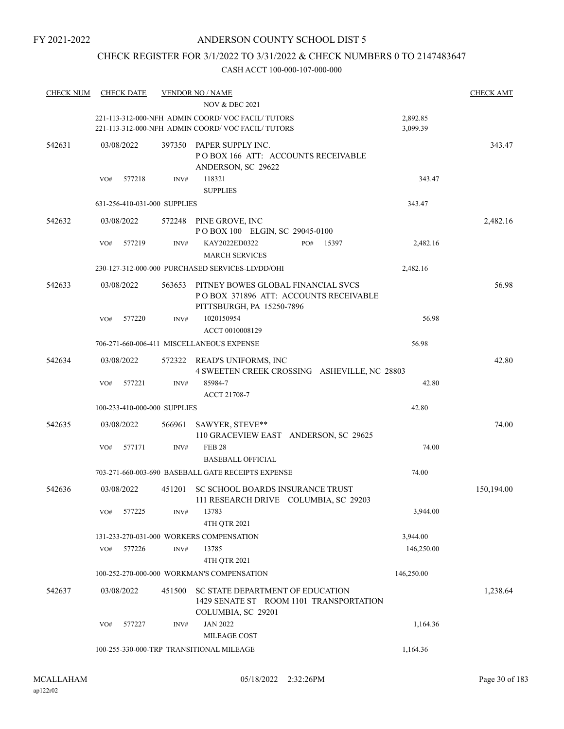FY 2021-2022

# ANDERSON COUNTY SCHOOL DIST 5

## CHECK REGISTER FOR 3/1/2022 TO 3/31/2022 & CHECK NUMBERS 0 TO 2147483647

### CASH ACCT 100-000-107-000-000

| CHECK NUM | CHECK DATE | VENDOR NO / NAME | | CHECK AMT |
|---|---|---|---|---|
| | | NOV & DEC 2021 | | |
| | | 221-113-312-000-NFH ADMIN COORD/ VOC FACIL/ TUTORS | 2,892.85 | |
| | | 221-113-312-000-NFH ADMIN COORD/ VOC FACIL/ TUTORS | 3,099.39 | |
| 542631 | 03/08/2022 | 397350 PAPER SUPPLY INC.<br>P O BOX 166 ATT: ACCOUNTS RECEIVABLE<br>ANDERSON, SC 29622 | | 343.47 |
| | VO# 577218 | INV# 118321<br>SUPPLIES | 343.47 | |
| | | 631-256-410-031-000 SUPPLIES | 343.47 | |
| 542632 | 03/08/2022 | 572248 PINE GROVE, INC<br>P O BOX 100 ELGIN, SC 29045-0100 | | 2,482.16 |
| | VO# 577219 | INV# KAY2022ED0322 PO# 15397<br>MARCH SERVICES | 2,482.16 | |
| | | 230-127-312-000-000 PURCHASED SERVICES-LD/DD/OHI | 2,482.16 | |
| 542633 | 03/08/2022 | 563653 PITNEY BOWES GLOBAL FINANCIAL SVCS<br>P O BOX 371896 ATT: ACCOUNTS RECEIVABLE<br>PITTSBURGH, PA 15250-7896 | | 56.98 |
| | VO# 577220 | INV# 1020150954<br>ACCT 0010008129 | 56.98 | |
| | | 706-271-660-006-411 MISCELLANEOUS EXPENSE | 56.98 | |
| 542634 | 03/08/2022 | 572322 READ'S UNIFORMS, INC<br>4 SWEETEN CREEK CROSSING ASHEVILLE, NC 28803 | | 42.80 |
| | VO# 577221 | INV# 85984-7<br>ACCT 21708-7 | 42.80 | |
| | | 100-233-410-000-000 SUPPLIES | 42.80 | |
| 542635 | 03/08/2022 | 566961 SAWYER, STEVE**<br>110 GRACEVIEW EAST ANDERSON, SC 29625 | | 74.00 |
| | VO# 577171 | INV# FEB 28<br>BASEBALL OFFICIAL | 74.00 | |
| | | 703-271-660-003-690 BASEBALL GATE RECEIPTS EXPENSE | 74.00 | |
| 542636 | 03/08/2022 | 451201 SC SCHOOL BOARDS INSURANCE TRUST<br>111 RESEARCH DRIVE COLUMBIA, SC 29203 | | 150,194.00 |
| | VO# 577225 | INV# 13783<br>4TH QTR 2021 | 3,944.00 | |
| | | 131-233-270-031-000 WORKERS COMPENSATION | 3,944.00 | |
| | VO# 577226 | INV# 13785<br>4TH QTR 2021 | 146,250.00 | |
| | | 100-252-270-000-000 WORKMAN'S COMPENSATION | 146,250.00 | |
| 542637 | 03/08/2022 | 451500 SC STATE DEPARTMENT OF EDUCATION<br>1429 SENATE ST ROOM 1101 TRANSPORTATION<br>COLUMBIA, SC 29201 | | 1,238.64 |
| | VO# 577227 | INV# JAN 2022<br>MILEAGE COST | 1,164.36 | |
| | | 100-255-330-000-TRP TRANSITIONAL MILEAGE | 1,164.36 | |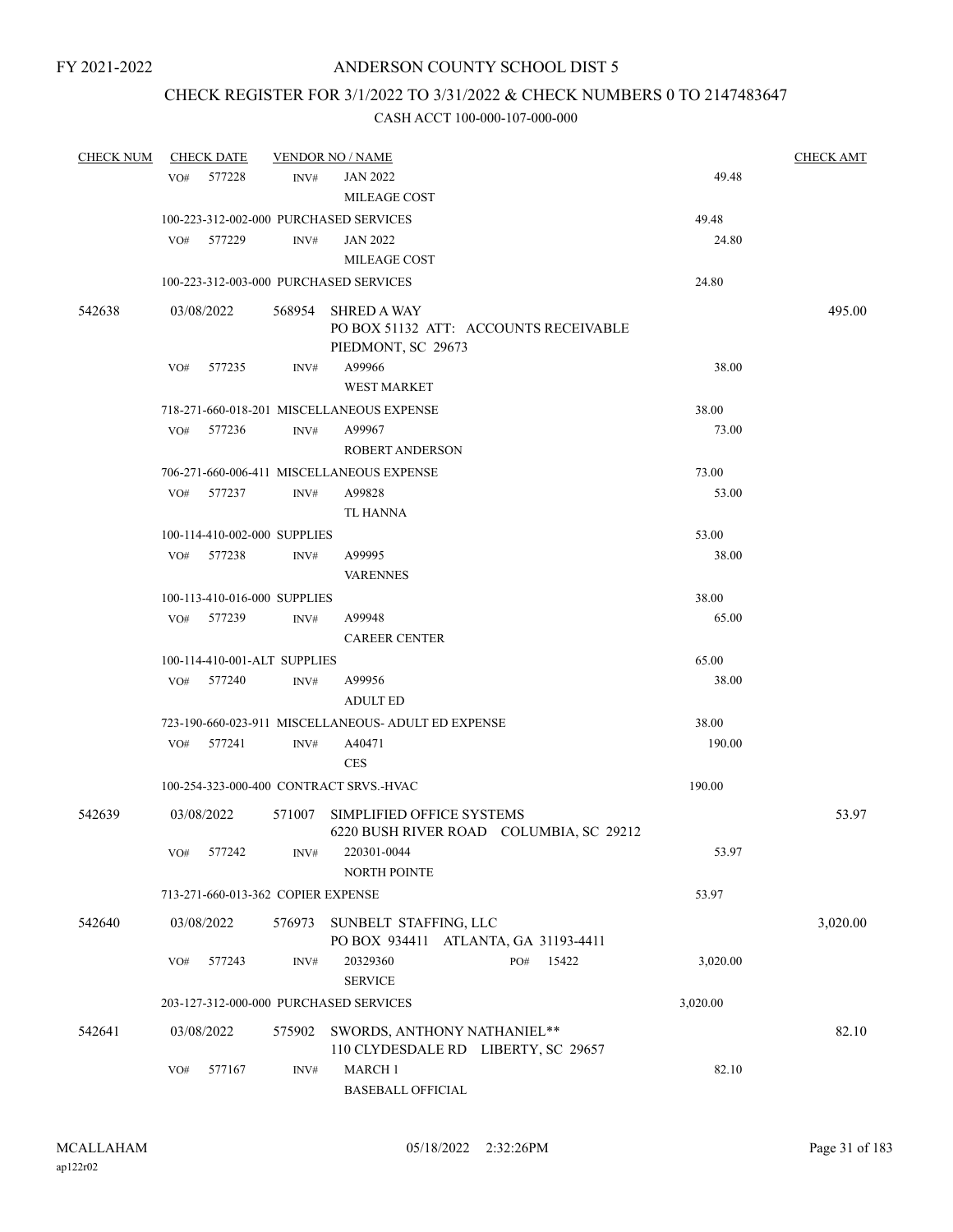FY 2021-2022

# ANDERSON COUNTY SCHOOL DIST 5

## CHECK REGISTER FOR 3/1/2022 TO 3/31/2022 & CHECK NUMBERS 0 TO 2147483647

### CASH ACCT 100-000-107-000-000

| CHECK NUM | CHECK DATE | VENDOR NO / NAME | | CHECK AMT |
|---|---|---|---|---|
| | VO# 577228 | INV# JAN 2022 MILEAGE COST | 49.48 | |
| | 100-223-312-002-000 PURCHASED SERVICES | | 49.48 | |
| | VO# 577229 | INV# JAN 2022 MILEAGE COST | 24.80 | |
| | 100-223-312-003-000 PURCHASED SERVICES | | 24.80 | |
| 542638 | 03/08/2022 | 568954 SHRED A WAY PO BOX 51132 ATT: ACCOUNTS RECEIVABLE PIEDMONT, SC 29673 | | 495.00 |
| | VO# 577235 | INV# A99966 WEST MARKET | 38.00 | |
| | 718-271-660-018-201 MISCELLANEOUS EXPENSE | | 38.00 | |
| | VO# 577236 | INV# A99967 ROBERT ANDERSON | 73.00 | |
| | 706-271-660-006-411 MISCELLANEOUS EXPENSE | | 73.00 | |
| | VO# 577237 | INV# A99828 TL HANNA | 53.00 | |
| | 100-114-410-002-000 SUPPLIES | | 53.00 | |
| | VO# 577238 | INV# A99995 VARENNES | 38.00 | |
| | 100-113-410-016-000 SUPPLIES | | 38.00 | |
| | VO# 577239 | INV# A99948 CAREER CENTER | 65.00 | |
| | 100-114-410-001-ALT SUPPLIES | | 65.00 | |
| | VO# 577240 | INV# A99956 ADULT ED | 38.00 | |
| | 723-190-660-023-911 MISCELLANEOUS- ADULT ED EXPENSE | | 38.00 | |
| | VO# 577241 | INV# A40471 CES | 190.00 | |
| | 100-254-323-000-400 CONTRACT SRVS.-HVAC | | 190.00 | |
| 542639 | 03/08/2022 | 571007 SIMPLIFIED OFFICE SYSTEMS 6220 BUSH RIVER ROAD COLUMBIA, SC 29212 | | 53.97 |
| | VO# 577242 | INV# 220301-0044 NORTH POINTE | 53.97 | |
| | 713-271-660-013-362 COPIER EXPENSE | | 53.97 | |
| 542640 | 03/08/2022 | 576973 SUNBELT STAFFING, LLC PO BOX 934411 ATLANTA, GA 31193-4411 | | 3,020.00 |
| | VO# 577243 | INV# 20329360 PO# 15422 SERVICE | 3,020.00 | |
| | 203-127-312-000-000 PURCHASED SERVICES | | 3,020.00 | |
| 542641 | 03/08/2022 | 575902 SWORDS, ANTHONY NATHANIEL** 110 CLYDESDALE RD LIBERTY, SC 29657 | | 82.10 |
| | VO# 577167 | INV# MARCH 1 BASEBALL OFFICIAL | 82.10 | |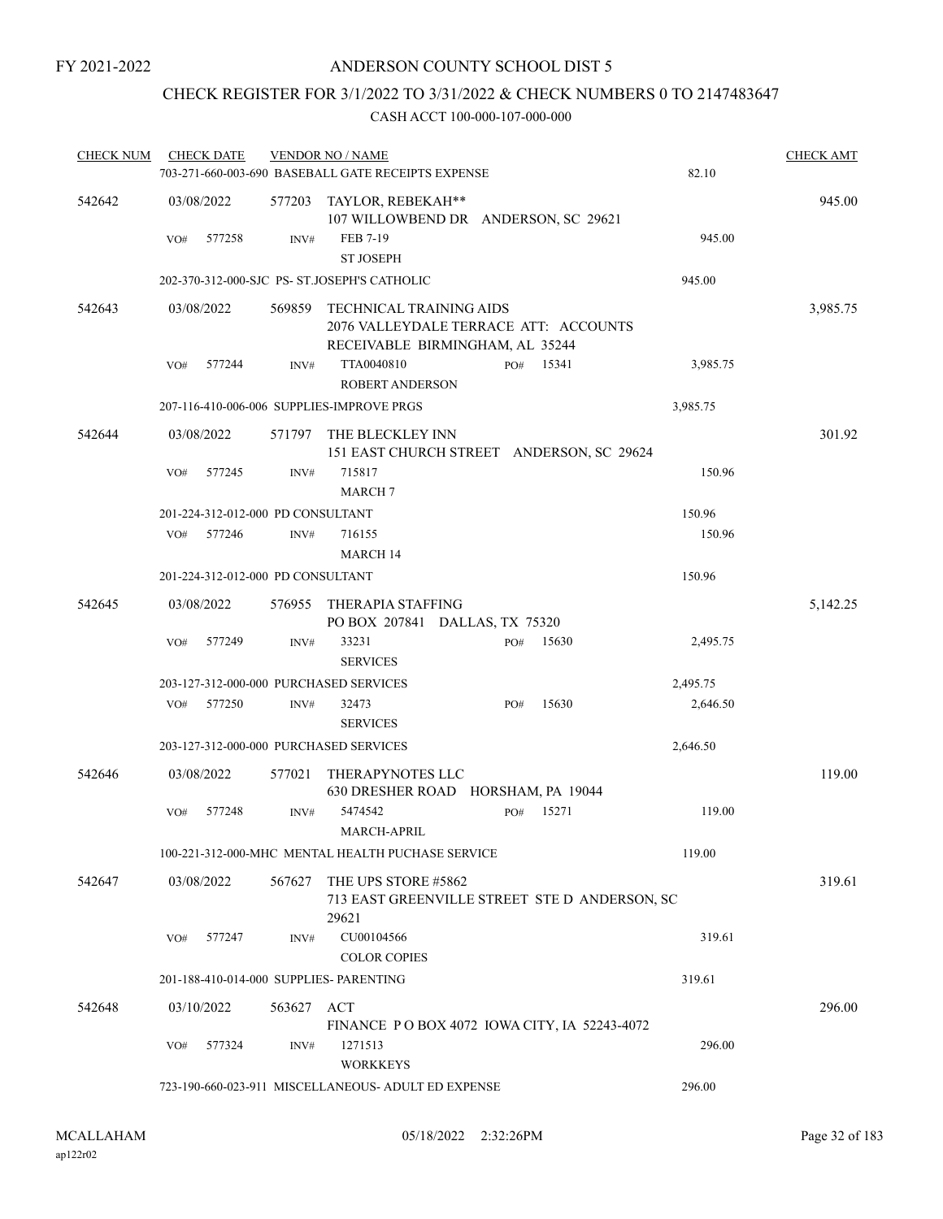FY 2021-2022

# ANDERSON COUNTY SCHOOL DIST 5

## CHECK REGISTER FOR 3/1/2022 TO 3/31/2022 & CHECK NUMBERS 0 TO 2147483647

### CASH ACCT 100-000-107-000-000

| CHECK NUM | CHECK DATE | VENDOR NO / NAME | | | CHECK AMT |
|---|---|---|---|---|---|
| | | 703-271-660-003-690 BASEBALL GATE RECEIPTS EXPENSE | | 82.10 | |
| 542642 | 03/08/2022 | 577203 TAYLOR, REBEKAH** 107 WILLOWBEND DR ANDERSON, SC 29621 | | | 945.00 |
| | VO# 577258 | INV# FEB 7-19 ST JOSEPH | | 945.00 | |
| | | 202-370-312-000-SJC PS- ST.JOSEPH'S CATHOLIC | | 945.00 | |
| 542643 | 03/08/2022 | 569859 TECHNICAL TRAINING AIDS 2076 VALLEYDALE TERRACE ATT: ACCOUNTS RECEIVABLE BIRMINGHAM, AL 35244 | | | 3,985.75 |
| | VO# 577244 | INV# TTA0040810 ROBERT ANDERSON | PO# 15341 | 3,985.75 | |
| | | 207-116-410-006-006 SUPPLIES-IMPROVE PRGS | | 3,985.75 | |
| 542644 | 03/08/2022 | 571797 THE BLECKLEY INN 151 EAST CHURCH STREET ANDERSON, SC 29624 | | | 301.92 |
| | VO# 577245 | INV# 715817 MARCH 7 | | 150.96 | |
| | | 201-224-312-012-000 PD CONSULTANT | | 150.96 | |
| | VO# 577246 | INV# 716155 MARCH 14 | | 150.96 | |
| | | 201-224-312-012-000 PD CONSULTANT | | 150.96 | |
| 542645 | 03/08/2022 | 576955 THERAPIA STAFFING PO BOX 207841 DALLAS, TX 75320 | | | 5,142.25 |
| | VO# 577249 | INV# 33231 SERVICES | PO# 15630 | 2,495.75 | |
| | | 203-127-312-000-000 PURCHASED SERVICES | | 2,495.75 | |
| | VO# 577250 | INV# 32473 SERVICES | PO# 15630 | 2,646.50 | |
| | | 203-127-312-000-000 PURCHASED SERVICES | | 2,646.50 | |
| 542646 | 03/08/2022 | 577021 THERAPYNOTES LLC 630 DRESHER ROAD HORSHAM, PA 19044 | | | 119.00 |
| | VO# 577248 | INV# 5474542 MARCH-APRIL | PO# 15271 | 119.00 | |
| | | 100-221-312-000-MHC MENTAL HEALTH PUCHASE SERVICE | | 119.00 | |
| 542647 | 03/08/2022 | 567627 THE UPS STORE #5862 713 EAST GREENVILLE STREET STE D ANDERSON, SC 29621 | | | 319.61 |
| | VO# 577247 | INV# CU00104566 COLOR COPIES | | 319.61 | |
| | | 201-188-410-014-000 SUPPLIES- PARENTING | | 319.61 | |
| 542648 | 03/10/2022 | 563627 ACT FINANCE P O BOX 4072 IOWA CITY, IA 52243-4072 | | | 296.00 |
| | VO# 577324 | INV# 1271513 WORKKEYS | | 296.00 | |
| | | 723-190-660-023-911 MISCELLANEOUS- ADULT ED EXPENSE | | 296.00 | |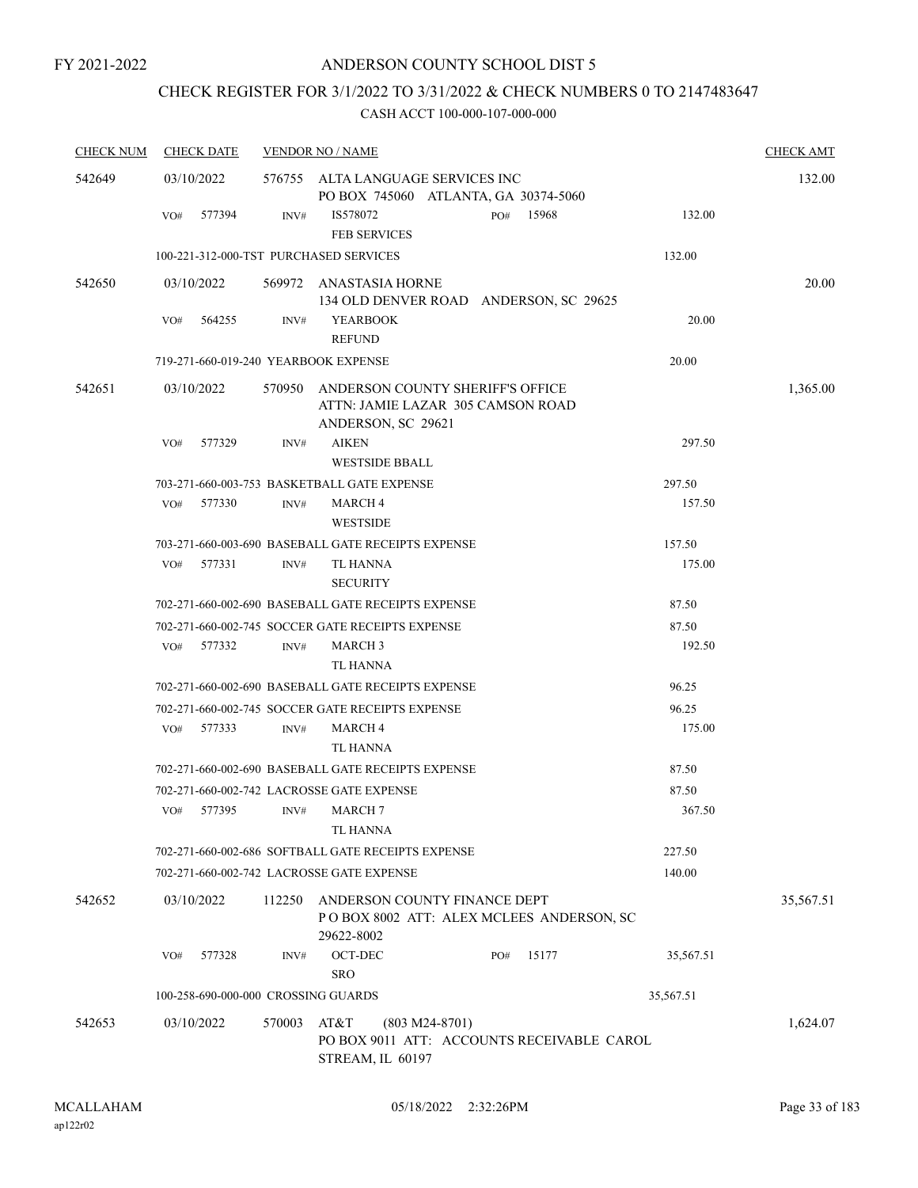FY 2021-2022

# ANDERSON COUNTY SCHOOL DIST 5

## CHECK REGISTER FOR 3/1/2022 TO 3/31/2022 & CHECK NUMBERS 0 TO 2147483647

### CASH ACCT 100-000-107-000-000

| CHECK NUM | CHECK DATE | VENDOR NO / NAME | | CHECK AMT |
|---|---|---|---|---|
| 542649 | 03/10/2022 | 576755 ALTA LANGUAGE SERVICES INC<br>PO BOX 745060 ATLANTA, GA 30374-5060 | | 132.00 |
| | VO# 577394 | INV# IS578072 PO# 15968<br>FEB SERVICES | 132.00 | |
| | | 100-221-312-000-TST PURCHASED SERVICES | 132.00 | |
| 542650 | 03/10/2022 | 569972 ANASTASIA HORNE<br>134 OLD DENVER ROAD ANDERSON, SC 29625 | | 20.00 |
| | VO# 564255 | INV# YEARBOOK<br>REFUND | 20.00 | |
| | | 719-271-660-019-240 YEARBOOK EXPENSE | 20.00 | |
| 542651 | 03/10/2022 | 570950 ANDERSON COUNTY SHERIFF'S OFFICE<br>ATTN: JAMIE LAZAR 305 CAMSON ROAD<br>ANDERSON, SC 29621 | | 1,365.00 |
| | VO# 577329 | INV# AIKEN<br>WESTSIDE BBALL | 297.50 | |
| | | 703-271-660-003-753 BASKETBALL GATE EXPENSE | 297.50 | |
| | VO# 577330 | INV# MARCH 4<br>WESTSIDE | 157.50 | |
| | | 703-271-660-003-690 BASEBALL GATE RECEIPTS EXPENSE | 157.50 | |
| | VO# 577331 | INV# TL HANNA<br>SECURITY | 175.00 | |
| | | 702-271-660-002-690 BASEBALL GATE RECEIPTS EXPENSE | 87.50 | |
| | | 702-271-660-002-745 SOCCER GATE RECEIPTS EXPENSE | 87.50 | |
| | VO# 577332 | INV# MARCH 3<br>TL HANNA | 192.50 | |
| | | 702-271-660-002-690 BASEBALL GATE RECEIPTS EXPENSE | 96.25 | |
| | | 702-271-660-002-745 SOCCER GATE RECEIPTS EXPENSE | 96.25 | |
| | VO# 577333 | INV# MARCH 4<br>TL HANNA | 175.00 | |
| | | 702-271-660-002-690 BASEBALL GATE RECEIPTS EXPENSE | 87.50 | |
| | | 702-271-660-002-742 LACROSSE GATE EXPENSE | 87.50 | |
| | VO# 577395 | INV# MARCH 7<br>TL HANNA | 367.50 | |
| | | 702-271-660-002-686 SOFTBALL GATE RECEIPTS EXPENSE | 227.50 | |
| | | 702-271-660-002-742 LACROSSE GATE EXPENSE | 140.00 | |
| 542652 | 03/10/2022 | 112250 ANDERSON COUNTY FINANCE DEPT<br>P O BOX 8002 ATT: ALEX MCLEES ANDERSON, SC<br>29622-8002 | | 35,567.51 |
| | VO# 577328 | INV# OCT-DEC PO# 15177<br>SRO | 35,567.51 | |
| | | 100-258-690-000-000 CROSSING GUARDS | 35,567.51 | |
| 542653 | 03/10/2022 | 570003 AT&T (803 M24-8701)<br>PO BOX 9011 ATT: ACCOUNTS RECEIVABLE CAROL<br>STREAM, IL 60197 | | 1,624.07 |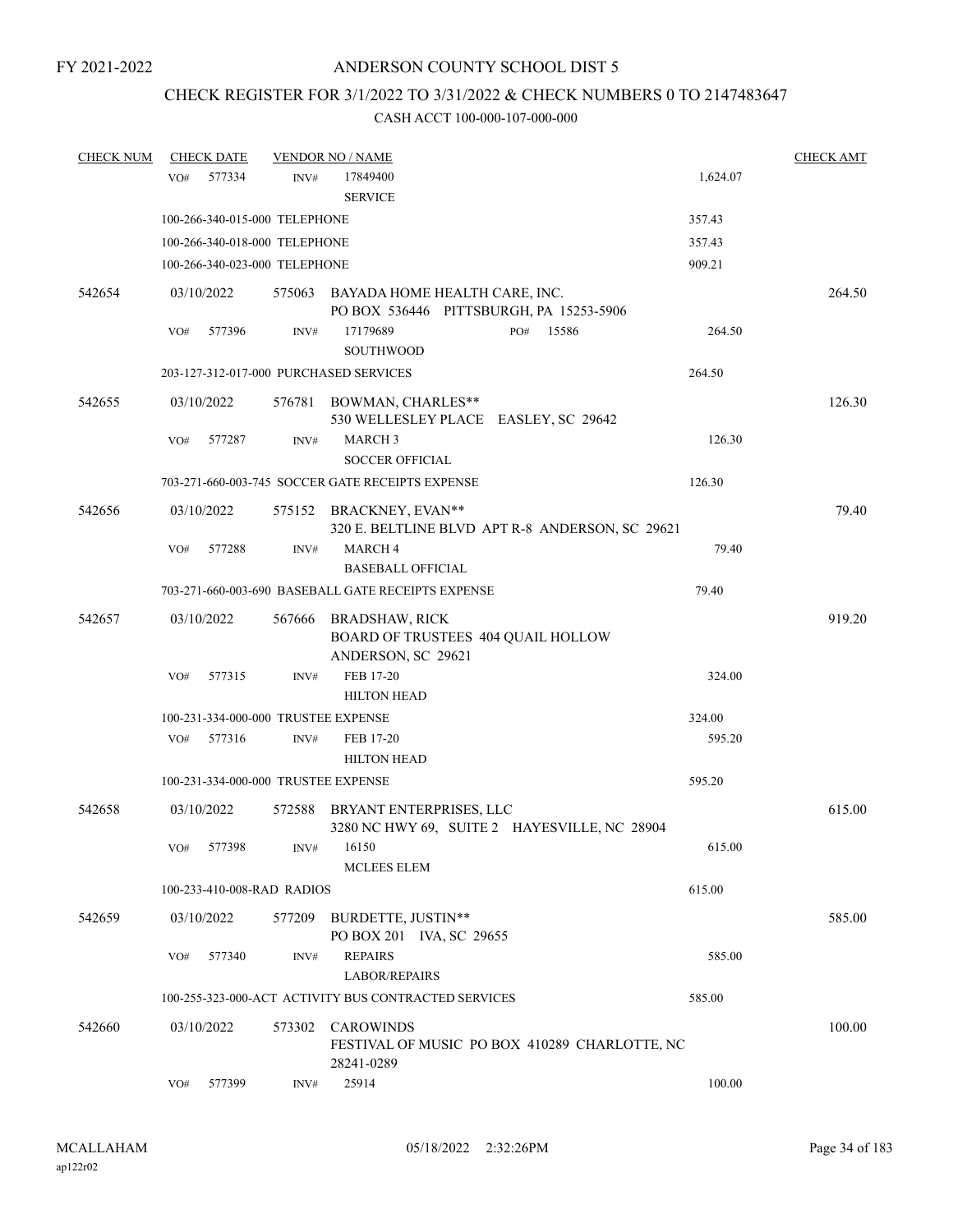FY 2021-2022

# ANDERSON COUNTY SCHOOL DIST 5

## CHECK REGISTER FOR 3/1/2022 TO 3/31/2022 & CHECK NUMBERS 0 TO 2147483647

CASH ACCT 100-000-107-000-000

| CHECK NUM | CHECK DATE | VENDOR NO / NAME | | CHECK AMT |
|---|---|---|---|---|
| | VO# 577334 | INV# 17849400 SERVICE | 1,624.07 | |
| | 100-266-340-015-000 TELEPHONE | | 357.43 | |
| | 100-266-340-018-000 TELEPHONE | | 357.43 | |
| | 100-266-340-023-000 TELEPHONE | | 909.21 | |
| 542654 | 03/10/2022 | 575063 BAYADA HOME HEALTH CARE, INC. PO BOX 536446 PITTSBURGH, PA 15253-5906 | | 264.50 |
| | VO# 577396 | INV# 17179689 PO# 15586 SOUTHWOOD | 264.50 | |
| | 203-127-312-017-000 PURCHASED SERVICES | | 264.50 | |
| 542655 | 03/10/2022 | 576781 BOWMAN, CHARLES** 530 WELLESLEY PLACE EASLEY, SC 29642 | | 126.30 |
| | VO# 577287 | INV# MARCH 3 SOCCER OFFICIAL | 126.30 | |
| | 703-271-660-003-745 SOCCER GATE RECEIPTS EXPENSE | | 126.30 | |
| 542656 | 03/10/2022 | 575152 BRACKNEY, EVAN** 320 E. BELTLINE BLVD APT R-8 ANDERSON, SC 29621 | | 79.40 |
| | VO# 577288 | INV# MARCH 4 BASEBALL OFFICIAL | 79.40 | |
| | 703-271-660-003-690 BASEBALL GATE RECEIPTS EXPENSE | | 79.40 | |
| 542657 | 03/10/2022 | 567666 BRADSHAW, RICK BOARD OF TRUSTEES 404 QUAIL HOLLOW ANDERSON, SC 29621 | | 919.20 |
| | VO# 577315 | INV# FEB 17-20 HILTON HEAD | 324.00 | |
| | 100-231-334-000-000 TRUSTEE EXPENSE | | 324.00 | |
| | VO# 577316 | INV# FEB 17-20 HILTON HEAD | 595.20 | |
| | 100-231-334-000-000 TRUSTEE EXPENSE | | 595.20 | |
| 542658 | 03/10/2022 | 572588 BRYANT ENTERPRISES, LLC 3280 NC HWY 69, SUITE 2 HAYESVILLE, NC 28904 | | 615.00 |
| | VO# 577398 | INV# 16150 MCLEES ELEM | 615.00 | |
| | 100-233-410-008-RAD RADIOS | | 615.00 | |
| 542659 | 03/10/2022 | 577209 BURDETTE, JUSTIN** PO BOX 201 IVA, SC 29655 | | 585.00 |
| | VO# 577340 | INV# REPAIRS LABOR/REPAIRS | 585.00 | |
| | 100-255-323-000-ACT ACTIVITY BUS CONTRACTED SERVICES | | 585.00 | |
| 542660 | 03/10/2022 | 573302 CAROWINDS FESTIVAL OF MUSIC PO BOX 410289 CHARLOTTE, NC 28241-0289 | | 100.00 |
| | VO# 577399 | INV# 25914 | 100.00 | |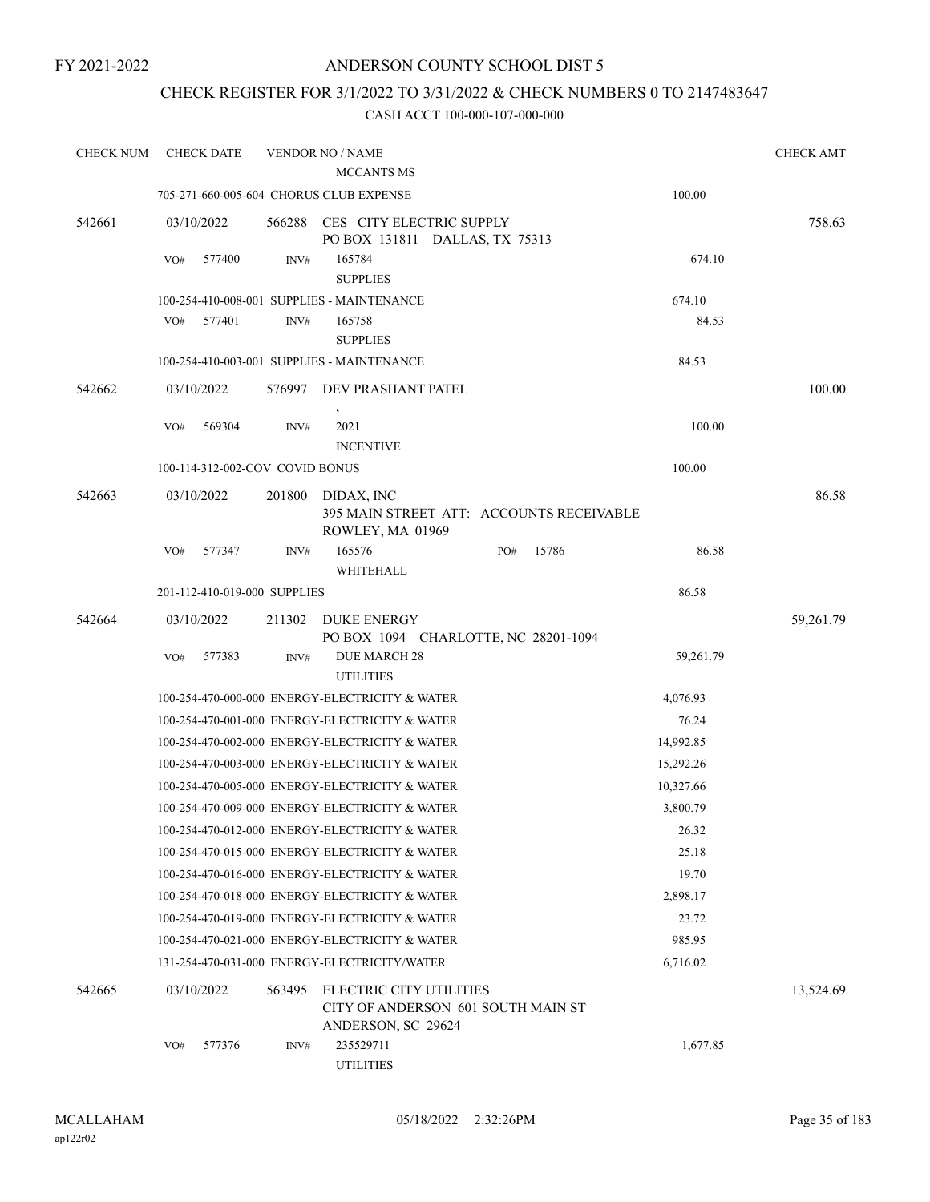FY 2021-2022

# ANDERSON COUNTY SCHOOL DIST 5

## CHECK REGISTER FOR 3/1/2022 TO 3/31/2022 & CHECK NUMBERS 0 TO 2147483647

### CASH ACCT 100-000-107-000-000

| CHECK NUM | CHECK DATE | VENDOR NO / NAME | | CHECK AMT |
|---|---|---|---|---|
| | | MCCANTS MS | | |
| | | 705-271-660-005-604 CHORUS CLUB EXPENSE | 100.00 | |
| 542661 | 03/10/2022 | 566288 CES CITY ELECTRIC SUPPLY<br>PO BOX 131811 DALLAS, TX 75313 | | 758.63 |
| | VO# 577400 | INV# 165784<br>SUPPLIES | 674.10 | |
| | | 100-254-410-008-001 SUPPLIES - MAINTENANCE | 674.10 | |
| | VO# 577401 | INV# 165758<br>SUPPLIES | 84.53 | |
| | | 100-254-410-003-001 SUPPLIES - MAINTENANCE | 84.53 | |
| 542662 | 03/10/2022 | 576997 DEV PRASHANT PATEL<br>, | | 100.00 |
| | VO# 569304 | INV# 2021<br>INCENTIVE | 100.00 | |
| | | 100-114-312-002-COV COVID BONUS | 100.00 | |
| 542663 | 03/10/2022 | 201800 DIDAX, INC<br>395 MAIN STREET ATT: ACCOUNTS RECEIVABLE<br>ROWLEY, MA 01969 | | 86.58 |
| | VO# 577347 | INV# 165576 PO# 15786<br>WHITEHALL | 86.58 | |
| | | 201-112-410-019-000 SUPPLIES | 86.58 | |
| 542664 | 03/10/2022 | 211302 DUKE ENERGY<br>PO BOX 1094 CHARLOTTE, NC 28201-1094 | | 59,261.79 |
| | VO# 577383 | INV# DUE MARCH 28<br>UTILITIES | 59,261.79 | |
| | | 100-254-470-000-000 ENERGY-ELECTRICITY & WATER | 4,076.93 | |
| | | 100-254-470-001-000 ENERGY-ELECTRICITY & WATER | 76.24 | |
| | | 100-254-470-002-000 ENERGY-ELECTRICITY & WATER | 14,992.85 | |
| | | 100-254-470-003-000 ENERGY-ELECTRICITY & WATER | 15,292.26 | |
| | | 100-254-470-005-000 ENERGY-ELECTRICITY & WATER | 10,327.66 | |
| | | 100-254-470-009-000 ENERGY-ELECTRICITY & WATER | 3,800.79 | |
| | | 100-254-470-012-000 ENERGY-ELECTRICITY & WATER | 26.32 | |
| | | 100-254-470-015-000 ENERGY-ELECTRICITY & WATER | 25.18 | |
| | | 100-254-470-016-000 ENERGY-ELECTRICITY & WATER | 19.70 | |
| | | 100-254-470-018-000 ENERGY-ELECTRICITY & WATER | 2,898.17 | |
| | | 100-254-470-019-000 ENERGY-ELECTRICITY & WATER | 23.72 | |
| | | 100-254-470-021-000 ENERGY-ELECTRICITY & WATER | 985.95 | |
| | | 131-254-470-031-000 ENERGY-ELECTRICITY/WATER | 6,716.02 | |
| 542665 | 03/10/2022 | 563495 ELECTRIC CITY UTILITIES<br>CITY OF ANDERSON 601 SOUTH MAIN ST<br>ANDERSON, SC 29624 | | 13,524.69 |
| | VO# 577376 | INV# 235529711<br>UTILITIES | 1,677.85 | |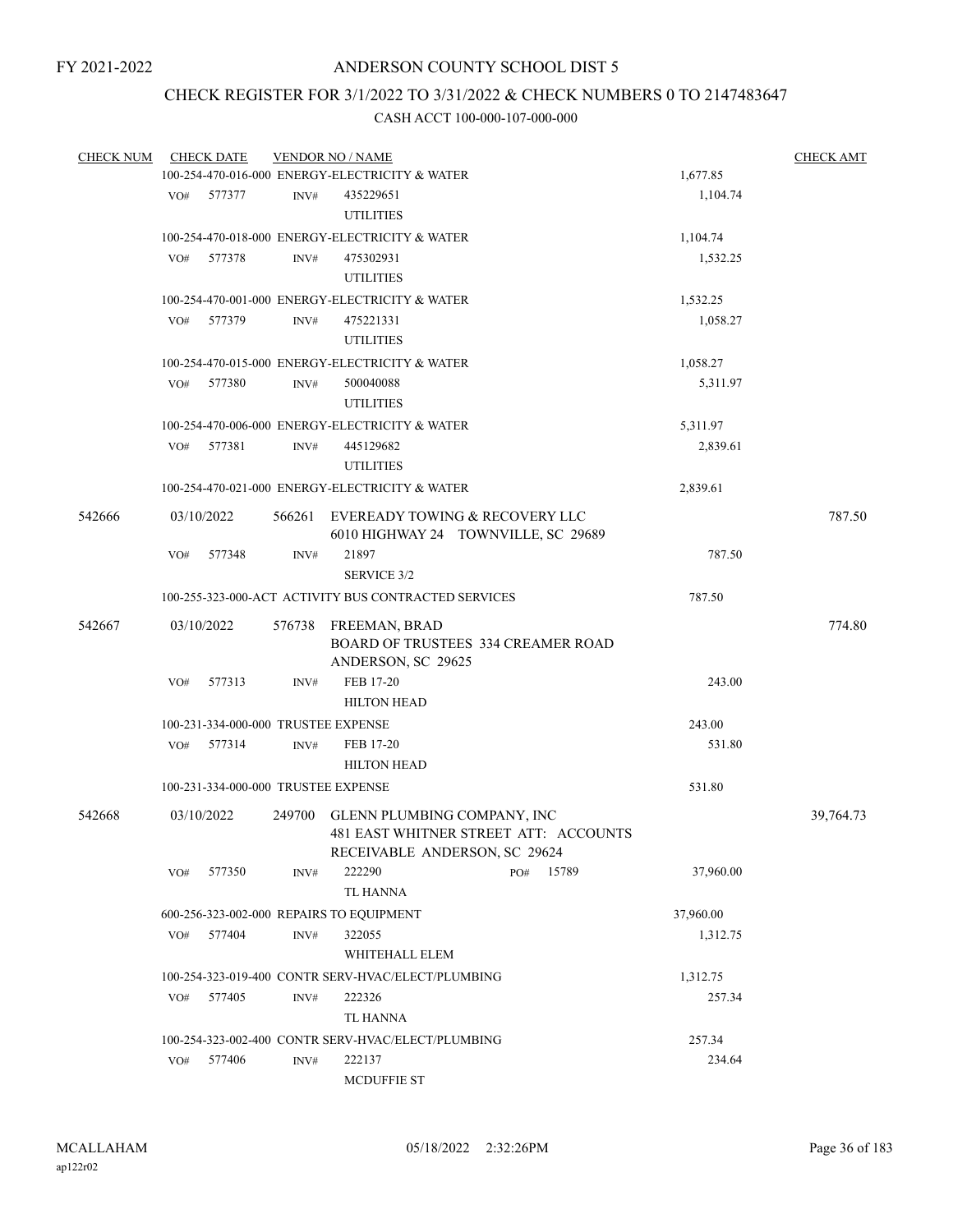FY 2021-2022

# ANDERSON COUNTY SCHOOL DIST 5

## CHECK REGISTER FOR 3/1/2022 TO 3/31/2022 & CHECK NUMBERS 0 TO 2147483647

### CASH ACCT 100-000-107-000-000

| CHECK NUM | CHECK DATE | VENDOR NO / NAME | | CHECK AMT |
|---|---|---|---|---|
| | 100-254-470-016-000 ENERGY-ELECTRICITY & WATER | | 1,677.85 | |
| | VO# 577377 | INV# 435229651 UTILITIES | 1,104.74 | |
| | 100-254-470-018-000 ENERGY-ELECTRICITY & WATER | | 1,104.74 | |
| | VO# 577378 | INV# 475302931 UTILITIES | 1,532.25 | |
| | 100-254-470-001-000 ENERGY-ELECTRICITY & WATER | | 1,532.25 | |
| | VO# 577379 | INV# 475221331 UTILITIES | 1,058.27 | |
| | 100-254-470-015-000 ENERGY-ELECTRICITY & WATER | | 1,058.27 | |
| | VO# 577380 | INV# 500040088 UTILITIES | 5,311.97 | |
| | 100-254-470-006-000 ENERGY-ELECTRICITY & WATER | | 5,311.97 | |
| | VO# 577381 | INV# 445129682 UTILITIES | 2,839.61 | |
| | 100-254-470-021-000 ENERGY-ELECTRICITY & WATER | | 2,839.61 | |
| 542666 | 03/10/2022 | 566261 EVEREADY TOWING & RECOVERY LLC 6010 HIGHWAY 24 TOWNVILLE, SC 29689 | | 787.50 |
| | VO# 577348 | INV# 21897 SERVICE 3/2 | 787.50 | |
| | 100-255-323-000-ACT ACTIVITY BUS CONTRACTED SERVICES | | 787.50 | |
| 542667 | 03/10/2022 | 576738 FREEMAN, BRAD BOARD OF TRUSTEES 334 CREAMER ROAD ANDERSON, SC 29625 | | 774.80 |
| | VO# 577313 | INV# FEB 17-20 HILTON HEAD | 243.00 | |
| | 100-231-334-000-000 TRUSTEE EXPENSE | | 243.00 | |
| | VO# 577314 | INV# FEB 17-20 HILTON HEAD | 531.80 | |
| | 100-231-334-000-000 TRUSTEE EXPENSE | | 531.80 | |
| 542668 | 03/10/2022 | 249700 GLENN PLUMBING COMPANY, INC 481 EAST WHITNER STREET ATT: ACCOUNTS RECEIVABLE ANDERSON, SC 29624 | | 39,764.73 |
| | VO# 577350 | INV# 222290 PO# 15789 TL HANNA | 37,960.00 | |
| | 600-256-323-002-000 REPAIRS TO EQUIPMENT | | 37,960.00 | |
| | VO# 577404 | INV# 322055 WHITEHALL ELEM | 1,312.75 | |
| | 100-254-323-019-400 CONTR SERV-HVAC/ELECT/PLUMBING | | 1,312.75 | |
| | VO# 577405 | INV# 222326 TL HANNA | 257.34 | |
| | 100-254-323-002-400 CONTR SERV-HVAC/ELECT/PLUMBING | | 257.34 | |
| | VO# 577406 | INV# 222137 MCDUFFIE ST | 234.64 | |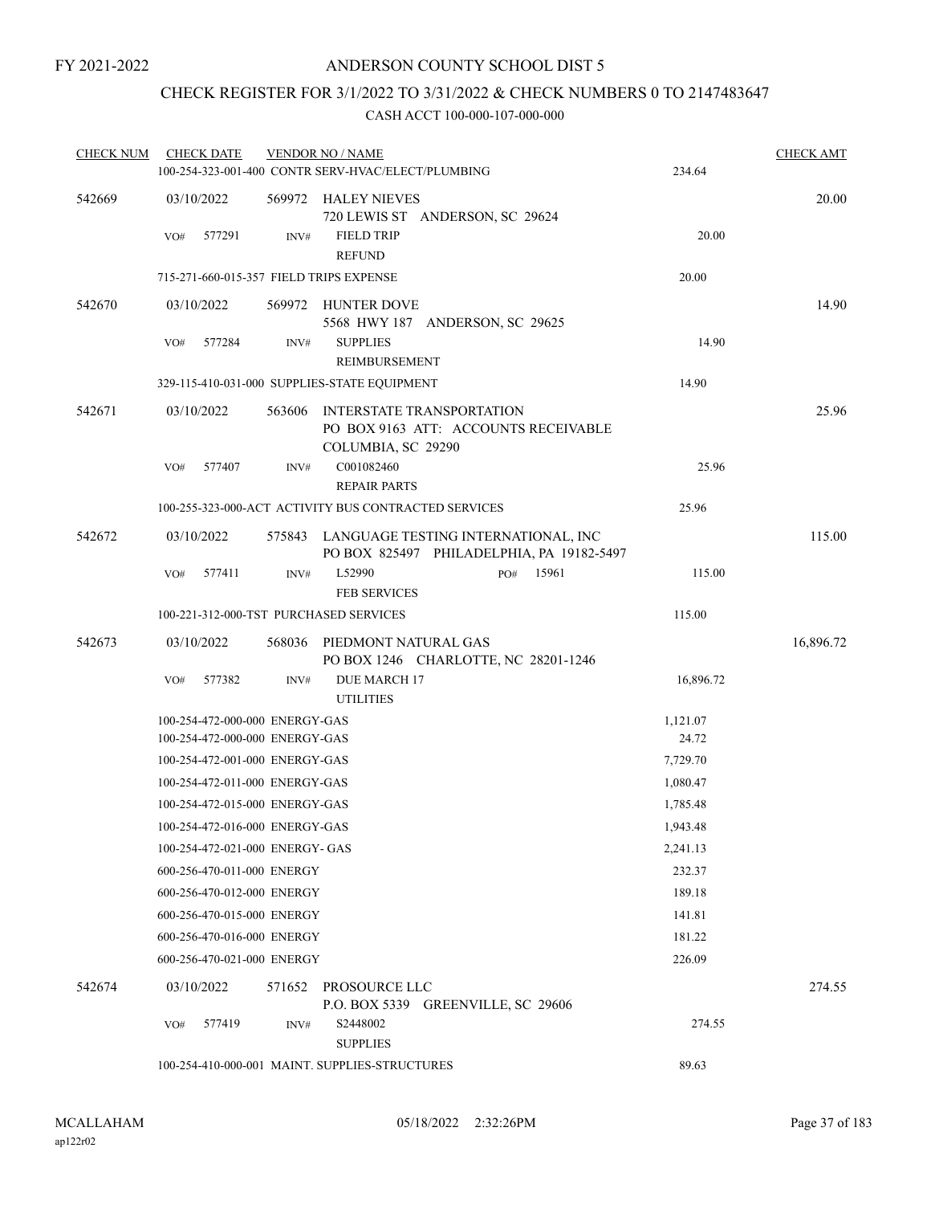FY 2021-2022

# ANDERSON COUNTY SCHOOL DIST 5

## CHECK REGISTER FOR 3/1/2022 TO 3/31/2022 & CHECK NUMBERS 0 TO 2147483647

### CASH ACCT 100-000-107-000-000

| CHECK NUM | CHECK DATE | VENDOR NO / NAME | | CHECK AMT |
|---|---|---|---|---|
| | | 100-254-323-001-400 CONTR SERV-HVAC/ELECT/PLUMBING | 234.64 | |
| 542669 | 03/10/2022 | 569972 HALEY NIEVES<br>720 LEWIS ST ANDERSON, SC 29624 | | 20.00 |
| | VO# 577291 | INV# FIELD TRIP<br>REFUND | 20.00 | |
| | | 715-271-660-015-357 FIELD TRIPS EXPENSE | 20.00 | |
| 542670 | 03/10/2022 | 569972 HUNTER DOVE<br>5568 HWY 187 ANDERSON, SC 29625 | | 14.90 |
| | VO# 577284 | INV# SUPPLIES<br>REIMBURSEMENT | 14.90 | |
| | | 329-115-410-031-000 SUPPLIES-STATE EQUIPMENT | 14.90 | |
| 542671 | 03/10/2022 | 563606 INTERSTATE TRANSPORTATION<br>PO BOX 9163 ATT: ACCOUNTS RECEIVABLE<br>COLUMBIA, SC 29290 | | 25.96 |
| | VO# 577407 | INV# C001082460<br>REPAIR PARTS | 25.96 | |
| | | 100-255-323-000-ACT ACTIVITY BUS CONTRACTED SERVICES | 25.96 | |
| 542672 | 03/10/2022 | 575843 LANGUAGE TESTING INTERNATIONAL, INC<br>PO BOX 825497 PHILADELPHIA, PA 19182-5497 | | 115.00 |
| | VO# 577411 | INV# L52990 PO# 15961<br>FEB SERVICES | 115.00 | |
| | | 100-221-312-000-TST PURCHASED SERVICES | 115.00 | |
| 542673 | 03/10/2022 | 568036 PIEDMONT NATURAL GAS<br>PO BOX 1246 CHARLOTTE, NC 28201-1246 | | 16,896.72 |
| | VO# 577382 | INV# DUE MARCH 17<br>UTILITIES | 16,896.72 | |
| | | 100-254-472-000-000 ENERGY-GAS | 1,121.07 | |
| | | 100-254-472-000-000 ENERGY-GAS | 24.72 | |
| | | 100-254-472-001-000 ENERGY-GAS | 7,729.70 | |
| | | 100-254-472-011-000 ENERGY-GAS | 1,080.47 | |
| | | 100-254-472-015-000 ENERGY-GAS | 1,785.48 | |
| | | 100-254-472-016-000 ENERGY-GAS | 1,943.48 | |
| | | 100-254-472-021-000 ENERGY- GAS | 2,241.13 | |
| | | 600-256-470-011-000 ENERGY | 232.37 | |
| | | 600-256-470-012-000 ENERGY | 189.18 | |
| | | 600-256-470-015-000 ENERGY | 141.81 | |
| | | 600-256-470-016-000 ENERGY | 181.22 | |
| | | 600-256-470-021-000 ENERGY | 226.09 | |
| 542674 | 03/10/2022 | 571652 PROSOURCE LLC<br>P.O. BOX 5339 GREENVILLE, SC 29606 | | 274.55 |
| | VO# 577419 | INV# S2448002<br>SUPPLIES | 274.55 | |
| | | 100-254-410-000-001 MAINT. SUPPLIES-STRUCTURES | 89.63 | |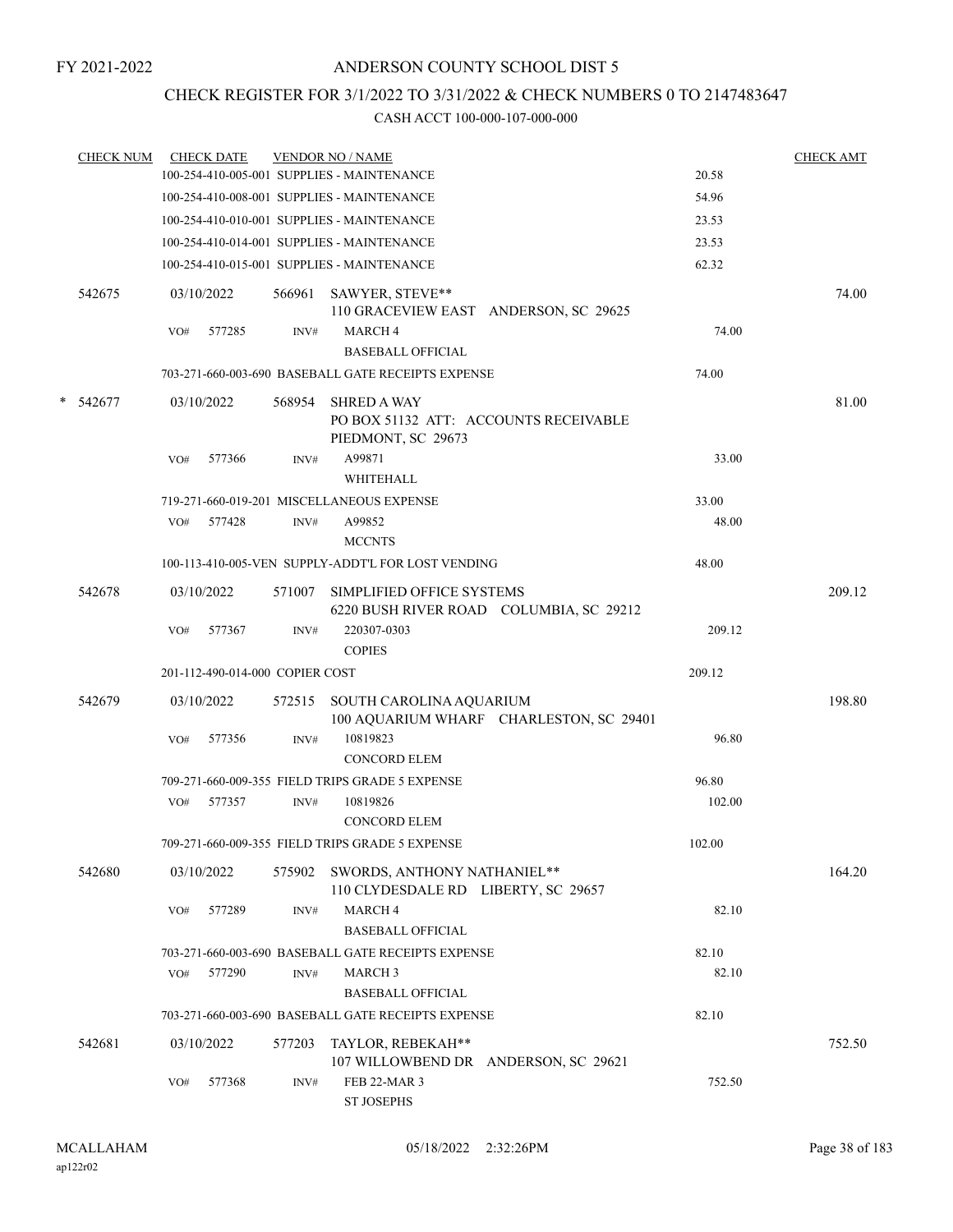FY 2021-2022

# ANDERSON COUNTY SCHOOL DIST 5

## CHECK REGISTER FOR 3/1/2022 TO 3/31/2022 & CHECK NUMBERS 0 TO 2147483647

### CASH ACCT 100-000-107-000-000

| CHECK NUM | CHECK DATE | VENDOR NO / NAME | | CHECK AMT |
|---|---|---|---|---|
| | | 100-254-410-005-001 SUPPLIES - MAINTENANCE | 20.58 | |
| | | 100-254-410-008-001 SUPPLIES - MAINTENANCE | 54.96 | |
| | | 100-254-410-010-001 SUPPLIES - MAINTENANCE | 23.53 | |
| | | 100-254-410-014-001 SUPPLIES - MAINTENANCE | 23.53 | |
| | | 100-254-410-015-001 SUPPLIES - MAINTENANCE | 62.32 | |
| 542675 | 03/10/2022 | 566961 SAWYER, STEVE** 110 GRACEVIEW EAST ANDERSON, SC 29625 | | 74.00 |
| | VO# 577285 | INV# MARCH 4 BASEBALL OFFICIAL | 74.00 | |
| | | 703-271-660-003-690 BASEBALL GATE RECEIPTS EXPENSE | 74.00 | |
| * 542677 | 03/10/2022 | 568954 SHRED A WAY PO BOX 51132 ATT: ACCOUNTS RECEIVABLE PIEDMONT, SC 29673 | | 81.00 |
| | VO# 577366 | INV# A99871 WHITEHALL | 33.00 | |
| | | 719-271-660-019-201 MISCELLANEOUS EXPENSE | 33.00 | |
| | VO# 577428 | INV# A99852 MCCNTS | 48.00 | |
| | | 100-113-410-005-VEN SUPPLY-ADDT'L FOR LOST VENDING | 48.00 | |
| 542678 | 03/10/2022 | 571007 SIMPLIFIED OFFICE SYSTEMS 6220 BUSH RIVER ROAD COLUMBIA, SC 29212 | | 209.12 |
| | VO# 577367 | INV# 220307-0303 COPIES | 209.12 | |
| | | 201-112-490-014-000 COPIER COST | 209.12 | |
| 542679 | 03/10/2022 | 572515 SOUTH CAROLINA AQUARIUM 100 AQUARIUM WHARF CHARLESTON, SC 29401 | | 198.80 |
| | VO# 577356 | INV# 10819823 CONCORD ELEM | 96.80 | |
| | | 709-271-660-009-355 FIELD TRIPS GRADE 5 EXPENSE | 96.80 | |
| | VO# 577357 | INV# 10819826 CONCORD ELEM | 102.00 | |
| | | 709-271-660-009-355 FIELD TRIPS GRADE 5 EXPENSE | 102.00 | |
| 542680 | 03/10/2022 | 575902 SWORDS, ANTHONY NATHANIEL** 110 CLYDESDALE RD LIBERTY, SC 29657 | | 164.20 |
| | VO# 577289 | INV# MARCH 4 BASEBALL OFFICIAL | 82.10 | |
| | | 703-271-660-003-690 BASEBALL GATE RECEIPTS EXPENSE | 82.10 | |
| | VO# 577290 | INV# MARCH 3 BASEBALL OFFICIAL | 82.10 | |
| | | 703-271-660-003-690 BASEBALL GATE RECEIPTS EXPENSE | 82.10 | |
| 542681 | 03/10/2022 | 577203 TAYLOR, REBEKAH** 107 WILLOWBEND DR ANDERSON, SC 29621 | | 752.50 |
| | VO# 577368 | INV# FEB 22-MAR 3 ST JOSEPHS | 752.50 | |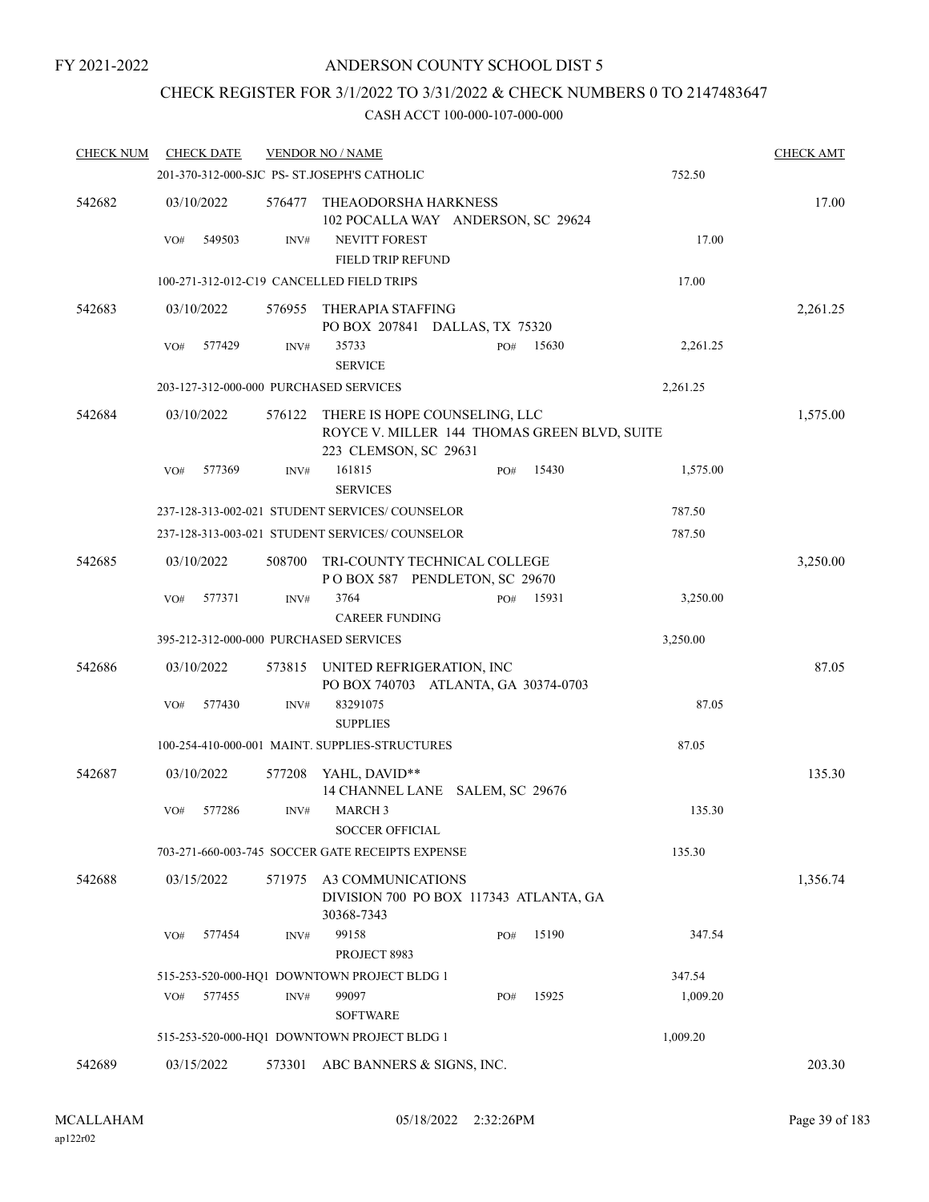FY 2021-2022

# ANDERSON COUNTY SCHOOL DIST 5

## CHECK REGISTER FOR 3/1/2022 TO 3/31/2022 & CHECK NUMBERS 0 TO 2147483647

### CASH ACCT 100-000-107-000-000

| CHECK NUM | CHECK DATE | VENDOR NO / NAME | | CHECK AMT |
|---|---|---|---|---|
| | | 201-370-312-000-SJC PS- ST.JOSEPH'S CATHOLIC | 752.50 | |
| 542682 | 03/10/2022 | 576477 THEAODORSHA HARKNESS<br>102 POCALLA WAY ANDERSON, SC 29624 | | 17.00 |
| | VO# 549503 | INV# NEVITT FOREST<br>FIELD TRIP REFUND | 17.00 | |
| | | 100-271-312-012-C19 CANCELLED FIELD TRIPS | 17.00 | |
| 542683 | 03/10/2022 | 576955 THERAPIA STAFFING<br>PO BOX 207841 DALLAS, TX 75320 | | 2,261.25 |
| | VO# 577429 | INV# 35733 PO# 15630<br>SERVICE | 2,261.25 | |
| | | 203-127-312-000-000 PURCHASED SERVICES | 2,261.25 | |
| 542684 | 03/10/2022 | 576122 THERE IS HOPE COUNSELING, LLC<br>ROYCE V. MILLER 144 THOMAS GREEN BLVD, SUITE 223 CLEMSON, SC 29631 | | 1,575.00 |
| | VO# 577369 | INV# 161815 PO# 15430<br>SERVICES | 1,575.00 | |
| | | 237-128-313-002-021 STUDENT SERVICES/ COUNSELOR | 787.50 | |
| | | 237-128-313-003-021 STUDENT SERVICES/ COUNSELOR | 787.50 | |
| 542685 | 03/10/2022 | 508700 TRI-COUNTY TECHNICAL COLLEGE<br>P O BOX 587 PENDLETON, SC 29670 | | 3,250.00 |
| | VO# 577371 | INV# 3764 PO# 15931<br>CAREER FUNDING | 3,250.00 | |
| | | 395-212-312-000-000 PURCHASED SERVICES | 3,250.00 | |
| 542686 | 03/10/2022 | 573815 UNITED REFRIGERATION, INC<br>PO BOX 740703 ATLANTA, GA 30374-0703 | | 87.05 |
| | VO# 577430 | INV# 83291075<br>SUPPLIES | 87.05 | |
| | | 100-254-410-000-001 MAINT. SUPPLIES-STRUCTURES | 87.05 | |
| 542687 | 03/10/2022 | 577208 YAHL, DAVID**<br>14 CHANNEL LANE SALEM, SC 29676 | | 135.30 |
| | VO# 577286 | INV# MARCH 3<br>SOCCER OFFICIAL | 135.30 | |
| | | 703-271-660-003-745 SOCCER GATE RECEIPTS EXPENSE | 135.30 | |
| 542688 | 03/15/2022 | 571975 A3 COMMUNICATIONS<br>DIVISION 700 PO BOX 117343 ATLANTA, GA 30368-7343 | | 1,356.74 |
| | VO# 577454 | INV# 99158 PO# 15190<br>PROJECT 8983 | 347.54 | |
| | | 515-253-520-000-HQ1 DOWNTOWN PROJECT BLDG 1 | 347.54 | |
| | VO# 577455 | INV# 99097 PO# 15925<br>SOFTWARE | 1,009.20 | |
| | | 515-253-520-000-HQ1 DOWNTOWN PROJECT BLDG 1 | 1,009.20 | |
| 542689 | 03/15/2022 | 573301 ABC BANNERS & SIGNS, INC. | | 203.30 |

MCALLAHAM
ap122r02

05/18/2022 2:32:26PM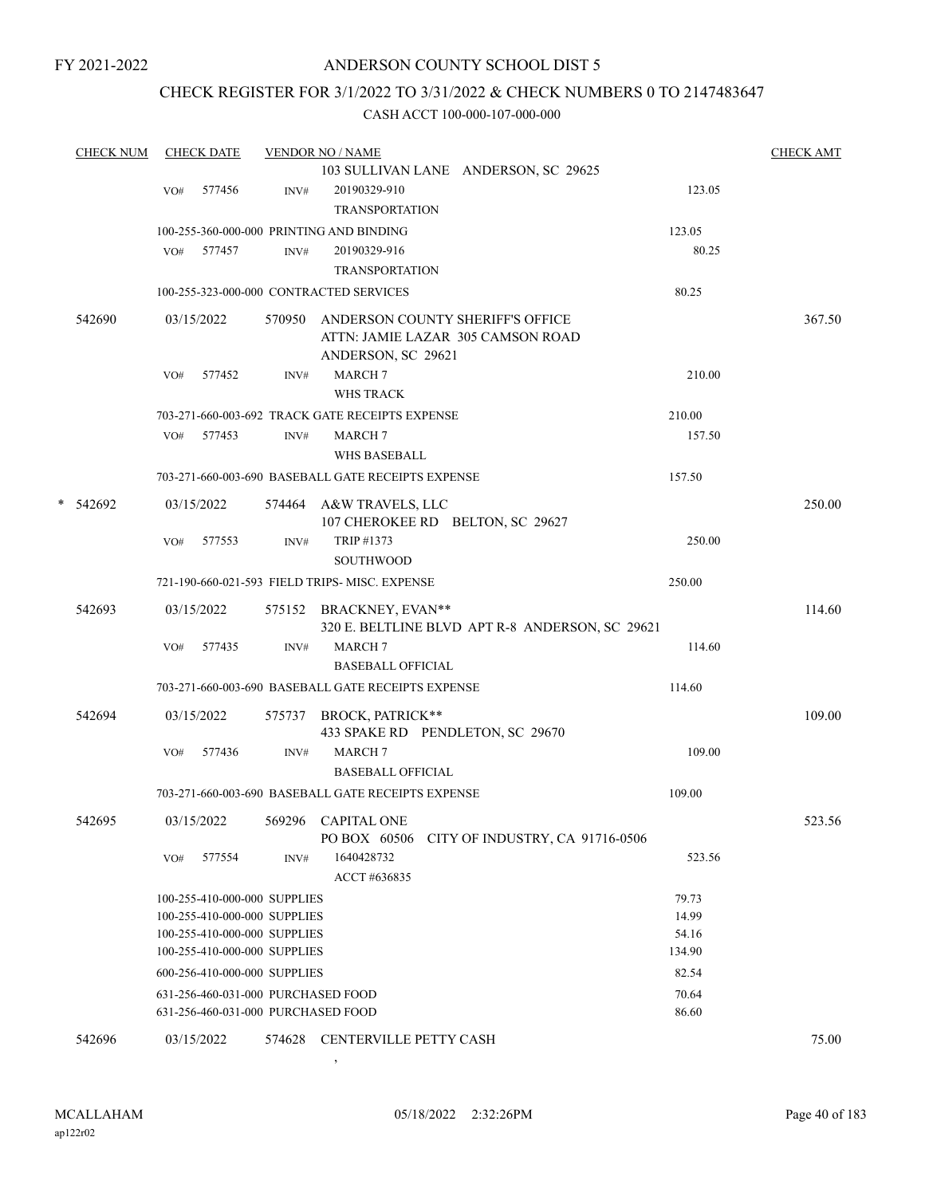FY 2021-2022

# ANDERSON COUNTY SCHOOL DIST 5

## CHECK REGISTER FOR 3/1/2022 TO 3/31/2022 & CHECK NUMBERS 0 TO 2147483647

### CASH ACCT 100-000-107-000-000

| CHECK NUM | CHECK DATE | VENDOR NO / NAME | | CHECK AMT |
|---|---|---|---|---|
| | | 103 SULLIVAN LANE ANDERSON, SC 29625 | | |
| | VO# 577456 | INV# 20190329-910 TRANSPORTATION | 123.05 | |
| | | 100-255-360-000-000 PRINTING AND BINDING | 123.05 | |
| | VO# 577457 | INV# 20190329-916 TRANSPORTATION | 80.25 | |
| | | 100-255-323-000-000 CONTRACTED SERVICES | 80.25 | |
| 542690 | 03/15/2022 | 570950 ANDERSON COUNTY SHERIFF'S OFFICE ATTN: JAMIE LAZAR 305 CAMSON ROAD ANDERSON, SC 29621 | | 367.50 |
| | VO# 577452 | INV# MARCH 7 WHS TRACK | 210.00 | |
| | | 703-271-660-003-692 TRACK GATE RECEIPTS EXPENSE | 210.00 | |
| | VO# 577453 | INV# MARCH 7 WHS BASEBALL | 157.50 | |
| | | 703-271-660-003-690 BASEBALL GATE RECEIPTS EXPENSE | 157.50 | |
| * 542692 | 03/15/2022 | 574464 A&W TRAVELS, LLC 107 CHEROKEE RD BELTON, SC 29627 | | 250.00 |
| | VO# 577553 | INV# TRIP #1373 SOUTHWOOD | 250.00 | |
| | | 721-190-660-021-593 FIELD TRIPS- MISC. EXPENSE | 250.00 | |
| 542693 | 03/15/2022 | 575152 BRACKNEY, EVAN** 320 E. BELTLINE BLVD APT R-8 ANDERSON, SC 29621 | | 114.60 |
| | VO# 577435 | INV# MARCH 7 BASEBALL OFFICIAL | 114.60 | |
| | | 703-271-660-003-690 BASEBALL GATE RECEIPTS EXPENSE | 114.60 | |
| 542694 | 03/15/2022 | 575737 BROCK, PATRICK** 433 SPAKE RD PENDLETON, SC 29670 | | 109.00 |
| | VO# 577436 | INV# MARCH 7 BASEBALL OFFICIAL | 109.00 | |
| | | 703-271-660-003-690 BASEBALL GATE RECEIPTS EXPENSE | 109.00 | |
| 542695 | 03/15/2022 | 569296 CAPITAL ONE PO BOX 60506 CITY OF INDUSTRY, CA 91716-0506 | | 523.56 |
| | VO# 577554 | INV# 1640428732 ACCT #636835 | 523.56 | |
| | | 100-255-410-000-000 SUPPLIES | 79.73 | |
| | | 100-255-410-000-000 SUPPLIES | 14.99 | |
| | | 100-255-410-000-000 SUPPLIES | 54.16 | |
| | | 100-255-410-000-000 SUPPLIES | 134.90 | |
| | | 600-256-410-000-000 SUPPLIES | 82.54 | |
| | | 631-256-460-031-000 PURCHASED FOOD | 70.64 | |
| | | 631-256-460-031-000 PURCHASED FOOD | 86.60 | |
| 542696 | 03/15/2022 | 574628 CENTERVILLE PETTY CASH , | | 75.00 |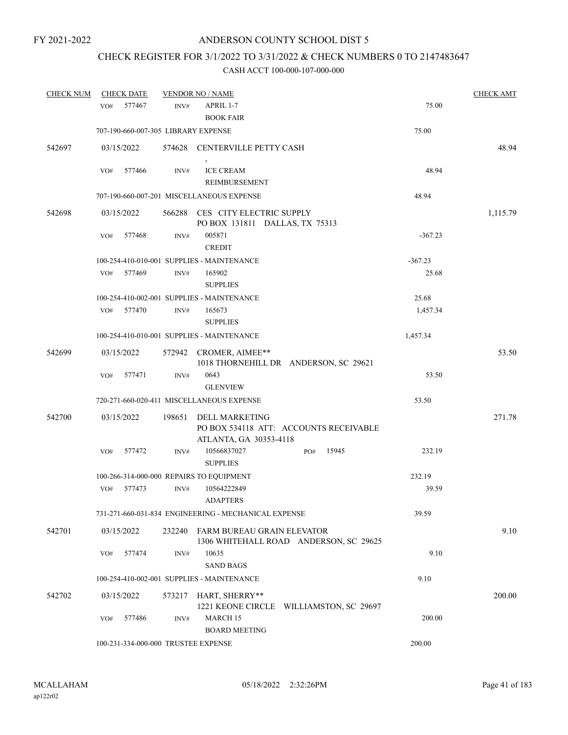FY 2021-2022

# ANDERSON COUNTY SCHOOL DIST 5

## CHECK REGISTER FOR 3/1/2022 TO 3/31/2022 & CHECK NUMBERS 0 TO 2147483647

### CASH ACCT 100-000-107-000-000

| CHECK NUM | CHECK DATE | VENDOR NO / NAME | | CHECK AMT |
|---|---|---|---|---|
| | VO# 577467 | INV# APRIL 1-7 BOOK FAIR | 75.00 | |
| | 707-190-660-007-305 LIBRARY EXPENSE | | 75.00 | |
| 542697 | 03/15/2022 | 574628 CENTERVILLE PETTY CASH , | | 48.94 |
| | VO# 577466 | INV# ICE CREAM REIMBURSEMENT | 48.94 | |
| | 707-190-660-007-201 MISCELLANEOUS EXPENSE | | 48.94 | |
| 542698 | 03/15/2022 | 566288 CES CITY ELECTRIC SUPPLY PO BOX 131811 DALLAS, TX 75313 | | 1,115.79 |
| | VO# 577468 | INV# 005871 CREDIT | -367.23 | |
| | 100-254-410-010-001 SUPPLIES - MAINTENANCE | | -367.23 | |
| | VO# 577469 | INV# 165902 SUPPLIES | 25.68 | |
| | 100-254-410-002-001 SUPPLIES - MAINTENANCE | | 25.68 | |
| | VO# 577470 | INV# 165673 SUPPLIES | 1,457.34 | |
| | 100-254-410-010-001 SUPPLIES - MAINTENANCE | | 1,457.34 | |
| 542699 | 03/15/2022 | 572942 CROMER, AIMEE** 1018 THORNEHILL DR ANDERSON, SC 29621 | | 53.50 |
| | VO# 577471 | INV# 0643 GLENVIEW | 53.50 | |
| | 720-271-660-020-411 MISCELLANEOUS EXPENSE | | 53.50 | |
| 542700 | 03/15/2022 | 198651 DELL MARKETING PO BOX 534118 ATT: ACCOUNTS RECEIVABLE ATLANTA, GA 30353-4118 | | 271.78 |
| | VO# 577472 | INV# 10566837027 PO# 15945 SUPPLIES | 232.19 | |
| | 100-266-314-000-000 REPAIRS TO EQUIPMENT | | 232.19 | |
| | VO# 577473 | INV# 10564222849 ADAPTERS | 39.59 | |
| | 731-271-660-031-834 ENGINEERING - MECHANICAL EXPENSE | | 39.59 | |
| 542701 | 03/15/2022 | 232240 FARM BUREAU GRAIN ELEVATOR 1306 WHITEHALL ROAD ANDERSON, SC 29625 | | 9.10 |
| | VO# 577474 | INV# 10635 SAND BAGS | 9.10 | |
| | 100-254-410-002-001 SUPPLIES - MAINTENANCE | | 9.10 | |
| 542702 | 03/15/2022 | 573217 HART, SHERRY** 1221 KEONE CIRCLE WILLIAMSTON, SC 29697 | | 200.00 |
| | VO# 577486 | INV# MARCH 15 BOARD MEETING | 200.00 | |
| | 100-231-334-000-000 TRUSTEE EXPENSE | | 200.00 | |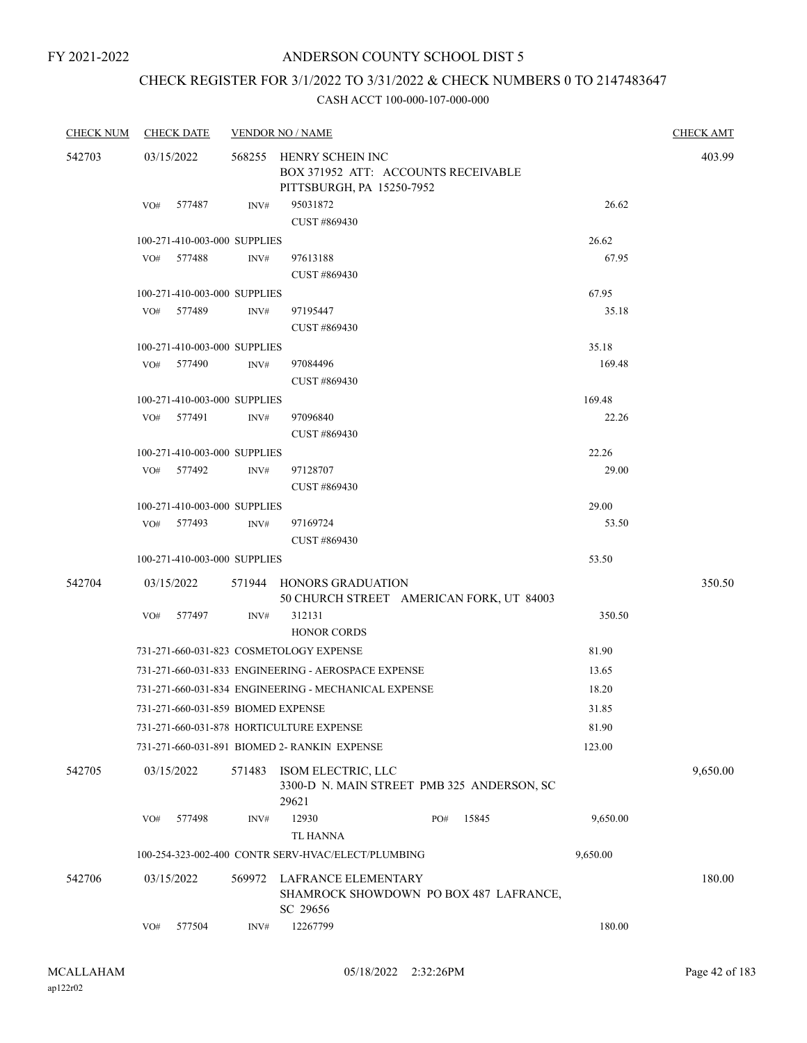FY 2021-2022

# ANDERSON COUNTY SCHOOL DIST 5

## CHECK REGISTER FOR 3/1/2022 TO 3/31/2022 & CHECK NUMBERS 0 TO 2147483647

### CASH ACCT 100-000-107-000-000

| CHECK NUM | CHECK DATE | VENDOR NO / NAME | | | CHECK AMT |
|---|---|---|---|---|---|
| 542703 | 03/15/2022 | 568255 HENRY SCHEIN INC<br>BOX 371952 ATT: ACCOUNTS RECEIVABLE<br>PITTSBURGH, PA 15250-7952 | | | 403.99 |
| | VO# 577487 | INV# 95031872<br>CUST #869430 | | 26.62 | |
| | 100-271-410-003-000 SUPPLIES | | | 26.62 | |
| | VO# 577488 | INV# 97613188<br>CUST #869430 | | 67.95 | |
| | 100-271-410-003-000 SUPPLIES | | | 67.95 | |
| | VO# 577489 | INV# 97195447<br>CUST #869430 | | 35.18 | |
| | 100-271-410-003-000 SUPPLIES | | | 35.18 | |
| | VO# 577490 | INV# 97084496<br>CUST #869430 | | 169.48 | |
| | 100-271-410-003-000 SUPPLIES | | | 169.48 | |
| | VO# 577491 | INV# 97096840<br>CUST #869430 | | 22.26 | |
| | 100-271-410-003-000 SUPPLIES | | | 22.26 | |
| | VO# 577492 | INV# 97128707<br>CUST #869430 | | 29.00 | |
| | 100-271-410-003-000 SUPPLIES | | | 29.00 | |
| | VO# 577493 | INV# 97169724<br>CUST #869430 | | 53.50 | |
| | 100-271-410-003-000 SUPPLIES | | | 53.50 | |
| 542704 | 03/15/2022 | 571944 HONORS GRADUATION<br>50 CHURCH STREET AMERICAN FORK, UT 84003 | | | 350.50 |
| | VO# 577497 | INV# 312131<br>HONOR CORDS | | 350.50 | |
| | 731-271-660-031-823 COSMETOLOGY EXPENSE | | | 81.90 | |
| | 731-271-660-031-833 ENGINEERING - AEROSPACE EXPENSE | | | 13.65 | |
| | 731-271-660-031-834 ENGINEERING - MECHANICAL EXPENSE | | | 18.20 | |
| | 731-271-660-031-859 BIOMED EXPENSE | | | 31.85 | |
| | 731-271-660-031-878 HORTICULTURE EXPENSE | | | 81.90 | |
| | 731-271-660-031-891 BIOMED 2- RANKIN EXPENSE | | | 123.00 | |
| 542705 | 03/15/2022 | 571483 ISOM ELECTRIC, LLC<br>3300-D N. MAIN STREET PMB 325 ANDERSON, SC 29621 | | | 9,650.00 |
| | VO# 577498 | INV# 12930<br>TL HANNA | PO# 15845 | 9,650.00 | |
| | 100-254-323-002-400 CONTR SERV-HVAC/ELECT/PLUMBING | | | 9,650.00 | |
| 542706 | 03/15/2022 | 569972 LAFRANCE ELEMENTARY<br>SHAMROCK SHOWDOWN PO BOX 487 LAFRANCE, SC 29656 | | | 180.00 |
| | VO# 577504 | INV# 12267799 | | 180.00 | |

MCALLAHAM ap122r02 05/18/2022 2:32:26PM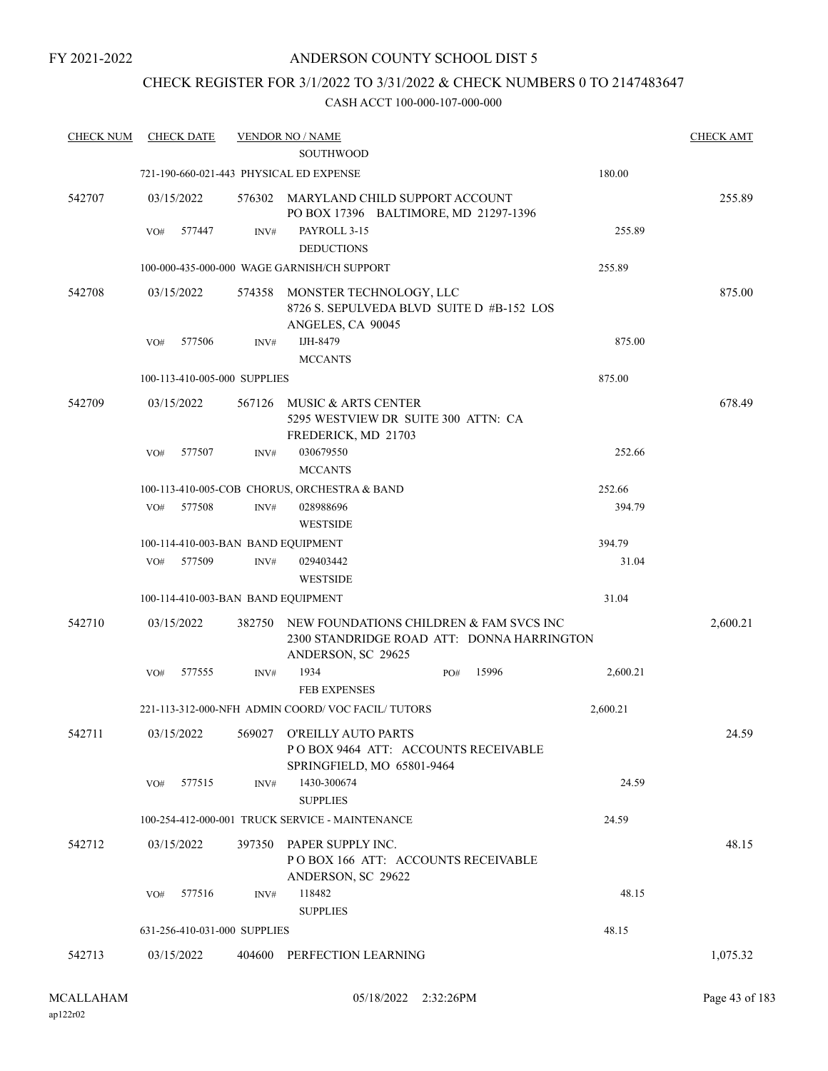FY 2021-2022

# ANDERSON COUNTY SCHOOL DIST 5

## CHECK REGISTER FOR 3/1/2022 TO 3/31/2022 & CHECK NUMBERS 0 TO 2147483647

### CASH ACCT 100-000-107-000-000

| CHECK NUM | CHECK DATE | VENDOR NO / NAME | | CHECK AMT |
|---|---|---|---|---|
| | | SOUTHWOOD | | |
| | | 721-190-660-021-443 PHYSICAL ED EXPENSE | 180.00 | |
| 542707 | 03/15/2022 | 576302 MARYLAND CHILD SUPPORT ACCOUNT PO BOX 17396 BALTIMORE, MD 21297-1396 | | 255.89 |
| | VO# 577447 | INV# PAYROLL 3-15 DEDUCTIONS | 255.89 | |
| | | 100-000-435-000-000 WAGE GARNISH/CH SUPPORT | 255.89 | |
| 542708 | 03/15/2022 | 574358 MONSTER TECHNOLOGY, LLC 8726 S. SEPULVEDA BLVD SUITE D #B-152 LOS ANGELES, CA 90045 | | 875.00 |
| | VO# 577506 | INV# IJH-8479 MCCANTS | 875.00 | |
| | | 100-113-410-005-000 SUPPLIES | 875.00 | |
| 542709 | 03/15/2022 | 567126 MUSIC & ARTS CENTER 5295 WESTVIEW DR SUITE 300 ATTN: CA FREDERICK, MD 21703 | | 678.49 |
| | VO# 577507 | INV# 030679550 MCCANTS | 252.66 | |
| | | 100-113-410-005-COB CHORUS, ORCHESTRA & BAND | 252.66 | |
| | VO# 577508 | INV# 028988696 WESTSIDE | 394.79 | |
| | | 100-114-410-003-BAN BAND EQUIPMENT | 394.79 | |
| | VO# 577509 | INV# 029403442 WESTSIDE | 31.04 | |
| | | 100-114-410-003-BAN BAND EQUIPMENT | 31.04 | |
| 542710 | 03/15/2022 | 382750 NEW FOUNDATIONS CHILDREN & FAM SVCS INC 2300 STANDRIDGE ROAD ATT: DONNA HARRINGTON ANDERSON, SC 29625 | | 2,600.21 |
| | VO# 577555 | INV# 1934 PO# 15996 FEB EXPENSES | 2,600.21 | |
| | | 221-113-312-000-NFH ADMIN COORD/ VOC FACIL/ TUTORS | 2,600.21 | |
| 542711 | 03/15/2022 | 569027 O'REILLY AUTO PARTS P O BOX 9464 ATT: ACCOUNTS RECEIVABLE SPRINGFIELD, MO 65801-9464 | | 24.59 |
| | VO# 577515 | INV# 1430-300674 SUPPLIES | 24.59 | |
| | | 100-254-412-000-001 TRUCK SERVICE - MAINTENANCE | 24.59 | |
| 542712 | 03/15/2022 | 397350 PAPER SUPPLY INC. P O BOX 166 ATT: ACCOUNTS RECEIVABLE ANDERSON, SC 29622 | | 48.15 |
| | VO# 577516 | INV# 118482 SUPPLIES | 48.15 | |
| | | 631-256-410-031-000 SUPPLIES | 48.15 | |
| 542713 | 03/15/2022 | 404600 PERFECTION LEARNING | | 1,075.32 |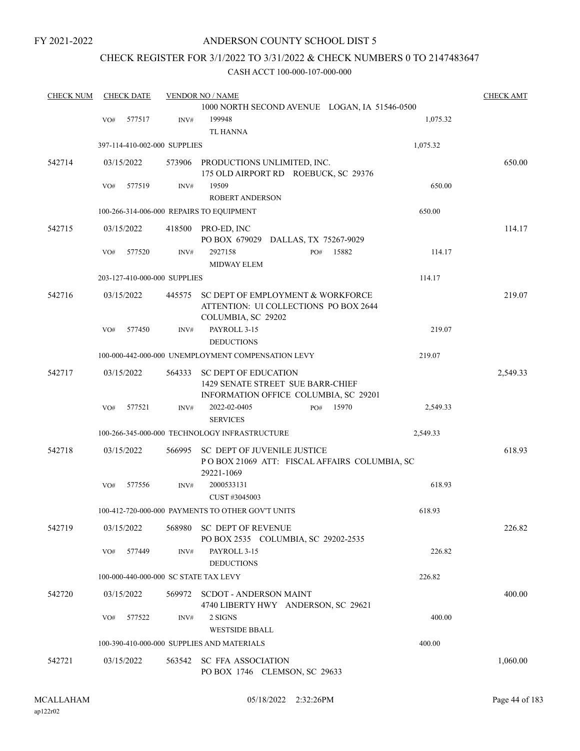FY 2021-2022

# ANDERSON COUNTY SCHOOL DIST 5

## CHECK REGISTER FOR 3/1/2022 TO 3/31/2022 & CHECK NUMBERS 0 TO 2147483647

### CASH ACCT 100-000-107-000-000

| CHECK NUM | CHECK DATE | VENDOR NO / NAME | | | CHECK AMT |
|---|---|---|---|---|---|
| | | 1000 NORTH SECOND AVENUE LOGAN, IA 51546-0500 | | | |
| | VO# 577517 | INV# 199948 TL HANNA | | 1,075.32 | |
| | 397-114-410-002-000 SUPPLIES | | | 1,075.32 | |
| 542714 | 03/15/2022 | 573906 PRODUCTIONS UNLIMITED, INC. 175 OLD AIRPORT RD ROEBUCK, SC 29376 | | | 650.00 |
| | VO# 577519 | INV# 19509 ROBERT ANDERSON | | 650.00 | |
| | 100-266-314-006-000 REPAIRS TO EQUIPMENT | | | 650.00 | |
| 542715 | 03/15/2022 | 418500 PRO-ED, INC PO BOX 679029 DALLAS, TX 75267-9029 | | | 114.17 |
| | VO# 577520 | INV# 2927158 MIDWAY ELEM | PO# 15882 | 114.17 | |
| | 203-127-410-000-000 SUPPLIES | | | 114.17 | |
| 542716 | 03/15/2022 | 445575 SC DEPT OF EMPLOYMENT & WORKFORCE ATTENTION: UI COLLECTIONS PO BOX 2644 COLUMBIA, SC 29202 | | | 219.07 |
| | VO# 577450 | INV# PAYROLL 3-15 DEDUCTIONS | | 219.07 | |
| | 100-000-442-000-000 UNEMPLOYMENT COMPENSATION LEVY | | | 219.07 | |
| 542717 | 03/15/2022 | 564333 SC DEPT OF EDUCATION 1429 SENATE STREET SUE BARR-CHIEF INFORMATION OFFICE COLUMBIA, SC 29201 | | | 2,549.33 |
| | VO# 577521 | INV# 2022-02-0405 SERVICES | PO# 15970 | 2,549.33 | |
| | 100-266-345-000-000 TECHNOLOGY INFRASTRUCTURE | | | 2,549.33 | |
| 542718 | 03/15/2022 | 566995 SC DEPT OF JUVENILE JUSTICE P O BOX 21069 ATT: FISCAL AFFAIRS COLUMBIA, SC 29221-1069 | | | 618.93 |
| | VO# 577556 | INV# 2000533131 CUST #3045003 | | 618.93 | |
| | 100-412-720-000-000 PAYMENTS TO OTHER GOV'T UNITS | | | 618.93 | |
| 542719 | 03/15/2022 | 568980 SC DEPT OF REVENUE PO BOX 2535 COLUMBIA, SC 29202-2535 | | | 226.82 |
| | VO# 577449 | INV# PAYROLL 3-15 DEDUCTIONS | | 226.82 | |
| | 100-000-440-000-000 SC STATE TAX LEVY | | | 226.82 | |
| 542720 | 03/15/2022 | 569972 SCDOT - ANDERSON MAINT 4740 LIBERTY HWY ANDERSON, SC 29621 | | | 400.00 |
| | VO# 577522 | INV# 2 SIGNS WESTSIDE BBALL | | 400.00 | |
| | 100-390-410-000-000 SUPPLIES AND MATERIALS | | | 400.00 | |
| 542721 | 03/15/2022 | 563542 SC FFA ASSOCIATION PO BOX 1746 CLEMSON, SC 29633 | | | 1,060.00 |

MCALLAHAM ap122r02 05/18/2022 2:32:26PM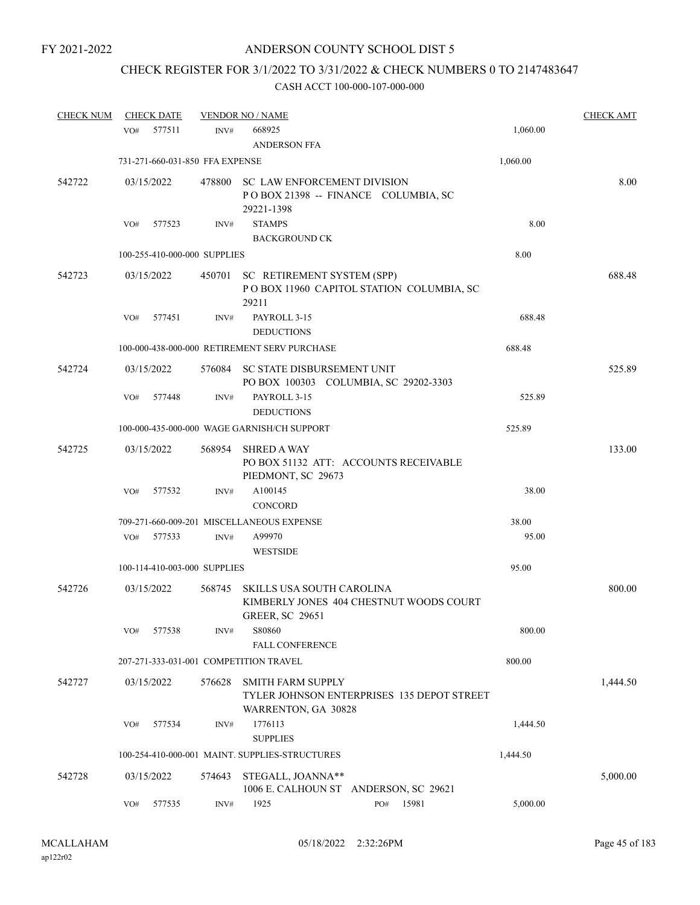FY 2021-2022

# ANDERSON COUNTY SCHOOL DIST 5

## CHECK REGISTER FOR 3/1/2022 TO 3/31/2022 & CHECK NUMBERS 0 TO 2147483647

CASH ACCT 100-000-107-000-000

| CHECK NUM | CHECK DATE | VENDOR NO / NAME | | CHECK AMT |
|---|---|---|---|---|
| | VO# 577511 | INV# 668925<br>ANDERSON FFA | 1,060.00 | |
| | 731-271-660-031-850 FFA EXPENSE | | 1,060.00 | |
| 542722 | 03/15/2022 | 478800 SC LAW ENFORCEMENT DIVISION<br>P O BOX 21398 -- FINANCE COLUMBIA, SC 29221-1398 | | 8.00 |
| | VO# 577523 | INV# STAMPS<br>BACKGROUND CK | 8.00 | |
| | 100-255-410-000-000 SUPPLIES | | 8.00 | |
| 542723 | 03/15/2022 | 450701 SC RETIREMENT SYSTEM (SPP)<br>P O BOX 11960 CAPITOL STATION COLUMBIA, SC 29211 | | 688.48 |
| | VO# 577451 | INV# PAYROLL 3-15<br>DEDUCTIONS | 688.48 | |
| | 100-000-438-000-000 RETIREMENT SERV PURCHASE | | 688.48 | |
| 542724 | 03/15/2022 | 576084 SC STATE DISBURSEMENT UNIT<br>PO BOX 100303 COLUMBIA, SC 29202-3303 | | 525.89 |
| | VO# 577448 | INV# PAYROLL 3-15<br>DEDUCTIONS | 525.89 | |
| | 100-000-435-000-000 WAGE GARNISH/CH SUPPORT | | 525.89 | |
| 542725 | 03/15/2022 | 568954 SHRED A WAY<br>PO BOX 51132 ATT: ACCOUNTS RECEIVABLE PIEDMONT, SC 29673 | | 133.00 |
| | VO# 577532 | INV# A100145<br>CONCORD | 38.00 | |
| | 709-271-660-009-201 MISCELLANEOUS EXPENSE | | 38.00 | |
| | VO# 577533 | INV# A99970<br>WESTSIDE | 95.00 | |
| | 100-114-410-003-000 SUPPLIES | | 95.00 | |
| 542726 | 03/15/2022 | 568745 SKILLS USA SOUTH CAROLINA<br>KIMBERLY JONES 404 CHESTNUT WOODS COURT GREER, SC 29651 | | 800.00 |
| | VO# 577538 | INV# S80860<br>FALL CONFERENCE | 800.00 | |
| | 207-271-333-031-001 COMPETITION TRAVEL | | 800.00 | |
| 542727 | 03/15/2022 | 576628 SMITH FARM SUPPLY<br>TYLER JOHNSON ENTERPRISES 135 DEPOT STREET WARRENTON, GA 30828 | | 1,444.50 |
| | VO# 577534 | INV# 1776113<br>SUPPLIES | 1,444.50 | |
| | 100-254-410-000-001 MAINT. SUPPLIES-STRUCTURES | | 1,444.50 | |
| 542728 | 03/15/2022 | 574643 STEGALL, JOANNA**<br>1006 E. CALHOUN ST ANDERSON, SC 29621 | | 5,000.00 |
| | VO# 577535 | INV# 1925 PO# 15981 | 5,000.00 | |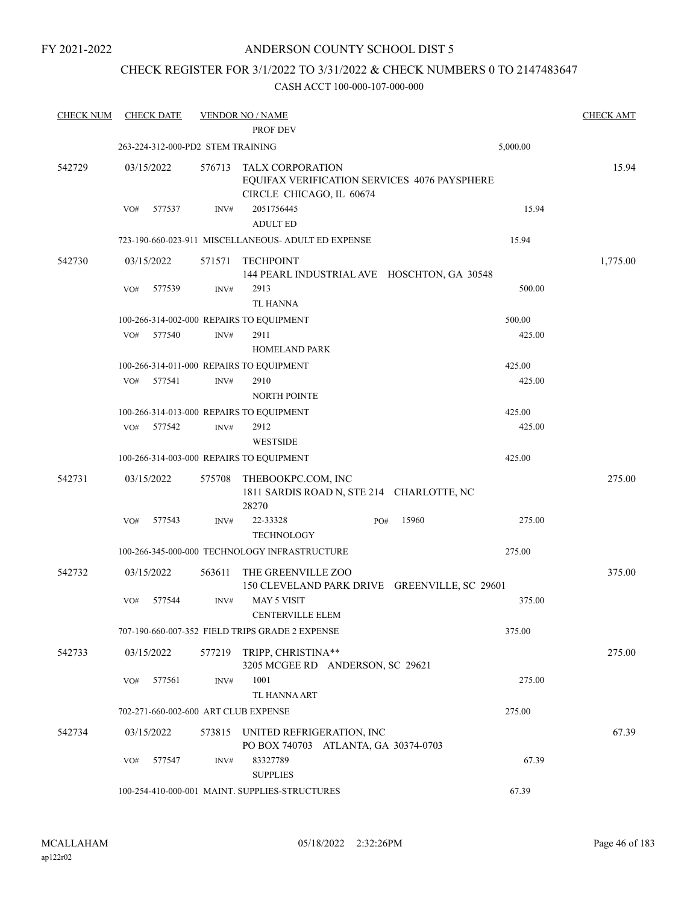FY 2021-2022

# ANDERSON COUNTY SCHOOL DIST 5

## CHECK REGISTER FOR 3/1/2022 TO 3/31/2022 & CHECK NUMBERS 0 TO 2147483647

CASH ACCT 100-000-107-000-000

| CHECK NUM | CHECK DATE | VENDOR NO / NAME | | CHECK AMT |
|---|---|---|---|---|
| | | PROF DEV | | |
| | 263-224-312-000-PD2 STEM TRAINING | | 5,000.00 | |
| 542729 | 03/15/2022 | 576713 TALX CORPORATION<br>EQUIFAX VERIFICATION SERVICES 4076 PAYSPHERE CIRCLE CHICAGO, IL 60674 | | 15.94 |
| | VO# 577537 | INV# 2051756445<br>ADULT ED | 15.94 | |
| | 723-190-660-023-911 MISCELLANEOUS- ADULT ED EXPENSE | | 15.94 | |
| 542730 | 03/15/2022 | 571571 TECHPOINT<br>144 PEARL INDUSTRIAL AVE HOSCHTON, GA 30548 | | 1,775.00 |
| | VO# 577539 | INV# 2913<br>TL HANNA | 500.00 | |
| | 100-266-314-002-000 REPAIRS TO EQUIPMENT | | 500.00 | |
| | VO# 577540 | INV# 2911<br>HOMELAND PARK | 425.00 | |
| | 100-266-314-011-000 REPAIRS TO EQUIPMENT | | 425.00 | |
| | VO# 577541 | INV# 2910<br>NORTH POINTE | 425.00 | |
| | 100-266-314-013-000 REPAIRS TO EQUIPMENT | | 425.00 | |
| | VO# 577542 | INV# 2912<br>WESTSIDE | 425.00 | |
| | 100-266-314-003-000 REPAIRS TO EQUIPMENT | | 425.00 | |
| 542731 | 03/15/2022 | 575708 THEBOOKPC.COM, INC<br>1811 SARDIS ROAD N, STE 214 CHARLOTTE, NC 28270 | | 275.00 |
| | VO# 577543 | INV# 22-33328 PO# 15960<br>TECHNOLOGY | 275.00 | |
| | 100-266-345-000-000 TECHNOLOGY INFRASTRUCTURE | | 275.00 | |
| 542732 | 03/15/2022 | 563611 THE GREENVILLE ZOO<br>150 CLEVELAND PARK DRIVE GREENVILLE, SC 29601 | | 375.00 |
| | VO# 577544 | INV# MAY 5 VISIT<br>CENTERVILLE ELEM | 375.00 | |
| | 707-190-660-007-352 FIELD TRIPS GRADE 2 EXPENSE | | 375.00 | |
| 542733 | 03/15/2022 | 577219 TRIPP, CHRISTINA**<br>3205 MCGEE RD ANDERSON, SC 29621 | | 275.00 |
| | VO# 577561 | INV# 1001<br>TL HANNA ART | 275.00 | |
| | 702-271-660-002-600 ART CLUB EXPENSE | | 275.00 | |
| 542734 | 03/15/2022 | 573815 UNITED REFRIGERATION, INC<br>PO BOX 740703 ATLANTA, GA 30374-0703 | | 67.39 |
| | VO# 577547 | INV# 83327789<br>SUPPLIES | 67.39 | |
| | 100-254-410-000-001 MAINT. SUPPLIES-STRUCTURES | | 67.39 | |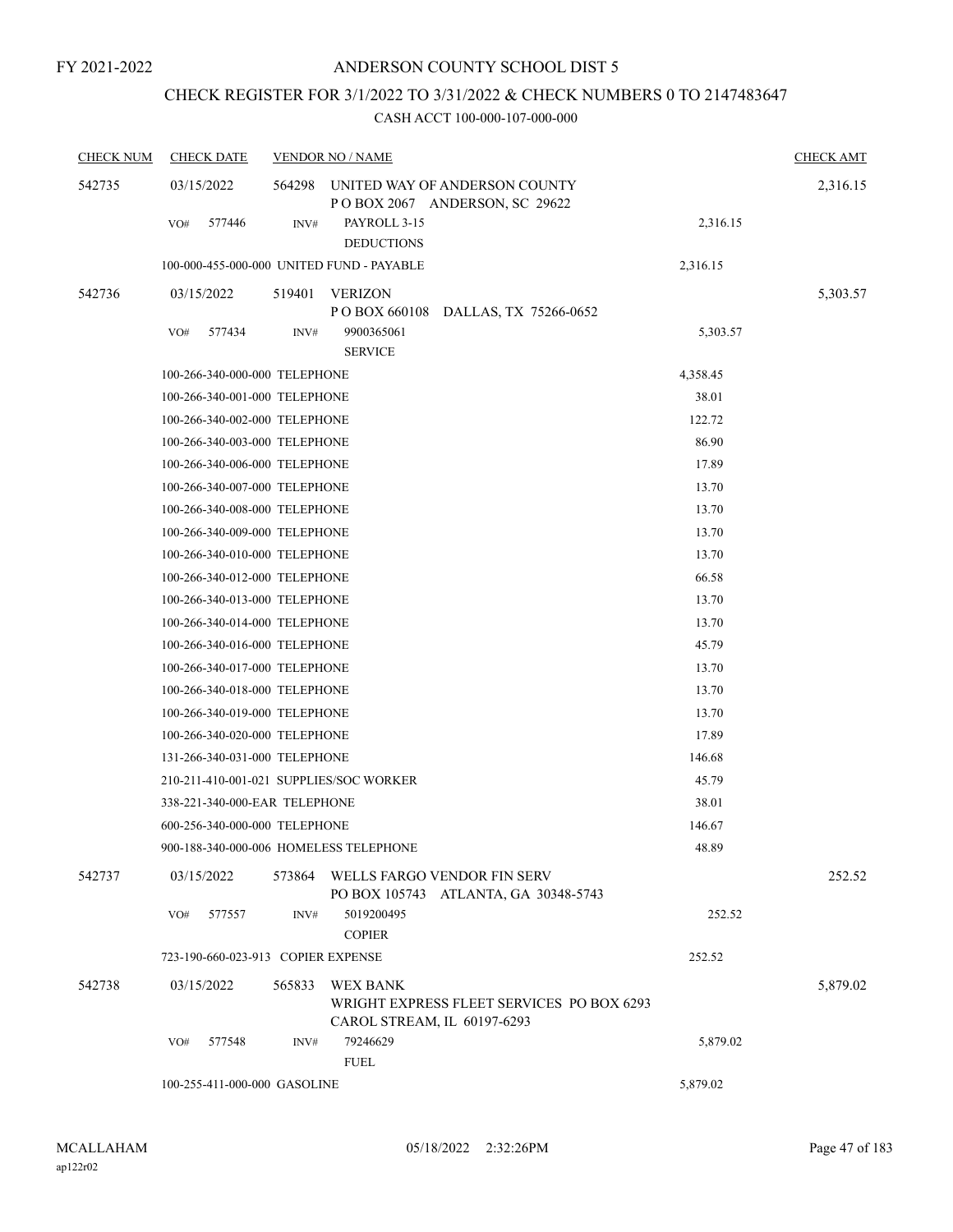FY 2021-2022

# ANDERSON COUNTY SCHOOL DIST 5

## CHECK REGISTER FOR 3/1/2022 TO 3/31/2022 & CHECK NUMBERS 0 TO 2147483647

### CASH ACCT 100-000-107-000-000

| CHECK NUM | CHECK DATE | VENDOR NO / NAME | | CHECK AMT |
|---|---|---|---|---|
| 542735 | 03/15/2022 | 564298 UNITED WAY OF ANDERSON COUNTY<br>P O BOX 2067 ANDERSON, SC 29622 | | 2,316.15 |
| | VO# 577446 | INV# PAYROLL 3-15<br>DEDUCTIONS | 2,316.15 | |
| | 100-000-455-000-000 UNITED FUND - PAYABLE | | 2,316.15 | |
| 542736 | 03/15/2022 | 519401 VERIZON<br>P O BOX 660108 DALLAS, TX 75266-0652 | | 5,303.57 |
| | VO# 577434 | INV# 9900365061<br>SERVICE | 5,303.57 | |
| | 100-266-340-000-000 TELEPHONE | | 4,358.45 | |
| | 100-266-340-001-000 TELEPHONE | | 38.01 | |
| | 100-266-340-002-000 TELEPHONE | | 122.72 | |
| | 100-266-340-003-000 TELEPHONE | | 86.90 | |
| | 100-266-340-006-000 TELEPHONE | | 17.89 | |
| | 100-266-340-007-000 TELEPHONE | | 13.70 | |
| | 100-266-340-008-000 TELEPHONE | | 13.70 | |
| | 100-266-340-009-000 TELEPHONE | | 13.70 | |
| | 100-266-340-010-000 TELEPHONE | | 13.70 | |
| | 100-266-340-012-000 TELEPHONE | | 66.58 | |
| | 100-266-340-013-000 TELEPHONE | | 13.70 | |
| | 100-266-340-014-000 TELEPHONE | | 13.70 | |
| | 100-266-340-016-000 TELEPHONE | | 45.79 | |
| | 100-266-340-017-000 TELEPHONE | | 13.70 | |
| | 100-266-340-018-000 TELEPHONE | | 13.70 | |
| | 100-266-340-019-000 TELEPHONE | | 13.70 | |
| | 100-266-340-020-000 TELEPHONE | | 17.89 | |
| | 131-266-340-031-000 TELEPHONE | | 146.68 | |
| | 210-211-410-001-021 SUPPLIES/SOC WORKER | | 45.79 | |
| | 338-221-340-000-EAR TELEPHONE | | 38.01 | |
| | 600-256-340-000-000 TELEPHONE | | 146.67 | |
| | 900-188-340-000-006 HOMELESS TELEPHONE | | 48.89 | |
| 542737 | 03/15/2022 | 573864 WELLS FARGO VENDOR FIN SERV<br>PO BOX 105743 ATLANTA, GA 30348-5743 | | 252.52 |
| | VO# 577557 | INV# 5019200495<br>COPIER | 252.52 | |
| | 723-190-660-023-913 COPIER EXPENSE | | 252.52 | |
| 542738 | 03/15/2022 | 565833 WEX BANK<br>WRIGHT EXPRESS FLEET SERVICES PO BOX 6293<br>CAROL STREAM, IL 60197-6293 | | 5,879.02 |
| | VO# 577548 | INV# 79246629<br>FUEL | 5,879.02 | |
| | 100-255-411-000-000 GASOLINE | | 5,879.02 | |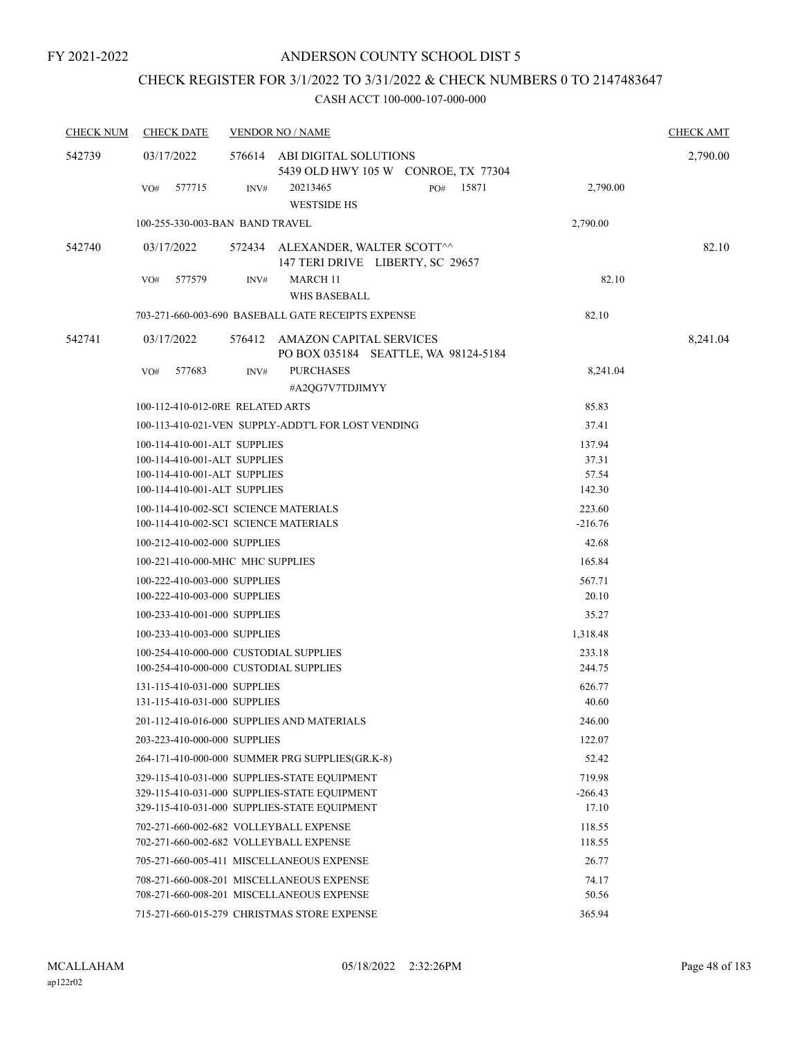FY 2021-2022

# ANDERSON COUNTY SCHOOL DIST 5

## CHECK REGISTER FOR 3/1/2022 TO 3/31/2022 & CHECK NUMBERS 0 TO 2147483647

### CASH ACCT 100-000-107-000-000

| CHECK NUM | CHECK DATE | VENDOR NO / NAME | | CHECK AMT |
|---|---|---|---|---|
| 542739 | 03/17/2022 | 576614 ABI DIGITAL SOLUTIONS<br>5439 OLD HWY 105 W CONROE, TX 77304 | | 2,790.00 |
| | VO# 577715 | INV# 20213465 PO# 15871<br>WESTSIDE HS | 2,790.00 | |
| | 100-255-330-003-BAN BAND TRAVEL | | 2,790.00 | |
| 542740 | 03/17/2022 | 572434 ALEXANDER, WALTER SCOTT^^<br>147 TERI DRIVE LIBERTY, SC 29657 | | 82.10 |
| | VO# 577579 | INV# MARCH 11<br>WHS BASEBALL | 82.10 | |
| | 703-271-660-003-690 BASEBALL GATE RECEIPTS EXPENSE | | 82.10 | |
| 542741 | 03/17/2022 | 576412 AMAZON CAPITAL SERVICES<br>PO BOX 035184 SEATTLE, WA 98124-5184 | | 8,241.04 |
| | VO# 577683 | INV# PURCHASES<br>#A2QG7V7TDJIMYY | 8,241.04 | |
| | 100-112-410-012-0RE RELATED ARTS | | 85.83 | |
| | 100-113-410-021-VEN SUPPLY-ADDT'L FOR LOST VENDING | | 37.41 | |
| | 100-114-410-001-ALT SUPPLIES | | 137.94 | |
| | 100-114-410-001-ALT SUPPLIES | | 37.31 | |
| | 100-114-410-001-ALT SUPPLIES | | 57.54 | |
| | 100-114-410-001-ALT SUPPLIES | | 142.30 | |
| | 100-114-410-002-SCI SCIENCE MATERIALS | | 223.60 | |
| | 100-114-410-002-SCI SCIENCE MATERIALS | | -216.76 | |
| | 100-212-410-002-000 SUPPLIES | | 42.68 | |
| | 100-221-410-000-MHC MHC SUPPLIES | | 165.84 | |
| | 100-222-410-003-000 SUPPLIES | | 567.71 | |
| | 100-222-410-003-000 SUPPLIES | | 20.10 | |
| | 100-233-410-001-000 SUPPLIES | | 35.27 | |
| | 100-233-410-003-000 SUPPLIES | | 1,318.48 | |
| | 100-254-410-000-000 CUSTODIAL SUPPLIES | | 233.18 | |
| | 100-254-410-000-000 CUSTODIAL SUPPLIES | | 244.75 | |
| | 131-115-410-031-000 SUPPLIES | | 626.77 | |
| | 131-115-410-031-000 SUPPLIES | | 40.60 | |
| | 201-112-410-016-000 SUPPLIES AND MATERIALS | | 246.00 | |
| | 203-223-410-000-000 SUPPLIES | | 122.07 | |
| | 264-171-410-000-000 SUMMER PRG SUPPLIES(GR.K-8) | | 52.42 | |
| | 329-115-410-031-000 SUPPLIES-STATE EQUIPMENT | | 719.98 | |
| | 329-115-410-031-000 SUPPLIES-STATE EQUIPMENT | | -266.43 | |
| | 329-115-410-031-000 SUPPLIES-STATE EQUIPMENT | | 17.10 | |
| | 702-271-660-002-682 VOLLEYBALL EXPENSE | | 118.55 | |
| | 702-271-660-002-682 VOLLEYBALL EXPENSE | | 118.55 | |
| | 705-271-660-005-411 MISCELLANEOUS EXPENSE | | 26.77 | |
| | 708-271-660-008-201 MISCELLANEOUS EXPENSE | | 74.17 | |
| | 708-271-660-008-201 MISCELLANEOUS EXPENSE | | 50.56 | |
| | 715-271-660-015-279 CHRISTMAS STORE EXPENSE | | 365.94 | |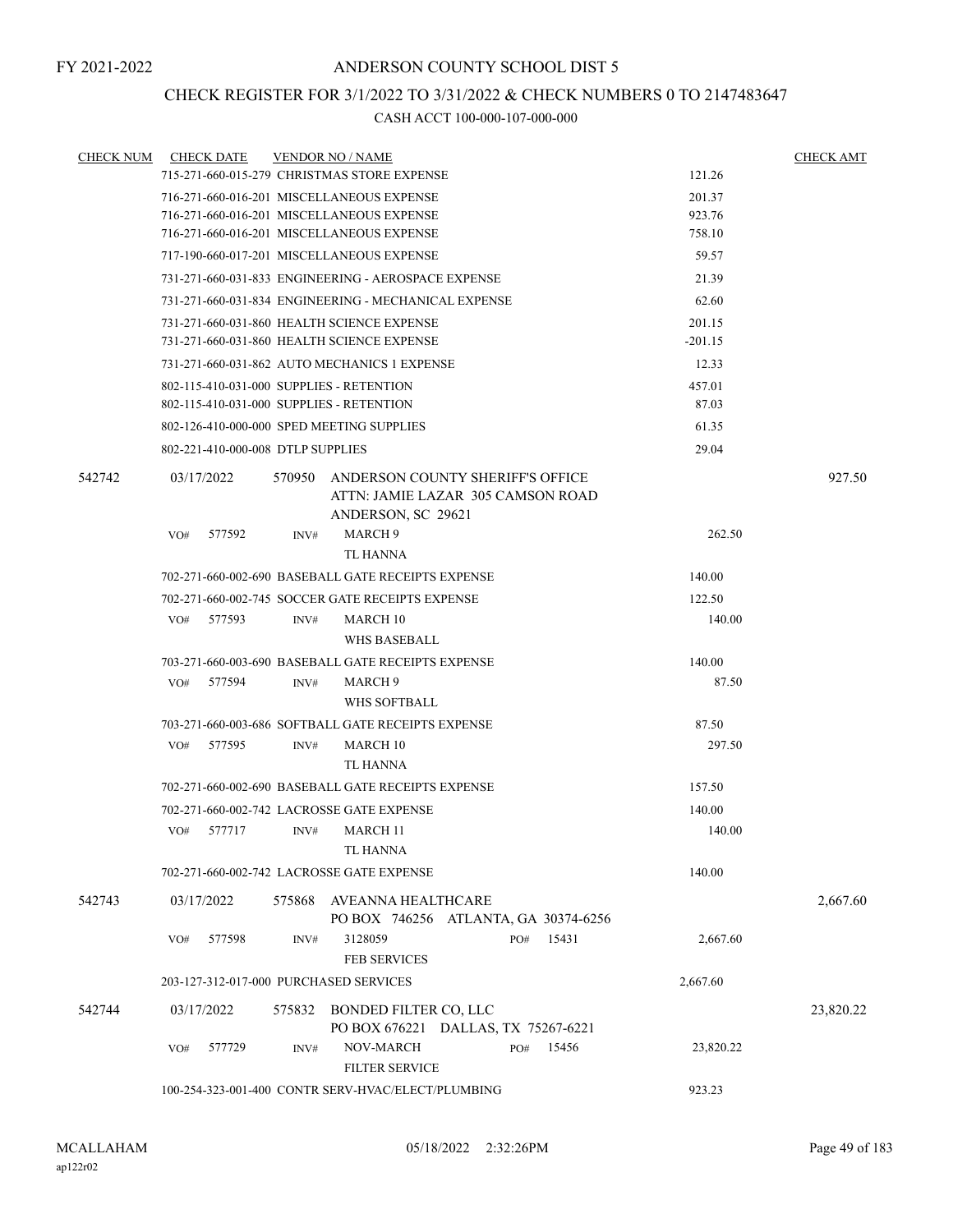# ANDERSON COUNTY SCHOOL DIST 5

FY 2021-2022

## CHECK REGISTER FOR 3/1/2022 TO 3/31/2022 & CHECK NUMBERS 0 TO 2147483647

### CASH ACCT 100-000-107-000-000

| CHECK NUM | CHECK DATE | VENDOR NO / NAME | | CHECK AMT |
|---|---|---|---|---|
| | | 715-271-660-015-279 CHRISTMAS STORE EXPENSE | 121.26 | |
| | | 716-271-660-016-201 MISCELLANEOUS EXPENSE | 201.37 | |
| | | 716-271-660-016-201 MISCELLANEOUS EXPENSE | 923.76 | |
| | | 716-271-660-016-201 MISCELLANEOUS EXPENSE | 758.10 | |
| | | 717-190-660-017-201 MISCELLANEOUS EXPENSE | 59.57 | |
| | | 731-271-660-031-833 ENGINEERING - AEROSPACE EXPENSE | 21.39 | |
| | | 731-271-660-031-834 ENGINEERING - MECHANICAL EXPENSE | 62.60 | |
| | | 731-271-660-031-860 HEALTH SCIENCE EXPENSE | 201.15 | |
| | | 731-271-660-031-860 HEALTH SCIENCE EXPENSE | -201.15 | |
| | | 731-271-660-031-862 AUTO MECHANICS 1 EXPENSE | 12.33 | |
| | | 802-115-410-031-000 SUPPLIES - RETENTION | 457.01 | |
| | | 802-115-410-031-000 SUPPLIES - RETENTION | 87.03 | |
| | | 802-126-410-000-000 SPED MEETING SUPPLIES | 61.35 | |
| | | 802-221-410-000-008 DTLP SUPPLIES | 29.04 | |
| 542742 | 03/17/2022 | 570950 ANDERSON COUNTY SHERIFF'S OFFICE<br>ATTN: JAMIE LAZAR 305 CAMSON ROAD<br>ANDERSON, SC 29621 | | 927.50 |
| | VO# 577592 | INV# MARCH 9<br>TL HANNA | 262.50 | |
| | | 702-271-660-002-690 BASEBALL GATE RECEIPTS EXPENSE | 140.00 | |
| | | 702-271-660-002-745 SOCCER GATE RECEIPTS EXPENSE | 122.50 | |
| | VO# 577593 | INV# MARCH 10<br>WHS BASEBALL | 140.00 | |
| | | 703-271-660-003-690 BASEBALL GATE RECEIPTS EXPENSE | 140.00 | |
| | VO# 577594 | INV# MARCH 9<br>WHS SOFTBALL | 87.50 | |
| | | 703-271-660-003-686 SOFTBALL GATE RECEIPTS EXPENSE | 87.50 | |
| | VO# 577595 | INV# MARCH 10<br>TL HANNA | 297.50 | |
| | | 702-271-660-002-690 BASEBALL GATE RECEIPTS EXPENSE | 157.50 | |
| | | 702-271-660-002-742 LACROSSE GATE EXPENSE | 140.00 | |
| | VO# 577717 | INV# MARCH 11<br>TL HANNA | 140.00 | |
| | | 702-271-660-002-742 LACROSSE GATE EXPENSE | 140.00 | |
| 542743 | 03/17/2022 | 575868 AVEANNA HEALTHCARE<br>PO BOX 746256 ATLANTA, GA 30374-6256 | | 2,667.60 |
| | VO# 577598 | INV# 3128059 PO# 15431<br>FEB SERVICES | 2,667.60 | |
| | | 203-127-312-017-000 PURCHASED SERVICES | 2,667.60 | |
| 542744 | 03/17/2022 | 575832 BONDED FILTER CO, LLC<br>PO BOX 676221 DALLAS, TX 75267-6221 | | 23,820.22 |
| | VO# 577729 | INV# NOV-MARCH PO# 15456<br>FILTER SERVICE | 23,820.22 | |
| | | 100-254-323-001-400 CONTR SERV-HVAC/ELECT/PLUMBING | 923.23 | |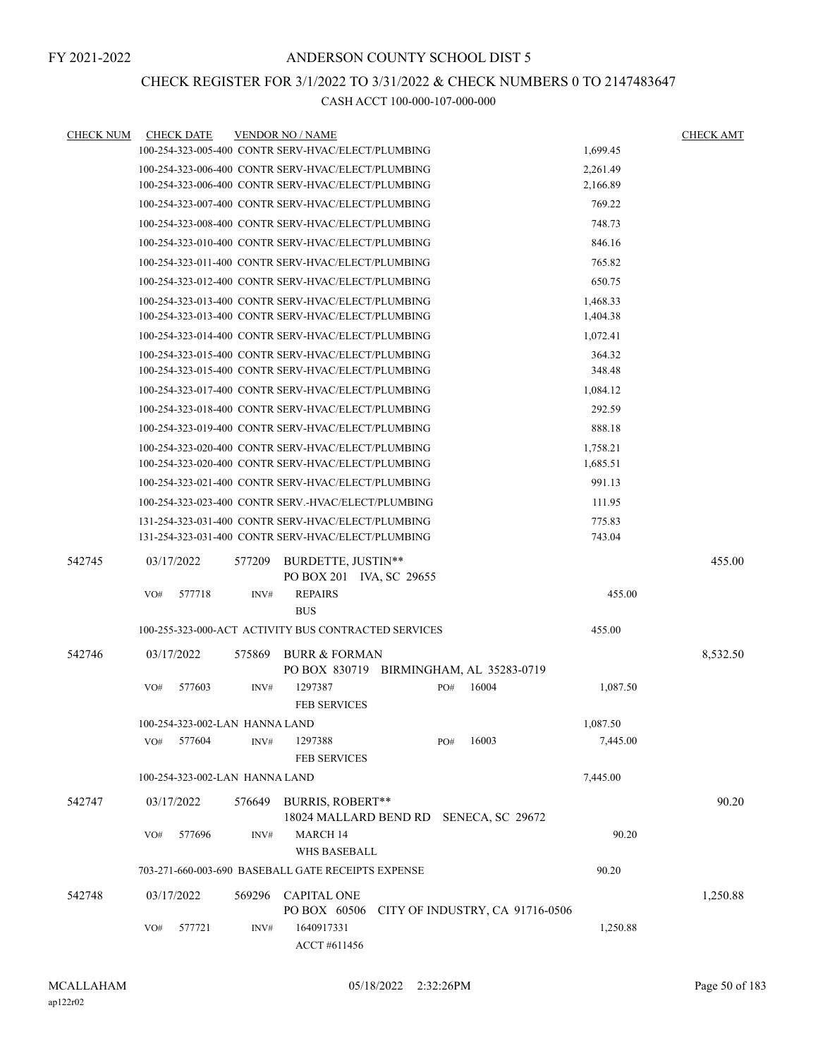FY 2021-2022

# ANDERSON COUNTY SCHOOL DIST 5

## CHECK REGISTER FOR 3/1/2022 TO 3/31/2022 & CHECK NUMBERS 0 TO 2147483647

### CASH ACCT 100-000-107-000-000

| CHECK NUM | CHECK DATE | VENDOR NO / NAME | | CHECK AMT |
|---|---|---|---|---|
| | | 100-254-323-005-400 CONTR SERV-HVAC/ELECT/PLUMBING | 1,699.45 | |
| | | 100-254-323-006-400 CONTR SERV-HVAC/ELECT/PLUMBING | 2,261.49 | |
| | | 100-254-323-006-400 CONTR SERV-HVAC/ELECT/PLUMBING | 2,166.89 | |
| | | 100-254-323-007-400 CONTR SERV-HVAC/ELECT/PLUMBING | 769.22 | |
| | | 100-254-323-008-400 CONTR SERV-HVAC/ELECT/PLUMBING | 748.73 | |
| | | 100-254-323-010-400 CONTR SERV-HVAC/ELECT/PLUMBING | 846.16 | |
| | | 100-254-323-011-400 CONTR SERV-HVAC/ELECT/PLUMBING | 765.82 | |
| | | 100-254-323-012-400 CONTR SERV-HVAC/ELECT/PLUMBING | 650.75 | |
| | | 100-254-323-013-400 CONTR SERV-HVAC/ELECT/PLUMBING | 1,468.33 | |
| | | 100-254-323-013-400 CONTR SERV-HVAC/ELECT/PLUMBING | 1,404.38 | |
| | | 100-254-323-014-400 CONTR SERV-HVAC/ELECT/PLUMBING | 1,072.41 | |
| | | 100-254-323-015-400 CONTR SERV-HVAC/ELECT/PLUMBING | 364.32 | |
| | | 100-254-323-015-400 CONTR SERV-HVAC/ELECT/PLUMBING | 348.48 | |
| | | 100-254-323-017-400 CONTR SERV-HVAC/ELECT/PLUMBING | 1,084.12 | |
| | | 100-254-323-018-400 CONTR SERV-HVAC/ELECT/PLUMBING | 292.59 | |
| | | 100-254-323-019-400 CONTR SERV-HVAC/ELECT/PLUMBING | 888.18 | |
| | | 100-254-323-020-400 CONTR SERV-HVAC/ELECT/PLUMBING | 1,758.21 | |
| | | 100-254-323-020-400 CONTR SERV-HVAC/ELECT/PLUMBING | 1,685.51 | |
| | | 100-254-323-021-400 CONTR SERV-HVAC/ELECT/PLUMBING | 991.13 | |
| | | 100-254-323-023-400 CONTR SERV.-HVAC/ELECT/PLUMBING | 111.95 | |
| | | 131-254-323-031-400 CONTR SERV-HVAC/ELECT/PLUMBING | 775.83 | |
| | | 131-254-323-031-400 CONTR SERV-HVAC/ELECT/PLUMBING | 743.04 | |
| 542745 | 03/17/2022 | 577209 BURDETTE, JUSTIN** PO BOX 201 IVA, SC 29655 | | 455.00 |
| | VO# 577718 | INV# REPAIRS BUS | 455.00 | |
| | | 100-255-323-000-ACT ACTIVITY BUS CONTRACTED SERVICES | 455.00 | |
| 542746 | 03/17/2022 | 575869 BURR & FORMAN PO BOX 830719 BIRMINGHAM, AL 35283-0719 | | 8,532.50 |
| | VO# 577603 | INV# 1297387 PO# 16004 FEB SERVICES | 1,087.50 | |
| | | 100-254-323-002-LAN HANNA LAND | 1,087.50 | |
| | VO# 577604 | INV# 1297388 PO# 16003 FEB SERVICES | 7,445.00 | |
| | | 100-254-323-002-LAN HANNA LAND | 7,445.00 | |
| 542747 | 03/17/2022 | 576649 BURRIS, ROBERT** 18024 MALLARD BEND RD SENECA, SC 29672 | | 90.20 |
| | VO# 577696 | INV# MARCH 14 WHS BASEBALL | 90.20 | |
| | | 703-271-660-003-690 BASEBALL GATE RECEIPTS EXPENSE | 90.20 | |
| 542748 | 03/17/2022 | 569296 CAPITAL ONE PO BOX 60506 CITY OF INDUSTRY, CA 91716-0506 | | 1,250.88 |
| | VO# 577721 | INV# 1640917331 ACCT #611456 | 1,250.88 | |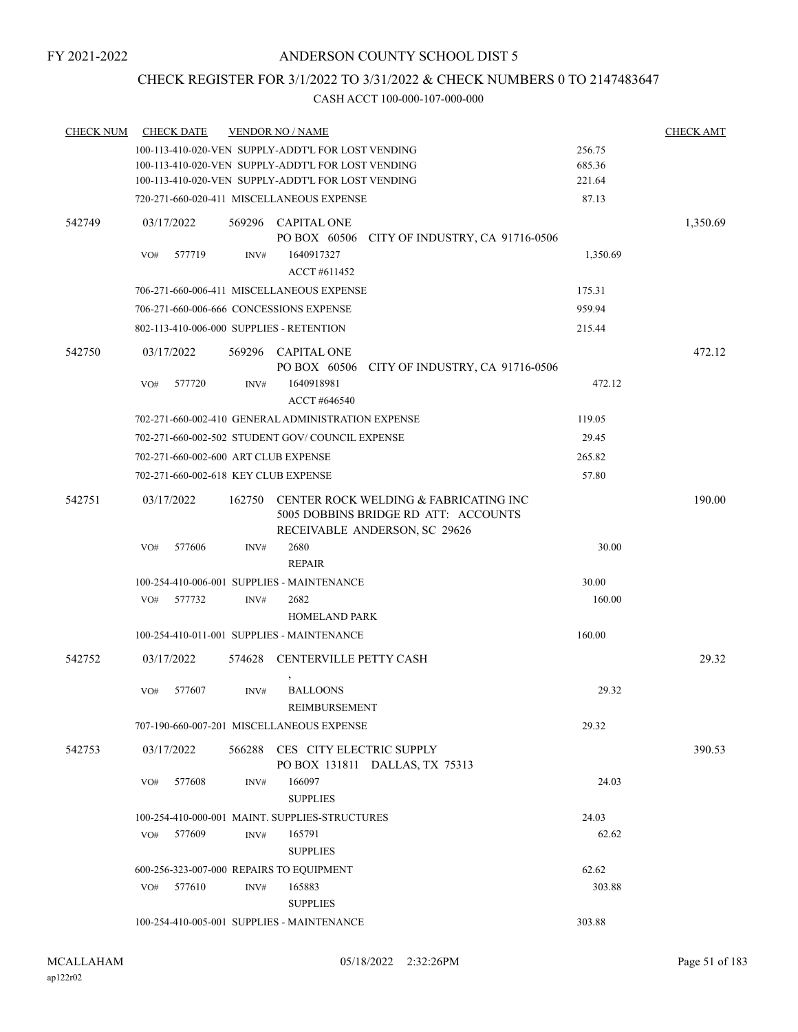FY 2021-2022

# ANDERSON COUNTY SCHOOL DIST 5

## CHECK REGISTER FOR 3/1/2022 TO 3/31/2022 & CHECK NUMBERS 0 TO 2147483647

### CASH ACCT 100-000-107-000-000

| CHECK NUM | CHECK DATE | VENDOR NO / NAME | | CHECK AMT |
|---|---|---|---|---|
| | | 100-113-410-020-VEN SUPPLY-ADDT'L FOR LOST VENDING | 256.75 | |
| | | 100-113-410-020-VEN SUPPLY-ADDT'L FOR LOST VENDING | 685.36 | |
| | | 100-113-410-020-VEN SUPPLY-ADDT'L FOR LOST VENDING | 221.64 | |
| | | 720-271-660-020-411 MISCELLANEOUS EXPENSE | 87.13 | |
| 542749 | 03/17/2022 | 569296 CAPITAL ONE<br>PO BOX 60506 CITY OF INDUSTRY, CA 91716-0506 | | 1,350.69 |
| | VO# 577719 | INV# 1640917327<br>ACCT #611452 | 1,350.69 | |
| | | 706-271-660-006-411 MISCELLANEOUS EXPENSE | 175.31 | |
| | | 706-271-660-006-666 CONCESSIONS EXPENSE | 959.94 | |
| | | 802-113-410-006-000 SUPPLIES - RETENTION | 215.44 | |
| 542750 | 03/17/2022 | 569296 CAPITAL ONE<br>PO BOX 60506 CITY OF INDUSTRY, CA 91716-0506 | | 472.12 |
| | VO# 577720 | INV# 1640918981<br>ACCT #646540 | 472.12 | |
| | | 702-271-660-002-410 GENERAL ADMINISTRATION EXPENSE | 119.05 | |
| | | 702-271-660-002-502 STUDENT GOV/ COUNCIL EXPENSE | 29.45 | |
| | | 702-271-660-002-600 ART CLUB EXPENSE | 265.82 | |
| | | 702-271-660-002-618 KEY CLUB EXPENSE | 57.80 | |
| 542751 | 03/17/2022 | 162750 CENTER ROCK WELDING & FABRICATING INC<br>5005 DOBBINS BRIDGE RD ATT: ACCOUNTS<br>RECEIVABLE ANDERSON, SC 29626 | | 190.00 |
| | VO# 577606 | INV# 2680<br>REPAIR | 30.00 | |
| | | 100-254-410-006-001 SUPPLIES - MAINTENANCE | 30.00 | |
| | VO# 577732 | INV# 2682<br>HOMELAND PARK | 160.00 | |
| | | 100-254-410-011-001 SUPPLIES - MAINTENANCE | 160.00 | |
| 542752 | 03/17/2022 | 574628 CENTERVILLE PETTY CASH<br>, | | 29.32 |
| | VO# 577607 | INV# BALLOONS<br>REIMBURSEMENT | 29.32 | |
| | | 707-190-660-007-201 MISCELLANEOUS EXPENSE | 29.32 | |
| 542753 | 03/17/2022 | 566288 CES CITY ELECTRIC SUPPLY<br>PO BOX 131811 DALLAS, TX 75313 | | 390.53 |
| | VO# 577608 | INV# 166097<br>SUPPLIES | 24.03 | |
| | | 100-254-410-000-001 MAINT. SUPPLIES-STRUCTURES | 24.03 | |
| | VO# 577609 | INV# 165791<br>SUPPLIES | 62.62 | |
| | | 600-256-323-007-000 REPAIRS TO EQUIPMENT | 62.62 | |
| | VO# 577610 | INV# 165883<br>SUPPLIES | 303.88 | |
| | | 100-254-410-005-001 SUPPLIES - MAINTENANCE | 303.88 | |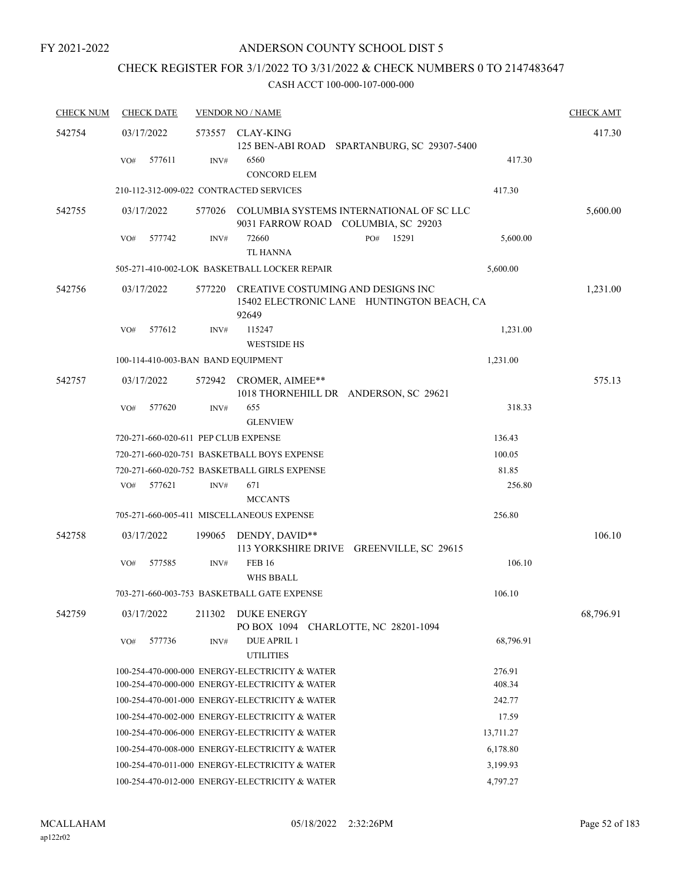FY 2021-2022

# ANDERSON COUNTY SCHOOL DIST 5

## CHECK REGISTER FOR 3/1/2022 TO 3/31/2022 & CHECK NUMBERS 0 TO 2147483647

### CASH ACCT 100-000-107-000-000

| CHECK NUM | CHECK DATE | VENDOR NO / NAME | | CHECK AMT |
|---|---|---|---|---|
| 542754 | 03/17/2022 | 573557 CLAY-KING<br>125 BEN-ABI ROAD SPARTANBURG, SC 29307-5400 | | 417.30 |
| | VO# 577611 | INV# 6560<br>CONCORD ELEM | 417.30 | |
| | | 210-112-312-009-022 CONTRACTED SERVICES | 417.30 | |
| 542755 | 03/17/2022 | 577026 COLUMBIA SYSTEMS INTERNATIONAL OF SC LLC<br>9031 FARROW ROAD COLUMBIA, SC 29203 | | 5,600.00 |
| | VO# 577742 | INV# 72660 PO# 15291<br>TL HANNA | 5,600.00 | |
| | | 505-271-410-002-LOK BASKETBALL LOCKER REPAIR | 5,600.00 | |
| 542756 | 03/17/2022 | 577220 CREATIVE COSTUMING AND DESIGNS INC<br>15402 ELECTRONIC LANE HUNTINGTON BEACH, CA 92649 | | 1,231.00 |
| | VO# 577612 | INV# 115247<br>WESTSIDE HS | 1,231.00 | |
| | | 100-114-410-003-BAN BAND EQUIPMENT | 1,231.00 | |
| 542757 | 03/17/2022 | 572942 CROMER, AIMEE**<br>1018 THORNEHILL DR ANDERSON, SC 29621 | | 575.13 |
| | VO# 577620 | INV# 655<br>GLENVIEW | 318.33 | |
| | | 720-271-660-020-611 PEP CLUB EXPENSE | 136.43 | |
| | | 720-271-660-020-751 BASKETBALL BOYS EXPENSE | 100.05 | |
| | | 720-271-660-020-752 BASKETBALL GIRLS EXPENSE | 81.85 | |
| | VO# 577621 | INV# 671<br>MCCANTS | 256.80 | |
| | | 705-271-660-005-411 MISCELLANEOUS EXPENSE | 256.80 | |
| 542758 | 03/17/2022 | 199065 DENDY, DAVID**<br>113 YORKSHIRE DRIVE GREENVILLE, SC 29615 | | 106.10 |
| | VO# 577585 | INV# FEB 16<br>WHS BBALL | 106.10 | |
| | | 703-271-660-003-753 BASKETBALL GATE EXPENSE | 106.10 | |
| 542759 | 03/17/2022 | 211302 DUKE ENERGY<br>PO BOX 1094 CHARLOTTE, NC 28201-1094 | | 68,796.91 |
| | VO# 577736 | INV# DUE APRIL 1<br>UTILITIES | 68,796.91 | |
| | | 100-254-470-000-000 ENERGY-ELECTRICITY & WATER | 276.91 | |
| | | 100-254-470-000-000 ENERGY-ELECTRICITY & WATER | 408.34 | |
| | | 100-254-470-001-000 ENERGY-ELECTRICITY & WATER | 242.77 | |
| | | 100-254-470-002-000 ENERGY-ELECTRICITY & WATER | 17.59 | |
| | | 100-254-470-006-000 ENERGY-ELECTRICITY & WATER | 13,711.27 | |
| | | 100-254-470-008-000 ENERGY-ELECTRICITY & WATER | 6,178.80 | |
| | | 100-254-470-011-000 ENERGY-ELECTRICITY & WATER | 3,199.93 | |
| | | 100-254-470-012-000 ENERGY-ELECTRICITY & WATER | 4,797.27 | |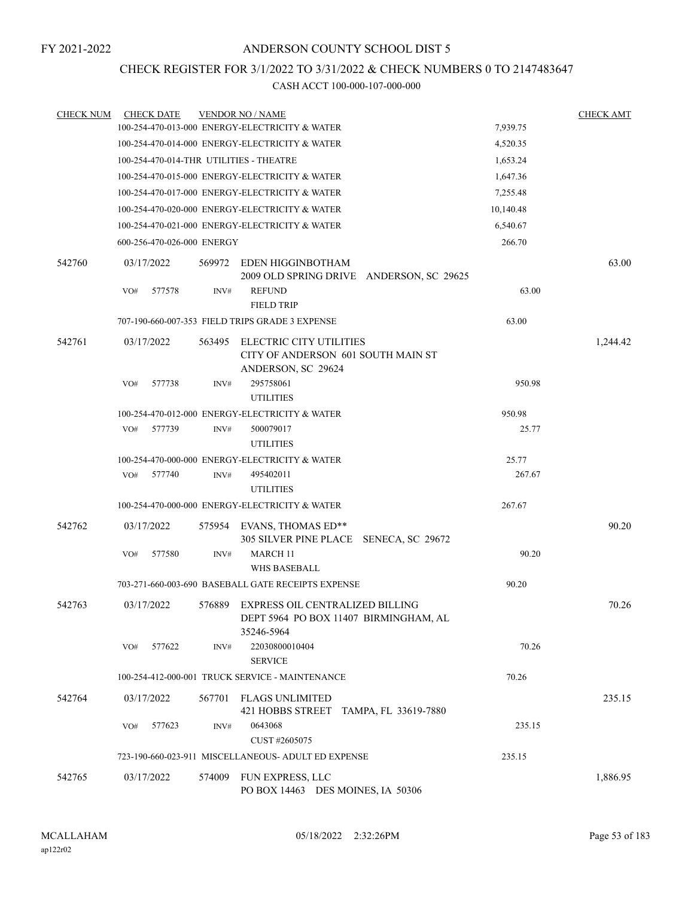FY 2021-2022

# ANDERSON COUNTY SCHOOL DIST 5

## CHECK REGISTER FOR 3/1/2022 TO 3/31/2022 & CHECK NUMBERS 0 TO 2147483647

CASH ACCT 100-000-107-000-000

| CHECK NUM | CHECK DATE | VENDOR NO / NAME | | CHECK AMT |
|---|---|---|---|---|
| | | 100-254-470-013-000 ENERGY-ELECTRICITY & WATER | 7,939.75 | |
| | | 100-254-470-014-000 ENERGY-ELECTRICITY & WATER | 4,520.35 | |
| | | 100-254-470-014-THR UTILITIES - THEATRE | 1,653.24 | |
| | | 100-254-470-015-000 ENERGY-ELECTRICITY & WATER | 1,647.36 | |
| | | 100-254-470-017-000 ENERGY-ELECTRICITY & WATER | 7,255.48 | |
| | | 100-254-470-020-000 ENERGY-ELECTRICITY & WATER | 10,140.48 | |
| | | 100-254-470-021-000 ENERGY-ELECTRICITY & WATER | 6,540.67 | |
| | | 600-256-470-026-000 ENERGY | 266.70 | |
| 542760 | 03/17/2022 | 569972 EDEN HIGGINBOTHAM<br>2009 OLD SPRING DRIVE ANDERSON, SC 29625 | | 63.00 |
| | VO# 577578 | INV# REFUND<br>FIELD TRIP | 63.00 | |
| | | 707-190-660-007-353 FIELD TRIPS GRADE 3 EXPENSE | 63.00 | |
| 542761 | 03/17/2022 | 563495 ELECTRIC CITY UTILITIES<br>CITY OF ANDERSON 601 SOUTH MAIN ST<br>ANDERSON, SC 29624 | | 1,244.42 |
| | VO# 577738 | INV# 295758061<br>UTILITIES | 950.98 | |
| | | 100-254-470-012-000 ENERGY-ELECTRICITY & WATER | 950.98 | |
| | VO# 577739 | INV# 500079017<br>UTILITIES | 25.77 | |
| | | 100-254-470-000-000 ENERGY-ELECTRICITY & WATER | 25.77 | |
| | VO# 577740 | INV# 495402011<br>UTILITIES | 267.67 | |
| | | 100-254-470-000-000 ENERGY-ELECTRICITY & WATER | 267.67 | |
| 542762 | 03/17/2022 | 575954 EVANS, THOMAS ED**<br>305 SILVER PINE PLACE SENECA, SC 29672 | | 90.20 |
| | VO# 577580 | INV# MARCH 11<br>WHS BASEBALL | 90.20 | |
| | | 703-271-660-003-690 BASEBALL GATE RECEIPTS EXPENSE | 90.20 | |
| 542763 | 03/17/2022 | 576889 EXPRESS OIL CENTRALIZED BILLING<br>DEPT 5964 PO BOX 11407 BIRMINGHAM, AL<br>35246-5964 | | 70.26 |
| | VO# 577622 | INV# 22030800010404<br>SERVICE | 70.26 | |
| | | 100-254-412-000-001 TRUCK SERVICE - MAINTENANCE | 70.26 | |
| 542764 | 03/17/2022 | 567701 FLAGS UNLIMITED<br>421 HOBBS STREET TAMPA, FL 33619-7880 | | 235.15 |
| | VO# 577623 | INV# 0643068<br>CUST #2605075 | 235.15 | |
| | | 723-190-660-023-911 MISCELLANEOUS- ADULT ED EXPENSE | 235.15 | |
| 542765 | 03/17/2022 | 574009 FUN EXPRESS, LLC<br>PO BOX 14463 DES MOINES, IA 50306 | | 1,886.95 |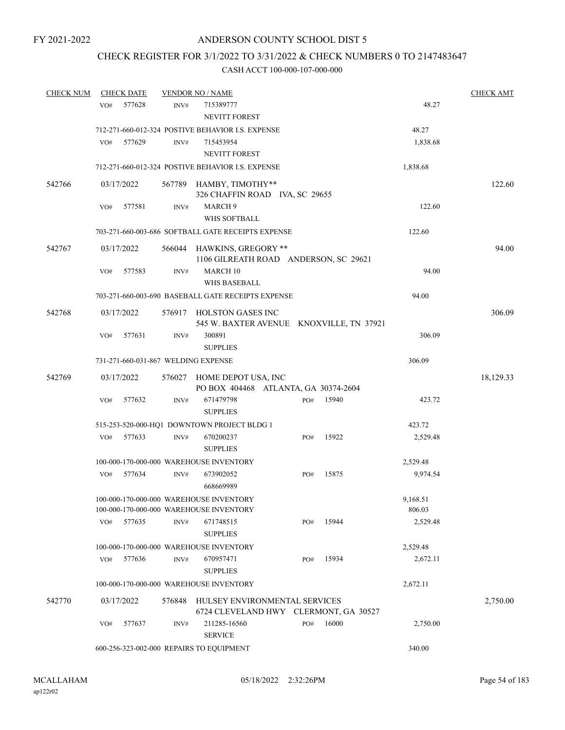FY 2021-2022

# ANDERSON COUNTY SCHOOL DIST 5

## CHECK REGISTER FOR 3/1/2022 TO 3/31/2022 & CHECK NUMBERS 0 TO 2147483647

### CASH ACCT 100-000-107-000-000

| CHECK NUM | CHECK DATE | VENDOR NO / NAME | | | CHECK AMT |
|---|---|---|---|---|---|
| | VO# 577628 | INV# 715389777 NEVITT FOREST | | 48.27 | |
| | | 712-271-660-012-324 POSTIVE BEHAVIOR I.S. EXPENSE | | 48.27 | |
| | VO# 577629 | INV# 715453954 NEVITT FOREST | | 1,838.68 | |
| | | 712-271-660-012-324 POSTIVE BEHAVIOR I.S. EXPENSE | | 1,838.68 | |
| 542766 | 03/17/2022 | 567789 HAMBY, TIMOTHY** 326 CHAFFIN ROAD IVA, SC 29655 | | | 122.60 |
| | VO# 577581 | INV# MARCH 9 WHS SOFTBALL | | 122.60 | |
| | | 703-271-660-003-686 SOFTBALL GATE RECEIPTS EXPENSE | | 122.60 | |
| 542767 | 03/17/2022 | 566044 HAWKINS, GREGORY ** 1106 GILREATH ROAD ANDERSON, SC 29621 | | | 94.00 |
| | VO# 577583 | INV# MARCH 10 WHS BASEBALL | | 94.00 | |
| | | 703-271-660-003-690 BASEBALL GATE RECEIPTS EXPENSE | | 94.00 | |
| 542768 | 03/17/2022 | 576917 HOLSTON GASES INC 545 W. BAXTER AVENUE KNOXVILLE, TN 37921 | | | 306.09 |
| | VO# 577631 | INV# 300891 SUPPLIES | | 306.09 | |
| | | 731-271-660-031-867 WELDING EXPENSE | | 306.09 | |
| 542769 | 03/17/2022 | 576027 HOME DEPOT USA, INC PO BOX 404468 ATLANTA, GA 30374-2604 | | | 18,129.33 |
| | VO# 577632 | INV# 671479798 SUPPLIES | PO# 15940 | 423.72 | |
| | | 515-253-520-000-HQ1 DOWNTOWN PROJECT BLDG 1 | | 423.72 | |
| | VO# 577633 | INV# 670200237 SUPPLIES | PO# 15922 | 2,529.48 | |
| | | 100-000-170-000-000 WAREHOUSE INVENTORY | | 2,529.48 | |
| | VO# 577634 | INV# 673902052 668669989 | PO# 15875 | 9,974.54 | |
| | | 100-000-170-000-000 WAREHOUSE INVENTORY | | 9,168.51 | |
| | | 100-000-170-000-000 WAREHOUSE INVENTORY | | 806.03 | |
| | VO# 577635 | INV# 671748515 SUPPLIES | PO# 15944 | 2,529.48 | |
| | | 100-000-170-000-000 WAREHOUSE INVENTORY | | 2,529.48 | |
| | VO# 577636 | INV# 670957471 SUPPLIES | PO# 15934 | 2,672.11 | |
| | | 100-000-170-000-000 WAREHOUSE INVENTORY | | 2,672.11 | |
| 542770 | 03/17/2022 | 576848 HULSEY ENVIRONMENTAL SERVICES 6724 CLEVELAND HWY CLERMONT, GA 30527 | | | 2,750.00 |
| | VO# 577637 | INV# 211285-16560 SERVICE | PO# 16000 | 2,750.00 | |
| | | 600-256-323-002-000 REPAIRS TO EQUIPMENT | | 340.00 | |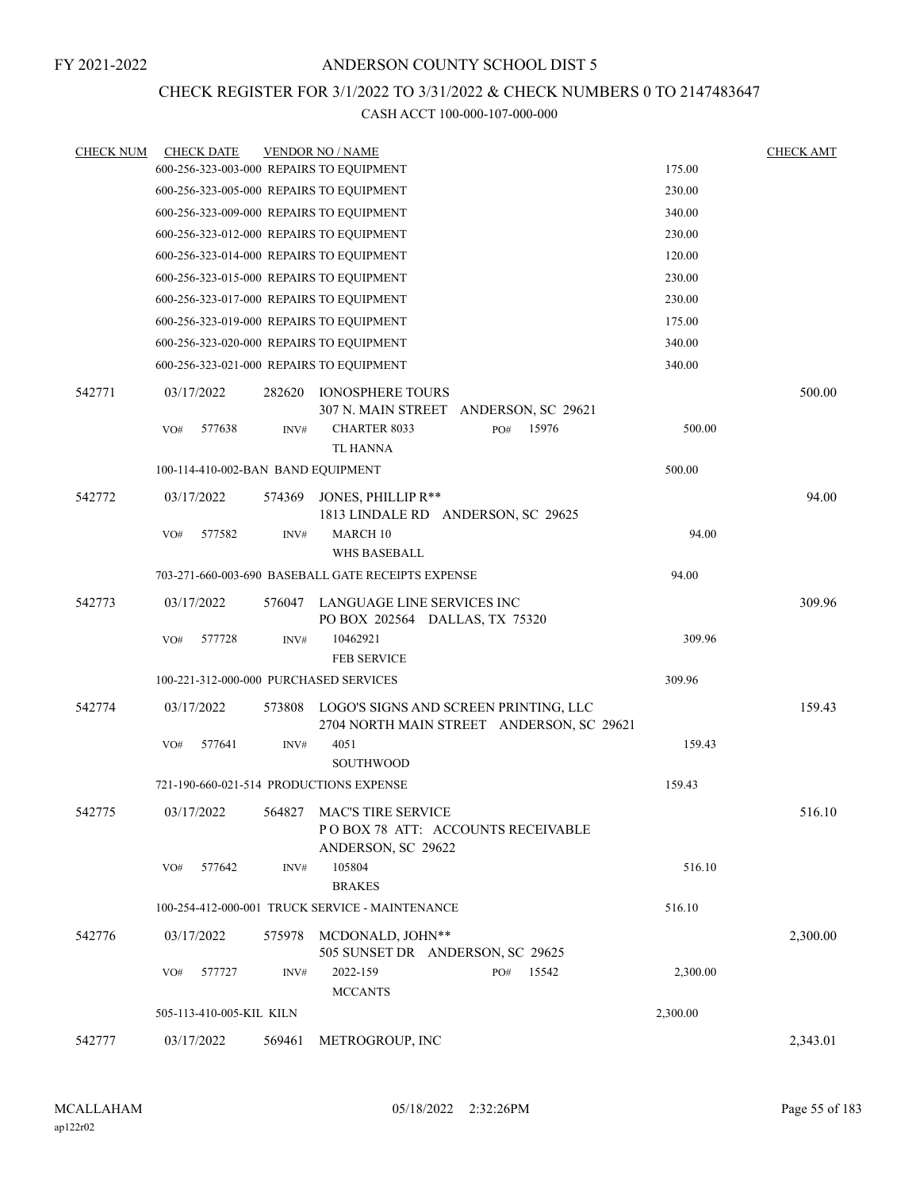FY 2021-2022

# ANDERSON COUNTY SCHOOL DIST 5

## CHECK REGISTER FOR 3/1/2022 TO 3/31/2022 & CHECK NUMBERS 0 TO 2147483647

### CASH ACCT 100-000-107-000-000

| CHECK NUM | CHECK DATE | VENDOR NO / NAME | | CHECK AMT |
|---|---|---|---|---|
| | 600-256-323-003-000 REPAIRS TO EQUIPMENT | | 175.00 | |
| | 600-256-323-005-000 REPAIRS TO EQUIPMENT | | 230.00 | |
| | 600-256-323-009-000 REPAIRS TO EQUIPMENT | | 340.00 | |
| | 600-256-323-012-000 REPAIRS TO EQUIPMENT | | 230.00 | |
| | 600-256-323-014-000 REPAIRS TO EQUIPMENT | | 120.00 | |
| | 600-256-323-015-000 REPAIRS TO EQUIPMENT | | 230.00 | |
| | 600-256-323-017-000 REPAIRS TO EQUIPMENT | | 230.00 | |
| | 600-256-323-019-000 REPAIRS TO EQUIPMENT | | 175.00 | |
| | 600-256-323-020-000 REPAIRS TO EQUIPMENT | | 340.00 | |
| | 600-256-323-021-000 REPAIRS TO EQUIPMENT | | 340.00 | |
| 542771 | 03/17/2022 | 282620 IONOSPHERE TOURS<br>307 N. MAIN STREET ANDERSON, SC 29621 | | 500.00 |
| | VO# 577638 | INV# CHARTER 8033 PO# 15976<br>TL HANNA | 500.00 | |
| | 100-114-410-002-BAN BAND EQUIPMENT | | 500.00 | |
| 542772 | 03/17/2022 | 574369 JONES, PHILLIP R**<br>1813 LINDALE RD ANDERSON, SC 29625 | | 94.00 |
| | VO# 577582 | INV# MARCH 10<br>WHS BASEBALL | 94.00 | |
| | 703-271-660-003-690 BASEBALL GATE RECEIPTS EXPENSE | | 94.00 | |
| 542773 | 03/17/2022 | 576047 LANGUAGE LINE SERVICES INC<br>PO BOX 202564 DALLAS, TX 75320 | | 309.96 |
| | VO# 577728 | INV# 10462921<br>FEB SERVICE | 309.96 | |
| | 100-221-312-000-000 PURCHASED SERVICES | | 309.96 | |
| 542774 | 03/17/2022 | 573808 LOGO'S SIGNS AND SCREEN PRINTING, LLC<br>2704 NORTH MAIN STREET ANDERSON, SC 29621 | | 159.43 |
| | VO# 577641 | INV# 4051<br>SOUTHWOOD | 159.43 | |
| | 721-190-660-021-514 PRODUCTIONS EXPENSE | | 159.43 | |
| 542775 | 03/17/2022 | 564827 MAC'S TIRE SERVICE<br>P O BOX 78 ATT: ACCOUNTS RECEIVABLE<br>ANDERSON, SC 29622 | | 516.10 |
| | VO# 577642 | INV# 105804<br>BRAKES | 516.10 | |
| | 100-254-412-000-001 TRUCK SERVICE - MAINTENANCE | | 516.10 | |
| 542776 | 03/17/2022 | 575978 MCDONALD, JOHN**<br>505 SUNSET DR ANDERSON, SC 29625 | | 2,300.00 |
| | VO# 577727 | INV# 2022-159 PO# 15542<br>MCCANTS | 2,300.00 | |
| | 505-113-410-005-KIL KILN | | 2,300.00 | |
| 542777 | 03/17/2022 | 569461 METROGROUP, INC | | 2,343.01 |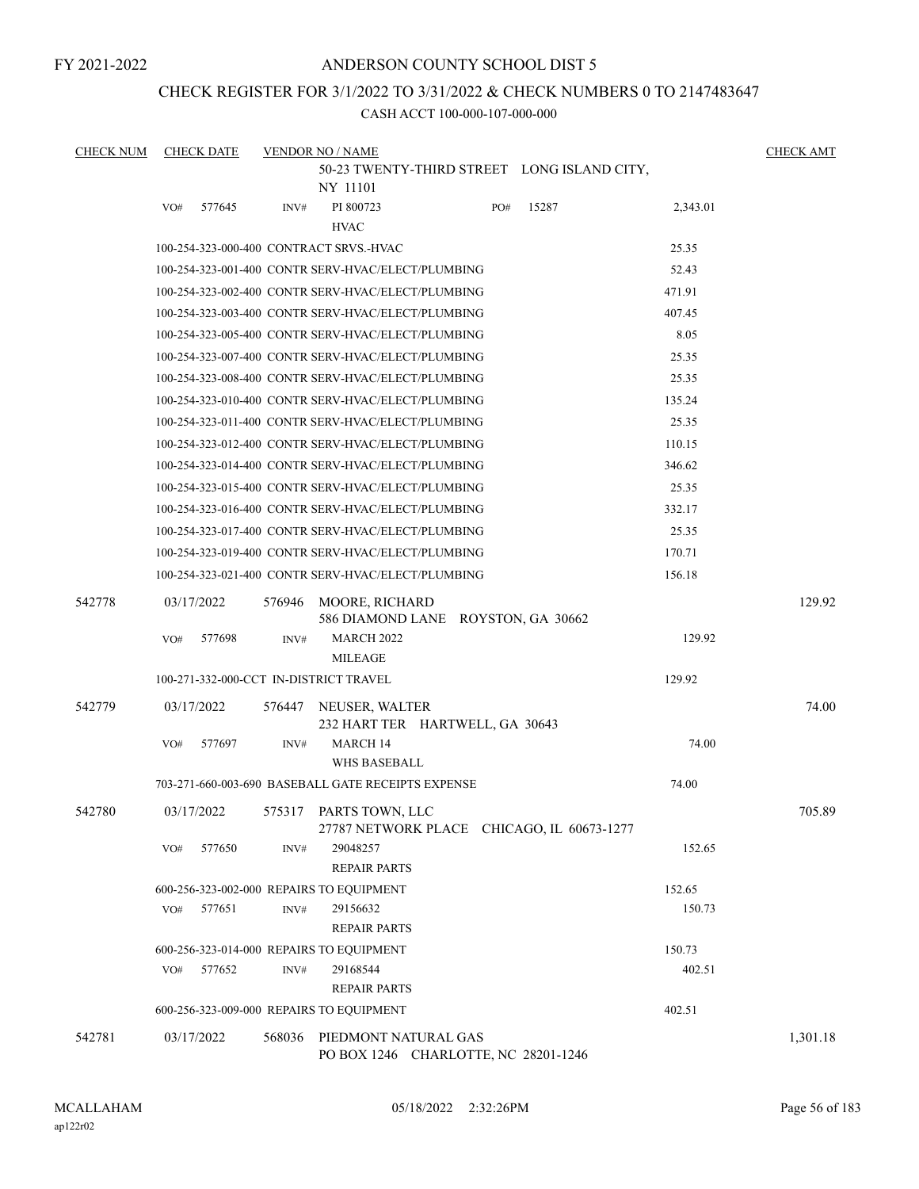FY 2021-2022

# ANDERSON COUNTY SCHOOL DIST 5

## CHECK REGISTER FOR 3/1/2022 TO 3/31/2022 & CHECK NUMBERS 0 TO 2147483647

### CASH ACCT 100-000-107-000-000

| CHECK NUM | CHECK DATE | VENDOR NO / NAME | | CHECK AMT |
|---|---|---|---|---|
| | | 50-23 TWENTY-THIRD STREET LONG ISLAND CITY, NY 11101 | | |
| | VO# 577645 | INV# PI 800723 HVAC PO# 15287 | 2,343.01 | |
| | | 100-254-323-000-400 CONTRACT SRVS.-HVAC | 25.35 | |
| | | 100-254-323-001-400 CONTR SERV-HVAC/ELECT/PLUMBING | 52.43 | |
| | | 100-254-323-002-400 CONTR SERV-HVAC/ELECT/PLUMBING | 471.91 | |
| | | 100-254-323-003-400 CONTR SERV-HVAC/ELECT/PLUMBING | 407.45 | |
| | | 100-254-323-005-400 CONTR SERV-HVAC/ELECT/PLUMBING | 8.05 | |
| | | 100-254-323-007-400 CONTR SERV-HVAC/ELECT/PLUMBING | 25.35 | |
| | | 100-254-323-008-400 CONTR SERV-HVAC/ELECT/PLUMBING | 25.35 | |
| | | 100-254-323-010-400 CONTR SERV-HVAC/ELECT/PLUMBING | 135.24 | |
| | | 100-254-323-011-400 CONTR SERV-HVAC/ELECT/PLUMBING | 25.35 | |
| | | 100-254-323-012-400 CONTR SERV-HVAC/ELECT/PLUMBING | 110.15 | |
| | | 100-254-323-014-400 CONTR SERV-HVAC/ELECT/PLUMBING | 346.62 | |
| | | 100-254-323-015-400 CONTR SERV-HVAC/ELECT/PLUMBING | 25.35 | |
| | | 100-254-323-016-400 CONTR SERV-HVAC/ELECT/PLUMBING | 332.17 | |
| | | 100-254-323-017-400 CONTR SERV-HVAC/ELECT/PLUMBING | 25.35 | |
| | | 100-254-323-019-400 CONTR SERV-HVAC/ELECT/PLUMBING | 170.71 | |
| | | 100-254-323-021-400 CONTR SERV-HVAC/ELECT/PLUMBING | 156.18 | |
| 542778 | 03/17/2022 | 576946 MOORE, RICHARD 586 DIAMOND LANE ROYSTON, GA 30662 | | 129.92 |
| | VO# 577698 | INV# MARCH 2022 MILEAGE | 129.92 | |
| | | 100-271-332-000-CCT IN-DISTRICT TRAVEL | 129.92 | |
| 542779 | 03/17/2022 | 576447 NEUSER, WALTER 232 HART TER HARTWELL, GA 30643 | | 74.00 |
| | VO# 577697 | INV# MARCH 14 WHS BASEBALL | 74.00 | |
| | | 703-271-660-003-690 BASEBALL GATE RECEIPTS EXPENSE | 74.00 | |
| 542780 | 03/17/2022 | 575317 PARTS TOWN, LLC 27787 NETWORK PLACE CHICAGO, IL 60673-1277 | | 705.89 |
| | VO# 577650 | INV# 29048257 REPAIR PARTS | 152.65 | |
| | | 600-256-323-002-000 REPAIRS TO EQUIPMENT | 152.65 | |
| | VO# 577651 | INV# 29156632 REPAIR PARTS | 150.73 | |
| | | 600-256-323-014-000 REPAIRS TO EQUIPMENT | 150.73 | |
| | VO# 577652 | INV# 29168544 REPAIR PARTS | 402.51 | |
| | | 600-256-323-009-000 REPAIRS TO EQUIPMENT | 402.51 | |
| 542781 | 03/17/2022 | 568036 PIEDMONT NATURAL GAS PO BOX 1246 CHARLOTTE, NC 28201-1246 | | 1,301.18 |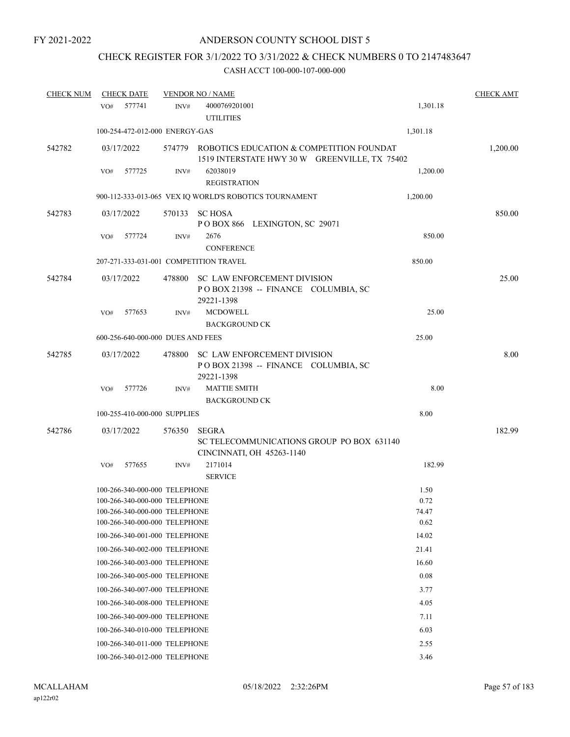FY 2021-2022

# ANDERSON COUNTY SCHOOL DIST 5

## CHECK REGISTER FOR 3/1/2022 TO 3/31/2022 & CHECK NUMBERS 0 TO 2147483647

### CASH ACCT 100-000-107-000-000

| CHECK NUM | CHECK DATE | VENDOR NO / NAME | | CHECK AMT |
|---|---|---|---|---|
| | VO# 577741 | INV# 4000769201001 UTILITIES | 1,301.18 | |
| | 100-254-472-012-000 ENERGY-GAS | | 1,301.18 | |
| 542782 | 03/17/2022 | 574779 ROBOTICS EDUCATION & COMPETITION FOUNDAT 1519 INTERSTATE HWY 30 W GREENVILLE, TX 75402 | | 1,200.00 |
| | VO# 577725 | INV# 62038019 REGISTRATION | 1,200.00 | |
| | 900-112-333-013-065 VEX IQ WORLD'S ROBOTICS TOURNAMENT | | 1,200.00 | |
| 542783 | 03/17/2022 | 570133 SC HOSA P O BOX 866 LEXINGTON, SC 29071 | | 850.00 |
| | VO# 577724 | INV# 2676 CONFERENCE | 850.00 | |
| | 207-271-333-031-001 COMPETITION TRAVEL | | 850.00 | |
| 542784 | 03/17/2022 | 478800 SC LAW ENFORCEMENT DIVISION P O BOX 21398 -- FINANCE COLUMBIA, SC 29221-1398 | | 25.00 |
| | VO# 577653 | INV# MCDOWELL BACKGROUND CK | 25.00 | |
| | 600-256-640-000-000 DUES AND FEES | | 25.00 | |
| 542785 | 03/17/2022 | 478800 SC LAW ENFORCEMENT DIVISION P O BOX 21398 -- FINANCE COLUMBIA, SC 29221-1398 | | 8.00 |
| | VO# 577726 | INV# MATTIE SMITH BACKGROUND CK | 8.00 | |
| | 100-255-410-000-000 SUPPLIES | | 8.00 | |
| 542786 | 03/17/2022 | 576350 SEGRA SC TELECOMMUNICATIONS GROUP PO BOX 631140 CINCINNATI, OH 45263-1140 | | 182.99 |
| | VO# 577655 | INV# 2171014 SERVICE | 182.99 | |
| | 100-266-340-000-000 TELEPHONE | | 1.50 | |
| | 100-266-340-000-000 TELEPHONE | | 0.72 | |
| | 100-266-340-000-000 TELEPHONE | | 74.47 | |
| | 100-266-340-000-000 TELEPHONE | | 0.62 | |
| | 100-266-340-001-000 TELEPHONE | | 14.02 | |
| | 100-266-340-002-000 TELEPHONE | | 21.41 | |
| | 100-266-340-003-000 TELEPHONE | | 16.60 | |
| | 100-266-340-005-000 TELEPHONE | | 0.08 | |
| | 100-266-340-007-000 TELEPHONE | | 3.77 | |
| | 100-266-340-008-000 TELEPHONE | | 4.05 | |
| | 100-266-340-009-000 TELEPHONE | | 7.11 | |
| | 100-266-340-010-000 TELEPHONE | | 6.03 | |
| | 100-266-340-011-000 TELEPHONE | | 2.55 | |
| | 100-266-340-012-000 TELEPHONE | | 3.46 | |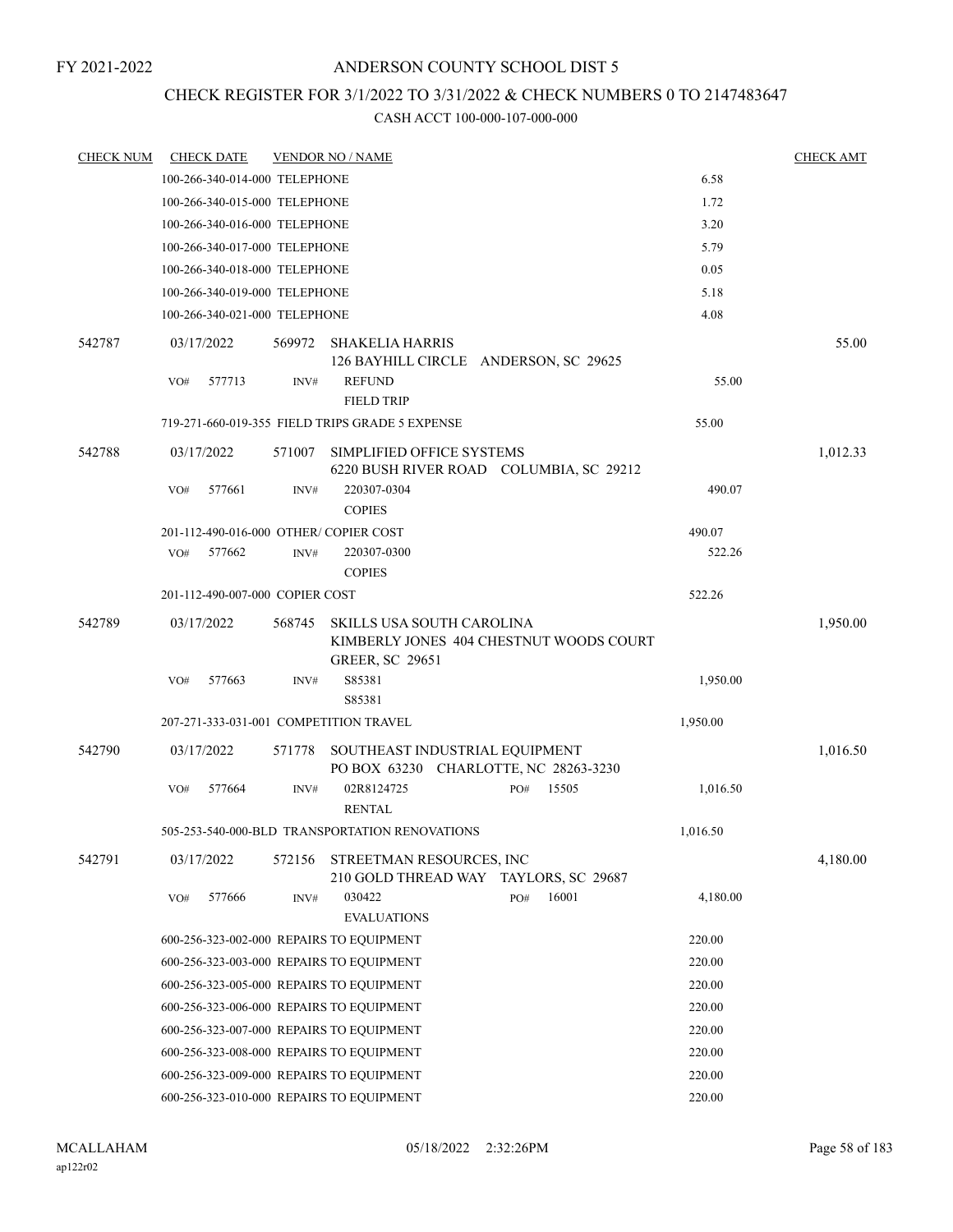FY 2021-2022

# ANDERSON COUNTY SCHOOL DIST 5

## CHECK REGISTER FOR 3/1/2022 TO 3/31/2022 & CHECK NUMBERS 0 TO 2147483647

### CASH ACCT 100-000-107-000-000

| CHECK NUM | CHECK DATE | VENDOR NO / NAME | | CHECK AMT |
|---|---|---|---|---|
| | 100-266-340-014-000 TELEPHONE | | 6.58 | |
| | 100-266-340-015-000 TELEPHONE | | 1.72 | |
| | 100-266-340-016-000 TELEPHONE | | 3.20 | |
| | 100-266-340-017-000 TELEPHONE | | 5.79 | |
| | 100-266-340-018-000 TELEPHONE | | 0.05 | |
| | 100-266-340-019-000 TELEPHONE | | 5.18 | |
| | 100-266-340-021-000 TELEPHONE | | 4.08 | |
| 542787 | 03/17/2022 | 569972 SHAKELIA HARRIS<br>126 BAYHILL CIRCLE ANDERSON, SC 29625 | | 55.00 |
| | VO# 577713 | INV# REFUND<br>FIELD TRIP | 55.00 | |
| | 719-271-660-019-355 FIELD TRIPS GRADE 5 EXPENSE | | 55.00 | |
| 542788 | 03/17/2022 | 571007 SIMPLIFIED OFFICE SYSTEMS<br>6220 BUSH RIVER ROAD COLUMBIA, SC 29212 | | 1,012.33 |
| | VO# 577661 | INV# 220307-0304<br>COPIES | 490.07 | |
| | 201-112-490-016-000 OTHER/ COPIER COST | | 490.07 | |
| | VO# 577662 | INV# 220307-0300<br>COPIES | 522.26 | |
| | 201-112-490-007-000 COPIER COST | | 522.26 | |
| 542789 | 03/17/2022 | 568745 SKILLS USA SOUTH CAROLINA<br>KIMBERLY JONES 404 CHESTNUT WOODS COURT<br>GREER, SC 29651 | | 1,950.00 |
| | VO# 577663 | INV# S85381<br>S85381 | 1,950.00 | |
| | 207-271-333-031-001 COMPETITION TRAVEL | | 1,950.00 | |
| 542790 | 03/17/2022 | 571778 SOUTHEAST INDUSTRIAL EQUIPMENT<br>PO BOX 63230 CHARLOTTE, NC 28263-3230 | | 1,016.50 |
| | VO# 577664 | INV# 02R8124725 PO# 15505<br>RENTAL | 1,016.50 | |
| | 505-253-540-000-BLD TRANSPORTATION RENOVATIONS | | 1,016.50 | |
| 542791 | 03/17/2022 | 572156 STREETMAN RESOURCES, INC<br>210 GOLD THREAD WAY TAYLORS, SC 29687 | | 4,180.00 |
| | VO# 577666 | INV# 030422 PO# 16001<br>EVALUATIONS | 4,180.00 | |
| | 600-256-323-002-000 REPAIRS TO EQUIPMENT | | 220.00 | |
| | 600-256-323-003-000 REPAIRS TO EQUIPMENT | | 220.00 | |
| | 600-256-323-005-000 REPAIRS TO EQUIPMENT | | 220.00 | |
| | 600-256-323-006-000 REPAIRS TO EQUIPMENT | | 220.00 | |
| | 600-256-323-007-000 REPAIRS TO EQUIPMENT | | 220.00 | |
| | 600-256-323-008-000 REPAIRS TO EQUIPMENT | | 220.00 | |
| | 600-256-323-009-000 REPAIRS TO EQUIPMENT | | 220.00 | |
| | 600-256-323-010-000 REPAIRS TO EQUIPMENT | | 220.00 | |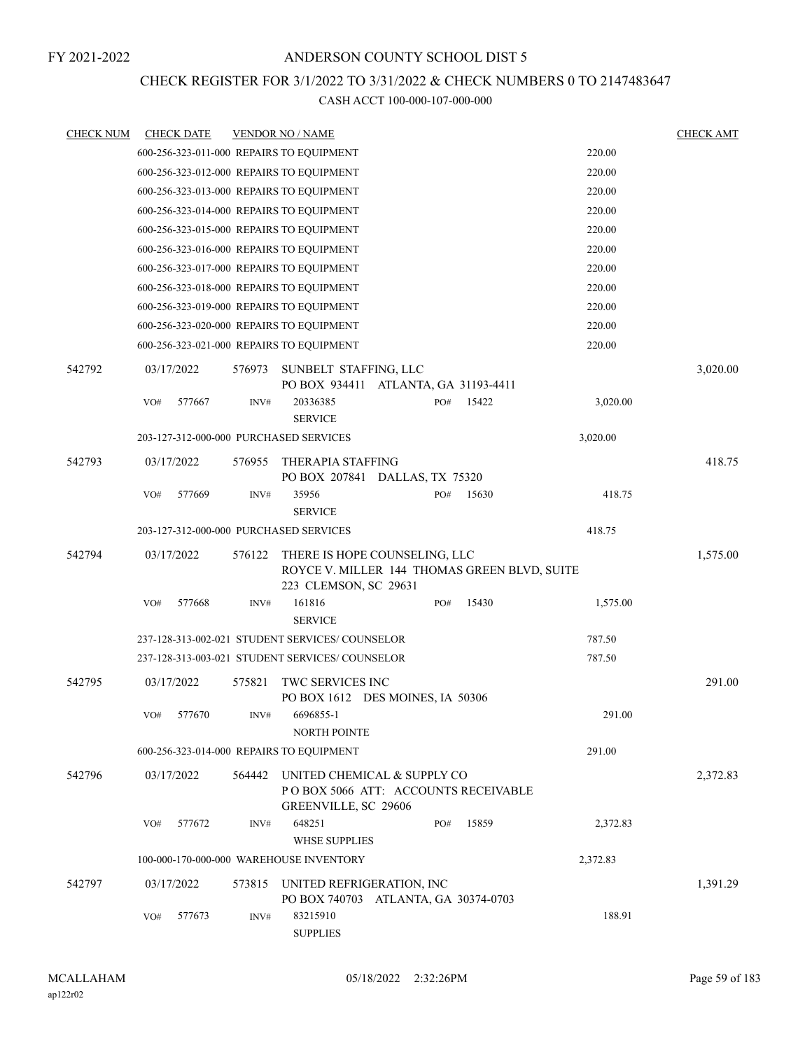FY 2021-2022

# ANDERSON COUNTY SCHOOL DIST 5

## CHECK REGISTER FOR 3/1/2022 TO 3/31/2022 & CHECK NUMBERS 0 TO 2147483647

### CASH ACCT 100-000-107-000-000

| CHECK NUM | CHECK DATE | VENDOR NO / NAME | | CHECK AMT |
|---|---|---|---|---|
| | 600-256-323-011-000 REPAIRS TO EQUIPMENT | | 220.00 | |
| | 600-256-323-012-000 REPAIRS TO EQUIPMENT | | 220.00 | |
| | 600-256-323-013-000 REPAIRS TO EQUIPMENT | | 220.00 | |
| | 600-256-323-014-000 REPAIRS TO EQUIPMENT | | 220.00 | |
| | 600-256-323-015-000 REPAIRS TO EQUIPMENT | | 220.00 | |
| | 600-256-323-016-000 REPAIRS TO EQUIPMENT | | 220.00 | |
| | 600-256-323-017-000 REPAIRS TO EQUIPMENT | | 220.00 | |
| | 600-256-323-018-000 REPAIRS TO EQUIPMENT | | 220.00 | |
| | 600-256-323-019-000 REPAIRS TO EQUIPMENT | | 220.00 | |
| | 600-256-323-020-000 REPAIRS TO EQUIPMENT | | 220.00 | |
| | 600-256-323-021-000 REPAIRS TO EQUIPMENT | | 220.00 | |
| 542792 | 03/17/2022 | 576973 SUNBELT STAFFING, LLC<br>PO BOX 934411 ATLANTA, GA 31193-4411 | | 3,020.00 |
| | VO# 577667 | INV# 20336385 PO# 15422<br>SERVICE | 3,020.00 | |
| | 203-127-312-000-000 PURCHASED SERVICES | | 3,020.00 | |
| 542793 | 03/17/2022 | 576955 THERAPIA STAFFING<br>PO BOX 207841 DALLAS, TX 75320 | | 418.75 |
| | VO# 577669 | INV# 35956 PO# 15630<br>SERVICE | 418.75 | |
| | 203-127-312-000-000 PURCHASED SERVICES | | 418.75 | |
| 542794 | 03/17/2022 | 576122 THERE IS HOPE COUNSELING, LLC<br>ROYCE V. MILLER 144 THOMAS GREEN BLVD, SUITE 223 CLEMSON, SC 29631 | | 1,575.00 |
| | VO# 577668 | INV# 161816 PO# 15430<br>SERVICE | 1,575.00 | |
| | 237-128-313-002-021 STUDENT SERVICES/ COUNSELOR | | 787.50 | |
| | 237-128-313-003-021 STUDENT SERVICES/ COUNSELOR | | 787.50 | |
| 542795 | 03/17/2022 | 575821 TWC SERVICES INC<br>PO BOX 1612 DES MOINES, IA 50306 | | 291.00 |
| | VO# 577670 | INV# 6696855-1<br>NORTH POINTE | 291.00 | |
| | 600-256-323-014-000 REPAIRS TO EQUIPMENT | | 291.00 | |
| 542796 | 03/17/2022 | 564442 UNITED CHEMICAL & SUPPLY CO<br>P O BOX 5066 ATT: ACCOUNTS RECEIVABLE<br>GREENVILLE, SC 29606 | | 2,372.83 |
| | VO# 577672 | INV# 648251 PO# 15859<br>WHSE SUPPLIES | 2,372.83 | |
| | 100-000-170-000-000 WAREHOUSE INVENTORY | | 2,372.83 | |
| 542797 | 03/17/2022 | 573815 UNITED REFRIGERATION, INC<br>PO BOX 740703 ATLANTA, GA 30374-0703 | | 1,391.29 |
| | VO# 577673 | INV# 83215910<br>SUPPLIES | 188.91 | |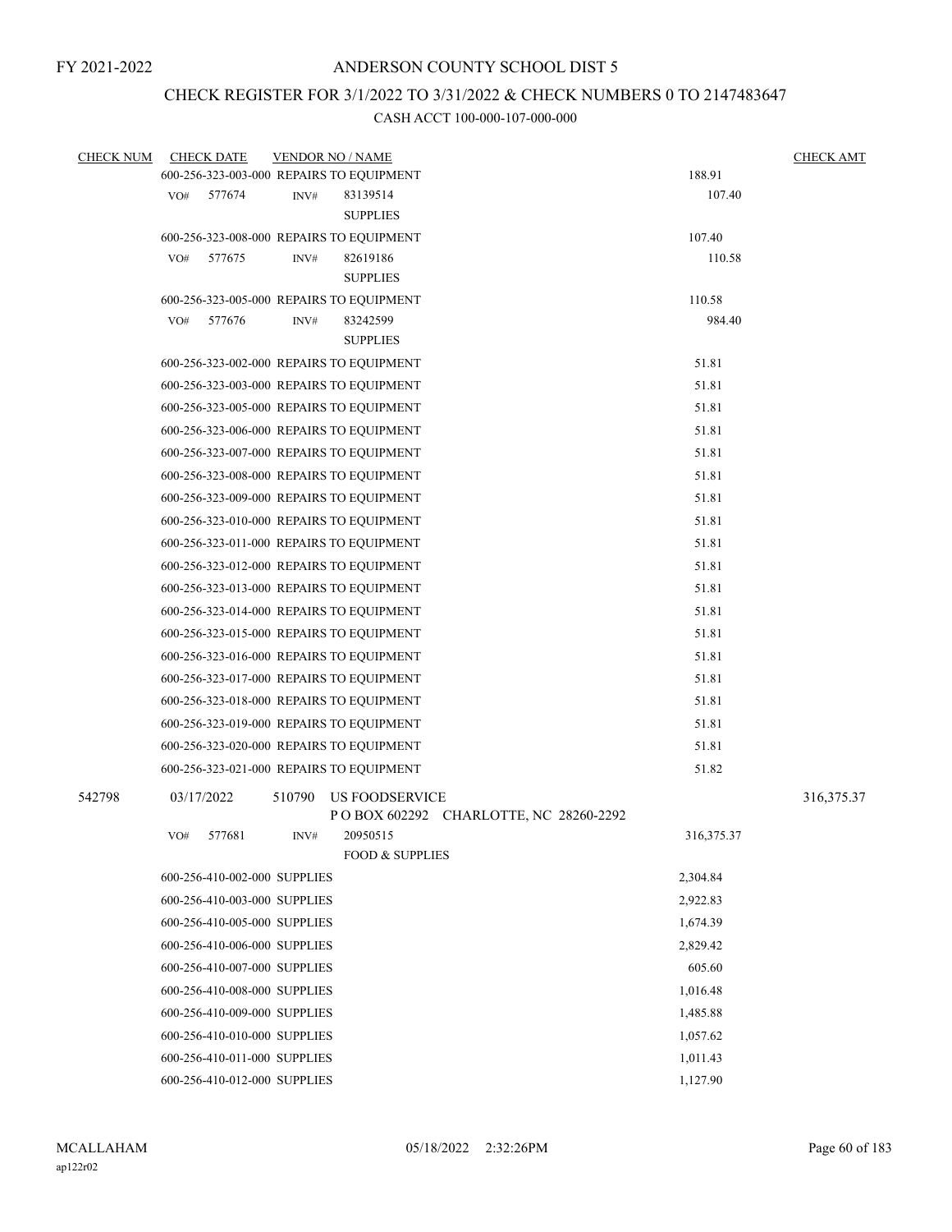FY 2021-2022

# ANDERSON COUNTY SCHOOL DIST 5

## CHECK REGISTER FOR 3/1/2022 TO 3/31/2022 & CHECK NUMBERS 0 TO 2147483647

### CASH ACCT 100-000-107-000-000

| CHECK NUM | CHECK DATE | VENDOR NO / NAME | | CHECK AMT |
|---|---|---|---|---|
| | 600-256-323-003-000 REPAIRS TO EQUIPMENT | | 188.91 | |
| | VO# 577674 | INV# 83139514 SUPPLIES | 107.40 | |
| | 600-256-323-008-000 REPAIRS TO EQUIPMENT | | 107.40 | |
| | VO# 577675 | INV# 82619186 SUPPLIES | 110.58 | |
| | 600-256-323-005-000 REPAIRS TO EQUIPMENT | | 110.58 | |
| | VO# 577676 | INV# 83242599 SUPPLIES | 984.40 | |
| | 600-256-323-002-000 REPAIRS TO EQUIPMENT | | 51.81 | |
| | 600-256-323-003-000 REPAIRS TO EQUIPMENT | | 51.81 | |
| | 600-256-323-005-000 REPAIRS TO EQUIPMENT | | 51.81 | |
| | 600-256-323-006-000 REPAIRS TO EQUIPMENT | | 51.81 | |
| | 600-256-323-007-000 REPAIRS TO EQUIPMENT | | 51.81 | |
| | 600-256-323-008-000 REPAIRS TO EQUIPMENT | | 51.81 | |
| | 600-256-323-009-000 REPAIRS TO EQUIPMENT | | 51.81 | |
| | 600-256-323-010-000 REPAIRS TO EQUIPMENT | | 51.81 | |
| | 600-256-323-011-000 REPAIRS TO EQUIPMENT | | 51.81 | |
| | 600-256-323-012-000 REPAIRS TO EQUIPMENT | | 51.81 | |
| | 600-256-323-013-000 REPAIRS TO EQUIPMENT | | 51.81 | |
| | 600-256-323-014-000 REPAIRS TO EQUIPMENT | | 51.81 | |
| | 600-256-323-015-000 REPAIRS TO EQUIPMENT | | 51.81 | |
| | 600-256-323-016-000 REPAIRS TO EQUIPMENT | | 51.81 | |
| | 600-256-323-017-000 REPAIRS TO EQUIPMENT | | 51.81 | |
| | 600-256-323-018-000 REPAIRS TO EQUIPMENT | | 51.81 | |
| | 600-256-323-019-000 REPAIRS TO EQUIPMENT | | 51.81 | |
| | 600-256-323-020-000 REPAIRS TO EQUIPMENT | | 51.81 | |
| | 600-256-323-021-000 REPAIRS TO EQUIPMENT | | 51.82 | |
| 542798 | 03/17/2022 | 510790 US FOODSERVICE P O BOX 602292 CHARLOTTE, NC 28260-2292 | | 316,375.37 |
| | VO# 577681 | INV# 20950515 FOOD & SUPPLIES | 316,375.37 | |
| | 600-256-410-002-000 SUPPLIES | | 2,304.84 | |
| | 600-256-410-003-000 SUPPLIES | | 2,922.83 | |
| | 600-256-410-005-000 SUPPLIES | | 1,674.39 | |
| | 600-256-410-006-000 SUPPLIES | | 2,829.42 | |
| | 600-256-410-007-000 SUPPLIES | | 605.60 | |
| | 600-256-410-008-000 SUPPLIES | | 1,016.48 | |
| | 600-256-410-009-000 SUPPLIES | | 1,485.88 | |
| | 600-256-410-010-000 SUPPLIES | | 1,057.62 | |
| | 600-256-410-011-000 SUPPLIES | | 1,011.43 | |
| | 600-256-410-012-000 SUPPLIES | | 1,127.90 | |

MCALLAHAM
ap122r02

05/18/2022 2:32:26PM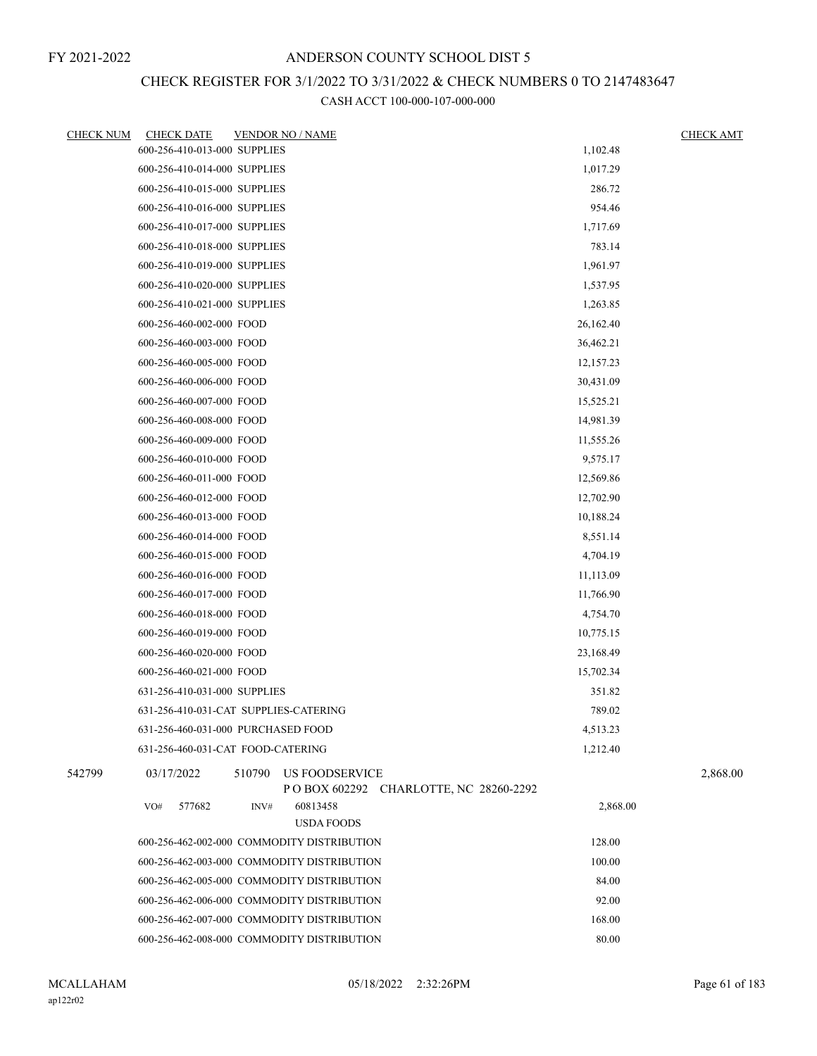# ANDERSON COUNTY SCHOOL DIST 5

FY 2021-2022

## CHECK REGISTER FOR 3/1/2022 TO 3/31/2022 & CHECK NUMBERS 0 TO 2147483647

### CASH ACCT 100-000-107-000-000

| CHECK NUM | CHECK DATE | VENDOR NO / NAME | | CHECK AMT |
|---|---|---|---|---|
| | 600-256-410-013-000 SUPPLIES | | 1,102.48 | |
| | 600-256-410-014-000 SUPPLIES | | 1,017.29 | |
| | 600-256-410-015-000 SUPPLIES | | 286.72 | |
| | 600-256-410-016-000 SUPPLIES | | 954.46 | |
| | 600-256-410-017-000 SUPPLIES | | 1,717.69 | |
| | 600-256-410-018-000 SUPPLIES | | 783.14 | |
| | 600-256-410-019-000 SUPPLIES | | 1,961.97 | |
| | 600-256-410-020-000 SUPPLIES | | 1,537.95 | |
| | 600-256-410-021-000 SUPPLIES | | 1,263.85 | |
| | 600-256-460-002-000 FOOD | | 26,162.40 | |
| | 600-256-460-003-000 FOOD | | 36,462.21 | |
| | 600-256-460-005-000 FOOD | | 12,157.23 | |
| | 600-256-460-006-000 FOOD | | 30,431.09 | |
| | 600-256-460-007-000 FOOD | | 15,525.21 | |
| | 600-256-460-008-000 FOOD | | 14,981.39 | |
| | 600-256-460-009-000 FOOD | | 11,555.26 | |
| | 600-256-460-010-000 FOOD | | 9,575.17 | |
| | 600-256-460-011-000 FOOD | | 12,569.86 | |
| | 600-256-460-012-000 FOOD | | 12,702.90 | |
| | 600-256-460-013-000 FOOD | | 10,188.24 | |
| | 600-256-460-014-000 FOOD | | 8,551.14 | |
| | 600-256-460-015-000 FOOD | | 4,704.19 | |
| | 600-256-460-016-000 FOOD | | 11,113.09 | |
| | 600-256-460-017-000 FOOD | | 11,766.90 | |
| | 600-256-460-018-000 FOOD | | 4,754.70 | |
| | 600-256-460-019-000 FOOD | | 10,775.15 | |
| | 600-256-460-020-000 FOOD | | 23,168.49 | |
| | 600-256-460-021-000 FOOD | | 15,702.34 | |
| | 631-256-410-031-000 SUPPLIES | | 351.82 | |
| | 631-256-410-031-CAT SUPPLIES-CATERING | | 789.02 | |
| | 631-256-460-031-000 PURCHASED FOOD | | 4,513.23 | |
| | 631-256-460-031-CAT FOOD-CATERING | | 1,212.40 | |
| 542799 | 03/17/2022 | 510790 US FOODSERVICE<br>P O BOX 602292 CHARLOTTE, NC 28260-2292 | | 2,868.00 |
| | VO# 577682 | INV# 60813458<br>USDA FOODS | 2,868.00 | |
| | 600-256-462-002-000 COMMODITY DISTRIBUTION | | 128.00 | |
| | 600-256-462-003-000 COMMODITY DISTRIBUTION | | 100.00 | |
| | 600-256-462-005-000 COMMODITY DISTRIBUTION | | 84.00 | |
| | 600-256-462-006-000 COMMODITY DISTRIBUTION | | 92.00 | |
| | 600-256-462-007-000 COMMODITY DISTRIBUTION | | 168.00 | |
| | 600-256-462-008-000 COMMODITY DISTRIBUTION | | 80.00 | |

MCALLAHAM
ap122r02
05/18/2022 2:32:26PM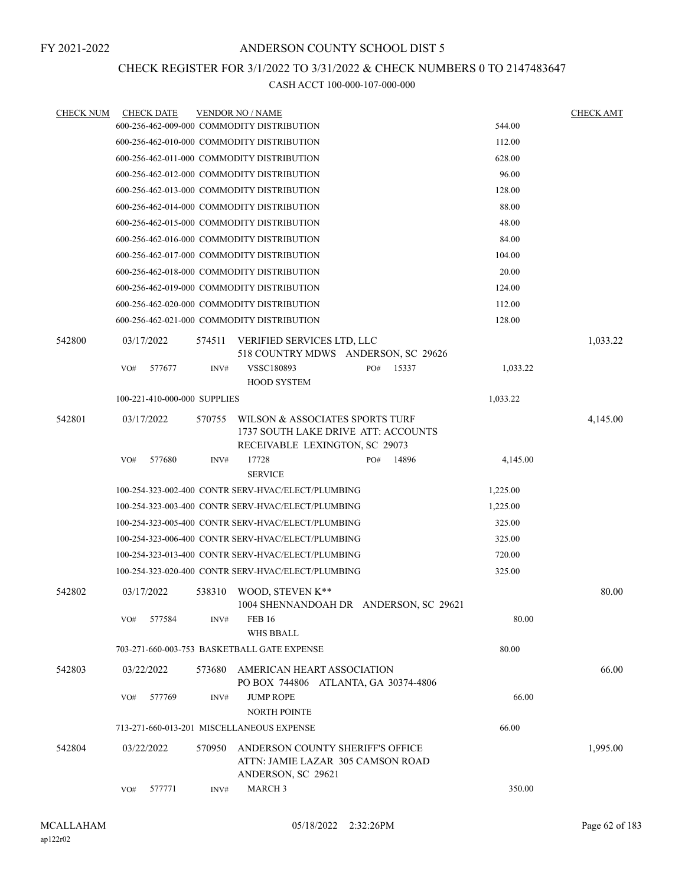FY 2021-2022

# ANDERSON COUNTY SCHOOL DIST 5

## CHECK REGISTER FOR 3/1/2022 TO 3/31/2022 & CHECK NUMBERS 0 TO 2147483647

CASH ACCT 100-000-107-000-000

| CHECK NUM | CHECK DATE | VENDOR NO / NAME | | CHECK AMT |
|---|---|---|---|---|
| | | 600-256-462-009-000 COMMODITY DISTRIBUTION | 544.00 | |
| | | 600-256-462-010-000 COMMODITY DISTRIBUTION | 112.00 | |
| | | 600-256-462-011-000 COMMODITY DISTRIBUTION | 628.00 | |
| | | 600-256-462-012-000 COMMODITY DISTRIBUTION | 96.00 | |
| | | 600-256-462-013-000 COMMODITY DISTRIBUTION | 128.00 | |
| | | 600-256-462-014-000 COMMODITY DISTRIBUTION | 88.00 | |
| | | 600-256-462-015-000 COMMODITY DISTRIBUTION | 48.00 | |
| | | 600-256-462-016-000 COMMODITY DISTRIBUTION | 84.00 | |
| | | 600-256-462-017-000 COMMODITY DISTRIBUTION | 104.00 | |
| | | 600-256-462-018-000 COMMODITY DISTRIBUTION | 20.00 | |
| | | 600-256-462-019-000 COMMODITY DISTRIBUTION | 124.00 | |
| | | 600-256-462-020-000 COMMODITY DISTRIBUTION | 112.00 | |
| | | 600-256-462-021-000 COMMODITY DISTRIBUTION | 128.00 | |
| 542800 | 03/17/2022 | 574511 VERIFIED SERVICES LTD, LLC<br>518 COUNTRY MDWS ANDERSON, SC 29626 | | 1,033.22 |
| | VO# 577677 | INV# VSSC180893 PO# 15337<br>HOOD SYSTEM | 1,033.22 | |
| | | 100-221-410-000-000 SUPPLIES | 1,033.22 | |
| 542801 | 03/17/2022 | 570755 WILSON & ASSOCIATES SPORTS TURF<br>1737 SOUTH LAKE DRIVE ATT: ACCOUNTS RECEIVABLE LEXINGTON, SC 29073 | | 4,145.00 |
| | VO# 577680 | INV# 17728 PO# 14896<br>SERVICE | 4,145.00 | |
| | | 100-254-323-002-400 CONTR SERV-HVAC/ELECT/PLUMBING | 1,225.00 | |
| | | 100-254-323-003-400 CONTR SERV-HVAC/ELECT/PLUMBING | 1,225.00 | |
| | | 100-254-323-005-400 CONTR SERV-HVAC/ELECT/PLUMBING | 325.00 | |
| | | 100-254-323-006-400 CONTR SERV-HVAC/ELECT/PLUMBING | 325.00 | |
| | | 100-254-323-013-400 CONTR SERV-HVAC/ELECT/PLUMBING | 720.00 | |
| | | 100-254-323-020-400 CONTR SERV-HVAC/ELECT/PLUMBING | 325.00 | |
| 542802 | 03/17/2022 | 538310 WOOD, STEVEN K**<br>1004 SHENNANDOAH DR ANDERSON, SC 29621 | | 80.00 |
| | VO# 577584 | INV# FEB 16<br>WHS BBALL | 80.00 | |
| | | 703-271-660-003-753 BASKETBALL GATE EXPENSE | 80.00 | |
| 542803 | 03/22/2022 | 573680 AMERICAN HEART ASSOCIATION<br>PO BOX 744806 ATLANTA, GA 30374-4806 | | 66.00 |
| | VO# 577769 | INV# JUMP ROPE<br>NORTH POINTE | 66.00 | |
| | | 713-271-660-013-201 MISCELLANEOUS EXPENSE | 66.00 | |
| 542804 | 03/22/2022 | 570950 ANDERSON COUNTY SHERIFF'S OFFICE<br>ATTN: JAMIE LAZAR 305 CAMSON ROAD ANDERSON, SC 29621 | | 1,995.00 |
| | VO# 577771 | INV# MARCH 3 | 350.00 | |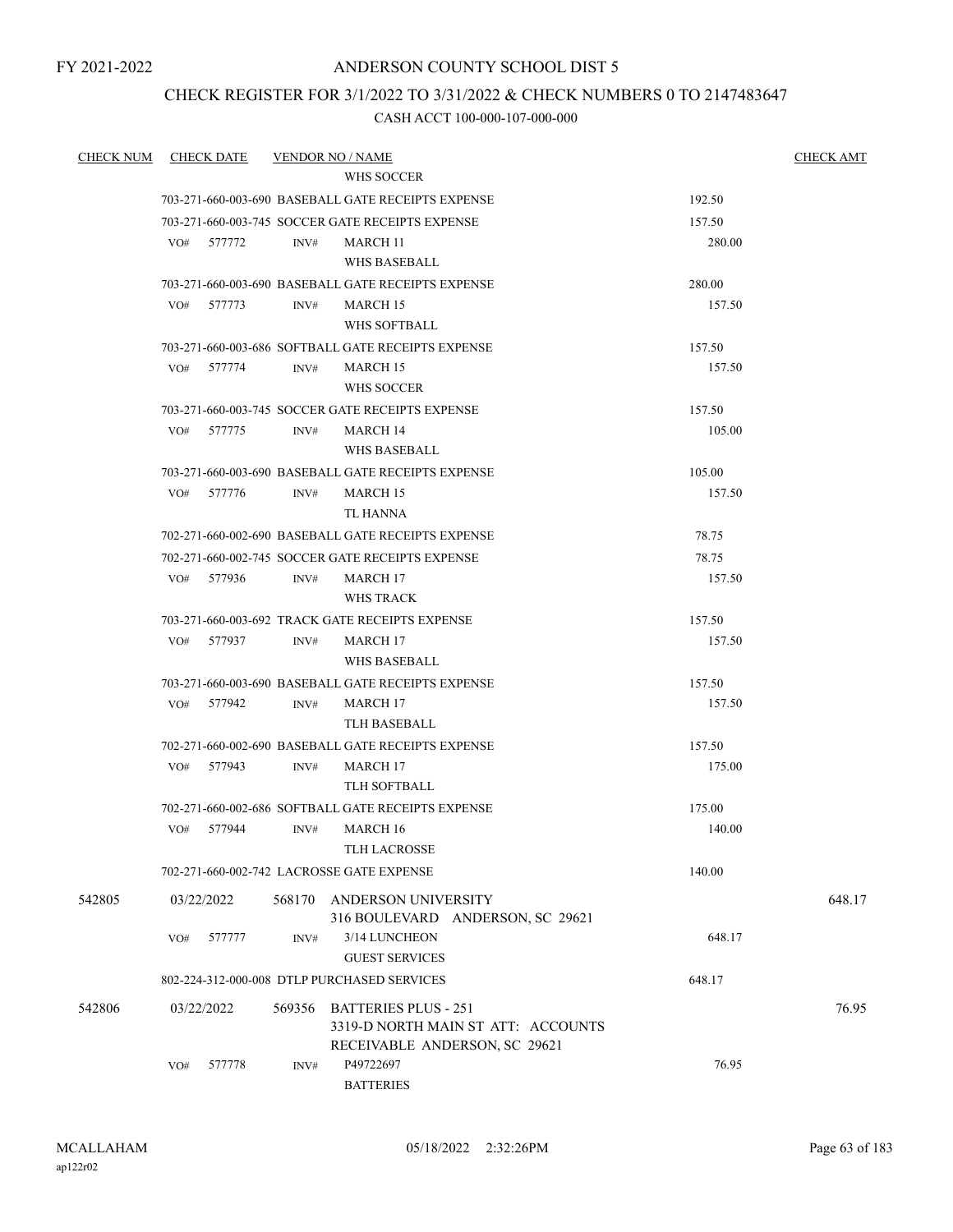FY 2021-2022

# ANDERSON COUNTY SCHOOL DIST 5

## CHECK REGISTER FOR 3/1/2022 TO 3/31/2022 & CHECK NUMBERS 0 TO 2147483647

CASH ACCT 100-000-107-000-000

| CHECK NUM | CHECK DATE | VENDOR NO / NAME | | CHECK AMT |
|---|---|---|---|---|
| | | WHS SOCCER | | |
| | | 703-271-660-003-690 BASEBALL GATE RECEIPTS EXPENSE | 192.50 | |
| | | 703-271-660-003-745 SOCCER GATE RECEIPTS EXPENSE | 157.50 | |
| | VO# 577772 | INV# MARCH 11<br>WHS BASEBALL | 280.00 | |
| | | 703-271-660-003-690 BASEBALL GATE RECEIPTS EXPENSE | 280.00 | |
| | VO# 577773 | INV# MARCH 15<br>WHS SOFTBALL | 157.50 | |
| | | 703-271-660-003-686 SOFTBALL GATE RECEIPTS EXPENSE | 157.50 | |
| | VO# 577774 | INV# MARCH 15<br>WHS SOCCER | 157.50 | |
| | | 703-271-660-003-745 SOCCER GATE RECEIPTS EXPENSE | 157.50 | |
| | VO# 577775 | INV# MARCH 14<br>WHS BASEBALL | 105.00 | |
| | | 703-271-660-003-690 BASEBALL GATE RECEIPTS EXPENSE | 105.00 | |
| | VO# 577776 | INV# MARCH 15<br>TL HANNA | 157.50 | |
| | | 702-271-660-002-690 BASEBALL GATE RECEIPTS EXPENSE | 78.75 | |
| | | 702-271-660-002-745 SOCCER GATE RECEIPTS EXPENSE | 78.75 | |
| | VO# 577936 | INV# MARCH 17<br>WHS TRACK | 157.50 | |
| | | 703-271-660-003-692 TRACK GATE RECEIPTS EXPENSE | 157.50 | |
| | VO# 577937 | INV# MARCH 17<br>WHS BASEBALL | 157.50 | |
| | | 703-271-660-003-690 BASEBALL GATE RECEIPTS EXPENSE | 157.50 | |
| | VO# 577942 | INV# MARCH 17<br>TLH BASEBALL | 157.50 | |
| | | 702-271-660-002-690 BASEBALL GATE RECEIPTS EXPENSE | 157.50 | |
| | VO# 577943 | INV# MARCH 17<br>TLH SOFTBALL | 175.00 | |
| | | 702-271-660-002-686 SOFTBALL GATE RECEIPTS EXPENSE | 175.00 | |
| | VO# 577944 | INV# MARCH 16<br>TLH LACROSSE | 140.00 | |
| | | 702-271-660-002-742 LACROSSE GATE EXPENSE | 140.00 | |
| 542805 | 03/22/2022 | 568170 ANDERSON UNIVERSITY<br>316 BOULEVARD ANDERSON, SC 29621 | | 648.17 |
| | VO# 577777 | INV# 3/14 LUNCHEON<br>GUEST SERVICES | 648.17 | |
| | | 802-224-312-000-008 DTLP PURCHASED SERVICES | 648.17 | |
| 542806 | 03/22/2022 | 569356 BATTERIES PLUS - 251<br>3319-D NORTH MAIN ST ATT: ACCOUNTS RECEIVABLE ANDERSON, SC 29621 | | 76.95 |
| | VO# 577778 | INV# P49722697<br>BATTERIES | 76.95 | |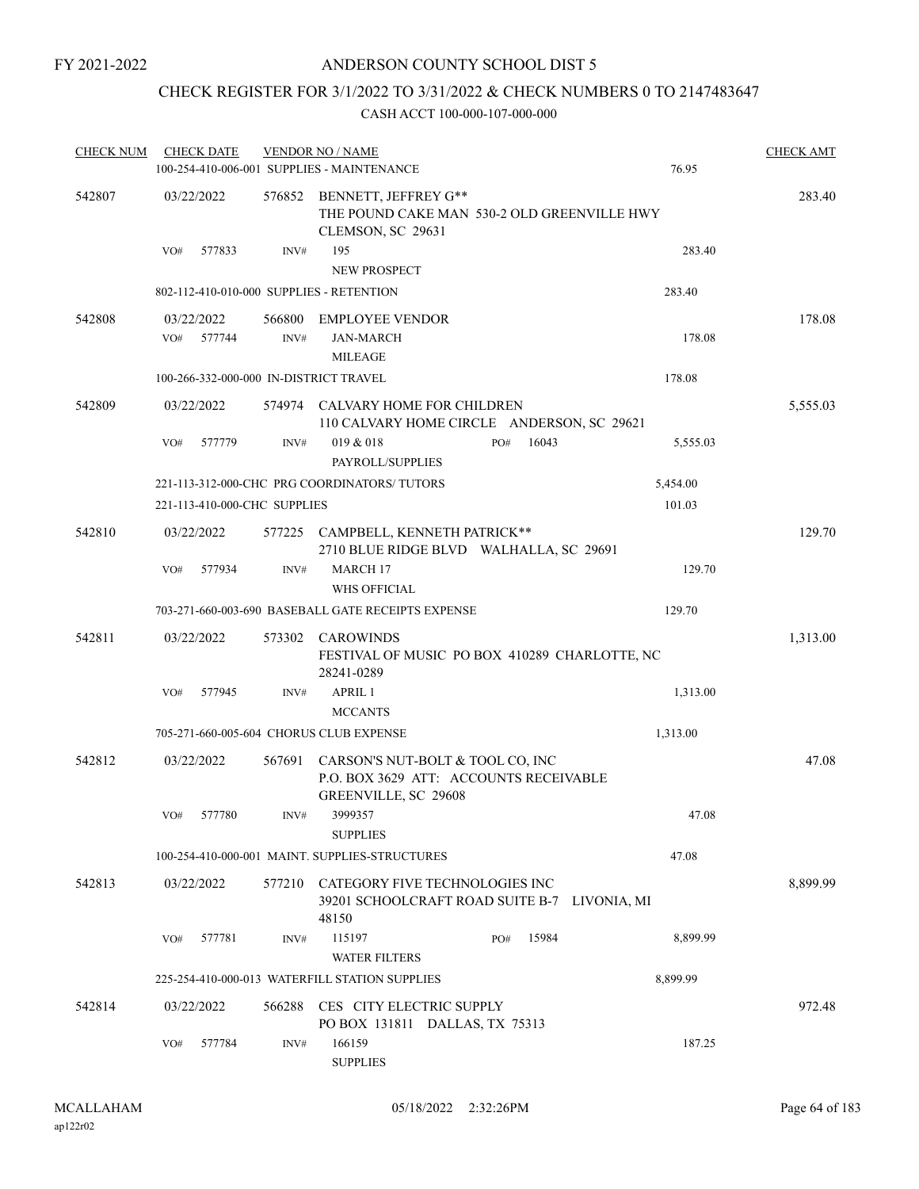FY 2021-2022

# ANDERSON COUNTY SCHOOL DIST 5

## CHECK REGISTER FOR 3/1/2022 TO 3/31/2022 & CHECK NUMBERS 0 TO 2147483647

CASH ACCT 100-000-107-000-000

| CHECK NUM | CHECK DATE | VENDOR NO / NAME | | CHECK AMT |
|---|---|---|---|---|
| | | 100-254-410-006-001 SUPPLIES - MAINTENANCE | 76.95 | |
| 542807 | 03/22/2022 | 576852 BENNETT, JEFFREY G** THE POUND CAKE MAN 530-2 OLD GREENVILLE HWY CLEMSON, SC 29631 | | 283.40 |
| | VO# 577833 | INV# 195 NEW PROSPECT | 283.40 | |
| | | 802-112-410-010-000 SUPPLIES - RETENTION | 283.40 | |
| 542808 | 03/22/2022 | 566800 EMPLOYEE VENDOR | | 178.08 |
| | VO# 577744 | INV# JAN-MARCH MILEAGE | 178.08 | |
| | | 100-266-332-000-000 IN-DISTRICT TRAVEL | 178.08 | |
| 542809 | 03/22/2022 | 574974 CALVARY HOME FOR CHILDREN 110 CALVARY HOME CIRCLE ANDERSON, SC 29621 | | 5,555.03 |
| | VO# 577779 | INV# 019 & 018 PO# 16043 PAYROLL/SUPPLIES | 5,555.03 | |
| | | 221-113-312-000-CHC PRG COORDINATORS/ TUTORS | 5,454.00 | |
| | | 221-113-410-000-CHC SUPPLIES | 101.03 | |
| 542810 | 03/22/2022 | 577225 CAMPBELL, KENNETH PATRICK** 2710 BLUE RIDGE BLVD WALHALLA, SC 29691 | | 129.70 |
| | VO# 577934 | INV# MARCH 17 WHS OFFICIAL | 129.70 | |
| | | 703-271-660-003-690 BASEBALL GATE RECEIPTS EXPENSE | 129.70 | |
| 542811 | 03/22/2022 | 573302 CAROWINDS FESTIVAL OF MUSIC PO BOX 410289 CHARLOTTE, NC 28241-0289 | | 1,313.00 |
| | VO# 577945 | INV# APRIL 1 MCCANTS | 1,313.00 | |
| | | 705-271-660-005-604 CHORUS CLUB EXPENSE | 1,313.00 | |
| 542812 | 03/22/2022 | 567691 CARSON'S NUT-BOLT & TOOL CO, INC P.O. BOX 3629 ATT: ACCOUNTS RECEIVABLE GREENVILLE, SC 29608 | | 47.08 |
| | VO# 577780 | INV# 3999357 SUPPLIES | 47.08 | |
| | | 100-254-410-000-001 MAINT. SUPPLIES-STRUCTURES | 47.08 | |
| 542813 | 03/22/2022 | 577210 CATEGORY FIVE TECHNOLOGIES INC 39201 SCHOOLCRAFT ROAD SUITE B-7 LIVONIA, MI 48150 | | 8,899.99 |
| | VO# 577781 | INV# 115197 PO# 15984 WATER FILTERS | 8,899.99 | |
| | | 225-254-410-000-013 WATERFILL STATION SUPPLIES | 8,899.99 | |
| 542814 | 03/22/2022 | 566288 CES CITY ELECTRIC SUPPLY PO BOX 131811 DALLAS, TX 75313 | | 972.48 |
| | VO# 577784 | INV# 166159 SUPPLIES | 187.25 | |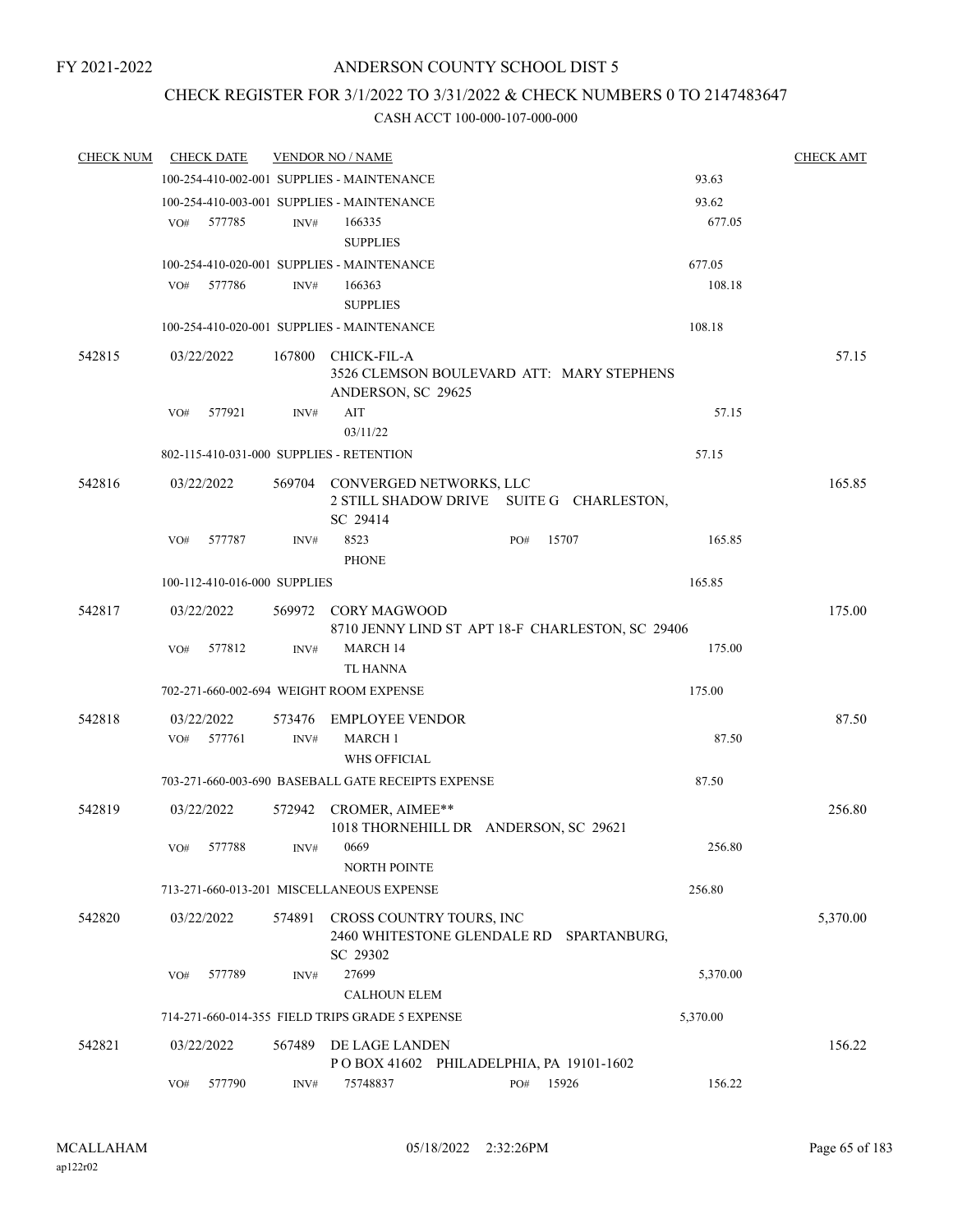FY 2021-2022

# ANDERSON COUNTY SCHOOL DIST 5

## CHECK REGISTER FOR 3/1/2022 TO 3/31/2022 & CHECK NUMBERS 0 TO 2147483647

### CASH ACCT 100-000-107-000-000

| CHECK NUM | CHECK DATE | VENDOR NO / NAME | | CHECK AMT |
|---|---|---|---|---|
| | 100-254-410-002-001 SUPPLIES - MAINTENANCE | | 93.63 | |
| | 100-254-410-003-001 SUPPLIES - MAINTENANCE | | 93.62 | |
| | VO# 577785 | INV# 166335<br>SUPPLIES | 677.05 | |
| | 100-254-410-020-001 SUPPLIES - MAINTENANCE | | 677.05 | |
| | VO# 577786 | INV# 166363<br>SUPPLIES | 108.18 | |
| | 100-254-410-020-001 SUPPLIES - MAINTENANCE | | 108.18 | |
| 542815 | 03/22/2022 | 167800 CHICK-FIL-A<br>3526 CLEMSON BOULEVARD ATT: MARY STEPHENS<br>ANDERSON, SC 29625 | | 57.15 |
| | VO# 577921 | INV# AIT<br>03/11/22 | 57.15 | |
| | 802-115-410-031-000 SUPPLIES - RETENTION | | 57.15 | |
| 542816 | 03/22/2022 | 569704 CONVERGED NETWORKS, LLC<br>2 STILL SHADOW DRIVE SUITE G CHARLESTON, SC 29414 | | 165.85 |
| | VO# 577787 | INV# 8523 PO# 15707<br>PHONE | 165.85 | |
| | 100-112-410-016-000 SUPPLIES | | 165.85 | |
| 542817 | 03/22/2022 | 569972 CORY MAGWOOD<br>8710 JENNY LIND ST APT 18-F CHARLESTON, SC 29406 | | 175.00 |
| | VO# 577812 | INV# MARCH 14<br>TL HANNA | 175.00 | |
| | 702-271-660-002-694 WEIGHT ROOM EXPENSE | | 175.00 | |
| 542818 | 03/22/2022 | 573476 EMPLOYEE VENDOR | | 87.50 |
| | VO# 577761 | INV# MARCH 1<br>WHS OFFICIAL | 87.50 | |
| | 703-271-660-003-690 BASEBALL GATE RECEIPTS EXPENSE | | 87.50 | |
| 542819 | 03/22/2022 | 572942 CROMER, AIMEE**<br>1018 THORNEHILL DR ANDERSON, SC 29621 | | 256.80 |
| | VO# 577788 | INV# 0669<br>NORTH POINTE | 256.80 | |
| | 713-271-660-013-201 MISCELLANEOUS EXPENSE | | 256.80 | |
| 542820 | 03/22/2022 | 574891 CROSS COUNTRY TOURS, INC<br>2460 WHITESTONE GLENDALE RD SPARTANBURG, SC 29302 | | 5,370.00 |
| | VO# 577789 | INV# 27699<br>CALHOUN ELEM | 5,370.00 | |
| | 714-271-660-014-355 FIELD TRIPS GRADE 5 EXPENSE | | 5,370.00 | |
| 542821 | 03/22/2022 | 567489 DE LAGE LANDEN<br>P O BOX 41602 PHILADELPHIA, PA 19101-1602 | | 156.22 |
| | VO# 577790 | INV# 75748837 PO# 15926 | 156.22 | |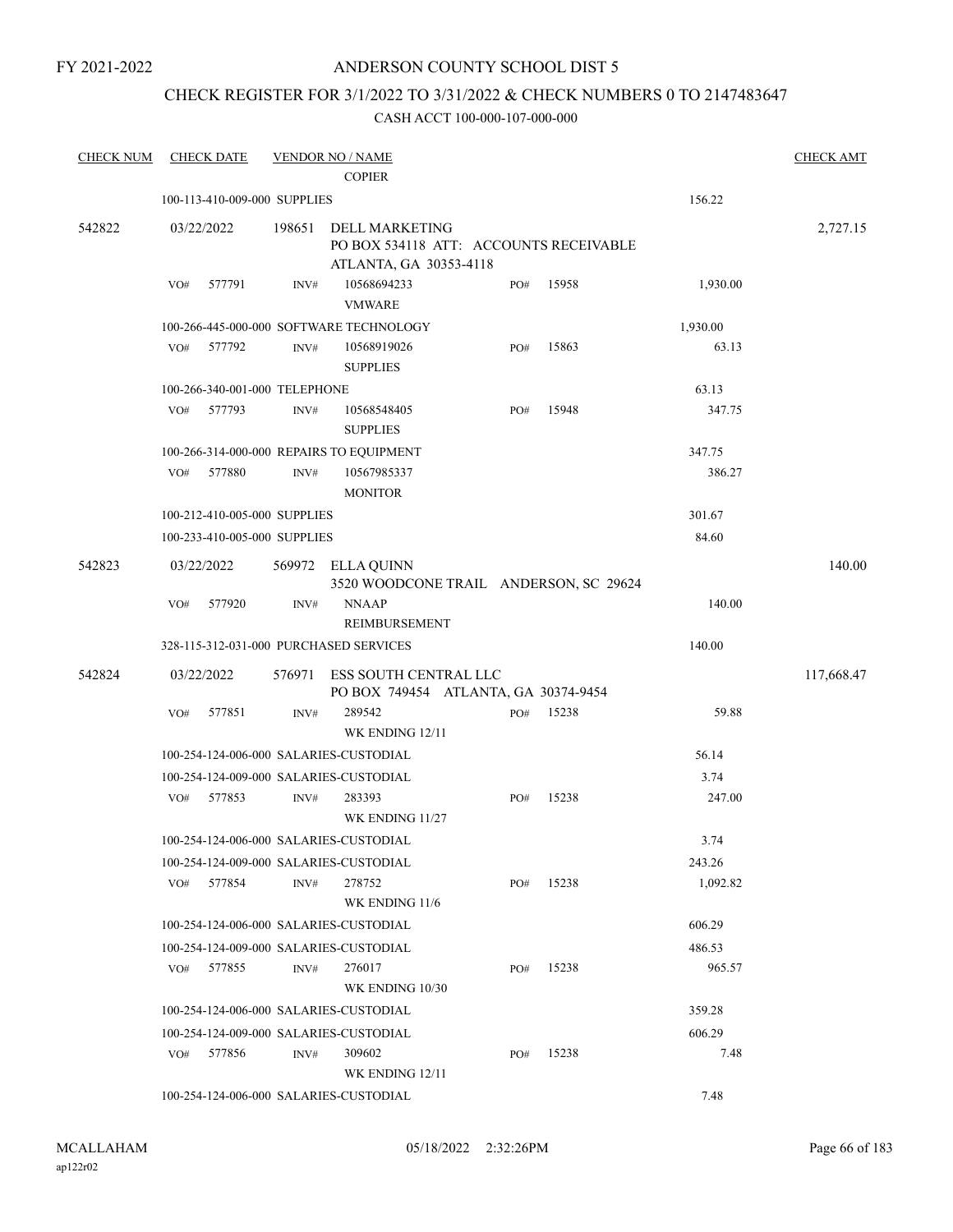FY 2021-2022

# ANDERSON COUNTY SCHOOL DIST 5

## CHECK REGISTER FOR 3/1/2022 TO 3/31/2022 & CHECK NUMBERS 0 TO 2147483647

CASH ACCT 100-000-107-000-000

| CHECK NUM | CHECK DATE | VENDOR NO / NAME | | | CHECK AMT |
|---|---|---|---|---|---|
| | | COPIER | | | |
| | 100-113-410-009-000 SUPPLIES | | | 156.22 | |
| 542822 | 03/22/2022 | 198651 DELL MARKETING<br>PO BOX 534118 ATT: ACCOUNTS RECEIVABLE<br>ATLANTA, GA 30353-4118 | | | 2,727.15 |
| | VO# 577791 | INV# 10568694233<br>VMWARE | PO# 15958 | 1,930.00 | |
| | 100-266-445-000-000 SOFTWARE TECHNOLOGY | | | 1,930.00 | |
| | VO# 577792 | INV# 10568919026<br>SUPPLIES | PO# 15863 | 63.13 | |
| | 100-266-340-001-000 TELEPHONE | | | 63.13 | |
| | VO# 577793 | INV# 10568548405<br>SUPPLIES | PO# 15948 | 347.75 | |
| | 100-266-314-000-000 REPAIRS TO EQUIPMENT | | | 347.75 | |
| | VO# 577880 | INV# 10567985337<br>MONITOR | | 386.27 | |
| | 100-212-410-005-000 SUPPLIES | | | 301.67 | |
| | 100-233-410-005-000 SUPPLIES | | | 84.60 | |
| 542823 | 03/22/2022 | 569972 ELLA QUINN<br>3520 WOODCONE TRAIL ANDERSON, SC 29624 | | | 140.00 |
| | VO# 577920 | INV# NNAAP<br>REIMBURSEMENT | | 140.00 | |
| | 328-115-312-031-000 PURCHASED SERVICES | | | 140.00 | |
| 542824 | 03/22/2022 | 576971 ESS SOUTH CENTRAL LLC<br>PO BOX 749454 ATLANTA, GA 30374-9454 | | | 117,668.47 |
| | VO# 577851 | INV# 289542<br>WK ENDING 12/11 | PO# 15238 | 59.88 | |
| | 100-254-124-006-000 SALARIES-CUSTODIAL | | | 56.14 | |
| | 100-254-124-009-000 SALARIES-CUSTODIAL | | | 3.74 | |
| | VO# 577853 | INV# 283393<br>WK ENDING 11/27 | PO# 15238 | 247.00 | |
| | 100-254-124-006-000 SALARIES-CUSTODIAL | | | 3.74 | |
| | 100-254-124-009-000 SALARIES-CUSTODIAL | | | 243.26 | |
| | VO# 577854 | INV# 278752<br>WK ENDING 11/6 | PO# 15238 | 1,092.82 | |
| | 100-254-124-006-000 SALARIES-CUSTODIAL | | | 606.29 | |
| | 100-254-124-009-000 SALARIES-CUSTODIAL | | | 486.53 | |
| | VO# 577855 | INV# 276017<br>WK ENDING 10/30 | PO# 15238 | 965.57 | |
| | 100-254-124-006-000 SALARIES-CUSTODIAL | | | 359.28 | |
| | 100-254-124-009-000 SALARIES-CUSTODIAL | | | 606.29 | |
| | VO# 577856 | INV# 309602<br>WK ENDING 12/11 | PO# 15238 | 7.48 | |
| | 100-254-124-006-000 SALARIES-CUSTODIAL | | | 7.48 | |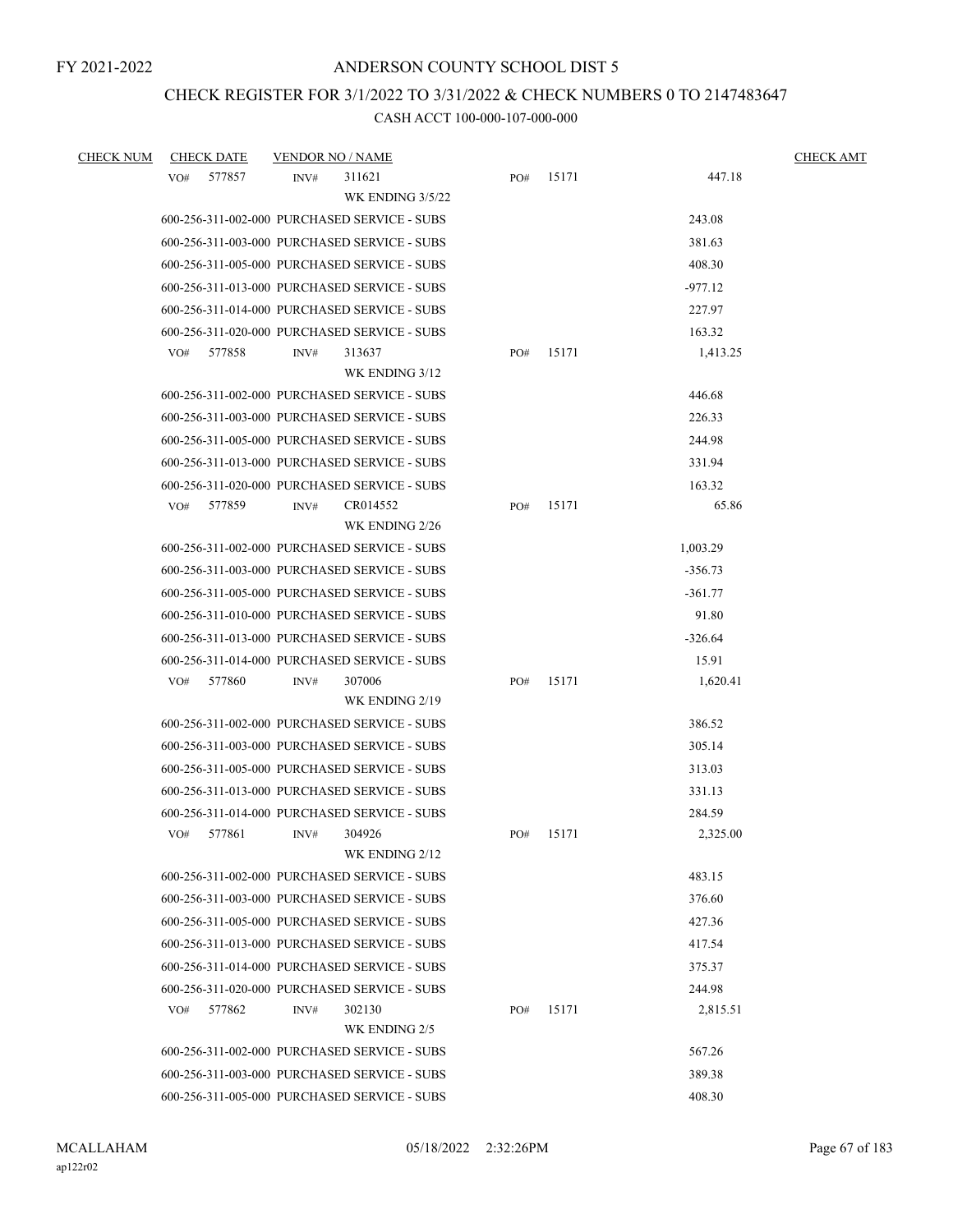FY 2021-2022

# ANDERSON COUNTY SCHOOL DIST 5

## CHECK REGISTER FOR 3/1/2022 TO 3/31/2022 & CHECK NUMBERS 0 TO 2147483647

### CASH ACCT 100-000-107-000-000

| CHECK NUM | CHECK DATE | VENDOR NO / NAME | | | | CHECK AMT |
|---|---|---|---|---|---|---|
| | VO# 577857 | INV# 311621 | PO# 15171 | | 447.18 | |
| | | WK ENDING 3/5/22 | | | | |
| | 600-256-311-002-000 PURCHASED SERVICE - SUBS | | | | 243.08 | |
| | 600-256-311-003-000 PURCHASED SERVICE - SUBS | | | | 381.63 | |
| | 600-256-311-005-000 PURCHASED SERVICE - SUBS | | | | 408.30 | |
| | 600-256-311-013-000 PURCHASED SERVICE - SUBS | | | | -977.12 | |
| | 600-256-311-014-000 PURCHASED SERVICE - SUBS | | | | 227.97 | |
| | 600-256-311-020-000 PURCHASED SERVICE - SUBS | | | | 163.32 | |
| | VO# 577858 | INV# 313637 | PO# 15171 | | 1,413.25 | |
| | | WK ENDING 3/12 | | | | |
| | 600-256-311-002-000 PURCHASED SERVICE - SUBS | | | | 446.68 | |
| | 600-256-311-003-000 PURCHASED SERVICE - SUBS | | | | 226.33 | |
| | 600-256-311-005-000 PURCHASED SERVICE - SUBS | | | | 244.98 | |
| | 600-256-311-013-000 PURCHASED SERVICE - SUBS | | | | 331.94 | |
| | 600-256-311-020-000 PURCHASED SERVICE - SUBS | | | | 163.32 | |
| | VO# 577859 | INV# CR014552 | PO# 15171 | | 65.86 | |
| | | WK ENDING 2/26 | | | | |
| | 600-256-311-002-000 PURCHASED SERVICE - SUBS | | | | 1,003.29 | |
| | 600-256-311-003-000 PURCHASED SERVICE - SUBS | | | | -356.73 | |
| | 600-256-311-005-000 PURCHASED SERVICE - SUBS | | | | -361.77 | |
| | 600-256-311-010-000 PURCHASED SERVICE - SUBS | | | | 91.80 | |
| | 600-256-311-013-000 PURCHASED SERVICE - SUBS | | | | -326.64 | |
| | 600-256-311-014-000 PURCHASED SERVICE - SUBS | | | | 15.91 | |
| | VO# 577860 | INV# 307006 | PO# 15171 | | 1,620.41 | |
| | | WK ENDING 2/19 | | | | |
| | 600-256-311-002-000 PURCHASED SERVICE - SUBS | | | | 386.52 | |
| | 600-256-311-003-000 PURCHASED SERVICE - SUBS | | | | 305.14 | |
| | 600-256-311-005-000 PURCHASED SERVICE - SUBS | | | | 313.03 | |
| | 600-256-311-013-000 PURCHASED SERVICE - SUBS | | | | 331.13 | |
| | 600-256-311-014-000 PURCHASED SERVICE - SUBS | | | | 284.59 | |
| | VO# 577861 | INV# 304926 | PO# 15171 | | 2,325.00 | |
| | | WK ENDING 2/12 | | | | |
| | 600-256-311-002-000 PURCHASED SERVICE - SUBS | | | | 483.15 | |
| | 600-256-311-003-000 PURCHASED SERVICE - SUBS | | | | 376.60 | |
| | 600-256-311-005-000 PURCHASED SERVICE - SUBS | | | | 427.36 | |
| | 600-256-311-013-000 PURCHASED SERVICE - SUBS | | | | 417.54 | |
| | 600-256-311-014-000 PURCHASED SERVICE - SUBS | | | | 375.37 | |
| | 600-256-311-020-000 PURCHASED SERVICE - SUBS | | | | 244.98 | |
| | VO# 577862 | INV# 302130 | PO# 15171 | | 2,815.51 | |
| | | WK ENDING 2/5 | | | | |
| | 600-256-311-002-000 PURCHASED SERVICE - SUBS | | | | 567.26 | |
| | 600-256-311-003-000 PURCHASED SERVICE - SUBS | | | | 389.38 | |
| | 600-256-311-005-000 PURCHASED SERVICE - SUBS | | | | 408.30 | |

MCALLAHAM
ap122r02

05/18/2022 2:32:26PM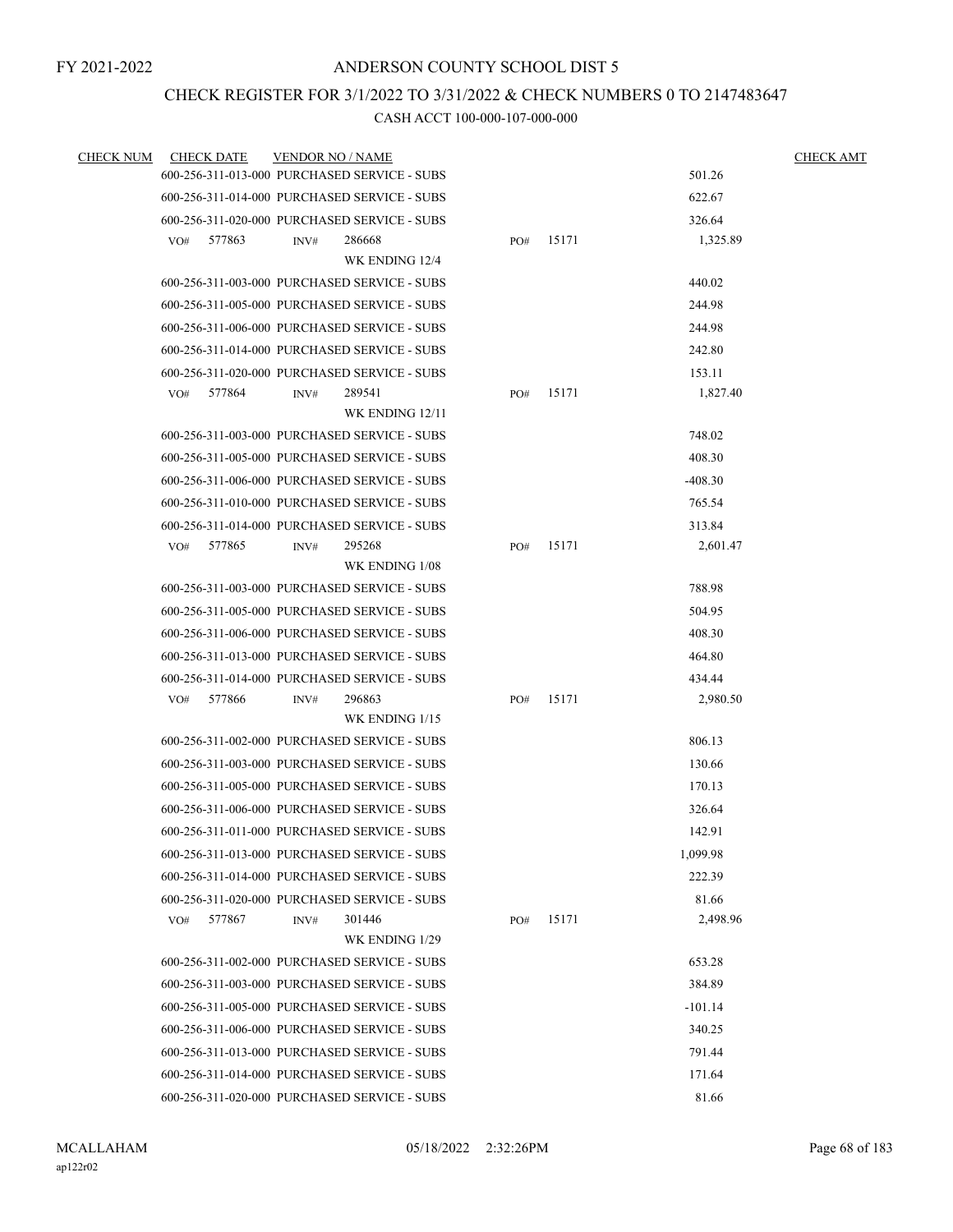FY 2021-2022

# ANDERSON COUNTY SCHOOL DIST 5

## CHECK REGISTER FOR 3/1/2022 TO 3/31/2022 & CHECK NUMBERS 0 TO 2147483647

CASH ACCT 100-000-107-000-000

| CHECK NUM | CHECK DATE | VENDOR NO / NAME | | | CHECK AMT |
|---|---|---|---|---|---|
| | 600-256-311-013-000 PURCHASED SERVICE - SUBS | | | 501.26 | |
| | 600-256-311-014-000 PURCHASED SERVICE - SUBS | | | 622.67 | |
| | 600-256-311-020-000 PURCHASED SERVICE - SUBS | | | 326.64 | |
| | VO# 577863 | INV# 286668 WK ENDING 12/4 | PO# 15171 | 1,325.89 | |
| | 600-256-311-003-000 PURCHASED SERVICE - SUBS | | | 440.02 | |
| | 600-256-311-005-000 PURCHASED SERVICE - SUBS | | | 244.98 | |
| | 600-256-311-006-000 PURCHASED SERVICE - SUBS | | | 244.98 | |
| | 600-256-311-014-000 PURCHASED SERVICE - SUBS | | | 242.80 | |
| | 600-256-311-020-000 PURCHASED SERVICE - SUBS | | | 153.11 | |
| | VO# 577864 | INV# 289541 WK ENDING 12/11 | PO# 15171 | 1,827.40 | |
| | 600-256-311-003-000 PURCHASED SERVICE - SUBS | | | 748.02 | |
| | 600-256-311-005-000 PURCHASED SERVICE - SUBS | | | 408.30 | |
| | 600-256-311-006-000 PURCHASED SERVICE - SUBS | | | -408.30 | |
| | 600-256-311-010-000 PURCHASED SERVICE - SUBS | | | 765.54 | |
| | 600-256-311-014-000 PURCHASED SERVICE - SUBS | | | 313.84 | |
| | VO# 577865 | INV# 295268 WK ENDING 1/08 | PO# 15171 | 2,601.47 | |
| | 600-256-311-003-000 PURCHASED SERVICE - SUBS | | | 788.98 | |
| | 600-256-311-005-000 PURCHASED SERVICE - SUBS | | | 504.95 | |
| | 600-256-311-006-000 PURCHASED SERVICE - SUBS | | | 408.30 | |
| | 600-256-311-013-000 PURCHASED SERVICE - SUBS | | | 464.80 | |
| | 600-256-311-014-000 PURCHASED SERVICE - SUBS | | | 434.44 | |
| | VO# 577866 | INV# 296863 WK ENDING 1/15 | PO# 15171 | 2,980.50 | |
| | 600-256-311-002-000 PURCHASED SERVICE - SUBS | | | 806.13 | |
| | 600-256-311-003-000 PURCHASED SERVICE - SUBS | | | 130.66 | |
| | 600-256-311-005-000 PURCHASED SERVICE - SUBS | | | 170.13 | |
| | 600-256-311-006-000 PURCHASED SERVICE - SUBS | | | 326.64 | |
| | 600-256-311-011-000 PURCHASED SERVICE - SUBS | | | 142.91 | |
| | 600-256-311-013-000 PURCHASED SERVICE - SUBS | | | 1,099.98 | |
| | 600-256-311-014-000 PURCHASED SERVICE - SUBS | | | 222.39 | |
| | 600-256-311-020-000 PURCHASED SERVICE - SUBS | | | 81.66 | |
| | VO# 577867 | INV# 301446 WK ENDING 1/29 | PO# 15171 | 2,498.96 | |
| | 600-256-311-002-000 PURCHASED SERVICE - SUBS | | | 653.28 | |
| | 600-256-311-003-000 PURCHASED SERVICE - SUBS | | | 384.89 | |
| | 600-256-311-005-000 PURCHASED SERVICE - SUBS | | | -101.14 | |
| | 600-256-311-006-000 PURCHASED SERVICE - SUBS | | | 340.25 | |
| | 600-256-311-013-000 PURCHASED SERVICE - SUBS | | | 791.44 | |
| | 600-256-311-014-000 PURCHASED SERVICE - SUBS | | | 171.64 | |
| | 600-256-311-020-000 PURCHASED SERVICE - SUBS | | | 81.66 | |

MCALLAHAM ap122r02 05/18/2022 2:32:26PM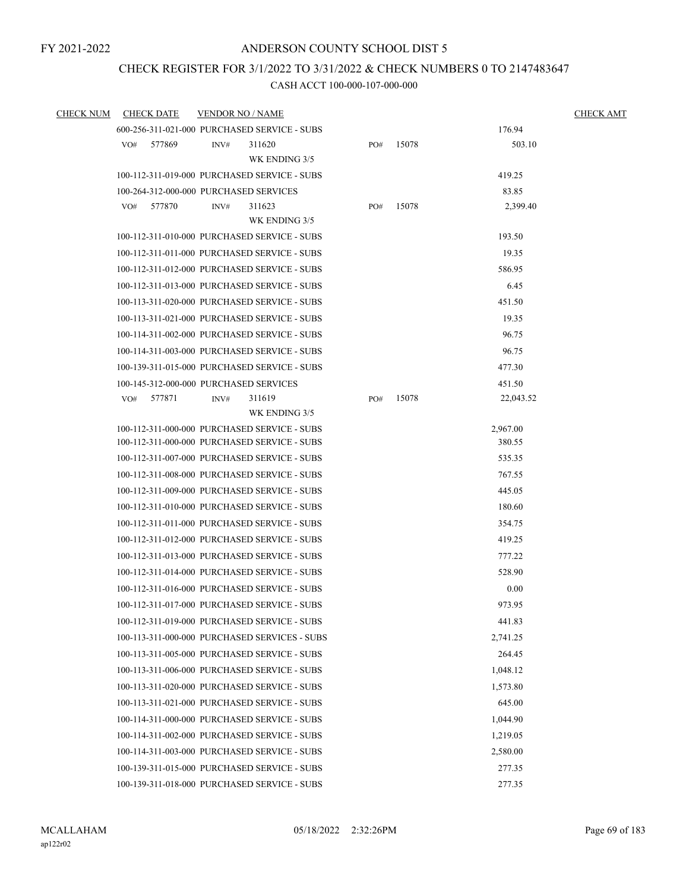FY 2021-2022

# ANDERSON COUNTY SCHOOL DIST 5

## CHECK REGISTER FOR 3/1/2022 TO 3/31/2022 & CHECK NUMBERS 0 TO 2147483647

### CASH ACCT 100-000-107-000-000

| CHECK NUM | CHECK DATE | VENDOR NO / NAME | | | | CHECK AMT |
|---|---|---|---|---|---|---|
| | 600-256-311-021-000 PURCHASED SERVICE - SUBS | | | | 176.94 | |
| | VO# 577869 | INV# 311620 WK ENDING 3/5 | PO# | 15078 | 503.10 | |
| | 100-112-311-019-000 PURCHASED SERVICE - SUBS | | | | 419.25 | |
| | 100-264-312-000-000 PURCHASED SERVICES | | | | 83.85 | |
| | VO# 577870 | INV# 311623 WK ENDING 3/5 | PO# | 15078 | 2,399.40 | |
| | 100-112-311-010-000 PURCHASED SERVICE - SUBS | | | | 193.50 | |
| | 100-112-311-011-000 PURCHASED SERVICE - SUBS | | | | 19.35 | |
| | 100-112-311-012-000 PURCHASED SERVICE - SUBS | | | | 586.95 | |
| | 100-112-311-013-000 PURCHASED SERVICE - SUBS | | | | 6.45 | |
| | 100-113-311-020-000 PURCHASED SERVICE - SUBS | | | | 451.50 | |
| | 100-113-311-021-000 PURCHASED SERVICE - SUBS | | | | 19.35 | |
| | 100-114-311-002-000 PURCHASED SERVICE - SUBS | | | | 96.75 | |
| | 100-114-311-003-000 PURCHASED SERVICE - SUBS | | | | 96.75 | |
| | 100-139-311-015-000 PURCHASED SERVICE - SUBS | | | | 477.30 | |
| | 100-145-312-000-000 PURCHASED SERVICES | | | | 451.50 | |
| | VO# 577871 | INV# 311619 WK ENDING 3/5 | PO# | 15078 | 22,043.52 | |
| | 100-112-311-000-000 PURCHASED SERVICE - SUBS | | | | 2,967.00 | |
| | 100-112-311-000-000 PURCHASED SERVICE - SUBS | | | | 380.55 | |
| | 100-112-311-007-000 PURCHASED SERVICE - SUBS | | | | 535.35 | |
| | 100-112-311-008-000 PURCHASED SERVICE - SUBS | | | | 767.55 | |
| | 100-112-311-009-000 PURCHASED SERVICE - SUBS | | | | 445.05 | |
| | 100-112-311-010-000 PURCHASED SERVICE - SUBS | | | | 180.60 | |
| | 100-112-311-011-000 PURCHASED SERVICE - SUBS | | | | 354.75 | |
| | 100-112-311-012-000 PURCHASED SERVICE - SUBS | | | | 419.25 | |
| | 100-112-311-013-000 PURCHASED SERVICE - SUBS | | | | 777.22 | |
| | 100-112-311-014-000 PURCHASED SERVICE - SUBS | | | | 528.90 | |
| | 100-112-311-016-000 PURCHASED SERVICE - SUBS | | | | 0.00 | |
| | 100-112-311-017-000 PURCHASED SERVICE - SUBS | | | | 973.95 | |
| | 100-112-311-019-000 PURCHASED SERVICE - SUBS | | | | 441.83 | |
| | 100-113-311-000-000 PURCHASED SERVICES - SUBS | | | | 2,741.25 | |
| | 100-113-311-005-000 PURCHASED SERVICE - SUBS | | | | 264.45 | |
| | 100-113-311-006-000 PURCHASED SERVICE - SUBS | | | | 1,048.12 | |
| | 100-113-311-020-000 PURCHASED SERVICE - SUBS | | | | 1,573.80 | |
| | 100-113-311-021-000 PURCHASED SERVICE - SUBS | | | | 645.00 | |
| | 100-114-311-000-000 PURCHASED SERVICE - SUBS | | | | 1,044.90 | |
| | 100-114-311-002-000 PURCHASED SERVICE - SUBS | | | | 1,219.05 | |
| | 100-114-311-003-000 PURCHASED SERVICE - SUBS | | | | 2,580.00 | |
| | 100-139-311-015-000 PURCHASED SERVICE - SUBS | | | | 277.35 | |
| | 100-139-311-018-000 PURCHASED SERVICE - SUBS | | | | 277.35 | |

MCALLAHAM
ap122r02

05/18/2022 2:32:26PM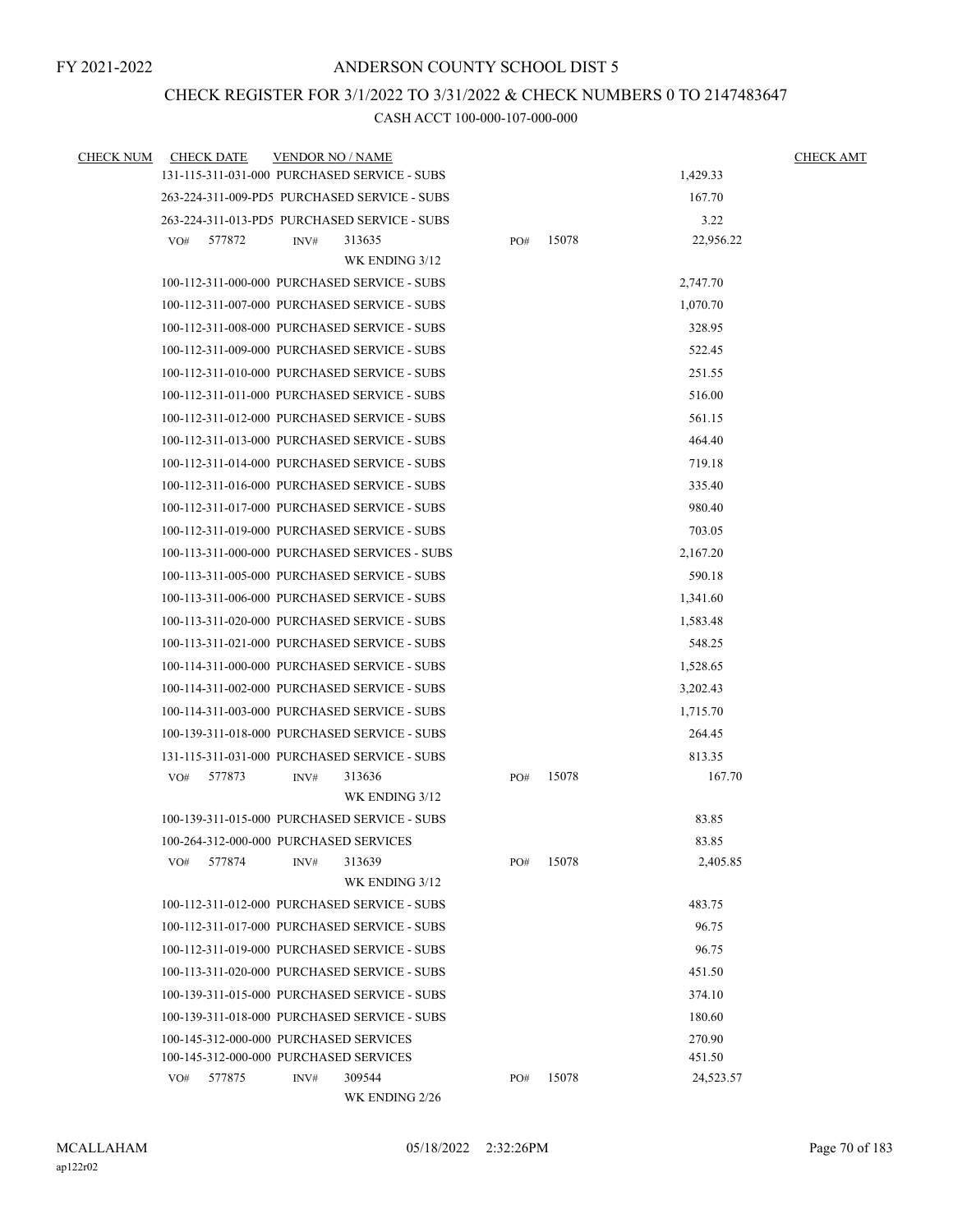FY 2021-2022

# ANDERSON COUNTY SCHOOL DIST 5

## CHECK REGISTER FOR 3/1/2022 TO 3/31/2022 & CHECK NUMBERS 0 TO 2147483647

### CASH ACCT 100-000-107-000-000

| CHECK NUM | CHECK DATE | VENDOR NO / NAME | | | CHECK AMT |
|---|---|---|---|---|---|
| | 131-115-311-031-000 PURCHASED SERVICE - SUBS | | | 1,429.33 | |
| | 263-224-311-009-PD5 PURCHASED SERVICE - SUBS | | | 167.70 | |
| | 263-224-311-013-PD5 PURCHASED SERVICE - SUBS | | | 3.22 | |
| | VO# 577872 | INV# 313635 WK ENDING 3/12 | PO# 15078 | 22,956.22 | |
| | 100-112-311-000-000 PURCHASED SERVICE - SUBS | | | 2,747.70 | |
| | 100-112-311-007-000 PURCHASED SERVICE - SUBS | | | 1,070.70 | |
| | 100-112-311-008-000 PURCHASED SERVICE - SUBS | | | 328.95 | |
| | 100-112-311-009-000 PURCHASED SERVICE - SUBS | | | 522.45 | |
| | 100-112-311-010-000 PURCHASED SERVICE - SUBS | | | 251.55 | |
| | 100-112-311-011-000 PURCHASED SERVICE - SUBS | | | 516.00 | |
| | 100-112-311-012-000 PURCHASED SERVICE - SUBS | | | 561.15 | |
| | 100-112-311-013-000 PURCHASED SERVICE - SUBS | | | 464.40 | |
| | 100-112-311-014-000 PURCHASED SERVICE - SUBS | | | 719.18 | |
| | 100-112-311-016-000 PURCHASED SERVICE - SUBS | | | 335.40 | |
| | 100-112-311-017-000 PURCHASED SERVICE - SUBS | | | 980.40 | |
| | 100-112-311-019-000 PURCHASED SERVICE - SUBS | | | 703.05 | |
| | 100-113-311-000-000 PURCHASED SERVICES - SUBS | | | 2,167.20 | |
| | 100-113-311-005-000 PURCHASED SERVICE - SUBS | | | 590.18 | |
| | 100-113-311-006-000 PURCHASED SERVICE - SUBS | | | 1,341.60 | |
| | 100-113-311-020-000 PURCHASED SERVICE - SUBS | | | 1,583.48 | |
| | 100-113-311-021-000 PURCHASED SERVICE - SUBS | | | 548.25 | |
| | 100-114-311-000-000 PURCHASED SERVICE - SUBS | | | 1,528.65 | |
| | 100-114-311-002-000 PURCHASED SERVICE - SUBS | | | 3,202.43 | |
| | 100-114-311-003-000 PURCHASED SERVICE - SUBS | | | 1,715.70 | |
| | 100-139-311-018-000 PURCHASED SERVICE - SUBS | | | 264.45 | |
| | 131-115-311-031-000 PURCHASED SERVICE - SUBS | | | 813.35 | |
| | VO# 577873 | INV# 313636 WK ENDING 3/12 | PO# 15078 | 167.70 | |
| | 100-139-311-015-000 PURCHASED SERVICE - SUBS | | | 83.85 | |
| | 100-264-312-000-000 PURCHASED SERVICES | | | 83.85 | |
| | VO# 577874 | INV# 313639 WK ENDING 3/12 | PO# 15078 | 2,405.85 | |
| | 100-112-311-012-000 PURCHASED SERVICE - SUBS | | | 483.75 | |
| | 100-112-311-017-000 PURCHASED SERVICE - SUBS | | | 96.75 | |
| | 100-112-311-019-000 PURCHASED SERVICE - SUBS | | | 96.75 | |
| | 100-113-311-020-000 PURCHASED SERVICE - SUBS | | | 451.50 | |
| | 100-139-311-015-000 PURCHASED SERVICE - SUBS | | | 374.10 | |
| | 100-139-311-018-000 PURCHASED SERVICE - SUBS | | | 180.60 | |
| | 100-145-312-000-000 PURCHASED SERVICES | | | 270.90 | |
| | 100-145-312-000-000 PURCHASED SERVICES | | | 451.50 | |
| | VO# 577875 | INV# 309544 WK ENDING 2/26 | PO# 15078 | 24,523.57 | |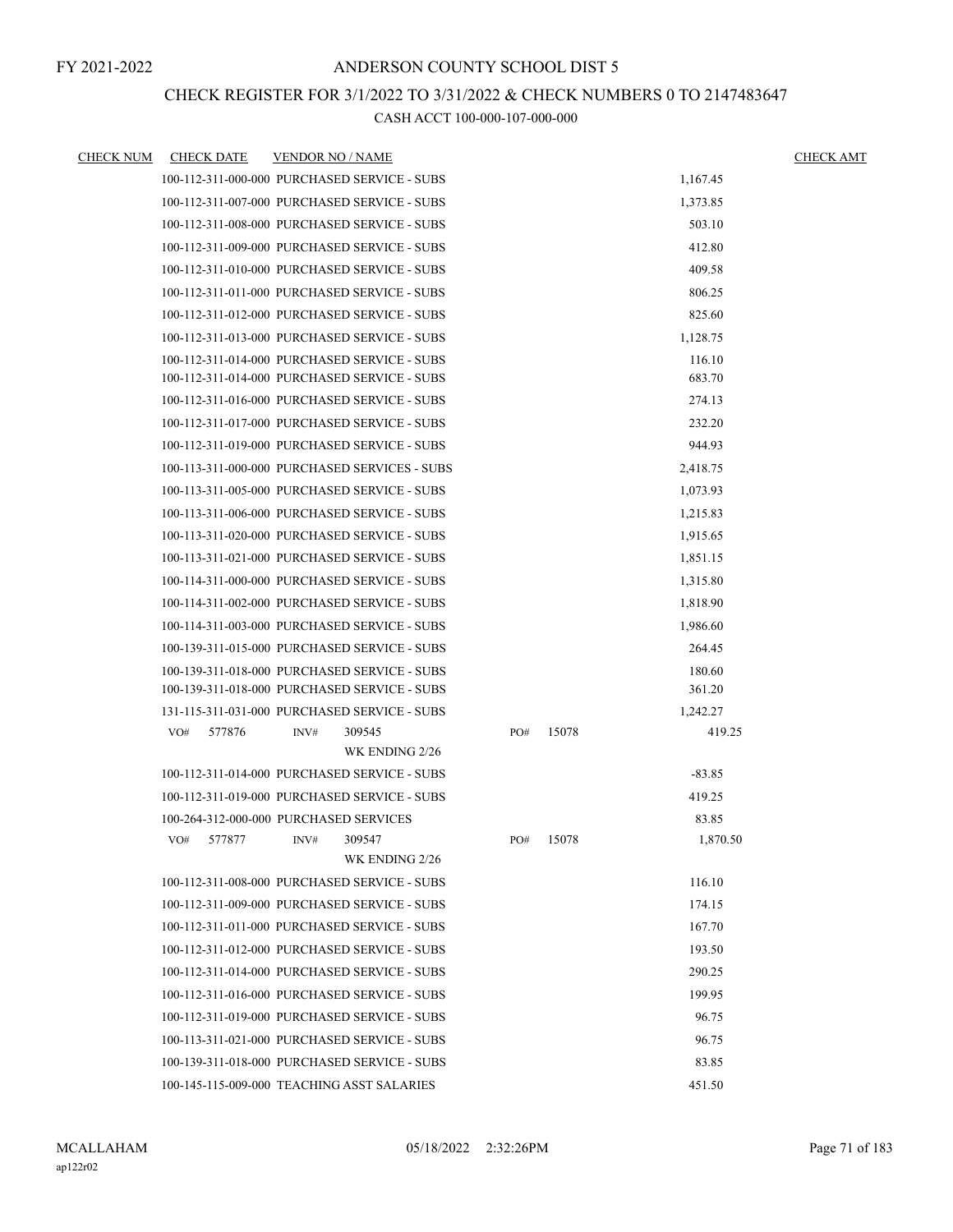FY 2021-2022

# ANDERSON COUNTY SCHOOL DIST 5

## CHECK REGISTER FOR 3/1/2022 TO 3/31/2022 & CHECK NUMBERS 0 TO 2147483647

### CASH ACCT 100-000-107-000-000

| CHECK NUM | CHECK DATE | VENDOR NO / NAME | | | | CHECK AMT |
|---|---|---|---|---|---|---|
| | 100-112-311-000-000 | PURCHASED SERVICE - SUBS | | | 1,167.45 | |
| | 100-112-311-007-000 | PURCHASED SERVICE - SUBS | | | 1,373.85 | |
| | 100-112-311-008-000 | PURCHASED SERVICE - SUBS | | | 503.10 | |
| | 100-112-311-009-000 | PURCHASED SERVICE - SUBS | | | 412.80 | |
| | 100-112-311-010-000 | PURCHASED SERVICE - SUBS | | | 409.58 | |
| | 100-112-311-011-000 | PURCHASED SERVICE - SUBS | | | 806.25 | |
| | 100-112-311-012-000 | PURCHASED SERVICE - SUBS | | | 825.60 | |
| | 100-112-311-013-000 | PURCHASED SERVICE - SUBS | | | 1,128.75 | |
| | 100-112-311-014-000 | PURCHASED SERVICE - SUBS | | | 116.10 | |
| | 100-112-311-014-000 | PURCHASED SERVICE - SUBS | | | 683.70 | |
| | 100-112-311-016-000 | PURCHASED SERVICE - SUBS | | | 274.13 | |
| | 100-112-311-017-000 | PURCHASED SERVICE - SUBS | | | 232.20 | |
| | 100-112-311-019-000 | PURCHASED SERVICE - SUBS | | | 944.93 | |
| | 100-113-311-000-000 | PURCHASED SERVICES - SUBS | | | 2,418.75 | |
| | 100-113-311-005-000 | PURCHASED SERVICE - SUBS | | | 1,073.93 | |
| | 100-113-311-006-000 | PURCHASED SERVICE - SUBS | | | 1,215.83 | |
| | 100-113-311-020-000 | PURCHASED SERVICE - SUBS | | | 1,915.65 | |
| | 100-113-311-021-000 | PURCHASED SERVICE - SUBS | | | 1,851.15 | |
| | 100-114-311-000-000 | PURCHASED SERVICE - SUBS | | | 1,315.80 | |
| | 100-114-311-002-000 | PURCHASED SERVICE - SUBS | | | 1,818.90 | |
| | 100-114-311-003-000 | PURCHASED SERVICE - SUBS | | | 1,986.60 | |
| | 100-139-311-015-000 | PURCHASED SERVICE - SUBS | | | 264.45 | |
| | 100-139-311-018-000 | PURCHASED SERVICE - SUBS | | | 180.60 | |
| | 100-139-311-018-000 | PURCHASED SERVICE - SUBS | | | 361.20 | |
| | 131-115-311-031-000 | PURCHASED SERVICE - SUBS | | | 1,242.27 | |
| | VO# 577876 | INV# 309545 WK ENDING 2/26 | PO# | 15078 | 419.25 | |
| | 100-112-311-014-000 | PURCHASED SERVICE - SUBS | | | -83.85 | |
| | 100-112-311-019-000 | PURCHASED SERVICE - SUBS | | | 419.25 | |
| | 100-264-312-000-000 | PURCHASED SERVICES | | | 83.85 | |
| | VO# 577877 | INV# 309547 WK ENDING 2/26 | PO# | 15078 | 1,870.50 | |
| | 100-112-311-008-000 | PURCHASED SERVICE - SUBS | | | 116.10 | |
| | 100-112-311-009-000 | PURCHASED SERVICE - SUBS | | | 174.15 | |
| | 100-112-311-011-000 | PURCHASED SERVICE - SUBS | | | 167.70 | |
| | 100-112-311-012-000 | PURCHASED SERVICE - SUBS | | | 193.50 | |
| | 100-112-311-014-000 | PURCHASED SERVICE - SUBS | | | 290.25 | |
| | 100-112-311-016-000 | PURCHASED SERVICE - SUBS | | | 199.95 | |
| | 100-112-311-019-000 | PURCHASED SERVICE - SUBS | | | 96.75 | |
| | 100-113-311-021-000 | PURCHASED SERVICE - SUBS | | | 96.75 | |
| | 100-139-311-018-000 | PURCHASED SERVICE - SUBS | | | 83.85 | |
| | 100-145-115-009-000 | TEACHING ASST SALARIES | | | 451.50 | |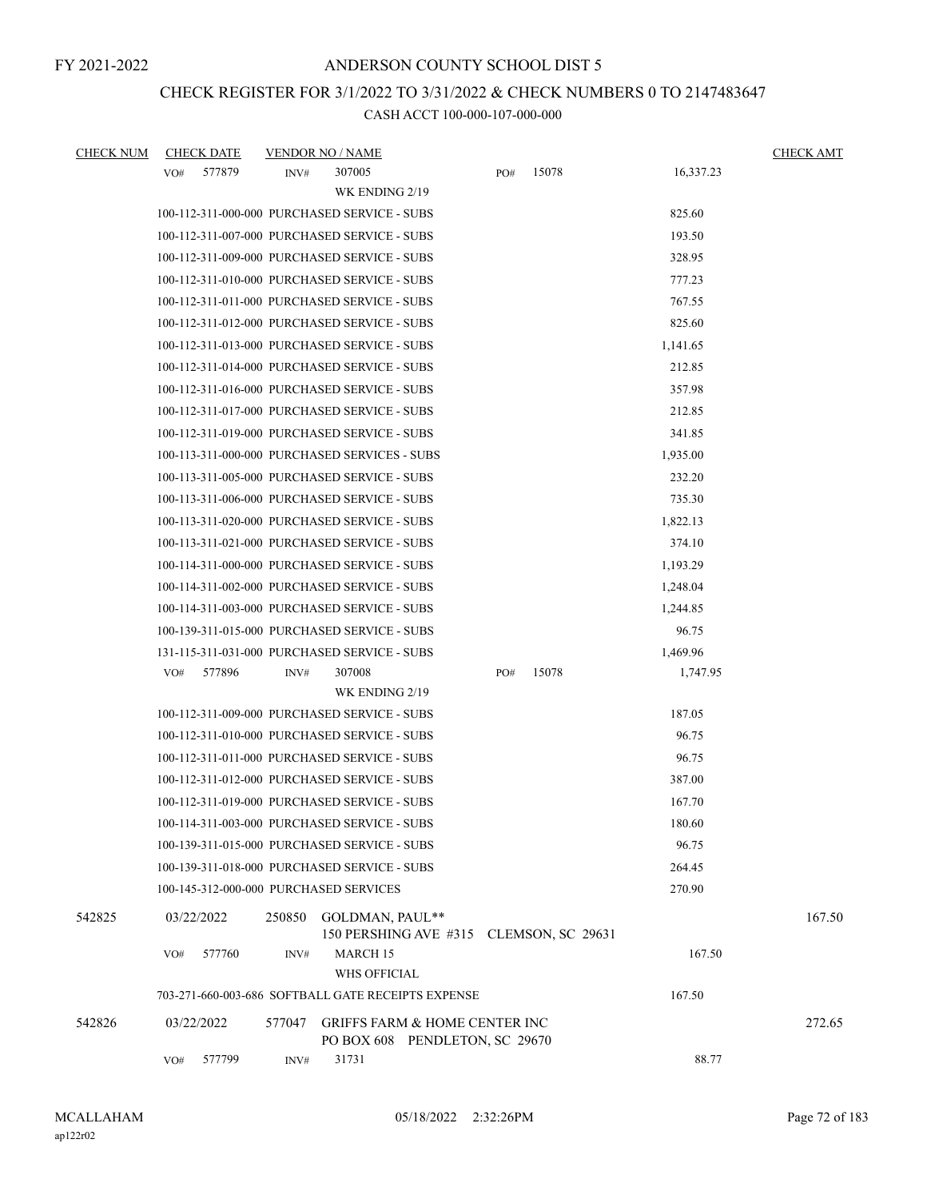FY 2021-2022

# ANDERSON COUNTY SCHOOL DIST 5

## CHECK REGISTER FOR 3/1/2022 TO 3/31/2022 & CHECK NUMBERS 0 TO 2147483647

### CASH ACCT 100-000-107-000-000

| CHECK NUM | CHECK DATE | VENDOR NO / NAME | | | CHECK AMT |
|---|---|---|---|---|---|
| | VO# 577879 | INV# 307005 | PO# 15078 | 16,337.23 | |
| | | WK ENDING 2/19 | | | |
| | 100-112-311-000-000 PURCHASED SERVICE - SUBS | | | 825.60 | |
| | 100-112-311-007-000 PURCHASED SERVICE - SUBS | | | 193.50 | |
| | 100-112-311-009-000 PURCHASED SERVICE - SUBS | | | 328.95 | |
| | 100-112-311-010-000 PURCHASED SERVICE - SUBS | | | 777.23 | |
| | 100-112-311-011-000 PURCHASED SERVICE - SUBS | | | 767.55 | |
| | 100-112-311-012-000 PURCHASED SERVICE - SUBS | | | 825.60 | |
| | 100-112-311-013-000 PURCHASED SERVICE - SUBS | | | 1,141.65 | |
| | 100-112-311-014-000 PURCHASED SERVICE - SUBS | | | 212.85 | |
| | 100-112-311-016-000 PURCHASED SERVICE - SUBS | | | 357.98 | |
| | 100-112-311-017-000 PURCHASED SERVICE - SUBS | | | 212.85 | |
| | 100-112-311-019-000 PURCHASED SERVICE - SUBS | | | 341.85 | |
| | 100-113-311-000-000 PURCHASED SERVICES - SUBS | | | 1,935.00 | |
| | 100-113-311-005-000 PURCHASED SERVICE - SUBS | | | 232.20 | |
| | 100-113-311-006-000 PURCHASED SERVICE - SUBS | | | 735.30 | |
| | 100-113-311-020-000 PURCHASED SERVICE - SUBS | | | 1,822.13 | |
| | 100-113-311-021-000 PURCHASED SERVICE - SUBS | | | 374.10 | |
| | 100-114-311-000-000 PURCHASED SERVICE - SUBS | | | 1,193.29 | |
| | 100-114-311-002-000 PURCHASED SERVICE - SUBS | | | 1,248.04 | |
| | 100-114-311-003-000 PURCHASED SERVICE - SUBS | | | 1,244.85 | |
| | 100-139-311-015-000 PURCHASED SERVICE - SUBS | | | 96.75 | |
| | 131-115-311-031-000 PURCHASED SERVICE - SUBS | | | 1,469.96 | |
| | VO# 577896 | INV# 307008 | PO# 15078 | 1,747.95 | |
| | | WK ENDING 2/19 | | | |
| | 100-112-311-009-000 PURCHASED SERVICE - SUBS | | | 187.05 | |
| | 100-112-311-010-000 PURCHASED SERVICE - SUBS | | | 96.75 | |
| | 100-112-311-011-000 PURCHASED SERVICE - SUBS | | | 96.75 | |
| | 100-112-311-012-000 PURCHASED SERVICE - SUBS | | | 387.00 | |
| | 100-112-311-019-000 PURCHASED SERVICE - SUBS | | | 167.70 | |
| | 100-114-311-003-000 PURCHASED SERVICE - SUBS | | | 180.60 | |
| | 100-139-311-015-000 PURCHASED SERVICE - SUBS | | | 96.75 | |
| | 100-139-311-018-000 PURCHASED SERVICE - SUBS | | | 264.45 | |
| | 100-145-312-000-000 PURCHASED SERVICES | | | 270.90 | |
| 542825 | 03/22/2022 | 250850 GOLDMAN, PAUL** 150 PERSHING AVE #315 CLEMSON, SC 29631 | | | 167.50 |
| | VO# 577760 | INV# MARCH 15 | | 167.50 | |
| | | WHS OFFICIAL | | | |
| | 703-271-660-003-686 SOFTBALL GATE RECEIPTS EXPENSE | | | 167.50 | |
| 542826 | 03/22/2022 | 577047 GRIFFS FARM & HOME CENTER INC PO BOX 608 PENDLETON, SC 29670 | | | 272.65 |
| | VO# 577799 | INV# 31731 | | 88.77 | |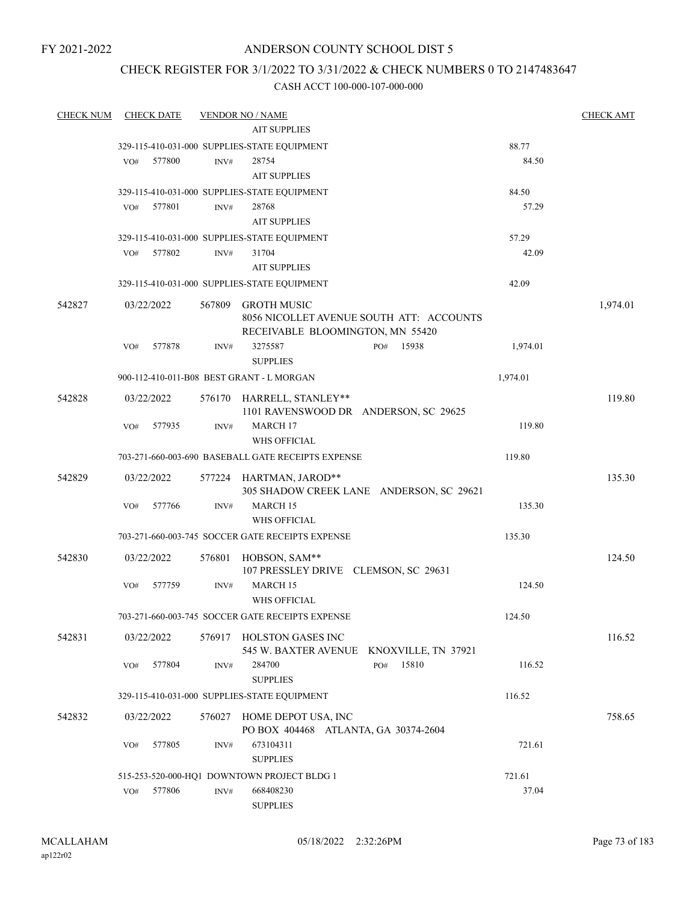FY 2021-2022

# ANDERSON COUNTY SCHOOL DIST 5

## CHECK REGISTER FOR 3/1/2022 TO 3/31/2022 & CHECK NUMBERS 0 TO 2147483647

### CASH ACCT 100-000-107-000-000

| CHECK NUM | CHECK DATE | VENDOR NO / NAME | | CHECK AMT |
|---|---|---|---|---|
| | | AIT SUPPLIES | | |
| | | 329-115-410-031-000 SUPPLIES-STATE EQUIPMENT | 88.77 | |
| | VO# 577800 | INV# 28754 | 84.50 | |
| | | AIT SUPPLIES | | |
| | | 329-115-410-031-000 SUPPLIES-STATE EQUIPMENT | 84.50 | |
| | VO# 577801 | INV# 28768 | 57.29 | |
| | | AIT SUPPLIES | | |
| | | 329-115-410-031-000 SUPPLIES-STATE EQUIPMENT | 57.29 | |
| | VO# 577802 | INV# 31704 | 42.09 | |
| | | AIT SUPPLIES | | |
| | | 329-115-410-031-000 SUPPLIES-STATE EQUIPMENT | 42.09 | |
| 542827 | 03/22/2022 | 567809 GROTH MUSIC<br>8056 NICOLLET AVENUE SOUTH ATT: ACCOUNTS RECEIVABLE BLOOMINGTON, MN 55420 | | 1,974.01 |
| | VO# 577878 | INV# 3275587 PO# 15938 | 1,974.01 | |
| | | SUPPLIES | | |
| | | 900-112-410-011-B08 BEST GRANT - L MORGAN | 1,974.01 | |
| 542828 | 03/22/2022 | 576170 HARRELL, STANLEY**<br>1101 RAVENSWOOD DR ANDERSON, SC 29625 | | 119.80 |
| | VO# 577935 | INV# MARCH 17 | 119.80 | |
| | | WHS OFFICIAL | | |
| | | 703-271-660-003-690 BASEBALL GATE RECEIPTS EXPENSE | 119.80 | |
| 542829 | 03/22/2022 | 577224 HARTMAN, JAROD**<br>305 SHADOW CREEK LANE ANDERSON, SC 29621 | | 135.30 |
| | VO# 577766 | INV# MARCH 15 | 135.30 | |
| | | WHS OFFICIAL | | |
| | | 703-271-660-003-745 SOCCER GATE RECEIPTS EXPENSE | 135.30 | |
| 542830 | 03/22/2022 | 576801 HOBSON, SAM**<br>107 PRESSLEY DRIVE CLEMSON, SC 29631 | | 124.50 |
| | VO# 577759 | INV# MARCH 15 | 124.50 | |
| | | WHS OFFICIAL | | |
| | | 703-271-660-003-745 SOCCER GATE RECEIPTS EXPENSE | 124.50 | |
| 542831 | 03/22/2022 | 576917 HOLSTON GASES INC<br>545 W. BAXTER AVENUE KNOXVILLE, TN 37921 | | 116.52 |
| | VO# 577804 | INV# 284700 PO# 15810 | 116.52 | |
| | | SUPPLIES | | |
| | | 329-115-410-031-000 SUPPLIES-STATE EQUIPMENT | 116.52 | |
| 542832 | 03/22/2022 | 576027 HOME DEPOT USA, INC<br>PO BOX 404468 ATLANTA, GA 30374-2604 | | 758.65 |
| | VO# 577805 | INV# 673104311 | 721.61 | |
| | | SUPPLIES | | |
| | | 515-253-520-000-HQ1 DOWNTOWN PROJECT BLDG 1 | 721.61 | |
| | VO# 577806 | INV# 668408230 | 37.04 | |
| | | SUPPLIES | | |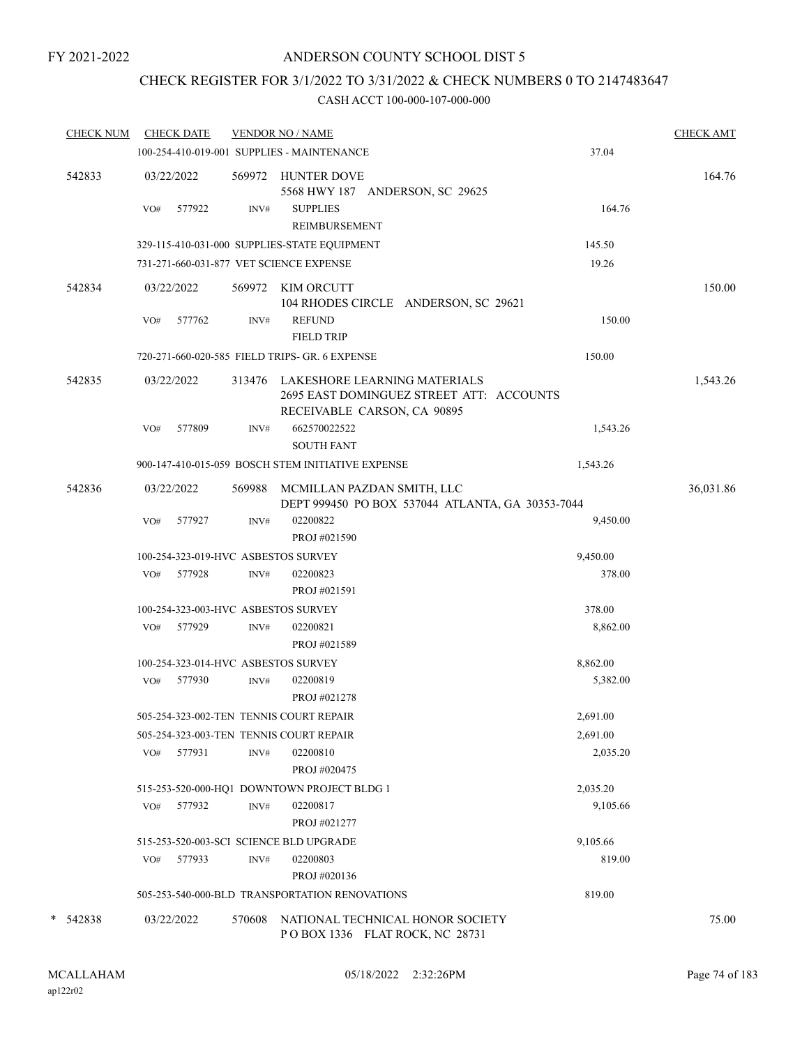FY 2021-2022

# ANDERSON COUNTY SCHOOL DIST 5

## CHECK REGISTER FOR 3/1/2022 TO 3/31/2022 & CHECK NUMBERS 0 TO 2147483647

### CASH ACCT 100-000-107-000-000

| CHECK NUM | CHECK DATE | VENDOR NO / NAME | | CHECK AMT |
|---|---|---|---|---|
| | | 100-254-410-019-001 SUPPLIES - MAINTENANCE | 37.04 | |
| 542833 | 03/22/2022 | 569972 HUNTER DOVE<br>5568 HWY 187 ANDERSON, SC 29625 | | 164.76 |
| | VO# 577922 | INV# SUPPLIES<br>REIMBURSEMENT | 164.76 | |
| | | 329-115-410-031-000 SUPPLIES-STATE EQUIPMENT | 145.50 | |
| | | 731-271-660-031-877 VET SCIENCE EXPENSE | 19.26 | |
| 542834 | 03/22/2022 | 569972 KIM ORCUTT<br>104 RHODES CIRCLE ANDERSON, SC 29621 | | 150.00 |
| | VO# 577762 | INV# REFUND<br>FIELD TRIP | 150.00 | |
| | | 720-271-660-020-585 FIELD TRIPS- GR. 6 EXPENSE | 150.00 | |
| 542835 | 03/22/2022 | 313476 LAKESHORE LEARNING MATERIALS<br>2695 EAST DOMINGUEZ STREET ATT: ACCOUNTS RECEIVABLE CARSON, CA 90895 | | 1,543.26 |
| | VO# 577809 | INV# 662570022522<br>SOUTH FANT | 1,543.26 | |
| | | 900-147-410-015-059 BOSCH STEM INITIATIVE EXPENSE | 1,543.26 | |
| 542836 | 03/22/2022 | 569988 MCMILLAN PAZDAN SMITH, LLC<br>DEPT 999450 PO BOX 537044 ATLANTA, GA 30353-7044 | | 36,031.86 |
| | VO# 577927 | INV# 02200822<br>PROJ #021590 | 9,450.00 | |
| | | 100-254-323-019-HVC ASBESTOS SURVEY | 9,450.00 | |
| | VO# 577928 | INV# 02200823<br>PROJ #021591 | 378.00 | |
| | | 100-254-323-003-HVC ASBESTOS SURVEY | 378.00 | |
| | VO# 577929 | INV# 02200821<br>PROJ #021589 | 8,862.00 | |
| | | 100-254-323-014-HVC ASBESTOS SURVEY | 8,862.00 | |
| | VO# 577930 | INV# 02200819<br>PROJ #021278 | 5,382.00 | |
| | | 505-254-323-002-TEN TENNIS COURT REPAIR | 2,691.00 | |
| | | 505-254-323-003-TEN TENNIS COURT REPAIR | 2,691.00 | |
| | VO# 577931 | INV# 02200810<br>PROJ #020475 | 2,035.20 | |
| | | 515-253-520-000-HQ1 DOWNTOWN PROJECT BLDG 1 | 2,035.20 | |
| | VO# 577932 | INV# 02200817<br>PROJ #021277 | 9,105.66 | |
| | | 515-253-520-003-SCI SCIENCE BLD UPGRADE | 9,105.66 | |
| | VO# 577933 | INV# 02200803<br>PROJ #020136 | 819.00 | |
| | | 505-253-540-000-BLD TRANSPORTATION RENOVATIONS | 819.00 | |
| * 542838 | 03/22/2022 | 570608 NATIONAL TECHNICAL HONOR SOCIETY<br>P O BOX 1336 FLAT ROCK, NC 28731 | | 75.00 |

MCALLAHAM
ap122r02

05/18/2022 2:32:26PM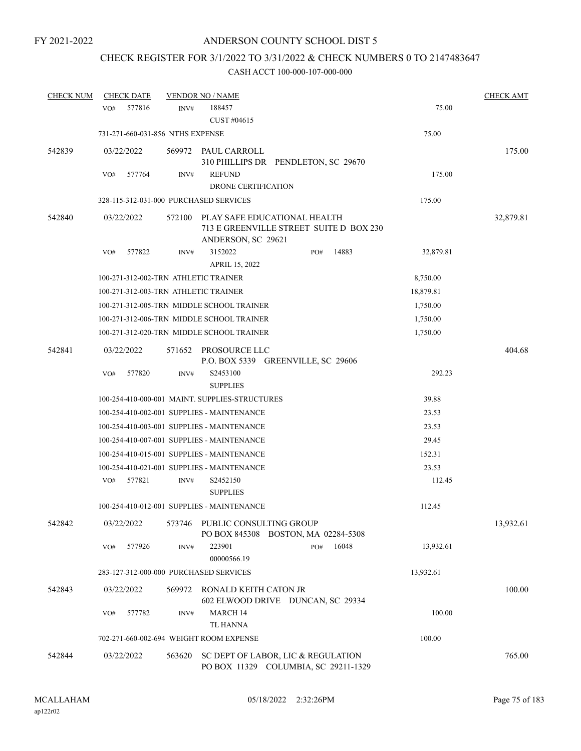FY 2021-2022

# ANDERSON COUNTY SCHOOL DIST 5

## CHECK REGISTER FOR 3/1/2022 TO 3/31/2022 & CHECK NUMBERS 0 TO 2147483647

### CASH ACCT 100-000-107-000-000

| CHECK NUM | CHECK DATE | VENDOR NO / NAME | | CHECK AMT |
|---|---|---|---|---|
| | VO# 577816 | INV# 188457<br>CUST #04615 | 75.00 | |
| | 731-271-660-031-856 NTHS EXPENSE | | 75.00 | |
| 542839 | 03/22/2022 | 569972 PAUL CARROLL<br>310 PHILLIPS DR PENDLETON, SC 29670 | | 175.00 |
| | VO# 577764 | INV# REFUND<br>DRONE CERTIFICATION | 175.00 | |
| | 328-115-312-031-000 PURCHASED SERVICES | | 175.00 | |
| 542840 | 03/22/2022 | 572100 PLAY SAFE EDUCATIONAL HEALTH<br>713 E GREENVILLE STREET SUITE D BOX 230<br>ANDERSON, SC 29621 | | 32,879.81 |
| | VO# 577822 | INV# 3152022 PO# 14883<br>APRIL 15, 2022 | 32,879.81 | |
| | 100-271-312-002-TRN ATHLETIC TRAINER | | 8,750.00 | |
| | 100-271-312-003-TRN ATHLETIC TRAINER | | 18,879.81 | |
| | 100-271-312-005-TRN MIDDLE SCHOOL TRAINER | | 1,750.00 | |
| | 100-271-312-006-TRN MIDDLE SCHOOL TRAINER | | 1,750.00 | |
| | 100-271-312-020-TRN MIDDLE SCHOOL TRAINER | | 1,750.00 | |
| 542841 | 03/22/2022 | 571652 PROSOURCE LLC<br>P.O. BOX 5339 GREENVILLE, SC 29606 | | 404.68 |
| | VO# 577820 | INV# S2453100<br>SUPPLIES | 292.23 | |
| | 100-254-410-000-001 MAINT. SUPPLIES-STRUCTURES | | 39.88 | |
| | 100-254-410-002-001 SUPPLIES - MAINTENANCE | | 23.53 | |
| | 100-254-410-003-001 SUPPLIES - MAINTENANCE | | 23.53 | |
| | 100-254-410-007-001 SUPPLIES - MAINTENANCE | | 29.45 | |
| | 100-254-410-015-001 SUPPLIES - MAINTENANCE | | 152.31 | |
| | 100-254-410-021-001 SUPPLIES - MAINTENANCE | | 23.53 | |
| | VO# 577821 | INV# S2452150<br>SUPPLIES | 112.45 | |
| | 100-254-410-012-001 SUPPLIES - MAINTENANCE | | 112.45 | |
| 542842 | 03/22/2022 | 573746 PUBLIC CONSULTING GROUP<br>PO BOX 845308 BOSTON, MA 02284-5308 | | 13,932.61 |
| | VO# 577926 | INV# 223901 PO# 16048<br>00000566.19 | 13,932.61 | |
| | 283-127-312-000-000 PURCHASED SERVICES | | 13,932.61 | |
| 542843 | 03/22/2022 | 569972 RONALD KEITH CATON JR<br>602 ELWOOD DRIVE DUNCAN, SC 29334 | | 100.00 |
| | VO# 577782 | INV# MARCH 14<br>TL HANNA | 100.00 | |
| | 702-271-660-002-694 WEIGHT ROOM EXPENSE | | 100.00 | |
| 542844 | 03/22/2022 | 563620 SC DEPT OF LABOR, LIC & REGULATION<br>PO BOX 11329 COLUMBIA, SC 29211-1329 | | 765.00 |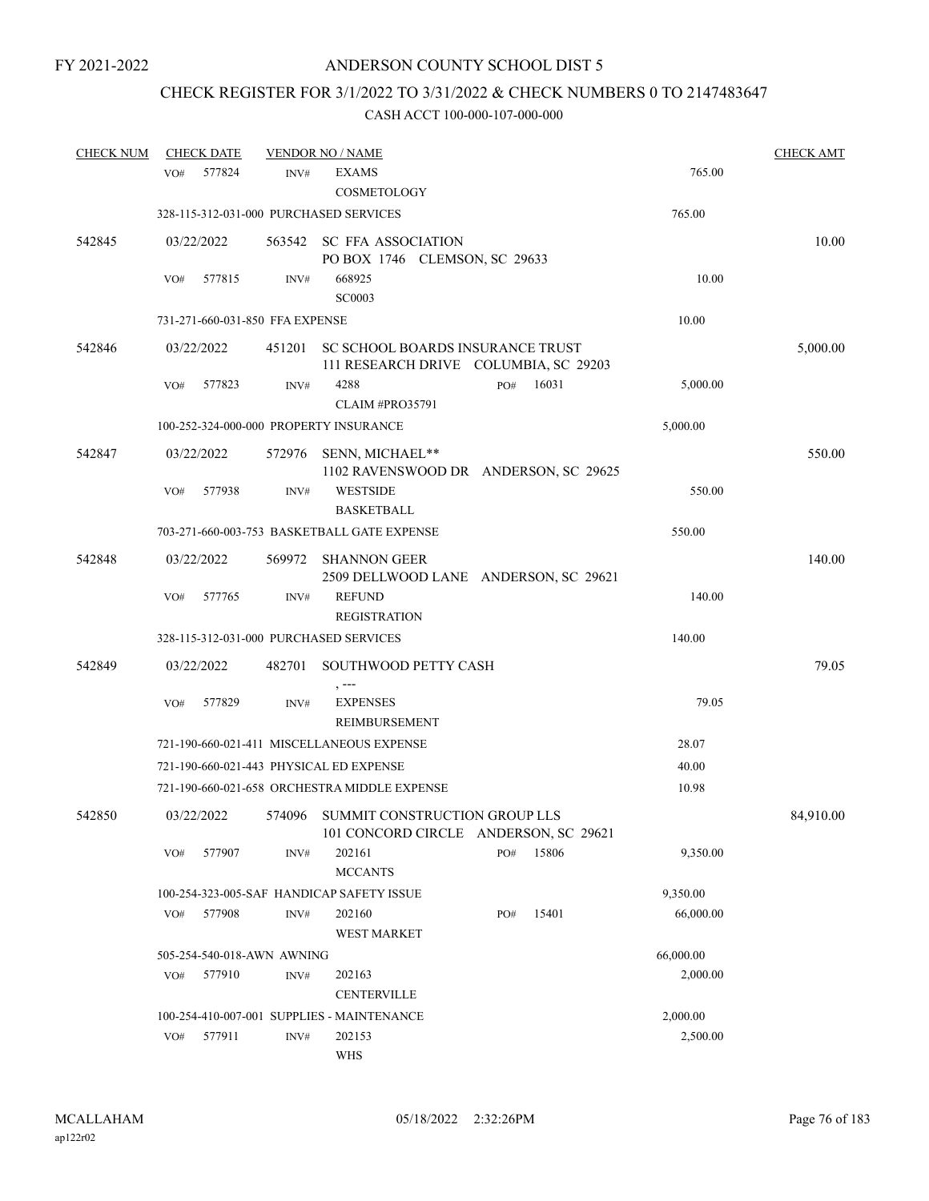FY 2021-2022

# ANDERSON COUNTY SCHOOL DIST 5

## CHECK REGISTER FOR 3/1/2022 TO 3/31/2022 & CHECK NUMBERS 0 TO 2147483647

### CASH ACCT 100-000-107-000-000

| CHECK NUM | CHECK DATE | VENDOR NO / NAME | | | CHECK AMT |
|---|---|---|---|---|---|
| | VO# 577824 | INV# EXAMS COSMETOLOGY | | 765.00 | |
| | 328-115-312-031-000 PURCHASED SERVICES | | | 765.00 | |
| 542845 | 03/22/2022 | 563542 SC FFA ASSOCIATION PO BOX 1746 CLEMSON, SC 29633 | | | 10.00 |
| | VO# 577815 | INV# 668925 SC0003 | | 10.00 | |
| | 731-271-660-031-850 FFA EXPENSE | | | 10.00 | |
| 542846 | 03/22/2022 | 451201 SC SCHOOL BOARDS INSURANCE TRUST 111 RESEARCH DRIVE COLUMBIA, SC 29203 | | | 5,000.00 |
| | VO# 577823 | INV# 4288 CLAIM #PRO35791 | PO# 16031 | 5,000.00 | |
| | 100-252-324-000-000 PROPERTY INSURANCE | | | 5,000.00 | |
| 542847 | 03/22/2022 | 572976 SENN, MICHAEL** 1102 RAVENSWOOD DR ANDERSON, SC 29625 | | | 550.00 |
| | VO# 577938 | INV# WESTSIDE BASKETBALL | | 550.00 | |
| | 703-271-660-003-753 BASKETBALL GATE EXPENSE | | | 550.00 | |
| 542848 | 03/22/2022 | 569972 SHANNON GEER 2509 DELLWOOD LANE ANDERSON, SC 29621 | | | 140.00 |
| | VO# 577765 | INV# REFUND REGISTRATION | | 140.00 | |
| | 328-115-312-031-000 PURCHASED SERVICES | | | 140.00 | |
| 542849 | 03/22/2022 | 482701 SOUTHWOOD PETTY CASH , --- | | | 79.05 |
| | VO# 577829 | INV# EXPENSES REIMBURSEMENT | | 79.05 | |
| | 721-190-660-021-411 MISCELLANEOUS EXPENSE | | | 28.07 | |
| | 721-190-660-021-443 PHYSICAL ED EXPENSE | | | 40.00 | |
| | 721-190-660-021-658 ORCHESTRA MIDDLE EXPENSE | | | 10.98 | |
| 542850 | 03/22/2022 | 574096 SUMMIT CONSTRUCTION GROUP LLS 101 CONCORD CIRCLE ANDERSON, SC 29621 | | | 84,910.00 |
| | VO# 577907 | INV# 202161 MCCANTS | PO# 15806 | 9,350.00 | |
| | 100-254-323-005-SAF HANDICAP SAFETY ISSUE | | | 9,350.00 | |
| | VO# 577908 | INV# 202160 WEST MARKET | PO# 15401 | 66,000.00 | |
| | 505-254-540-018-AWN AWNING | | | 66,000.00 | |
| | VO# 577910 | INV# 202163 CENTERVILLE | | 2,000.00 | |
| | 100-254-410-007-001 SUPPLIES - MAINTENANCE | | | 2,000.00 | |
| | VO# 577911 | INV# 202153 WHS | | 2,500.00 | |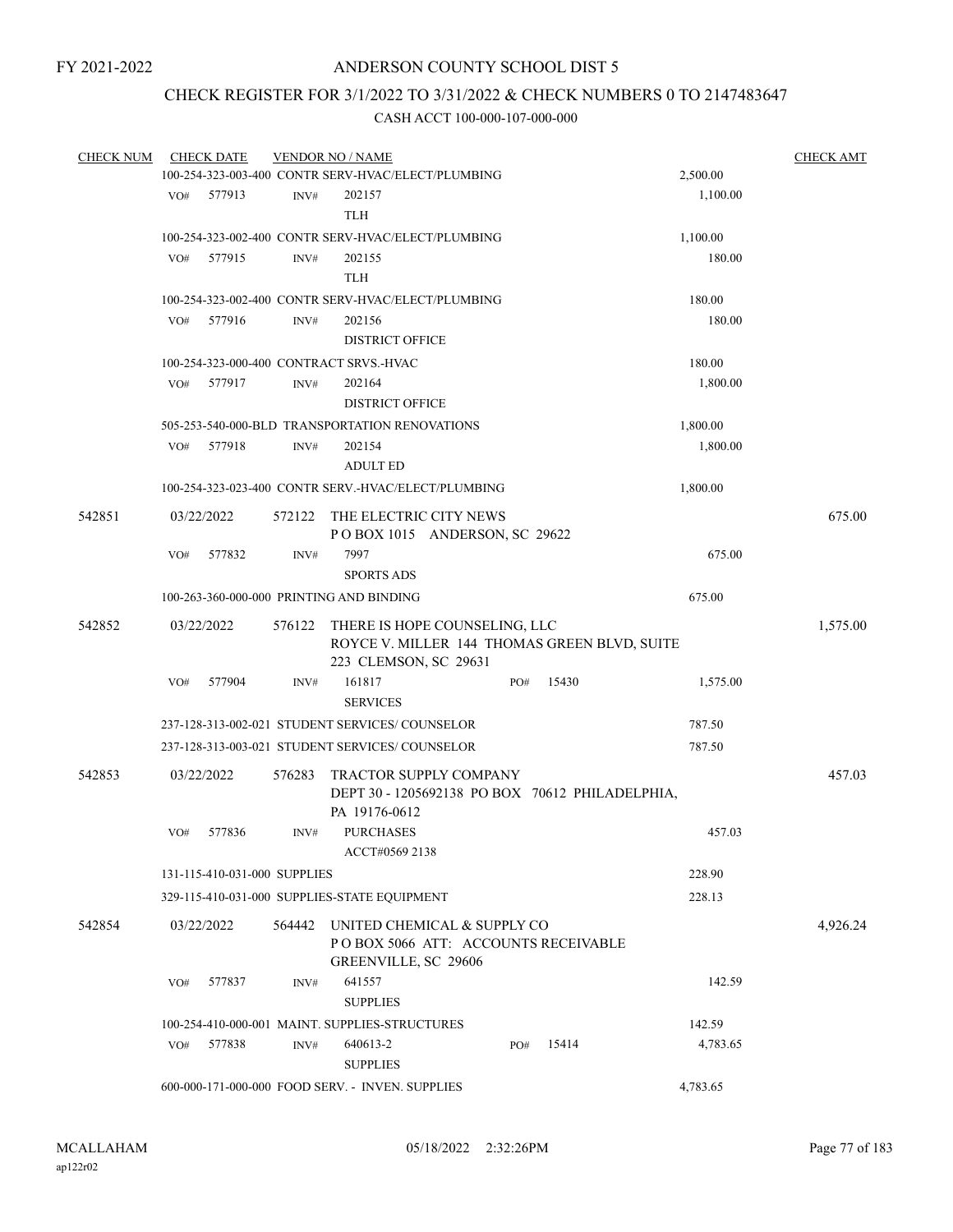FY 2021-2022

# ANDERSON COUNTY SCHOOL DIST 5

## CHECK REGISTER FOR 3/1/2022 TO 3/31/2022 & CHECK NUMBERS 0 TO 2147483647

CASH ACCT 100-000-107-000-000

| CHECK NUM | CHECK DATE | VENDOR NO / NAME | | CHECK AMT |
|---|---|---|---|---|
| | | 100-254-323-003-400 CONTR SERV-HVAC/ELECT/PLUMBING | 2,500.00 | |
| | VO# 577913 | INV# 202157 TLH | 1,100.00 | |
| | | 100-254-323-002-400 CONTR SERV-HVAC/ELECT/PLUMBING | 1,100.00 | |
| | VO# 577915 | INV# 202155 TLH | 180.00 | |
| | | 100-254-323-002-400 CONTR SERV-HVAC/ELECT/PLUMBING | 180.00 | |
| | VO# 577916 | INV# 202156 DISTRICT OFFICE | 180.00 | |
| | | 100-254-323-000-400 CONTRACT SRVS.-HVAC | 180.00 | |
| | VO# 577917 | INV# 202164 DISTRICT OFFICE | 1,800.00 | |
| | | 505-253-540-000-BLD TRANSPORTATION RENOVATIONS | 1,800.00 | |
| | VO# 577918 | INV# 202154 ADULT ED | 1,800.00 | |
| | | 100-254-323-023-400 CONTR SERV.-HVAC/ELECT/PLUMBING | 1,800.00 | |
| 542851 | 03/22/2022 | 572122 THE ELECTRIC CITY NEWS P O BOX 1015 ANDERSON, SC 29622 | | 675.00 |
| | VO# 577832 | INV# 7997 SPORTS ADS | 675.00 | |
| | | 100-263-360-000-000 PRINTING AND BINDING | 675.00 | |
| 542852 | 03/22/2022 | 576122 THERE IS HOPE COUNSELING, LLC ROYCE V. MILLER 144 THOMAS GREEN BLVD, SUITE 223 CLEMSON, SC 29631 | | 1,575.00 |
| | VO# 577904 | INV# 161817 PO# 15430 SERVICES | 1,575.00 | |
| | | 237-128-313-002-021 STUDENT SERVICES/ COUNSELOR | 787.50 | |
| | | 237-128-313-003-021 STUDENT SERVICES/ COUNSELOR | 787.50 | |
| 542853 | 03/22/2022 | 576283 TRACTOR SUPPLY COMPANY DEPT 30 - 1205692138 PO BOX 70612 PHILADELPHIA, PA 19176-0612 | | 457.03 |
| | VO# 577836 | INV# PURCHASES ACCT#0569 2138 | 457.03 | |
| | | 131-115-410-031-000 SUPPLIES | 228.90 | |
| | | 329-115-410-031-000 SUPPLIES-STATE EQUIPMENT | 228.13 | |
| 542854 | 03/22/2022 | 564442 UNITED CHEMICAL & SUPPLY CO P O BOX 5066 ATT: ACCOUNTS RECEIVABLE GREENVILLE, SC 29606 | | 4,926.24 |
| | VO# 577837 | INV# 641557 SUPPLIES | 142.59 | |
| | | 100-254-410-000-001 MAINT. SUPPLIES-STRUCTURES | 142.59 | |
| | VO# 577838 | INV# 640613-2 PO# 15414 SUPPLIES | 4,783.65 | |
| | | 600-000-171-000-000 FOOD SERV. - INVEN. SUPPLIES | 4,783.65 | |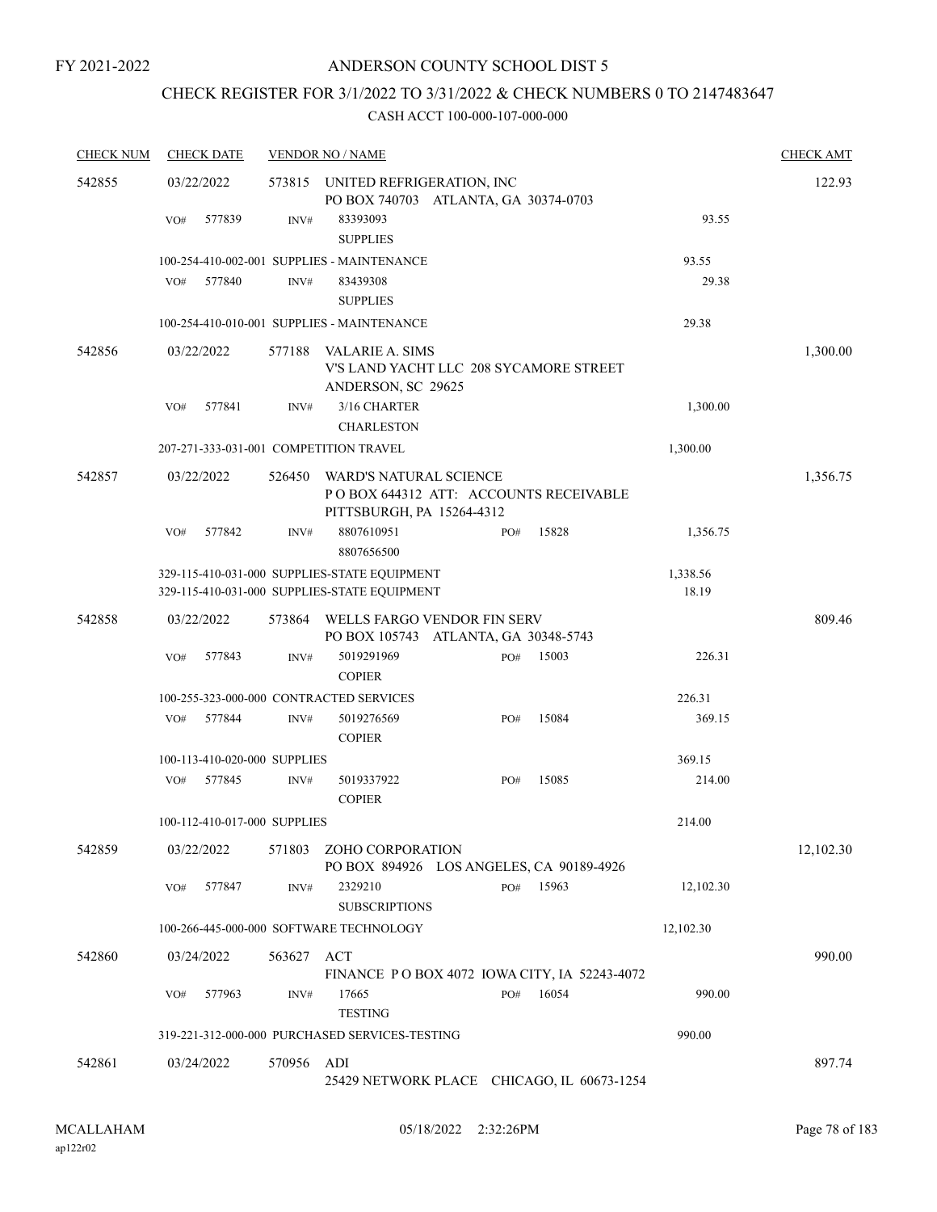FY 2021-2022

# ANDERSON COUNTY SCHOOL DIST 5

## CHECK REGISTER FOR 3/1/2022 TO 3/31/2022 & CHECK NUMBERS 0 TO 2147483647

### CASH ACCT 100-000-107-000-000

| CHECK NUM | CHECK DATE | VENDOR NO / NAME | | | CHECK AMT |
|---|---|---|---|---|---|
| 542855 | 03/22/2022 | 573815 UNITED REFRIGERATION, INC<br>PO BOX 740703 ATLANTA, GA 30374-0703 | | | 122.93 |
| | VO# 577839 | INV# 83393093<br>SUPPLIES | | 93.55 | |
| | 100-254-410-002-001 SUPPLIES - MAINTENANCE | | | 93.55 | |
| | VO# 577840 | INV# 83439308<br>SUPPLIES | | 29.38 | |
| | 100-254-410-010-001 SUPPLIES - MAINTENANCE | | | 29.38 | |
| 542856 | 03/22/2022 | 577188 VALARIE A. SIMS<br>V'S LAND YACHT LLC 208 SYCAMORE STREET<br>ANDERSON, SC 29625 | | | 1,300.00 |
| | VO# 577841 | INV# 3/16 CHARTER<br>CHARLESTON | | 1,300.00 | |
| | 207-271-333-031-001 COMPETITION TRAVEL | | | 1,300.00 | |
| 542857 | 03/22/2022 | 526450 WARD'S NATURAL SCIENCE<br>P O BOX 644312 ATT: ACCOUNTS RECEIVABLE<br>PITTSBURGH, PA 15264-4312 | | | 1,356.75 |
| | VO# 577842 | INV# 8807610951<br>8807656500 | PO# 15828 | 1,356.75 | |
| | 329-115-410-031-000 SUPPLIES-STATE EQUIPMENT | | | 1,338.56 | |
| | 329-115-410-031-000 SUPPLIES-STATE EQUIPMENT | | | 18.19 | |
| 542858 | 03/22/2022 | 573864 WELLS FARGO VENDOR FIN SERV<br>PO BOX 105743 ATLANTA, GA 30348-5743 | | | 809.46 |
| | VO# 577843 | INV# 5019291969<br>COPIER | PO# 15003 | 226.31 | |
| | 100-255-323-000-000 CONTRACTED SERVICES | | | 226.31 | |
| | VO# 577844 | INV# 5019276569<br>COPIER | PO# 15084 | 369.15 | |
| | 100-113-410-020-000 SUPPLIES | | | 369.15 | |
| | VO# 577845 | INV# 5019337922<br>COPIER | PO# 15085 | 214.00 | |
| | 100-112-410-017-000 SUPPLIES | | | 214.00 | |
| 542859 | 03/22/2022 | 571803 ZOHO CORPORATION<br>PO BOX 894926 LOS ANGELES, CA 90189-4926 | | | 12,102.30 |
| | VO# 577847 | INV# 2329210<br>SUBSCRIPTIONS | PO# 15963 | 12,102.30 | |
| | 100-266-445-000-000 SOFTWARE TECHNOLOGY | | | 12,102.30 | |
| 542860 | 03/24/2022 | 563627 ACT<br>FINANCE P O BOX 4072 IOWA CITY, IA 52243-4072 | | | 990.00 |
| | VO# 577963 | INV# 17665<br>TESTING | PO# 16054 | 990.00 | |
| | 319-221-312-000-000 PURCHASED SERVICES-TESTING | | | 990.00 | |
| 542861 | 03/24/2022 | 570956 ADI<br>25429 NETWORK PLACE CHICAGO, IL 60673-1254 | | | 897.74 |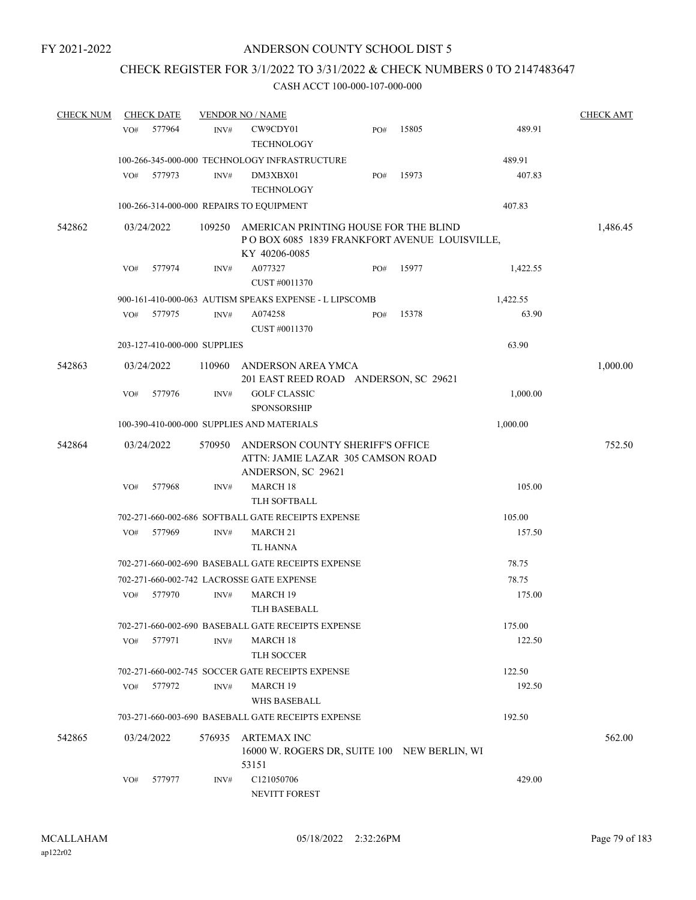FY 2021-2022

# ANDERSON COUNTY SCHOOL DIST 5

## CHECK REGISTER FOR 3/1/2022 TO 3/31/2022 & CHECK NUMBERS 0 TO 2147483647

### CASH ACCT 100-000-107-000-000

| CHECK NUM | CHECK DATE | VENDOR NO / NAME | | | | CHECK AMT |
|---|---|---|---|---|---|---|
| | VO# 577964 | INV# CW9CDY01<br>TECHNOLOGY | PO# 15805 | | 489.91 | |
| | 100-266-345-000-000 TECHNOLOGY INFRASTRUCTURE | | | 489.91 | | |
| | VO# 577973 | INV# DM3XBX01<br>TECHNOLOGY | PO# 15973 | | 407.83 | |
| | 100-266-314-000-000 REPAIRS TO EQUIPMENT | | | 407.83 | | |
| 542862 | 03/24/2022 | 109250 AMERICAN PRINTING HOUSE FOR THE BLIND<br>P O BOX 6085 1839 FRANKFORT AVENUE LOUISVILLE, KY 40206-0085 | | | | 1,486.45 |
| | VO# 577974 | INV# A077327<br>CUST #0011370 | PO# 15977 | | 1,422.55 | |
| | 900-161-410-000-063 AUTISM SPEAKS EXPENSE - L LIPSCOMB | | | 1,422.55 | | |
| | VO# 577975 | INV# A074258<br>CUST #0011370 | PO# 15378 | | 63.90 | |
| | 203-127-410-000-000 SUPPLIES | | | 63.90 | | |
| 542863 | 03/24/2022 | 110960 ANDERSON AREA YMCA<br>201 EAST REED ROAD ANDERSON, SC 29621 | | | | 1,000.00 |
| | VO# 577976 | INV# GOLF CLASSIC<br>SPONSORSHIP | | | 1,000.00 | |
| | 100-390-410-000-000 SUPPLIES AND MATERIALS | | | 1,000.00 | | |
| 542864 | 03/24/2022 | 570950 ANDERSON COUNTY SHERIFF'S OFFICE<br>ATTN: JAMIE LAZAR 305 CAMSON ROAD<br>ANDERSON, SC 29621 | | | | 752.50 |
| | VO# 577968 | INV# MARCH 18<br>TLH SOFTBALL | | | 105.00 | |
| | 702-271-660-002-686 SOFTBALL GATE RECEIPTS EXPENSE | | | 105.00 | | |
| | VO# 577969 | INV# MARCH 21<br>TL HANNA | | | 157.50 | |
| | 702-271-660-002-690 BASEBALL GATE RECEIPTS EXPENSE | | | 78.75 | | |
| | 702-271-660-002-742 LACROSSE GATE EXPENSE | | | 78.75 | | |
| | VO# 577970 | INV# MARCH 19<br>TLH BASEBALL | | | 175.00 | |
| | 702-271-660-002-690 BASEBALL GATE RECEIPTS EXPENSE | | | 175.00 | | |
| | VO# 577971 | INV# MARCH 18<br>TLH SOCCER | | | 122.50 | |
| | 702-271-660-002-745 SOCCER GATE RECEIPTS EXPENSE | | | 122.50 | | |
| | VO# 577972 | INV# MARCH 19<br>WHS BASEBALL | | | 192.50 | |
| | 703-271-660-003-690 BASEBALL GATE RECEIPTS EXPENSE | | | 192.50 | | |
| 542865 | 03/24/2022 | 576935 ARTEMAX INC<br>16000 W. ROGERS DR, SUITE 100 NEW BERLIN, WI 53151 | | | | 562.00 |
| | VO# 577977 | INV# C121050706<br>NEVITT FOREST | | | 429.00 | |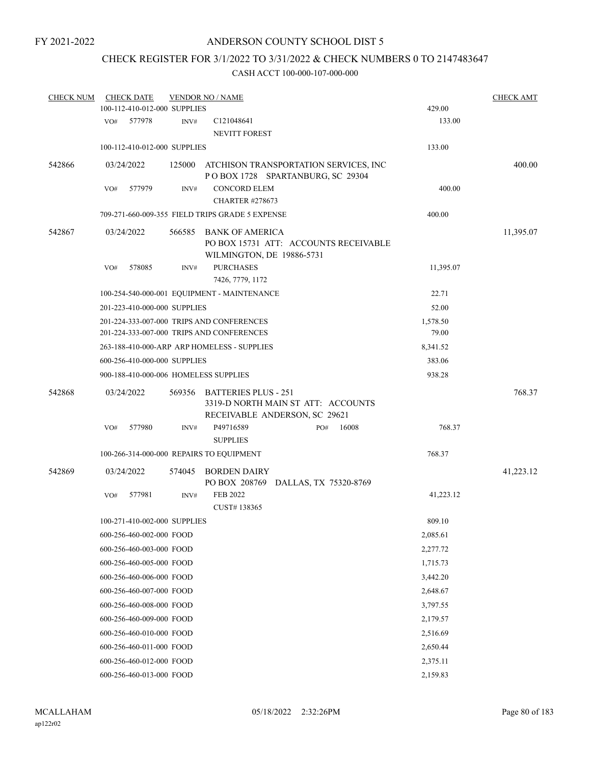FY 2021-2022

# ANDERSON COUNTY SCHOOL DIST 5

## CHECK REGISTER FOR 3/1/2022 TO 3/31/2022 & CHECK NUMBERS 0 TO 2147483647

### CASH ACCT 100-000-107-000-000

| CHECK NUM | CHECK DATE | VENDOR NO / NAME | | CHECK AMT |
|---|---|---|---|---|
| | 100-112-410-012-000 SUPPLIES | | 429.00 | |
| | VO# 577978 | INV# C121048641 NEVITT FOREST | 133.00 | |
| | 100-112-410-012-000 SUPPLIES | | 133.00 | |
| 542866 | 03/24/2022 | 125000 ATCHISON TRANSPORTATION SERVICES, INC P O BOX 1728 SPARTANBURG, SC 29304 | | 400.00 |
| | VO# 577979 | INV# CONCORD ELEM CHARTER #278673 | 400.00 | |
| | 709-271-660-009-355 FIELD TRIPS GRADE 5 EXPENSE | | 400.00 | |
| 542867 | 03/24/2022 | 566585 BANK OF AMERICA PO BOX 15731 ATT: ACCOUNTS RECEIVABLE WILMINGTON, DE 19886-5731 | | 11,395.07 |
| | VO# 578085 | INV# PURCHASES 7426, 7779, 1172 | 11,395.07 | |
| | 100-254-540-000-001 EQUIPMENT - MAINTENANCE | | 22.71 | |
| | 201-223-410-000-000 SUPPLIES | | 52.00 | |
| | 201-224-333-007-000 TRIPS AND CONFERENCES | | 1,578.50 | |
| | 201-224-333-007-000 TRIPS AND CONFERENCES | | 79.00 | |
| | 263-188-410-000-ARP ARP HOMELESS - SUPPLIES | | 8,341.52 | |
| | 600-256-410-000-000 SUPPLIES | | 383.06 | |
| | 900-188-410-000-006 HOMELESS SUPPLIES | | 938.28 | |
| 542868 | 03/24/2022 | 569356 BATTERIES PLUS - 251 3319-D NORTH MAIN ST ATT: ACCOUNTS RECEIVABLE ANDERSON, SC 29621 | | 768.37 |
| | VO# 577980 | INV# P49716589 PO# 16008 SUPPLIES | 768.37 | |
| | 100-266-314-000-000 REPAIRS TO EQUIPMENT | | 768.37 | |
| 542869 | 03/24/2022 | 574045 BORDEN DAIRY PO BOX 208769 DALLAS, TX 75320-8769 | | 41,223.12 |
| | VO# 577981 | INV# FEB 2022 CUST# 138365 | 41,223.12 | |
| | 100-271-410-002-000 SUPPLIES | | 809.10 | |
| | 600-256-460-002-000 FOOD | | 2,085.61 | |
| | 600-256-460-003-000 FOOD | | 2,277.72 | |
| | 600-256-460-005-000 FOOD | | 1,715.73 | |
| | 600-256-460-006-000 FOOD | | 3,442.20 | |
| | 600-256-460-007-000 FOOD | | 2,648.67 | |
| | 600-256-460-008-000 FOOD | | 3,797.55 | |
| | 600-256-460-009-000 FOOD | | 2,179.57 | |
| | 600-256-460-010-000 FOOD | | 2,516.69 | |
| | 600-256-460-011-000 FOOD | | 2,650.44 | |
| | 600-256-460-012-000 FOOD | | 2,375.11 | |
| | 600-256-460-013-000 FOOD | | 2,159.83 | |

MCALLAHAM ap122r02 05/18/2022 2:32:26PM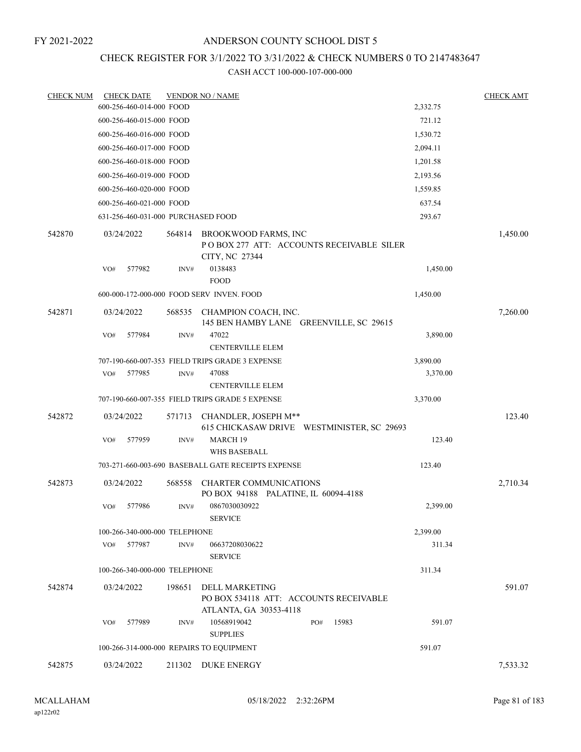FY 2021-2022

# ANDERSON COUNTY SCHOOL DIST 5

## CHECK REGISTER FOR 3/1/2022 TO 3/31/2022 & CHECK NUMBERS 0 TO 2147483647

### CASH ACCT 100-000-107-000-000

| CHECK NUM | CHECK DATE | VENDOR NO / NAME | | CHECK AMT |
|---|---|---|---|---|
| | 600-256-460-014-000 FOOD | | 2,332.75 | |
| | 600-256-460-015-000 FOOD | | 721.12 | |
| | 600-256-460-016-000 FOOD | | 1,530.72 | |
| | 600-256-460-017-000 FOOD | | 2,094.11 | |
| | 600-256-460-018-000 FOOD | | 1,201.58 | |
| | 600-256-460-019-000 FOOD | | 2,193.56 | |
| | 600-256-460-020-000 FOOD | | 1,559.85 | |
| | 600-256-460-021-000 FOOD | | 637.54 | |
| | 631-256-460-031-000 PURCHASED FOOD | | 293.67 | |
| 542870 | 03/24/2022 | 564814 BROOKWOOD FARMS, INC<br>P O BOX 277 ATT: ACCOUNTS RECEIVABLE SILER CITY, NC 27344 | | 1,450.00 |
| | VO# 577982 | INV# 0138483<br>FOOD | 1,450.00 | |
| | 600-000-172-000-000 FOOD SERV INVEN. FOOD | | 1,450.00 | |
| 542871 | 03/24/2022 | 568535 CHAMPION COACH, INC.<br>145 BEN HAMBY LANE GREENVILLE, SC 29615 | | 7,260.00 |
| | VO# 577984 | INV# 47022<br>CENTERVILLE ELEM | 3,890.00 | |
| | 707-190-660-007-353 FIELD TRIPS GRADE 3 EXPENSE | | 3,890.00 | |
| | VO# 577985 | INV# 47088<br>CENTERVILLE ELEM | 3,370.00 | |
| | 707-190-660-007-355 FIELD TRIPS GRADE 5 EXPENSE | | 3,370.00 | |
| 542872 | 03/24/2022 | 571713 CHANDLER, JOSEPH M**<br>615 CHICKASAW DRIVE WESTMINISTER, SC 29693 | | 123.40 |
| | VO# 577959 | INV# MARCH 19<br>WHS BASEBALL | 123.40 | |
| | 703-271-660-003-690 BASEBALL GATE RECEIPTS EXPENSE | | 123.40 | |
| 542873 | 03/24/2022 | 568558 CHARTER COMMUNICATIONS<br>PO BOX 94188 PALATINE, IL 60094-4188 | | 2,710.34 |
| | VO# 577986 | INV# 0867030030922<br>SERVICE | 2,399.00 | |
| | 100-266-340-000-000 TELEPHONE | | 2,399.00 | |
| | VO# 577987 | INV# 06637208030622<br>SERVICE | 311.34 | |
| | 100-266-340-000-000 TELEPHONE | | 311.34 | |
| 542874 | 03/24/2022 | 198651 DELL MARKETING<br>PO BOX 534118 ATT: ACCOUNTS RECEIVABLE ATLANTA, GA 30353-4118 | | 591.07 |
| | VO# 577989 | INV# 10568919042 PO# 15983<br>SUPPLIES | 591.07 | |
| | 100-266-314-000-000 REPAIRS TO EQUIPMENT | | 591.07 | |
| 542875 | 03/24/2022 | 211302 DUKE ENERGY | | 7,533.32 |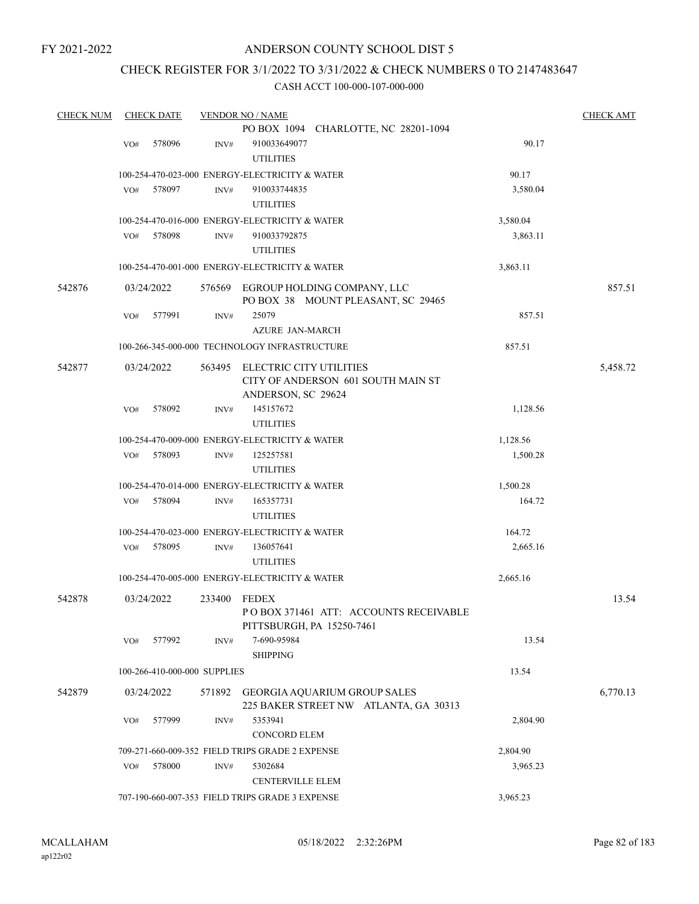FY 2021-2022

# ANDERSON COUNTY SCHOOL DIST 5

## CHECK REGISTER FOR 3/1/2022 TO 3/31/2022 & CHECK NUMBERS 0 TO 2147483647

### CASH ACCT 100-000-107-000-000

| CHECK NUM | CHECK DATE | VENDOR NO / NAME | | CHECK AMT |
|---|---|---|---|---|
| | | PO BOX 1094 CHARLOTTE, NC 28201-1094 | | |
| | VO# 578096 | INV# 910033649077 UTILITIES | 90.17 | |
| | | 100-254-470-023-000 ENERGY-ELECTRICITY & WATER | 90.17 | |
| | VO# 578097 | INV# 910033744835 UTILITIES | 3,580.04 | |
| | | 100-254-470-016-000 ENERGY-ELECTRICITY & WATER | 3,580.04 | |
| | VO# 578098 | INV# 910033792875 UTILITIES | 3,863.11 | |
| | | 100-254-470-001-000 ENERGY-ELECTRICITY & WATER | 3,863.11 | |
| 542876 | 03/24/2022 | 576569 EGROUP HOLDING COMPANY, LLC PO BOX 38 MOUNT PLEASANT, SC 29465 | | 857.51 |
| | VO# 577991 | INV# 25079 AZURE JAN-MARCH | 857.51 | |
| | | 100-266-345-000-000 TECHNOLOGY INFRASTRUCTURE | 857.51 | |
| 542877 | 03/24/2022 | 563495 ELECTRIC CITY UTILITIES CITY OF ANDERSON 601 SOUTH MAIN ST ANDERSON, SC 29624 | | 5,458.72 |
| | VO# 578092 | INV# 145157672 UTILITIES | 1,128.56 | |
| | | 100-254-470-009-000 ENERGY-ELECTRICITY & WATER | 1,128.56 | |
| | VO# 578093 | INV# 125257581 UTILITIES | 1,500.28 | |
| | | 100-254-470-014-000 ENERGY-ELECTRICITY & WATER | 1,500.28 | |
| | VO# 578094 | INV# 165357731 UTILITIES | 164.72 | |
| | | 100-254-470-023-000 ENERGY-ELECTRICITY & WATER | 164.72 | |
| | VO# 578095 | INV# 136057641 UTILITIES | 2,665.16 | |
| | | 100-254-470-005-000 ENERGY-ELECTRICITY & WATER | 2,665.16 | |
| 542878 | 03/24/2022 | 233400 FEDEX P O BOX 371461 ATT: ACCOUNTS RECEIVABLE PITTSBURGH, PA 15250-7461 | | 13.54 |
| | VO# 577992 | INV# 7-690-95984 SHIPPING | 13.54 | |
| | | 100-266-410-000-000 SUPPLIES | 13.54 | |
| 542879 | 03/24/2022 | 571892 GEORGIA AQUARIUM GROUP SALES 225 BAKER STREET NW ATLANTA, GA 30313 | | 6,770.13 |
| | VO# 577999 | INV# 5353941 CONCORD ELEM | 2,804.90 | |
| | | 709-271-660-009-352 FIELD TRIPS GRADE 2 EXPENSE | 2,804.90 | |
| | VO# 578000 | INV# 5302684 CENTERVILLE ELEM | 3,965.23 | |
| | | 707-190-660-007-353 FIELD TRIPS GRADE 3 EXPENSE | 3,965.23 | |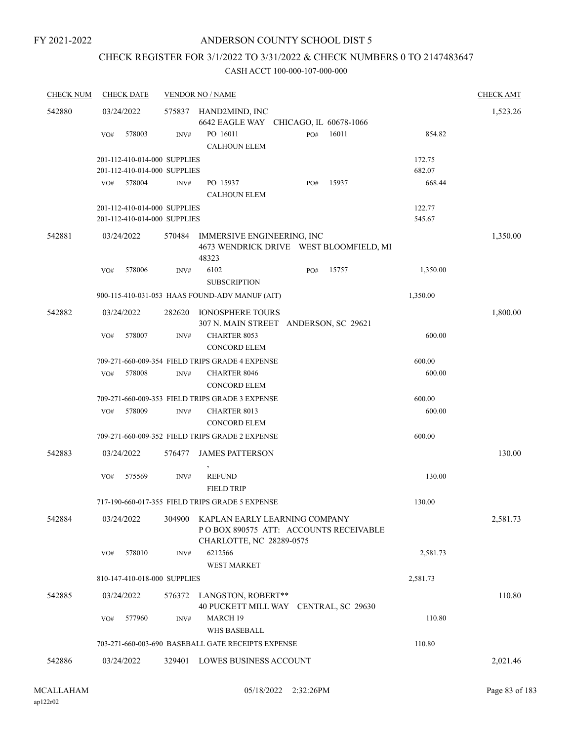FY 2021-2022

# ANDERSON COUNTY SCHOOL DIST 5

## CHECK REGISTER FOR 3/1/2022 TO 3/31/2022 & CHECK NUMBERS 0 TO 2147483647

### CASH ACCT 100-000-107-000-000

| CHECK NUM | CHECK DATE | VENDOR NO / NAME | | | CHECK AMT |
|---|---|---|---|---|---|
| 542880 | 03/24/2022 | 575837 HAND2MIND, INC<br>6642 EAGLE WAY CHICAGO, IL 60678-1066 | | | 1,523.26 |
| | VO# 578003 | INV# PO 16011<br>CALHOUN ELEM | PO# 16011 | 854.82 | |
| | 201-112-410-014-000 SUPPLIES | | | 172.75 | |
| | 201-112-410-014-000 SUPPLIES | | | 682.07 | |
| | VO# 578004 | INV# PO 15937<br>CALHOUN ELEM | PO# 15937 | 668.44 | |
| | 201-112-410-014-000 SUPPLIES | | | 122.77 | |
| | 201-112-410-014-000 SUPPLIES | | | 545.67 | |
| 542881 | 03/24/2022 | 570484 IMMERSIVE ENGINEERING, INC<br>4673 WENDRICK DRIVE WEST BLOOMFIELD, MI 48323 | | | 1,350.00 |
| | VO# 578006 | INV# 6102<br>SUBSCRIPTION | PO# 15757 | 1,350.00 | |
| | 900-115-410-031-053 HAAS FOUND-ADV MANUF (AIT) | | | 1,350.00 | |
| 542882 | 03/24/2022 | 282620 IONOSPHERE TOURS<br>307 N. MAIN STREET ANDERSON, SC 29621 | | | 1,800.00 |
| | VO# 578007 | INV# CHARTER 8053<br>CONCORD ELEM | | 600.00 | |
| | 709-271-660-009-354 FIELD TRIPS GRADE 4 EXPENSE | | | 600.00 | |
| | VO# 578008 | INV# CHARTER 8046<br>CONCORD ELEM | | 600.00 | |
| | 709-271-660-009-353 FIELD TRIPS GRADE 3 EXPENSE | | | 600.00 | |
| | VO# 578009 | INV# CHARTER 8013<br>CONCORD ELEM | | 600.00 | |
| | 709-271-660-009-352 FIELD TRIPS GRADE 2 EXPENSE | | | 600.00 | |
| 542883 | 03/24/2022 | 576477 JAMES PATTERSON<br>, | | | 130.00 |
| | VO# 575569 | INV# REFUND<br>FIELD TRIP | | 130.00 | |
| | 717-190-660-017-355 FIELD TRIPS GRADE 5 EXPENSE | | | 130.00 | |
| 542884 | 03/24/2022 | 304900 KAPLAN EARLY LEARNING COMPANY<br>P O BOX 890575 ATT: ACCOUNTS RECEIVABLE<br>CHARLOTTE, NC 28289-0575 | | | 2,581.73 |
| | VO# 578010 | INV# 6212566<br>WEST MARKET | | 2,581.73 | |
| | 810-147-410-018-000 SUPPLIES | | | 2,581.73 | |
| 542885 | 03/24/2022 | 576372 LANGSTON, ROBERT**<br>40 PUCKETT MILL WAY CENTRAL, SC 29630 | | | 110.80 |
| | VO# 577960 | INV# MARCH 19<br>WHS BASEBALL | | 110.80 | |
| | 703-271-660-003-690 BASEBALL GATE RECEIPTS EXPENSE | | | 110.80 | |
| 542886 | 03/24/2022 | 329401 LOWES BUSINESS ACCOUNT | | | 2,021.46 |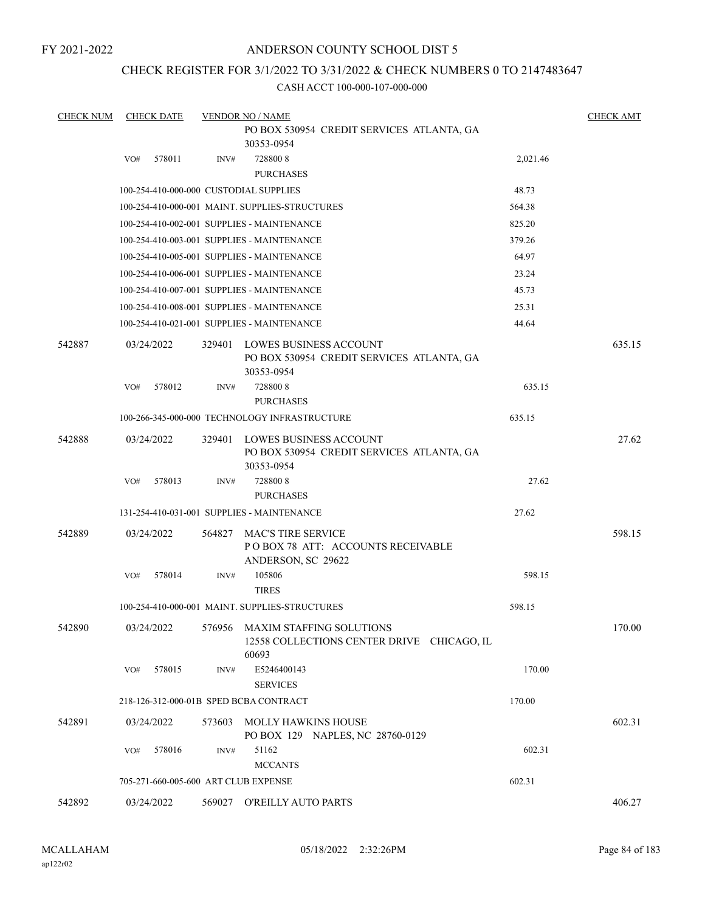FY 2021-2022

# ANDERSON COUNTY SCHOOL DIST 5

## CHECK REGISTER FOR 3/1/2022 TO 3/31/2022 & CHECK NUMBERS 0 TO 2147483647

### CASH ACCT 100-000-107-000-000

| CHECK NUM | CHECK DATE | VENDOR NO / NAME | | CHECK AMT |
|---|---|---|---|---|
| | | PO BOX 530954 CREDIT SERVICES ATLANTA, GA 30353-0954 | | |
| | VO# 578011 | INV# 728800 8 PURCHASES | 2,021.46 | |
| | 100-254-410-000-000 CUSTODIAL SUPPLIES | | 48.73 | |
| | 100-254-410-000-001 MAINT. SUPPLIES-STRUCTURES | | 564.38 | |
| | 100-254-410-002-001 SUPPLIES - MAINTENANCE | | 825.20 | |
| | 100-254-410-003-001 SUPPLIES - MAINTENANCE | | 379.26 | |
| | 100-254-410-005-001 SUPPLIES - MAINTENANCE | | 64.97 | |
| | 100-254-410-006-001 SUPPLIES - MAINTENANCE | | 23.24 | |
| | 100-254-410-007-001 SUPPLIES - MAINTENANCE | | 45.73 | |
| | 100-254-410-008-001 SUPPLIES - MAINTENANCE | | 25.31 | |
| | 100-254-410-021-001 SUPPLIES - MAINTENANCE | | 44.64 | |
| 542887 | 03/24/2022 | 329401 LOWES BUSINESS ACCOUNT PO BOX 530954 CREDIT SERVICES ATLANTA, GA 30353-0954 | | 635.15 |
| | VO# 578012 | INV# 728800 8 PURCHASES | 635.15 | |
| | 100-266-345-000-000 TECHNOLOGY INFRASTRUCTURE | | 635.15 | |
| 542888 | 03/24/2022 | 329401 LOWES BUSINESS ACCOUNT PO BOX 530954 CREDIT SERVICES ATLANTA, GA 30353-0954 | | 27.62 |
| | VO# 578013 | INV# 728800 8 PURCHASES | 27.62 | |
| | 131-254-410-031-001 SUPPLIES - MAINTENANCE | | 27.62 | |
| 542889 | 03/24/2022 | 564827 MAC'S TIRE SERVICE P O BOX 78 ATT: ACCOUNTS RECEIVABLE ANDERSON, SC 29622 | | 598.15 |
| | VO# 578014 | INV# 105806 TIRES | 598.15 | |
| | 100-254-410-000-001 MAINT. SUPPLIES-STRUCTURES | | 598.15 | |
| 542890 | 03/24/2022 | 576956 MAXIM STAFFING SOLUTIONS 12558 COLLECTIONS CENTER DRIVE CHICAGO, IL 60693 | | 170.00 |
| | VO# 578015 | INV# E5246400143 SERVICES | 170.00 | |
| | 218-126-312-000-01B SPED BCBA CONTRACT | | 170.00 | |
| 542891 | 03/24/2022 | 573603 MOLLY HAWKINS HOUSE PO BOX 129 NAPLES, NC 28760-0129 | | 602.31 |
| | VO# 578016 | INV# 51162 MCCANTS | 602.31 | |
| | 705-271-660-005-600 ART CLUB EXPENSE | | 602.31 | |
| 542892 | 03/24/2022 | 569027 O'REILLY AUTO PARTS | | 406.27 |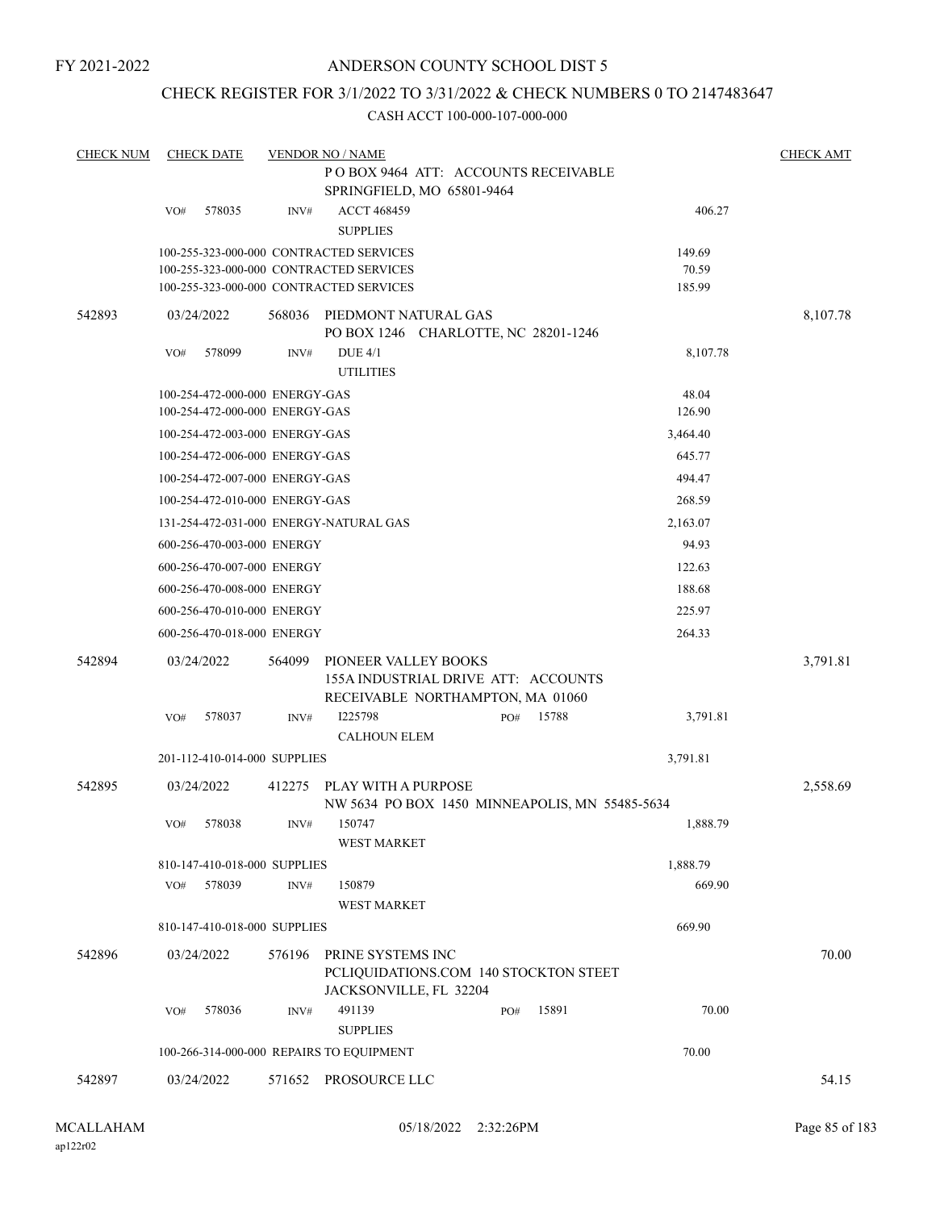FY 2021-2022

# ANDERSON COUNTY SCHOOL DIST 5

## CHECK REGISTER FOR 3/1/2022 TO 3/31/2022 & CHECK NUMBERS 0 TO 2147483647

CASH ACCT 100-000-107-000-000

| CHECK NUM | CHECK DATE | VENDOR NO / NAME | | CHECK AMT |
|---|---|---|---|---|
| | | P O BOX 9464 ATT: ACCOUNTS RECEIVABLE SPRINGFIELD, MO 65801-9464 | | |
| | VO# 578035 | INV# ACCT 468459 SUPPLIES | 406.27 | |
| | 100-255-323-000-000 CONTRACTED SERVICES | | 149.69 | |
| | 100-255-323-000-000 CONTRACTED SERVICES | | 70.59 | |
| | 100-255-323-000-000 CONTRACTED SERVICES | | 185.99 | |
| 542893 | 03/24/2022 | 568036 PIEDMONT NATURAL GAS PO BOX 1246 CHARLOTTE, NC 28201-1246 | | 8,107.78 |
| | VO# 578099 | INV# DUE 4/1 UTILITIES | 8,107.78 | |
| | 100-254-472-000-000 ENERGY-GAS | | 48.04 | |
| | 100-254-472-000-000 ENERGY-GAS | | 126.90 | |
| | 100-254-472-003-000 ENERGY-GAS | | 3,464.40 | |
| | 100-254-472-006-000 ENERGY-GAS | | 645.77 | |
| | 100-254-472-007-000 ENERGY-GAS | | 494.47 | |
| | 100-254-472-010-000 ENERGY-GAS | | 268.59 | |
| | 131-254-472-031-000 ENERGY-NATURAL GAS | | 2,163.07 | |
| | 600-256-470-003-000 ENERGY | | 94.93 | |
| | 600-256-470-007-000 ENERGY | | 122.63 | |
| | 600-256-470-008-000 ENERGY | | 188.68 | |
| | 600-256-470-010-000 ENERGY | | 225.97 | |
| | 600-256-470-018-000 ENERGY | | 264.33 | |
| 542894 | 03/24/2022 | 564099 PIONEER VALLEY BOOKS 155A INDUSTRIAL DRIVE ATT: ACCOUNTS RECEIVABLE NORTHAMPTON, MA 01060 | | 3,791.81 |
| | VO# 578037 | INV# I225798 PO# 15788 CALHOUN ELEM | 3,791.81 | |
| | 201-112-410-014-000 SUPPLIES | | 3,791.81 | |
| 542895 | 03/24/2022 | 412275 PLAY WITH A PURPOSE NW 5634 PO BOX 1450 MINNEAPOLIS, MN 55485-5634 | | 2,558.69 |
| | VO# 578038 | INV# 150747 WEST MARKET | 1,888.79 | |
| | 810-147-410-018-000 SUPPLIES | | 1,888.79 | |
| | VO# 578039 | INV# 150879 WEST MARKET | 669.90 | |
| | 810-147-410-018-000 SUPPLIES | | 669.90 | |
| 542896 | 03/24/2022 | 576196 PRINE SYSTEMS INC PCLIQUIDATIONS.COM 140 STOCKTON STEET JACKSONVILLE, FL 32204 | | 70.00 |
| | VO# 578036 | INV# 491139 PO# 15891 SUPPLIES | 70.00 | |
| | 100-266-314-000-000 REPAIRS TO EQUIPMENT | | 70.00 | |
| 542897 | 03/24/2022 | 571652 PROSOURCE LLC | | 54.15 |

MCALLAHAM ap122r02 05/18/2022 2:32:26PM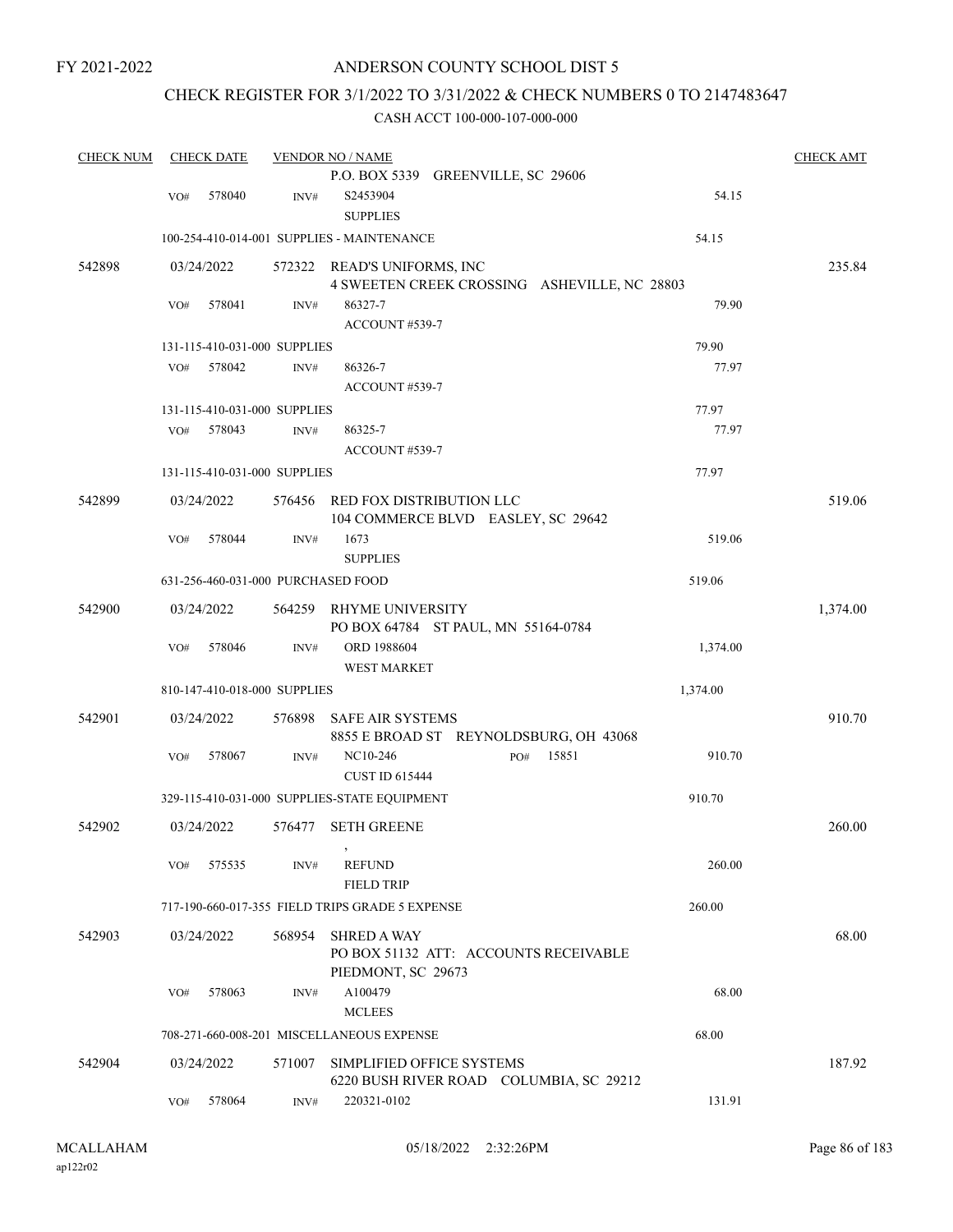FY 2021-2022

# ANDERSON COUNTY SCHOOL DIST 5

## CHECK REGISTER FOR 3/1/2022 TO 3/31/2022 & CHECK NUMBERS 0 TO 2147483647

### CASH ACCT 100-000-107-000-000

| CHECK NUM | CHECK DATE | VENDOR NO / NAME | | CHECK AMT |
|---|---|---|---|---|
| | | P.O. BOX 5339 GREENVILLE, SC 29606 | | |
| | VO# 578040 | INV# S2453904 SUPPLIES | 54.15 | |
| | 100-254-410-014-001 SUPPLIES - MAINTENANCE | | 54.15 | |
| 542898 | 03/24/2022 | 572322 READ'S UNIFORMS, INC 4 SWEETEN CREEK CROSSING ASHEVILLE, NC 28803 | | 235.84 |
| | VO# 578041 | INV# 86327-7 ACCOUNT #539-7 | 79.90 | |
| | 131-115-410-031-000 SUPPLIES | | 79.90 | |
| | VO# 578042 | INV# 86326-7 ACCOUNT #539-7 | 77.97 | |
| | 131-115-410-031-000 SUPPLIES | | 77.97 | |
| | VO# 578043 | INV# 86325-7 ACCOUNT #539-7 | 77.97 | |
| | 131-115-410-031-000 SUPPLIES | | 77.97 | |
| 542899 | 03/24/2022 | 576456 RED FOX DISTRIBUTION LLC 104 COMMERCE BLVD EASLEY, SC 29642 | | 519.06 |
| | VO# 578044 | INV# 1673 SUPPLIES | 519.06 | |
| | 631-256-460-031-000 PURCHASED FOOD | | 519.06 | |
| 542900 | 03/24/2022 | 564259 RHYME UNIVERSITY PO BOX 64784 ST PAUL, MN 55164-0784 | | 1,374.00 |
| | VO# 578046 | INV# ORD 1988604 WEST MARKET | 1,374.00 | |
| | 810-147-410-018-000 SUPPLIES | | 1,374.00 | |
| 542901 | 03/24/2022 | 576898 SAFE AIR SYSTEMS 8855 E BROAD ST REYNOLDSBURG, OH 43068 | | 910.70 |
| | VO# 578067 | INV# NC10-246 PO# 15851 CUST ID 615444 | 910.70 | |
| | 329-115-410-031-000 SUPPLIES-STATE EQUIPMENT | | 910.70 | |
| 542902 | 03/24/2022 | 576477 SETH GREENE , | | 260.00 |
| | VO# 575535 | INV# REFUND FIELD TRIP | 260.00 | |
| | 717-190-660-017-355 FIELD TRIPS GRADE 5 EXPENSE | | 260.00 | |
| 542903 | 03/24/2022 | 568954 SHRED A WAY PO BOX 51132 ATT: ACCOUNTS RECEIVABLE PIEDMONT, SC 29673 | | 68.00 |
| | VO# 578063 | INV# A100479 MCLEES | 68.00 | |
| | 708-271-660-008-201 MISCELLANEOUS EXPENSE | | 68.00 | |
| 542904 | 03/24/2022 | 571007 SIMPLIFIED OFFICE SYSTEMS 6220 BUSH RIVER ROAD COLUMBIA, SC 29212 | | 187.92 |
| | VO# 578064 | INV# 220321-0102 | 131.91 | |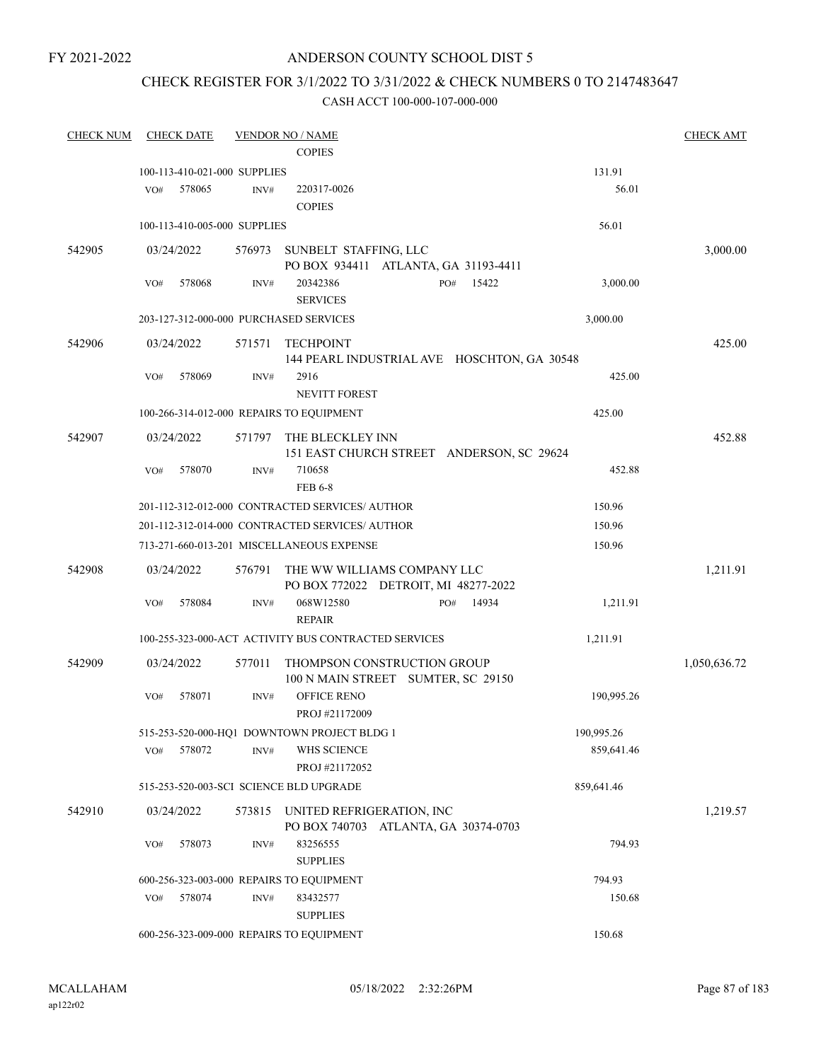FY 2021-2022

# ANDERSON COUNTY SCHOOL DIST 5

## CHECK REGISTER FOR 3/1/2022 TO 3/31/2022 & CHECK NUMBERS 0 TO 2147483647

### CASH ACCT 100-000-107-000-000

| CHECK NUM | CHECK DATE | VENDOR NO / NAME | | CHECK AMT |
|---|---|---|---|---|
| | | COPIES | | |
| | 100-113-410-021-000 SUPPLIES | | 131.91 | |
| | VO# 578065 | INV# 220317-0026<br>COPIES | 56.01 | |
| | 100-113-410-005-000 SUPPLIES | | 56.01 | |
| 542905 | 03/24/2022 | 576973 SUNBELT STAFFING, LLC<br>PO BOX 934411 ATLANTA, GA 31193-4411 | | 3,000.00 |
| | VO# 578068 | INV# 20342386 PO# 15422<br>SERVICES | 3,000.00 | |
| | 203-127-312-000-000 PURCHASED SERVICES | | 3,000.00 | |
| 542906 | 03/24/2022 | 571571 TECHPOINT<br>144 PEARL INDUSTRIAL AVE HOSCHTON, GA 30548 | | 425.00 |
| | VO# 578069 | INV# 2916<br>NEVITT FOREST | 425.00 | |
| | 100-266-314-012-000 REPAIRS TO EQUIPMENT | | 425.00 | |
| 542907 | 03/24/2022 | 571797 THE BLECKLEY INN<br>151 EAST CHURCH STREET ANDERSON, SC 29624 | | 452.88 |
| | VO# 578070 | INV# 710658<br>FEB 6-8 | 452.88 | |
| | 201-112-312-012-000 CONTRACTED SERVICES/ AUTHOR | | 150.96 | |
| | 201-112-312-014-000 CONTRACTED SERVICES/ AUTHOR | | 150.96 | |
| | 713-271-660-013-201 MISCELLANEOUS EXPENSE | | 150.96 | |
| 542908 | 03/24/2022 | 576791 THE WW WILLIAMS COMPANY LLC<br>PO BOX 772022 DETROIT, MI 48277-2022 | | 1,211.91 |
| | VO# 578084 | INV# 068W12580 PO# 14934<br>REPAIR | 1,211.91 | |
| | 100-255-323-000-ACT ACTIVITY BUS CONTRACTED SERVICES | | 1,211.91 | |
| 542909 | 03/24/2022 | 577011 THOMPSON CONSTRUCTION GROUP<br>100 N MAIN STREET SUMTER, SC 29150 | | 1,050,636.72 |
| | VO# 578071 | INV# OFFICE RENO<br>PROJ #21172009 | 190,995.26 | |
| | 515-253-520-000-HQ1 DOWNTOWN PROJECT BLDG 1 | | 190,995.26 | |
| | VO# 578072 | INV# WHS SCIENCE<br>PROJ #21172052 | 859,641.46 | |
| | 515-253-520-003-SCI SCIENCE BLD UPGRADE | | 859,641.46 | |
| 542910 | 03/24/2022 | 573815 UNITED REFRIGERATION, INC<br>PO BOX 740703 ATLANTA, GA 30374-0703 | | 1,219.57 |
| | VO# 578073 | INV# 83256555<br>SUPPLIES | 794.93 | |
| | 600-256-323-003-000 REPAIRS TO EQUIPMENT | | 794.93 | |
| | VO# 578074 | INV# 83432577<br>SUPPLIES | 150.68 | |
| | 600-256-323-009-000 REPAIRS TO EQUIPMENT | | 150.68 | |

MCALLAHAM
ap122r02
05/18/2022 2:32:26PM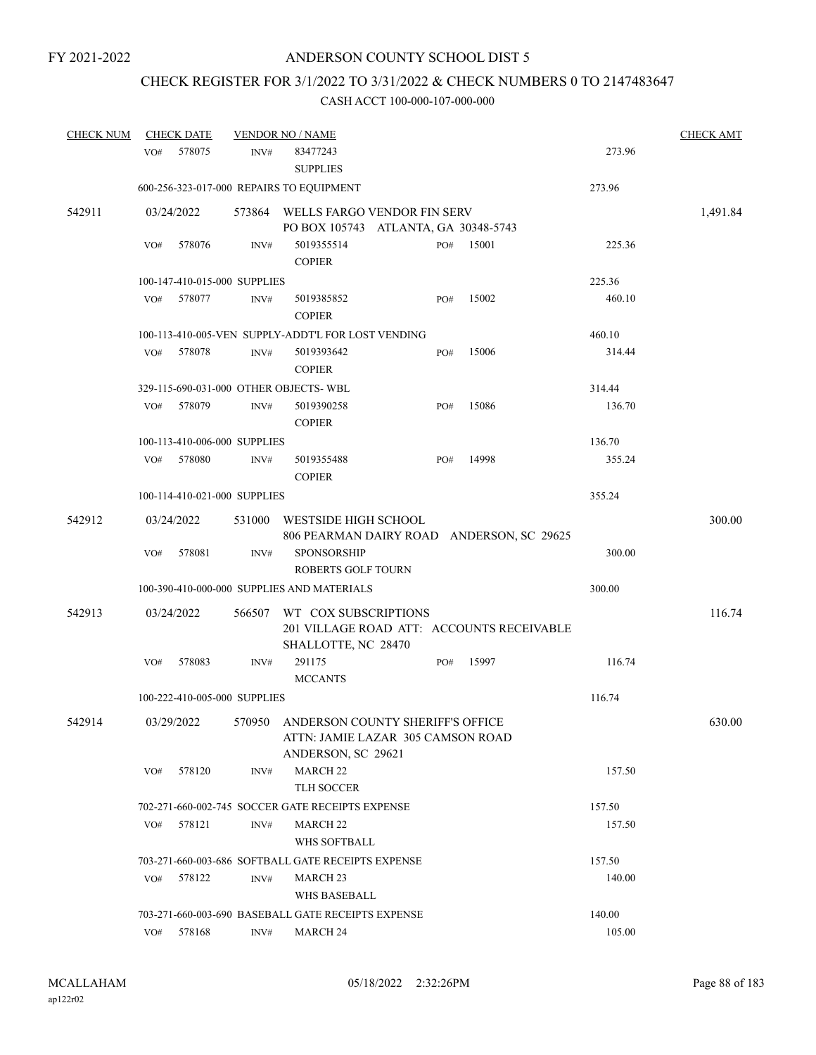FY 2021-2022

# ANDERSON COUNTY SCHOOL DIST 5

## CHECK REGISTER FOR 3/1/2022 TO 3/31/2022 & CHECK NUMBERS 0 TO 2147483647

### CASH ACCT 100-000-107-000-000

| CHECK NUM | CHECK DATE | VENDOR NO / NAME | | | CHECK AMT |
|---|---|---|---|---|---|
| | VO# 578075 | INV# 83477243 SUPPLIES | | 273.96 | |
| | 600-256-323-017-000 REPAIRS TO EQUIPMENT | | | 273.96 | |
| 542911 | 03/24/2022 | 573864 WELLS FARGO VENDOR FIN SERV PO BOX 105743 ATLANTA, GA 30348-5743 | | | 1,491.84 |
| | VO# 578076 | INV# 5019355514 COPIER | PO# 15001 | 225.36 | |
| | 100-147-410-015-000 SUPPLIES | | | 225.36 | |
| | VO# 578077 | INV# 5019385852 COPIER | PO# 15002 | 460.10 | |
| | 100-113-410-005-VEN SUPPLY-ADDT'L FOR LOST VENDING | | | 460.10 | |
| | VO# 578078 | INV# 5019393642 COPIER | PO# 15006 | 314.44 | |
| | 329-115-690-031-000 OTHER OBJECTS- WBL | | | 314.44 | |
| | VO# 578079 | INV# 5019390258 COPIER | PO# 15086 | 136.70 | |
| | 100-113-410-006-000 SUPPLIES | | | 136.70 | |
| | VO# 578080 | INV# 5019355488 COPIER | PO# 14998 | 355.24 | |
| | 100-114-410-021-000 SUPPLIES | | | 355.24 | |
| 542912 | 03/24/2022 | 531000 WESTSIDE HIGH SCHOOL 806 PEARMAN DAIRY ROAD ANDERSON, SC 29625 | | | 300.00 |
| | VO# 578081 | INV# SPONSORSHIP ROBERTS GOLF TOURN | | 300.00 | |
| | 100-390-410-000-000 SUPPLIES AND MATERIALS | | | 300.00 | |
| 542913 | 03/24/2022 | 566507 WT COX SUBSCRIPTIONS 201 VILLAGE ROAD ATT: ACCOUNTS RECEIVABLE SHALLOTTE, NC 28470 | | | 116.74 |
| | VO# 578083 | INV# 291175 MCCANTS | PO# 15997 | 116.74 | |
| | 100-222-410-005-000 SUPPLIES | | | 116.74 | |
| 542914 | 03/29/2022 | 570950 ANDERSON COUNTY SHERIFF'S OFFICE ATTN: JAMIE LAZAR 305 CAMSON ROAD ANDERSON, SC 29621 | | | 630.00 |
| | VO# 578120 | INV# MARCH 22 TLH SOCCER | | 157.50 | |
| | 702-271-660-002-745 SOCCER GATE RECEIPTS EXPENSE | | | 157.50 | |
| | VO# 578121 | INV# MARCH 22 WHS SOFTBALL | | 157.50 | |
| | 703-271-660-003-686 SOFTBALL GATE RECEIPTS EXPENSE | | | 157.50 | |
| | VO# 578122 | INV# MARCH 23 WHS BASEBALL | | 140.00 | |
| | 703-271-660-003-690 BASEBALL GATE RECEIPTS EXPENSE | | | 140.00 | |
| | VO# 578168 | INV# MARCH 24 | | 105.00 | |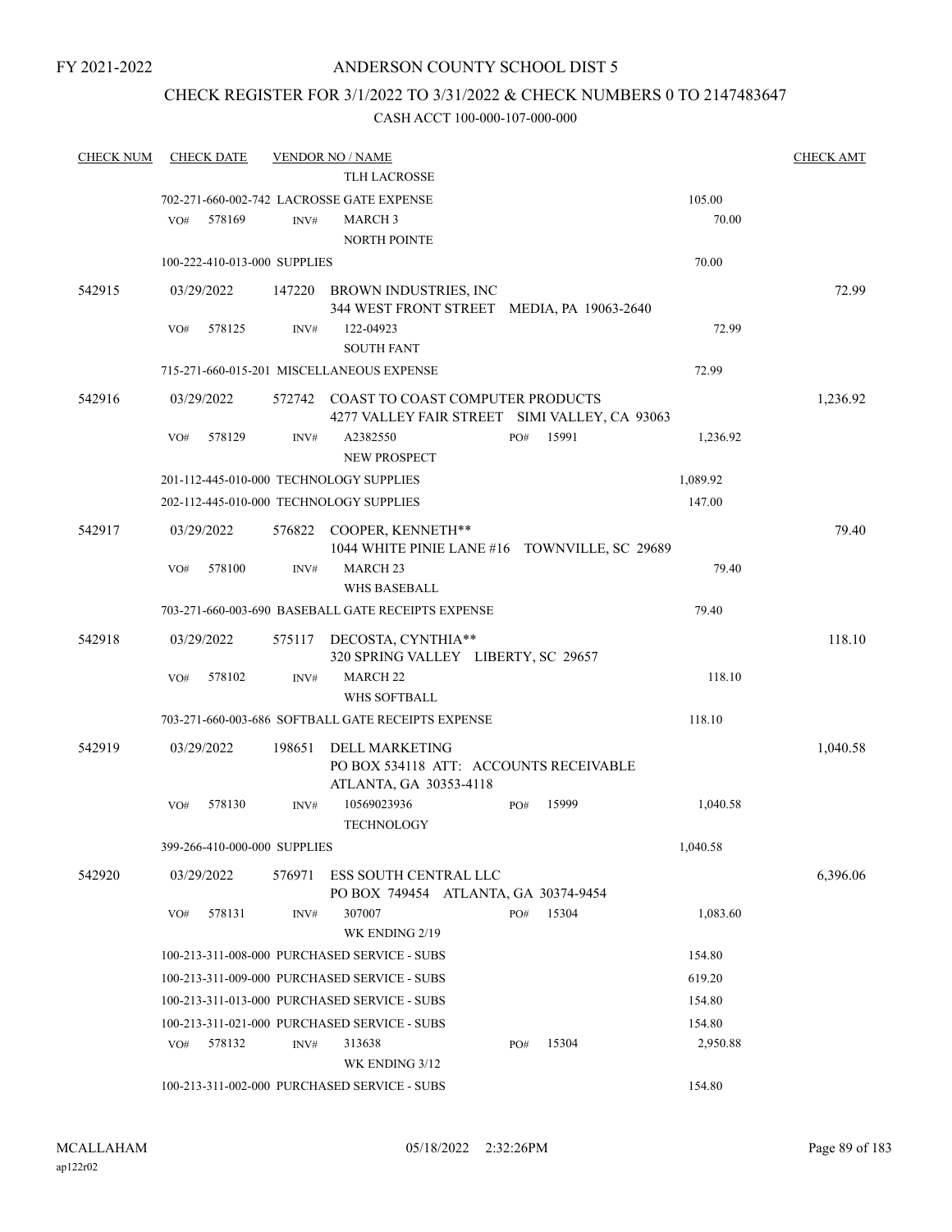FY 2021-2022

# ANDERSON COUNTY SCHOOL DIST 5

## CHECK REGISTER FOR 3/1/2022 TO 3/31/2022 & CHECK NUMBERS 0 TO 2147483647

### CASH ACCT 100-000-107-000-000

| CHECK NUM | CHECK DATE | VENDOR NO / NAME | | CHECK AMT |
|---|---|---|---|---|
| | | TLH LACROSSE | | |
| | | 702-271-660-002-742 LACROSSE GATE EXPENSE | 105.00 | |
| | VO# 578169 | INV# MARCH 3<br>NORTH POINTE | 70.00 | |
| | | 100-222-410-013-000 SUPPLIES | 70.00 | |
| 542915 | 03/29/2022 | 147220 BROWN INDUSTRIES, INC<br>344 WEST FRONT STREET MEDIA, PA 19063-2640 | | 72.99 |
| | VO# 578125 | INV# 122-04923<br>SOUTH FANT | 72.99 | |
| | | 715-271-660-015-201 MISCELLANEOUS EXPENSE | 72.99 | |
| 542916 | 03/29/2022 | 572742 COAST TO COAST COMPUTER PRODUCTS<br>4277 VALLEY FAIR STREET SIMI VALLEY, CA 93063 | | 1,236.92 |
| | VO# 578129 | INV# A2382550 PO# 15991<br>NEW PROSPECT | 1,236.92 | |
| | | 201-112-445-010-000 TECHNOLOGY SUPPLIES | 1,089.92 | |
| | | 202-112-445-010-000 TECHNOLOGY SUPPLIES | 147.00 | |
| 542917 | 03/29/2022 | 576822 COOPER, KENNETH**<br>1044 WHITE PINIE LANE #16 TOWNVILLE, SC 29689 | | 79.40 |
| | VO# 578100 | INV# MARCH 23<br>WHS BASEBALL | 79.40 | |
| | | 703-271-660-003-690 BASEBALL GATE RECEIPTS EXPENSE | 79.40 | |
| 542918 | 03/29/2022 | 575117 DECOSTA, CYNTHIA**<br>320 SPRING VALLEY LIBERTY, SC 29657 | | 118.10 |
| | VO# 578102 | INV# MARCH 22<br>WHS SOFTBALL | 118.10 | |
| | | 703-271-660-003-686 SOFTBALL GATE RECEIPTS EXPENSE | 118.10 | |
| 542919 | 03/29/2022 | 198651 DELL MARKETING<br>PO BOX 534118 ATT: ACCOUNTS RECEIVABLE<br>ATLANTA, GA 30353-4118 | | 1,040.58 |
| | VO# 578130 | INV# 10569023936 PO# 15999<br>TECHNOLOGY | 1,040.58 | |
| | | 399-266-410-000-000 SUPPLIES | 1,040.58 | |
| 542920 | 03/29/2022 | 576971 ESS SOUTH CENTRAL LLC<br>PO BOX 749454 ATLANTA, GA 30374-9454 | | 6,396.06 |
| | VO# 578131 | INV# 307007 PO# 15304<br>WK ENDING 2/19 | 1,083.60 | |
| | | 100-213-311-008-000 PURCHASED SERVICE - SUBS | 154.80 | |
| | | 100-213-311-009-000 PURCHASED SERVICE - SUBS | 619.20 | |
| | | 100-213-311-013-000 PURCHASED SERVICE - SUBS | 154.80 | |
| | | 100-213-311-021-000 PURCHASED SERVICE - SUBS | 154.80 | |
| | VO# 578132 | INV# 313638 PO# 15304<br>WK ENDING 3/12 | 2,950.88 | |
| | | 100-213-311-002-000 PURCHASED SERVICE - SUBS | 154.80 | |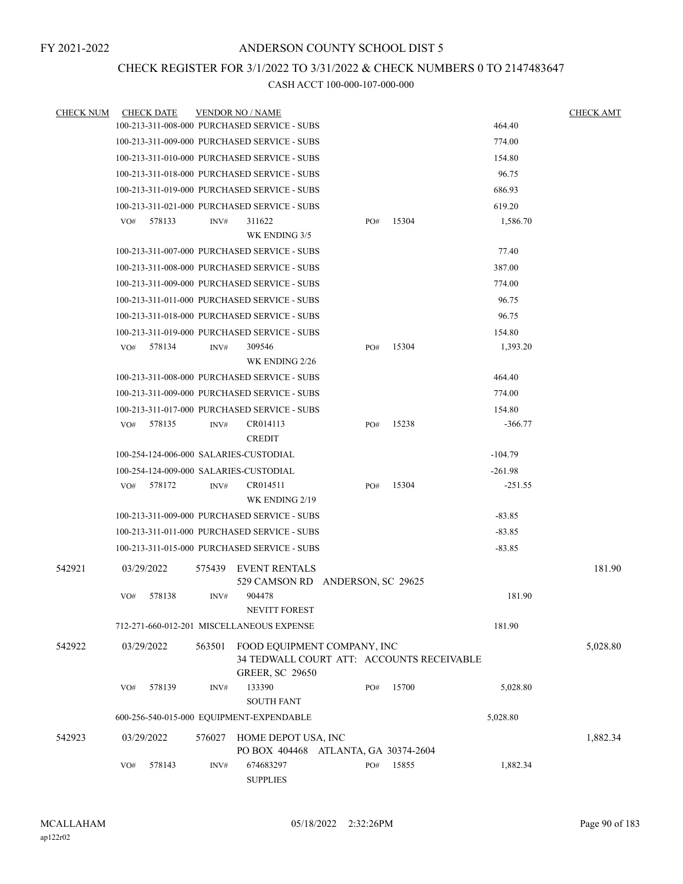FY 2021-2022

# ANDERSON COUNTY SCHOOL DIST 5

## CHECK REGISTER FOR 3/1/2022 TO 3/31/2022 & CHECK NUMBERS 0 TO 2147483647

### CASH ACCT 100-000-107-000-000

| CHECK NUM | CHECK DATE | VENDOR NO / NAME | | | | | CHECK AMT |
|---|---|---|---|---|---|---|---|
| | 100-213-311-008-000 PURCHASED SERVICE - SUBS | | | | | 464.40 | |
| | 100-213-311-009-000 PURCHASED SERVICE - SUBS | | | | | 774.00 | |
| | 100-213-311-010-000 PURCHASED SERVICE - SUBS | | | | | 154.80 | |
| | 100-213-311-018-000 PURCHASED SERVICE - SUBS | | | | | 96.75 | |
| | 100-213-311-019-000 PURCHASED SERVICE - SUBS | | | | | 686.93 | |
| | 100-213-311-021-000 PURCHASED SERVICE - SUBS | | | | | 619.20 | |
| | VO# 578133 | INV# 311622<br>WK ENDING 3/5 | | PO# 15304 | | 1,586.70 | |
| | 100-213-311-007-000 PURCHASED SERVICE - SUBS | | | | | 77.40 | |
| | 100-213-311-008-000 PURCHASED SERVICE - SUBS | | | | | 387.00 | |
| | 100-213-311-009-000 PURCHASED SERVICE - SUBS | | | | | 774.00 | |
| | 100-213-311-011-000 PURCHASED SERVICE - SUBS | | | | | 96.75 | |
| | 100-213-311-018-000 PURCHASED SERVICE - SUBS | | | | | 96.75 | |
| | 100-213-311-019-000 PURCHASED SERVICE - SUBS | | | | | 154.80 | |
| | VO# 578134 | INV# 309546<br>WK ENDING 2/26 | | PO# 15304 | | 1,393.20 | |
| | 100-213-311-008-000 PURCHASED SERVICE - SUBS | | | | | 464.40 | |
| | 100-213-311-009-000 PURCHASED SERVICE - SUBS | | | | | 774.00 | |
| | 100-213-311-017-000 PURCHASED SERVICE - SUBS | | | | | 154.80 | |
| | VO# 578135 | INV# CR014113<br>CREDIT | | PO# 15238 | | -366.77 | |
| | 100-254-124-006-000 SALARIES-CUSTODIAL | | | | | -104.79 | |
| | 100-254-124-009-000 SALARIES-CUSTODIAL | | | | | -261.98 | |
| | VO# 578172 | INV# CR014511<br>WK ENDING 2/19 | | PO# 15304 | | -251.55 | |
| | 100-213-311-009-000 PURCHASED SERVICE - SUBS | | | | | -83.85 | |
| | 100-213-311-011-000 PURCHASED SERVICE - SUBS | | | | | -83.85 | |
| | 100-213-311-015-000 PURCHASED SERVICE - SUBS | | | | | -83.85 | |
| 542921 | 03/29/2022 | 575439 EVENT RENTALS<br>529 CAMSON RD ANDERSON, SC 29625 | | | | | 181.90 |
| | VO# 578138 | INV# 904478<br>NEVITT FOREST | | | | 181.90 | |
| | 712-271-660-012-201 MISCELLANEOUS EXPENSE | | | | | 181.90 | |
| 542922 | 03/29/2022 | 563501 FOOD EQUIPMENT COMPANY, INC<br>34 TEDWALL COURT ATT: ACCOUNTS RECEIVABLE<br>GREER, SC 29650 | | | | | 5,028.80 |
| | VO# 578139 | INV# 133390<br>SOUTH FANT | | PO# 15700 | | 5,028.80 | |
| | 600-256-540-015-000 EQUIPMENT-EXPENDABLE | | | | | 5,028.80 | |
| 542923 | 03/29/2022 | 576027 HOME DEPOT USA, INC<br>PO BOX 404468 ATLANTA, GA 30374-2604 | | | | | 1,882.34 |
| | VO# 578143 | INV# 674683297<br>SUPPLIES | | PO# 15855 | | 1,882.34 | |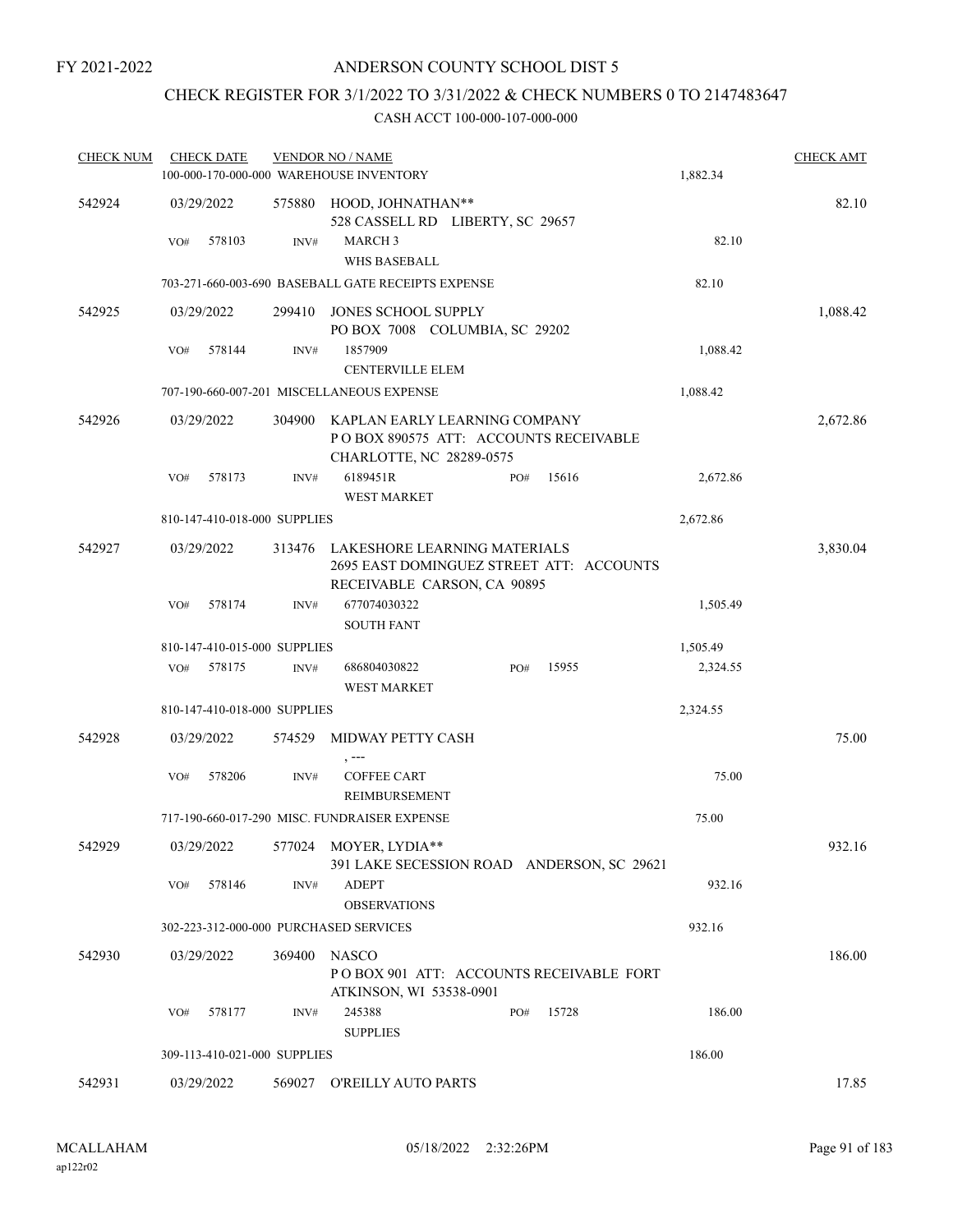FY 2021-2022

# ANDERSON COUNTY SCHOOL DIST 5

## CHECK REGISTER FOR 3/1/2022 TO 3/31/2022 & CHECK NUMBERS 0 TO 2147483647

### CASH ACCT 100-000-107-000-000

| CHECK NUM | CHECK DATE | VENDOR NO / NAME | | CHECK AMT |
|---|---|---|---|---|
| | | 100-000-170-000-000 WAREHOUSE INVENTORY | 1,882.34 | |
| 542924 | 03/29/2022 | 575880 HOOD, JOHNATHAN** 528 CASSELL RD LIBERTY, SC 29657 | | 82.10 |
| | VO# 578103 | INV# MARCH 3 WHS BASEBALL | 82.10 | |
| | | 703-271-660-003-690 BASEBALL GATE RECEIPTS EXPENSE | 82.10 | |
| 542925 | 03/29/2022 | 299410 JONES SCHOOL SUPPLY PO BOX 7008 COLUMBIA, SC 29202 | | 1,088.42 |
| | VO# 578144 | INV# 1857909 CENTERVILLE ELEM | 1,088.42 | |
| | | 707-190-660-007-201 MISCELLANEOUS EXPENSE | 1,088.42 | |
| 542926 | 03/29/2022 | 304900 KAPLAN EARLY LEARNING COMPANY P O BOX 890575 ATT: ACCOUNTS RECEIVABLE CHARLOTTE, NC 28289-0575 | | 2,672.86 |
| | VO# 578173 | INV# 6189451R PO# 15616 WEST MARKET | 2,672.86 | |
| | | 810-147-410-018-000 SUPPLIES | 2,672.86 | |
| 542927 | 03/29/2022 | 313476 LAKESHORE LEARNING MATERIALS 2695 EAST DOMINGUEZ STREET ATT: ACCOUNTS RECEIVABLE CARSON, CA 90895 | | 3,830.04 |
| | VO# 578174 | INV# 677074030322 SOUTH FANT | 1,505.49 | |
| | | 810-147-410-015-000 SUPPLIES | 1,505.49 | |
| | VO# 578175 | INV# 686804030822 PO# 15955 WEST MARKET | 2,324.55 | |
| | | 810-147-410-018-000 SUPPLIES | 2,324.55 | |
| 542928 | 03/29/2022 | 574529 MIDWAY PETTY CASH , --- | | 75.00 |
| | VO# 578206 | INV# COFFEE CART REIMBURSEMENT | 75.00 | |
| | | 717-190-660-017-290 MISC. FUNDRAISER EXPENSE | 75.00 | |
| 542929 | 03/29/2022 | 577024 MOYER, LYDIA** 391 LAKE SECESSION ROAD ANDERSON, SC 29621 | | 932.16 |
| | VO# 578146 | INV# ADEPT OBSERVATIONS | 932.16 | |
| | | 302-223-312-000-000 PURCHASED SERVICES | 932.16 | |
| 542930 | 03/29/2022 | 369400 NASCO P O BOX 901 ATT: ACCOUNTS RECEIVABLE FORT ATKINSON, WI 53538-0901 | | 186.00 |
| | VO# 578177 | INV# 245388 PO# 15728 SUPPLIES | 186.00 | |
| | | 309-113-410-021-000 SUPPLIES | 186.00 | |
| 542931 | 03/29/2022 | 569027 O'REILLY AUTO PARTS | | 17.85 |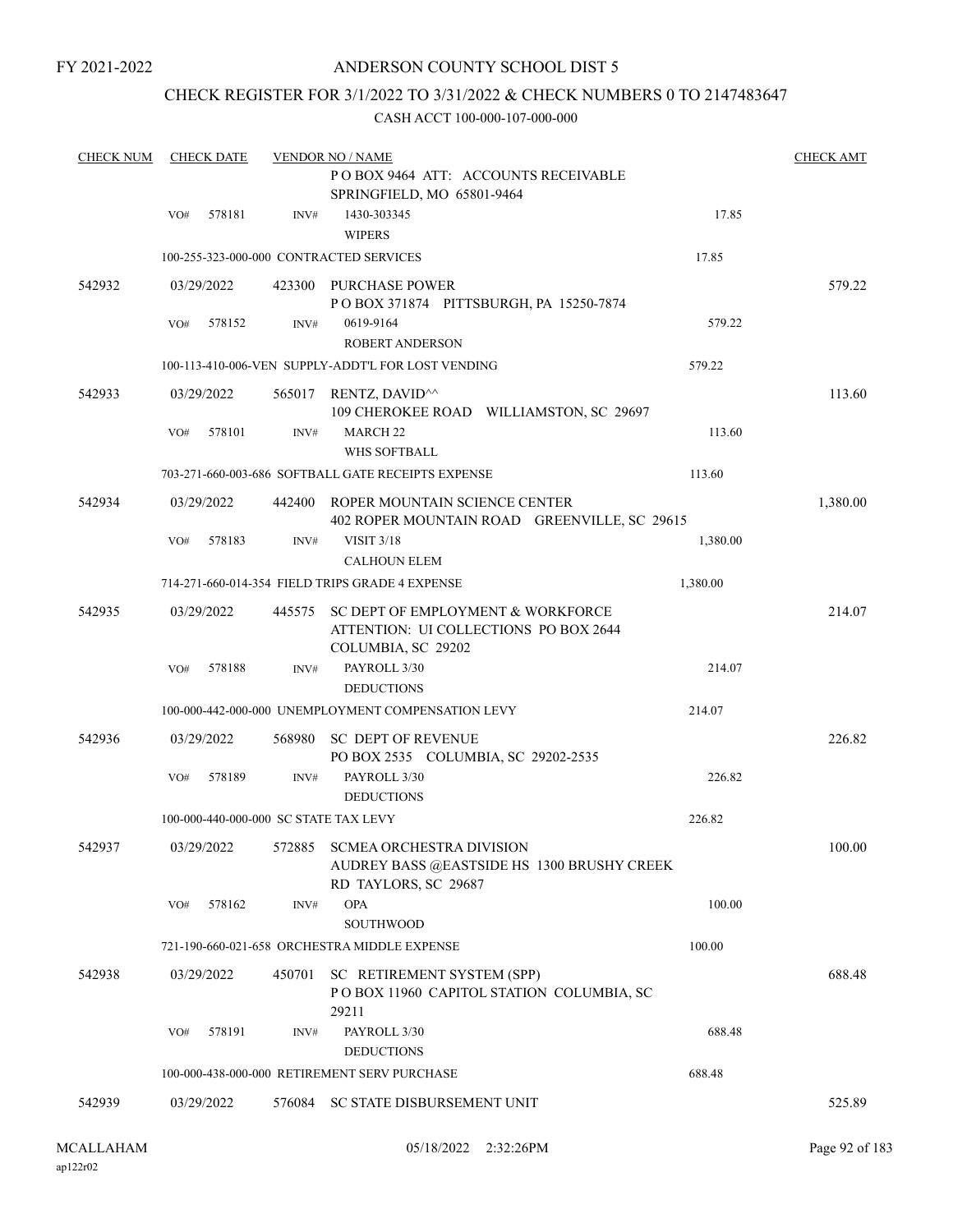FY 2021-2022

# ANDERSON COUNTY SCHOOL DIST 5

## CHECK REGISTER FOR 3/1/2022 TO 3/31/2022 & CHECK NUMBERS 0 TO 2147483647

CASH ACCT 100-000-107-000-000

| CHECK NUM | CHECK DATE | VENDOR NO / NAME | | CHECK AMT |
|---|---|---|---|---|
| | | P O BOX 9464 ATT: ACCOUNTS RECEIVABLE SPRINGFIELD, MO 65801-9464 | | |
| | VO# 578181 | INV# 1430-303345 WIPERS | 17.85 | |
| | | 100-255-323-000-000 CONTRACTED SERVICES | 17.85 | |
| 542932 | 03/29/2022 | 423300 PURCHASE POWER P O BOX 371874 PITTSBURGH, PA 15250-7874 | | 579.22 |
| | VO# 578152 | INV# 0619-9164 ROBERT ANDERSON | 579.22 | |
| | | 100-113-410-006-VEN SUPPLY-ADDT'L FOR LOST VENDING | 579.22 | |
| 542933 | 03/29/2022 | 565017 RENTZ, DAVID^^ 109 CHEROKEE ROAD WILLIAMSTON, SC 29697 | | 113.60 |
| | VO# 578101 | INV# MARCH 22 WHS SOFTBALL | 113.60 | |
| | | 703-271-660-003-686 SOFTBALL GATE RECEIPTS EXPENSE | 113.60 | |
| 542934 | 03/29/2022 | 442400 ROPER MOUNTAIN SCIENCE CENTER 402 ROPER MOUNTAIN ROAD GREENVILLE, SC 29615 | | 1,380.00 |
| | VO# 578183 | INV# VISIT 3/18 CALHOUN ELEM | 1,380.00 | |
| | | 714-271-660-014-354 FIELD TRIPS GRADE 4 EXPENSE | 1,380.00 | |
| 542935 | 03/29/2022 | 445575 SC DEPT OF EMPLOYMENT & WORKFORCE ATTENTION: UI COLLECTIONS PO BOX 2644 COLUMBIA, SC 29202 | | 214.07 |
| | VO# 578188 | INV# PAYROLL 3/30 DEDUCTIONS | 214.07 | |
| | | 100-000-442-000-000 UNEMPLOYMENT COMPENSATION LEVY | 214.07 | |
| 542936 | 03/29/2022 | 568980 SC DEPT OF REVENUE PO BOX 2535 COLUMBIA, SC 29202-2535 | | 226.82 |
| | VO# 578189 | INV# PAYROLL 3/30 DEDUCTIONS | 226.82 | |
| | | 100-000-440-000-000 SC STATE TAX LEVY | 226.82 | |
| 542937 | 03/29/2022 | 572885 SCMEA ORCHESTRA DIVISION AUDREY BASS @EASTSIDE HS 1300 BRUSHY CREEK RD TAYLORS, SC 29687 | | 100.00 |
| | VO# 578162 | INV# OPA SOUTHWOOD | 100.00 | |
| | | 721-190-660-021-658 ORCHESTRA MIDDLE EXPENSE | 100.00 | |
| 542938 | 03/29/2022 | 450701 SC RETIREMENT SYSTEM (SPP) P O BOX 11960 CAPITOL STATION COLUMBIA, SC 29211 | | 688.48 |
| | VO# 578191 | INV# PAYROLL 3/30 DEDUCTIONS | 688.48 | |
| | | 100-000-438-000-000 RETIREMENT SERV PURCHASE | 688.48 | |
| 542939 | 03/29/2022 | 576084 SC STATE DISBURSEMENT UNIT | | 525.89 |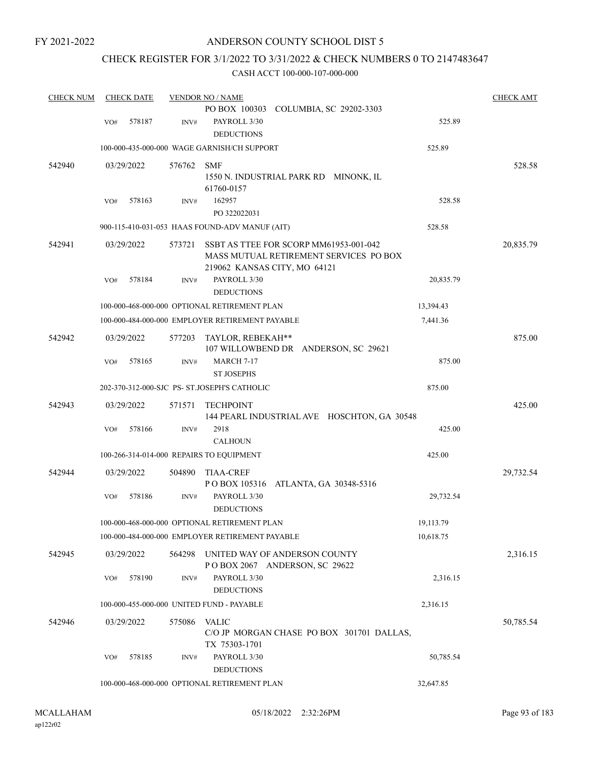FY 2021-2022

# ANDERSON COUNTY SCHOOL DIST 5

## CHECK REGISTER FOR 3/1/2022 TO 3/31/2022 & CHECK NUMBERS 0 TO 2147483647

CASH ACCT 100-000-107-000-000

| CHECK NUM | CHECK DATE | VENDOR NO / NAME | | CHECK AMT |
|---|---|---|---|---|
| | | PO BOX 100303 COLUMBIA, SC 29202-3303 | | |
| | VO# 578187 | INV# PAYROLL 3/30 DEDUCTIONS | 525.89 | |
| | | 100-000-435-000-000 WAGE GARNISH/CH SUPPORT | 525.89 | |
| 542940 | 03/29/2022 | 576762 SMF 1550 N. INDUSTRIAL PARK RD MINONK, IL 61760-0157 | | 528.58 |
| | VO# 578163 | INV# 162957 PO 322022031 | 528.58 | |
| | | 900-115-410-031-053 HAAS FOUND-ADV MANUF (AIT) | 528.58 | |
| 542941 | 03/29/2022 | 573721 SSBT AS TTEE FOR SCORP MM61953-001-042 MASS MUTUAL RETIREMENT SERVICES PO BOX 219062 KANSAS CITY, MO 64121 | | 20,835.79 |
| | VO# 578184 | INV# PAYROLL 3/30 DEDUCTIONS | 20,835.79 | |
| | | 100-000-468-000-000 OPTIONAL RETIREMENT PLAN | 13,394.43 | |
| | | 100-000-484-000-000 EMPLOYER RETIREMENT PAYABLE | 7,441.36 | |
| 542942 | 03/29/2022 | 577203 TAYLOR, REBEKAH** 107 WILLOWBEND DR ANDERSON, SC 29621 | | 875.00 |
| | VO# 578165 | INV# MARCH 7-17 ST JOSEPHS | 875.00 | |
| | | 202-370-312-000-SJC PS- ST.JOSEPH'S CATHOLIC | 875.00 | |
| 542943 | 03/29/2022 | 571571 TECHPOINT 144 PEARL INDUSTRIAL AVE HOSCHTON, GA 30548 | | 425.00 |
| | VO# 578166 | INV# 2918 CALHOUN | 425.00 | |
| | | 100-266-314-014-000 REPAIRS TO EQUIPMENT | 425.00 | |
| 542944 | 03/29/2022 | 504890 TIAA-CREF P O BOX 105316 ATLANTA, GA 30348-5316 | | 29,732.54 |
| | VO# 578186 | INV# PAYROLL 3/30 DEDUCTIONS | 29,732.54 | |
| | | 100-000-468-000-000 OPTIONAL RETIREMENT PLAN | 19,113.79 | |
| | | 100-000-484-000-000 EMPLOYER RETIREMENT PAYABLE | 10,618.75 | |
| 542945 | 03/29/2022 | 564298 UNITED WAY OF ANDERSON COUNTY P O BOX 2067 ANDERSON, SC 29622 | | 2,316.15 |
| | VO# 578190 | INV# PAYROLL 3/30 DEDUCTIONS | 2,316.15 | |
| | | 100-000-455-000-000 UNITED FUND - PAYABLE | 2,316.15 | |
| 542946 | 03/29/2022 | 575086 VALIC C/O JP MORGAN CHASE PO BOX 301701 DALLAS, TX 75303-1701 | | 50,785.54 |
| | VO# 578185 | INV# PAYROLL 3/30 DEDUCTIONS | 50,785.54 | |
| | | 100-000-468-000-000 OPTIONAL RETIREMENT PLAN | 32,647.85 | |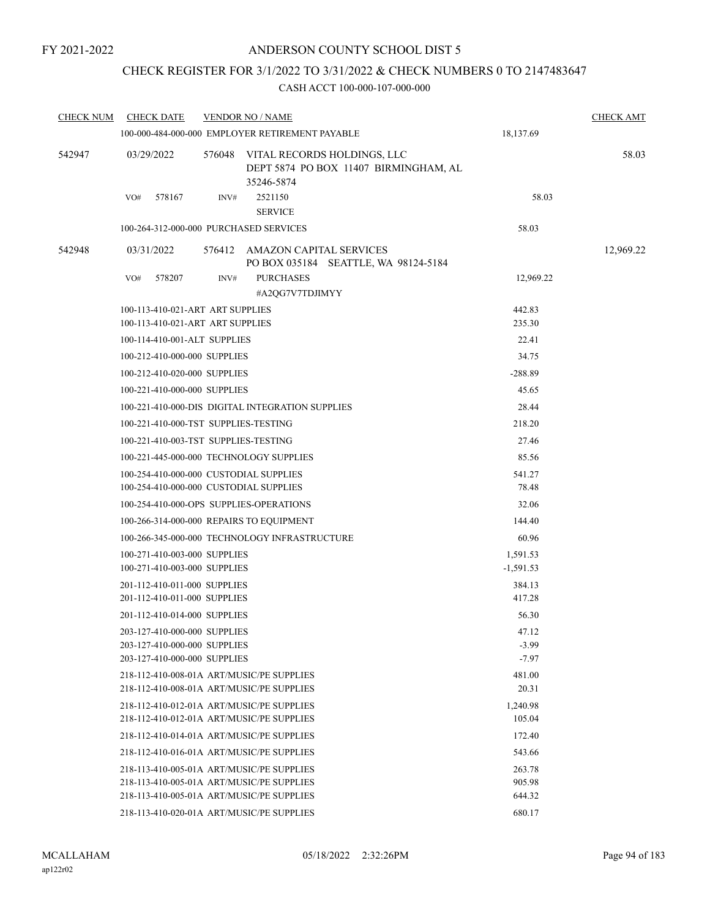FY 2021-2022

# ANDERSON COUNTY SCHOOL DIST 5

## CHECK REGISTER FOR 3/1/2022 TO 3/31/2022 & CHECK NUMBERS 0 TO 2147483647

### CASH ACCT 100-000-107-000-000

| CHECK NUM | CHECK DATE | VENDOR NO / NAME | | CHECK AMT |
|---|---|---|---|---|
| | 100-000-484-000-000 EMPLOYER RETIREMENT PAYABLE | | 18,137.69 | |
| 542947 | 03/29/2022 | 576048 VITAL RECORDS HOLDINGS, LLC<br>DEPT 5874 PO BOX 11407 BIRMINGHAM, AL 35246-5874 | | 58.03 |
| | VO# 578167 | INV# 2521150<br>SERVICE | 58.03 | |
| | 100-264-312-000-000 PURCHASED SERVICES | | 58.03 | |
| 542948 | 03/31/2022 | 576412 AMAZON CAPITAL SERVICES<br>PO BOX 035184 SEATTLE, WA 98124-5184 | | 12,969.22 |
| | VO# 578207 | INV# PURCHASES<br>#A2QG7V7TDJIMYY | 12,969.22 | |
| | 100-113-410-021-ART ART SUPPLIES | | 442.83 | |
| | 100-113-410-021-ART ART SUPPLIES | | 235.30 | |
| | 100-114-410-001-ALT SUPPLIES | | 22.41 | |
| | 100-212-410-000-000 SUPPLIES | | 34.75 | |
| | 100-212-410-020-000 SUPPLIES | | -288.89 | |
| | 100-221-410-000-000 SUPPLIES | | 45.65 | |
| | 100-221-410-000-DIS DIGITAL INTEGRATION SUPPLIES | | 28.44 | |
| | 100-221-410-000-TST SUPPLIES-TESTING | | 218.20 | |
| | 100-221-410-003-TST SUPPLIES-TESTING | | 27.46 | |
| | 100-221-445-000-000 TECHNOLOGY SUPPLIES | | 85.56 | |
| | 100-254-410-000-000 CUSTODIAL SUPPLIES | | 541.27 | |
| | 100-254-410-000-000 CUSTODIAL SUPPLIES | | 78.48 | |
| | 100-254-410-000-OPS SUPPLIES-OPERATIONS | | 32.06 | |
| | 100-266-314-000-000 REPAIRS TO EQUIPMENT | | 144.40 | |
| | 100-266-345-000-000 TECHNOLOGY INFRASTRUCTURE | | 60.96 | |
| | 100-271-410-003-000 SUPPLIES | | 1,591.53 | |
| | 100-271-410-003-000 SUPPLIES | | -1,591.53 | |
| | 201-112-410-011-000 SUPPLIES | | 384.13 | |
| | 201-112-410-011-000 SUPPLIES | | 417.28 | |
| | 201-112-410-014-000 SUPPLIES | | 56.30 | |
| | 203-127-410-000-000 SUPPLIES | | 47.12 | |
| | 203-127-410-000-000 SUPPLIES | | -3.99 | |
| | 203-127-410-000-000 SUPPLIES | | -7.97 | |
| | 218-112-410-008-01A ART/MUSIC/PE SUPPLIES | | 481.00 | |
| | 218-112-410-008-01A ART/MUSIC/PE SUPPLIES | | 20.31 | |
| | 218-112-410-012-01A ART/MUSIC/PE SUPPLIES | | 1,240.98 | |
| | 218-112-410-012-01A ART/MUSIC/PE SUPPLIES | | 105.04 | |
| | 218-112-410-014-01A ART/MUSIC/PE SUPPLIES | | 172.40 | |
| | 218-112-410-016-01A ART/MUSIC/PE SUPPLIES | | 543.66 | |
| | 218-113-410-005-01A ART/MUSIC/PE SUPPLIES | | 263.78 | |
| | 218-113-410-005-01A ART/MUSIC/PE SUPPLIES | | 905.98 | |
| | 218-113-410-005-01A ART/MUSIC/PE SUPPLIES | | 644.32 | |
| | 218-113-410-020-01A ART/MUSIC/PE SUPPLIES | | 680.17 | |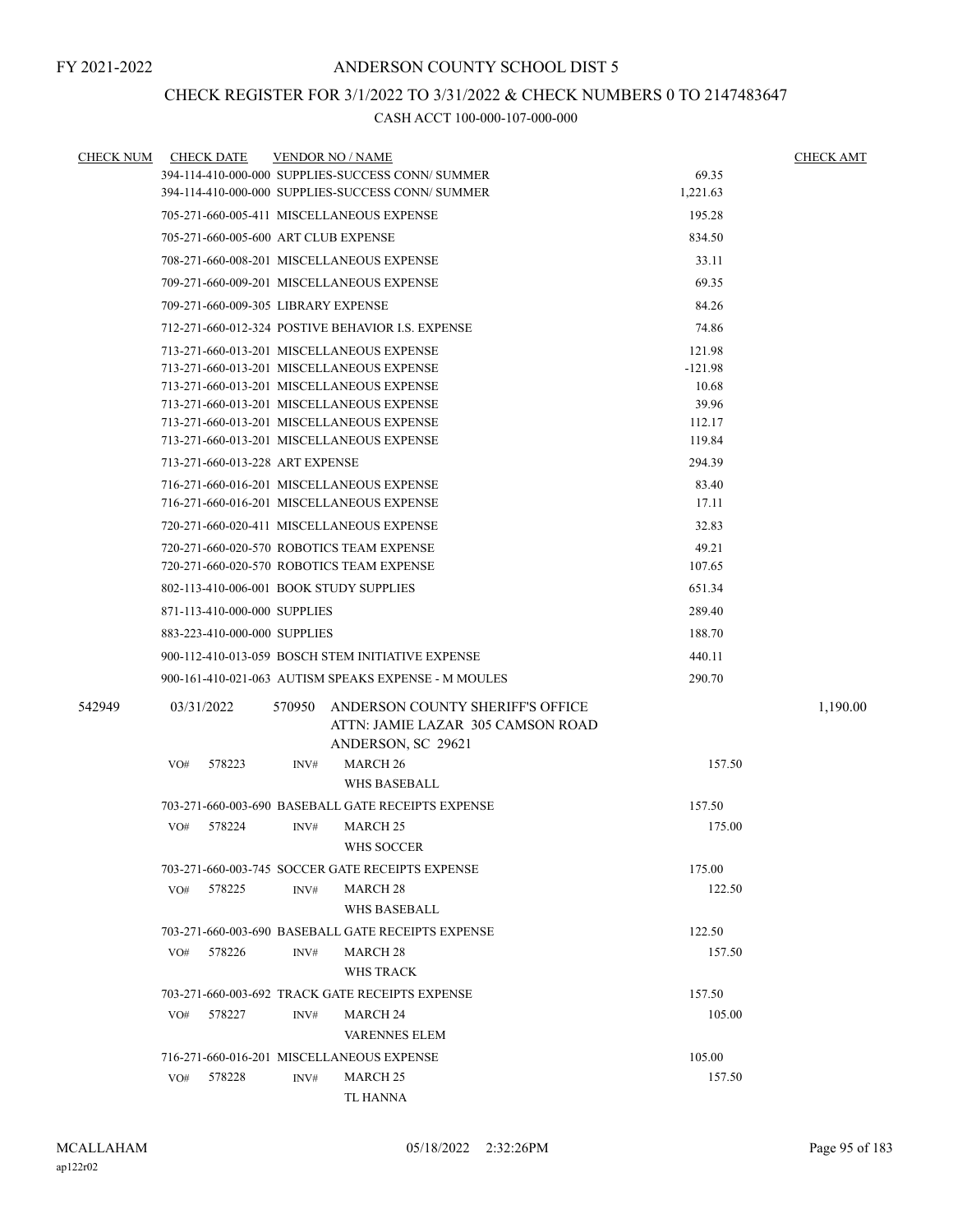FY 2021-2022

# ANDERSON COUNTY SCHOOL DIST 5

## CHECK REGISTER FOR 3/1/2022 TO 3/31/2022 & CHECK NUMBERS 0 TO 2147483647

### CASH ACCT 100-000-107-000-000

| CHECK NUM | CHECK DATE | VENDOR NO / NAME | | CHECK AMT |
|---|---|---|---|---|
| | | 394-114-410-000-000 SUPPLIES-SUCCESS CONN/ SUMMER | 69.35 | |
| | | 394-114-410-000-000 SUPPLIES-SUCCESS CONN/ SUMMER | 1,221.63 | |
| | | 705-271-660-005-411 MISCELLANEOUS EXPENSE | 195.28 | |
| | | 705-271-660-005-600 ART CLUB EXPENSE | 834.50 | |
| | | 708-271-660-008-201 MISCELLANEOUS EXPENSE | 33.11 | |
| | | 709-271-660-009-201 MISCELLANEOUS EXPENSE | 69.35 | |
| | | 709-271-660-009-305 LIBRARY EXPENSE | 84.26 | |
| | | 712-271-660-012-324 POSTIVE BEHAVIOR I.S. EXPENSE | 74.86 | |
| | | 713-271-660-013-201 MISCELLANEOUS EXPENSE | 121.98 | |
| | | 713-271-660-013-201 MISCELLANEOUS EXPENSE | -121.98 | |
| | | 713-271-660-013-201 MISCELLANEOUS EXPENSE | 10.68 | |
| | | 713-271-660-013-201 MISCELLANEOUS EXPENSE | 39.96 | |
| | | 713-271-660-013-201 MISCELLANEOUS EXPENSE | 112.17 | |
| | | 713-271-660-013-201 MISCELLANEOUS EXPENSE | 119.84 | |
| | | 713-271-660-013-228 ART EXPENSE | 294.39 | |
| | | 716-271-660-016-201 MISCELLANEOUS EXPENSE | 83.40 | |
| | | 716-271-660-016-201 MISCELLANEOUS EXPENSE | 17.11 | |
| | | 720-271-660-020-411 MISCELLANEOUS EXPENSE | 32.83 | |
| | | 720-271-660-020-570 ROBOTICS TEAM EXPENSE | 49.21 | |
| | | 720-271-660-020-570 ROBOTICS TEAM EXPENSE | 107.65 | |
| | | 802-113-410-006-001 BOOK STUDY SUPPLIES | 651.34 | |
| | | 871-113-410-000-000 SUPPLIES | 289.40 | |
| | | 883-223-410-000-000 SUPPLIES | 188.70 | |
| | | 900-112-410-013-059 BOSCH STEM INITIATIVE EXPENSE | 440.11 | |
| | | 900-161-410-021-063 AUTISM SPEAKS EXPENSE - M MOULES | 290.70 | |
| 542949 | 03/31/2022 | 570950 ANDERSON COUNTY SHERIFF'S OFFICE<br>ATTN: JAMIE LAZAR 305 CAMSON ROAD<br>ANDERSON, SC 29621 | | 1,190.00 |
| | VO# 578223 | INV# MARCH 26<br>WHS BASEBALL | 157.50 | |
| | | 703-271-660-003-690 BASEBALL GATE RECEIPTS EXPENSE | 157.50 | |
| | VO# 578224 | INV# MARCH 25<br>WHS SOCCER | 175.00 | |
| | | 703-271-660-003-745 SOCCER GATE RECEIPTS EXPENSE | 175.00 | |
| | VO# 578225 | INV# MARCH 28<br>WHS BASEBALL | 122.50 | |
| | | 703-271-660-003-690 BASEBALL GATE RECEIPTS EXPENSE | 122.50 | |
| | VO# 578226 | INV# MARCH 28<br>WHS TRACK | 157.50 | |
| | | 703-271-660-003-692 TRACK GATE RECEIPTS EXPENSE | 157.50 | |
| | VO# 578227 | INV# MARCH 24<br>VARENNES ELEM | 105.00 | |
| | | 716-271-660-016-201 MISCELLANEOUS EXPENSE | 105.00 | |
| | VO# 578228 | INV# MARCH 25<br>TL HANNA | 157.50 | |

MCALLAHAM
ap122r02

05/18/2022 2:32:26PM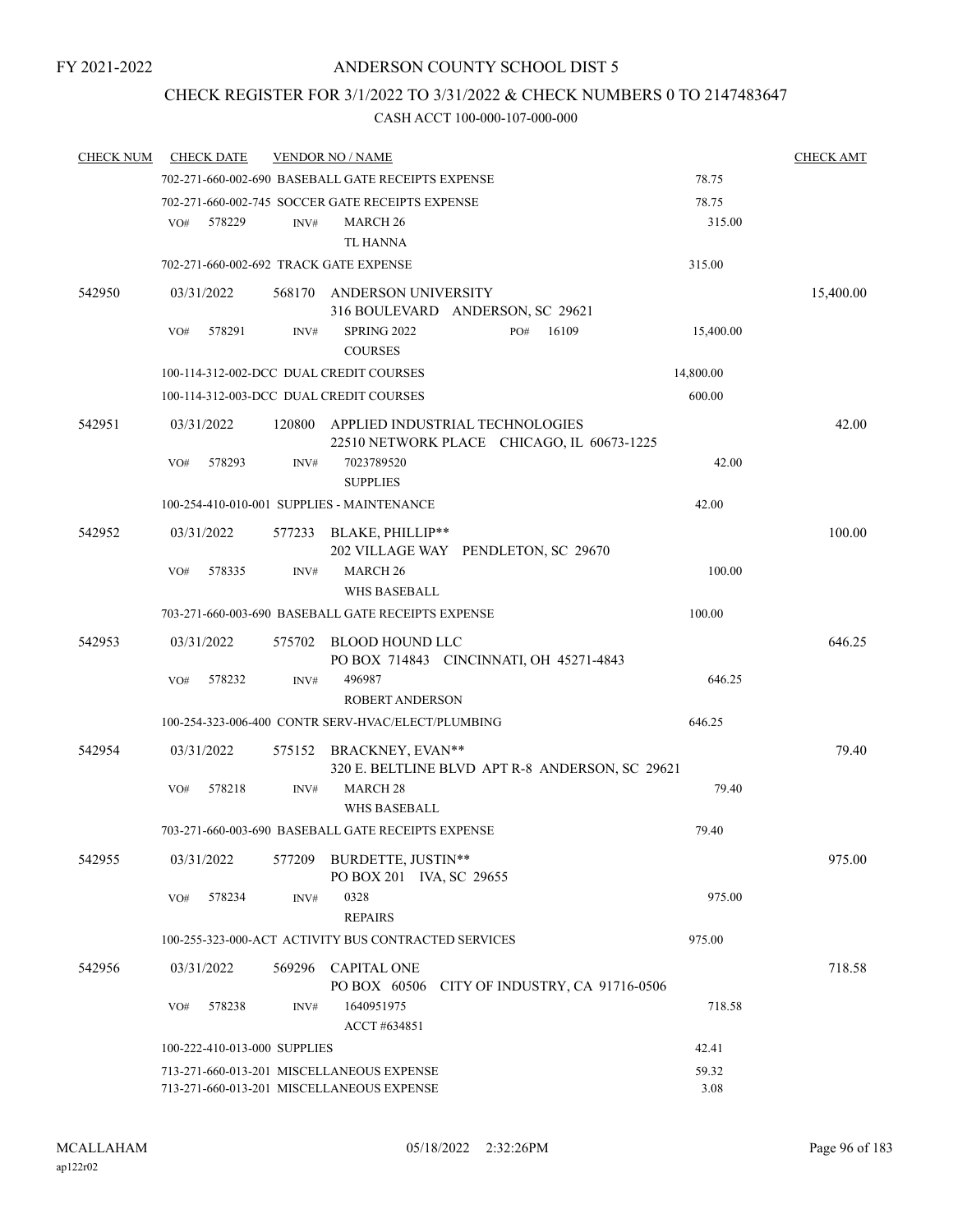FY 2021-2022

# ANDERSON COUNTY SCHOOL DIST 5

## CHECK REGISTER FOR 3/1/2022 TO 3/31/2022 & CHECK NUMBERS 0 TO 2147483647

### CASH ACCT 100-000-107-000-000

| CHECK NUM | CHECK DATE | VENDOR NO / NAME | | CHECK AMT |
|---|---|---|---|---|
| | 702-271-660-002-690 BASEBALL GATE RECEIPTS EXPENSE | | 78.75 | |
| | 702-271-660-002-745 SOCCER GATE RECEIPTS EXPENSE | | 78.75 | |
| | VO# 578229 INV# | MARCH 26<br>TL HANNA | 315.00 | |
| | 702-271-660-002-692 TRACK GATE EXPENSE | | 315.00 | |
| 542950 | 03/31/2022 | 568170 ANDERSON UNIVERSITY<br>316 BOULEVARD ANDERSON, SC 29621 | | 15,400.00 |
| | VO# 578291 INV# | SPRING 2022 PO# 16109<br>COURSES | 15,400.00 | |
| | 100-114-312-002-DCC DUAL CREDIT COURSES | | 14,800.00 | |
| | 100-114-312-003-DCC DUAL CREDIT COURSES | | 600.00 | |
| 542951 | 03/31/2022 | 120800 APPLIED INDUSTRIAL TECHNOLOGIES<br>22510 NETWORK PLACE CHICAGO, IL 60673-1225 | | 42.00 |
| | VO# 578293 INV# | 7023789520<br>SUPPLIES | 42.00 | |
| | 100-254-410-010-001 SUPPLIES - MAINTENANCE | | 42.00 | |
| 542952 | 03/31/2022 | 577233 BLAKE, PHILLIP**<br>202 VILLAGE WAY PENDLETON, SC 29670 | | 100.00 |
| | VO# 578335 INV# | MARCH 26<br>WHS BASEBALL | 100.00 | |
| | 703-271-660-003-690 BASEBALL GATE RECEIPTS EXPENSE | | 100.00 | |
| 542953 | 03/31/2022 | 575702 BLOOD HOUND LLC<br>PO BOX 714843 CINCINNATI, OH 45271-4843 | | 646.25 |
| | VO# 578232 INV# | 496987<br>ROBERT ANDERSON | 646.25 | |
| | 100-254-323-006-400 CONTR SERV-HVAC/ELECT/PLUMBING | | 646.25 | |
| 542954 | 03/31/2022 | 575152 BRACKNEY, EVAN**<br>320 E. BELTLINE BLVD APT R-8 ANDERSON, SC 29621 | | 79.40 |
| | VO# 578218 INV# | MARCH 28<br>WHS BASEBALL | 79.40 | |
| | 703-271-660-003-690 BASEBALL GATE RECEIPTS EXPENSE | | 79.40 | |
| 542955 | 03/31/2022 | 577209 BURDETTE, JUSTIN**<br>PO BOX 201 IVA, SC 29655 | | 975.00 |
| | VO# 578234 INV# | 0328<br>REPAIRS | 975.00 | |
| | 100-255-323-000-ACT ACTIVITY BUS CONTRACTED SERVICES | | 975.00 | |
| 542956 | 03/31/2022 | 569296 CAPITAL ONE<br>PO BOX 60506 CITY OF INDUSTRY, CA 91716-0506 | | 718.58 |
| | VO# 578238 INV# | 1640951975<br>ACCT #634851 | 718.58 | |
| | 100-222-410-013-000 SUPPLIES | | 42.41 | |
| | 713-271-660-013-201 MISCELLANEOUS EXPENSE | | 59.32 | |
| | 713-271-660-013-201 MISCELLANEOUS EXPENSE | | 3.08 | |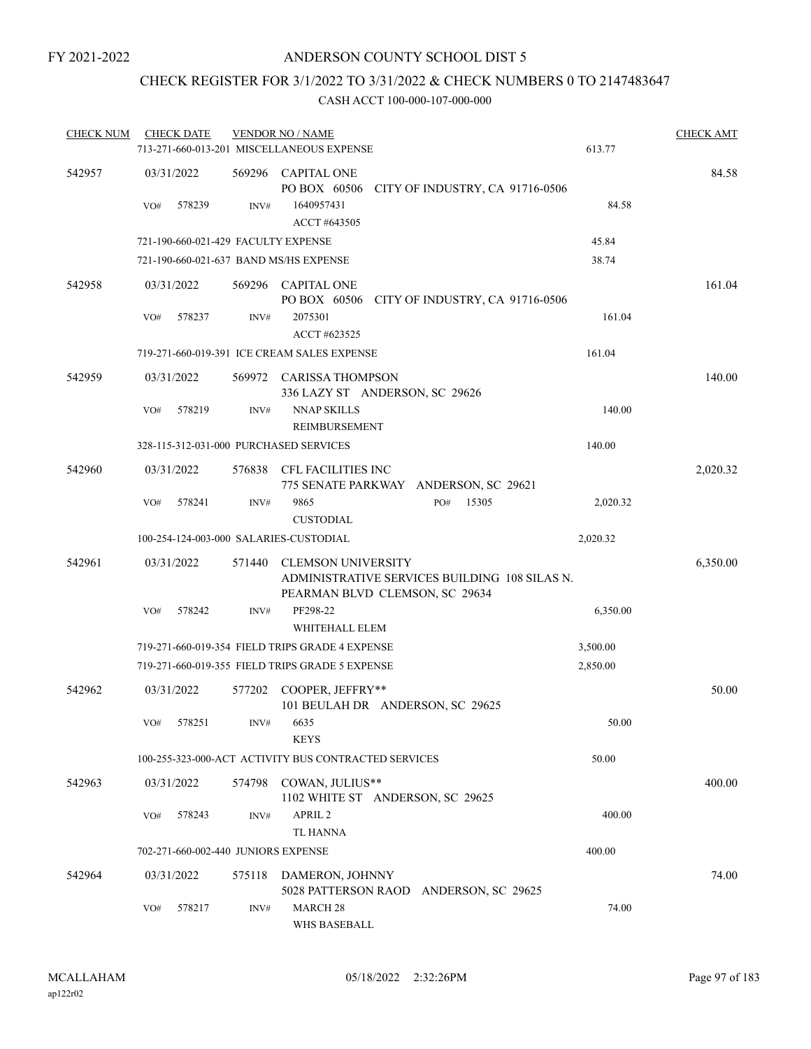FY 2021-2022

# ANDERSON COUNTY SCHOOL DIST 5

## CHECK REGISTER FOR 3/1/2022 TO 3/31/2022 & CHECK NUMBERS 0 TO 2147483647

### CASH ACCT 100-000-107-000-000

| CHECK NUM | CHECK DATE | VENDOR NO / NAME | | CHECK AMT |
|---|---|---|---|---|
| | 713-271-660-013-201 MISCELLANEOUS EXPENSE | | 613.77 | |
| 542957 | 03/31/2022 | 569296 CAPITAL ONE<br>PO BOX 60506 CITY OF INDUSTRY, CA 91716-0506 | | 84.58 |
| | VO# 578239 | INV# 1640957431<br>ACCT #643505 | 84.58 | |
| | 721-190-660-021-429 FACULTY EXPENSE | | 45.84 | |
| | 721-190-660-021-637 BAND MS/HS EXPENSE | | 38.74 | |
| 542958 | 03/31/2022 | 569296 CAPITAL ONE<br>PO BOX 60506 CITY OF INDUSTRY, CA 91716-0506 | | 161.04 |
| | VO# 578237 | INV# 2075301<br>ACCT #623525 | 161.04 | |
| | 719-271-660-019-391 ICE CREAM SALES EXPENSE | | 161.04 | |
| 542959 | 03/31/2022 | 569972 CARISSA THOMPSON<br>336 LAZY ST ANDERSON, SC 29626 | | 140.00 |
| | VO# 578219 | INV# NNAP SKILLS<br>REIMBURSEMENT | 140.00 | |
| | 328-115-312-031-000 PURCHASED SERVICES | | 140.00 | |
| 542960 | 03/31/2022 | 576838 CFL FACILITIES INC<br>775 SENATE PARKWAY ANDERSON, SC 29621 | | 2,020.32 |
| | VO# 578241 | INV# 9865 PO# 15305<br>CUSTODIAL | 2,020.32 | |
| | 100-254-124-003-000 SALARIES-CUSTODIAL | | 2,020.32 | |
| 542961 | 03/31/2022 | 571440 CLEMSON UNIVERSITY<br>ADMINISTRATIVE SERVICES BUILDING 108 SILAS N. PEARMAN BLVD CLEMSON, SC 29634 | | 6,350.00 |
| | VO# 578242 | INV# PF298-22<br>WHITEHALL ELEM | 6,350.00 | |
| | 719-271-660-019-354 FIELD TRIPS GRADE 4 EXPENSE | | 3,500.00 | |
| | 719-271-660-019-355 FIELD TRIPS GRADE 5 EXPENSE | | 2,850.00 | |
| 542962 | 03/31/2022 | 577202 COOPER, JEFFRY**<br>101 BEULAH DR ANDERSON, SC 29625 | | 50.00 |
| | VO# 578251 | INV# 6635<br>KEYS | 50.00 | |
| | 100-255-323-000-ACT ACTIVITY BUS CONTRACTED SERVICES | | 50.00 | |
| 542963 | 03/31/2022 | 574798 COWAN, JULIUS**<br>1102 WHITE ST ANDERSON, SC 29625 | | 400.00 |
| | VO# 578243 | INV# APRIL 2<br>TL HANNA | 400.00 | |
| | 702-271-660-002-440 JUNIORS EXPENSE | | 400.00 | |
| 542964 | 03/31/2022 | 575118 DAMERON, JOHNNY<br>5028 PATTERSON RAOD ANDERSON, SC 29625 | | 74.00 |
| | VO# 578217 | INV# MARCH 28<br>WHS BASEBALL | 74.00 | |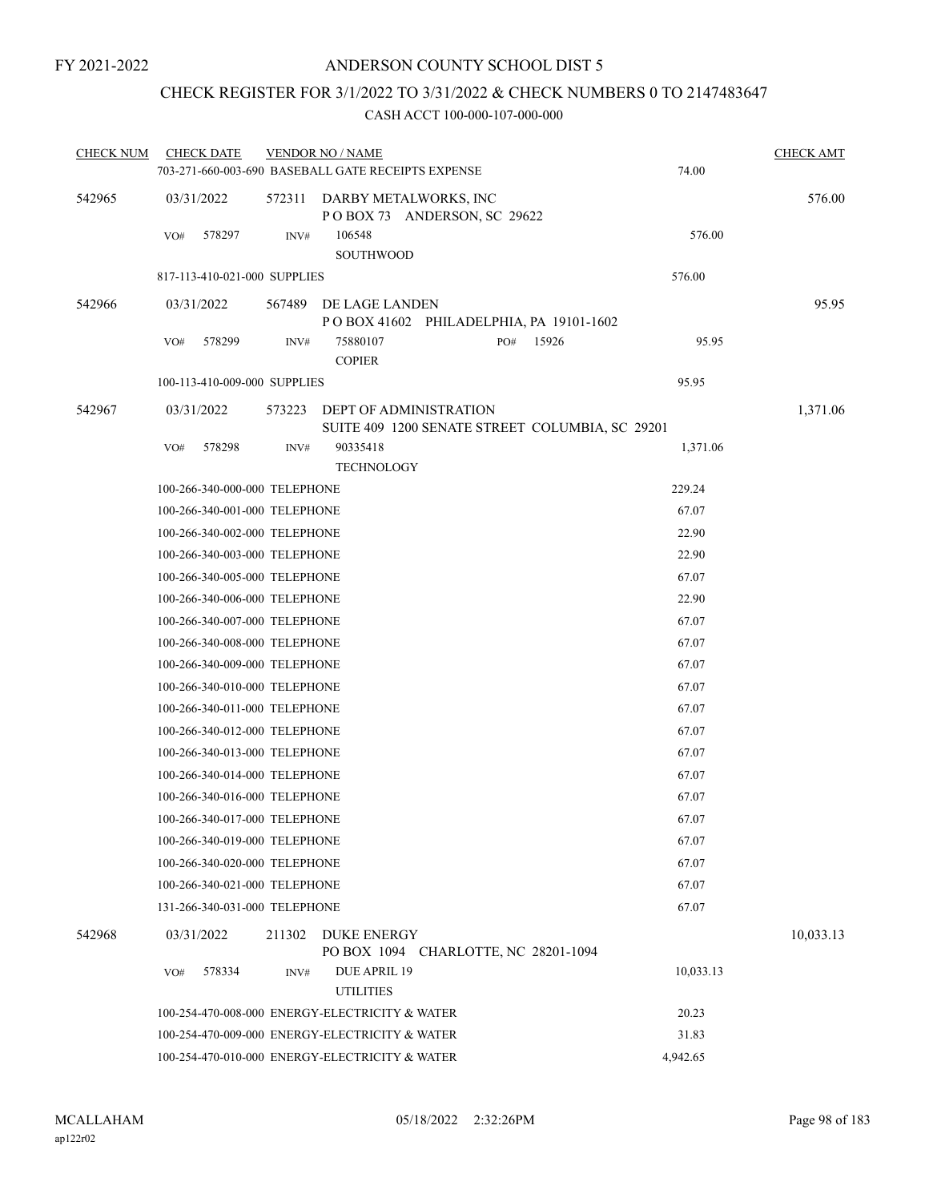FY 2021-2022

# ANDERSON COUNTY SCHOOL DIST 5

## CHECK REGISTER FOR 3/1/2022 TO 3/31/2022 & CHECK NUMBERS 0 TO 2147483647

### CASH ACCT 100-000-107-000-000

| CHECK NUM | CHECK DATE | VENDOR NO / NAME | | CHECK AMT |
|---|---|---|---|---|
| | 703-271-660-003-690 BASEBALL GATE RECEIPTS EXPENSE | | 74.00 | |
| 542965 | 03/31/2022 | 572311 DARBY METALWORKS, INC<br>P O BOX 73 ANDERSON, SC 29622 | | 576.00 |
| | VO# 578297 | INV# 106548<br>SOUTHWOOD | 576.00 | |
| | 817-113-410-021-000 SUPPLIES | | 576.00 | |
| 542966 | 03/31/2022 | 567489 DE LAGE LANDEN<br>P O BOX 41602 PHILADELPHIA, PA 19101-1602 | | 95.95 |
| | VO# 578299 | INV# 75880107 PO# 15926<br>COPIER | 95.95 | |
| | 100-113-410-009-000 SUPPLIES | | 95.95 | |
| 542967 | 03/31/2022 | 573223 DEPT OF ADMINISTRATION<br>SUITE 409 1200 SENATE STREET COLUMBIA, SC 29201 | | 1,371.06 |
| | VO# 578298 | INV# 90335418<br>TECHNOLOGY | 1,371.06 | |
| | 100-266-340-000-000 TELEPHONE | | 229.24 | |
| | 100-266-340-001-000 TELEPHONE | | 67.07 | |
| | 100-266-340-002-000 TELEPHONE | | 22.90 | |
| | 100-266-340-003-000 TELEPHONE | | 22.90 | |
| | 100-266-340-005-000 TELEPHONE | | 67.07 | |
| | 100-266-340-006-000 TELEPHONE | | 22.90 | |
| | 100-266-340-007-000 TELEPHONE | | 67.07 | |
| | 100-266-340-008-000 TELEPHONE | | 67.07 | |
| | 100-266-340-009-000 TELEPHONE | | 67.07 | |
| | 100-266-340-010-000 TELEPHONE | | 67.07 | |
| | 100-266-340-011-000 TELEPHONE | | 67.07 | |
| | 100-266-340-012-000 TELEPHONE | | 67.07 | |
| | 100-266-340-013-000 TELEPHONE | | 67.07 | |
| | 100-266-340-014-000 TELEPHONE | | 67.07 | |
| | 100-266-340-016-000 TELEPHONE | | 67.07 | |
| | 100-266-340-017-000 TELEPHONE | | 67.07 | |
| | 100-266-340-019-000 TELEPHONE | | 67.07 | |
| | 100-266-340-020-000 TELEPHONE | | 67.07 | |
| | 100-266-340-021-000 TELEPHONE | | 67.07 | |
| | 131-266-340-031-000 TELEPHONE | | 67.07 | |
| 542968 | 03/31/2022 | 211302 DUKE ENERGY<br>PO BOX 1094 CHARLOTTE, NC 28201-1094 | | 10,033.13 |
| | VO# 578334 | INV# DUE APRIL 19<br>UTILITIES | 10,033.13 | |
| | 100-254-470-008-000 ENERGY-ELECTRICITY & WATER | | 20.23 | |
| | 100-254-470-009-000 ENERGY-ELECTRICITY & WATER | | 31.83 | |
| | 100-254-470-010-000 ENERGY-ELECTRICITY & WATER | | 4,942.65 | |

MCALLAHAM
ap122r02

05/18/2022 2:32:26PM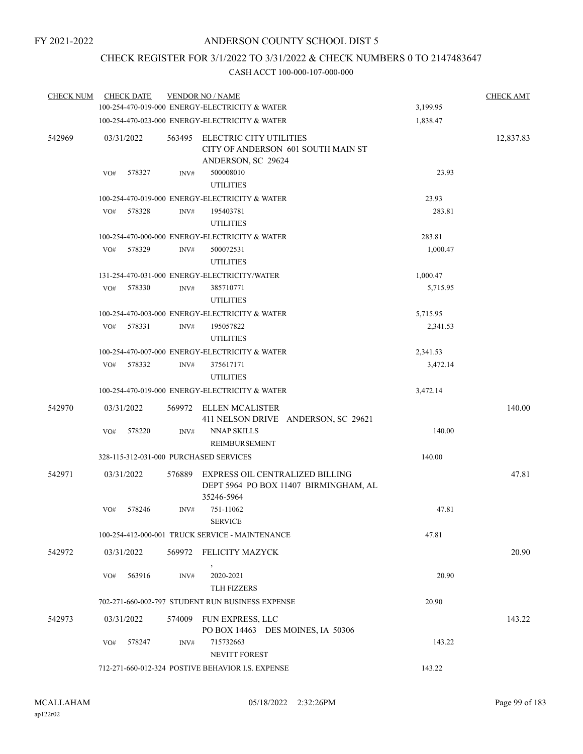FY 2021-2022

# ANDERSON COUNTY SCHOOL DIST 5

## CHECK REGISTER FOR 3/1/2022 TO 3/31/2022 & CHECK NUMBERS 0 TO 2147483647

CASH ACCT 100-000-107-000-000

| CHECK NUM | CHECK DATE | VENDOR NO / NAME | | CHECK AMT |
|---|---|---|---|---|
| | | 100-254-470-019-000 ENERGY-ELECTRICITY & WATER | 3,199.95 | |
| | | 100-254-470-023-000 ENERGY-ELECTRICITY & WATER | 1,838.47 | |
| 542969 | 03/31/2022 | 563495 ELECTRIC CITY UTILITIES<br>CITY OF ANDERSON 601 SOUTH MAIN ST<br>ANDERSON, SC 29624 | | 12,837.83 |
| | VO# 578327 | INV# 500008010<br>UTILITIES | 23.93 | |
| | | 100-254-470-019-000 ENERGY-ELECTRICITY & WATER | 23.93 | |
| | VO# 578328 | INV# 195403781<br>UTILITIES | 283.81 | |
| | | 100-254-470-000-000 ENERGY-ELECTRICITY & WATER | 283.81 | |
| | VO# 578329 | INV# 500072531<br>UTILITIES | 1,000.47 | |
| | | 131-254-470-031-000 ENERGY-ELECTRICITY/WATER | 1,000.47 | |
| | VO# 578330 | INV# 385710771<br>UTILITIES | 5,715.95 | |
| | | 100-254-470-003-000 ENERGY-ELECTRICITY & WATER | 5,715.95 | |
| | VO# 578331 | INV# 195057822<br>UTILITIES | 2,341.53 | |
| | | 100-254-470-007-000 ENERGY-ELECTRICITY & WATER | 2,341.53 | |
| | VO# 578332 | INV# 375617171<br>UTILITIES | 3,472.14 | |
| | | 100-254-470-019-000 ENERGY-ELECTRICITY & WATER | 3,472.14 | |
| 542970 | 03/31/2022 | 569972 ELLEN MCALISTER<br>411 NELSON DRIVE ANDERSON, SC 29621 | | 140.00 |
| | VO# 578220 | INV# NNAP SKILLS<br>REIMBURSEMENT | 140.00 | |
| | | 328-115-312-031-000 PURCHASED SERVICES | 140.00 | |
| 542971 | 03/31/2022 | 576889 EXPRESS OIL CENTRALIZED BILLING<br>DEPT 5964 PO BOX 11407 BIRMINGHAM, AL<br>35246-5964 | | 47.81 |
| | VO# 578246 | INV# 751-11062<br>SERVICE | 47.81 | |
| | | 100-254-412-000-001 TRUCK SERVICE - MAINTENANCE | 47.81 | |
| 542972 | 03/31/2022 | 569972 FELICITY MAZYCK<br>, | | 20.90 |
| | VO# 563916 | INV# 2020-2021<br>TLH FIZZERS | 20.90 | |
| | | 702-271-660-002-797 STUDENT RUN BUSINESS EXPENSE | 20.90 | |
| 542973 | 03/31/2022 | 574009 FUN EXPRESS, LLC<br>PO BOX 14463 DES MOINES, IA 50306 | | 143.22 |
| | VO# 578247 | INV# 715732663<br>NEVITT FOREST | 143.22 | |
| | | 712-271-660-012-324 POSTIVE BEHAVIOR I.S. EXPENSE | 143.22 | |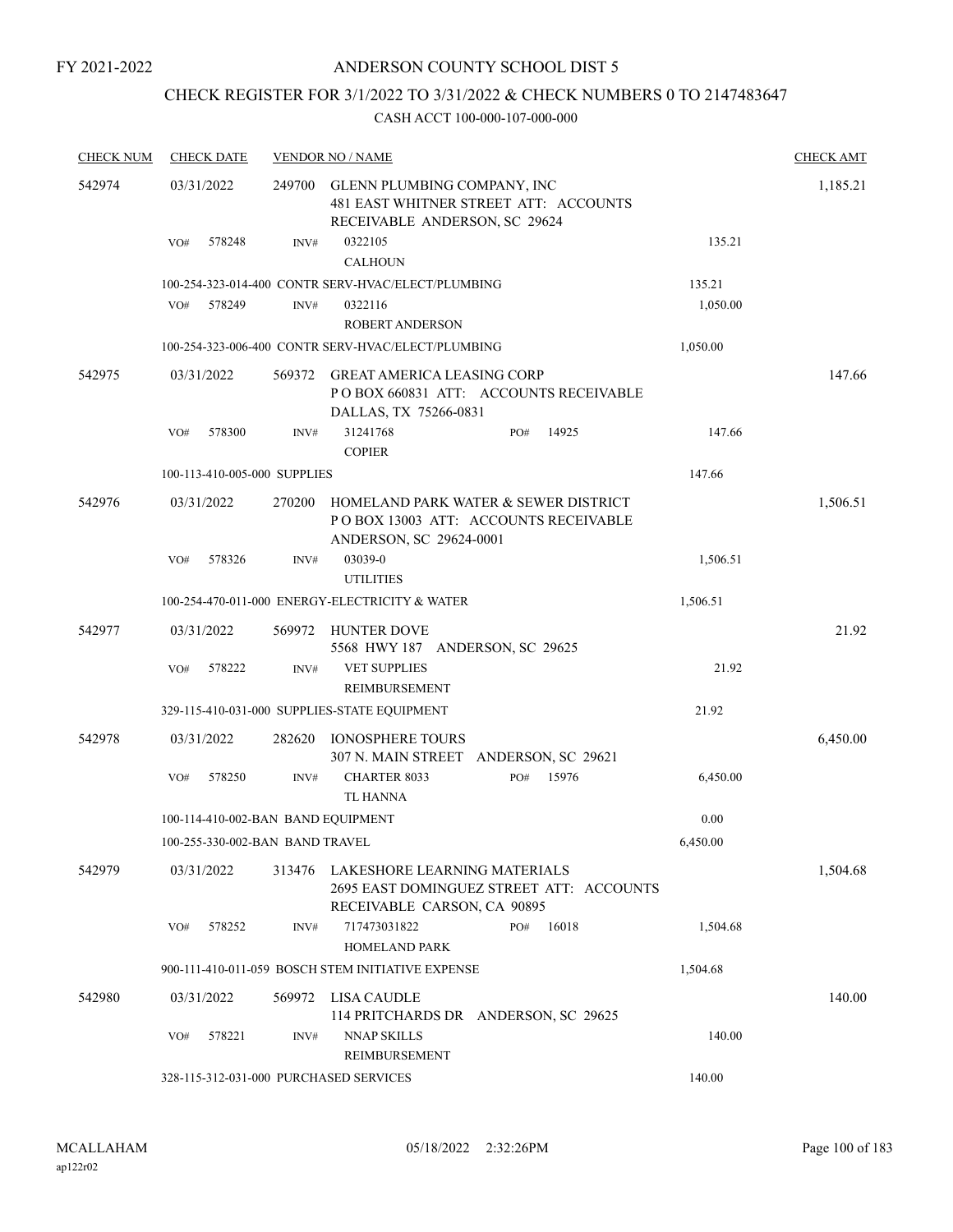FY 2021-2022

# ANDERSON COUNTY SCHOOL DIST 5

## CHECK REGISTER FOR 3/1/2022 TO 3/31/2022 & CHECK NUMBERS 0 TO 2147483647

CASH ACCT 100-000-107-000-000

| CHECK NUM | CHECK DATE | VENDOR NO / NAME | | CHECK AMT |
|---|---|---|---|---|
| 542974 | 03/31/2022 | 249700 GLENN PLUMBING COMPANY, INC<br>481 EAST WHITNER STREET ATT: ACCOUNTS RECEIVABLE ANDERSON, SC 29624 | | 1,185.21 |
| | VO# 578248 | INV# 0322105<br>CALHOUN | 135.21 | |
| | | 100-254-323-014-400 CONTR SERV-HVAC/ELECT/PLUMBING | 135.21 | |
| | VO# 578249 | INV# 0322116<br>ROBERT ANDERSON | 1,050.00 | |
| | | 100-254-323-006-400 CONTR SERV-HVAC/ELECT/PLUMBING | 1,050.00 | |
| 542975 | 03/31/2022 | 569372 GREAT AMERICA LEASING CORP<br>P O BOX 660831 ATT: ACCOUNTS RECEIVABLE DALLAS, TX 75266-0831 | | 147.66 |
| | VO# 578300 | INV# 31241768 PO# 14925<br>COPIER | 147.66 | |
| | | 100-113-410-005-000 SUPPLIES | 147.66 | |
| 542976 | 03/31/2022 | 270200 HOMELAND PARK WATER & SEWER DISTRICT<br>P O BOX 13003 ATT: ACCOUNTS RECEIVABLE ANDERSON, SC 29624-0001 | | 1,506.51 |
| | VO# 578326 | INV# 03039-0<br>UTILITIES | 1,506.51 | |
| | | 100-254-470-011-000 ENERGY-ELECTRICITY & WATER | 1,506.51 | |
| 542977 | 03/31/2022 | 569972 HUNTER DOVE<br>5568 HWY 187 ANDERSON, SC 29625 | | 21.92 |
| | VO# 578222 | INV# VET SUPPLIES<br>REIMBURSEMENT | 21.92 | |
| | | 329-115-410-031-000 SUPPLIES-STATE EQUIPMENT | 21.92 | |
| 542978 | 03/31/2022 | 282620 IONOSPHERE TOURS<br>307 N. MAIN STREET ANDERSON, SC 29621 | | 6,450.00 |
| | VO# 578250 | INV# CHARTER 8033 PO# 15976<br>TL HANNA | 6,450.00 | |
| | | 100-114-410-002-BAN BAND EQUIPMENT | 0.00 | |
| | | 100-255-330-002-BAN BAND TRAVEL | 6,450.00 | |
| 542979 | 03/31/2022 | 313476 LAKESHORE LEARNING MATERIALS<br>2695 EAST DOMINGUEZ STREET ATT: ACCOUNTS RECEIVABLE CARSON, CA 90895 | | 1,504.68 |
| | VO# 578252 | INV# 717473031822 PO# 16018<br>HOMELAND PARK | 1,504.68 | |
| | | 900-111-410-011-059 BOSCH STEM INITIATIVE EXPENSE | 1,504.68 | |
| 542980 | 03/31/2022 | 569972 LISA CAUDLE<br>114 PRITCHARDS DR ANDERSON, SC 29625 | | 140.00 |
| | VO# 578221 | INV# NNAP SKILLS<br>REIMBURSEMENT | 140.00 | |
| | | 328-115-312-031-000 PURCHASED SERVICES | 140.00 | |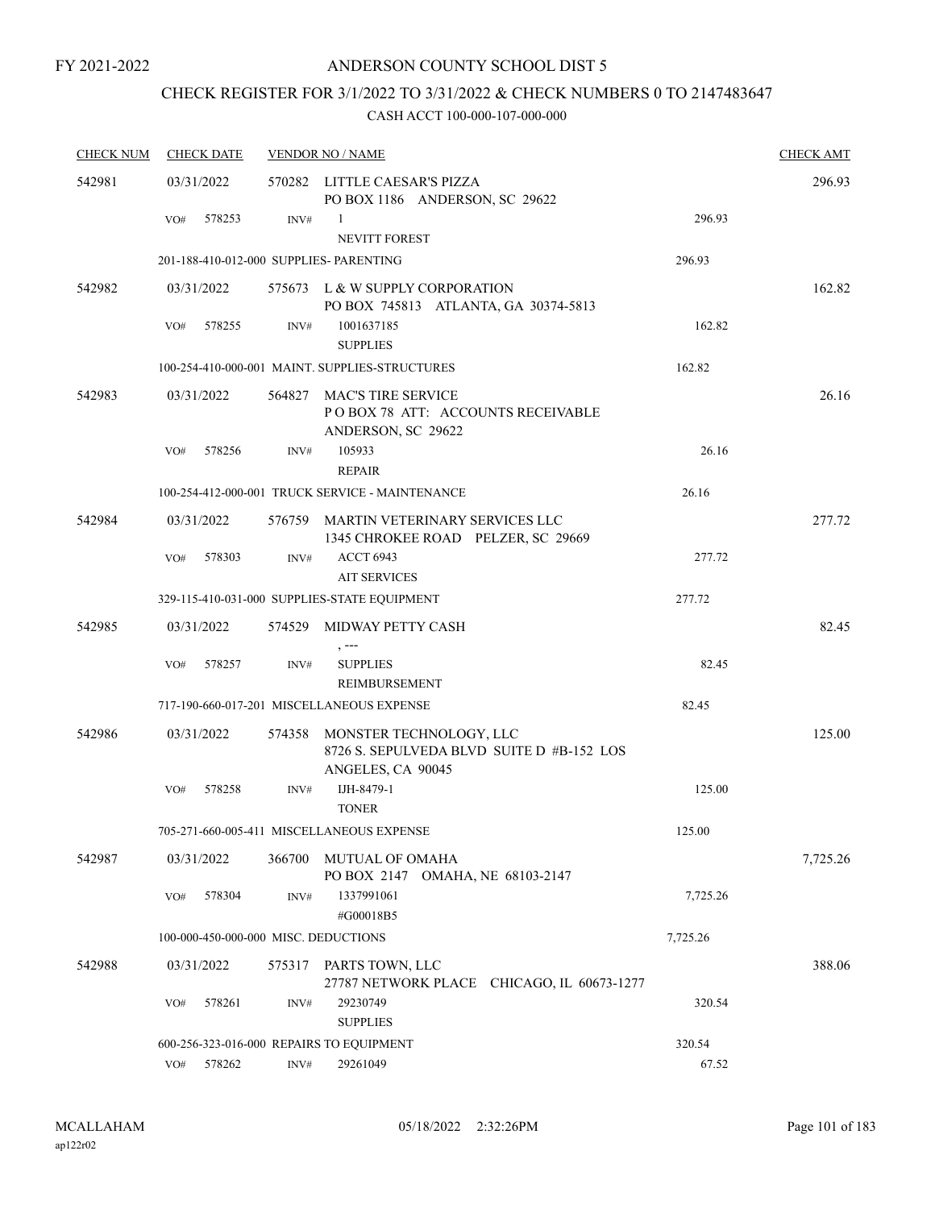FY 2021-2022

# ANDERSON COUNTY SCHOOL DIST 5

## CHECK REGISTER FOR 3/1/2022 TO 3/31/2022 & CHECK NUMBERS 0 TO 2147483647

### CASH ACCT 100-000-107-000-000

| CHECK NUM | CHECK DATE | VENDOR NO / NAME | | CHECK AMT |
|---|---|---|---|---|
| 542981 | 03/31/2022 | 570282 LITTLE CAESAR'S PIZZA<br>PO BOX 1186 ANDERSON, SC 29622 | | 296.93 |
| | VO# 578253 | INV# 1<br>NEVITT FOREST | 296.93 | |
| | 201-188-410-012-000 SUPPLIES- PARENTING | | 296.93 | |
| 542982 | 03/31/2022 | 575673 L & W SUPPLY CORPORATION<br>PO BOX 745813 ATLANTA, GA 30374-5813 | | 162.82 |
| | VO# 578255 | INV# 1001637185<br>SUPPLIES | 162.82 | |
| | 100-254-410-000-001 MAINT. SUPPLIES-STRUCTURES | | 162.82 | |
| 542983 | 03/31/2022 | 564827 MAC'S TIRE SERVICE<br>P O BOX 78 ATT: ACCOUNTS RECEIVABLE<br>ANDERSON, SC 29622 | | 26.16 |
| | VO# 578256 | INV# 105933<br>REPAIR | 26.16 | |
| | 100-254-412-000-001 TRUCK SERVICE - MAINTENANCE | | 26.16 | |
| 542984 | 03/31/2022 | 576759 MARTIN VETERINARY SERVICES LLC<br>1345 CHROKEE ROAD PELZER, SC 29669 | | 277.72 |
| | VO# 578303 | INV# ACCT 6943<br>AIT SERVICES | 277.72 | |
| | 329-115-410-031-000 SUPPLIES-STATE EQUIPMENT | | 277.72 | |
| 542985 | 03/31/2022 | 574529 MIDWAY PETTY CASH<br>, --- | | 82.45 |
| | VO# 578257 | INV# SUPPLIES<br>REIMBURSEMENT | 82.45 | |
| | 717-190-660-017-201 MISCELLANEOUS EXPENSE | | 82.45 | |
| 542986 | 03/31/2022 | 574358 MONSTER TECHNOLOGY, LLC<br>8726 S. SEPULVEDA BLVD SUITE D #B-152 LOS ANGELES, CA 90045 | | 125.00 |
| | VO# 578258 | INV# IJH-8479-1<br>TONER | 125.00 | |
| | 705-271-660-005-411 MISCELLANEOUS EXPENSE | | 125.00 | |
| 542987 | 03/31/2022 | 366700 MUTUAL OF OMAHA<br>PO BOX 2147 OMAHA, NE 68103-2147 | | 7,725.26 |
| | VO# 578304 | INV# 1337991061<br>#G00018B5 | 7,725.26 | |
| | 100-000-450-000-000 MISC. DEDUCTIONS | | 7,725.26 | |
| 542988 | 03/31/2022 | 575317 PARTS TOWN, LLC<br>27787 NETWORK PLACE CHICAGO, IL 60673-1277 | | 388.06 |
| | VO# 578261 | INV# 29230749<br>SUPPLIES | 320.54 | |
| | 600-256-323-016-000 REPAIRS TO EQUIPMENT | | 320.54 | |
| | VO# 578262 | INV# 29261049 | 67.52 | |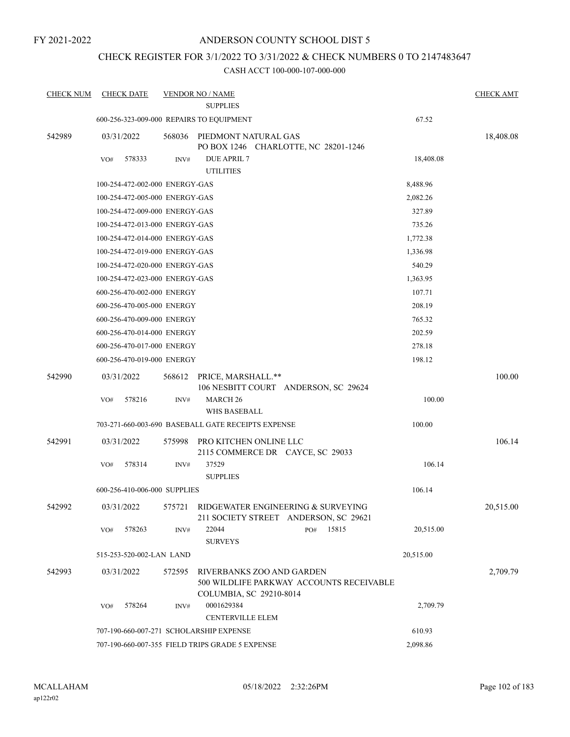FY 2021-2022

# ANDERSON COUNTY SCHOOL DIST 5

## CHECK REGISTER FOR 3/1/2022 TO 3/31/2022 & CHECK NUMBERS 0 TO 2147483647

### CASH ACCT 100-000-107-000-000

| CHECK NUM | CHECK DATE | VENDOR NO / NAME | | CHECK AMT |
|---|---|---|---|---|
| | | SUPPLIES | | |
| | 600-256-323-009-000 REPAIRS TO EQUIPMENT | | 67.52 | |
| 542989 | 03/31/2022 | 568036 PIEDMONT NATURAL GAS<br>PO BOX 1246 CHARLOTTE, NC 28201-1246 | | 18,408.08 |
| | VO# 578333 | INV# DUE APRIL 7<br>UTILITIES | 18,408.08 | |
| | 100-254-472-002-000 ENERGY-GAS | | 8,488.96 | |
| | 100-254-472-005-000 ENERGY-GAS | | 2,082.26 | |
| | 100-254-472-009-000 ENERGY-GAS | | 327.89 | |
| | 100-254-472-013-000 ENERGY-GAS | | 735.26 | |
| | 100-254-472-014-000 ENERGY-GAS | | 1,772.38 | |
| | 100-254-472-019-000 ENERGY-GAS | | 1,336.98 | |
| | 100-254-472-020-000 ENERGY-GAS | | 540.29 | |
| | 100-254-472-023-000 ENERGY-GAS | | 1,363.95 | |
| | 600-256-470-002-000 ENERGY | | 107.71 | |
| | 600-256-470-005-000 ENERGY | | 208.19 | |
| | 600-256-470-009-000 ENERGY | | 765.32 | |
| | 600-256-470-014-000 ENERGY | | 202.59 | |
| | 600-256-470-017-000 ENERGY | | 278.18 | |
| | 600-256-470-019-000 ENERGY | | 198.12 | |
| 542990 | 03/31/2022 | 568612 PRICE, MARSHALL.**<br>106 NESBITT COURT ANDERSON, SC 29624 | | 100.00 |
| | VO# 578216 | INV# MARCH 26<br>WHS BASEBALL | 100.00 | |
| | 703-271-660-003-690 BASEBALL GATE RECEIPTS EXPENSE | | 100.00 | |
| 542991 | 03/31/2022 | 575998 PRO KITCHEN ONLINE LLC<br>2115 COMMERCE DR CAYCE, SC 29033 | | 106.14 |
| | VO# 578314 | INV# 37529<br>SUPPLIES | 106.14 | |
| | 600-256-410-006-000 SUPPLIES | | 106.14 | |
| 542992 | 03/31/2022 | 575721 RIDGEWATER ENGINEERING & SURVEYING<br>211 SOCIETY STREET ANDERSON, SC 29621 | | 20,515.00 |
| | VO# 578263 | INV# 22044 PO# 15815<br>SURVEYS | 20,515.00 | |
| | 515-253-520-002-LAN LAND | | 20,515.00 | |
| 542993 | 03/31/2022 | 572595 RIVERBANKS ZOO AND GARDEN<br>500 WILDLIFE PARKWAY ACCOUNTS RECEIVABLE<br>COLUMBIA, SC 29210-8014 | | 2,709.79 |
| | VO# 578264 | INV# 0001629384<br>CENTERVILLE ELEM | 2,709.79 | |
| | 707-190-660-007-271 SCHOLARSHIP EXPENSE | | 610.93 | |
| | 707-190-660-007-355 FIELD TRIPS GRADE 5 EXPENSE | | 2,098.86 | |

MCALLAHAM
ap122r02

05/18/2022 2:32:26PM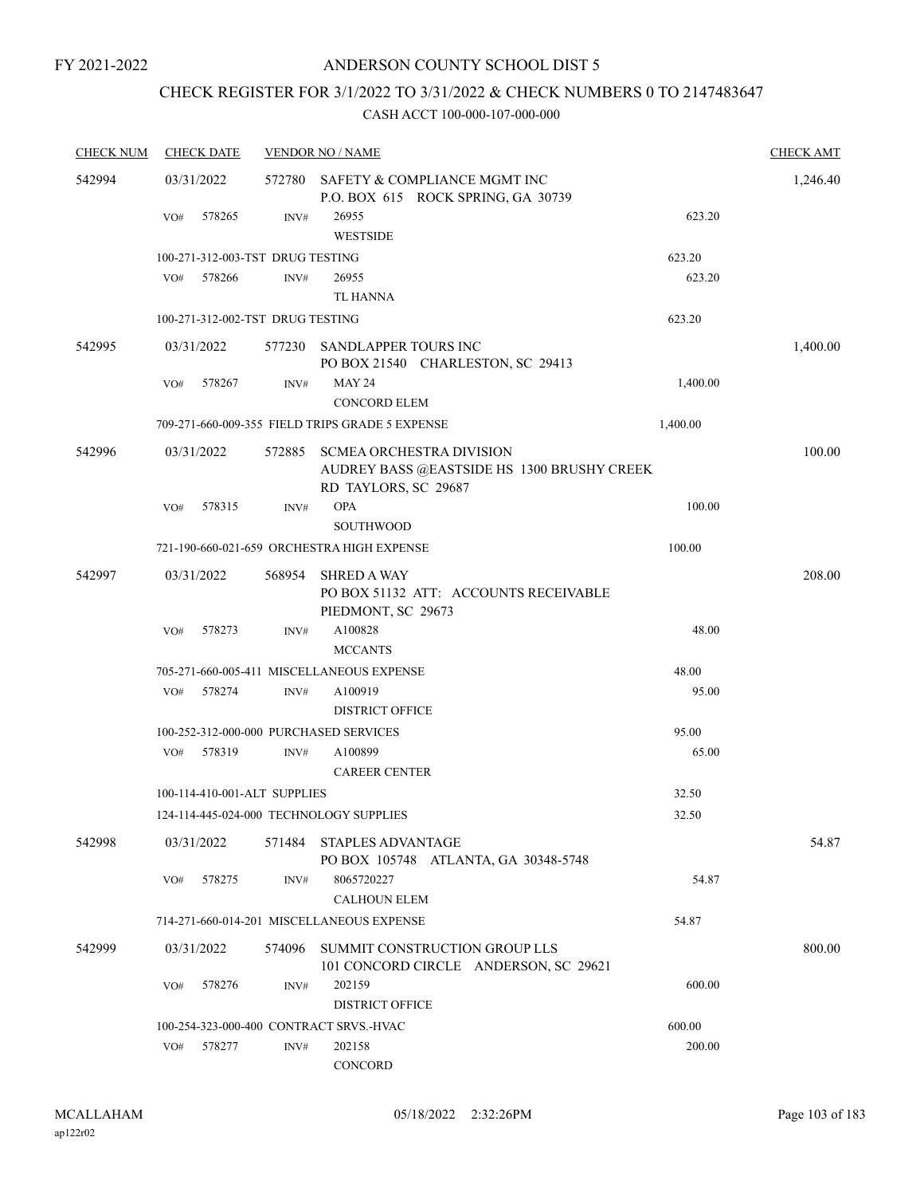FY 2021-2022

# ANDERSON COUNTY SCHOOL DIST 5

## CHECK REGISTER FOR 3/1/2022 TO 3/31/2022 & CHECK NUMBERS 0 TO 2147483647

### CASH ACCT 100-000-107-000-000

| CHECK NUM | CHECK DATE | VENDOR NO / NAME | | CHECK AMT |
|---|---|---|---|---|
| 542994 | 03/31/2022 | 572780 SAFETY & COMPLIANCE MGMT INC<br>P.O. BOX 615 ROCK SPRING, GA 30739 | | 1,246.40 |
| | VO# 578265 | INV# 26955<br>WESTSIDE | 623.20 | |
| | 100-271-312-003-TST DRUG TESTING | | 623.20 | |
| | VO# 578266 | INV# 26955<br>TL HANNA | 623.20 | |
| | 100-271-312-002-TST DRUG TESTING | | 623.20 | |
| 542995 | 03/31/2022 | 577230 SANDLAPPER TOURS INC<br>PO BOX 21540 CHARLESTON, SC 29413 | | 1,400.00 |
| | VO# 578267 | INV# MAY 24<br>CONCORD ELEM | 1,400.00 | |
| | 709-271-660-009-355 FIELD TRIPS GRADE 5 EXPENSE | | 1,400.00 | |
| 542996 | 03/31/2022 | 572885 SCMEA ORCHESTRA DIVISION<br>AUDREY BASS @EASTSIDE HS 1300 BRUSHY CREEK RD TAYLORS, SC 29687 | | 100.00 |
| | VO# 578315 | INV# OPA<br>SOUTHWOOD | 100.00 | |
| | 721-190-660-021-659 ORCHESTRA HIGH EXPENSE | | 100.00 | |
| 542997 | 03/31/2022 | 568954 SHRED A WAY<br>PO BOX 51132 ATT: ACCOUNTS RECEIVABLE PIEDMONT, SC 29673 | | 208.00 |
| | VO# 578273 | INV# A100828<br>MCCANTS | 48.00 | |
| | 705-271-660-005-411 MISCELLANEOUS EXPENSE | | 48.00 | |
| | VO# 578274 | INV# A100919<br>DISTRICT OFFICE | 95.00 | |
| | 100-252-312-000-000 PURCHASED SERVICES | | 95.00 | |
| | VO# 578319 | INV# A100899<br>CAREER CENTER | 65.00 | |
| | 100-114-410-001-ALT SUPPLIES | | 32.50 | |
| | 124-114-445-024-000 TECHNOLOGY SUPPLIES | | 32.50 | |
| 542998 | 03/31/2022 | 571484 STAPLES ADVANTAGE<br>PO BOX 105748 ATLANTA, GA 30348-5748 | | 54.87 |
| | VO# 578275 | INV# 8065720227<br>CALHOUN ELEM | 54.87 | |
| | 714-271-660-014-201 MISCELLANEOUS EXPENSE | | 54.87 | |
| 542999 | 03/31/2022 | 574096 SUMMIT CONSTRUCTION GROUP LLS<br>101 CONCORD CIRCLE ANDERSON, SC 29621 | | 800.00 |
| | VO# 578276 | INV# 202159<br>DISTRICT OFFICE | 600.00 | |
| | 100-254-323-000-400 CONTRACT SRVS.-HVAC | | 600.00 | |
| | VO# 578277 | INV# 202158<br>CONCORD | 200.00 | |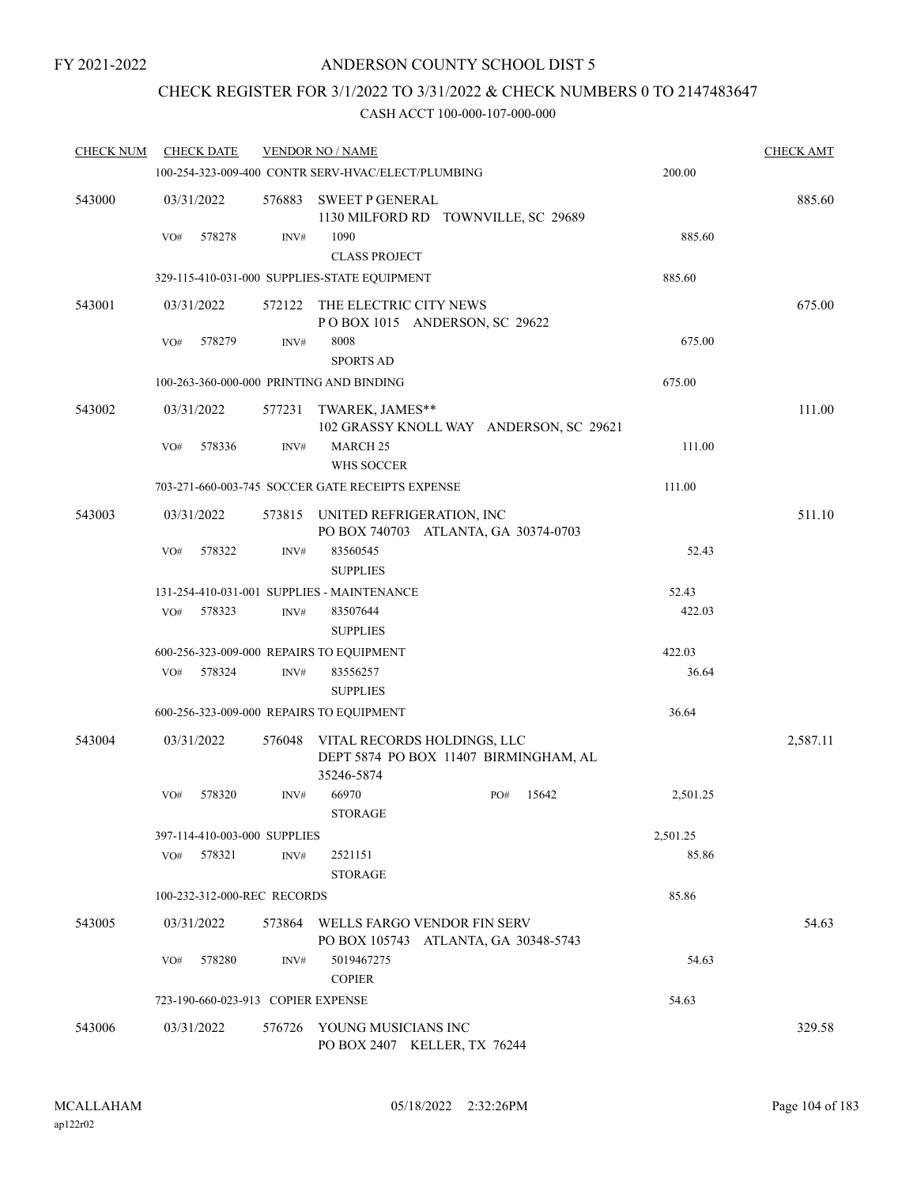FY 2021-2022

# ANDERSON COUNTY SCHOOL DIST 5

## CHECK REGISTER FOR 3/1/2022 TO 3/31/2022 & CHECK NUMBERS 0 TO 2147483647

### CASH ACCT 100-000-107-000-000

| CHECK NUM | CHECK DATE | VENDOR NO / NAME | | CHECK AMT |
|---|---|---|---|---|
| | | 100-254-323-009-400 CONTR SERV-HVAC/ELECT/PLUMBING | 200.00 | |
| 543000 | 03/31/2022 | 576883 SWEET P GENERAL<br>1130 MILFORD RD TOWNVILLE, SC 29689 | | 885.60 |
| | VO# 578278 | INV# 1090<br>CLASS PROJECT | 885.60 | |
| | | 329-115-410-031-000 SUPPLIES-STATE EQUIPMENT | 885.60 | |
| 543001 | 03/31/2022 | 572122 THE ELECTRIC CITY NEWS<br>P O BOX 1015 ANDERSON, SC 29622 | | 675.00 |
| | VO# 578279 | INV# 8008<br>SPORTS AD | 675.00 | |
| | | 100-263-360-000-000 PRINTING AND BINDING | 675.00 | |
| 543002 | 03/31/2022 | 577231 TWAREK, JAMES**<br>102 GRASSY KNOLL WAY ANDERSON, SC 29621 | | 111.00 |
| | VO# 578336 | INV# MARCH 25<br>WHS SOCCER | 111.00 | |
| | | 703-271-660-003-745 SOCCER GATE RECEIPTS EXPENSE | 111.00 | |
| 543003 | 03/31/2022 | 573815 UNITED REFRIGERATION, INC<br>PO BOX 740703 ATLANTA, GA 30374-0703 | | 511.10 |
| | VO# 578322 | INV# 83560545<br>SUPPLIES | 52.43 | |
| | | 131-254-410-031-001 SUPPLIES - MAINTENANCE | 52.43 | |
| | VO# 578323 | INV# 83507644<br>SUPPLIES | 422.03 | |
| | | 600-256-323-009-000 REPAIRS TO EQUIPMENT | 422.03 | |
| | VO# 578324 | INV# 83556257<br>SUPPLIES | 36.64 | |
| | | 600-256-323-009-000 REPAIRS TO EQUIPMENT | 36.64 | |
| 543004 | 03/31/2022 | 576048 VITAL RECORDS HOLDINGS, LLC<br>DEPT 5874 PO BOX 11407 BIRMINGHAM, AL 35246-5874 | | 2,587.11 |
| | VO# 578320 | INV# 66970 PO# 15642<br>STORAGE | 2,501.25 | |
| | | 397-114-410-003-000 SUPPLIES | 2,501.25 | |
| | VO# 578321 | INV# 2521151<br>STORAGE | 85.86 | |
| | | 100-232-312-000-REC RECORDS | 85.86 | |
| 543005 | 03/31/2022 | 573864 WELLS FARGO VENDOR FIN SERV<br>PO BOX 105743 ATLANTA, GA 30348-5743 | | 54.63 |
| | VO# 578280 | INV# 5019467275<br>COPIER | 54.63 | |
| | | 723-190-660-023-913 COPIER EXPENSE | 54.63 | |
| 543006 | 03/31/2022 | 576726 YOUNG MUSICIANS INC<br>PO BOX 2407 KELLER, TX 76244 | | 329.58 |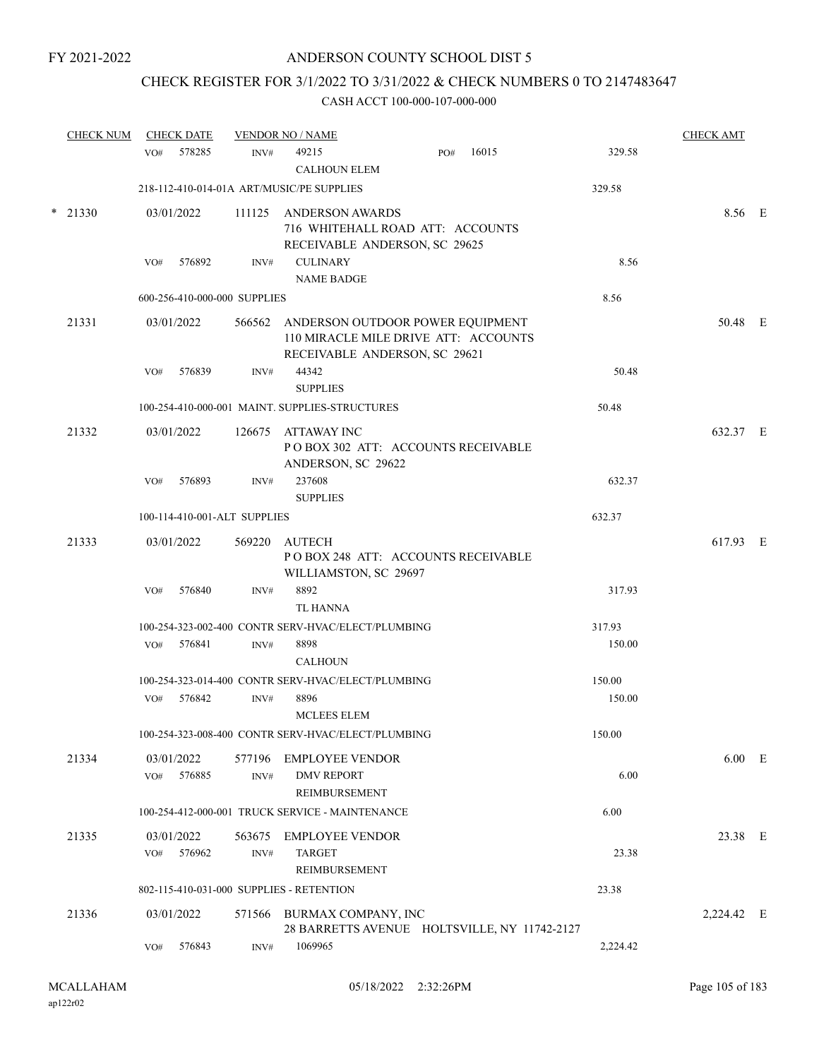FY 2021-2022

# ANDERSON COUNTY SCHOOL DIST 5

## CHECK REGISTER FOR 3/1/2022 TO 3/31/2022 & CHECK NUMBERS 0 TO 2147483647

### CASH ACCT 100-000-107-000-000

| CHECK NUM | CHECK DATE | VENDOR NO / NAME | | CHECK AMT | |
|---|---|---|---|---|---|
| | VO# 578285 INV# | 49215 PO# 16015<br>CALHOUN ELEM | 329.58 | | |
| | 218-112-410-014-01A ART/MUSIC/PE SUPPLIES | | 329.58 | | |
| * 21330 | 03/01/2022 | 111125 ANDERSON AWARDS<br>716 WHITEHALL ROAD ATT: ACCOUNTS RECEIVABLE ANDERSON, SC 29625 | | 8.56 | E |
| | VO# 576892 INV# | CULINARY<br>NAME BADGE | 8.56 | | |
| | 600-256-410-000-000 SUPPLIES | | 8.56 | | |
| 21331 | 03/01/2022 | 566562 ANDERSON OUTDOOR POWER EQUIPMENT<br>110 MIRACLE MILE DRIVE ATT: ACCOUNTS RECEIVABLE ANDERSON, SC 29621 | | 50.48 | E |
| | VO# 576839 INV# | 44342<br>SUPPLIES | 50.48 | | |
| | 100-254-410-000-001 MAINT. SUPPLIES-STRUCTURES | | 50.48 | | |
| 21332 | 03/01/2022 | 126675 ATTAWAY INC<br>P O BOX 302 ATT: ACCOUNTS RECEIVABLE ANDERSON, SC 29622 | | 632.37 | E |
| | VO# 576893 INV# | 237608<br>SUPPLIES | 632.37 | | |
| | 100-114-410-001-ALT SUPPLIES | | 632.37 | | |
| 21333 | 03/01/2022 | 569220 AUTECH<br>P O BOX 248 ATT: ACCOUNTS RECEIVABLE WILLIAMSTON, SC 29697 | | 617.93 | E |
| | VO# 576840 INV# | 8892<br>TL HANNA | 317.93 | | |
| | 100-254-323-002-400 CONTR SERV-HVAC/ELECT/PLUMBING | | 317.93 | | |
| | VO# 576841 INV# | 8898<br>CALHOUN | 150.00 | | |
| | 100-254-323-014-400 CONTR SERV-HVAC/ELECT/PLUMBING | | 150.00 | | |
| | VO# 576842 INV# | 8896<br>MCLEES ELEM | 150.00 | | |
| | 100-254-323-008-400 CONTR SERV-HVAC/ELECT/PLUMBING | | 150.00 | | |
| 21334 | 03/01/2022 | 577196 EMPLOYEE VENDOR | | 6.00 | E |
| | VO# 576885 INV# | DMV REPORT<br>REIMBURSEMENT | 6.00 | | |
| | 100-254-412-000-001 TRUCK SERVICE - MAINTENANCE | | 6.00 | | |
| 21335 | 03/01/2022 | 563675 EMPLOYEE VENDOR | | 23.38 | E |
| | VO# 576962 INV# | TARGET<br>REIMBURSEMENT | 23.38 | | |
| | 802-115-410-031-000 SUPPLIES - RETENTION | | 23.38 | | |
| 21336 | 03/01/2022 | 571566 BURMAX COMPANY, INC<br>28 BARRETTS AVENUE HOLTSVILLE, NY 11742-2127 | | 2,224.42 | E |
| | VO# 576843 INV# | 1069965 | 2,224.42 | | |

MCALLAHAM
ap122r02

05/18/2022 2:32:26PM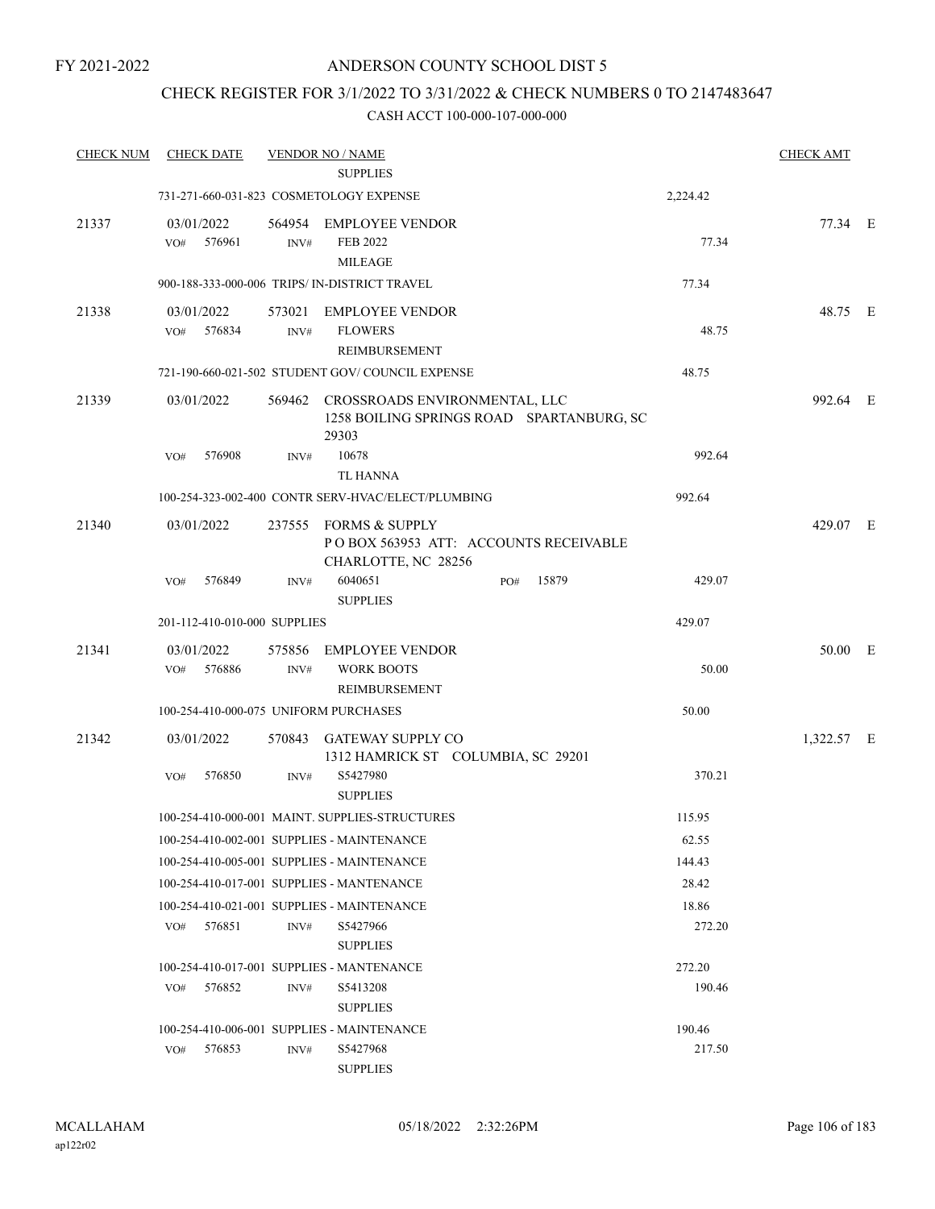FY 2021-2022

# ANDERSON COUNTY SCHOOL DIST 5

## CHECK REGISTER FOR 3/1/2022 TO 3/31/2022 & CHECK NUMBERS 0 TO 2147483647

### CASH ACCT 100-000-107-000-000

| CHECK NUM | CHECK DATE | VENDOR NO / NAME | | CHECK AMT | |
|---|---|---|---|---|---|
| | | SUPPLIES | | | |
| | 731-271-660-031-823 COSMETOLOGY EXPENSE | | 2,224.42 | | |
| 21337 | 03/01/2022 | 564954 EMPLOYEE VENDOR | | 77.34 | E |
| | VO# 576961 | INV# FEB 2022 MILEAGE | 77.34 | | |
| | 900-188-333-000-006 TRIPS/ IN-DISTRICT TRAVEL | | 77.34 | | |
| 21338 | 03/01/2022 | 573021 EMPLOYEE VENDOR | | 48.75 | E |
| | VO# 576834 | INV# FLOWERS REIMBURSEMENT | 48.75 | | |
| | 721-190-660-021-502 STUDENT GOV/ COUNCIL EXPENSE | | 48.75 | | |
| 21339 | 03/01/2022 | 569462 CROSSROADS ENVIRONMENTAL, LLC 1258 BOILING SPRINGS ROAD SPARTANBURG, SC 29303 | | 992.64 | E |
| | VO# 576908 | INV# 10678 TL HANNA | 992.64 | | |
| | 100-254-323-002-400 CONTR SERV-HVAC/ELECT/PLUMBING | | 992.64 | | |
| 21340 | 03/01/2022 | 237555 FORMS & SUPPLY P O BOX 563953 ATT: ACCOUNTS RECEIVABLE CHARLOTTE, NC 28256 | | 429.07 | E |
| | VO# 576849 | INV# 6040651 PO# 15879 SUPPLIES | 429.07 | | |
| | 201-112-410-010-000 SUPPLIES | | 429.07 | | |
| 21341 | 03/01/2022 | 575856 EMPLOYEE VENDOR | | 50.00 | E |
| | VO# 576886 | INV# WORK BOOTS REIMBURSEMENT | 50.00 | | |
| | 100-254-410-000-075 UNIFORM PURCHASES | | 50.00 | | |
| 21342 | 03/01/2022 | 570843 GATEWAY SUPPLY CO 1312 HAMRICK ST COLUMBIA, SC 29201 | | 1,322.57 | E |
| | VO# 576850 | INV# S5427980 SUPPLIES | 370.21 | | |
| | 100-254-410-000-001 MAINT. SUPPLIES-STRUCTURES | | 115.95 | | |
| | 100-254-410-002-001 SUPPLIES - MAINTENANCE | | 62.55 | | |
| | 100-254-410-005-001 SUPPLIES - MAINTENANCE | | 144.43 | | |
| | 100-254-410-017-001 SUPPLIES - MANTENANCE | | 28.42 | | |
| | 100-254-410-021-001 SUPPLIES - MAINTENANCE | | 18.86 | | |
| | VO# 576851 | INV# S5427966 SUPPLIES | 272.20 | | |
| | 100-254-410-017-001 SUPPLIES - MANTENANCE | | 272.20 | | |
| | VO# 576852 | INV# S5413208 SUPPLIES | 190.46 | | |
| | 100-254-410-006-001 SUPPLIES - MAINTENANCE | | 190.46 | | |
| | VO# 576853 | INV# S5427968 SUPPLIES | 217.50 | | |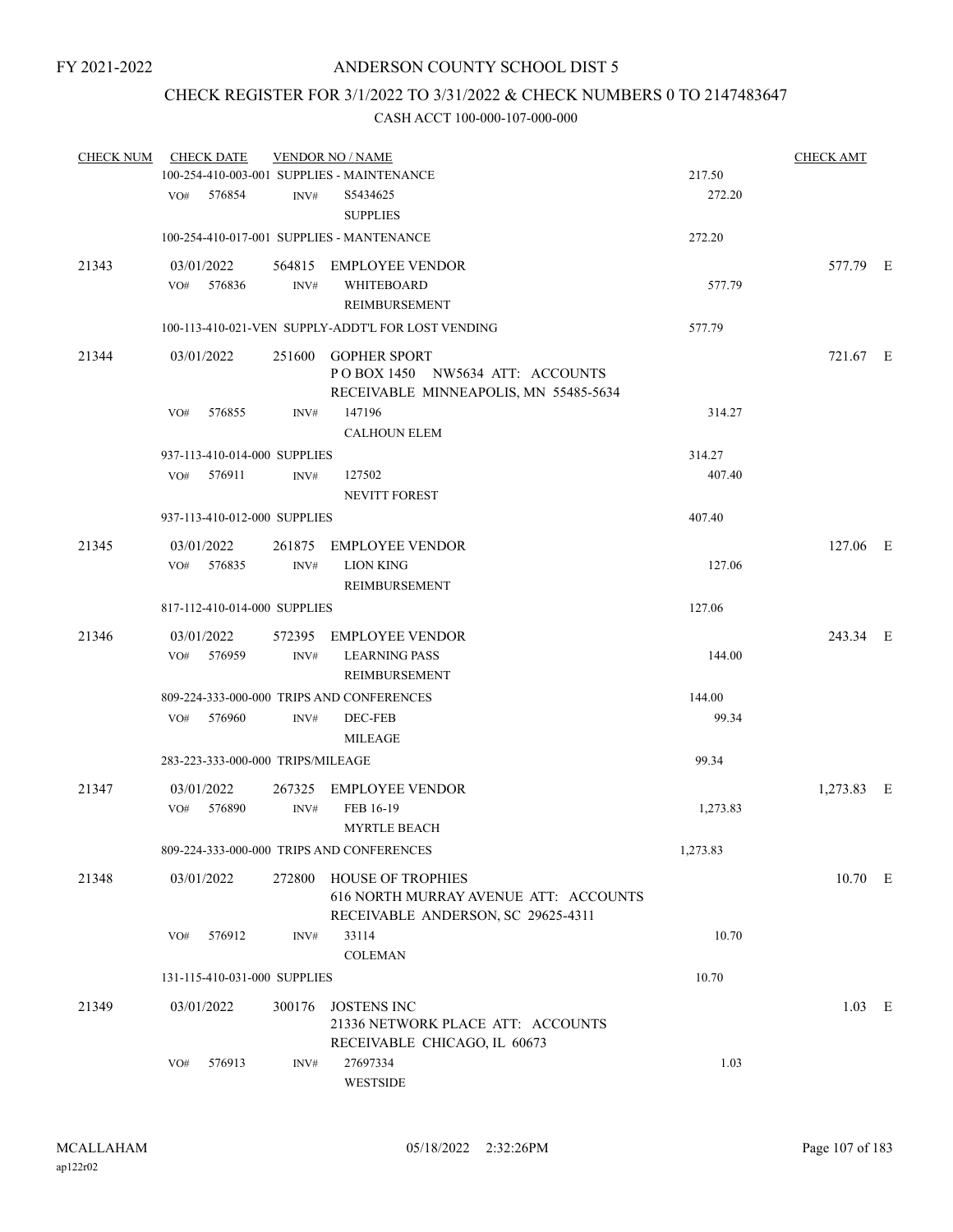# ANDERSON COUNTY SCHOOL DIST 5

FY 2021-2022

## CHECK REGISTER FOR 3/1/2022 TO 3/31/2022 & CHECK NUMBERS 0 TO 2147483647

CASH ACCT 100-000-107-000-000

| CHECK NUM | CHECK DATE | VENDOR NO / NAME | | CHECK AMT |
|---|---|---|---|---|
| | 100-254-410-003-001 SUPPLIES - MAINTENANCE | | 217.50 | |
| | VO# 576854 | INV# S5434625 SUPPLIES | 272.20 | |
| | 100-254-410-017-001 SUPPLIES - MANTENANCE | | 272.20 | |
| 21343 | 03/01/2022 | 564815 EMPLOYEE VENDOR | | 577.79 E |
| | VO# 576836 | INV# WHITEBOARD REIMBURSEMENT | 577.79 | |
| | 100-113-410-021-VEN SUPPLY-ADDT'L FOR LOST VENDING | | 577.79 | |
| 21344 | 03/01/2022 | 251600 GOPHER SPORT P O BOX 1450 NW5634 ATT: ACCOUNTS RECEIVABLE MINNEAPOLIS, MN 55485-5634 | | 721.67 E |
| | VO# 576855 | INV# 147196 CALHOUN ELEM | 314.27 | |
| | 937-113-410-014-000 SUPPLIES | | 314.27 | |
| | VO# 576911 | INV# 127502 NEVITT FOREST | 407.40 | |
| | 937-113-410-012-000 SUPPLIES | | 407.40 | |
| 21345 | 03/01/2022 | 261875 EMPLOYEE VENDOR | | 127.06 E |
| | VO# 576835 | INV# LION KING REIMBURSEMENT | 127.06 | |
| | 817-112-410-014-000 SUPPLIES | | 127.06 | |
| 21346 | 03/01/2022 | 572395 EMPLOYEE VENDOR | | 243.34 E |
| | VO# 576959 | INV# LEARNING PASS REIMBURSEMENT | 144.00 | |
| | 809-224-333-000-000 TRIPS AND CONFERENCES | | 144.00 | |
| | VO# 576960 | INV# DEC-FEB MILEAGE | 99.34 | |
| | 283-223-333-000-000 TRIPS/MILEAGE | | 99.34 | |
| 21347 | 03/01/2022 | 267325 EMPLOYEE VENDOR | | 1,273.83 E |
| | VO# 576890 | INV# FEB 16-19 MYRTLE BEACH | 1,273.83 | |
| | 809-224-333-000-000 TRIPS AND CONFERENCES | | 1,273.83 | |
| 21348 | 03/01/2022 | 272800 HOUSE OF TROPHIES 616 NORTH MURRAY AVENUE ATT: ACCOUNTS RECEIVABLE ANDERSON, SC 29625-4311 | | 10.70 E |
| | VO# 576912 | INV# 33114 COLEMAN | 10.70 | |
| | 131-115-410-031-000 SUPPLIES | | 10.70 | |
| 21349 | 03/01/2022 | 300176 JOSTENS INC 21336 NETWORK PLACE ATT: ACCOUNTS RECEIVABLE CHICAGO, IL 60673 | | 1.03 E |
| | VO# 576913 | INV# 27697334 WESTSIDE | 1.03 | |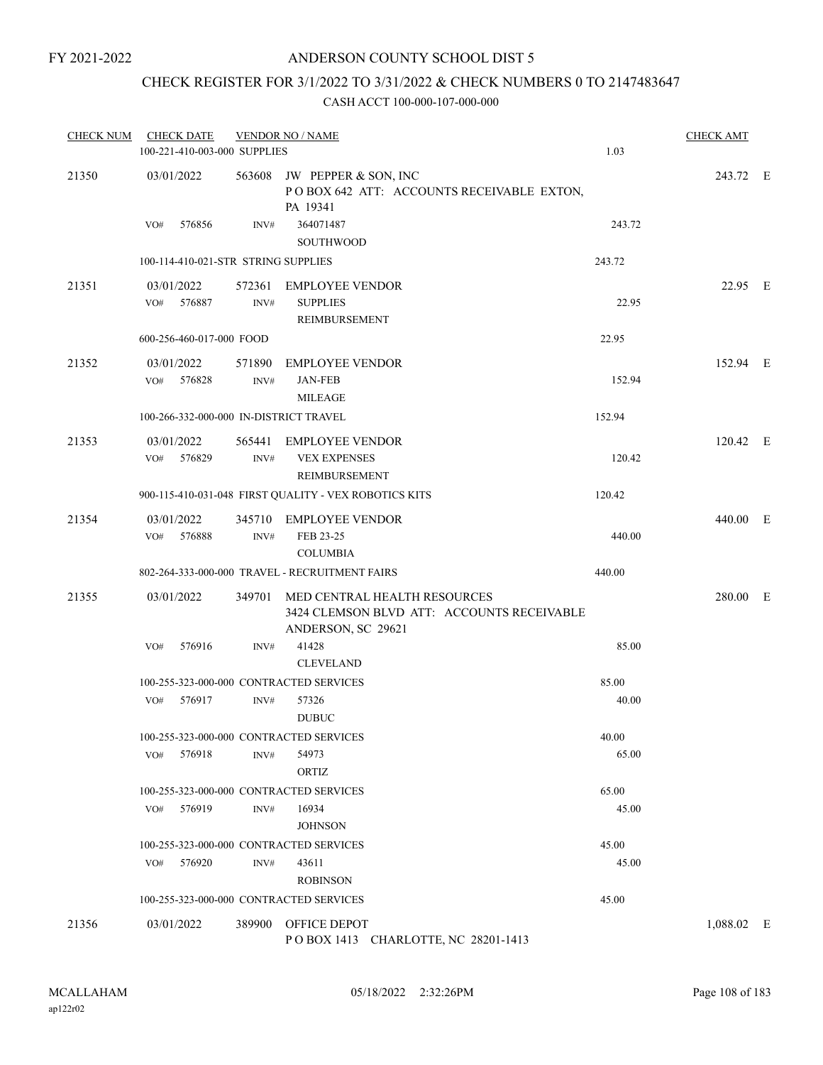FY 2021-2022

# ANDERSON COUNTY SCHOOL DIST 5

## CHECK REGISTER FOR 3/1/2022 TO 3/31/2022 & CHECK NUMBERS 0 TO 2147483647

### CASH ACCT 100-000-107-000-000

| CHECK NUM | CHECK DATE | VENDOR NO / NAME | | CHECK AMT | |
|---|---|---|---|---|---|
| | 100-221-410-003-000 SUPPLIES | | 1.03 | | |
| 21350 | 03/01/2022 | 563608 JW PEPPER & SON, INC<br>P O BOX 642 ATT: ACCOUNTS RECEIVABLE EXTON, PA 19341 | | 243.72 | E |
| | VO# 576856 | INV# 364071487<br>SOUTHWOOD | 243.72 | | |
| | 100-114-410-021-STR STRING SUPPLIES | | 243.72 | | |
| 21351 | 03/01/2022 | 572361 EMPLOYEE VENDOR | | 22.95 | E |
| | VO# 576887 | INV# SUPPLIES<br>REIMBURSEMENT | 22.95 | | |
| | 600-256-460-017-000 FOOD | | 22.95 | | |
| 21352 | 03/01/2022 | 571890 EMPLOYEE VENDOR | | 152.94 | E |
| | VO# 576828 | INV# JAN-FEB<br>MILEAGE | 152.94 | | |
| | 100-266-332-000-000 IN-DISTRICT TRAVEL | | 152.94 | | |
| 21353 | 03/01/2022 | 565441 EMPLOYEE VENDOR | | 120.42 | E |
| | VO# 576829 | INV# VEX EXPENSES<br>REIMBURSEMENT | 120.42 | | |
| | 900-115-410-031-048 FIRST QUALITY - VEX ROBOTICS KITS | | 120.42 | | |
| 21354 | 03/01/2022 | 345710 EMPLOYEE VENDOR | | 440.00 | E |
| | VO# 576888 | INV# FEB 23-25<br>COLUMBIA | 440.00 | | |
| | 802-264-333-000-000 TRAVEL - RECRUITMENT FAIRS | | 440.00 | | |
| 21355 | 03/01/2022 | 349701 MED CENTRAL HEALTH RESOURCES<br>3424 CLEMSON BLVD ATT: ACCOUNTS RECEIVABLE ANDERSON, SC 29621 | | 280.00 | E |
| | VO# 576916 | INV# 41428<br>CLEVELAND | 85.00 | | |
| | 100-255-323-000-000 CONTRACTED SERVICES | | 85.00 | | |
| | VO# 576917 | INV# 57326<br>DUBUC | 40.00 | | |
| | 100-255-323-000-000 CONTRACTED SERVICES | | 40.00 | | |
| | VO# 576918 | INV# 54973<br>ORTIZ | 65.00 | | |
| | 100-255-323-000-000 CONTRACTED SERVICES | | 65.00 | | |
| | VO# 576919 | INV# 16934<br>JOHNSON | 45.00 | | |
| | 100-255-323-000-000 CONTRACTED SERVICES | | 45.00 | | |
| | VO# 576920 | INV# 43611<br>ROBINSON | 45.00 | | |
| | 100-255-323-000-000 CONTRACTED SERVICES | | 45.00 | | |
| 21356 | 03/01/2022 | 389900 OFFICE DEPOT<br>P O BOX 1413 CHARLOTTE, NC 28201-1413 | | 1,088.02 | E |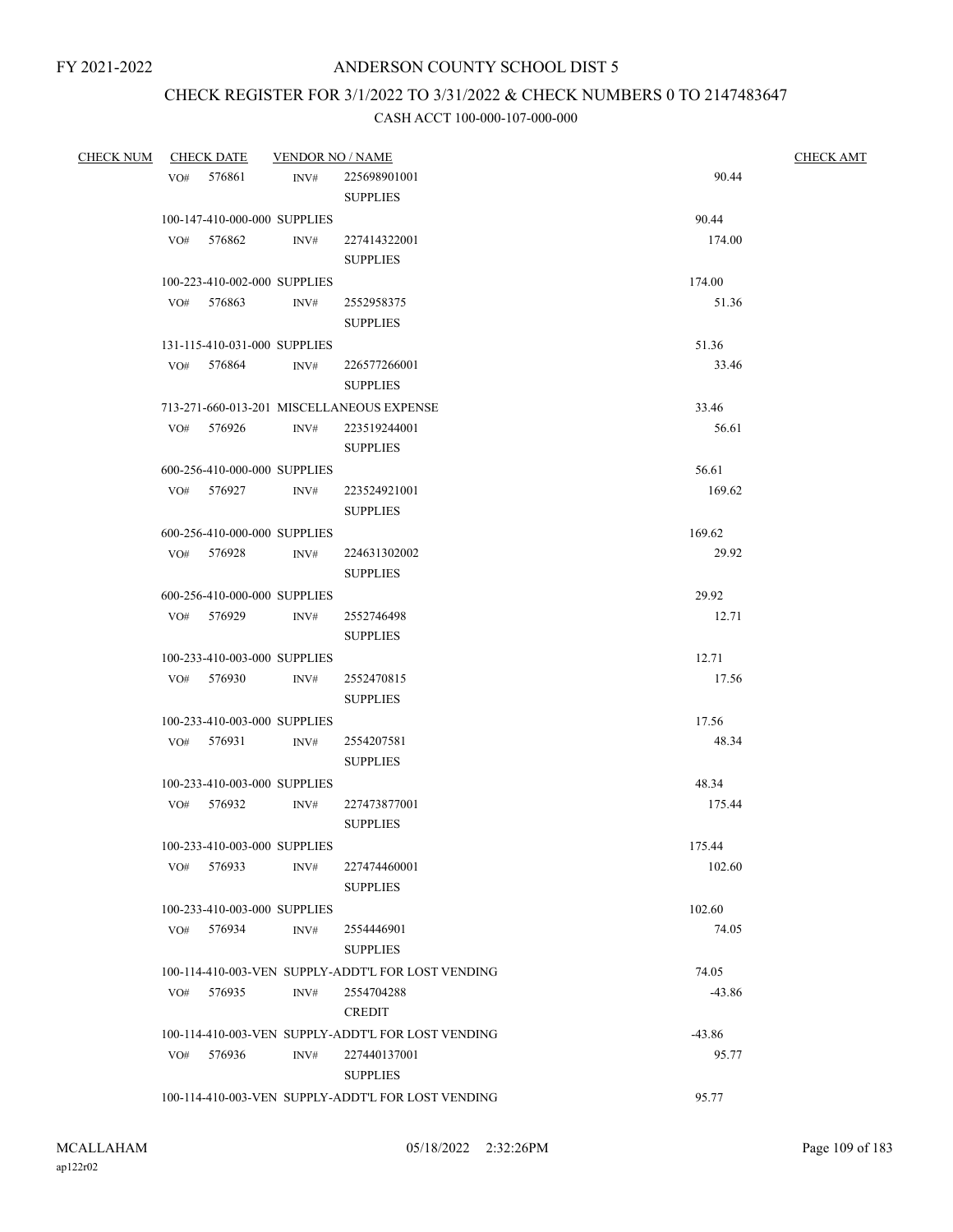FY 2021-2022

# ANDERSON COUNTY SCHOOL DIST 5

## CHECK REGISTER FOR 3/1/2022 TO 3/31/2022 & CHECK NUMBERS 0 TO 2147483647

### CASH ACCT 100-000-107-000-000

| CHECK NUM | CHECK DATE | VENDOR NO / NAME | | CHECK AMT |
|---|---|---|---|---|
| | VO# 576861 | INV# 225698901001 SUPPLIES | 90.44 | |
| | 100-147-410-000-000 SUPPLIES | | 90.44 | |
| | VO# 576862 | INV# 227414322001 SUPPLIES | 174.00 | |
| | 100-223-410-002-000 SUPPLIES | | 174.00 | |
| | VO# 576863 | INV# 2552958375 SUPPLIES | 51.36 | |
| | 131-115-410-031-000 SUPPLIES | | 51.36 | |
| | VO# 576864 | INV# 226577266001 SUPPLIES | 33.46 | |
| | 713-271-660-013-201 MISCELLANEOUS EXPENSE | | 33.46 | |
| | VO# 576926 | INV# 223519244001 SUPPLIES | 56.61 | |
| | 600-256-410-000-000 SUPPLIES | | 56.61 | |
| | VO# 576927 | INV# 223524921001 SUPPLIES | 169.62 | |
| | 600-256-410-000-000 SUPPLIES | | 169.62 | |
| | VO# 576928 | INV# 224631302002 SUPPLIES | 29.92 | |
| | 600-256-410-000-000 SUPPLIES | | 29.92 | |
| | VO# 576929 | INV# 2552746498 SUPPLIES | 12.71 | |
| | 100-233-410-003-000 SUPPLIES | | 12.71 | |
| | VO# 576930 | INV# 2552470815 SUPPLIES | 17.56 | |
| | 100-233-410-003-000 SUPPLIES | | 17.56 | |
| | VO# 576931 | INV# 2554207581 SUPPLIES | 48.34 | |
| | 100-233-410-003-000 SUPPLIES | | 48.34 | |
| | VO# 576932 | INV# 227473877001 SUPPLIES | 175.44 | |
| | 100-233-410-003-000 SUPPLIES | | 175.44 | |
| | VO# 576933 | INV# 227474460001 SUPPLIES | 102.60 | |
| | 100-233-410-003-000 SUPPLIES | | 102.60 | |
| | VO# 576934 | INV# 2554446901 SUPPLIES | 74.05 | |
| | 100-114-410-003-VEN SUPPLY-ADDT'L FOR LOST VENDING | | 74.05 | |
| | VO# 576935 | INV# 2554704288 CREDIT | -43.86 | |
| | 100-114-410-003-VEN SUPPLY-ADDT'L FOR LOST VENDING | | -43.86 | |
| | VO# 576936 | INV# 227440137001 SUPPLIES | 95.77 | |
| | 100-114-410-003-VEN SUPPLY-ADDT'L FOR LOST VENDING | | 95.77 | |

MCALLAHAM
ap122r02

05/18/2022 2:32:26PM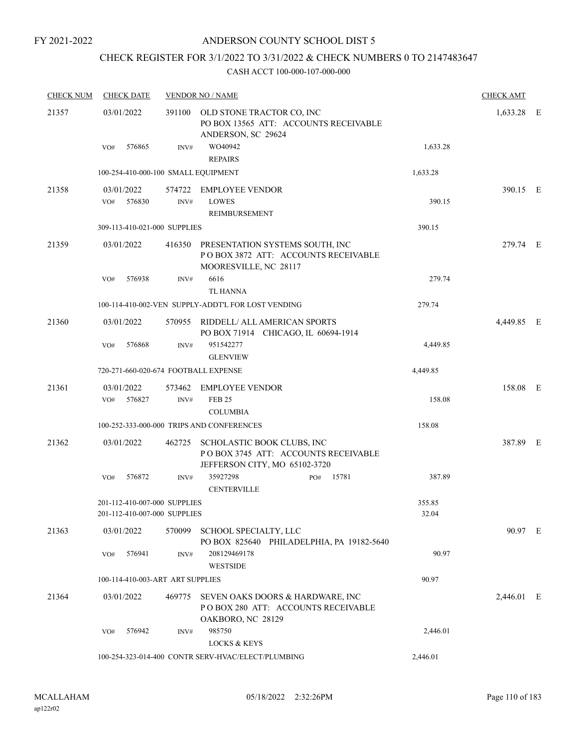FY 2021-2022

# ANDERSON COUNTY SCHOOL DIST 5

## CHECK REGISTER FOR 3/1/2022 TO 3/31/2022 & CHECK NUMBERS 0 TO 2147483647

CASH ACCT 100-000-107-000-000

| CHECK NUM | CHECK DATE | VENDOR NO / NAME | | CHECK AMT | |
|---|---|---|---|---|---|
| 21357 | 03/01/2022 | 391100 OLD STONE TRACTOR CO, INC<br>PO BOX 13565 ATT: ACCOUNTS RECEIVABLE<br>ANDERSON, SC 29624 | | 1,633.28 | E |
| | VO# 576865 | INV# WO40942<br>REPAIRS | 1,633.28 | | |
| | 100-254-410-000-100 SMALL EQUIPMENT | | 1,633.28 | | |
| 21358 | 03/01/2022 | 574722 EMPLOYEE VENDOR | | 390.15 | E |
| | VO# 576830 | INV# LOWES<br>REIMBURSEMENT | 390.15 | | |
| | 309-113-410-021-000 SUPPLIES | | 390.15 | | |
| 21359 | 03/01/2022 | 416350 PRESENTATION SYSTEMS SOUTH, INC<br>P O BOX 3872 ATT: ACCOUNTS RECEIVABLE<br>MOORESVILLE, NC 28117 | | 279.74 | E |
| | VO# 576938 | INV# 6616<br>TL HANNA | 279.74 | | |
| | 100-114-410-002-VEN SUPPLY-ADDT'L FOR LOST VENDING | | 279.74 | | |
| 21360 | 03/01/2022 | 570955 RIDDELL/ ALL AMERICAN SPORTS<br>PO BOX 71914 CHICAGO, IL 60694-1914 | | 4,449.85 | E |
| | VO# 576868 | INV# 951542277<br>GLENVIEW | 4,449.85 | | |
| | 720-271-660-020-674 FOOTBALL EXPENSE | | 4,449.85 | | |
| 21361 | 03/01/2022 | 573462 EMPLOYEE VENDOR | | 158.08 | E |
| | VO# 576827 | INV# FEB 25<br>COLUMBIA | 158.08 | | |
| | 100-252-333-000-000 TRIPS AND CONFERENCES | | 158.08 | | |
| 21362 | 03/01/2022 | 462725 SCHOLASTIC BOOK CLUBS, INC<br>P O BOX 3745 ATT: ACCOUNTS RECEIVABLE<br>JEFFERSON CITY, MO 65102-3720 | | 387.89 | E |
| | VO# 576872 | INV# 35927298 PO# 15781<br>CENTERVILLE | 387.89 | | |
| | 201-112-410-007-000 SUPPLIES | | 355.85 | | |
| | 201-112-410-007-000 SUPPLIES | | 32.04 | | |
| 21363 | 03/01/2022 | 570099 SCHOOL SPECIALTY, LLC<br>PO BOX 825640 PHILADELPHIA, PA 19182-5640 | | 90.97 | E |
| | VO# 576941 | INV# 208129469178<br>WESTSIDE | 90.97 | | |
| | 100-114-410-003-ART SUPPLIES | | 90.97 | | |
| 21364 | 03/01/2022 | 469775 SEVEN OAKS DOORS & HARDWARE, INC<br>P O BOX 280 ATT: ACCOUNTS RECEIVABLE<br>OAKBORO, NC 28129 | | 2,446.01 | E |
| | VO# 576942 | INV# 985750<br>LOCKS & KEYS | 2,446.01 | | |
| | 100-254-323-014-400 CONTR SERV-HVAC/ELECT/PLUMBING | | 2,446.01 | | |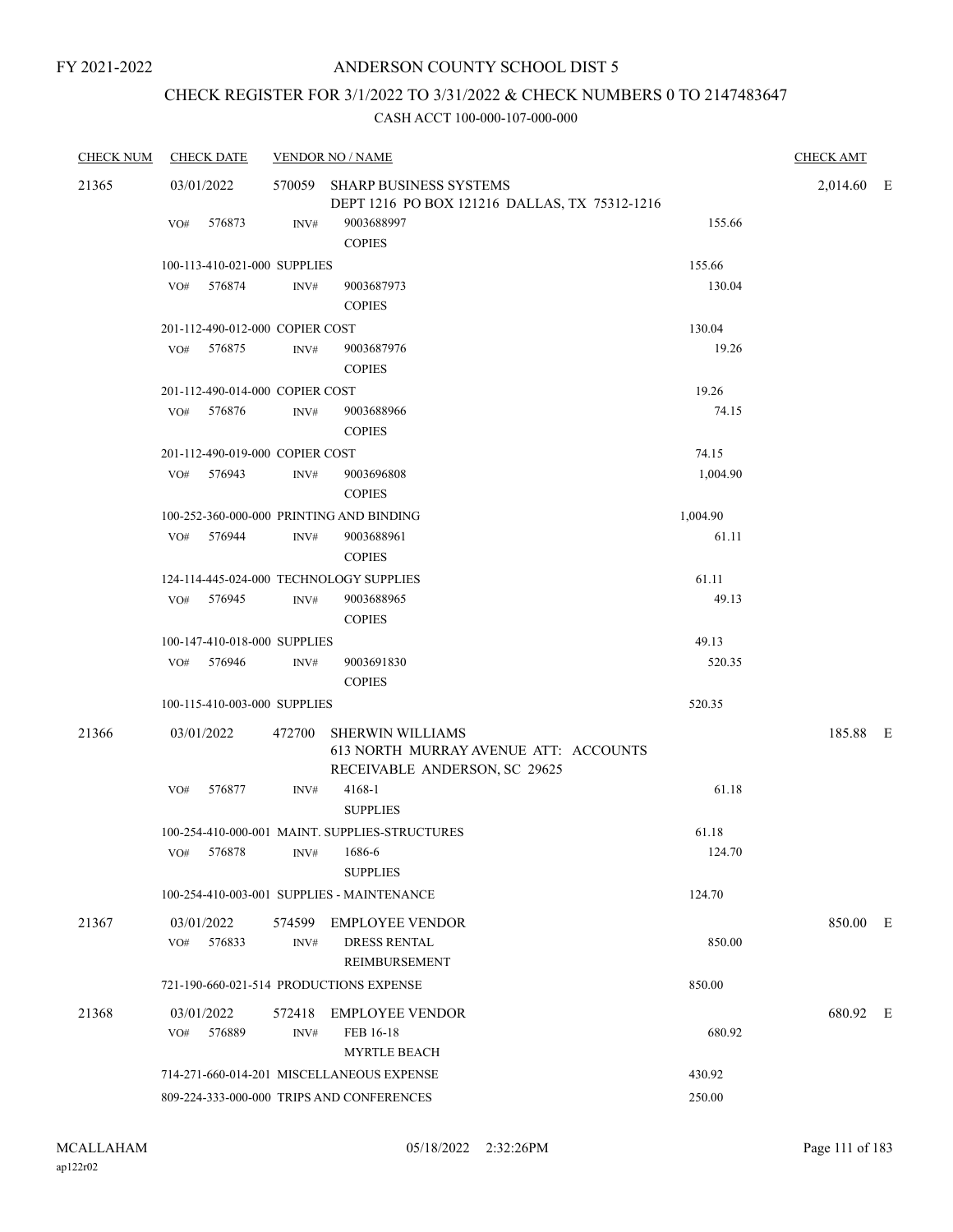FY 2021-2022

# ANDERSON COUNTY SCHOOL DIST 5

## CHECK REGISTER FOR 3/1/2022 TO 3/31/2022 & CHECK NUMBERS 0 TO 2147483647

### CASH ACCT 100-000-107-000-000

| CHECK NUM | CHECK DATE | VENDOR NO / NAME | | CHECK AMT | |
|---|---|---|---|---|---|
| 21365 | 03/01/2022 | 570059 SHARP BUSINESS SYSTEMS<br>DEPT 1216 PO BOX 121216 DALLAS, TX 75312-1216 | | 2,014.60 | E |
| | VO# 576873 | INV# 9003688997<br>COPIES | 155.66 | | |
| | 100-113-410-021-000 SUPPLIES | | 155.66 | | |
| | VO# 576874 | INV# 9003687973<br>COPIES | 130.04 | | |
| | 201-112-490-012-000 COPIER COST | | 130.04 | | |
| | VO# 576875 | INV# 9003687976<br>COPIES | 19.26 | | |
| | 201-112-490-014-000 COPIER COST | | 19.26 | | |
| | VO# 576876 | INV# 9003688966<br>COPIES | 74.15 | | |
| | 201-112-490-019-000 COPIER COST | | 74.15 | | |
| | VO# 576943 | INV# 9003696808<br>COPIES | 1,004.90 | | |
| | 100-252-360-000-000 PRINTING AND BINDING | | 1,004.90 | | |
| | VO# 576944 | INV# 9003688961<br>COPIES | 61.11 | | |
| | 124-114-445-024-000 TECHNOLOGY SUPPLIES | | 61.11 | | |
| | VO# 576945 | INV# 9003688965<br>COPIES | 49.13 | | |
| | 100-147-410-018-000 SUPPLIES | | 49.13 | | |
| | VO# 576946 | INV# 9003691830<br>COPIES | 520.35 | | |
| | 100-115-410-003-000 SUPPLIES | | 520.35 | | |
| 21366 | 03/01/2022 | 472700 SHERWIN WILLIAMS<br>613 NORTH MURRAY AVENUE ATT: ACCOUNTS RECEIVABLE ANDERSON, SC 29625 | | 185.88 | E |
| | VO# 576877 | INV# 4168-1<br>SUPPLIES | 61.18 | | |
| | 100-254-410-000-001 MAINT. SUPPLIES-STRUCTURES | | 61.18 | | |
| | VO# 576878 | INV# 1686-6<br>SUPPLIES | 124.70 | | |
| | 100-254-410-003-001 SUPPLIES - MAINTENANCE | | 124.70 | | |
| 21367 | 03/01/2022 | 574599 EMPLOYEE VENDOR | | 850.00 | E |
| | VO# 576833 | INV# DRESS RENTAL<br>REIMBURSEMENT | 850.00 | | |
| | 721-190-660-021-514 PRODUCTIONS EXPENSE | | 850.00 | | |
| 21368 | 03/01/2022 | 572418 EMPLOYEE VENDOR | | 680.92 | E |
| | VO# 576889 | INV# FEB 16-18<br>MYRTLE BEACH | 680.92 | | |
| | 714-271-660-014-201 MISCELLANEOUS EXPENSE | | 430.92 | | |
| | 809-224-333-000-000 TRIPS AND CONFERENCES | | 250.00 | | |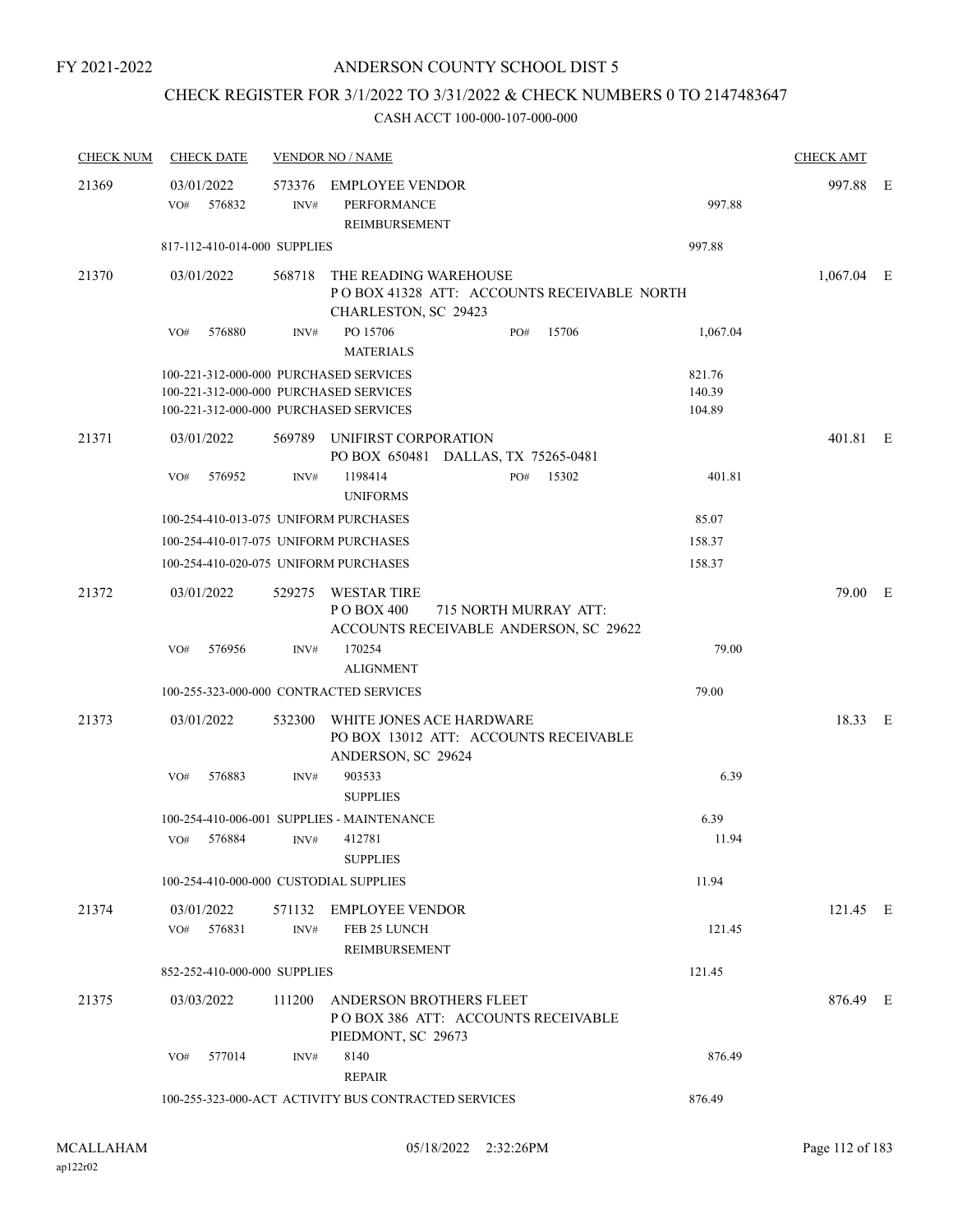FY 2021-2022

# ANDERSON COUNTY SCHOOL DIST 5

## CHECK REGISTER FOR 3/1/2022 TO 3/31/2022 & CHECK NUMBERS 0 TO 2147483647

### CASH ACCT 100-000-107-000-000

| CHECK NUM | CHECK DATE | VENDOR NO / NAME | | CHECK AMT | |
|---|---|---|---|---|---|
| 21369 | 03/01/2022 | 573376 EMPLOYEE VENDOR | | 997.88 | E |
| | VO# 576832 | INV# PERFORMANCE REIMBURSEMENT | 997.88 | | |
| | 817-112-410-014-000 SUPPLIES | | 997.88 | | |
| 21370 | 03/01/2022 | 568718 THE READING WAREHOUSE P O BOX 41328 ATT: ACCOUNTS RECEIVABLE NORTH CHARLESTON, SC 29423 | | 1,067.04 | E |
| | VO# 576880 | INV# PO 15706 MATERIALS PO# 15706 | 1,067.04 | | |
| | 100-221-312-000-000 PURCHASED SERVICES | | 821.76 | | |
| | 100-221-312-000-000 PURCHASED SERVICES | | 140.39 | | |
| | 100-221-312-000-000 PURCHASED SERVICES | | 104.89 | | |
| 21371 | 03/01/2022 | 569789 UNIFIRST CORPORATION PO BOX 650481 DALLAS, TX 75265-0481 | | 401.81 | E |
| | VO# 576952 | INV# 1198414 UNIFORMS PO# 15302 | 401.81 | | |
| | 100-254-410-013-075 UNIFORM PURCHASES | | 85.07 | | |
| | 100-254-410-017-075 UNIFORM PURCHASES | | 158.37 | | |
| | 100-254-410-020-075 UNIFORM PURCHASES | | 158.37 | | |
| 21372 | 03/01/2022 | 529275 WESTAR TIRE P O BOX 400 715 NORTH MURRAY ATT: ACCOUNTS RECEIVABLE ANDERSON, SC 29622 | | 79.00 | E |
| | VO# 576956 | INV# 170254 ALIGNMENT | 79.00 | | |
| | 100-255-323-000-000 CONTRACTED SERVICES | | 79.00 | | |
| 21373 | 03/01/2022 | 532300 WHITE JONES ACE HARDWARE PO BOX 13012 ATT: ACCOUNTS RECEIVABLE ANDERSON, SC 29624 | | 18.33 | E |
| | VO# 576883 | INV# 903533 SUPPLIES | 6.39 | | |
| | 100-254-410-006-001 SUPPLIES - MAINTENANCE | | 6.39 | | |
| | VO# 576884 | INV# 412781 SUPPLIES | 11.94 | | |
| | 100-254-410-000-000 CUSTODIAL SUPPLIES | | 11.94 | | |
| 21374 | 03/01/2022 | 571132 EMPLOYEE VENDOR | | 121.45 | E |
| | VO# 576831 | INV# FEB 25 LUNCH REIMBURSEMENT | 121.45 | | |
| | 852-252-410-000-000 SUPPLIES | | 121.45 | | |
| 21375 | 03/03/2022 | 111200 ANDERSON BROTHERS FLEET P O BOX 386 ATT: ACCOUNTS RECEIVABLE PIEDMONT, SC 29673 | | 876.49 | E |
| | VO# 577014 | INV# 8140 REPAIR | 876.49 | | |
| | 100-255-323-000-ACT ACTIVITY BUS CONTRACTED SERVICES | | 876.49 | | |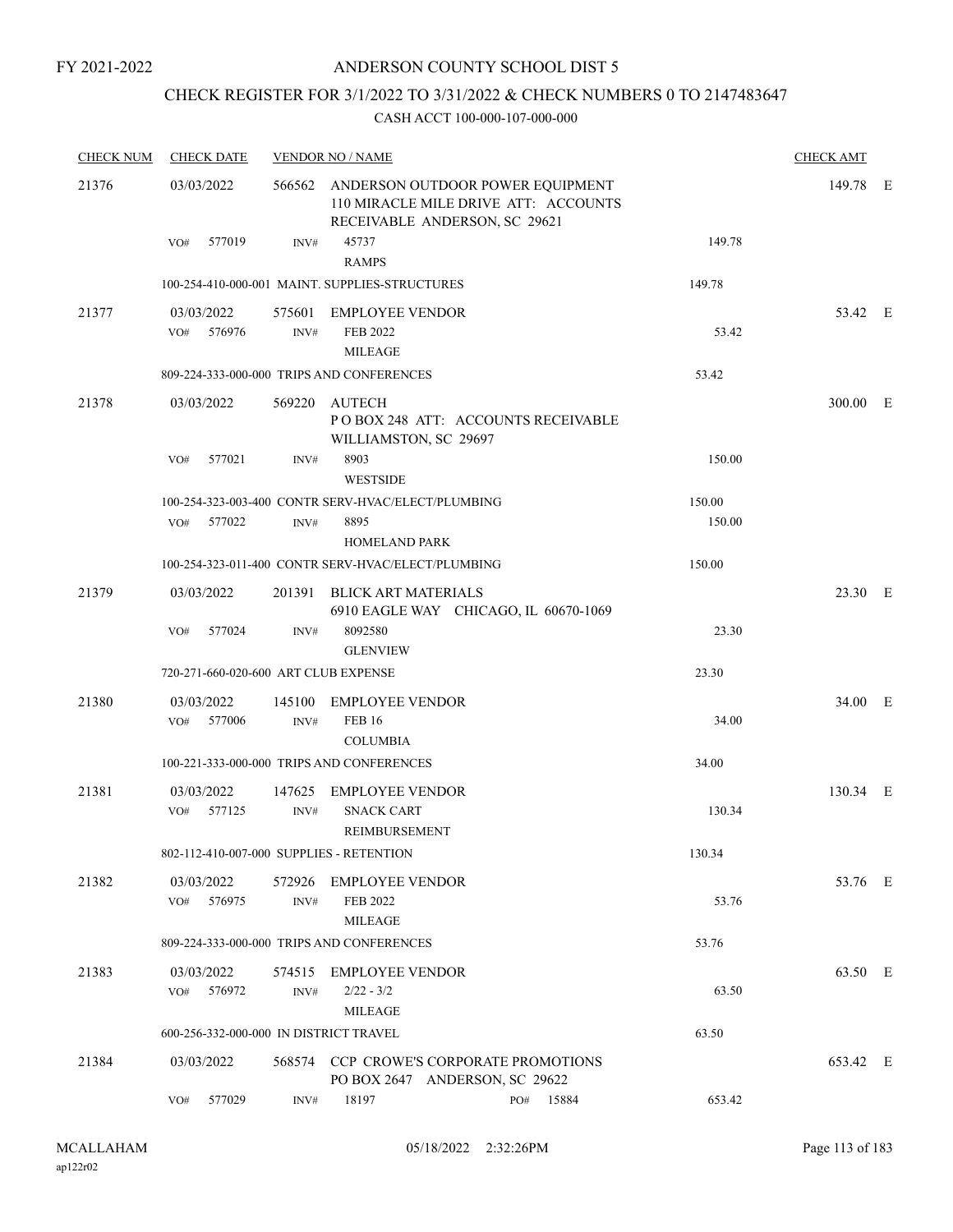FY 2021-2022

# ANDERSON COUNTY SCHOOL DIST 5

## CHECK REGISTER FOR 3/1/2022 TO 3/31/2022 & CHECK NUMBERS 0 TO 2147483647

CASH ACCT 100-000-107-000-000

| CHECK NUM | CHECK DATE | VENDOR NO / NAME | | CHECK AMT | |
|---|---|---|---|---|---|
| 21376 | 03/03/2022 | 566562 ANDERSON OUTDOOR POWER EQUIPMENT 110 MIRACLE MILE DRIVE ATT: ACCOUNTS RECEIVABLE ANDERSON, SC 29621 | | 149.78 | E |
| | VO# 577019 | INV# 45737 RAMPS | 149.78 | | |
| | 100-254-410-000-001 MAINT. SUPPLIES-STRUCTURES | | 149.78 | | |
| 21377 | 03/03/2022 | 575601 EMPLOYEE VENDOR | | 53.42 | E |
| | VO# 576976 | INV# FEB 2022 MILEAGE | 53.42 | | |
| | 809-224-333-000-000 TRIPS AND CONFERENCES | | 53.42 | | |
| 21378 | 03/03/2022 | 569220 AUTECH P O BOX 248 ATT: ACCOUNTS RECEIVABLE WILLIAMSTON, SC 29697 | | 300.00 | E |
| | VO# 577021 | INV# 8903 WESTSIDE | 150.00 | | |
| | 100-254-323-003-400 CONTR SERV-HVAC/ELECT/PLUMBING | | 150.00 | | |
| | VO# 577022 | INV# 8895 HOMELAND PARK | 150.00 | | |
| | 100-254-323-011-400 CONTR SERV-HVAC/ELECT/PLUMBING | | 150.00 | | |
| 21379 | 03/03/2022 | 201391 BLICK ART MATERIALS 6910 EAGLE WAY CHICAGO, IL 60670-1069 | | 23.30 | E |
| | VO# 577024 | INV# 8092580 GLENVIEW | 23.30 | | |
| | 720-271-660-020-600 ART CLUB EXPENSE | | 23.30 | | |
| 21380 | 03/03/2022 | 145100 EMPLOYEE VENDOR | | 34.00 | E |
| | VO# 577006 | INV# FEB 16 COLUMBIA | 34.00 | | |
| | 100-221-333-000-000 TRIPS AND CONFERENCES | | 34.00 | | |
| 21381 | 03/03/2022 | 147625 EMPLOYEE VENDOR | | 130.34 | E |
| | VO# 577125 | INV# SNACK CART REIMBURSEMENT | 130.34 | | |
| | 802-112-410-007-000 SUPPLIES - RETENTION | | 130.34 | | |
| 21382 | 03/03/2022 | 572926 EMPLOYEE VENDOR | | 53.76 | E |
| | VO# 576975 | INV# FEB 2022 MILEAGE | 53.76 | | |
| | 809-224-333-000-000 TRIPS AND CONFERENCES | | 53.76 | | |
| 21383 | 03/03/2022 | 574515 EMPLOYEE VENDOR | | 63.50 | E |
| | VO# 576972 | INV# 2/22 - 3/2 MILEAGE | 63.50 | | |
| | 600-256-332-000-000 IN DISTRICT TRAVEL | | 63.50 | | |
| 21384 | 03/03/2022 | 568574 CCP CROWE'S CORPORATE PROMOTIONS PO BOX 2647 ANDERSON, SC 29622 | | 653.42 | E |
| | VO# 577029 | INV# 18197 PO# 15884 | 653.42 | | |

MCALLAHAM ap122r02 05/18/2022 2:32:26PM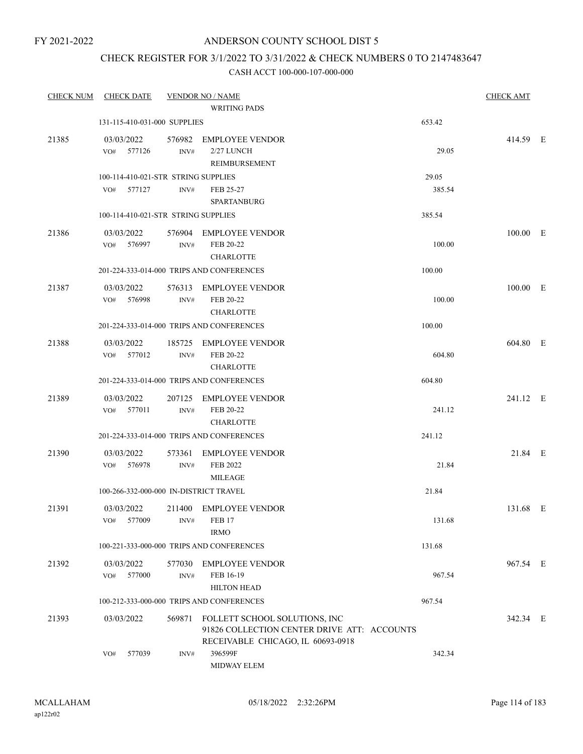FY 2021-2022

# ANDERSON COUNTY SCHOOL DIST 5

## CHECK REGISTER FOR 3/1/2022 TO 3/31/2022 & CHECK NUMBERS 0 TO 2147483647

### CASH ACCT 100-000-107-000-000

| CHECK NUM | CHECK DATE | VENDOR NO / NAME | | CHECK AMT | |
|---|---|---|---|---|---|
| | | WRITING PADS | | | |
| | 131-115-410-031-000 SUPPLIES | | 653.42 | | |
| 21385 | 03/03/2022 | 576982 EMPLOYEE VENDOR | | 414.59 | E |
| | VO# 577126 | INV# 2/27 LUNCH REIMBURSEMENT | 29.05 | | |
| | 100-114-410-021-STR STRING SUPPLIES | | 29.05 | | |
| | VO# 577127 | INV# FEB 25-27 SPARTANBURG | 385.54 | | |
| | 100-114-410-021-STR STRING SUPPLIES | | 385.54 | | |
| 21386 | 03/03/2022 | 576904 EMPLOYEE VENDOR | | 100.00 | E |
| | VO# 576997 | INV# FEB 20-22 CHARLOTTE | 100.00 | | |
| | 201-224-333-014-000 TRIPS AND CONFERENCES | | 100.00 | | |
| 21387 | 03/03/2022 | 576313 EMPLOYEE VENDOR | | 100.00 | E |
| | VO# 576998 | INV# FEB 20-22 CHARLOTTE | 100.00 | | |
| | 201-224-333-014-000 TRIPS AND CONFERENCES | | 100.00 | | |
| 21388 | 03/03/2022 | 185725 EMPLOYEE VENDOR | | 604.80 | E |
| | VO# 577012 | INV# FEB 20-22 CHARLOTTE | 604.80 | | |
| | 201-224-333-014-000 TRIPS AND CONFERENCES | | 604.80 | | |
| 21389 | 03/03/2022 | 207125 EMPLOYEE VENDOR | | 241.12 | E |
| | VO# 577011 | INV# FEB 20-22 CHARLOTTE | 241.12 | | |
| | 201-224-333-014-000 TRIPS AND CONFERENCES | | 241.12 | | |
| 21390 | 03/03/2022 | 573361 EMPLOYEE VENDOR | | 21.84 | E |
| | VO# 576978 | INV# FEB 2022 MILEAGE | 21.84 | | |
| | 100-266-332-000-000 IN-DISTRICT TRAVEL | | 21.84 | | |
| 21391 | 03/03/2022 | 211400 EMPLOYEE VENDOR | | 131.68 | E |
| | VO# 577009 | INV# FEB 17 IRMO | 131.68 | | |
| | 100-221-333-000-000 TRIPS AND CONFERENCES | | 131.68 | | |
| 21392 | 03/03/2022 | 577030 EMPLOYEE VENDOR | | 967.54 | E |
| | VO# 577000 | INV# FEB 16-19 HILTON HEAD | 967.54 | | |
| | 100-212-333-000-000 TRIPS AND CONFERENCES | | 967.54 | | |
| 21393 | 03/03/2022 | 569871 FOLLETT SCHOOL SOLUTIONS, INC 91826 COLLECTION CENTER DRIVE ATT: ACCOUNTS RECEIVABLE CHICAGO, IL 60693-0918 | | 342.34 | E |
| | VO# 577039 | INV# 396599F MIDWAY ELEM | 342.34 | | |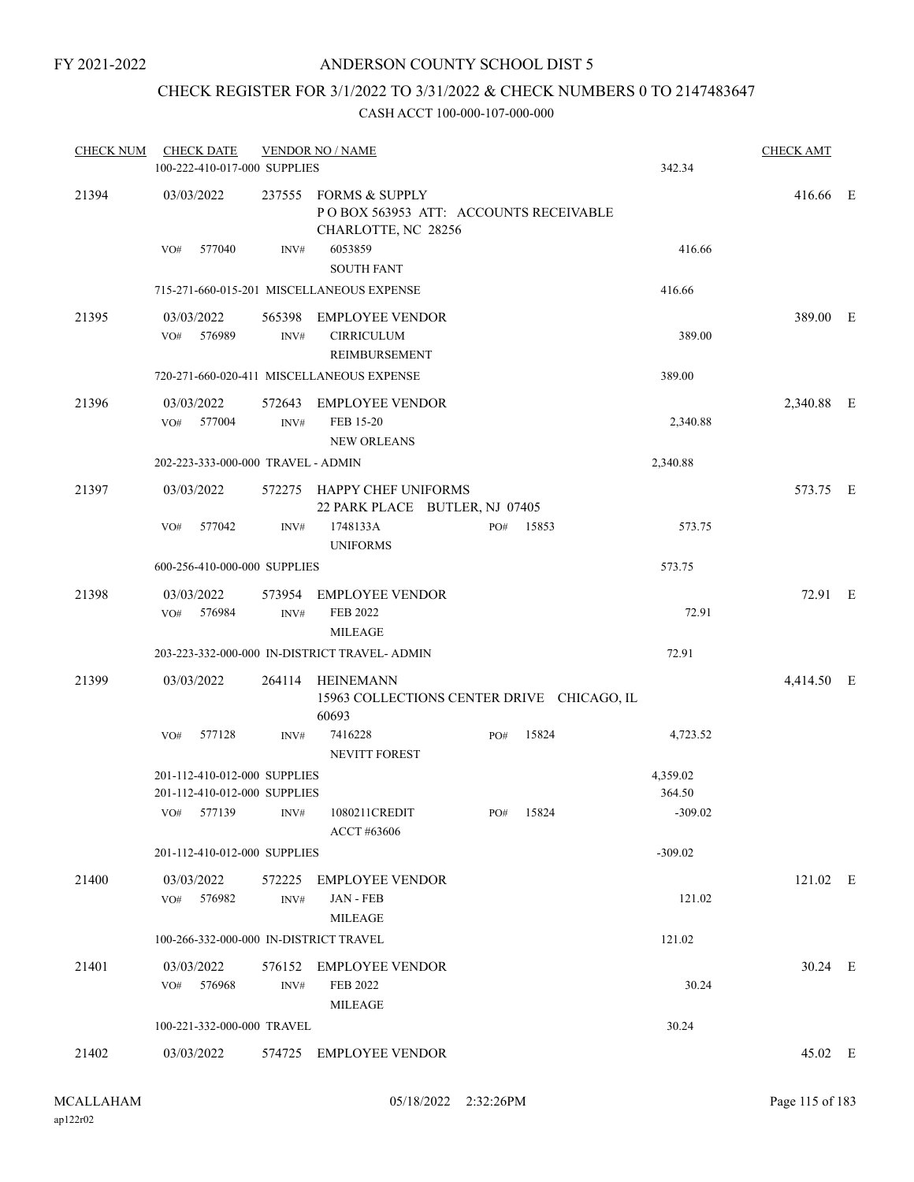FY 2021-2022

# ANDERSON COUNTY SCHOOL DIST 5

## CHECK REGISTER FOR 3/1/2022 TO 3/31/2022 & CHECK NUMBERS 0 TO 2147483647

### CASH ACCT 100-000-107-000-000

| CHECK NUM | CHECK DATE | VENDOR NO / NAME | | | CHECK AMT |
|---|---|---|---|---|---|
| | 100-222-410-017-000 SUPPLIES | | | 342.34 | |
| 21394 | 03/03/2022 | 237555 FORMS & SUPPLY<br>P O BOX 563953 ATT: ACCOUNTS RECEIVABLE<br>CHARLOTTE, NC 28256 | | | 416.66 E |
| | VO# 577040 | INV# 6053859<br>SOUTH FANT | | 416.66 | |
| | 715-271-660-015-201 MISCELLANEOUS EXPENSE | | | 416.66 | |
| 21395 | 03/03/2022 | 565398 EMPLOYEE VENDOR | | | 389.00 E |
| | VO# 576989 | INV# CIRRICULUM<br>REIMBURSEMENT | | 389.00 | |
| | 720-271-660-020-411 MISCELLANEOUS EXPENSE | | | 389.00 | |
| 21396 | 03/03/2022 | 572643 EMPLOYEE VENDOR | | | 2,340.88 E |
| | VO# 577004 | INV# FEB 15-20<br>NEW ORLEANS | | 2,340.88 | |
| | 202-223-333-000-000 TRAVEL - ADMIN | | | 2,340.88 | |
| 21397 | 03/03/2022 | 572275 HAPPY CHEF UNIFORMS<br>22 PARK PLACE BUTLER, NJ 07405 | | | 573.75 E |
| | VO# 577042 | INV# 1748133A<br>UNIFORMS | PO# 15853 | 573.75 | |
| | 600-256-410-000-000 SUPPLIES | | | 573.75 | |
| 21398 | 03/03/2022 | 573954 EMPLOYEE VENDOR | | | 72.91 E |
| | VO# 576984 | INV# FEB 2022<br>MILEAGE | | 72.91 | |
| | 203-223-332-000-000 IN-DISTRICT TRAVEL- ADMIN | | | 72.91 | |
| 21399 | 03/03/2022 | 264114 HEINEMANN<br>15963 COLLECTIONS CENTER DRIVE CHICAGO, IL<br>60693 | | | 4,414.50 E |
| | VO# 577128 | INV# 7416228<br>NEVITT FOREST | PO# 15824 | 4,723.52 | |
| | 201-112-410-012-000 SUPPLIES | | | 4,359.02 | |
| | 201-112-410-012-000 SUPPLIES | | | 364.50 | |
| | VO# 577139 | INV# 1080211CREDIT<br>ACCT #63606 | PO# 15824 | -309.02 | |
| | 201-112-410-012-000 SUPPLIES | | | -309.02 | |
| 21400 | 03/03/2022 | 572225 EMPLOYEE VENDOR | | | 121.02 E |
| | VO# 576982 | INV# JAN - FEB<br>MILEAGE | | 121.02 | |
| | 100-266-332-000-000 IN-DISTRICT TRAVEL | | | 121.02 | |
| 21401 | 03/03/2022 | 576152 EMPLOYEE VENDOR | | | 30.24 E |
| | VO# 576968 | INV# FEB 2022<br>MILEAGE | | 30.24 | |
| | 100-221-332-000-000 TRAVEL | | | 30.24 | |
| 21402 | 03/03/2022 | 574725 EMPLOYEE VENDOR | | | 45.02 E |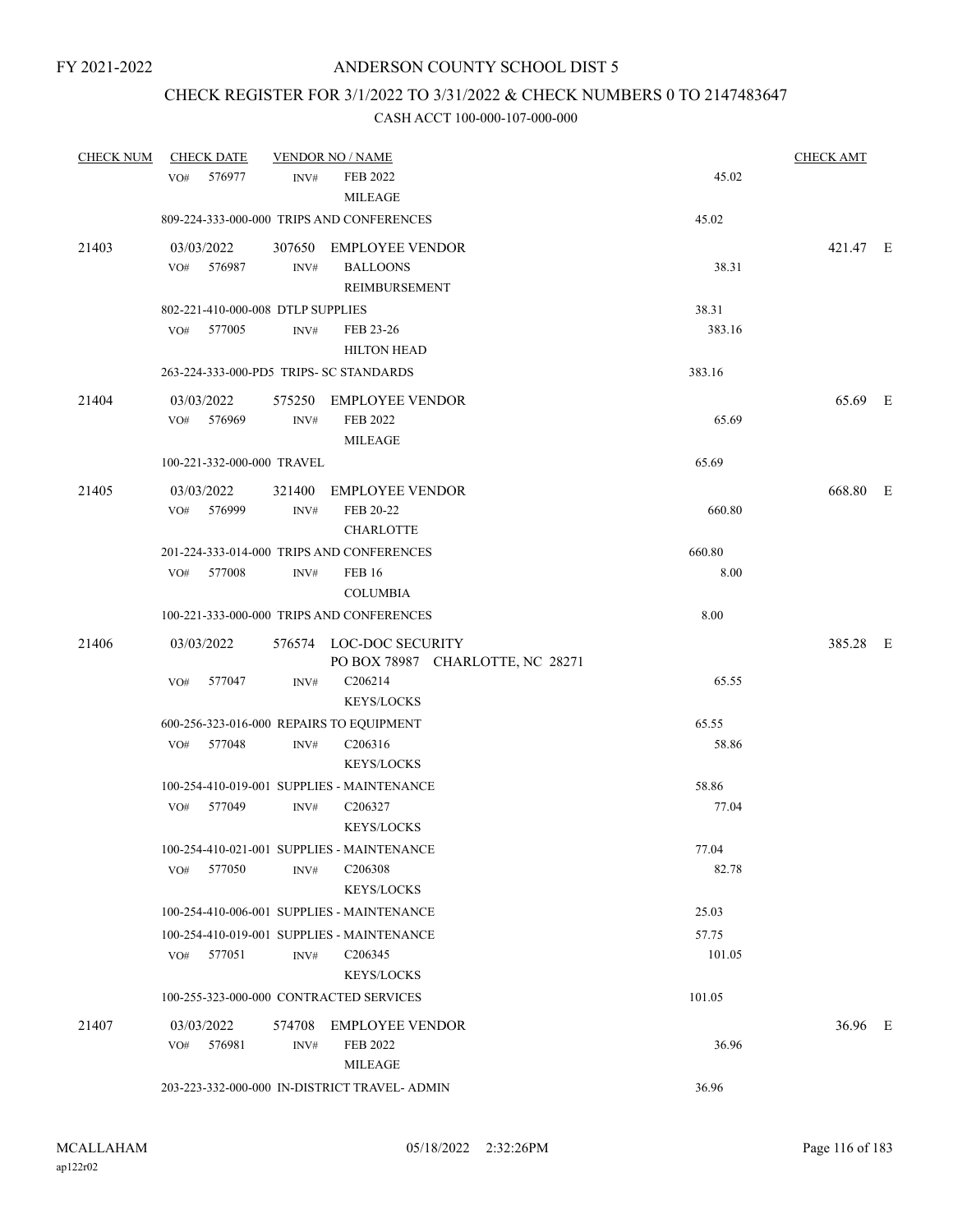FY 2021-2022

# ANDERSON COUNTY SCHOOL DIST 5

## CHECK REGISTER FOR 3/1/2022 TO 3/31/2022 & CHECK NUMBERS 0 TO 2147483647

### CASH ACCT 100-000-107-000-000

| CHECK NUM | CHECK DATE | VENDOR NO / NAME | | | CHECK AMT | |
|---|---|---|---|---|---|---|
| | VO# 576977 | INV# | FEB 2022 MILEAGE | 45.02 | | |
| | 809-224-333-000-000 TRIPS AND CONFERENCES | | | 45.02 | | |
| 21403 | 03/03/2022 | 307650 | EMPLOYEE VENDOR | | 421.47 | E |
| | VO# 576987 | INV# | BALLOONS REIMBURSEMENT | 38.31 | | |
| | 802-221-410-000-008 DTLP SUPPLIES | | | 38.31 | | |
| | VO# 577005 | INV# | FEB 23-26 HILTON HEAD | 383.16 | | |
| | 263-224-333-000-PD5 TRIPS- SC STANDARDS | | | 383.16 | | |
| 21404 | 03/03/2022 | 575250 | EMPLOYEE VENDOR | | 65.69 | E |
| | VO# 576969 | INV# | FEB 2022 MILEAGE | 65.69 | | |
| | 100-221-332-000-000 TRAVEL | | | 65.69 | | |
| 21405 | 03/03/2022 | 321400 | EMPLOYEE VENDOR | | 668.80 | E |
| | VO# 576999 | INV# | FEB 20-22 CHARLOTTE | 660.80 | | |
| | 201-224-333-014-000 TRIPS AND CONFERENCES | | | 660.80 | | |
| | VO# 577008 | INV# | FEB 16 COLUMBIA | 8.00 | | |
| | 100-221-333-000-000 TRIPS AND CONFERENCES | | | 8.00 | | |
| 21406 | 03/03/2022 | 576574 | LOC-DOC SECURITY PO BOX 78987 CHARLOTTE, NC 28271 | | 385.28 | E |
| | VO# 577047 | INV# | C206214 KEYS/LOCKS | 65.55 | | |
| | 600-256-323-016-000 REPAIRS TO EQUIPMENT | | | 65.55 | | |
| | VO# 577048 | INV# | C206316 KEYS/LOCKS | 58.86 | | |
| | 100-254-410-019-001 SUPPLIES - MAINTENANCE | | | 58.86 | | |
| | VO# 577049 | INV# | C206327 KEYS/LOCKS | 77.04 | | |
| | 100-254-410-021-001 SUPPLIES - MAINTENANCE | | | 77.04 | | |
| | VO# 577050 | INV# | C206308 KEYS/LOCKS | 82.78 | | |
| | 100-254-410-006-001 SUPPLIES - MAINTENANCE | | | 25.03 | | |
| | 100-254-410-019-001 SUPPLIES - MAINTENANCE | | | 57.75 | | |
| | VO# 577051 | INV# | C206345 KEYS/LOCKS | 101.05 | | |
| | 100-255-323-000-000 CONTRACTED SERVICES | | | 101.05 | | |
| 21407 | 03/03/2022 | 574708 | EMPLOYEE VENDOR | | 36.96 | E |
| | VO# 576981 | INV# | FEB 2022 MILEAGE | 36.96 | | |
| | 203-223-332-000-000 IN-DISTRICT TRAVEL- ADMIN | | | 36.96 | | |

MCALLAHAM ap122r02 05/18/2022 2:32:26PM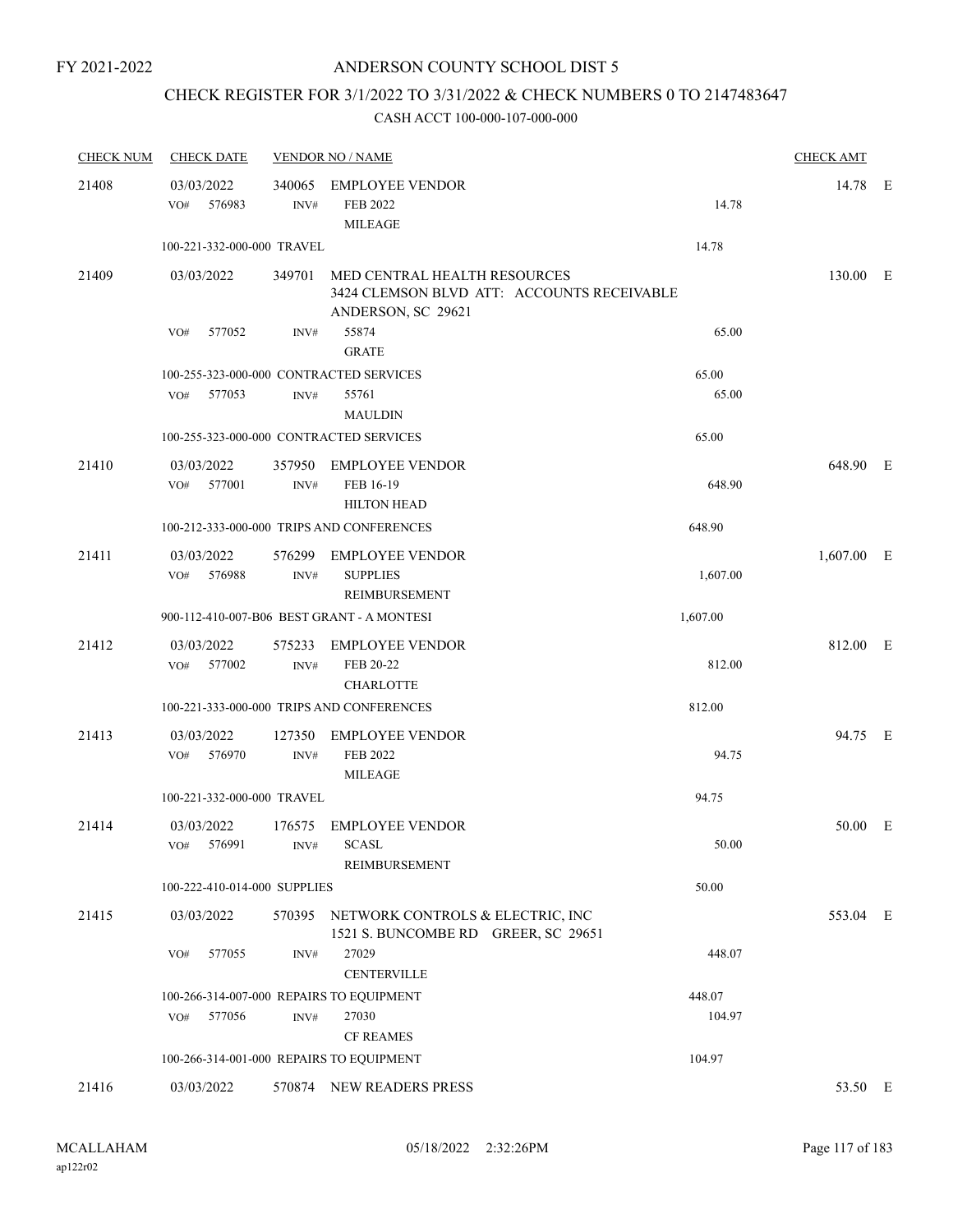FY 2021-2022

# ANDERSON COUNTY SCHOOL DIST 5

## CHECK REGISTER FOR 3/1/2022 TO 3/31/2022 & CHECK NUMBERS 0 TO 2147483647

### CASH ACCT 100-000-107-000-000

| CHECK NUM | CHECK DATE | VENDOR NO / NAME | | CHECK AMT | |
|---|---|---|---|---|---|
| 21408 | 03/03/2022 | 340065 EMPLOYEE VENDOR | | 14.78 | E |
| | VO# 576983 | INV# FEB 2022 MILEAGE | 14.78 | | |
| | 100-221-332-000-000 TRAVEL | | 14.78 | | |
| 21409 | 03/03/2022 | 349701 MED CENTRAL HEALTH RESOURCES 3424 CLEMSON BLVD ATT: ACCOUNTS RECEIVABLE ANDERSON, SC 29621 | | 130.00 | E |
| | VO# 577052 | INV# 55874 GRATE | 65.00 | | |
| | 100-255-323-000-000 CONTRACTED SERVICES | | 65.00 | | |
| | VO# 577053 | INV# 55761 MAULDIN | 65.00 | | |
| | 100-255-323-000-000 CONTRACTED SERVICES | | 65.00 | | |
| 21410 | 03/03/2022 | 357950 EMPLOYEE VENDOR | | 648.90 | E |
| | VO# 577001 | INV# FEB 16-19 HILTON HEAD | 648.90 | | |
| | 100-212-333-000-000 TRIPS AND CONFERENCES | | 648.90 | | |
| 21411 | 03/03/2022 | 576299 EMPLOYEE VENDOR | | 1,607.00 | E |
| | VO# 576988 | INV# SUPPLIES REIMBURSEMENT | 1,607.00 | | |
| | 900-112-410-007-B06 BEST GRANT - A MONTESI | | 1,607.00 | | |
| 21412 | 03/03/2022 | 575233 EMPLOYEE VENDOR | | 812.00 | E |
| | VO# 577002 | INV# FEB 20-22 CHARLOTTE | 812.00 | | |
| | 100-221-333-000-000 TRIPS AND CONFERENCES | | 812.00 | | |
| 21413 | 03/03/2022 | 127350 EMPLOYEE VENDOR | | 94.75 | E |
| | VO# 576970 | INV# FEB 2022 MILEAGE | 94.75 | | |
| | 100-221-332-000-000 TRAVEL | | 94.75 | | |
| 21414 | 03/03/2022 | 176575 EMPLOYEE VENDOR | | 50.00 | E |
| | VO# 576991 | INV# SCASL REIMBURSEMENT | 50.00 | | |
| | 100-222-410-014-000 SUPPLIES | | 50.00 | | |
| 21415 | 03/03/2022 | 570395 NETWORK CONTROLS & ELECTRIC, INC 1521 S. BUNCOMBE RD GREER, SC 29651 | | 553.04 | E |
| | VO# 577055 | INV# 27029 CENTERVILLE | 448.07 | | |
| | 100-266-314-007-000 REPAIRS TO EQUIPMENT | | 448.07 | | |
| | VO# 577056 | INV# 27030 CF REAMES | 104.97 | | |
| | 100-266-314-001-000 REPAIRS TO EQUIPMENT | | 104.97 | | |
| 21416 | 03/03/2022 | 570874 NEW READERS PRESS | | 53.50 | E |

MCALLAHAM ap122r02 05/18/2022 2:32:26PM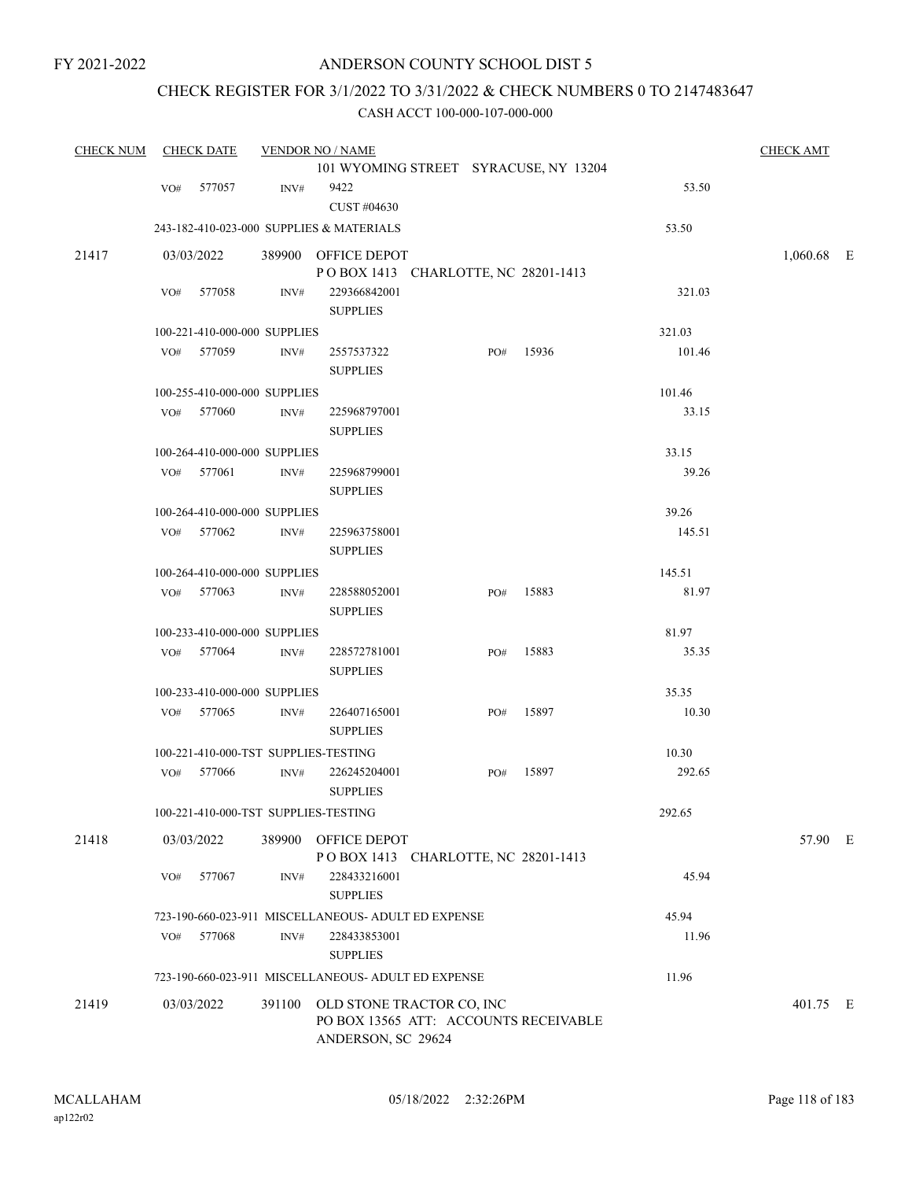FY 2021-2022

# ANDERSON COUNTY SCHOOL DIST 5

## CHECK REGISTER FOR 3/1/2022 TO 3/31/2022 & CHECK NUMBERS 0 TO 2147483647

### CASH ACCT 100-000-107-000-000

| CHECK NUM | CHECK DATE | VENDOR NO / NAME | | | | CHECK AMT |
|---|---|---|---|---|---|---|
| | | 101 WYOMING STREET SYRACUSE, NY 13204 | | | | |
| | VO# 577057 | INV# 9422 CUST #04630 | | | 53.50 | |
| | 243-182-410-023-000 SUPPLIES & MATERIALS | | | | 53.50 | |
| 21417 | 03/03/2022 | 389900 OFFICE DEPOT P O BOX 1413 CHARLOTTE, NC 28201-1413 | | | | 1,060.68 E |
| | VO# 577058 | INV# 229366842001 SUPPLIES | | | 321.03 | |
| | 100-221-410-000-000 SUPPLIES | | | | 321.03 | |
| | VO# 577059 | INV# 2557537322 SUPPLIES | PO# | 15936 | 101.46 | |
| | 100-255-410-000-000 SUPPLIES | | | | 101.46 | |
| | VO# 577060 | INV# 225968797001 SUPPLIES | | | 33.15 | |
| | 100-264-410-000-000 SUPPLIES | | | | 33.15 | |
| | VO# 577061 | INV# 225968799001 SUPPLIES | | | 39.26 | |
| | 100-264-410-000-000 SUPPLIES | | | | 39.26 | |
| | VO# 577062 | INV# 225963758001 SUPPLIES | | | 145.51 | |
| | 100-264-410-000-000 SUPPLIES | | | | 145.51 | |
| | VO# 577063 | INV# 228588052001 SUPPLIES | PO# | 15883 | 81.97 | |
| | 100-233-410-000-000 SUPPLIES | | | | 81.97 | |
| | VO# 577064 | INV# 228572781001 SUPPLIES | PO# | 15883 | 35.35 | |
| | 100-233-410-000-000 SUPPLIES | | | | 35.35 | |
| | VO# 577065 | INV# 226407165001 SUPPLIES | PO# | 15897 | 10.30 | |
| | 100-221-410-000-TST SUPPLIES-TESTING | | | | 10.30 | |
| | VO# 577066 | INV# 226245204001 SUPPLIES | PO# | 15897 | 292.65 | |
| | 100-221-410-000-TST SUPPLIES-TESTING | | | | 292.65 | |
| 21418 | 03/03/2022 | 389900 OFFICE DEPOT P O BOX 1413 CHARLOTTE, NC 28201-1413 | | | | 57.90 E |
| | VO# 577067 | INV# 228433216001 SUPPLIES | | | 45.94 | |
| | 723-190-660-023-911 MISCELLANEOUS- ADULT ED EXPENSE | | | | 45.94 | |
| | VO# 577068 | INV# 228433853001 SUPPLIES | | | 11.96 | |
| | 723-190-660-023-911 MISCELLANEOUS- ADULT ED EXPENSE | | | | 11.96 | |
| 21419 | 03/03/2022 | 391100 OLD STONE TRACTOR CO, INC PO BOX 13565 ATT: ACCOUNTS RECEIVABLE ANDERSON, SC 29624 | | | | 401.75 E |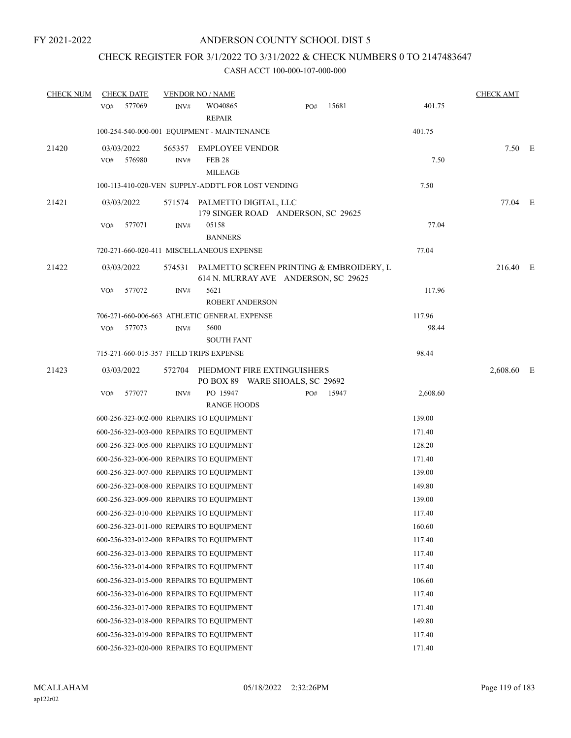FY 2021-2022

# ANDERSON COUNTY SCHOOL DIST 5

## CHECK REGISTER FOR 3/1/2022 TO 3/31/2022 & CHECK NUMBERS 0 TO 2147483647

### CASH ACCT 100-000-107-000-000

| CHECK NUM | CHECK DATE | VENDOR NO / NAME | | | CHECK AMT | |
|---|---|---|---|---|---|---|
| | VO# 577069 | INV# WO40865 REPAIR | PO# 15681 | 401.75 | | |
| | 100-254-540-000-001 EQUIPMENT - MAINTENANCE | | | 401.75 | | |
| 21420 | 03/03/2022 | 565357 EMPLOYEE VENDOR | | | 7.50 | E |
| | VO# 576980 | INV# FEB 28 MILEAGE | | 7.50 | | |
| | 100-113-410-020-VEN SUPPLY-ADDT'L FOR LOST VENDING | | | 7.50 | | |
| 21421 | 03/03/2022 | 571574 PALMETTO DIGITAL, LLC 179 SINGER ROAD ANDERSON, SC 29625 | | | 77.04 | E |
| | VO# 577071 | INV# 05158 BANNERS | | 77.04 | | |
| | 720-271-660-020-411 MISCELLANEOUS EXPENSE | | | 77.04 | | |
| 21422 | 03/03/2022 | 574531 PALMETTO SCREEN PRINTING & EMBROIDERY, L 614 N. MURRAY AVE ANDERSON, SC 29625 | | | 216.40 | E |
| | VO# 577072 | INV# 5621 ROBERT ANDERSON | | 117.96 | | |
| | 706-271-660-006-663 ATHLETIC GENERAL EXPENSE | | | 117.96 | | |
| | VO# 577073 | INV# 5600 SOUTH FANT | | 98.44 | | |
| | 715-271-660-015-357 FIELD TRIPS EXPENSE | | | 98.44 | | |
| 21423 | 03/03/2022 | 572704 PIEDMONT FIRE EXTINGUISHERS PO BOX 89 WARE SHOALS, SC 29692 | | | 2,608.60 | E |
| | VO# 577077 | INV# PO 15947 RANGE HOODS | PO# 15947 | 2,608.60 | | |
| | 600-256-323-002-000 REPAIRS TO EQUIPMENT | | | 139.00 | | |
| | 600-256-323-003-000 REPAIRS TO EQUIPMENT | | | 171.40 | | |
| | 600-256-323-005-000 REPAIRS TO EQUIPMENT | | | 128.20 | | |
| | 600-256-323-006-000 REPAIRS TO EQUIPMENT | | | 171.40 | | |
| | 600-256-323-007-000 REPAIRS TO EQUIPMENT | | | 139.00 | | |
| | 600-256-323-008-000 REPAIRS TO EQUIPMENT | | | 149.80 | | |
| | 600-256-323-009-000 REPAIRS TO EQUIPMENT | | | 139.00 | | |
| | 600-256-323-010-000 REPAIRS TO EQUIPMENT | | | 117.40 | | |
| | 600-256-323-011-000 REPAIRS TO EQUIPMENT | | | 160.60 | | |
| | 600-256-323-012-000 REPAIRS TO EQUIPMENT | | | 117.40 | | |
| | 600-256-323-013-000 REPAIRS TO EQUIPMENT | | | 117.40 | | |
| | 600-256-323-014-000 REPAIRS TO EQUIPMENT | | | 117.40 | | |
| | 600-256-323-015-000 REPAIRS TO EQUIPMENT | | | 106.60 | | |
| | 600-256-323-016-000 REPAIRS TO EQUIPMENT | | | 117.40 | | |
| | 600-256-323-017-000 REPAIRS TO EQUIPMENT | | | 171.40 | | |
| | 600-256-323-018-000 REPAIRS TO EQUIPMENT | | | 149.80 | | |
| | 600-256-323-019-000 REPAIRS TO EQUIPMENT | | | 117.40 | | |
| | 600-256-323-020-000 REPAIRS TO EQUIPMENT | | | 171.40 | | |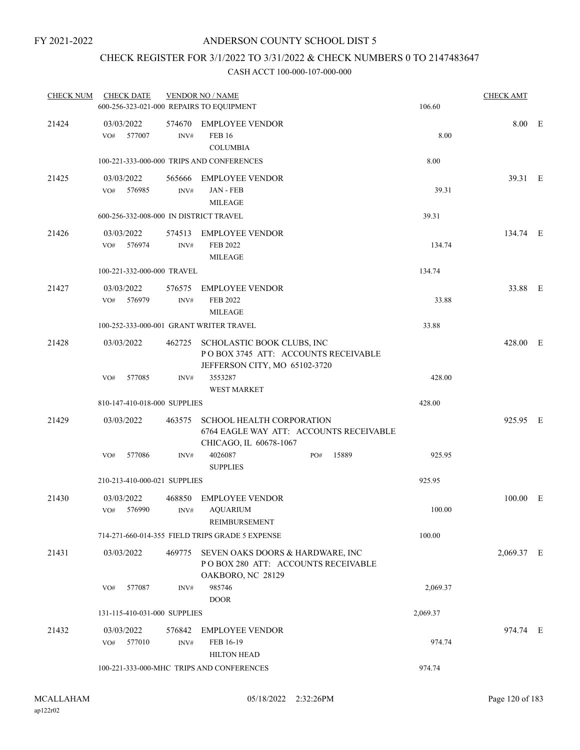FY 2021-2022

# ANDERSON COUNTY SCHOOL DIST 5

## CHECK REGISTER FOR 3/1/2022 TO 3/31/2022 & CHECK NUMBERS 0 TO 2147483647

### CASH ACCT 100-000-107-000-000

| CHECK NUM | CHECK DATE | VENDOR NO / NAME | | CHECK AMT | |
|---|---|---|---|---|---|
| | 600-256-323-021-000 REPAIRS TO EQUIPMENT | | 106.60 | | |
| 21424 | 03/03/2022 | 574670 EMPLOYEE VENDOR | | 8.00 | E |
| | VO# 577007 | INV# FEB 16 COLUMBIA | 8.00 | | |
| | 100-221-333-000-000 TRIPS AND CONFERENCES | | 8.00 | | |
| 21425 | 03/03/2022 | 565666 EMPLOYEE VENDOR | | 39.31 | E |
| | VO# 576985 | INV# JAN - FEB MILEAGE | 39.31 | | |
| | 600-256-332-008-000 IN DISTRICT TRAVEL | | 39.31 | | |
| 21426 | 03/03/2022 | 574513 EMPLOYEE VENDOR | | 134.74 | E |
| | VO# 576974 | INV# FEB 2022 MILEAGE | 134.74 | | |
| | 100-221-332-000-000 TRAVEL | | 134.74 | | |
| 21427 | 03/03/2022 | 576575 EMPLOYEE VENDOR | | 33.88 | E |
| | VO# 576979 | INV# FEB 2022 MILEAGE | 33.88 | | |
| | 100-252-333-000-001 GRANT WRITER TRAVEL | | 33.88 | | |
| 21428 | 03/03/2022 | 462725 SCHOLASTIC BOOK CLUBS, INC P O BOX 3745 ATT: ACCOUNTS RECEIVABLE JEFFERSON CITY, MO 65102-3720 | | 428.00 | E |
| | VO# 577085 | INV# 3553287 WEST MARKET | 428.00 | | |
| | 810-147-410-018-000 SUPPLIES | | 428.00 | | |
| 21429 | 03/03/2022 | 463575 SCHOOL HEALTH CORPORATION 6764 EAGLE WAY ATT: ACCOUNTS RECEIVABLE CHICAGO, IL 60678-1067 | | 925.95 | E |
| | VO# 577086 | INV# 4026087 PO# 15889 SUPPLIES | 925.95 | | |
| | 210-213-410-000-021 SUPPLIES | | 925.95 | | |
| 21430 | 03/03/2022 | 468850 EMPLOYEE VENDOR | | 100.00 | E |
| | VO# 576990 | INV# AQUARIUM REIMBURSEMENT | 100.00 | | |
| | 714-271-660-014-355 FIELD TRIPS GRADE 5 EXPENSE | | 100.00 | | |
| 21431 | 03/03/2022 | 469775 SEVEN OAKS DOORS & HARDWARE, INC P O BOX 280 ATT: ACCOUNTS RECEIVABLE OAKBORO, NC 28129 | | 2,069.37 | E |
| | VO# 577087 | INV# 985746 DOOR | 2,069.37 | | |
| | 131-115-410-031-000 SUPPLIES | | 2,069.37 | | |
| 21432 | 03/03/2022 | 576842 EMPLOYEE VENDOR | | 974.74 | E |
| | VO# 577010 | INV# FEB 16-19 HILTON HEAD | 974.74 | | |
| | 100-221-333-000-MHC TRIPS AND CONFERENCES | | 974.74 | | |

MCALLAHAM
ap122r02
05/18/2022 2:32:26PM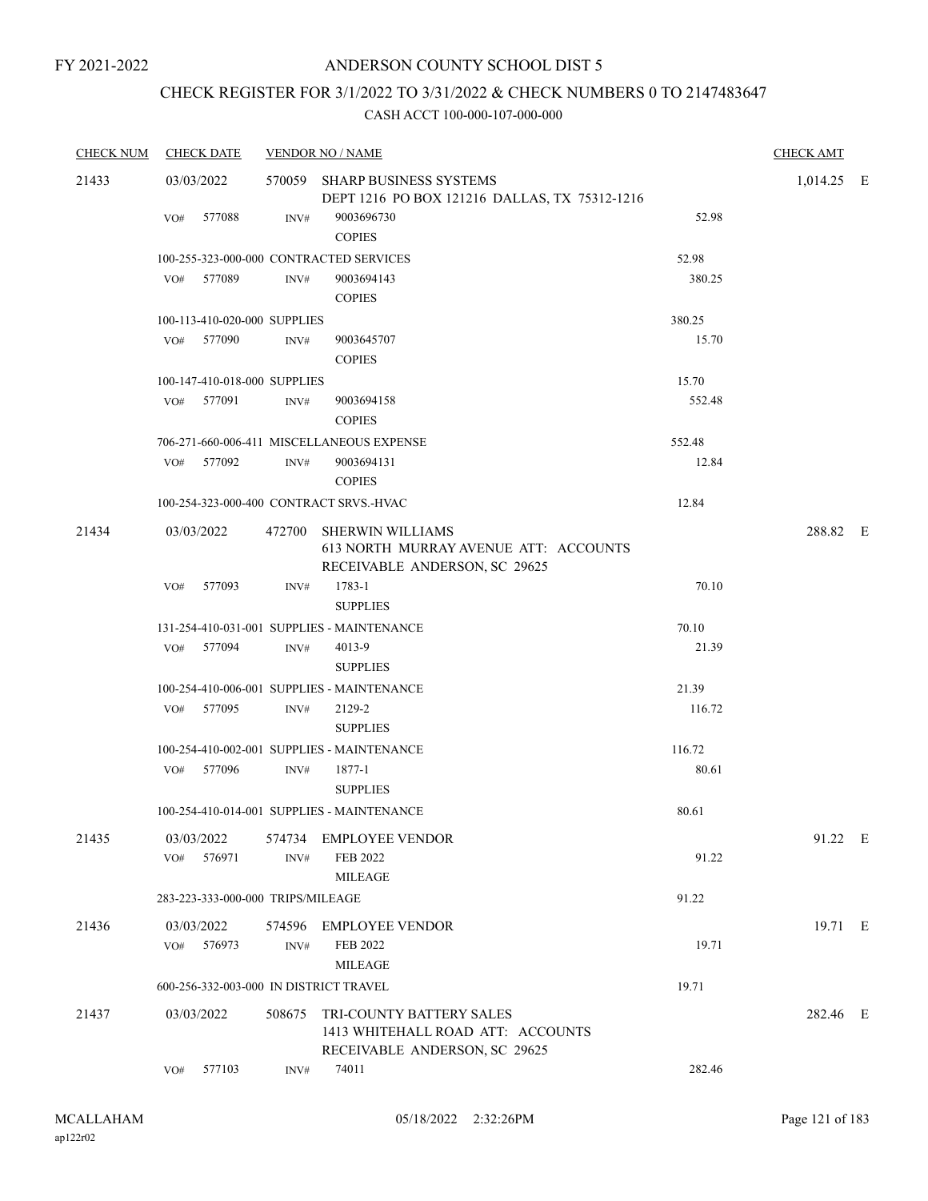FY 2021-2022

# ANDERSON COUNTY SCHOOL DIST 5

## CHECK REGISTER FOR 3/1/2022 TO 3/31/2022 & CHECK NUMBERS 0 TO 2147483647

### CASH ACCT 100-000-107-000-000

| CHECK NUM | CHECK DATE | VENDOR NO / NAME | | CHECK AMT |
|---|---|---|---|---|
| 21433 | 03/03/2022 | 570059 SHARP BUSINESS SYSTEMS<br>DEPT 1216 PO BOX 121216 DALLAS, TX 75312-1216 | | 1,014.25 E |
| | VO# 577088 | INV# 9003696730<br>COPIES | 52.98 | |
| | 100-255-323-000-000 CONTRACTED SERVICES | | 52.98 | |
| | VO# 577089 | INV# 9003694143<br>COPIES | 380.25 | |
| | 100-113-410-020-000 SUPPLIES | | 380.25 | |
| | VO# 577090 | INV# 9003645707<br>COPIES | 15.70 | |
| | 100-147-410-018-000 SUPPLIES | | 15.70 | |
| | VO# 577091 | INV# 9003694158<br>COPIES | 552.48 | |
| | 706-271-660-006-411 MISCELLANEOUS EXPENSE | | 552.48 | |
| | VO# 577092 | INV# 9003694131<br>COPIES | 12.84 | |
| | 100-254-323-000-400 CONTRACT SRVS.-HVAC | | 12.84 | |
| 21434 | 03/03/2022 | 472700 SHERWIN WILLIAMS<br>613 NORTH MURRAY AVENUE ATT: ACCOUNTS RECEIVABLE ANDERSON, SC 29625 | | 288.82 E |
| | VO# 577093 | INV# 1783-1<br>SUPPLIES | 70.10 | |
| | 131-254-410-031-001 SUPPLIES - MAINTENANCE | | 70.10 | |
| | VO# 577094 | INV# 4013-9<br>SUPPLIES | 21.39 | |
| | 100-254-410-006-001 SUPPLIES - MAINTENANCE | | 21.39 | |
| | VO# 577095 | INV# 2129-2<br>SUPPLIES | 116.72 | |
| | 100-254-410-002-001 SUPPLIES - MAINTENANCE | | 116.72 | |
| | VO# 577096 | INV# 1877-1<br>SUPPLIES | 80.61 | |
| | 100-254-410-014-001 SUPPLIES - MAINTENANCE | | 80.61 | |
| 21435 | 03/03/2022 | 574734 EMPLOYEE VENDOR | | 91.22 E |
| | VO# 576971 | INV# FEB 2022<br>MILEAGE | 91.22 | |
| | 283-223-333-000-000 TRIPS/MILEAGE | | 91.22 | |
| 21436 | 03/03/2022 | 574596 EMPLOYEE VENDOR | | 19.71 E |
| | VO# 576973 | INV# FEB 2022<br>MILEAGE | 19.71 | |
| | 600-256-332-003-000 IN DISTRICT TRAVEL | | 19.71 | |
| 21437 | 03/03/2022 | 508675 TRI-COUNTY BATTERY SALES<br>1413 WHITEHALL ROAD ATT: ACCOUNTS RECEIVABLE ANDERSON, SC 29625 | | 282.46 E |
| | VO# 577103 | INV# 74011 | 282.46 | |

MCALLAHAM
ap122r02

05/18/2022 2:32:26PM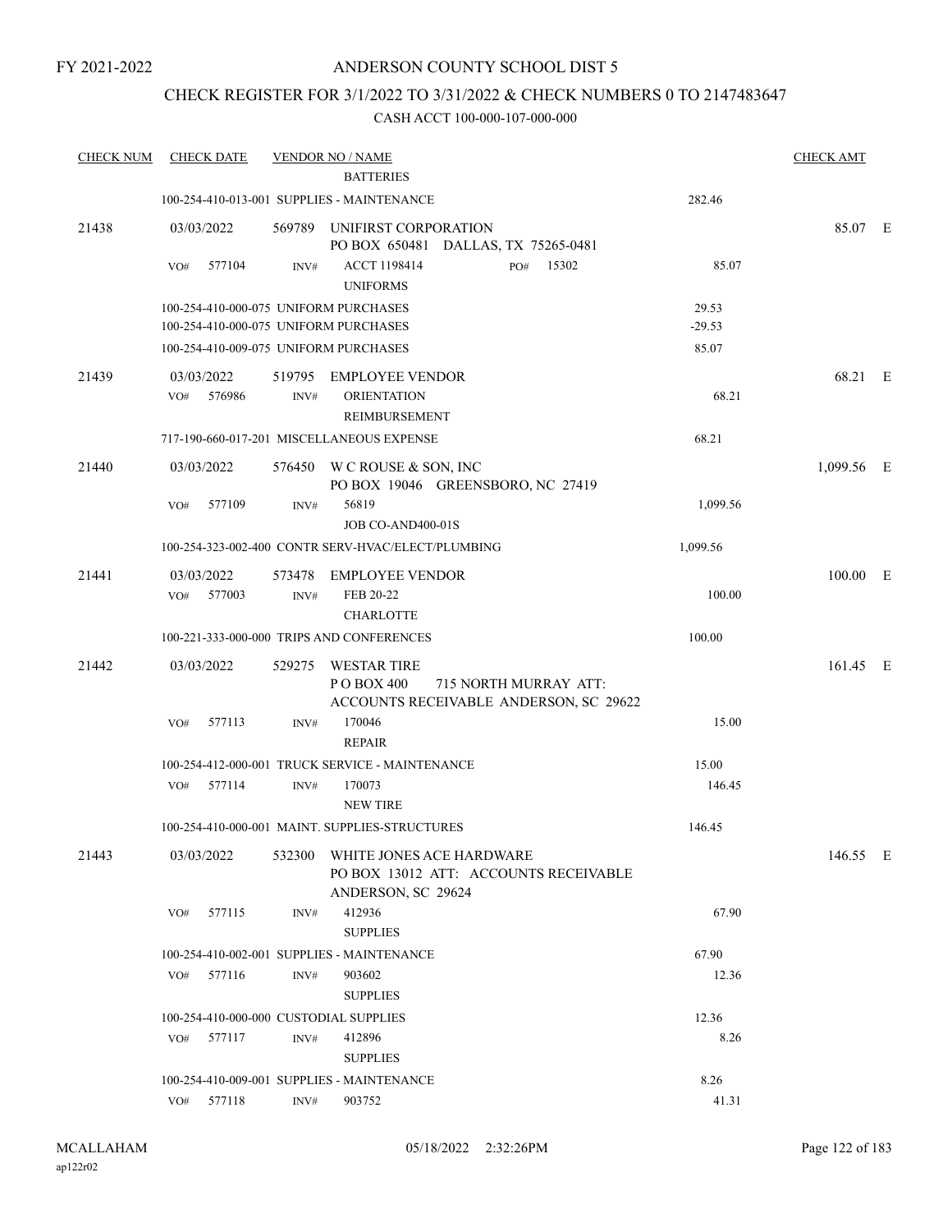FY 2021-2022

# ANDERSON COUNTY SCHOOL DIST 5

## CHECK REGISTER FOR 3/1/2022 TO 3/31/2022 & CHECK NUMBERS 0 TO 2147483647

CASH ACCT 100-000-107-000-000

| CHECK NUM | CHECK DATE | VENDOR NO / NAME | | CHECK AMT | |
|---|---|---|---|---|---|
| | | BATTERIES | | | |
| | | 100-254-410-013-001 SUPPLIES - MAINTENANCE | 282.46 | | |
| 21438 | 03/03/2022 | 569789 UNIFIRST CORPORATION<br>PO BOX 650481 DALLAS, TX 75265-0481 | | 85.07 | E |
| | VO# 577104 | INV# ACCT 1198414 PO# 15302<br>UNIFORMS | 85.07 | | |
| | | 100-254-410-000-075 UNIFORM PURCHASES | 29.53 | | |
| | | 100-254-410-000-075 UNIFORM PURCHASES | -29.53 | | |
| | | 100-254-410-009-075 UNIFORM PURCHASES | 85.07 | | |
| 21439 | 03/03/2022 | 519795 EMPLOYEE VENDOR | | 68.21 | E |
| | VO# 576986 | INV# ORIENTATION<br>REIMBURSEMENT | 68.21 | | |
| | | 717-190-660-017-201 MISCELLANEOUS EXPENSE | 68.21 | | |
| 21440 | 03/03/2022 | 576450 W C ROUSE & SON, INC<br>PO BOX 19046 GREENSBORO, NC 27419 | | 1,099.56 | E |
| | VO# 577109 | INV# 56819<br>JOB CO-AND400-01S | 1,099.56 | | |
| | | 100-254-323-002-400 CONTR SERV-HVAC/ELECT/PLUMBING | 1,099.56 | | |
| 21441 | 03/03/2022 | 573478 EMPLOYEE VENDOR | | 100.00 | E |
| | VO# 577003 | INV# FEB 20-22<br>CHARLOTTE | 100.00 | | |
| | | 100-221-333-000-000 TRIPS AND CONFERENCES | 100.00 | | |
| 21442 | 03/03/2022 | 529275 WESTAR TIRE<br>P O BOX 400 715 NORTH MURRAY ATT:<br>ACCOUNTS RECEIVABLE ANDERSON, SC 29622 | | 161.45 | E |
| | VO# 577113 | INV# 170046<br>REPAIR | 15.00 | | |
| | | 100-254-412-000-001 TRUCK SERVICE - MAINTENANCE | 15.00 | | |
| | VO# 577114 | INV# 170073<br>NEW TIRE | 146.45 | | |
| | | 100-254-410-000-001 MAINT. SUPPLIES-STRUCTURES | 146.45 | | |
| 21443 | 03/03/2022 | 532300 WHITE JONES ACE HARDWARE<br>PO BOX 13012 ATT: ACCOUNTS RECEIVABLE<br>ANDERSON, SC 29624 | | 146.55 | E |
| | VO# 577115 | INV# 412936<br>SUPPLIES | 67.90 | | |
| | | 100-254-410-002-001 SUPPLIES - MAINTENANCE | 67.90 | | |
| | VO# 577116 | INV# 903602<br>SUPPLIES | 12.36 | | |
| | | 100-254-410-000-000 CUSTODIAL SUPPLIES | 12.36 | | |
| | VO# 577117 | INV# 412896<br>SUPPLIES | 8.26 | | |
| | | 100-254-410-009-001 SUPPLIES - MAINTENANCE | 8.26 | | |
| | VO# 577118 | INV# 903752 | 41.31 | | |

MCALLAHAM ap122r02 05/18/2022 2:32:26PM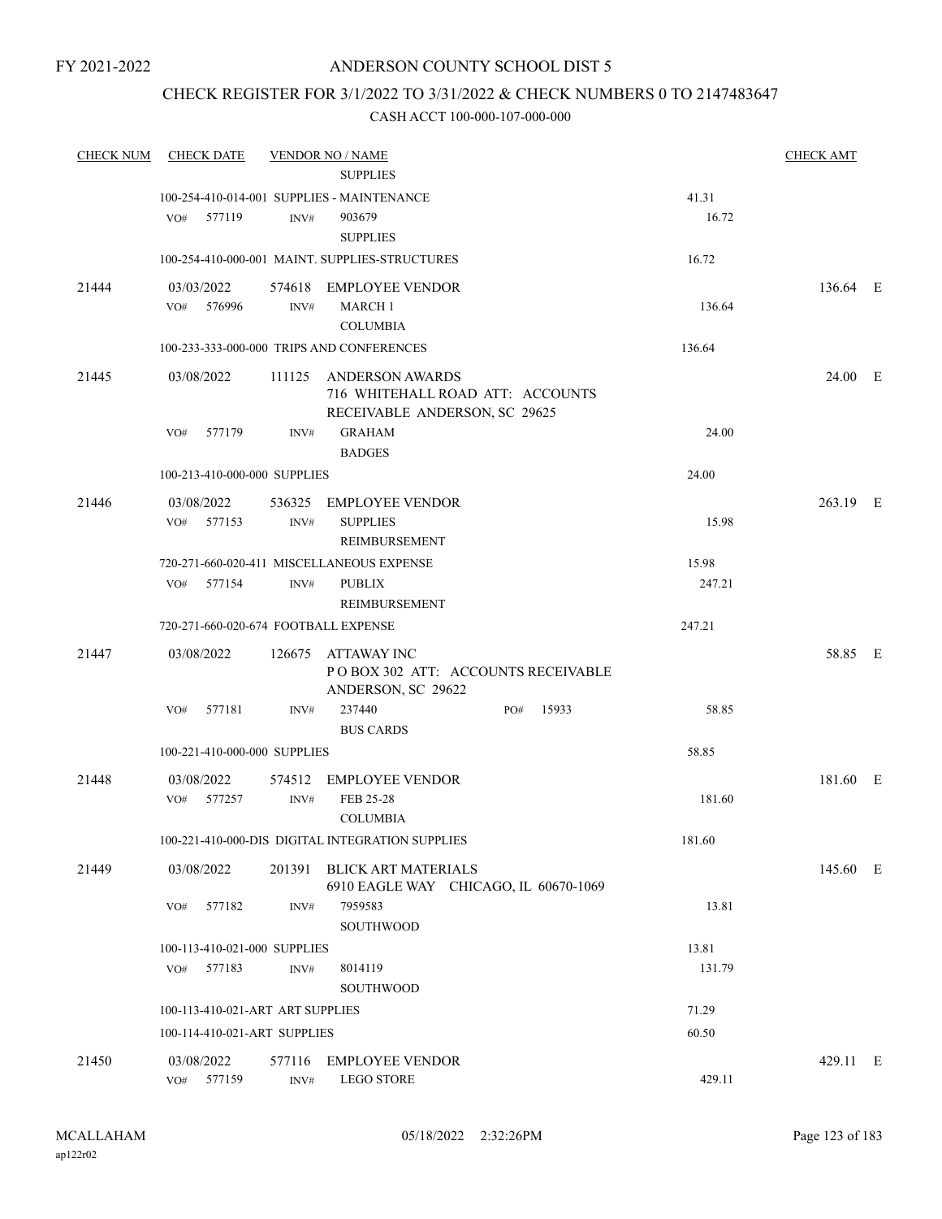# ANDERSON COUNTY SCHOOL DIST 5

FY 2021-2022

## CHECK REGISTER FOR 3/1/2022 TO 3/31/2022 & CHECK NUMBERS 0 TO 2147483647

### CASH ACCT 100-000-107-000-000

| CHECK NUM | CHECK DATE | VENDOR NO / NAME | | CHECK AMT |
|---|---|---|---|---|
| | | SUPPLIES | | |
| | 100-254-410-014-001 SUPPLIES - MAINTENANCE | | 41.31 | |
| | VO# 577119 | INV# 903679<br>SUPPLIES | 16.72 | |
| | 100-254-410-000-001 MAINT. SUPPLIES-STRUCTURES | | 16.72 | |
| 21444 | 03/03/2022 | 574618 EMPLOYEE VENDOR | | 136.64 E |
| | VO# 576996 | INV# MARCH 1<br>COLUMBIA | 136.64 | |
| | 100-233-333-000-000 TRIPS AND CONFERENCES | | 136.64 | |
| 21445 | 03/08/2022 | 111125 ANDERSON AWARDS<br>716 WHITEHALL ROAD ATT: ACCOUNTS RECEIVABLE ANDERSON, SC 29625 | | 24.00 E |
| | VO# 577179 | INV# GRAHAM<br>BADGES | 24.00 | |
| | 100-213-410-000-000 SUPPLIES | | 24.00 | |
| 21446 | 03/08/2022 | 536325 EMPLOYEE VENDOR | | 263.19 E |
| | VO# 577153 | INV# SUPPLIES<br>REIMBURSEMENT | 15.98 | |
| | 720-271-660-020-411 MISCELLANEOUS EXPENSE | | 15.98 | |
| | VO# 577154 | INV# PUBLIX<br>REIMBURSEMENT | 247.21 | |
| | 720-271-660-020-674 FOOTBALL EXPENSE | | 247.21 | |
| 21447 | 03/08/2022 | 126675 ATTAWAY INC<br>P O BOX 302 ATT: ACCOUNTS RECEIVABLE ANDERSON, SC 29622 | | 58.85 E |
| | VO# 577181 | INV# 237440 PO# 15933<br>BUS CARDS | 58.85 | |
| | 100-221-410-000-000 SUPPLIES | | 58.85 | |
| 21448 | 03/08/2022 | 574512 EMPLOYEE VENDOR | | 181.60 E |
| | VO# 577257 | INV# FEB 25-28<br>COLUMBIA | 181.60 | |
| | 100-221-410-000-DIS DIGITAL INTEGRATION SUPPLIES | | 181.60 | |
| 21449 | 03/08/2022 | 201391 BLICK ART MATERIALS<br>6910 EAGLE WAY CHICAGO, IL 60670-1069 | | 145.60 E |
| | VO# 577182 | INV# 7959583<br>SOUTHWOOD | 13.81 | |
| | 100-113-410-021-000 SUPPLIES | | 13.81 | |
| | VO# 577183 | INV# 8014119<br>SOUTHWOOD | 131.79 | |
| | 100-113-410-021-ART ART SUPPLIES | | 71.29 | |
| | 100-114-410-021-ART SUPPLIES | | 60.50 | |
| 21450 | 03/08/2022 | 577116 EMPLOYEE VENDOR | | 429.11 E |
| | VO# 577159 | INV# LEGO STORE | 429.11 | |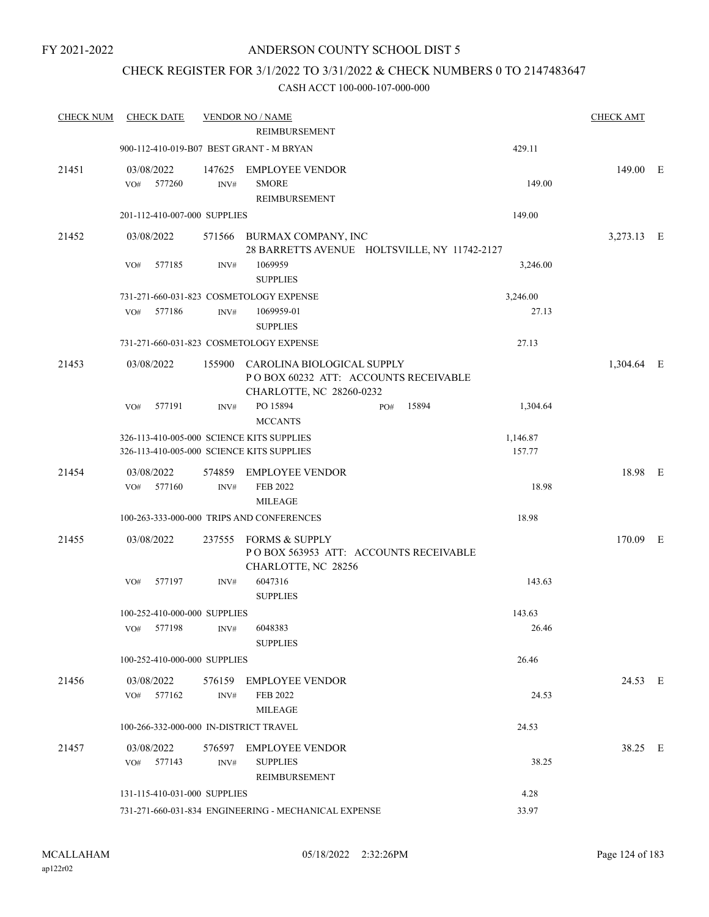FY 2021-2022

# ANDERSON COUNTY SCHOOL DIST 5

## CHECK REGISTER FOR 3/1/2022 TO 3/31/2022 & CHECK NUMBERS 0 TO 2147483647

### CASH ACCT 100-000-107-000-000

| CHECK NUM | CHECK DATE | VENDOR NO / NAME | | CHECK AMT |
|---|---|---|---|---|
| | | REIMBURSEMENT | | |
| | 900-112-410-019-B07 BEST GRANT - M BRYAN | | 429.11 | |
| 21451 | 03/08/2022 | 147625 EMPLOYEE VENDOR | | 149.00 E |
| | VO# 577260 | INV# SMORE REIMBURSEMENT | 149.00 | |
| | 201-112-410-007-000 SUPPLIES | | 149.00 | |
| 21452 | 03/08/2022 | 571566 BURMAX COMPANY, INC 28 BARRETTS AVENUE HOLTSVILLE, NY 11742-2127 | | 3,273.13 E |
| | VO# 577185 | INV# 1069959 SUPPLIES | 3,246.00 | |
| | 731-271-660-031-823 COSMETOLOGY EXPENSE | | 3,246.00 | |
| | VO# 577186 | INV# 1069959-01 SUPPLIES | 27.13 | |
| | 731-271-660-031-823 COSMETOLOGY EXPENSE | | 27.13 | |
| 21453 | 03/08/2022 | 155900 CAROLINA BIOLOGICAL SUPPLY P O BOX 60232 ATT: ACCOUNTS RECEIVABLE CHARLOTTE, NC 28260-0232 | | 1,304.64 E |
| | VO# 577191 | INV# PO 15894 PO# 15894 MCCANTS | 1,304.64 | |
| | 326-113-410-005-000 SCIENCE KITS SUPPLIES | | 1,146.87 | |
| | 326-113-410-005-000 SCIENCE KITS SUPPLIES | | 157.77 | |
| 21454 | 03/08/2022 | 574859 EMPLOYEE VENDOR | | 18.98 E |
| | VO# 577160 | INV# FEB 2022 MILEAGE | 18.98 | |
| | 100-263-333-000-000 TRIPS AND CONFERENCES | | 18.98 | |
| 21455 | 03/08/2022 | 237555 FORMS & SUPPLY P O BOX 563953 ATT: ACCOUNTS RECEIVABLE CHARLOTTE, NC 28256 | | 170.09 E |
| | VO# 577197 | INV# 6047316 SUPPLIES | 143.63 | |
| | 100-252-410-000-000 SUPPLIES | | 143.63 | |
| | VO# 577198 | INV# 6048383 SUPPLIES | 26.46 | |
| | 100-252-410-000-000 SUPPLIES | | 26.46 | |
| 21456 | 03/08/2022 | 576159 EMPLOYEE VENDOR | | 24.53 E |
| | VO# 577162 | INV# FEB 2022 MILEAGE | 24.53 | |
| | 100-266-332-000-000 IN-DISTRICT TRAVEL | | 24.53 | |
| 21457 | 03/08/2022 | 576597 EMPLOYEE VENDOR | | 38.25 E |
| | VO# 577143 | INV# SUPPLIES REIMBURSEMENT | 38.25 | |
| | 131-115-410-031-000 SUPPLIES | | 4.28 | |
| | 731-271-660-031-834 ENGINEERING - MECHANICAL EXPENSE | | 33.97 | |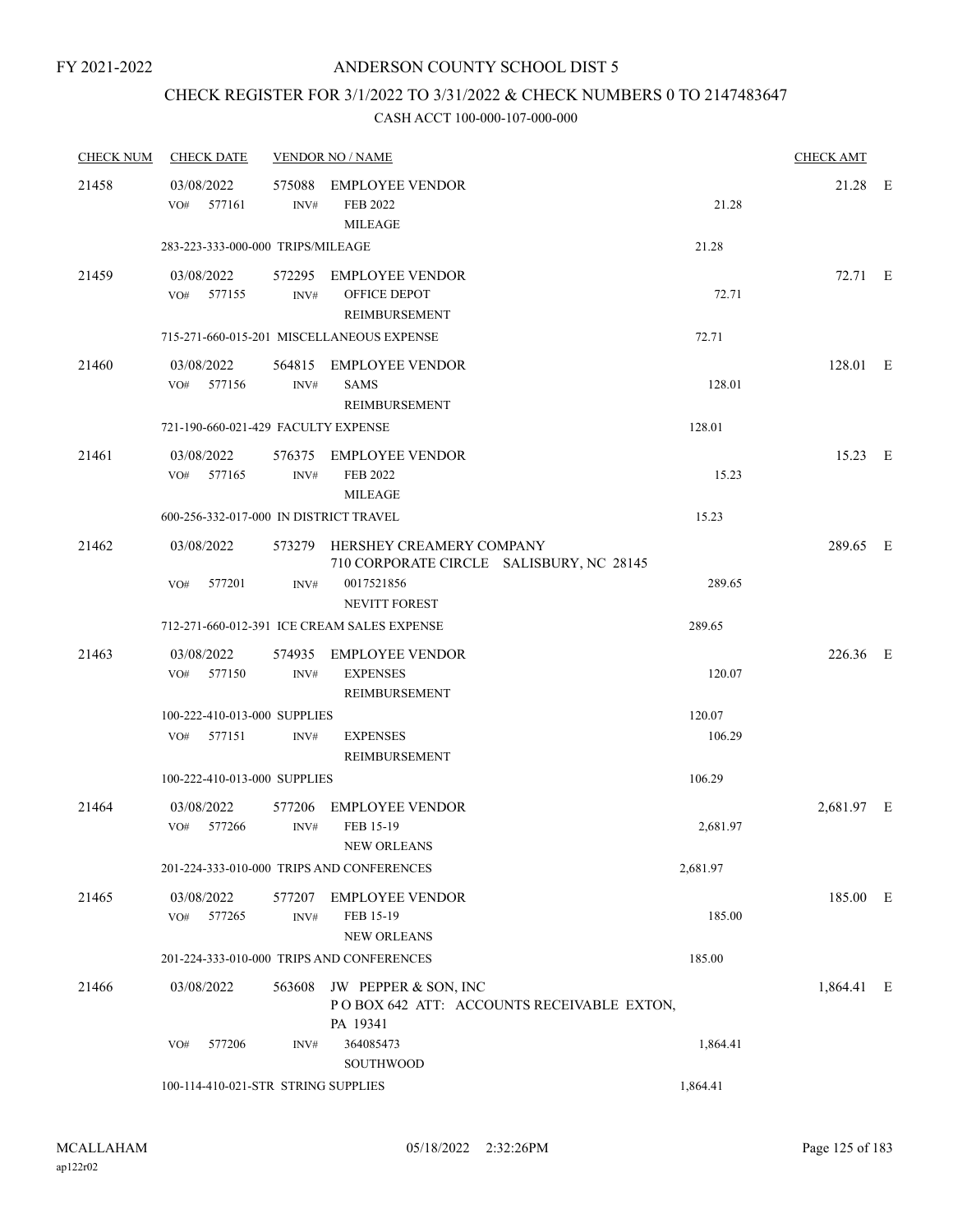FY 2021-2022

# ANDERSON COUNTY SCHOOL DIST 5

## CHECK REGISTER FOR 3/1/2022 TO 3/31/2022 & CHECK NUMBERS 0 TO 2147483647

### CASH ACCT 100-000-107-000-000

| CHECK NUM | CHECK DATE | VENDOR NO / NAME | | CHECK AMT | |
|---|---|---|---|---|---|
| 21458 | 03/08/2022 | 575088 EMPLOYEE VENDOR | | 21.28 | E |
| | VO# 577161 | INV# FEB 2022 MILEAGE | 21.28 | | |
| | 283-223-333-000-000 TRIPS/MILEAGE | | 21.28 | | |
| 21459 | 03/08/2022 | 572295 EMPLOYEE VENDOR | | 72.71 | E |
| | VO# 577155 | INV# OFFICE DEPOT REIMBURSEMENT | 72.71 | | |
| | 715-271-660-015-201 MISCELLANEOUS EXPENSE | | 72.71 | | |
| 21460 | 03/08/2022 | 564815 EMPLOYEE VENDOR | | 128.01 | E |
| | VO# 577156 | INV# SAMS REIMBURSEMENT | 128.01 | | |
| | 721-190-660-021-429 FACULTY EXPENSE | | 128.01 | | |
| 21461 | 03/08/2022 | 576375 EMPLOYEE VENDOR | | 15.23 | E |
| | VO# 577165 | INV# FEB 2022 MILEAGE | 15.23 | | |
| | 600-256-332-017-000 IN DISTRICT TRAVEL | | 15.23 | | |
| 21462 | 03/08/2022 | 573279 HERSHEY CREAMERY COMPANY 710 CORPORATE CIRCLE SALISBURY, NC 28145 | | 289.65 | E |
| | VO# 577201 | INV# 0017521856 NEVITT FOREST | 289.65 | | |
| | 712-271-660-012-391 ICE CREAM SALES EXPENSE | | 289.65 | | |
| 21463 | 03/08/2022 | 574935 EMPLOYEE VENDOR | | 226.36 | E |
| | VO# 577150 | INV# EXPENSES REIMBURSEMENT | 120.07 | | |
| | 100-222-410-013-000 SUPPLIES | | 120.07 | | |
| | VO# 577151 | INV# EXPENSES REIMBURSEMENT | 106.29 | | |
| | 100-222-410-013-000 SUPPLIES | | 106.29 | | |
| 21464 | 03/08/2022 | 577206 EMPLOYEE VENDOR | | 2,681.97 | E |
| | VO# 577266 | INV# FEB 15-19 NEW ORLEANS | 2,681.97 | | |
| | 201-224-333-010-000 TRIPS AND CONFERENCES | | 2,681.97 | | |
| 21465 | 03/08/2022 | 577207 EMPLOYEE VENDOR | | 185.00 | E |
| | VO# 577265 | INV# FEB 15-19 NEW ORLEANS | 185.00 | | |
| | 201-224-333-010-000 TRIPS AND CONFERENCES | | 185.00 | | |
| 21466 | 03/08/2022 | 563608 JW PEPPER & SON, INC P O BOX 642 ATT: ACCOUNTS RECEIVABLE EXTON, PA 19341 | | 1,864.41 | E |
| | VO# 577206 | INV# 364085473 SOUTHWOOD | 1,864.41 | | |
| | 100-114-410-021-STR STRING SUPPLIES | | 1,864.41 | | |

MCALLAHAM ap122r02 05/18/2022 2:32:26PM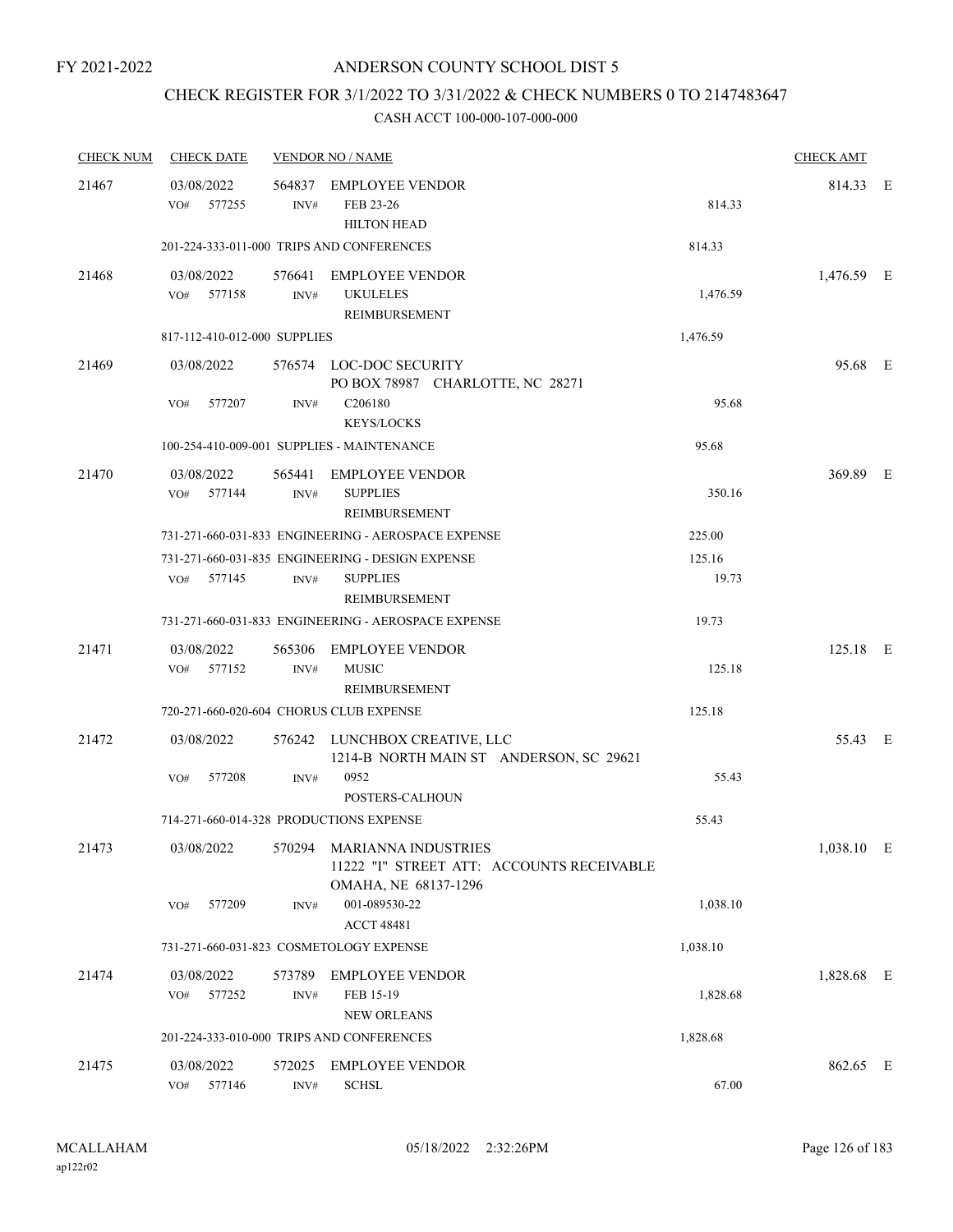FY 2021-2022

# ANDERSON COUNTY SCHOOL DIST 5

## CHECK REGISTER FOR 3/1/2022 TO 3/31/2022 & CHECK NUMBERS 0 TO 2147483647

### CASH ACCT 100-000-107-000-000

| CHECK NUM | CHECK DATE | VENDOR NO / NAME | | CHECK AMT | |
|---|---|---|---|---|---|
| 21467 | 03/08/2022 | 564837 EMPLOYEE VENDOR | | 814.33 | E |
| | VO# 577255 | INV# FEB 23-26 HILTON HEAD | 814.33 | | |
| | 201-224-333-011-000 TRIPS AND CONFERENCES | | 814.33 | | |
| 21468 | 03/08/2022 | 576641 EMPLOYEE VENDOR | | 1,476.59 | E |
| | VO# 577158 | INV# UKULELES REIMBURSEMENT | 1,476.59 | | |
| | 817-112-410-012-000 SUPPLIES | | 1,476.59 | | |
| 21469 | 03/08/2022 | 576574 LOC-DOC SECURITY PO BOX 78987 CHARLOTTE, NC 28271 | | 95.68 | E |
| | VO# 577207 | INV# C206180 KEYS/LOCKS | 95.68 | | |
| | 100-254-410-009-001 SUPPLIES - MAINTENANCE | | 95.68 | | |
| 21470 | 03/08/2022 | 565441 EMPLOYEE VENDOR | | 369.89 | E |
| | VO# 577144 | INV# SUPPLIES REIMBURSEMENT | 350.16 | | |
| | 731-271-660-031-833 ENGINEERING - AEROSPACE EXPENSE | | 225.00 | | |
| | 731-271-660-031-835 ENGINEERING - DESIGN EXPENSE | | 125.16 | | |
| | VO# 577145 | INV# SUPPLIES REIMBURSEMENT | 19.73 | | |
| | 731-271-660-031-833 ENGINEERING - AEROSPACE EXPENSE | | 19.73 | | |
| 21471 | 03/08/2022 | 565306 EMPLOYEE VENDOR | | 125.18 | E |
| | VO# 577152 | INV# MUSIC REIMBURSEMENT | 125.18 | | |
| | 720-271-660-020-604 CHORUS CLUB EXPENSE | | 125.18 | | |
| 21472 | 03/08/2022 | 576242 LUNCHBOX CREATIVE, LLC 1214-B NORTH MAIN ST ANDERSON, SC 29621 | | 55.43 | E |
| | VO# 577208 | INV# 0952 POSTERS-CALHOUN | 55.43 | | |
| | 714-271-660-014-328 PRODUCTIONS EXPENSE | | 55.43 | | |
| 21473 | 03/08/2022 | 570294 MARIANNA INDUSTRIES 11222 "I" STREET ATT: ACCOUNTS RECEIVABLE OMAHA, NE 68137-1296 | | 1,038.10 | E |
| | VO# 577209 | INV# 001-089530-22 ACCT 48481 | 1,038.10 | | |
| | 731-271-660-031-823 COSMETOLOGY EXPENSE | | 1,038.10 | | |
| 21474 | 03/08/2022 | 573789 EMPLOYEE VENDOR | | 1,828.68 | E |
| | VO# 577252 | INV# FEB 15-19 NEW ORLEANS | 1,828.68 | | |
| | 201-224-333-010-000 TRIPS AND CONFERENCES | | 1,828.68 | | |
| 21475 | 03/08/2022 | 572025 EMPLOYEE VENDOR | | 862.65 | E |
| | VO# 577146 | INV# SCHSL | 67.00 | | |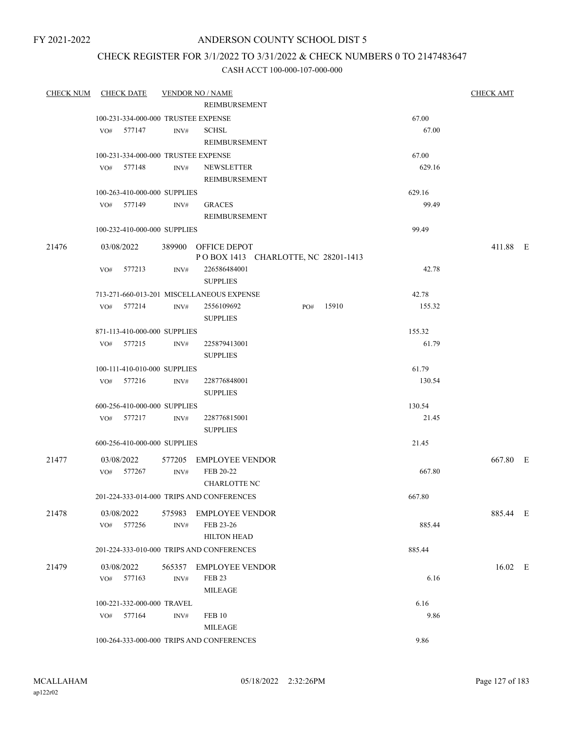FY 2021-2022

# ANDERSON COUNTY SCHOOL DIST 5

## CHECK REGISTER FOR 3/1/2022 TO 3/31/2022 & CHECK NUMBERS 0 TO 2147483647

### CASH ACCT 100-000-107-000-000

| CHECK NUM | CHECK DATE | VENDOR NO / NAME | | CHECK AMT |
|---|---|---|---|---|
| | | REIMBURSEMENT | | |
| | 100-231-334-000-000 TRUSTEE EXPENSE | | 67.00 | |
| | VO# 577147 | INV# SCHSL REIMBURSEMENT | 67.00 | |
| | 100-231-334-000-000 TRUSTEE EXPENSE | | 67.00 | |
| | VO# 577148 | INV# NEWSLETTER REIMBURSEMENT | 629.16 | |
| | 100-263-410-000-000 SUPPLIES | | 629.16 | |
| | VO# 577149 | INV# GRACES REIMBURSEMENT | 99.49 | |
| | 100-232-410-000-000 SUPPLIES | | 99.49 | |
| 21476 | 03/08/2022 | 389900 OFFICE DEPOT P O BOX 1413 CHARLOTTE, NC 28201-1413 | | 411.88 E |
| | VO# 577213 | INV# 226586484001 SUPPLIES | 42.78 | |
| | 713-271-660-013-201 MISCELLANEOUS EXPENSE | | 42.78 | |
| | VO# 577214 | INV# 2556109692 PO# 15910 SUPPLIES | 155.32 | |
| | 871-113-410-000-000 SUPPLIES | | 155.32 | |
| | VO# 577215 | INV# 225879413001 SUPPLIES | 61.79 | |
| | 100-111-410-010-000 SUPPLIES | | 61.79 | |
| | VO# 577216 | INV# 228776848001 SUPPLIES | 130.54 | |
| | 600-256-410-000-000 SUPPLIES | | 130.54 | |
| | VO# 577217 | INV# 228776815001 SUPPLIES | 21.45 | |
| | 600-256-410-000-000 SUPPLIES | | 21.45 | |
| 21477 | 03/08/2022 | 577205 EMPLOYEE VENDOR | | 667.80 E |
| | VO# 577267 | INV# FEB 20-22 CHARLOTTE NC | 667.80 | |
| | 201-224-333-014-000 TRIPS AND CONFERENCES | | 667.80 | |
| 21478 | 03/08/2022 | 575983 EMPLOYEE VENDOR | | 885.44 E |
| | VO# 577256 | INV# FEB 23-26 HILTON HEAD | 885.44 | |
| | 201-224-333-010-000 TRIPS AND CONFERENCES | | 885.44 | |
| 21479 | 03/08/2022 | 565357 EMPLOYEE VENDOR | | 16.02 E |
| | VO# 577163 | INV# FEB 23 MILEAGE | 6.16 | |
| | 100-221-332-000-000 TRAVEL | | 6.16 | |
| | VO# 577164 | INV# FEB 10 MILEAGE | 9.86 | |
| | 100-264-333-000-000 TRIPS AND CONFERENCES | | 9.86 | |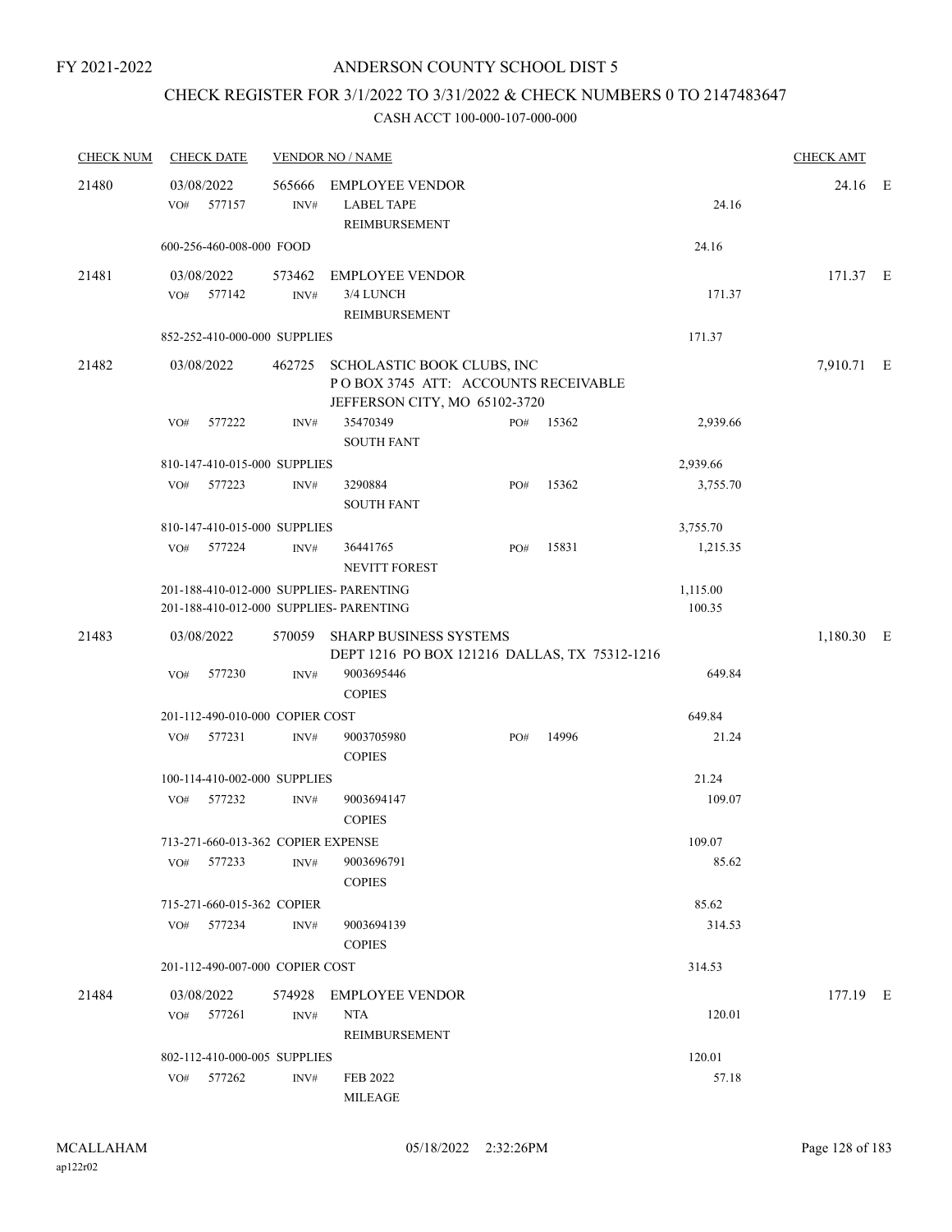FY 2021-2022

# ANDERSON COUNTY SCHOOL DIST 5

## CHECK REGISTER FOR 3/1/2022 TO 3/31/2022 & CHECK NUMBERS 0 TO 2147483647

### CASH ACCT 100-000-107-000-000

| CHECK NUM | CHECK DATE | VENDOR NO / NAME | | | CHECK AMT | |
|---|---|---|---|---|---|---|
| 21480 | 03/08/2022 | 565666 EMPLOYEE VENDOR | | | 24.16 | E |
| | VO# 577157 | INV# LABEL TAPE REIMBURSEMENT | | 24.16 | | |
| | 600-256-460-008-000 FOOD | | | 24.16 | | |
| 21481 | 03/08/2022 | 573462 EMPLOYEE VENDOR | | | 171.37 | E |
| | VO# 577142 | INV# 3/4 LUNCH REIMBURSEMENT | | 171.37 | | |
| | 852-252-410-000-000 SUPPLIES | | | 171.37 | | |
| 21482 | 03/08/2022 | 462725 SCHOLASTIC BOOK CLUBS, INC P O BOX 3745 ATT: ACCOUNTS RECEIVABLE JEFFERSON CITY, MO 65102-3720 | | | 7,910.71 | E |
| | VO# 577222 | INV# 35470349 SOUTH FANT | PO# 15362 | 2,939.66 | | |
| | 810-147-410-015-000 SUPPLIES | | | 2,939.66 | | |
| | VO# 577223 | INV# 3290884 SOUTH FANT | PO# 15362 | 3,755.70 | | |
| | 810-147-410-015-000 SUPPLIES | | | 3,755.70 | | |
| | VO# 577224 | INV# 36441765 NEVITT FOREST | PO# 15831 | 1,215.35 | | |
| | 201-188-410-012-000 SUPPLIES- PARENTING | | | 1,115.00 | | |
| | 201-188-410-012-000 SUPPLIES- PARENTING | | | 100.35 | | |
| 21483 | 03/08/2022 | 570059 SHARP BUSINESS SYSTEMS DEPT 1216 PO BOX 121216 DALLAS, TX 75312-1216 | | | 1,180.30 | E |
| | VO# 577230 | INV# 9003695446 COPIES | | 649.84 | | |
| | 201-112-490-010-000 COPIER COST | | | 649.84 | | |
| | VO# 577231 | INV# 9003705980 COPIES | PO# 14996 | 21.24 | | |
| | 100-114-410-002-000 SUPPLIES | | | 21.24 | | |
| | VO# 577232 | INV# 9003694147 COPIES | | 109.07 | | |
| | 713-271-660-013-362 COPIER EXPENSE | | | 109.07 | | |
| | VO# 577233 | INV# 9003696791 COPIES | | 85.62 | | |
| | 715-271-660-015-362 COPIER | | | 85.62 | | |
| | VO# 577234 | INV# 9003694139 COPIES | | 314.53 | | |
| | 201-112-490-007-000 COPIER COST | | | 314.53 | | |
| 21484 | 03/08/2022 | 574928 EMPLOYEE VENDOR | | | 177.19 | E |
| | VO# 577261 | INV# NTA REIMBURSEMENT | | 120.01 | | |
| | 802-112-410-000-005 SUPPLIES | | | 120.01 | | |
| | VO# 577262 | INV# FEB 2022 MILEAGE | | 57.18 | | |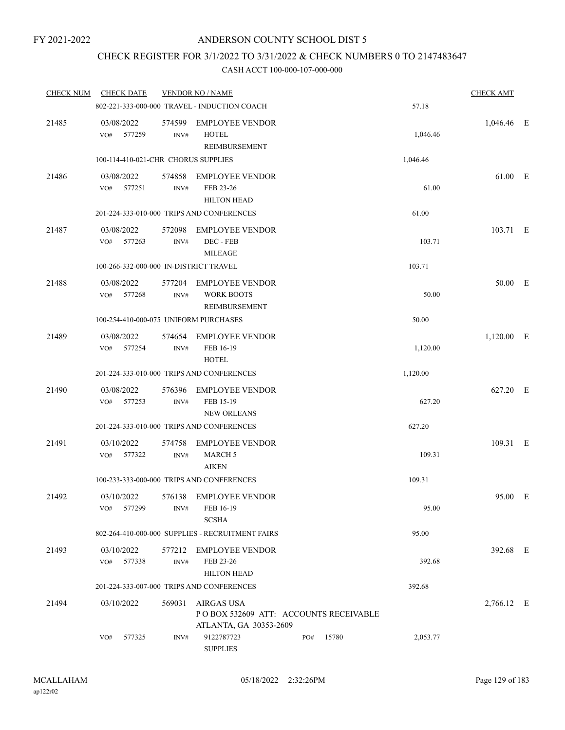FY 2021-2022

# ANDERSON COUNTY SCHOOL DIST 5

## CHECK REGISTER FOR 3/1/2022 TO 3/31/2022 & CHECK NUMBERS 0 TO 2147483647

### CASH ACCT 100-000-107-000-000

| CHECK NUM | CHECK DATE | VENDOR NO / NAME | | | CHECK AMT | |
|---|---|---|---|---|---|---|
| | 802-221-333-000-000 TRAVEL - INDUCTION COACH | | | 57.18 | | |
| 21485 | 03/08/2022 | 574599 | EMPLOYEE VENDOR | | 1,046.46 | E |
| | VO# 577259 | INV# | HOTEL REIMBURSEMENT | 1,046.46 | | |
| | 100-114-410-021-CHR CHORUS SUPPLIES | | | 1,046.46 | | |
| 21486 | 03/08/2022 | 574858 | EMPLOYEE VENDOR | | 61.00 | E |
| | VO# 577251 | INV# | FEB 23-26 HILTON HEAD | 61.00 | | |
| | 201-224-333-010-000 TRIPS AND CONFERENCES | | | 61.00 | | |
| 21487 | 03/08/2022 | 572098 | EMPLOYEE VENDOR | | 103.71 | E |
| | VO# 577263 | INV# | DEC - FEB MILEAGE | 103.71 | | |
| | 100-266-332-000-000 IN-DISTRICT TRAVEL | | | 103.71 | | |
| 21488 | 03/08/2022 | 577204 | EMPLOYEE VENDOR | | 50.00 | E |
| | VO# 577268 | INV# | WORK BOOTS REIMBURSEMENT | 50.00 | | |
| | 100-254-410-000-075 UNIFORM PURCHASES | | | 50.00 | | |
| 21489 | 03/08/2022 | 574654 | EMPLOYEE VENDOR | | 1,120.00 | E |
| | VO# 577254 | INV# | FEB 16-19 HOTEL | 1,120.00 | | |
| | 201-224-333-010-000 TRIPS AND CONFERENCES | | | 1,120.00 | | |
| 21490 | 03/08/2022 | 576396 | EMPLOYEE VENDOR | | 627.20 | E |
| | VO# 577253 | INV# | FEB 15-19 NEW ORLEANS | 627.20 | | |
| | 201-224-333-010-000 TRIPS AND CONFERENCES | | | 627.20 | | |
| 21491 | 03/10/2022 | 574758 | EMPLOYEE VENDOR | | 109.31 | E |
| | VO# 577322 | INV# | MARCH 5 AIKEN | 109.31 | | |
| | 100-233-333-000-000 TRIPS AND CONFERENCES | | | 109.31 | | |
| 21492 | 03/10/2022 | 576138 | EMPLOYEE VENDOR | | 95.00 | E |
| | VO# 577299 | INV# | FEB 16-19 SCSHA | 95.00 | | |
| | 802-264-410-000-000 SUPPLIES - RECRUITMENT FAIRS | | | 95.00 | | |
| 21493 | 03/10/2022 | 577212 | EMPLOYEE VENDOR | | 392.68 | E |
| | VO# 577338 | INV# | FEB 23-26 HILTON HEAD | 392.68 | | |
| | 201-224-333-007-000 TRIPS AND CONFERENCES | | | 392.68 | | |
| 21494 | 03/10/2022 | 569031 | AIRGAS USA P O BOX 532609 ATT: ACCOUNTS RECEIVABLE ATLANTA, GA 30353-2609 | | 2,766.12 | E |
| | VO# 577325 | INV# | 9122787723 SUPPLIES PO# 15780 | 2,053.77 | | |

MCALLAHAM ap122r02 05/18/2022 2:32:26PM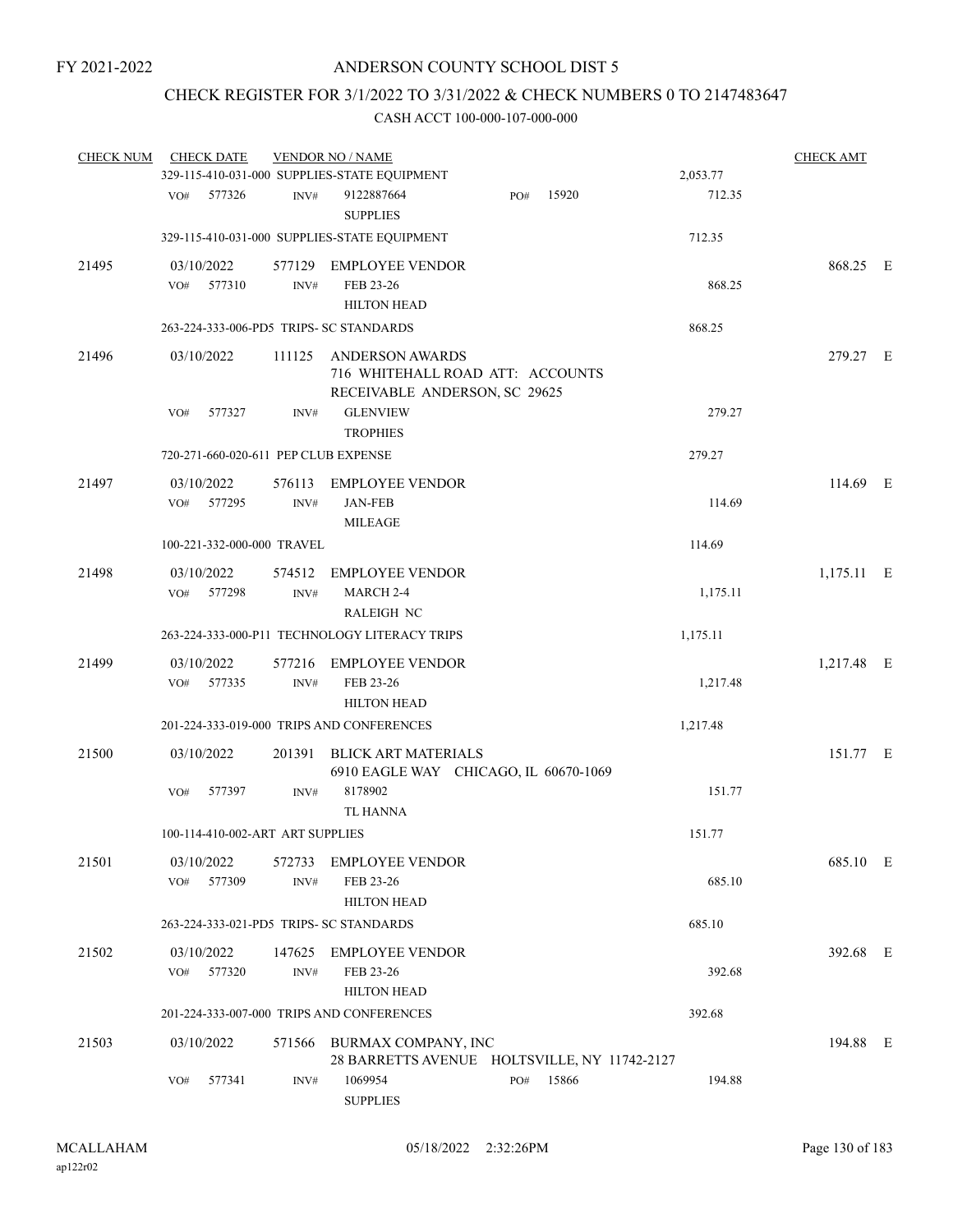FY 2021-2022

# ANDERSON COUNTY SCHOOL DIST 5

## CHECK REGISTER FOR 3/1/2022 TO 3/31/2022 & CHECK NUMBERS 0 TO 2147483647

CASH ACCT 100-000-107-000-000

| CHECK NUM | CHECK DATE | VENDOR NO / NAME | | CHECK AMT |
|---|---|---|---|---|
| | 329-115-410-031-000 SUPPLIES-STATE EQUIPMENT | | 2,053.77 | |
| | VO# 577326 | INV# 9122887664 SUPPLIES PO# 15920 | 712.35 | |
| | 329-115-410-031-000 SUPPLIES-STATE EQUIPMENT | | 712.35 | |
| 21495 | 03/10/2022 | 577129 EMPLOYEE VENDOR | | 868.25 E |
| | VO# 577310 | INV# FEB 23-26 HILTON HEAD | 868.25 | |
| | 263-224-333-006-PD5 TRIPS- SC STANDARDS | | 868.25 | |
| 21496 | 03/10/2022 | 111125 ANDERSON AWARDS 716 WHITEHALL ROAD ATT: ACCOUNTS RECEIVABLE ANDERSON, SC 29625 | | 279.27 E |
| | VO# 577327 | INV# GLENVIEW TROPHIES | 279.27 | |
| | 720-271-660-020-611 PEP CLUB EXPENSE | | 279.27 | |
| 21497 | 03/10/2022 | 576113 EMPLOYEE VENDOR | | 114.69 E |
| | VO# 577295 | INV# JAN-FEB MILEAGE | 114.69 | |
| | 100-221-332-000-000 TRAVEL | | 114.69 | |
| 21498 | 03/10/2022 | 574512 EMPLOYEE VENDOR | | 1,175.11 E |
| | VO# 577298 | INV# MARCH 2-4 RALEIGH NC | 1,175.11 | |
| | 263-224-333-000-P11 TECHNOLOGY LITERACY TRIPS | | 1,175.11 | |
| 21499 | 03/10/2022 | 577216 EMPLOYEE VENDOR | | 1,217.48 E |
| | VO# 577335 | INV# FEB 23-26 HILTON HEAD | 1,217.48 | |
| | 201-224-333-019-000 TRIPS AND CONFERENCES | | 1,217.48 | |
| 21500 | 03/10/2022 | 201391 BLICK ART MATERIALS 6910 EAGLE WAY CHICAGO, IL 60670-1069 | | 151.77 E |
| | VO# 577397 | INV# 8178902 TL HANNA | 151.77 | |
| | 100-114-410-002-ART ART SUPPLIES | | 151.77 | |
| 21501 | 03/10/2022 | 572733 EMPLOYEE VENDOR | | 685.10 E |
| | VO# 577309 | INV# FEB 23-26 HILTON HEAD | 685.10 | |
| | 263-224-333-021-PD5 TRIPS- SC STANDARDS | | 685.10 | |
| 21502 | 03/10/2022 | 147625 EMPLOYEE VENDOR | | 392.68 E |
| | VO# 577320 | INV# FEB 23-26 HILTON HEAD | 392.68 | |
| | 201-224-333-007-000 TRIPS AND CONFERENCES | | 392.68 | |
| 21503 | 03/10/2022 | 571566 BURMAX COMPANY, INC 28 BARRETTS AVENUE HOLTSVILLE, NY 11742-2127 | | 194.88 E |
| | VO# 577341 | INV# 1069954 SUPPLIES PO# 15866 | 194.88 | |

MCALLAHAM ap122r02 05/18/2022 2:32:26PM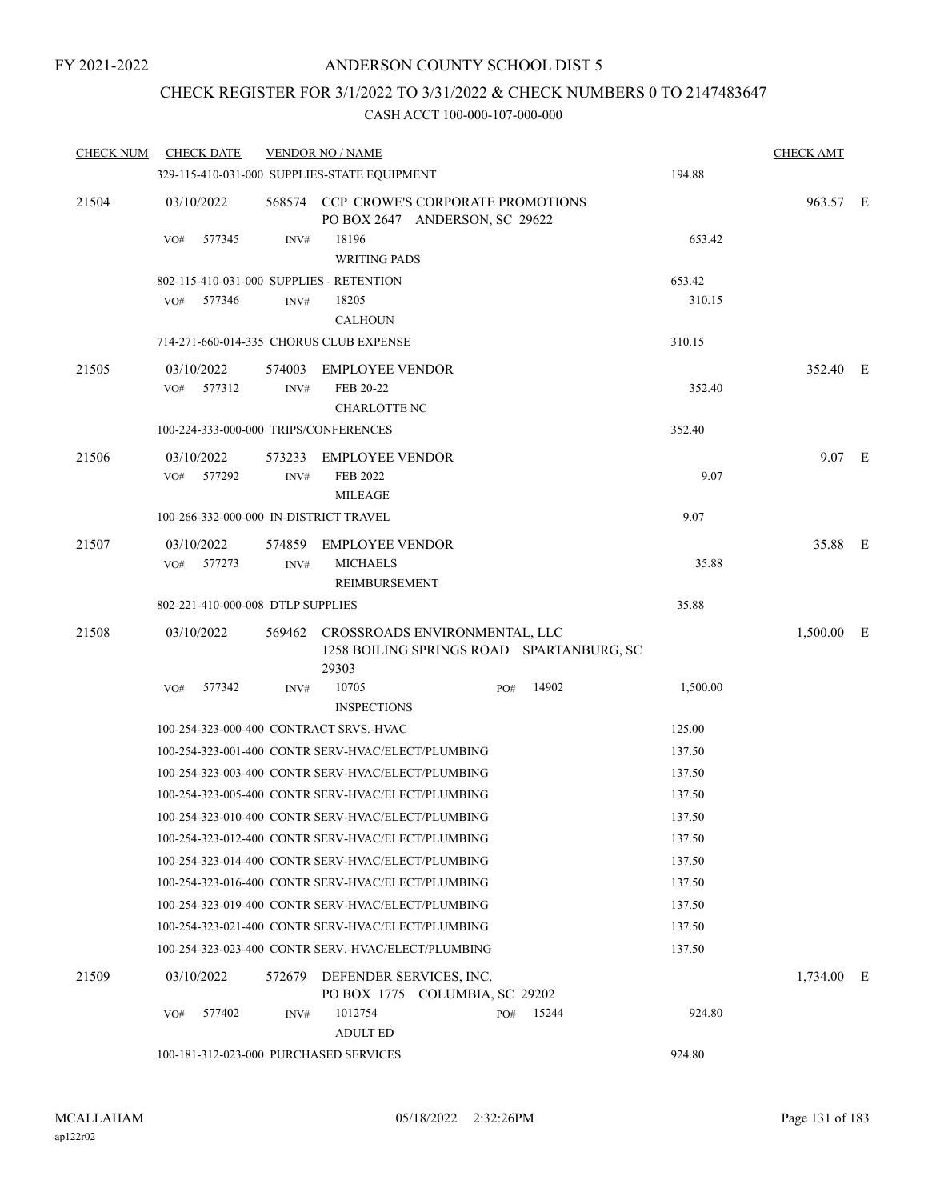FY 2021-2022

# ANDERSON COUNTY SCHOOL DIST 5

## CHECK REGISTER FOR 3/1/2022 TO 3/31/2022 & CHECK NUMBERS 0 TO 2147483647

### CASH ACCT 100-000-107-000-000

| CHECK NUM | CHECK DATE | VENDOR NO / NAME | | CHECK AMT | |
|---|---|---|---|---|---|
| | | 329-115-410-031-000 SUPPLIES-STATE EQUIPMENT | 194.88 | | |
| 21504 | 03/10/2022 | 568574 CCP CROWE'S CORPORATE PROMOTIONS PO BOX 2647 ANDERSON, SC 29622 | | 963.57 | E |
| | VO# 577345 | INV# 18196 WRITING PADS | 653.42 | | |
| | | 802-115-410-031-000 SUPPLIES - RETENTION | 653.42 | | |
| | VO# 577346 | INV# 18205 CALHOUN | 310.15 | | |
| | | 714-271-660-014-335 CHORUS CLUB EXPENSE | 310.15 | | |
| 21505 | 03/10/2022 | 574003 EMPLOYEE VENDOR | | 352.40 | E |
| | VO# 577312 | INV# FEB 20-22 CHARLOTTE NC | 352.40 | | |
| | | 100-224-333-000-000 TRIPS/CONFERENCES | 352.40 | | |
| 21506 | 03/10/2022 | 573233 EMPLOYEE VENDOR | | 9.07 | E |
| | VO# 577292 | INV# FEB 2022 MILEAGE | 9.07 | | |
| | | 100-266-332-000-000 IN-DISTRICT TRAVEL | 9.07 | | |
| 21507 | 03/10/2022 | 574859 EMPLOYEE VENDOR | | 35.88 | E |
| | VO# 577273 | INV# MICHAELS REIMBURSEMENT | 35.88 | | |
| | | 802-221-410-000-008 DTLP SUPPLIES | 35.88 | | |
| 21508 | 03/10/2022 | 569462 CROSSROADS ENVIRONMENTAL, LLC 1258 BOILING SPRINGS ROAD SPARTANBURG, SC 29303 | | 1,500.00 | E |
| | VO# 577342 | INV# 10705 PO# 14902 INSPECTIONS | 1,500.00 | | |
| | | 100-254-323-000-400 CONTRACT SRVS.-HVAC | 125.00 | | |
| | | 100-254-323-001-400 CONTR SERV-HVAC/ELECT/PLUMBING | 137.50 | | |
| | | 100-254-323-003-400 CONTR SERV-HVAC/ELECT/PLUMBING | 137.50 | | |
| | | 100-254-323-005-400 CONTR SERV-HVAC/ELECT/PLUMBING | 137.50 | | |
| | | 100-254-323-010-400 CONTR SERV-HVAC/ELECT/PLUMBING | 137.50 | | |
| | | 100-254-323-012-400 CONTR SERV-HVAC/ELECT/PLUMBING | 137.50 | | |
| | | 100-254-323-014-400 CONTR SERV-HVAC/ELECT/PLUMBING | 137.50 | | |
| | | 100-254-323-016-400 CONTR SERV-HVAC/ELECT/PLUMBING | 137.50 | | |
| | | 100-254-323-019-400 CONTR SERV-HVAC/ELECT/PLUMBING | 137.50 | | |
| | | 100-254-323-021-400 CONTR SERV-HVAC/ELECT/PLUMBING | 137.50 | | |
| | | 100-254-323-023-400 CONTR SERV.-HVAC/ELECT/PLUMBING | 137.50 | | |
| 21509 | 03/10/2022 | 572679 DEFENDER SERVICES, INC. PO BOX 1775 COLUMBIA, SC 29202 | | 1,734.00 | E |
| | VO# 577402 | INV# 1012754 PO# 15244 ADULT ED | 924.80 | | |
| | | 100-181-312-023-000 PURCHASED SERVICES | 924.80 | | |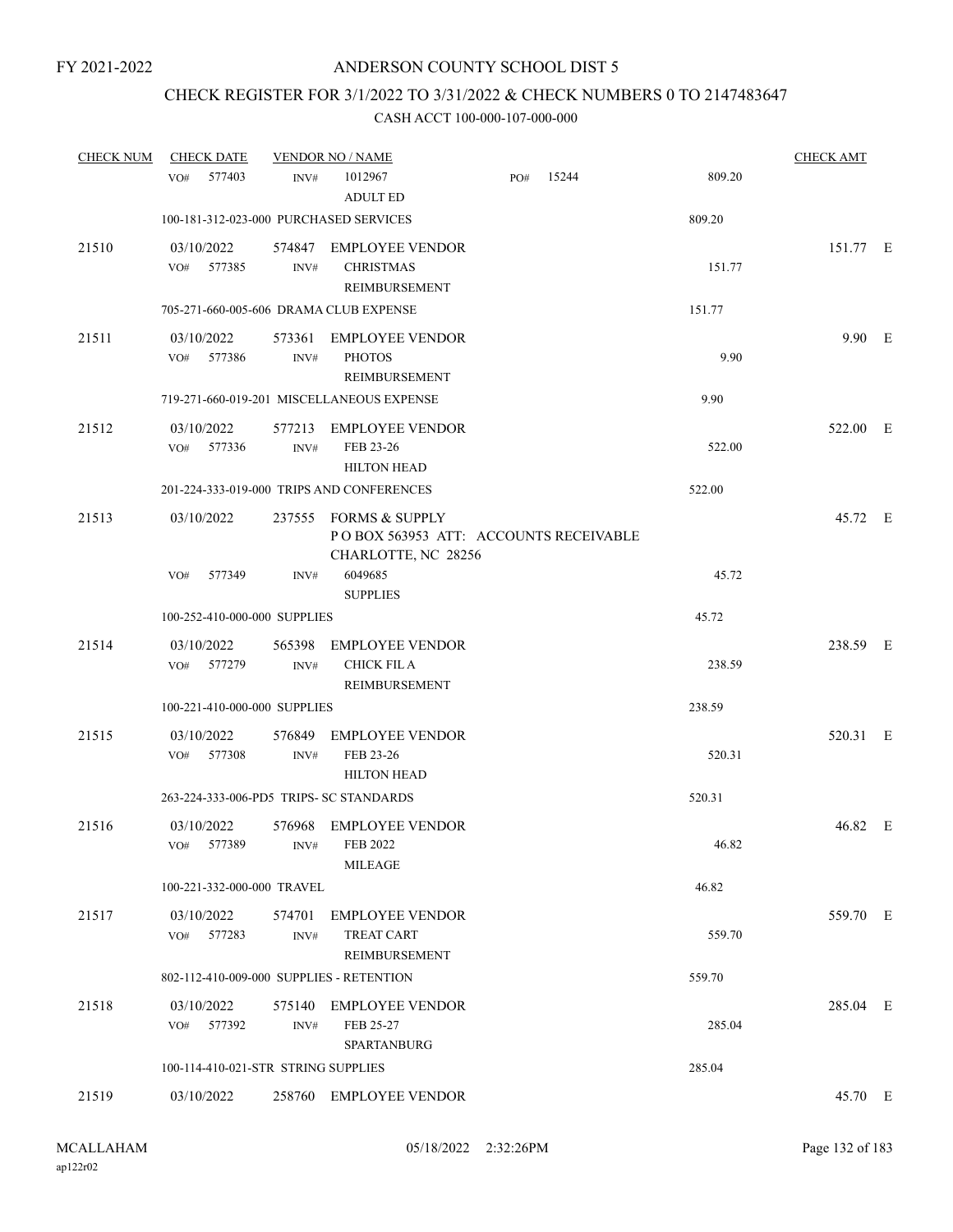FY 2021-2022

# ANDERSON COUNTY SCHOOL DIST 5

## CHECK REGISTER FOR 3/1/2022 TO 3/31/2022 & CHECK NUMBERS 0 TO 2147483647

### CASH ACCT 100-000-107-000-000

| CHECK NUM | CHECK DATE | VENDOR NO / NAME | | | CHECK AMT | |
|---|---|---|---|---|---|---|
| | VO# 577403 | INV# 1012967 ADULT ED | PO# 15244 | 809.20 | | |
| | 100-181-312-023-000 PURCHASED SERVICES | | | 809.20 | | |
| 21510 | 03/10/2022 | 574847 EMPLOYEE VENDOR | | | 151.77 | E |
| | VO# 577385 | INV# CHRISTMAS REIMBURSEMENT | | 151.77 | | |
| | 705-271-660-005-606 DRAMA CLUB EXPENSE | | | 151.77 | | |
| 21511 | 03/10/2022 | 573361 EMPLOYEE VENDOR | | | 9.90 | E |
| | VO# 577386 | INV# PHOTOS REIMBURSEMENT | | 9.90 | | |
| | 719-271-660-019-201 MISCELLANEOUS EXPENSE | | | 9.90 | | |
| 21512 | 03/10/2022 | 577213 EMPLOYEE VENDOR | | | 522.00 | E |
| | VO# 577336 | INV# FEB 23-26 HILTON HEAD | | 522.00 | | |
| | 201-224-333-019-000 TRIPS AND CONFERENCES | | | 522.00 | | |
| 21513 | 03/10/2022 | 237555 FORMS & SUPPLY P O BOX 563953 ATT: ACCOUNTS RECEIVABLE CHARLOTTE, NC 28256 | | | 45.72 | E |
| | VO# 577349 | INV# 6049685 SUPPLIES | | 45.72 | | |
| | 100-252-410-000-000 SUPPLIES | | | 45.72 | | |
| 21514 | 03/10/2022 | 565398 EMPLOYEE VENDOR | | | 238.59 | E |
| | VO# 577279 | INV# CHICK FIL A REIMBURSEMENT | | 238.59 | | |
| | 100-221-410-000-000 SUPPLIES | | | 238.59 | | |
| 21515 | 03/10/2022 | 576849 EMPLOYEE VENDOR | | | 520.31 | E |
| | VO# 577308 | INV# FEB 23-26 HILTON HEAD | | 520.31 | | |
| | 263-224-333-006-PD5 TRIPS- SC STANDARDS | | | 520.31 | | |
| 21516 | 03/10/2022 | 576968 EMPLOYEE VENDOR | | | 46.82 | E |
| | VO# 577389 | INV# FEB 2022 MILEAGE | | 46.82 | | |
| | 100-221-332-000-000 TRAVEL | | | 46.82 | | |
| 21517 | 03/10/2022 | 574701 EMPLOYEE VENDOR | | | 559.70 | E |
| | VO# 577283 | INV# TREAT CART REIMBURSEMENT | | 559.70 | | |
| | 802-112-410-009-000 SUPPLIES - RETENTION | | | 559.70 | | |
| 21518 | 03/10/2022 | 575140 EMPLOYEE VENDOR | | | 285.04 | E |
| | VO# 577392 | INV# FEB 25-27 SPARTANBURG | | 285.04 | | |
| | 100-114-410-021-STR STRING SUPPLIES | | | 285.04 | | |
| 21519 | 03/10/2022 | 258760 EMPLOYEE VENDOR | | | 45.70 | E |

MCALLAHAM
ap122r02

05/18/2022 2:32:26PM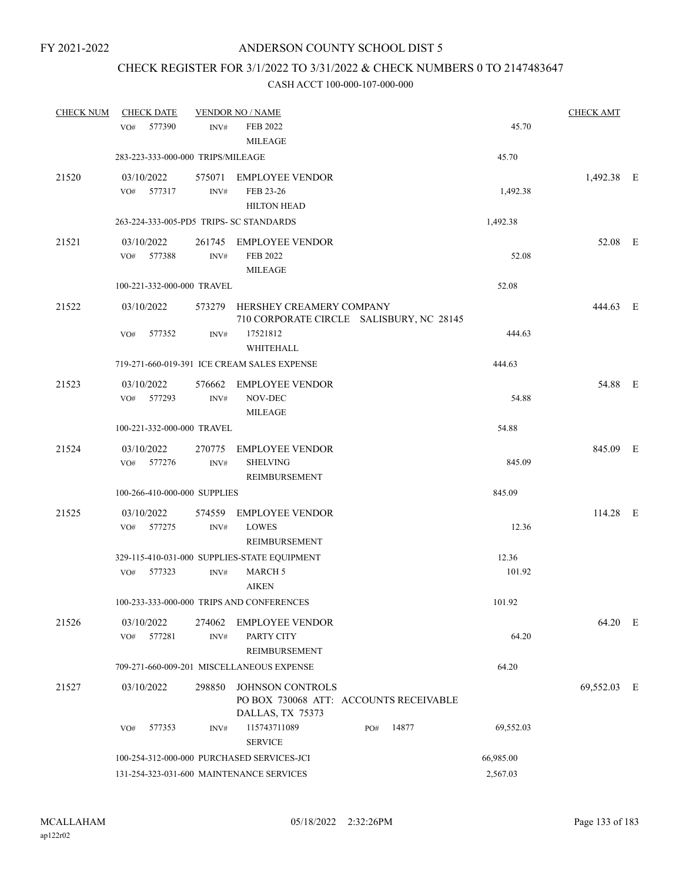FY 2021-2022

# ANDERSON COUNTY SCHOOL DIST 5

## CHECK REGISTER FOR 3/1/2022 TO 3/31/2022 & CHECK NUMBERS 0 TO 2147483647

CASH ACCT 100-000-107-000-000

| CHECK NUM | CHECK DATE | VENDOR NO / NAME | | CHECK AMT | |
|---|---|---|---|---|---|
| | VO# 577390 | INV# FEB 2022 MILEAGE | 45.70 | | |
| | 283-223-333-000-000 TRIPS/MILEAGE | | 45.70 | | |
| 21520 | 03/10/2022 | 575071 EMPLOYEE VENDOR | | 1,492.38 | E |
| | VO# 577317 | INV# FEB 23-26 HILTON HEAD | 1,492.38 | | |
| | 263-224-333-005-PD5 TRIPS- SC STANDARDS | | 1,492.38 | | |
| 21521 | 03/10/2022 | 261745 EMPLOYEE VENDOR | | 52.08 | E |
| | VO# 577388 | INV# FEB 2022 MILEAGE | 52.08 | | |
| | 100-221-332-000-000 TRAVEL | | 52.08 | | |
| 21522 | 03/10/2022 | 573279 HERSHEY CREAMERY COMPANY 710 CORPORATE CIRCLE SALISBURY, NC 28145 | | 444.63 | E |
| | VO# 577352 | INV# 17521812 WHITEHALL | 444.63 | | |
| | 719-271-660-019-391 ICE CREAM SALES EXPENSE | | 444.63 | | |
| 21523 | 03/10/2022 | 576662 EMPLOYEE VENDOR | | 54.88 | E |
| | VO# 577293 | INV# NOV-DEC MILEAGE | 54.88 | | |
| | 100-221-332-000-000 TRAVEL | | 54.88 | | |
| 21524 | 03/10/2022 | 270775 EMPLOYEE VENDOR | | 845.09 | E |
| | VO# 577276 | INV# SHELVING REIMBURSEMENT | 845.09 | | |
| | 100-266-410-000-000 SUPPLIES | | 845.09 | | |
| 21525 | 03/10/2022 | 574559 EMPLOYEE VENDOR | | 114.28 | E |
| | VO# 577275 | INV# LOWES REIMBURSEMENT | 12.36 | | |
| | 329-115-410-031-000 SUPPLIES-STATE EQUIPMENT | | 12.36 | | |
| | VO# 577323 | INV# MARCH 5 AIKEN | 101.92 | | |
| | 100-233-333-000-000 TRIPS AND CONFERENCES | | 101.92 | | |
| 21526 | 03/10/2022 | 274062 EMPLOYEE VENDOR | | 64.20 | E |
| | VO# 577281 | INV# PARTY CITY REIMBURSEMENT | 64.20 | | |
| | 709-271-660-009-201 MISCELLANEOUS EXPENSE | | 64.20 | | |
| 21527 | 03/10/2022 | 298850 JOHNSON CONTROLS PO BOX 730068 ATT: ACCOUNTS RECEIVABLE DALLAS, TX 75373 | | 69,552.03 | E |
| | VO# 577353 | INV# 115743711089 SERVICE PO# 14877 | 69,552.03 | | |
| | 100-254-312-000-000 PURCHASED SERVICES-JCI | | 66,985.00 | | |
| | 131-254-323-031-600 MAINTENANCE SERVICES | | 2,567.03 | | |

MCALLAHAM ap122r02 05/18/2022 2:32:26PM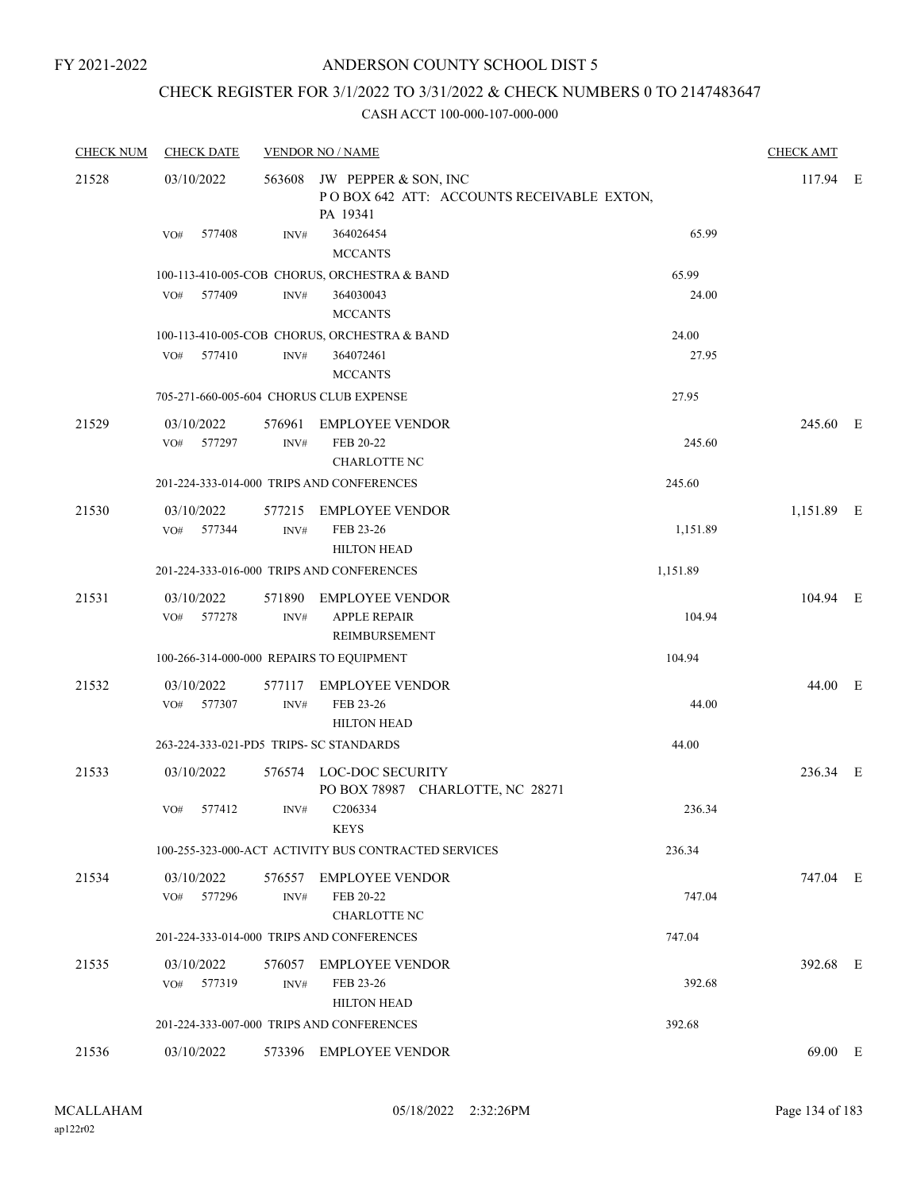FY 2021-2022

# ANDERSON COUNTY SCHOOL DIST 5

## CHECK REGISTER FOR 3/1/2022 TO 3/31/2022 & CHECK NUMBERS 0 TO 2147483647

### CASH ACCT 100-000-107-000-000

| CHECK NUM | CHECK DATE | VENDOR NO / NAME | | CHECK AMT | |
|---|---|---|---|---|---|
| 21528 | 03/10/2022 | 563608 JW PEPPER & SON, INC<br>P O BOX 642 ATT: ACCOUNTS RECEIVABLE EXTON, PA 19341 | | 117.94 | E |
| | VO# 577408 | INV# 364026454<br>MCCANTS | 65.99 | | |
| | | 100-113-410-005-COB CHORUS, ORCHESTRA & BAND | 65.99 | | |
| | VO# 577409 | INV# 364030043<br>MCCANTS | 24.00 | | |
| | | 100-113-410-005-COB CHORUS, ORCHESTRA & BAND | 24.00 | | |
| | VO# 577410 | INV# 364072461<br>MCCANTS | 27.95 | | |
| | | 705-271-660-005-604 CHORUS CLUB EXPENSE | 27.95 | | |
| 21529 | 03/10/2022 | 576961 EMPLOYEE VENDOR | | 245.60 | E |
| | VO# 577297 | INV# FEB 20-22<br>CHARLOTTE NC | 245.60 | | |
| | | 201-224-333-014-000 TRIPS AND CONFERENCES | 245.60 | | |
| 21530 | 03/10/2022 | 577215 EMPLOYEE VENDOR | | 1,151.89 | E |
| | VO# 577344 | INV# FEB 23-26<br>HILTON HEAD | 1,151.89 | | |
| | | 201-224-333-016-000 TRIPS AND CONFERENCES | 1,151.89 | | |
| 21531 | 03/10/2022 | 571890 EMPLOYEE VENDOR | | 104.94 | E |
| | VO# 577278 | INV# APPLE REPAIR<br>REIMBURSEMENT | 104.94 | | |
| | | 100-266-314-000-000 REPAIRS TO EQUIPMENT | 104.94 | | |
| 21532 | 03/10/2022 | 577117 EMPLOYEE VENDOR | | 44.00 | E |
| | VO# 577307 | INV# FEB 23-26<br>HILTON HEAD | 44.00 | | |
| | | 263-224-333-021-PD5 TRIPS- SC STANDARDS | 44.00 | | |
| 21533 | 03/10/2022 | 576574 LOC-DOC SECURITY<br>PO BOX 78987 CHARLOTTE, NC 28271 | | 236.34 | E |
| | VO# 577412 | INV# C206334<br>KEYS | 236.34 | | |
| | | 100-255-323-000-ACT ACTIVITY BUS CONTRACTED SERVICES | 236.34 | | |
| 21534 | 03/10/2022 | 576557 EMPLOYEE VENDOR | | 747.04 | E |
| | VO# 577296 | INV# FEB 20-22<br>CHARLOTTE NC | 747.04 | | |
| | | 201-224-333-014-000 TRIPS AND CONFERENCES | 747.04 | | |
| 21535 | 03/10/2022 | 576057 EMPLOYEE VENDOR | | 392.68 | E |
| | VO# 577319 | INV# FEB 23-26<br>HILTON HEAD | 392.68 | | |
| | | 201-224-333-007-000 TRIPS AND CONFERENCES | 392.68 | | |
| 21536 | 03/10/2022 | 573396 EMPLOYEE VENDOR | | 69.00 | E |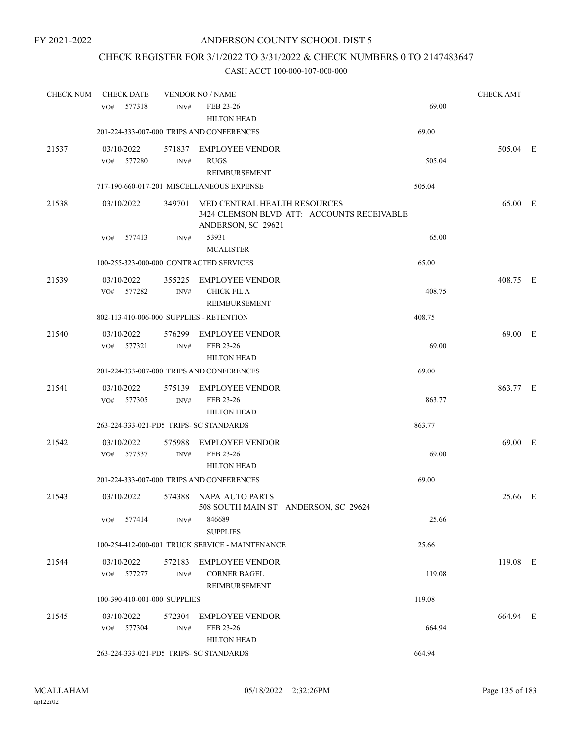FY 2021-2022

# ANDERSON COUNTY SCHOOL DIST 5

## CHECK REGISTER FOR 3/1/2022 TO 3/31/2022 & CHECK NUMBERS 0 TO 2147483647

### CASH ACCT 100-000-107-000-000

| CHECK NUM | CHECK DATE | VENDOR NO / NAME | | CHECK AMT | |
|---|---|---|---|---|---|
| | VO# 577318 | INV# FEB 23-26 HILTON HEAD | 69.00 | | |
| | 201-224-333-007-000 TRIPS AND CONFERENCES | | 69.00 | | |
| 21537 | 03/10/2022 | 571837 EMPLOYEE VENDOR | | 505.04 | E |
| | VO# 577280 | INV# RUGS REIMBURSEMENT | 505.04 | | |
| | 717-190-660-017-201 MISCELLANEOUS EXPENSE | | 505.04 | | |
| 21538 | 03/10/2022 | 349701 MED CENTRAL HEALTH RESOURCES 3424 CLEMSON BLVD ATT: ACCOUNTS RECEIVABLE ANDERSON, SC 29621 | | 65.00 | E |
| | VO# 577413 | INV# 53931 MCALISTER | 65.00 | | |
| | 100-255-323-000-000 CONTRACTED SERVICES | | 65.00 | | |
| 21539 | 03/10/2022 | 355225 EMPLOYEE VENDOR | | 408.75 | E |
| | VO# 577282 | INV# CHICK FIL A REIMBURSEMENT | 408.75 | | |
| | 802-113-410-006-000 SUPPLIES - RETENTION | | 408.75 | | |
| 21540 | 03/10/2022 | 576299 EMPLOYEE VENDOR | | 69.00 | E |
| | VO# 577321 | INV# FEB 23-26 HILTON HEAD | 69.00 | | |
| | 201-224-333-007-000 TRIPS AND CONFERENCES | | 69.00 | | |
| 21541 | 03/10/2022 | 575139 EMPLOYEE VENDOR | | 863.77 | E |
| | VO# 577305 | INV# FEB 23-26 HILTON HEAD | 863.77 | | |
| | 263-224-333-021-PD5 TRIPS- SC STANDARDS | | 863.77 | | |
| 21542 | 03/10/2022 | 575988 EMPLOYEE VENDOR | | 69.00 | E |
| | VO# 577337 | INV# FEB 23-26 HILTON HEAD | 69.00 | | |
| | 201-224-333-007-000 TRIPS AND CONFERENCES | | 69.00 | | |
| 21543 | 03/10/2022 | 574388 NAPA AUTO PARTS 508 SOUTH MAIN ST ANDERSON, SC 29624 | | 25.66 | E |
| | VO# 577414 | INV# 846689 SUPPLIES | 25.66 | | |
| | 100-254-412-000-001 TRUCK SERVICE - MAINTENANCE | | 25.66 | | |
| 21544 | 03/10/2022 | 572183 EMPLOYEE VENDOR | | 119.08 | E |
| | VO# 577277 | INV# CORNER BAGEL REIMBURSEMENT | 119.08 | | |
| | 100-390-410-001-000 SUPPLIES | | 119.08 | | |
| 21545 | 03/10/2022 | 572304 EMPLOYEE VENDOR | | 664.94 | E |
| | VO# 577304 | INV# FEB 23-26 HILTON HEAD | 664.94 | | |
| | 263-224-333-021-PD5 TRIPS- SC STANDARDS | | 664.94 | | |

MCALLAHAM ap122r02 05/18/2022 2:32:26PM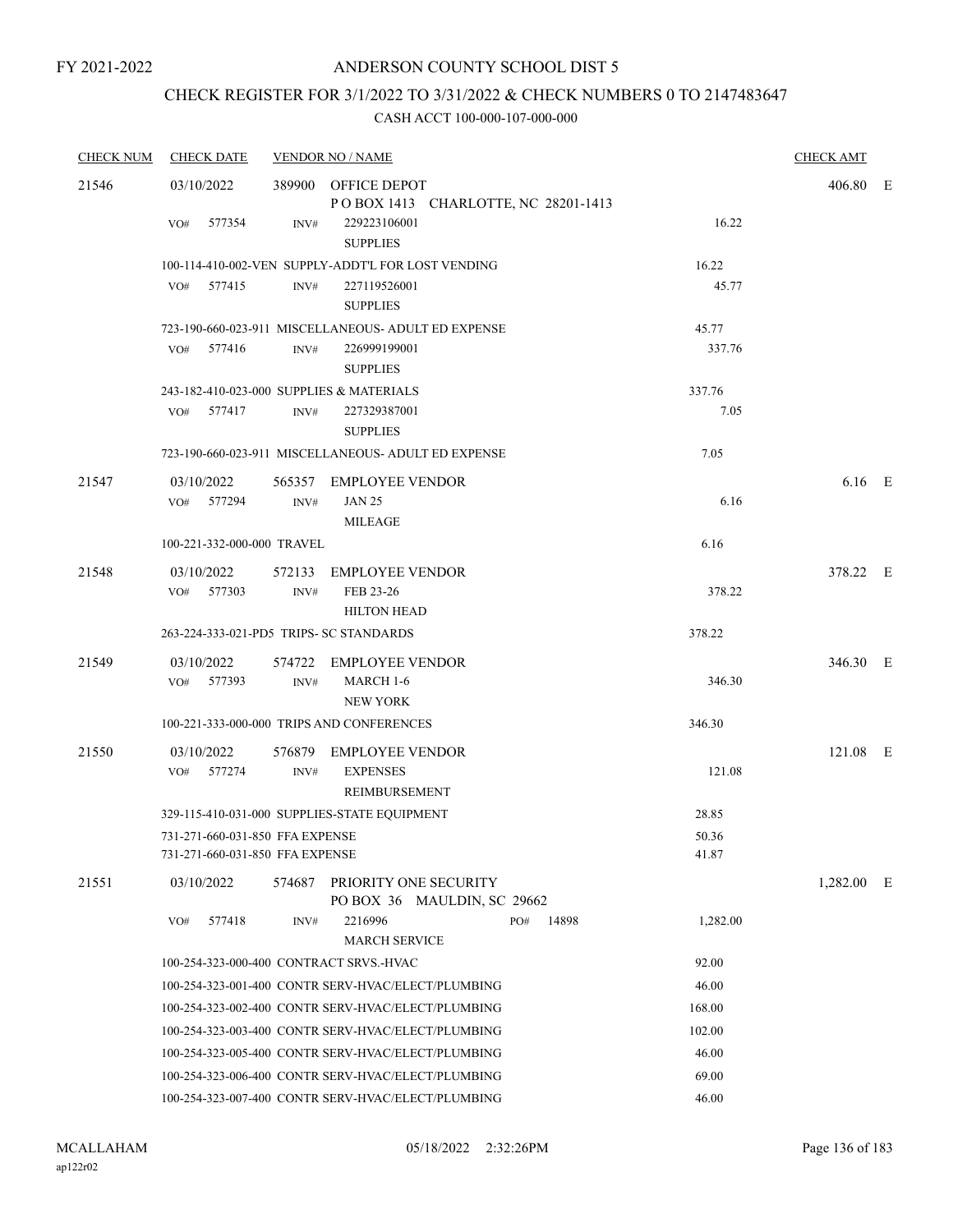FY 2021-2022

# ANDERSON COUNTY SCHOOL DIST 5

## CHECK REGISTER FOR 3/1/2022 TO 3/31/2022 & CHECK NUMBERS 0 TO 2147483647

### CASH ACCT 100-000-107-000-000

| CHECK NUM | CHECK DATE | VENDOR NO / NAME | | CHECK AMT | |
|---|---|---|---|---|---|
| 21546 | 03/10/2022 | 389900 OFFICE DEPOT<br>P O BOX 1413 CHARLOTTE, NC 28201-1413 | | 406.80 | E |
| | VO# 577354 | INV# 229223106001<br>SUPPLIES | 16.22 | | |
| | | 100-114-410-002-VEN SUPPLY-ADDT'L FOR LOST VENDING | 16.22 | | |
| | VO# 577415 | INV# 227119526001<br>SUPPLIES | 45.77 | | |
| | | 723-190-660-023-911 MISCELLANEOUS- ADULT ED EXPENSE | 45.77 | | |
| | VO# 577416 | INV# 226999199001<br>SUPPLIES | 337.76 | | |
| | | 243-182-410-023-000 SUPPLIES & MATERIALS | 337.76 | | |
| | VO# 577417 | INV# 227329387001<br>SUPPLIES | 7.05 | | |
| | | 723-190-660-023-911 MISCELLANEOUS- ADULT ED EXPENSE | 7.05 | | |
| 21547 | 03/10/2022 | 565357 EMPLOYEE VENDOR | | 6.16 | E |
| | VO# 577294 | INV# JAN 25<br>MILEAGE | 6.16 | | |
| | | 100-221-332-000-000 TRAVEL | 6.16 | | |
| 21548 | 03/10/2022 | 572133 EMPLOYEE VENDOR | | 378.22 | E |
| | VO# 577303 | INV# FEB 23-26<br>HILTON HEAD | 378.22 | | |
| | | 263-224-333-021-PD5 TRIPS- SC STANDARDS | 378.22 | | |
| 21549 | 03/10/2022 | 574722 EMPLOYEE VENDOR | | 346.30 | E |
| | VO# 577393 | INV# MARCH 1-6<br>NEW YORK | 346.30 | | |
| | | 100-221-333-000-000 TRIPS AND CONFERENCES | 346.30 | | |
| 21550 | 03/10/2022 | 576879 EMPLOYEE VENDOR | | 121.08 | E |
| | VO# 577274 | INV# EXPENSES<br>REIMBURSEMENT | 121.08 | | |
| | | 329-115-410-031-000 SUPPLIES-STATE EQUIPMENT | 28.85 | | |
| | | 731-271-660-031-850 FFA EXPENSE | 50.36 | | |
| | | 731-271-660-031-850 FFA EXPENSE | 41.87 | | |
| 21551 | 03/10/2022 | 574687 PRIORITY ONE SECURITY<br>PO BOX 36 MAULDIN, SC 29662 | | 1,282.00 | E |
| | VO# 577418 | INV# 2216996 PO# 14898<br>MARCH SERVICE | 1,282.00 | | |
| | | 100-254-323-000-400 CONTRACT SRVS.-HVAC | 92.00 | | |
| | | 100-254-323-001-400 CONTR SERV-HVAC/ELECT/PLUMBING | 46.00 | | |
| | | 100-254-323-002-400 CONTR SERV-HVAC/ELECT/PLUMBING | 168.00 | | |
| | | 100-254-323-003-400 CONTR SERV-HVAC/ELECT/PLUMBING | 102.00 | | |
| | | 100-254-323-005-400 CONTR SERV-HVAC/ELECT/PLUMBING | 46.00 | | |
| | | 100-254-323-006-400 CONTR SERV-HVAC/ELECT/PLUMBING | 69.00 | | |
| | | 100-254-323-007-400 CONTR SERV-HVAC/ELECT/PLUMBING | 46.00 | | |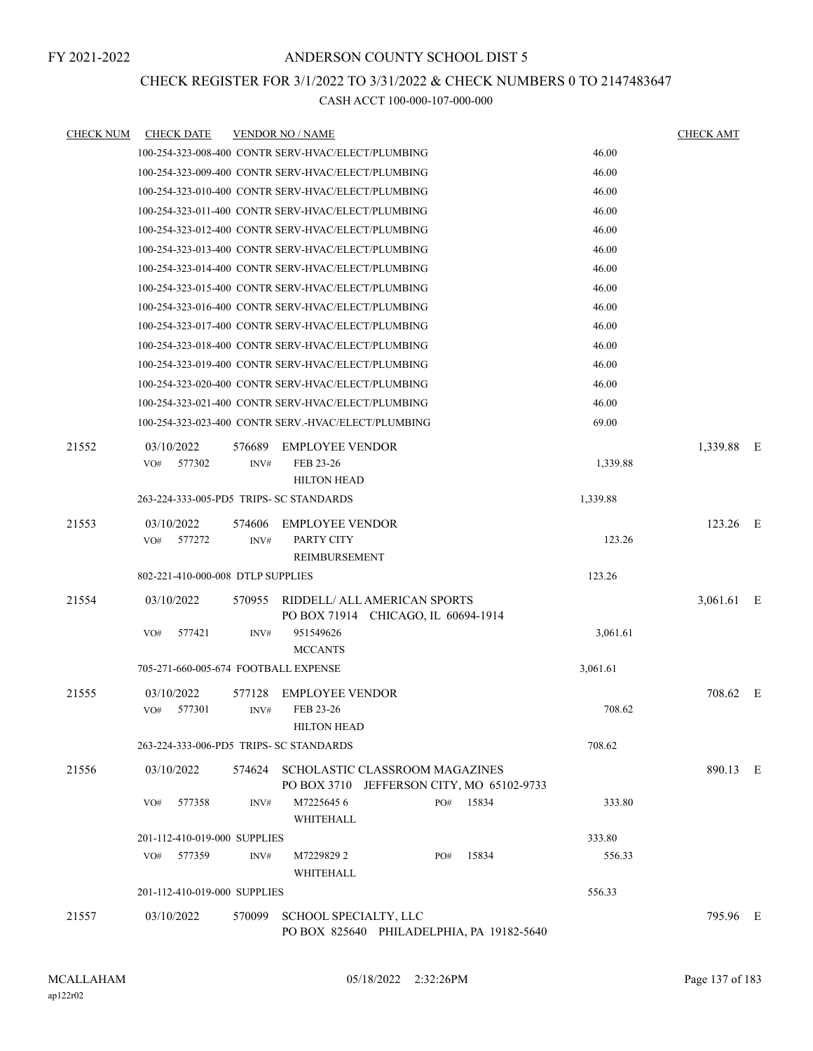FY 2021-2022

# ANDERSON COUNTY SCHOOL DIST 5

## CHECK REGISTER FOR 3/1/2022 TO 3/31/2022 & CHECK NUMBERS 0 TO 2147483647

### CASH ACCT 100-000-107-000-000

| CHECK NUM | CHECK DATE | VENDOR NO / NAME | | CHECK AMT | |
|---|---|---|---|---|---|
| | 100-254-323-008-400 CONTR SERV-HVAC/ELECT/PLUMBING | | 46.00 | | |
| | 100-254-323-009-400 CONTR SERV-HVAC/ELECT/PLUMBING | | 46.00 | | |
| | 100-254-323-010-400 CONTR SERV-HVAC/ELECT/PLUMBING | | 46.00 | | |
| | 100-254-323-011-400 CONTR SERV-HVAC/ELECT/PLUMBING | | 46.00 | | |
| | 100-254-323-012-400 CONTR SERV-HVAC/ELECT/PLUMBING | | 46.00 | | |
| | 100-254-323-013-400 CONTR SERV-HVAC/ELECT/PLUMBING | | 46.00 | | |
| | 100-254-323-014-400 CONTR SERV-HVAC/ELECT/PLUMBING | | 46.00 | | |
| | 100-254-323-015-400 CONTR SERV-HVAC/ELECT/PLUMBING | | 46.00 | | |
| | 100-254-323-016-400 CONTR SERV-HVAC/ELECT/PLUMBING | | 46.00 | | |
| | 100-254-323-017-400 CONTR SERV-HVAC/ELECT/PLUMBING | | 46.00 | | |
| | 100-254-323-018-400 CONTR SERV-HVAC/ELECT/PLUMBING | | 46.00 | | |
| | 100-254-323-019-400 CONTR SERV-HVAC/ELECT/PLUMBING | | 46.00 | | |
| | 100-254-323-020-400 CONTR SERV-HVAC/ELECT/PLUMBING | | 46.00 | | |
| | 100-254-323-021-400 CONTR SERV-HVAC/ELECT/PLUMBING | | 46.00 | | |
| | 100-254-323-023-400 CONTR SERV.-HVAC/ELECT/PLUMBING | | 69.00 | | |
| 21552 | 03/10/2022 | 576689 EMPLOYEE VENDOR | | 1,339.88 | E |
| | VO# 577302 | INV# FEB 23-26 HILTON HEAD | 1,339.88 | | |
| | 263-224-333-005-PD5 TRIPS- SC STANDARDS | | 1,339.88 | | |
| 21553 | 03/10/2022 | 574606 EMPLOYEE VENDOR | | 123.26 | E |
| | VO# 577272 | INV# PARTY CITY REIMBURSEMENT | 123.26 | | |
| | 802-221-410-000-008 DTLP SUPPLIES | | 123.26 | | |
| 21554 | 03/10/2022 | 570955 RIDDELL/ ALL AMERICAN SPORTS PO BOX 71914 CHICAGO, IL 60694-1914 | | 3,061.61 | E |
| | VO# 577421 | INV# 951549626 MCCANTS | 3,061.61 | | |
| | 705-271-660-005-674 FOOTBALL EXPENSE | | 3,061.61 | | |
| 21555 | 03/10/2022 | 577128 EMPLOYEE VENDOR | | 708.62 | E |
| | VO# 577301 | INV# FEB 23-26 HILTON HEAD | 708.62 | | |
| | 263-224-333-006-PD5 TRIPS- SC STANDARDS | | 708.62 | | |
| 21556 | 03/10/2022 | 574624 SCHOLASTIC CLASSROOM MAGAZINES PO BOX 3710 JEFFERSON CITY, MO 65102-9733 | | 890.13 | E |
| | VO# 577358 | INV# M7225645 6 WHITEHALL PO# 15834 | 333.80 | | |
| | 201-112-410-019-000 SUPPLIES | | 333.80 | | |
| | VO# 577359 | INV# M7229829 2 WHITEHALL PO# 15834 | 556.33 | | |
| | 201-112-410-019-000 SUPPLIES | | 556.33 | | |
| 21557 | 03/10/2022 | 570099 SCHOOL SPECIALTY, LLC PO BOX 825640 PHILADELPHIA, PA 19182-5640 | | 795.96 | E |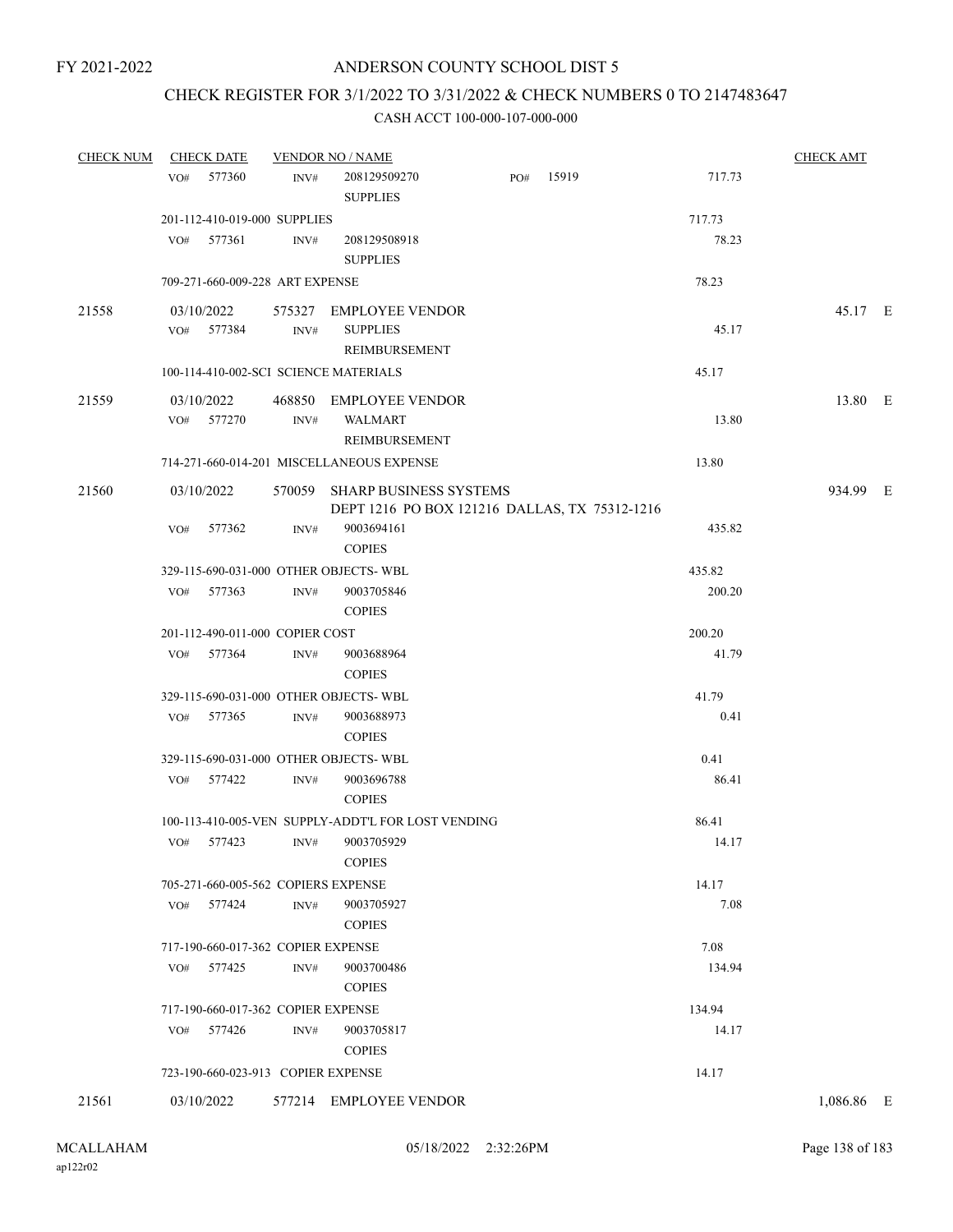FY 2021-2022

# ANDERSON COUNTY SCHOOL DIST 5

## CHECK REGISTER FOR 3/1/2022 TO 3/31/2022 & CHECK NUMBERS 0 TO 2147483647

### CASH ACCT 100-000-107-000-000

| CHECK NUM | CHECK DATE | VENDOR NO / NAME | | | CHECK AMT | |
|---|---|---|---|---|---|---|
| | VO# 577360 | INV# 208129509270 SUPPLIES | PO# 15919 | 717.73 | | |
| | 201-112-410-019-000 SUPPLIES | | | 717.73 | | |
| | VO# 577361 | INV# 208129508918 SUPPLIES | | 78.23 | | |
| | 709-271-660-009-228 ART EXPENSE | | | 78.23 | | |
| 21558 | 03/10/2022 | 575327 EMPLOYEE VENDOR | | | 45.17 | E |
| | VO# 577384 | INV# SUPPLIES REIMBURSEMENT | | 45.17 | | |
| | 100-114-410-002-SCI SCIENCE MATERIALS | | | 45.17 | | |
| 21559 | 03/10/2022 | 468850 EMPLOYEE VENDOR | | | 13.80 | E |
| | VO# 577270 | INV# WALMART REIMBURSEMENT | | 13.80 | | |
| | 714-271-660-014-201 MISCELLANEOUS EXPENSE | | | 13.80 | | |
| 21560 | 03/10/2022 | 570059 SHARP BUSINESS SYSTEMS DEPT 1216 PO BOX 121216 DALLAS, TX 75312-1216 | | | 934.99 | E |
| | VO# 577362 | INV# 9003694161 COPIES | | 435.82 | | |
| | 329-115-690-031-000 OTHER OBJECTS- WBL | | | 435.82 | | |
| | VO# 577363 | INV# 9003705846 COPIES | | 200.20 | | |
| | 201-112-490-011-000 COPIER COST | | | 200.20 | | |
| | VO# 577364 | INV# 9003688964 COPIES | | 41.79 | | |
| | 329-115-690-031-000 OTHER OBJECTS- WBL | | | 41.79 | | |
| | VO# 577365 | INV# 9003688973 COPIES | | 0.41 | | |
| | 329-115-690-031-000 OTHER OBJECTS- WBL | | | 0.41 | | |
| | VO# 577422 | INV# 9003696788 COPIES | | 86.41 | | |
| | 100-113-410-005-VEN SUPPLY-ADDT'L FOR LOST VENDING | | | 86.41 | | |
| | VO# 577423 | INV# 9003705929 COPIES | | 14.17 | | |
| | 705-271-660-005-562 COPIERS EXPENSE | | | 14.17 | | |
| | VO# 577424 | INV# 9003705927 COPIES | | 7.08 | | |
| | 717-190-660-017-362 COPIER EXPENSE | | | 7.08 | | |
| | VO# 577425 | INV# 9003700486 COPIES | | 134.94 | | |
| | 717-190-660-017-362 COPIER EXPENSE | | | 134.94 | | |
| | VO# 577426 | INV# 9003705817 COPIES | | 14.17 | | |
| | 723-190-660-023-913 COPIER EXPENSE | | | 14.17 | | |
| 21561 | 03/10/2022 | 577214 EMPLOYEE VENDOR | | | 1,086.86 | E |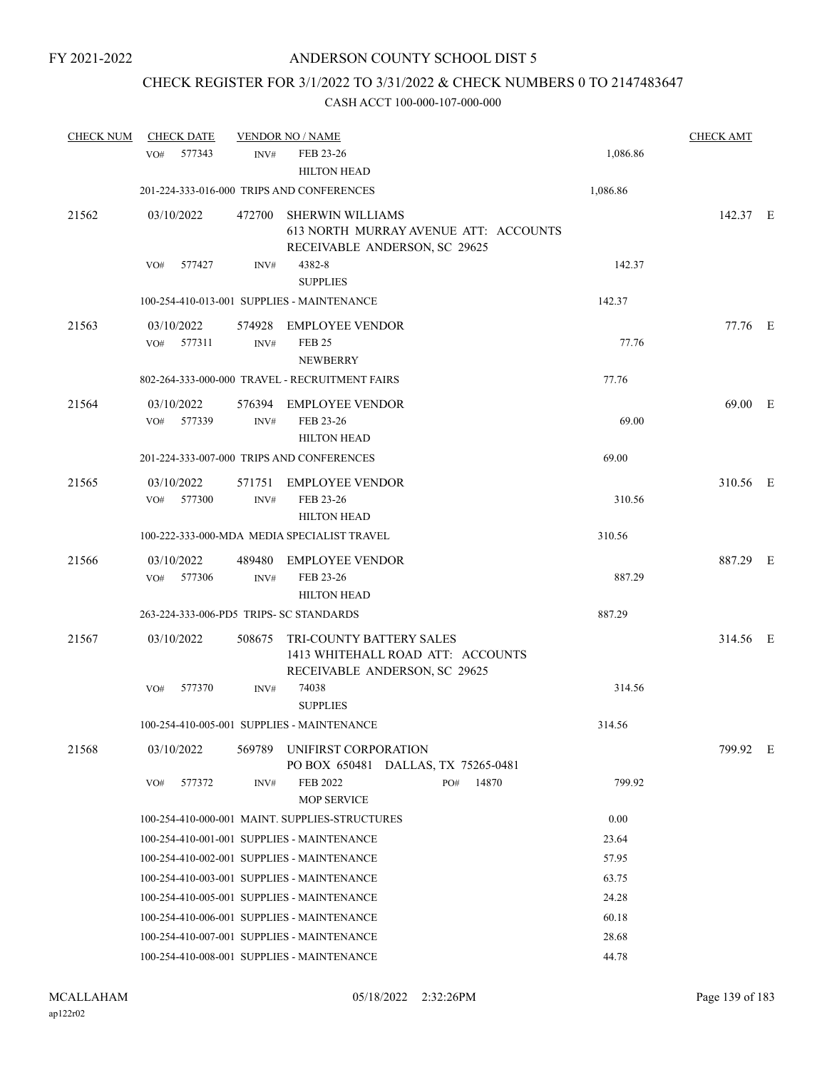FY 2021-2022

# ANDERSON COUNTY SCHOOL DIST 5

## CHECK REGISTER FOR 3/1/2022 TO 3/31/2022 & CHECK NUMBERS 0 TO 2147483647

### CASH ACCT 100-000-107-000-000

| CHECK NUM | CHECK DATE | VENDOR NO / NAME | | CHECK AMT |
|---|---|---|---|---|
| | VO# 577343 | INV# FEB 23-26 HILTON HEAD | 1,086.86 | |
| | 201-224-333-016-000 TRIPS AND CONFERENCES | | 1,086.86 | |
| 21562 | 03/10/2022 | 472700 SHERWIN WILLIAMS 613 NORTH MURRAY AVENUE ATT: ACCOUNTS RECEIVABLE ANDERSON, SC 29625 | | 142.37 E |
| | VO# 577427 | INV# 4382-8 SUPPLIES | 142.37 | |
| | 100-254-410-013-001 SUPPLIES - MAINTENANCE | | 142.37 | |
| 21563 | 03/10/2022 | 574928 EMPLOYEE VENDOR | | 77.76 E |
| | VO# 577311 | INV# FEB 25 NEWBERRY | 77.76 | |
| | 802-264-333-000-000 TRAVEL - RECRUITMENT FAIRS | | 77.76 | |
| 21564 | 03/10/2022 | 576394 EMPLOYEE VENDOR | | 69.00 E |
| | VO# 577339 | INV# FEB 23-26 HILTON HEAD | 69.00 | |
| | 201-224-333-007-000 TRIPS AND CONFERENCES | | 69.00 | |
| 21565 | 03/10/2022 | 571751 EMPLOYEE VENDOR | | 310.56 E |
| | VO# 577300 | INV# FEB 23-26 HILTON HEAD | 310.56 | |
| | 100-222-333-000-MDA MEDIA SPECIALIST TRAVEL | | 310.56 | |
| 21566 | 03/10/2022 | 489480 EMPLOYEE VENDOR | | 887.29 E |
| | VO# 577306 | INV# FEB 23-26 HILTON HEAD | 887.29 | |
| | 263-224-333-006-PD5 TRIPS- SC STANDARDS | | 887.29 | |
| 21567 | 03/10/2022 | 508675 TRI-COUNTY BATTERY SALES 1413 WHITEHALL ROAD ATT: ACCOUNTS RECEIVABLE ANDERSON, SC 29625 | | 314.56 E |
| | VO# 577370 | INV# 74038 SUPPLIES | 314.56 | |
| | 100-254-410-005-001 SUPPLIES - MAINTENANCE | | 314.56 | |
| 21568 | 03/10/2022 | 569789 UNIFIRST CORPORATION PO BOX 650481 DALLAS, TX 75265-0481 | | 799.92 E |
| | VO# 577372 | INV# FEB 2022 MOP SERVICE PO# 14870 | 799.92 | |
| | 100-254-410-000-001 MAINT. SUPPLIES-STRUCTURES | | 0.00 | |
| | 100-254-410-001-001 SUPPLIES - MAINTENANCE | | 23.64 | |
| | 100-254-410-002-001 SUPPLIES - MAINTENANCE | | 57.95 | |
| | 100-254-410-003-001 SUPPLIES - MAINTENANCE | | 63.75 | |
| | 100-254-410-005-001 SUPPLIES - MAINTENANCE | | 24.28 | |
| | 100-254-410-006-001 SUPPLIES - MAINTENANCE | | 60.18 | |
| | 100-254-410-007-001 SUPPLIES - MAINTENANCE | | 28.68 | |
| | 100-254-410-008-001 SUPPLIES - MAINTENANCE | | 44.78 | |

MCALLAHAM
ap122r02
05/18/2022 2:32:26PM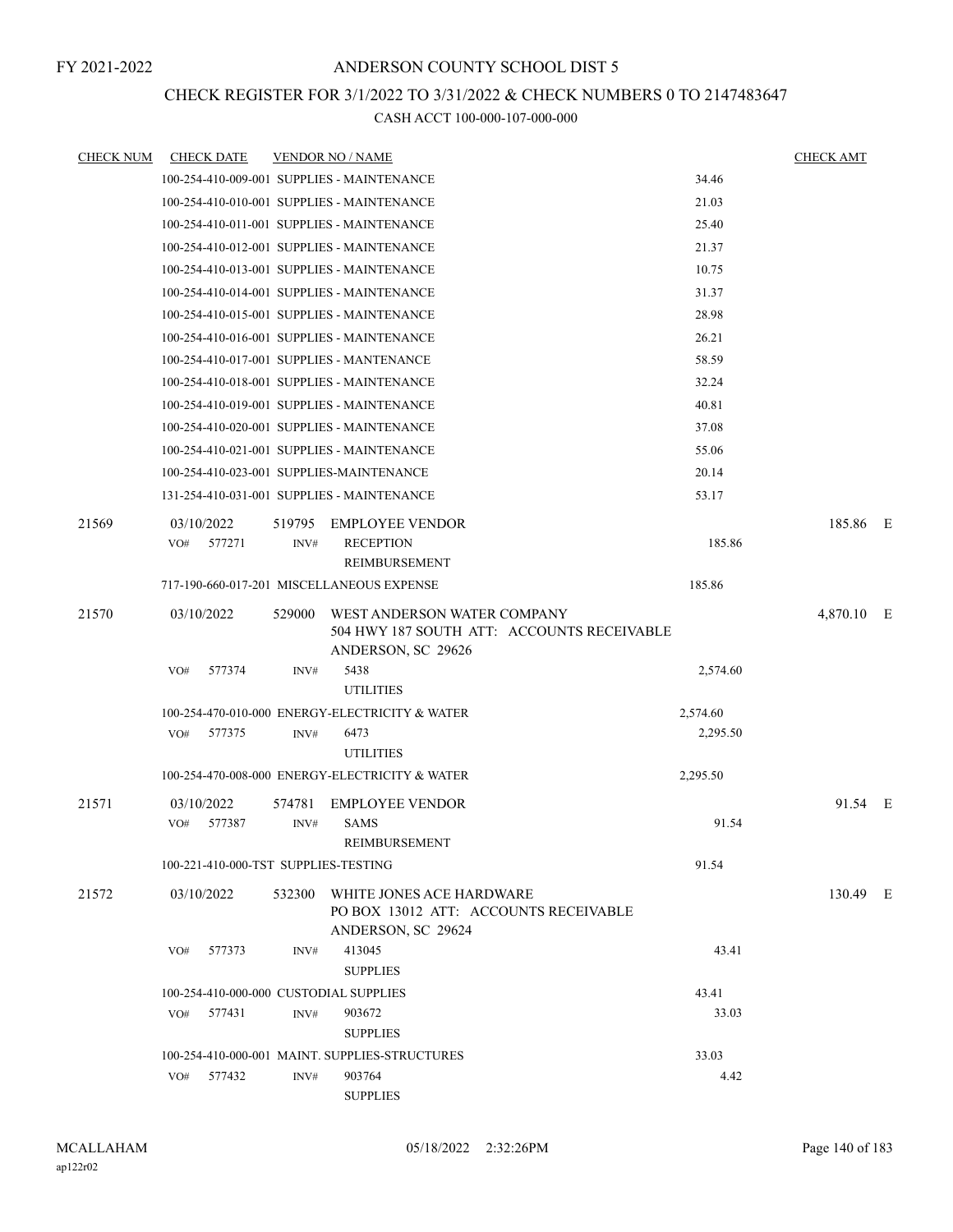FY 2021-2022

# ANDERSON COUNTY SCHOOL DIST 5

## CHECK REGISTER FOR 3/1/2022 TO 3/31/2022 & CHECK NUMBERS 0 TO 2147483647

CASH ACCT 100-000-107-000-000

| CHECK NUM | CHECK DATE | VENDOR NO / NAME | | CHECK AMT | |
|---|---|---|---|---|---|
| | 100-254-410-009-001 SUPPLIES - MAINTENANCE | | 34.46 | | |
| | 100-254-410-010-001 SUPPLIES - MAINTENANCE | | 21.03 | | |
| | 100-254-410-011-001 SUPPLIES - MAINTENANCE | | 25.40 | | |
| | 100-254-410-012-001 SUPPLIES - MAINTENANCE | | 21.37 | | |
| | 100-254-410-013-001 SUPPLIES - MAINTENANCE | | 10.75 | | |
| | 100-254-410-014-001 SUPPLIES - MAINTENANCE | | 31.37 | | |
| | 100-254-410-015-001 SUPPLIES - MAINTENANCE | | 28.98 | | |
| | 100-254-410-016-001 SUPPLIES - MAINTENANCE | | 26.21 | | |
| | 100-254-410-017-001 SUPPLIES - MANTENANCE | | 58.59 | | |
| | 100-254-410-018-001 SUPPLIES - MAINTENANCE | | 32.24 | | |
| | 100-254-410-019-001 SUPPLIES - MAINTENANCE | | 40.81 | | |
| | 100-254-410-020-001 SUPPLIES - MAINTENANCE | | 37.08 | | |
| | 100-254-410-021-001 SUPPLIES - MAINTENANCE | | 55.06 | | |
| | 100-254-410-023-001 SUPPLIES-MAINTENANCE | | 20.14 | | |
| | 131-254-410-031-001 SUPPLIES - MAINTENANCE | | 53.17 | | |
| 21569 | 03/10/2022 | 519795 EMPLOYEE VENDOR | | 185.86 | E |
| | VO# 577271 | INV# RECEPTION REIMBURSEMENT | 185.86 | | |
| | 717-190-660-017-201 MISCELLANEOUS EXPENSE | | 185.86 | | |
| 21570 | 03/10/2022 | 529000 WEST ANDERSON WATER COMPANY 504 HWY 187 SOUTH ATT: ACCOUNTS RECEIVABLE ANDERSON, SC 29626 | | 4,870.10 | E |
| | VO# 577374 | INV# 5438 UTILITIES | 2,574.60 | | |
| | 100-254-470-010-000 ENERGY-ELECTRICITY & WATER | | 2,574.60 | | |
| | VO# 577375 | INV# 6473 UTILITIES | 2,295.50 | | |
| | 100-254-470-008-000 ENERGY-ELECTRICITY & WATER | | 2,295.50 | | |
| 21571 | 03/10/2022 | 574781 EMPLOYEE VENDOR | | 91.54 | E |
| | VO# 577387 | INV# SAMS REIMBURSEMENT | 91.54 | | |
| | 100-221-410-000-TST SUPPLIES-TESTING | | 91.54 | | |
| 21572 | 03/10/2022 | 532300 WHITE JONES ACE HARDWARE PO BOX 13012 ATT: ACCOUNTS RECEIVABLE ANDERSON, SC 29624 | | 130.49 | E |
| | VO# 577373 | INV# 413045 SUPPLIES | 43.41 | | |
| | 100-254-410-000-000 CUSTODIAL SUPPLIES | | 43.41 | | |
| | VO# 577431 | INV# 903672 SUPPLIES | 33.03 | | |
| | 100-254-410-000-001 MAINT. SUPPLIES-STRUCTURES | | 33.03 | | |
| | VO# 577432 | INV# 903764 SUPPLIES | 4.42 | | |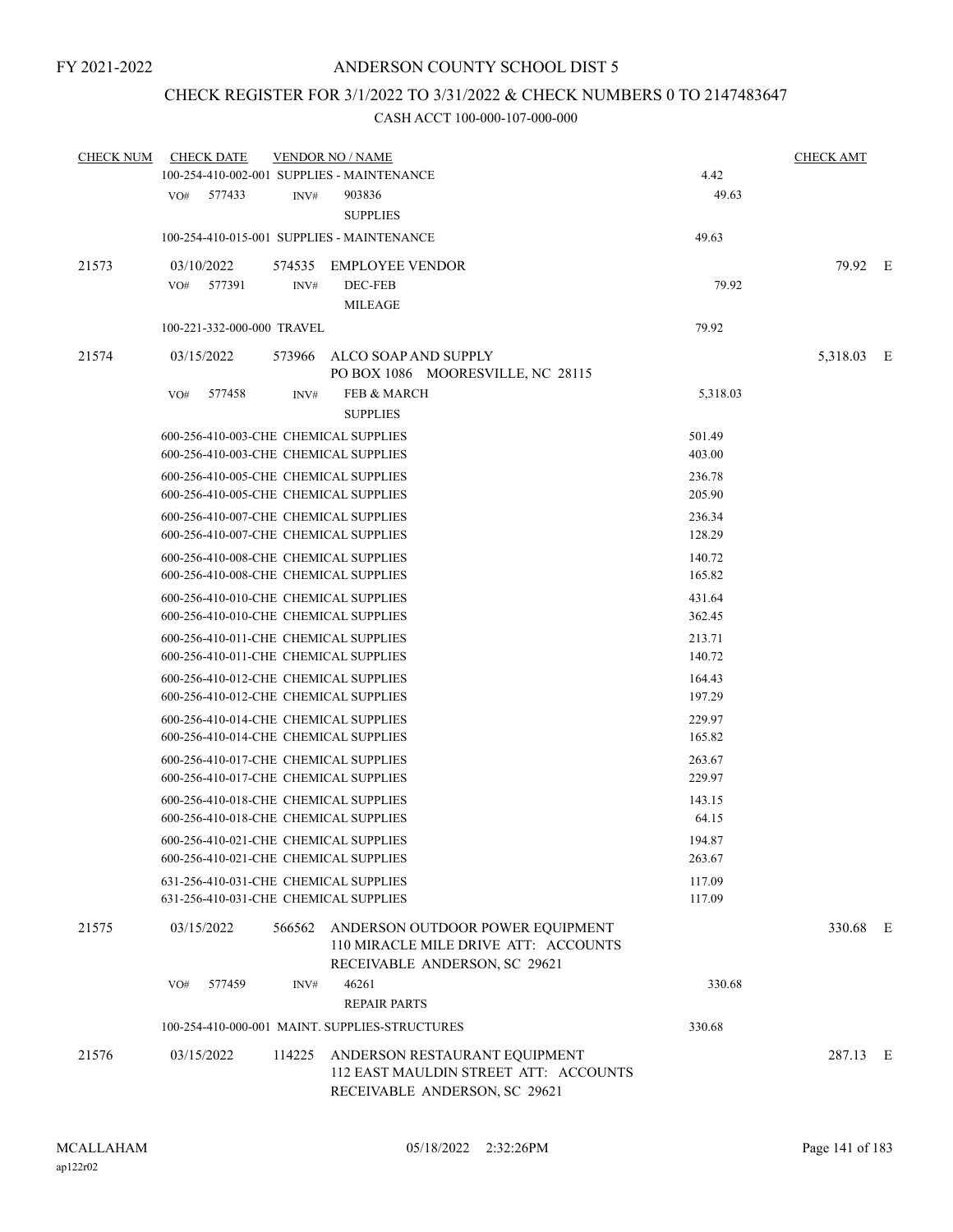FY 2021-2022

# ANDERSON COUNTY SCHOOL DIST 5

## CHECK REGISTER FOR 3/1/2022 TO 3/31/2022 & CHECK NUMBERS 0 TO 2147483647

### CASH ACCT 100-000-107-000-000

| CHECK NUM | CHECK DATE | VENDOR NO / NAME | | CHECK AMT | |
|---|---|---|---|---|---|
| | 100-254-410-002-001 SUPPLIES - MAINTENANCE | | 4.42 | | |
| | VO# 577433 INV# | 903836 SUPPLIES | 49.63 | | |
| | 100-254-410-015-001 SUPPLIES - MAINTENANCE | | 49.63 | | |
| 21573 | 03/10/2022 | 574535 EMPLOYEE VENDOR | | 79.92 | E |
| | VO# 577391 INV# | DEC-FEB MILEAGE | 79.92 | | |
| | 100-221-332-000-000 TRAVEL | | 79.92 | | |
| 21574 | 03/15/2022 | 573966 ALCO SOAP AND SUPPLY PO BOX 1086 MOORESVILLE, NC 28115 | | 5,318.03 | E |
| | VO# 577458 INV# | FEB & MARCH SUPPLIES | 5,318.03 | | |
| | 600-256-410-003-CHE CHEMICAL SUPPLIES | | 501.49 | | |
| | 600-256-410-003-CHE CHEMICAL SUPPLIES | | 403.00 | | |
| | 600-256-410-005-CHE CHEMICAL SUPPLIES | | 236.78 | | |
| | 600-256-410-005-CHE CHEMICAL SUPPLIES | | 205.90 | | |
| | 600-256-410-007-CHE CHEMICAL SUPPLIES | | 236.34 | | |
| | 600-256-410-007-CHE CHEMICAL SUPPLIES | | 128.29 | | |
| | 600-256-410-008-CHE CHEMICAL SUPPLIES | | 140.72 | | |
| | 600-256-410-008-CHE CHEMICAL SUPPLIES | | 165.82 | | |
| | 600-256-410-010-CHE CHEMICAL SUPPLIES | | 431.64 | | |
| | 600-256-410-010-CHE CHEMICAL SUPPLIES | | 362.45 | | |
| | 600-256-410-011-CHE CHEMICAL SUPPLIES | | 213.71 | | |
| | 600-256-410-011-CHE CHEMICAL SUPPLIES | | 140.72 | | |
| | 600-256-410-012-CHE CHEMICAL SUPPLIES | | 164.43 | | |
| | 600-256-410-012-CHE CHEMICAL SUPPLIES | | 197.29 | | |
| | 600-256-410-014-CHE CHEMICAL SUPPLIES | | 229.97 | | |
| | 600-256-410-014-CHE CHEMICAL SUPPLIES | | 165.82 | | |
| | 600-256-410-017-CHE CHEMICAL SUPPLIES | | 263.67 | | |
| | 600-256-410-017-CHE CHEMICAL SUPPLIES | | 229.97 | | |
| | 600-256-410-018-CHE CHEMICAL SUPPLIES | | 143.15 | | |
| | 600-256-410-018-CHE CHEMICAL SUPPLIES | | 64.15 | | |
| | 600-256-410-021-CHE CHEMICAL SUPPLIES | | 194.87 | | |
| | 600-256-410-021-CHE CHEMICAL SUPPLIES | | 263.67 | | |
| | 631-256-410-031-CHE CHEMICAL SUPPLIES | | 117.09 | | |
| | 631-256-410-031-CHE CHEMICAL SUPPLIES | | 117.09 | | |
| 21575 | 03/15/2022 | 566562 ANDERSON OUTDOOR POWER EQUIPMENT 110 MIRACLE MILE DRIVE ATT: ACCOUNTS RECEIVABLE ANDERSON, SC 29621 | | 330.68 | E |
| | VO# 577459 INV# | 46261 REPAIR PARTS | 330.68 | | |
| | 100-254-410-000-001 MAINT. SUPPLIES-STRUCTURES | | 330.68 | | |
| 21576 | 03/15/2022 | 114225 ANDERSON RESTAURANT EQUIPMENT 112 EAST MAULDIN STREET ATT: ACCOUNTS RECEIVABLE ANDERSON, SC 29621 | | 287.13 | E |

MCALLAHAM
ap122r02

05/18/2022 2:32:26PM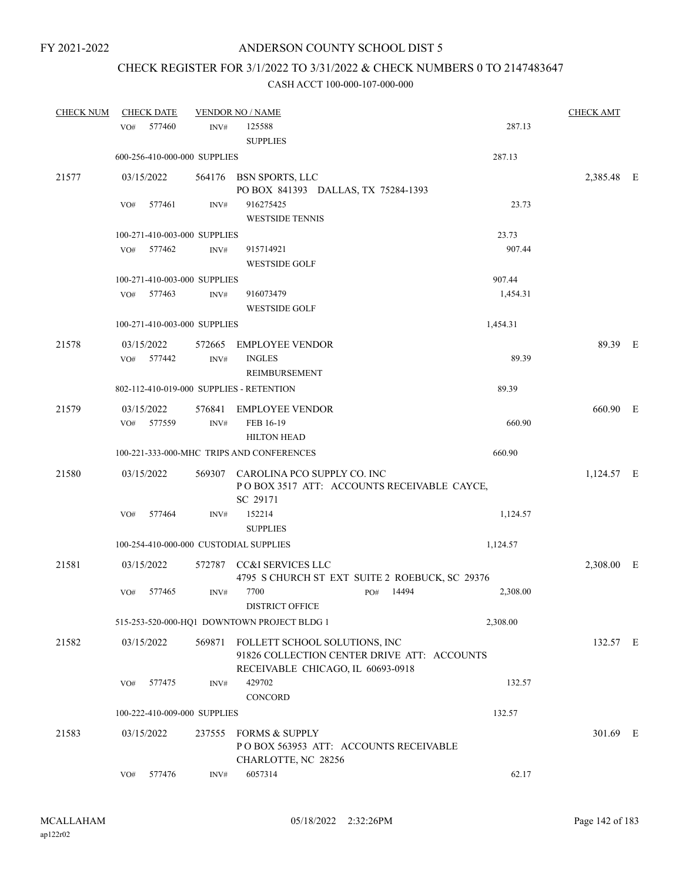FY 2021-2022

# ANDERSON COUNTY SCHOOL DIST 5

## CHECK REGISTER FOR 3/1/2022 TO 3/31/2022 & CHECK NUMBERS 0 TO 2147483647

### CASH ACCT 100-000-107-000-000

| CHECK NUM | CHECK DATE | VENDOR NO / NAME | | CHECK AMT | |
|---|---|---|---|---|---|
| | VO# 577460 | INV# 125588 SUPPLIES | 287.13 | | |
| | 600-256-410-000-000 SUPPLIES | | 287.13 | | |
| 21577 | 03/15/2022 | 564176 BSN SPORTS, LLC PO BOX 841393 DALLAS, TX 75284-1393 | | 2,385.48 | E |
| | VO# 577461 | INV# 916275425 WESTSIDE TENNIS | 23.73 | | |
| | 100-271-410-003-000 SUPPLIES | | 23.73 | | |
| | VO# 577462 | INV# 915714921 WESTSIDE GOLF | 907.44 | | |
| | 100-271-410-003-000 SUPPLIES | | 907.44 | | |
| | VO# 577463 | INV# 916073479 WESTSIDE GOLF | 1,454.31 | | |
| | 100-271-410-003-000 SUPPLIES | | 1,454.31 | | |
| 21578 | 03/15/2022 | 572665 EMPLOYEE VENDOR | | 89.39 | E |
| | VO# 577442 | INV# INGLES REIMBURSEMENT | 89.39 | | |
| | 802-112-410-019-000 SUPPLIES - RETENTION | | 89.39 | | |
| 21579 | 03/15/2022 | 576841 EMPLOYEE VENDOR | | 660.90 | E |
| | VO# 577559 | INV# FEB 16-19 HILTON HEAD | 660.90 | | |
| | 100-221-333-000-MHC TRIPS AND CONFERENCES | | 660.90 | | |
| 21580 | 03/15/2022 | 569307 CAROLINA PCO SUPPLY CO. INC P O BOX 3517 ATT: ACCOUNTS RECEIVABLE CAYCE, SC 29171 | | 1,124.57 | E |
| | VO# 577464 | INV# 152214 SUPPLIES | 1,124.57 | | |
| | 100-254-410-000-000 CUSTODIAL SUPPLIES | | 1,124.57 | | |
| 21581 | 03/15/2022 | 572787 CC&I SERVICES LLC 4795 S CHURCH ST EXT SUITE 2 ROEBUCK, SC 29376 | | 2,308.00 | E |
| | VO# 577465 | INV# 7700 PO# 14494 DISTRICT OFFICE | 2,308.00 | | |
| | 515-253-520-000-HQ1 DOWNTOWN PROJECT BLDG 1 | | 2,308.00 | | |
| 21582 | 03/15/2022 | 569871 FOLLETT SCHOOL SOLUTIONS, INC 91826 COLLECTION CENTER DRIVE ATT: ACCOUNTS RECEIVABLE CHICAGO, IL 60693-0918 | | 132.57 | E |
| | VO# 577475 | INV# 429702 CONCORD | 132.57 | | |
| | 100-222-410-009-000 SUPPLIES | | 132.57 | | |
| 21583 | 03/15/2022 | 237555 FORMS & SUPPLY P O BOX 563953 ATT: ACCOUNTS RECEIVABLE CHARLOTTE, NC 28256 | | 301.69 | E |
| | VO# 577476 | INV# 6057314 | 62.17 | | |

MCALLAHAM ap122r02 05/18/2022 2:32:26PM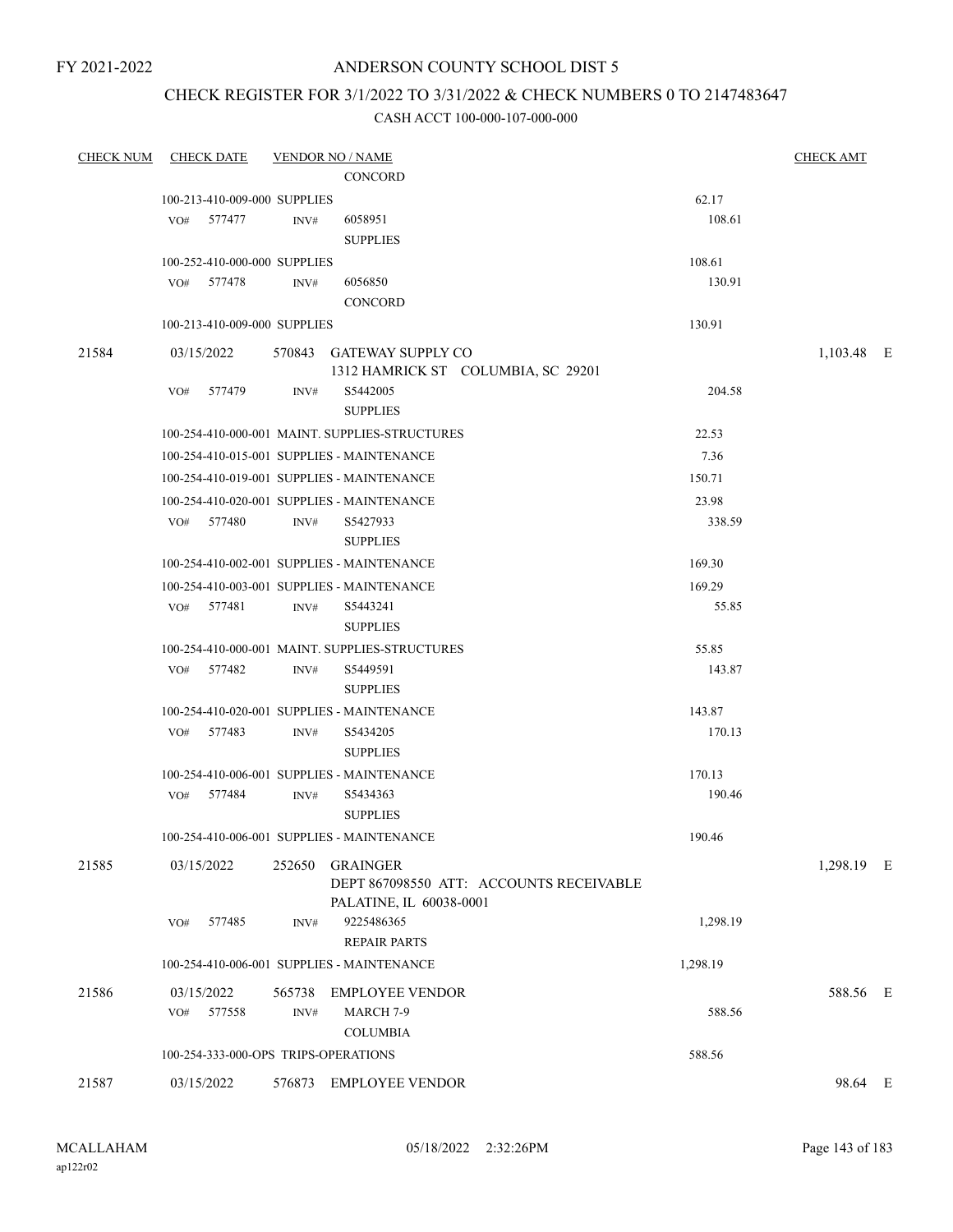FY 2021-2022

# ANDERSON COUNTY SCHOOL DIST 5

## CHECK REGISTER FOR 3/1/2022 TO 3/31/2022 & CHECK NUMBERS 0 TO 2147483647

### CASH ACCT 100-000-107-000-000

| CHECK NUM | CHECK DATE | VENDOR NO / NAME | | CHECK AMT |
|---|---|---|---|---|
| | | CONCORD | | |
| | 100-213-410-009-000 SUPPLIES | | 62.17 | |
| | VO# 577477 | INV# 6058951 SUPPLIES | 108.61 | |
| | 100-252-410-000-000 SUPPLIES | | 108.61 | |
| | VO# 577478 | INV# 6056850 CONCORD | 130.91 | |
| | 100-213-410-009-000 SUPPLIES | | 130.91 | |
| 21584 | 03/15/2022 | 570843 GATEWAY SUPPLY CO 1312 HAMRICK ST COLUMBIA, SC 29201 | | 1,103.48 E |
| | VO# 577479 | INV# S5442005 SUPPLIES | 204.58 | |
| | 100-254-410-000-001 MAINT. SUPPLIES-STRUCTURES | | 22.53 | |
| | 100-254-410-015-001 SUPPLIES - MAINTENANCE | | 7.36 | |
| | 100-254-410-019-001 SUPPLIES - MAINTENANCE | | 150.71 | |
| | 100-254-410-020-001 SUPPLIES - MAINTENANCE | | 23.98 | |
| | VO# 577480 | INV# S5427933 SUPPLIES | 338.59 | |
| | 100-254-410-002-001 SUPPLIES - MAINTENANCE | | 169.30 | |
| | 100-254-410-003-001 SUPPLIES - MAINTENANCE | | 169.29 | |
| | VO# 577481 | INV# S5443241 SUPPLIES | 55.85 | |
| | 100-254-410-000-001 MAINT. SUPPLIES-STRUCTURES | | 55.85 | |
| | VO# 577482 | INV# S5449591 SUPPLIES | 143.87 | |
| | 100-254-410-020-001 SUPPLIES - MAINTENANCE | | 143.87 | |
| | VO# 577483 | INV# S5434205 SUPPLIES | 170.13 | |
| | 100-254-410-006-001 SUPPLIES - MAINTENANCE | | 170.13 | |
| | VO# 577484 | INV# S5434363 SUPPLIES | 190.46 | |
| | 100-254-410-006-001 SUPPLIES - MAINTENANCE | | 190.46 | |
| 21585 | 03/15/2022 | 252650 GRAINGER DEPT 867098550 ATT: ACCOUNTS RECEIVABLE PALATINE, IL 60038-0001 | | 1,298.19 E |
| | VO# 577485 | INV# 9225486365 REPAIR PARTS | 1,298.19 | |
| | 100-254-410-006-001 SUPPLIES - MAINTENANCE | | 1,298.19 | |
| 21586 | 03/15/2022 | 565738 EMPLOYEE VENDOR | | 588.56 E |
| | VO# 577558 | INV# MARCH 7-9 COLUMBIA | 588.56 | |
| | 100-254-333-000-OPS TRIPS-OPERATIONS | | 588.56 | |
| 21587 | 03/15/2022 | 576873 EMPLOYEE VENDOR | | 98.64 E |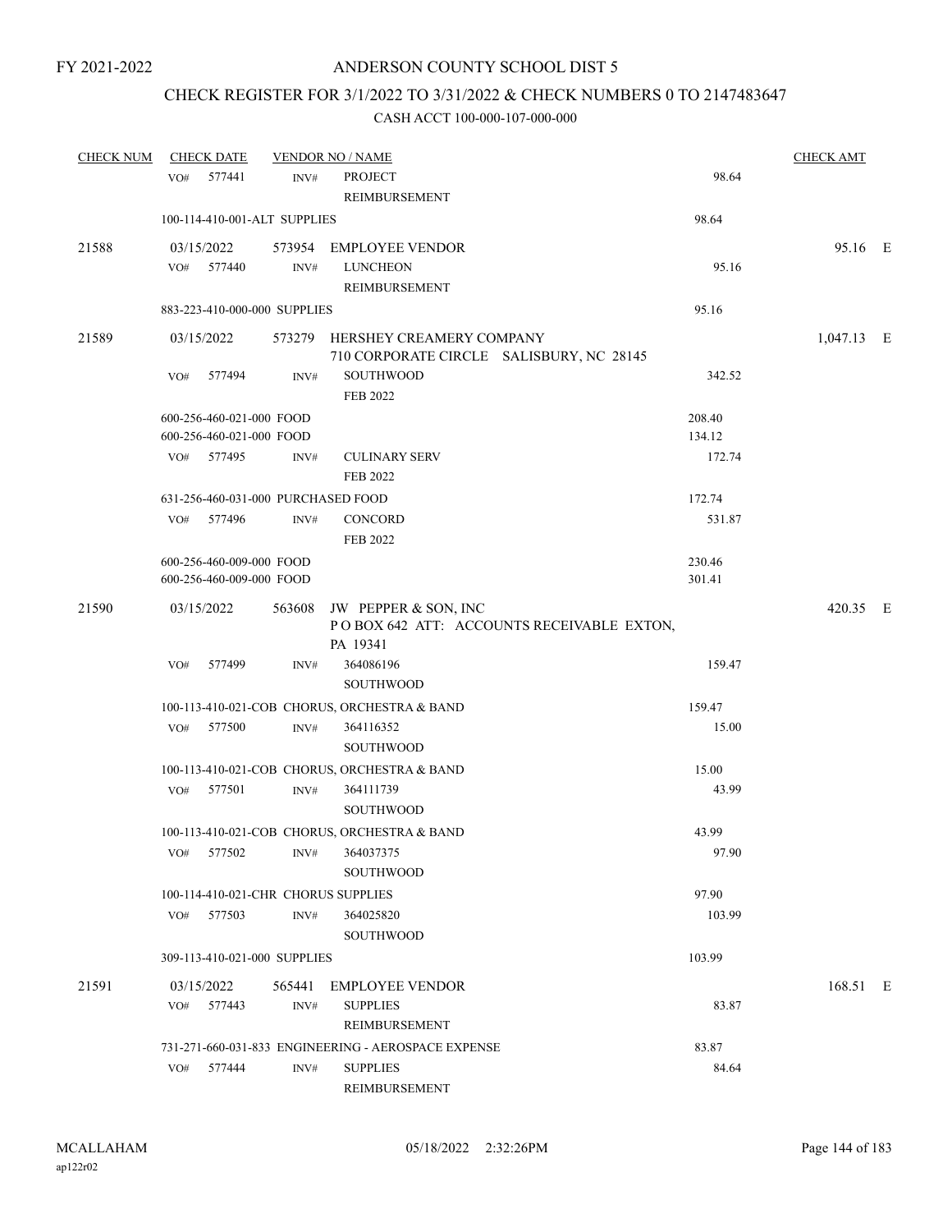FY 2021-2022

# ANDERSON COUNTY SCHOOL DIST 5

## CHECK REGISTER FOR 3/1/2022 TO 3/31/2022 & CHECK NUMBERS 0 TO 2147483647

CASH ACCT 100-000-107-000-000

| CHECK NUM | CHECK DATE | VENDOR NO / NAME | | CHECK AMT |
|---|---|---|---|---|
| | VO# 577441 INV# | PROJECT REIMBURSEMENT | 98.64 | |
| | 100-114-410-001-ALT SUPPLIES | | 98.64 | |
| 21588 | 03/15/2022 | 573954 EMPLOYEE VENDOR | | 95.16 E |
| | VO# 577440 INV# | LUNCHEON REIMBURSEMENT | 95.16 | |
| | 883-223-410-000-000 SUPPLIES | | 95.16 | |
| 21589 | 03/15/2022 | 573279 HERSHEY CREAMERY COMPANY 710 CORPORATE CIRCLE SALISBURY, NC 28145 | | 1,047.13 E |
| | VO# 577494 INV# | SOUTHWOOD FEB 2022 | 342.52 | |
| | 600-256-460-021-000 FOOD | | 208.40 | |
| | 600-256-460-021-000 FOOD | | 134.12 | |
| | VO# 577495 INV# | CULINARY SERV FEB 2022 | 172.74 | |
| | 631-256-460-031-000 PURCHASED FOOD | | 172.74 | |
| | VO# 577496 INV# | CONCORD FEB 2022 | 531.87 | |
| | 600-256-460-009-000 FOOD | | 230.46 | |
| | 600-256-460-009-000 FOOD | | 301.41 | |
| 21590 | 03/15/2022 | 563608 JW PEPPER & SON, INC P O BOX 642 ATT: ACCOUNTS RECEIVABLE EXTON, PA 19341 | | 420.35 E |
| | VO# 577499 INV# | 364086196 SOUTHWOOD | 159.47 | |
| | 100-113-410-021-COB CHORUS, ORCHESTRA & BAND | | 159.47 | |
| | VO# 577500 INV# | 364116352 SOUTHWOOD | 15.00 | |
| | 100-113-410-021-COB CHORUS, ORCHESTRA & BAND | | 15.00 | |
| | VO# 577501 INV# | 364111739 SOUTHWOOD | 43.99 | |
| | 100-113-410-021-COB CHORUS, ORCHESTRA & BAND | | 43.99 | |
| | VO# 577502 INV# | 364037375 SOUTHWOOD | 97.90 | |
| | 100-114-410-021-CHR CHORUS SUPPLIES | | 97.90 | |
| | VO# 577503 INV# | 364025820 SOUTHWOOD | 103.99 | |
| | 309-113-410-021-000 SUPPLIES | | 103.99 | |
| 21591 | 03/15/2022 | 565441 EMPLOYEE VENDOR | | 168.51 E |
| | VO# 577443 INV# | SUPPLIES REIMBURSEMENT | 83.87 | |
| | 731-271-660-031-833 ENGINEERING - AEROSPACE EXPENSE | | 83.87 | |
| | VO# 577444 INV# | SUPPLIES REIMBURSEMENT | 84.64 | |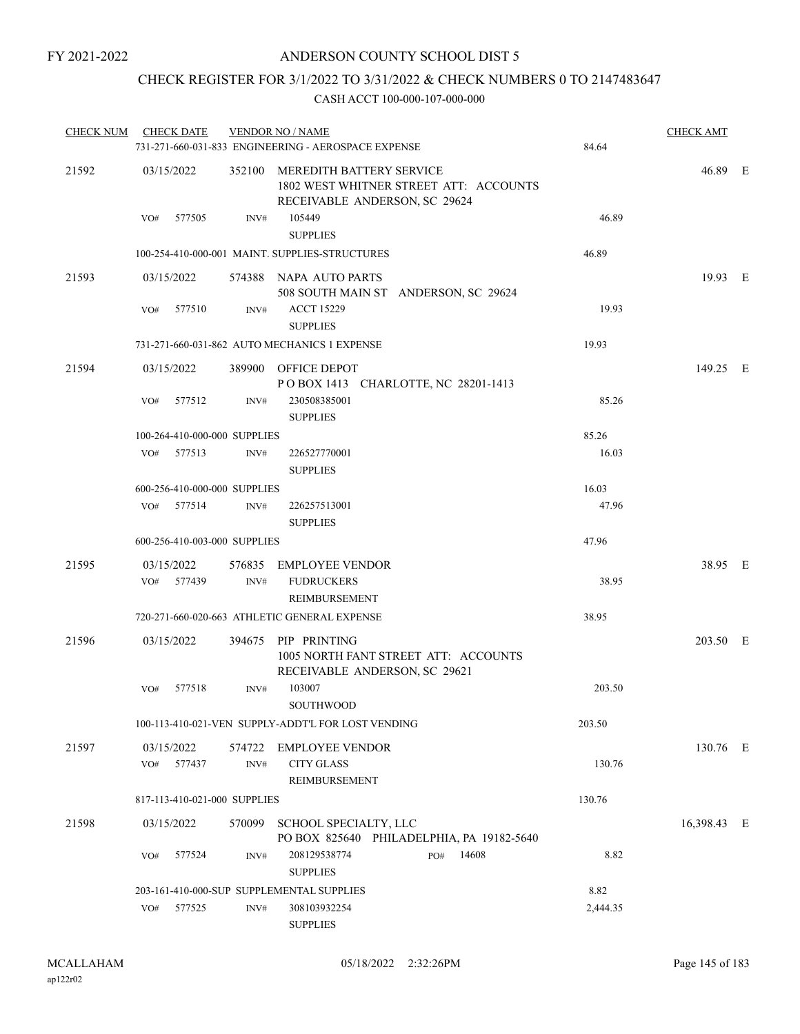FY 2021-2022

# ANDERSON COUNTY SCHOOL DIST 5

## CHECK REGISTER FOR 3/1/2022 TO 3/31/2022 & CHECK NUMBERS 0 TO 2147483647

### CASH ACCT 100-000-107-000-000

| CHECK NUM | CHECK DATE | VENDOR NO / NAME | | CHECK AMT | |
|---|---|---|---|---|---|
| | | 731-271-660-031-833 ENGINEERING - AEROSPACE EXPENSE | 84.64 | | |
| 21592 | 03/15/2022 | 352100 MEREDITH BATTERY SERVICE<br>1802 WEST WHITNER STREET ATT: ACCOUNTS RECEIVABLE ANDERSON, SC 29624 | | 46.89 | E |
| | VO# 577505 | INV# 105449<br>SUPPLIES | 46.89 | | |
| | | 100-254-410-000-001 MAINT. SUPPLIES-STRUCTURES | 46.89 | | |
| 21593 | 03/15/2022 | 574388 NAPA AUTO PARTS<br>508 SOUTH MAIN ST ANDERSON, SC 29624 | | 19.93 | E |
| | VO# 577510 | INV# ACCT 15229<br>SUPPLIES | 19.93 | | |
| | | 731-271-660-031-862 AUTO MECHANICS 1 EXPENSE | 19.93 | | |
| 21594 | 03/15/2022 | 389900 OFFICE DEPOT<br>P O BOX 1413 CHARLOTTE, NC 28201-1413 | | 149.25 | E |
| | VO# 577512 | INV# 230508385001<br>SUPPLIES | 85.26 | | |
| | | 100-264-410-000-000 SUPPLIES | 85.26 | | |
| | VO# 577513 | INV# 226527770001<br>SUPPLIES | 16.03 | | |
| | | 600-256-410-000-000 SUPPLIES | 16.03 | | |
| | VO# 577514 | INV# 226257513001<br>SUPPLIES | 47.96 | | |
| | | 600-256-410-003-000 SUPPLIES | 47.96 | | |
| 21595 | 03/15/2022 | 576835 EMPLOYEE VENDOR | | 38.95 | E |
| | VO# 577439 | INV# FUDRUCKERS<br>REIMBURSEMENT | 38.95 | | |
| | | 720-271-660-020-663 ATHLETIC GENERAL EXPENSE | 38.95 | | |
| 21596 | 03/15/2022 | 394675 PIP PRINTING<br>1005 NORTH FANT STREET ATT: ACCOUNTS RECEIVABLE ANDERSON, SC 29621 | | 203.50 | E |
| | VO# 577518 | INV# 103007<br>SOUTHWOOD | 203.50 | | |
| | | 100-113-410-021-VEN SUPPLY-ADDT'L FOR LOST VENDING | 203.50 | | |
| 21597 | 03/15/2022 | 574722 EMPLOYEE VENDOR | | 130.76 | E |
| | VO# 577437 | INV# CITY GLASS<br>REIMBURSEMENT | 130.76 | | |
| | | 817-113-410-021-000 SUPPLIES | 130.76 | | |
| 21598 | 03/15/2022 | 570099 SCHOOL SPECIALTY, LLC<br>PO BOX 825640 PHILADELPHIA, PA 19182-5640 | | 16,398.43 | E |
| | VO# 577524 | INV# 208129538774 PO# 14608<br>SUPPLIES | 8.82 | | |
| | | 203-161-410-000-SUP SUPPLEMENTAL SUPPLIES | 8.82 | | |
| | VO# 577525 | INV# 308103932254<br>SUPPLIES | 2,444.35 | | |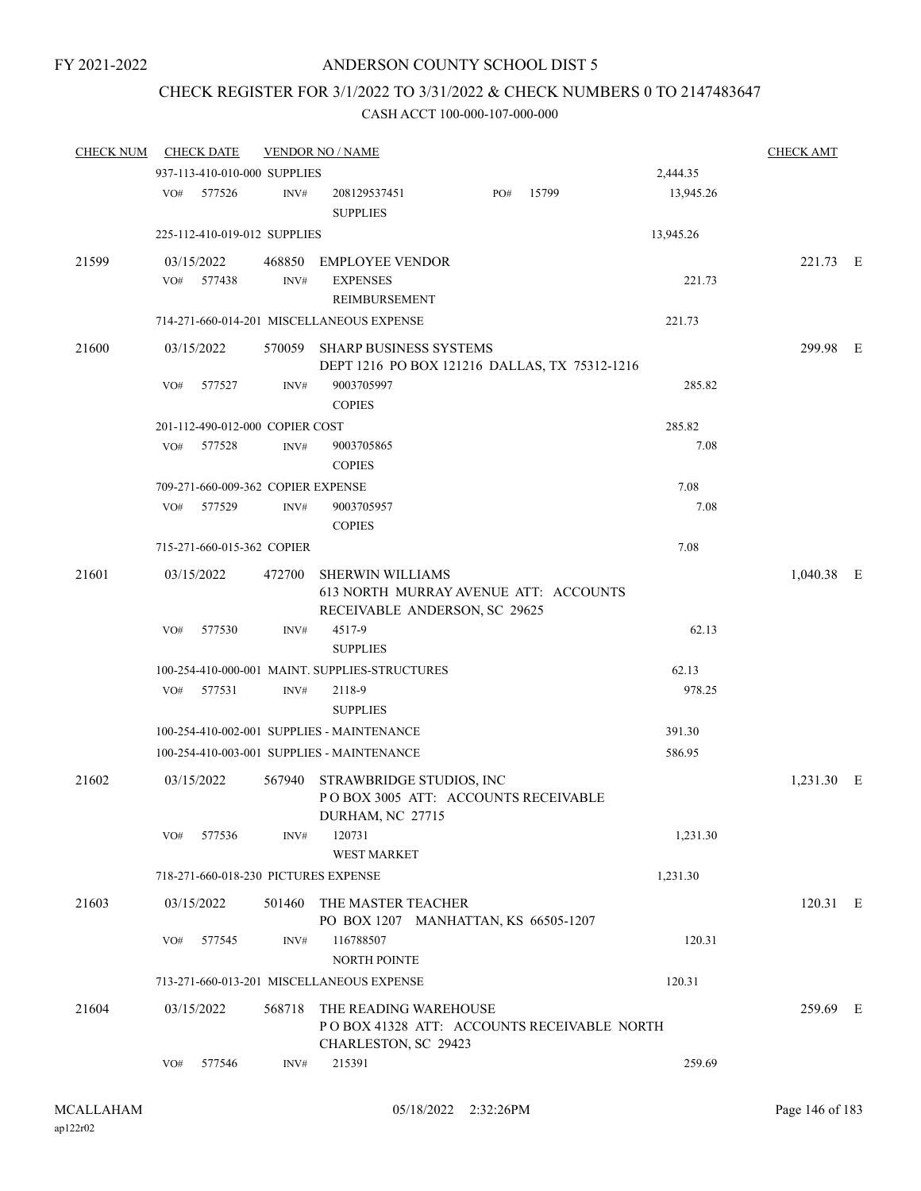FY 2021-2022

# ANDERSON COUNTY SCHOOL DIST 5

## CHECK REGISTER FOR 3/1/2022 TO 3/31/2022 & CHECK NUMBERS 0 TO 2147483647

### CASH ACCT 100-000-107-000-000

| CHECK NUM | CHECK DATE | VENDOR NO / NAME | | | CHECK AMT | |
|---|---|---|---|---|---|---|
| | 937-113-410-010-000 SUPPLIES | | | 2,444.35 | | |
| | VO# 577526 | INV# 208129537451 SUPPLIES | PO# 15799 | 13,945.26 | | |
| | 225-112-410-019-012 SUPPLIES | | | 13,945.26 | | |
| 21599 | 03/15/2022 | 468850 EMPLOYEE VENDOR | | | 221.73 | E |
| | VO# 577438 | INV# EXPENSES REIMBURSEMENT | | 221.73 | | |
| | 714-271-660-014-201 MISCELLANEOUS EXPENSE | | | 221.73 | | |
| 21600 | 03/15/2022 | 570059 SHARP BUSINESS SYSTEMS DEPT 1216 PO BOX 121216 DALLAS, TX 75312-1216 | | | 299.98 | E |
| | VO# 577527 | INV# 9003705997 COPIES | | 285.82 | | |
| | 201-112-490-012-000 COPIER COST | | | 285.82 | | |
| | VO# 577528 | INV# 9003705865 COPIES | | 7.08 | | |
| | 709-271-660-009-362 COPIER EXPENSE | | | 7.08 | | |
| | VO# 577529 | INV# 9003705957 COPIES | | 7.08 | | |
| | 715-271-660-015-362 COPIER | | | 7.08 | | |
| 21601 | 03/15/2022 | 472700 SHERWIN WILLIAMS 613 NORTH MURRAY AVENUE ATT: ACCOUNTS RECEIVABLE ANDERSON, SC 29625 | | | 1,040.38 | E |
| | VO# 577530 | INV# 4517-9 SUPPLIES | | 62.13 | | |
| | 100-254-410-000-001 MAINT. SUPPLIES-STRUCTURES | | | 62.13 | | |
| | VO# 577531 | INV# 2118-9 SUPPLIES | | 978.25 | | |
| | 100-254-410-002-001 SUPPLIES - MAINTENANCE | | | 391.30 | | |
| | 100-254-410-003-001 SUPPLIES - MAINTENANCE | | | 586.95 | | |
| 21602 | 03/15/2022 | 567940 STRAWBRIDGE STUDIOS, INC P O BOX 3005 ATT: ACCOUNTS RECEIVABLE DURHAM, NC 27715 | | | 1,231.30 | E |
| | VO# 577536 | INV# 120731 WEST MARKET | | 1,231.30 | | |
| | 718-271-660-018-230 PICTURES EXPENSE | | | 1,231.30 | | |
| 21603 | 03/15/2022 | 501460 THE MASTER TEACHER PO BOX 1207 MANHATTAN, KS 66505-1207 | | | 120.31 | E |
| | VO# 577545 | INV# 116788507 NORTH POINTE | | 120.31 | | |
| | 713-271-660-013-201 MISCELLANEOUS EXPENSE | | | 120.31 | | |
| 21604 | 03/15/2022 | 568718 THE READING WAREHOUSE P O BOX 41328 ATT: ACCOUNTS RECEIVABLE NORTH CHARLESTON, SC 29423 | | | 259.69 | E |
| | VO# 577546 | INV# 215391 | | 259.69 | | |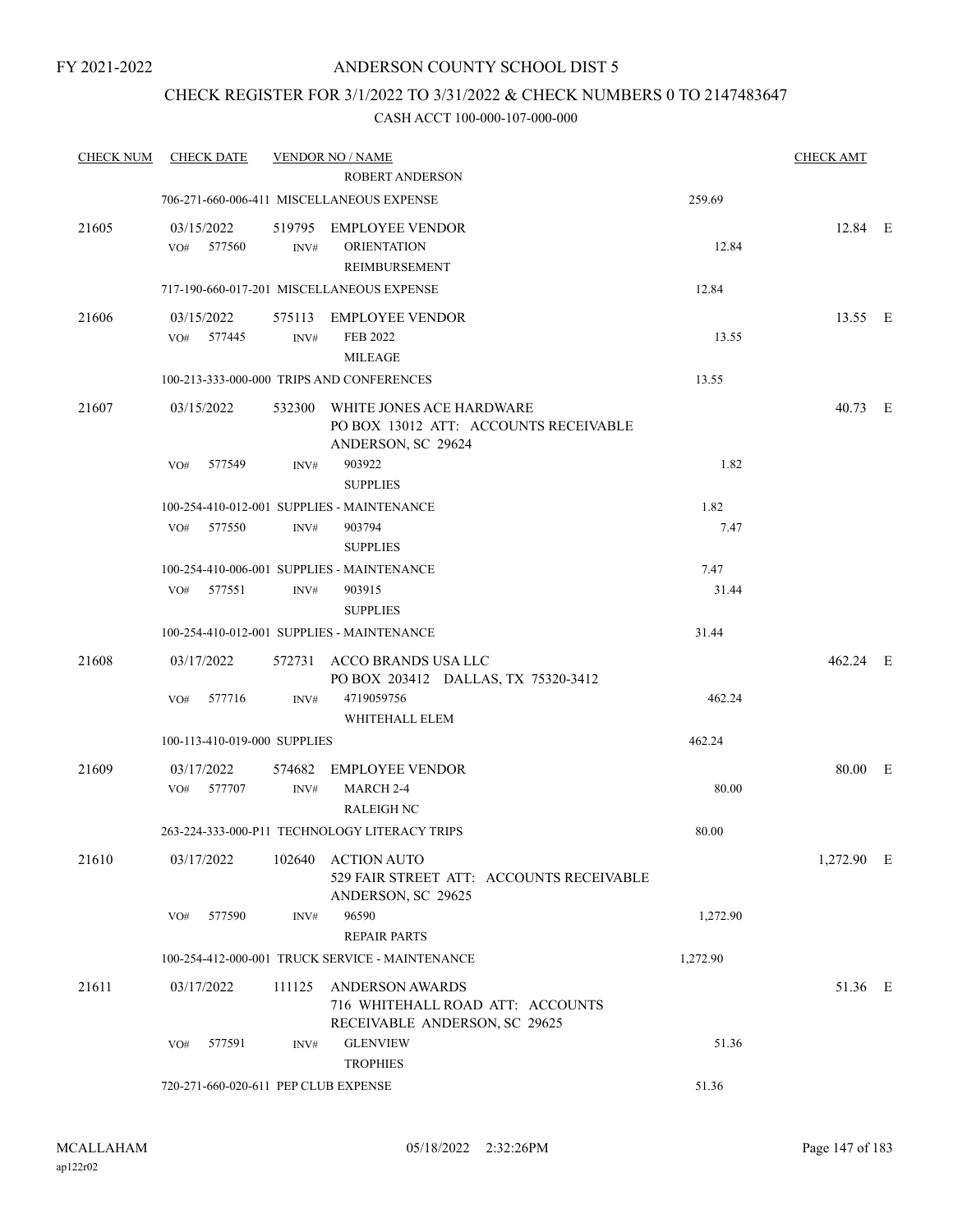FY 2021-2022

# ANDERSON COUNTY SCHOOL DIST 5

## CHECK REGISTER FOR 3/1/2022 TO 3/31/2022 & CHECK NUMBERS 0 TO 2147483647

### CASH ACCT 100-000-107-000-000

| CHECK NUM | CHECK DATE | VENDOR NO / NAME | | CHECK AMT | |
|---|---|---|---|---|---|
| | | ROBERT ANDERSON | | | |
| | 706-271-660-006-411 MISCELLANEOUS EXPENSE | | 259.69 | | |
| 21605 | 03/15/2022 | 519795 EMPLOYEE VENDOR | | 12.84 | E |
| | VO# 577560 | INV# ORIENTATION REIMBURSEMENT | 12.84 | | |
| | 717-190-660-017-201 MISCELLANEOUS EXPENSE | | 12.84 | | |
| 21606 | 03/15/2022 | 575113 EMPLOYEE VENDOR | | 13.55 | E |
| | VO# 577445 | INV# FEB 2022 MILEAGE | 13.55 | | |
| | 100-213-333-000-000 TRIPS AND CONFERENCES | | 13.55 | | |
| 21607 | 03/15/2022 | 532300 WHITE JONES ACE HARDWARE PO BOX 13012 ATT: ACCOUNTS RECEIVABLE ANDERSON, SC 29624 | | 40.73 | E |
| | VO# 577549 | INV# 903922 SUPPLIES | 1.82 | | |
| | 100-254-410-012-001 SUPPLIES - MAINTENANCE | | 1.82 | | |
| | VO# 577550 | INV# 903794 SUPPLIES | 7.47 | | |
| | 100-254-410-006-001 SUPPLIES - MAINTENANCE | | 7.47 | | |
| | VO# 577551 | INV# 903915 SUPPLIES | 31.44 | | |
| | 100-254-410-012-001 SUPPLIES - MAINTENANCE | | 31.44 | | |
| 21608 | 03/17/2022 | 572731 ACCO BRANDS USA LLC PO BOX 203412 DALLAS, TX 75320-3412 | | 462.24 | E |
| | VO# 577716 | INV# 4719059756 WHITEHALL ELEM | 462.24 | | |
| | 100-113-410-019-000 SUPPLIES | | 462.24 | | |
| 21609 | 03/17/2022 | 574682 EMPLOYEE VENDOR | | 80.00 | E |
| | VO# 577707 | INV# MARCH 2-4 RALEIGH NC | 80.00 | | |
| | 263-224-333-000-P11 TECHNOLOGY LITERACY TRIPS | | 80.00 | | |
| 21610 | 03/17/2022 | 102640 ACTION AUTO 529 FAIR STREET ATT: ACCOUNTS RECEIVABLE ANDERSON, SC 29625 | | 1,272.90 | E |
| | VO# 577590 | INV# 96590 REPAIR PARTS | 1,272.90 | | |
| | 100-254-412-000-001 TRUCK SERVICE - MAINTENANCE | | 1,272.90 | | |
| 21611 | 03/17/2022 | 111125 ANDERSON AWARDS 716 WHITEHALL ROAD ATT: ACCOUNTS RECEIVABLE ANDERSON, SC 29625 | | 51.36 | E |
| | VO# 577591 | INV# GLENVIEW TROPHIES | 51.36 | | |
| | 720-271-660-020-611 PEP CLUB EXPENSE | | 51.36 | | |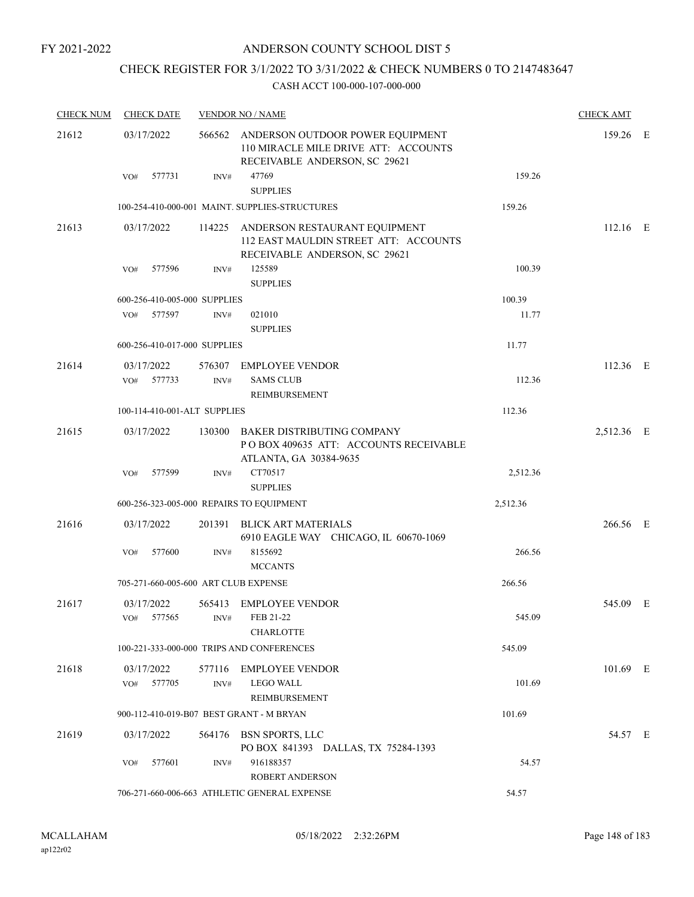FY 2021-2022

# ANDERSON COUNTY SCHOOL DIST 5

## CHECK REGISTER FOR 3/1/2022 TO 3/31/2022 & CHECK NUMBERS 0 TO 2147483647

### CASH ACCT 100-000-107-000-000

| CHECK NUM | CHECK DATE | VENDOR NO / NAME | | CHECK AMT |
|---|---|---|---|---|
| 21612 | 03/17/2022 | 566562 ANDERSON OUTDOOR POWER EQUIPMENT 110 MIRACLE MILE DRIVE ATT: ACCOUNTS RECEIVABLE ANDERSON, SC 29621 | | 159.26 E |
| | VO# 577731 | INV# 47769 SUPPLIES | 159.26 | |
| | 100-254-410-000-001 MAINT. SUPPLIES-STRUCTURES | | 159.26 | |
| 21613 | 03/17/2022 | 114225 ANDERSON RESTAURANT EQUIPMENT 112 EAST MAULDIN STREET ATT: ACCOUNTS RECEIVABLE ANDERSON, SC 29621 | | 112.16 E |
| | VO# 577596 | INV# 125589 SUPPLIES | 100.39 | |
| | 600-256-410-005-000 SUPPLIES | | 100.39 | |
| | VO# 577597 | INV# 021010 SUPPLIES | 11.77 | |
| | 600-256-410-017-000 SUPPLIES | | 11.77 | |
| 21614 | 03/17/2022 | 576307 EMPLOYEE VENDOR | | 112.36 E |
| | VO# 577733 | INV# SAMS CLUB REIMBURSEMENT | 112.36 | |
| | 100-114-410-001-ALT SUPPLIES | | 112.36 | |
| 21615 | 03/17/2022 | 130300 BAKER DISTRIBUTING COMPANY P O BOX 409635 ATT: ACCOUNTS RECEIVABLE ATLANTA, GA 30384-9635 | | 2,512.36 E |
| | VO# 577599 | INV# CT70517 SUPPLIES | 2,512.36 | |
| | 600-256-323-005-000 REPAIRS TO EQUIPMENT | | 2,512.36 | |
| 21616 | 03/17/2022 | 201391 BLICK ART MATERIALS 6910 EAGLE WAY CHICAGO, IL 60670-1069 | | 266.56 E |
| | VO# 577600 | INV# 8155692 MCCANTS | 266.56 | |
| | 705-271-660-005-600 ART CLUB EXPENSE | | 266.56 | |
| 21617 | 03/17/2022 | 565413 EMPLOYEE VENDOR | | 545.09 E |
| | VO# 577565 | INV# FEB 21-22 CHARLOTTE | 545.09 | |
| | 100-221-333-000-000 TRIPS AND CONFERENCES | | 545.09 | |
| 21618 | 03/17/2022 | 577116 EMPLOYEE VENDOR | | 101.69 E |
| | VO# 577705 | INV# LEGO WALL REIMBURSEMENT | 101.69 | |
| | 900-112-410-019-B07 BEST GRANT - M BRYAN | | 101.69 | |
| 21619 | 03/17/2022 | 564176 BSN SPORTS, LLC PO BOX 841393 DALLAS, TX 75284-1393 | | 54.57 E |
| | VO# 577601 | INV# 916188357 ROBERT ANDERSON | 54.57 | |
| | 706-271-660-006-663 ATHLETIC GENERAL EXPENSE | | 54.57 | |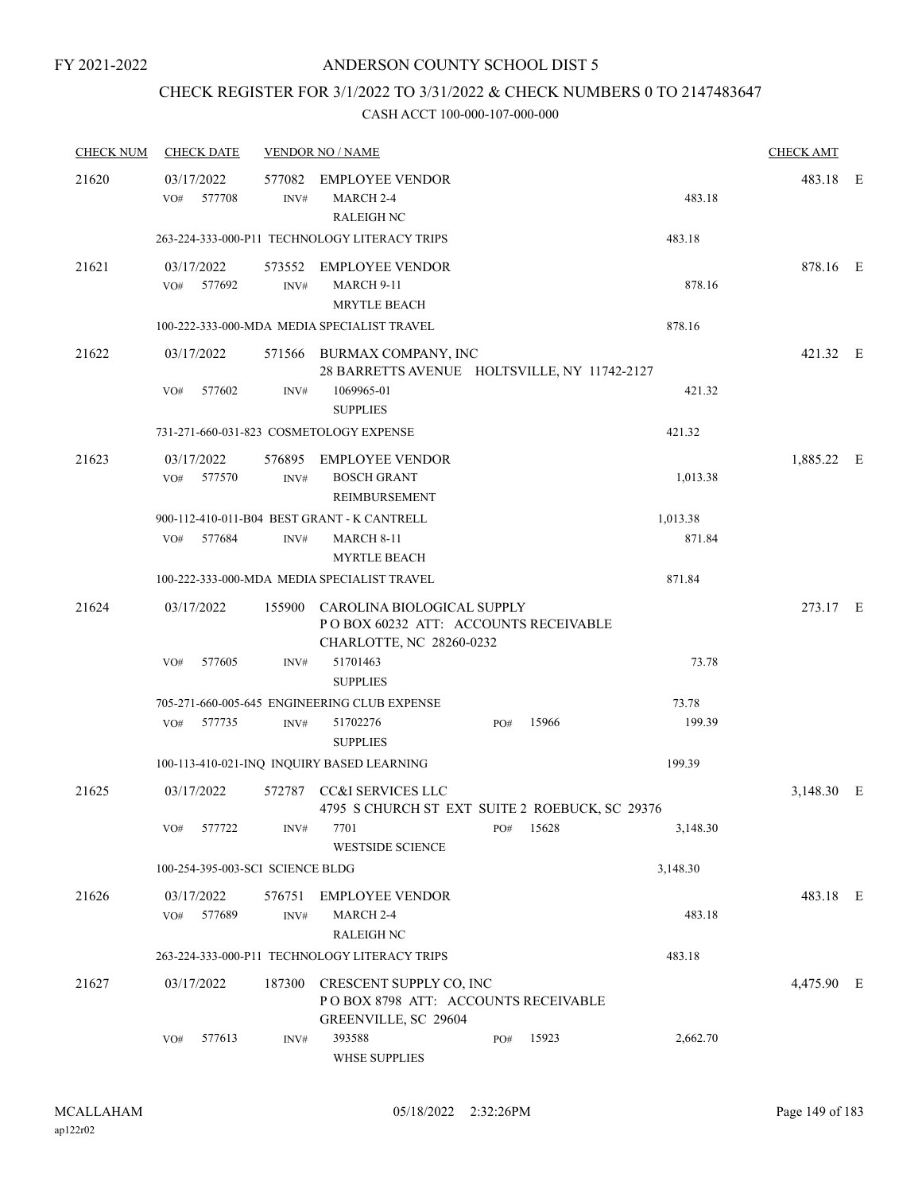FY 2021-2022

# ANDERSON COUNTY SCHOOL DIST 5

## CHECK REGISTER FOR 3/1/2022 TO 3/31/2022 & CHECK NUMBERS 0 TO 2147483647

### CASH ACCT 100-000-107-000-000

| CHECK NUM | CHECK DATE | VENDOR NO / NAME | | | CHECK AMT | |
|---|---|---|---|---|---|---|
| 21620 | 03/17/2022 | 577082 EMPLOYEE VENDOR | | | 483.18 | E |
| | VO# 577708 | INV# MARCH 2-4<br>RALEIGH NC | | 483.18 | | |
| | 263-224-333-000-P11 TECHNOLOGY LITERACY TRIPS | | | 483.18 | | |
| 21621 | 03/17/2022 | 573552 EMPLOYEE VENDOR | | | 878.16 | E |
| | VO# 577692 | INV# MARCH 9-11<br>MRYTLE BEACH | | 878.16 | | |
| | 100-222-333-000-MDA MEDIA SPECIALIST TRAVEL | | | 878.16 | | |
| 21622 | 03/17/2022 | 571566 BURMAX COMPANY, INC<br>28 BARRETTS AVENUE HOLTSVILLE, NY 11742-2127 | | | 421.32 | E |
| | VO# 577602 | INV# 1069965-01<br>SUPPLIES | | 421.32 | | |
| | 731-271-660-031-823 COSMETOLOGY EXPENSE | | | 421.32 | | |
| 21623 | 03/17/2022 | 576895 EMPLOYEE VENDOR | | | 1,885.22 | E |
| | VO# 577570 | INV# BOSCH GRANT<br>REIMBURSEMENT | | 1,013.38 | | |
| | 900-112-410-011-B04 BEST GRANT - K CANTRELL | | | 1,013.38 | | |
| | VO# 577684 | INV# MARCH 8-11<br>MYRTLE BEACH | | 871.84 | | |
| | 100-222-333-000-MDA MEDIA SPECIALIST TRAVEL | | | 871.84 | | |
| 21624 | 03/17/2022 | 155900 CAROLINA BIOLOGICAL SUPPLY<br>P O BOX 60232 ATT: ACCOUNTS RECEIVABLE<br>CHARLOTTE, NC 28260-0232 | | | 273.17 | E |
| | VO# 577605 | INV# 51701463<br>SUPPLIES | | 73.78 | | |
| | 705-271-660-005-645 ENGINEERING CLUB EXPENSE | | | 73.78 | | |
| | VO# 577735 | INV# 51702276<br>SUPPLIES | PO# 15966 | 199.39 | | |
| | 100-113-410-021-INQ INQUIRY BASED LEARNING | | | 199.39 | | |
| 21625 | 03/17/2022 | 572787 CC&I SERVICES LLC<br>4795 S CHURCH ST EXT SUITE 2 ROEBUCK, SC 29376 | | | 3,148.30 | E |
| | VO# 577722 | INV# 7701<br>WESTSIDE SCIENCE | PO# 15628 | 3,148.30 | | |
| | 100-254-395-003-SCI SCIENCE BLDG | | | 3,148.30 | | |
| 21626 | 03/17/2022 | 576751 EMPLOYEE VENDOR | | | 483.18 | E |
| | VO# 577689 | INV# MARCH 2-4<br>RALEIGH NC | | 483.18 | | |
| | 263-224-333-000-P11 TECHNOLOGY LITERACY TRIPS | | | 483.18 | | |
| 21627 | 03/17/2022 | 187300 CRESCENT SUPPLY CO, INC<br>P O BOX 8798 ATT: ACCOUNTS RECEIVABLE<br>GREENVILLE, SC 29604 | | | 4,475.90 | E |
| | VO# 577613 | INV# 393588<br>WHSE SUPPLIES | PO# 15923 | 2,662.70 | | |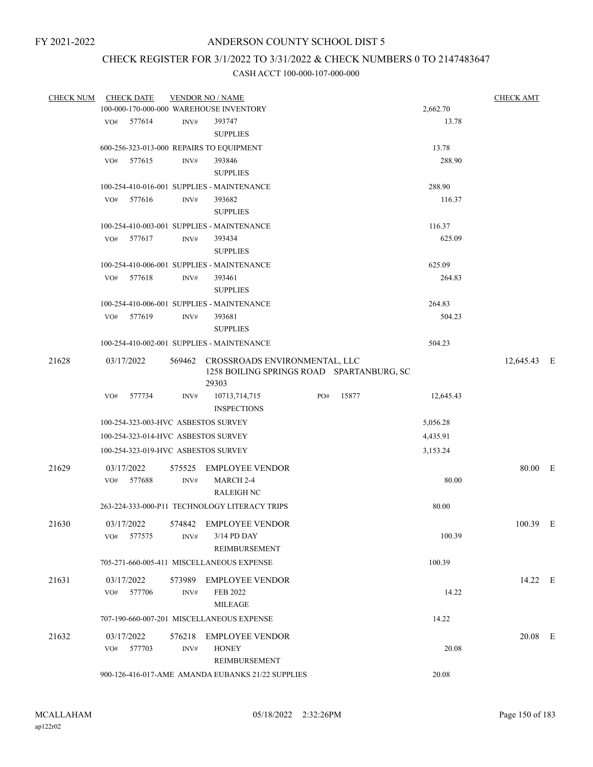FY 2021-2022

# ANDERSON COUNTY SCHOOL DIST 5

## CHECK REGISTER FOR 3/1/2022 TO 3/31/2022 & CHECK NUMBERS 0 TO 2147483647

### CASH ACCT 100-000-107-000-000

| CHECK NUM | CHECK DATE | VENDOR NO / NAME | | CHECK AMT |
|---|---|---|---|---|
| | 100-000-170-000-000 WAREHOUSE INVENTORY | | 2,662.70 | |
| | VO# 577614 | INV# 393747 SUPPLIES | 13.78 | |
| | 600-256-323-013-000 REPAIRS TO EQUIPMENT | | 13.78 | |
| | VO# 577615 | INV# 393846 SUPPLIES | 288.90 | |
| | 100-254-410-016-001 SUPPLIES - MAINTENANCE | | 288.90 | |
| | VO# 577616 | INV# 393682 SUPPLIES | 116.37 | |
| | 100-254-410-003-001 SUPPLIES - MAINTENANCE | | 116.37 | |
| | VO# 577617 | INV# 393434 SUPPLIES | 625.09 | |
| | 100-254-410-006-001 SUPPLIES - MAINTENANCE | | 625.09 | |
| | VO# 577618 | INV# 393461 SUPPLIES | 264.83 | |
| | 100-254-410-006-001 SUPPLIES - MAINTENANCE | | 264.83 | |
| | VO# 577619 | INV# 393681 SUPPLIES | 504.23 | |
| | 100-254-410-002-001 SUPPLIES - MAINTENANCE | | 504.23 | |
| 21628 | 03/17/2022 | 569462 CROSSROADS ENVIRONMENTAL, LLC 1258 BOILING SPRINGS ROAD SPARTANBURG, SC 29303 | | 12,645.43 E |
| | VO# 577734 | INV# 10713,714,715 INSPECTIONS PO# 15877 | 12,645.43 | |
| | 100-254-323-003-HVC ASBESTOS SURVEY | | 5,056.28 | |
| | 100-254-323-014-HVC ASBESTOS SURVEY | | 4,435.91 | |
| | 100-254-323-019-HVC ASBESTOS SURVEY | | 3,153.24 | |
| 21629 | 03/17/2022 | 575525 EMPLOYEE VENDOR | | 80.00 E |
| | VO# 577688 | INV# MARCH 2-4 RALEIGH NC | 80.00 | |
| | 263-224-333-000-P11 TECHNOLOGY LITERACY TRIPS | | 80.00 | |
| 21630 | 03/17/2022 | 574842 EMPLOYEE VENDOR | | 100.39 E |
| | VO# 577575 | INV# 3/14 PD DAY REIMBURSEMENT | 100.39 | |
| | 705-271-660-005-411 MISCELLANEOUS EXPENSE | | 100.39 | |
| 21631 | 03/17/2022 | 573989 EMPLOYEE VENDOR | | 14.22 E |
| | VO# 577706 | INV# FEB 2022 MILEAGE | 14.22 | |
| | 707-190-660-007-201 MISCELLANEOUS EXPENSE | | 14.22 | |
| 21632 | 03/17/2022 | 576218 EMPLOYEE VENDOR | | 20.08 E |
| | VO# 577703 | INV# HONEY REIMBURSEMENT | 20.08 | |
| | 900-126-416-017-AME AMANDA EUBANKS 21/22 SUPPLIES | | 20.08 | |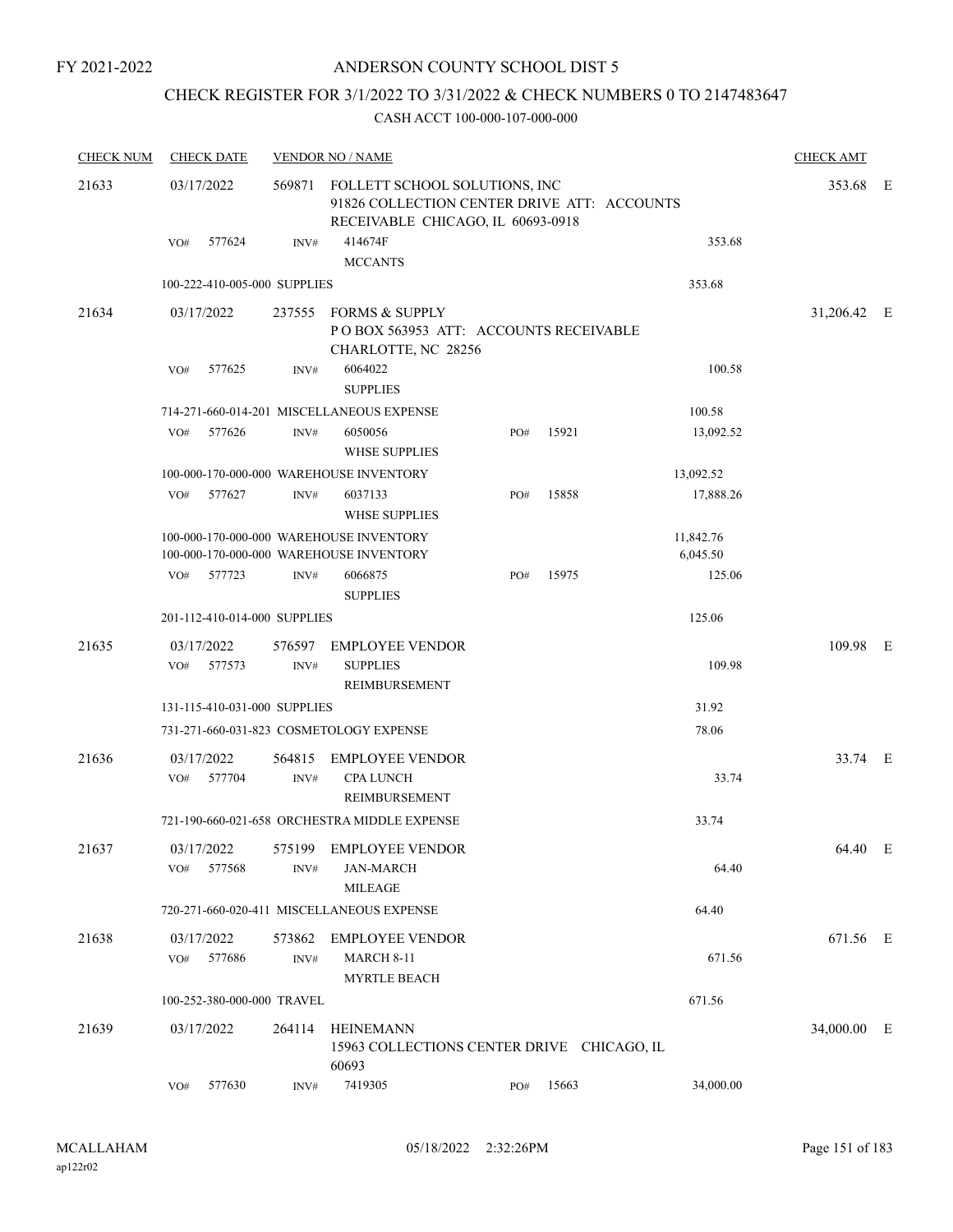FY 2021-2022

# ANDERSON COUNTY SCHOOL DIST 5

## CHECK REGISTER FOR 3/1/2022 TO 3/31/2022 & CHECK NUMBERS 0 TO 2147483647

CASH ACCT 100-000-107-000-000

| CHECK NUM | CHECK DATE | VENDOR NO / NAME | | | | CHECK AMT | |
|---|---|---|---|---|---|---|---|
| 21633 | 03/17/2022 | 569871 FOLLETT SCHOOL SOLUTIONS, INC<br>91826 COLLECTION CENTER DRIVE ATT: ACCOUNTS RECEIVABLE CHICAGO, IL 60693-0918 | | | | 353.68 | E |
| | VO# 577624 | INV# 414674F<br>MCCANTS | | | 353.68 | | |
| | 100-222-410-005-000 SUPPLIES | | | | 353.68 | | |
| 21634 | 03/17/2022 | 237555 FORMS & SUPPLY<br>P O BOX 563953 ATT: ACCOUNTS RECEIVABLE<br>CHARLOTTE, NC 28256 | | | | 31,206.42 | E |
| | VO# 577625 | INV# 6064022<br>SUPPLIES | | | 100.58 | | |
| | 714-271-660-014-201 MISCELLANEOUS EXPENSE | | | | 100.58 | | |
| | VO# 577626 | INV# 6050056<br>WHSE SUPPLIES | PO# | 15921 | 13,092.52 | | |
| | 100-000-170-000-000 WAREHOUSE INVENTORY | | | | 13,092.52 | | |
| | VO# 577627 | INV# 6037133<br>WHSE SUPPLIES | PO# | 15858 | 17,888.26 | | |
| | 100-000-170-000-000 WAREHOUSE INVENTORY | | | | 11,842.76 | | |
| | 100-000-170-000-000 WAREHOUSE INVENTORY | | | | 6,045.50 | | |
| | VO# 577723 | INV# 6066875<br>SUPPLIES | PO# | 15975 | 125.06 | | |
| | 201-112-410-014-000 SUPPLIES | | | | 125.06 | | |
| 21635 | 03/17/2022 | 576597 EMPLOYEE VENDOR | | | | 109.98 | E |
| | VO# 577573 | INV# SUPPLIES<br>REIMBURSEMENT | | | 109.98 | | |
| | 131-115-410-031-000 SUPPLIES | | | | 31.92 | | |
| | 731-271-660-031-823 COSMETOLOGY EXPENSE | | | | 78.06 | | |
| 21636 | 03/17/2022 | 564815 EMPLOYEE VENDOR | | | | 33.74 | E |
| | VO# 577704 | INV# CPA LUNCH<br>REIMBURSEMENT | | | 33.74 | | |
| | 721-190-660-021-658 ORCHESTRA MIDDLE EXPENSE | | | | 33.74 | | |
| 21637 | 03/17/2022 | 575199 EMPLOYEE VENDOR | | | | 64.40 | E |
| | VO# 577568 | INV# JAN-MARCH<br>MILEAGE | | | 64.40 | | |
| | 720-271-660-020-411 MISCELLANEOUS EXPENSE | | | | 64.40 | | |
| 21638 | 03/17/2022 | 573862 EMPLOYEE VENDOR | | | | 671.56 | E |
| | VO# 577686 | INV# MARCH 8-11<br>MYRTLE BEACH | | | 671.56 | | |
| | 100-252-380-000-000 TRAVEL | | | | 671.56 | | |
| 21639 | 03/17/2022 | 264114 HEINEMANN<br>15963 COLLECTIONS CENTER DRIVE CHICAGO, IL 60693 | | | | 34,000.00 | E |
| | VO# 577630 | INV# 7419305 | PO# | 15663 | 34,000.00 | | |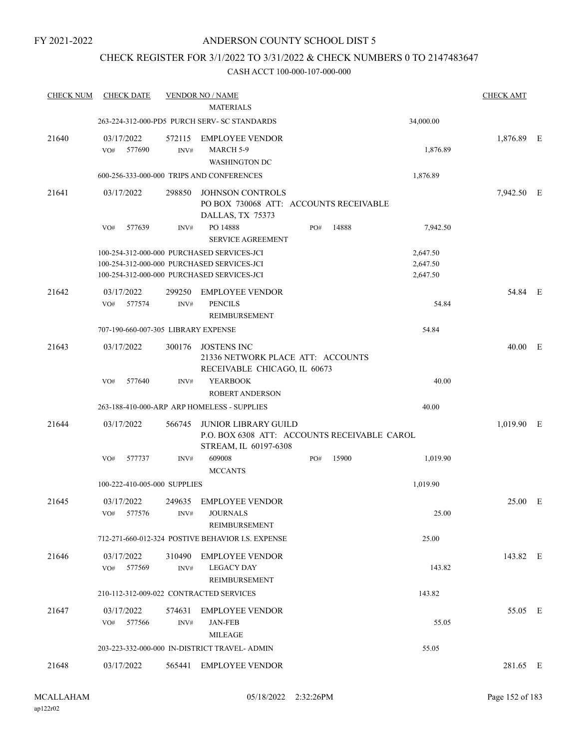FY 2021-2022

# ANDERSON COUNTY SCHOOL DIST 5

## CHECK REGISTER FOR 3/1/2022 TO 3/31/2022 & CHECK NUMBERS 0 TO 2147483647

### CASH ACCT 100-000-107-000-000

| CHECK NUM | CHECK DATE | VENDOR NO / NAME | | CHECK AMT | |
|---|---|---|---|---|---|
| | | MATERIALS | | | |
| | 263-224-312-000-PD5 PURCH SERV- SC STANDARDS | | 34,000.00 | | |
| 21640 | 03/17/2022 | 572115 EMPLOYEE VENDOR | | 1,876.89 | E |
| | VO# 577690 | INV# MARCH 5-9 WASHINGTON DC | 1,876.89 | | |
| | 600-256-333-000-000 TRIPS AND CONFERENCES | | 1,876.89 | | |
| 21641 | 03/17/2022 | 298850 JOHNSON CONTROLS PO BOX 730068 ATT: ACCOUNTS RECEIVABLE DALLAS, TX 75373 | | 7,942.50 | E |
| | VO# 577639 | INV# PO 14888 SERVICE AGREEMENT PO# 14888 | 7,942.50 | | |
| | 100-254-312-000-000 PURCHASED SERVICES-JCI | | 2,647.50 | | |
| | 100-254-312-000-000 PURCHASED SERVICES-JCI | | 2,647.50 | | |
| | 100-254-312-000-000 PURCHASED SERVICES-JCI | | 2,647.50 | | |
| 21642 | 03/17/2022 | 299250 EMPLOYEE VENDOR | | 54.84 | E |
| | VO# 577574 | INV# PENCILS REIMBURSEMENT | 54.84 | | |
| | 707-190-660-007-305 LIBRARY EXPENSE | | 54.84 | | |
| 21643 | 03/17/2022 | 300176 JOSTENS INC 21336 NETWORK PLACE ATT: ACCOUNTS RECEIVABLE CHICAGO, IL 60673 | | 40.00 | E |
| | VO# 577640 | INV# YEARBOOK ROBERT ANDERSON | 40.00 | | |
| | 263-188-410-000-ARP ARP HOMELESS - SUPPLIES | | 40.00 | | |
| 21644 | 03/17/2022 | 566745 JUNIOR LIBRARY GUILD P.O. BOX 6308 ATT: ACCOUNTS RECEIVABLE CAROL STREAM, IL 60197-6308 | | 1,019.90 | E |
| | VO# 577737 | INV# 609008 MCCANTS PO# 15900 | 1,019.90 | | |
| | 100-222-410-005-000 SUPPLIES | | 1,019.90 | | |
| 21645 | 03/17/2022 | 249635 EMPLOYEE VENDOR | | 25.00 | E |
| | VO# 577576 | INV# JOURNALS REIMBURSEMENT | 25.00 | | |
| | 712-271-660-012-324 POSTIVE BEHAVIOR I.S. EXPENSE | | 25.00 | | |
| 21646 | 03/17/2022 | 310490 EMPLOYEE VENDOR | | 143.82 | E |
| | VO# 577569 | INV# LEGACY DAY REIMBURSEMENT | 143.82 | | |
| | 210-112-312-009-022 CONTRACTED SERVICES | | 143.82 | | |
| 21647 | 03/17/2022 | 574631 EMPLOYEE VENDOR | | 55.05 | E |
| | VO# 577566 | INV# JAN-FEB MILEAGE | 55.05 | | |
| | 203-223-332-000-000 IN-DISTRICT TRAVEL- ADMIN | | 55.05 | | |
| 21648 | 03/17/2022 | 565441 EMPLOYEE VENDOR | | 281.65 | E |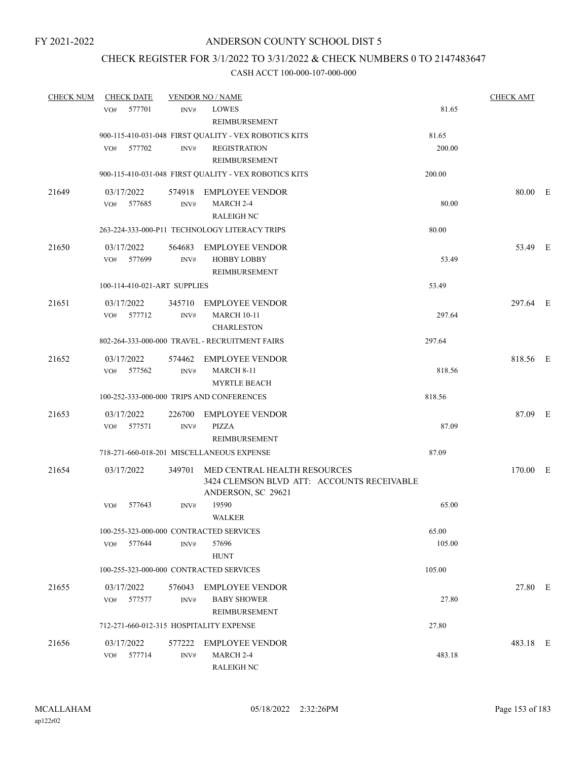FY 2021-2022

# ANDERSON COUNTY SCHOOL DIST 5

## CHECK REGISTER FOR 3/1/2022 TO 3/31/2022 & CHECK NUMBERS 0 TO 2147483647

CASH ACCT 100-000-107-000-000

| CHECK NUM | CHECK DATE | VENDOR NO / NAME | | CHECK AMT |
|---|---|---|---|---|
| | VO# 577701 | INV# LOWES REIMBURSEMENT | 81.65 | |
| | 900-115-410-031-048 FIRST QUALITY - VEX ROBOTICS KITS | | 81.65 | |
| | VO# 577702 | INV# REGISTRATION REIMBURSEMENT | 200.00 | |
| | 900-115-410-031-048 FIRST QUALITY - VEX ROBOTICS KITS | | 200.00 | |
| 21649 | 03/17/2022 | 574918 EMPLOYEE VENDOR | | 80.00 E |
| | VO# 577685 | INV# MARCH 2-4 RALEIGH NC | 80.00 | |
| | 263-224-333-000-P11 TECHNOLOGY LITERACY TRIPS | | 80.00 | |
| 21650 | 03/17/2022 | 564683 EMPLOYEE VENDOR | | 53.49 E |
| | VO# 577699 | INV# HOBBY LOBBY REIMBURSEMENT | 53.49 | |
| | 100-114-410-021-ART SUPPLIES | | 53.49 | |
| 21651 | 03/17/2022 | 345710 EMPLOYEE VENDOR | | 297.64 E |
| | VO# 577712 | INV# MARCH 10-11 CHARLESTON | 297.64 | |
| | 802-264-333-000-000 TRAVEL - RECRUITMENT FAIRS | | 297.64 | |
| 21652 | 03/17/2022 | 574462 EMPLOYEE VENDOR | | 818.56 E |
| | VO# 577562 | INV# MARCH 8-11 MYRTLE BEACH | 818.56 | |
| | 100-252-333-000-000 TRIPS AND CONFERENCES | | 818.56 | |
| 21653 | 03/17/2022 | 226700 EMPLOYEE VENDOR | | 87.09 E |
| | VO# 577571 | INV# PIZZA REIMBURSEMENT | 87.09 | |
| | 718-271-660-018-201 MISCELLANEOUS EXPENSE | | 87.09 | |
| 21654 | 03/17/2022 | 349701 MED CENTRAL HEALTH RESOURCES 3424 CLEMSON BLVD ATT: ACCOUNTS RECEIVABLE ANDERSON, SC 29621 | | 170.00 E |
| | VO# 577643 | INV# 19590 WALKER | 65.00 | |
| | 100-255-323-000-000 CONTRACTED SERVICES | | 65.00 | |
| | VO# 577644 | INV# 57696 HUNT | 105.00 | |
| | 100-255-323-000-000 CONTRACTED SERVICES | | 105.00 | |
| 21655 | 03/17/2022 | 576043 EMPLOYEE VENDOR | | 27.80 E |
| | VO# 577577 | INV# BABY SHOWER REIMBURSEMENT | 27.80 | |
| | 712-271-660-012-315 HOSPITALITY EXPENSE | | 27.80 | |
| 21656 | 03/17/2022 | 577222 EMPLOYEE VENDOR | | 483.18 E |
| | VO# 577714 | INV# MARCH 2-4 RALEIGH NC | 483.18 | |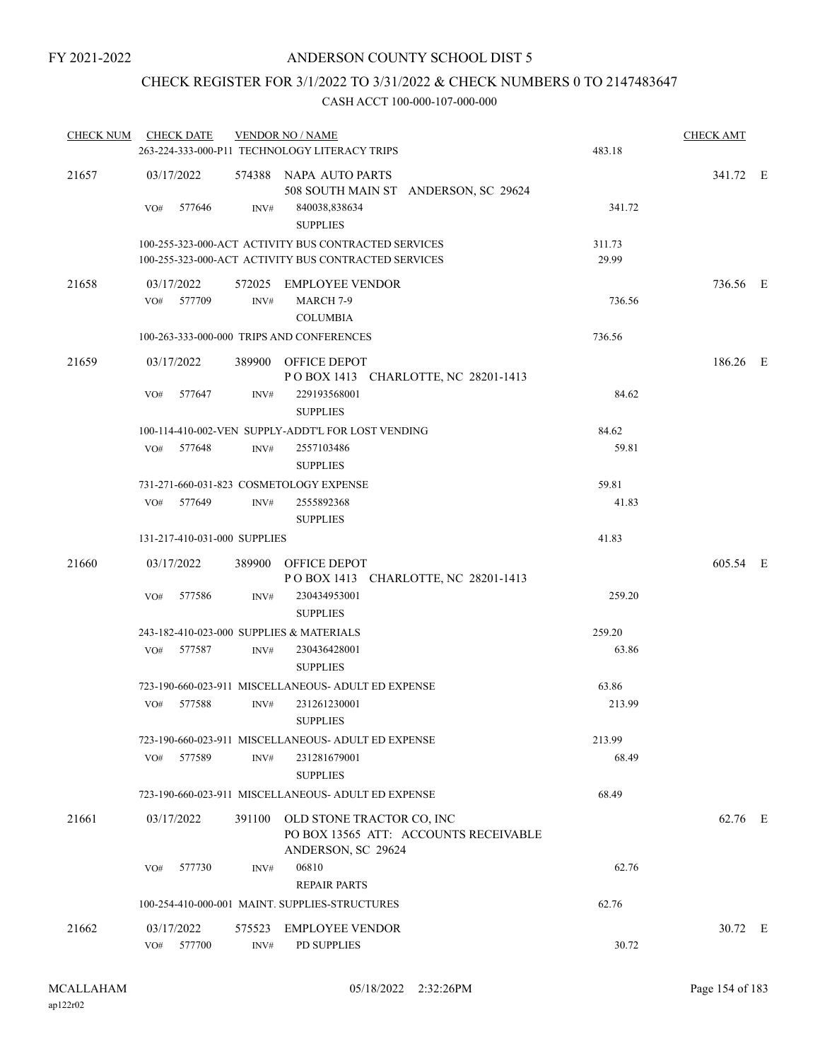FY 2021-2022

# ANDERSON COUNTY SCHOOL DIST 5

## CHECK REGISTER FOR 3/1/2022 TO 3/31/2022 & CHECK NUMBERS 0 TO 2147483647

CASH ACCT 100-000-107-000-000

| CHECK NUM | CHECK DATE | VENDOR NO / NAME | | CHECK AMT |
|---|---|---|---|---|
| | 263-224-333-000-P11 TECHNOLOGY LITERACY TRIPS | | 483.18 | |
| 21657 | 03/17/2022 | 574388 NAPA AUTO PARTS<br>508 SOUTH MAIN ST ANDERSON, SC 29624 | | 341.72 E |
| | VO# 577646 | INV# 840038,838634<br>SUPPLIES | 341.72 | |
| | 100-255-323-000-ACT ACTIVITY BUS CONTRACTED SERVICES | | 311.73 | |
| | 100-255-323-000-ACT ACTIVITY BUS CONTRACTED SERVICES | | 29.99 | |
| 21658 | 03/17/2022 | 572025 EMPLOYEE VENDOR | | 736.56 E |
| | VO# 577709 | INV# MARCH 7-9<br>COLUMBIA | 736.56 | |
| | 100-263-333-000-000 TRIPS AND CONFERENCES | | 736.56 | |
| 21659 | 03/17/2022 | 389900 OFFICE DEPOT<br>P O BOX 1413 CHARLOTTE, NC 28201-1413 | | 186.26 E |
| | VO# 577647 | INV# 229193568001<br>SUPPLIES | 84.62 | |
| | 100-114-410-002-VEN SUPPLY-ADDT'L FOR LOST VENDING | | 84.62 | |
| | VO# 577648 | INV# 2557103486<br>SUPPLIES | 59.81 | |
| | 731-271-660-031-823 COSMETOLOGY EXPENSE | | 59.81 | |
| | VO# 577649 | INV# 2555892368<br>SUPPLIES | 41.83 | |
| | 131-217-410-031-000 SUPPLIES | | 41.83 | |
| 21660 | 03/17/2022 | 389900 OFFICE DEPOT<br>P O BOX 1413 CHARLOTTE, NC 28201-1413 | | 605.54 E |
| | VO# 577586 | INV# 230434953001<br>SUPPLIES | 259.20 | |
| | 243-182-410-023-000 SUPPLIES & MATERIALS | | 259.20 | |
| | VO# 577587 | INV# 230436428001<br>SUPPLIES | 63.86 | |
| | 723-190-660-023-911 MISCELLANEOUS- ADULT ED EXPENSE | | 63.86 | |
| | VO# 577588 | INV# 231261230001<br>SUPPLIES | 213.99 | |
| | 723-190-660-023-911 MISCELLANEOUS- ADULT ED EXPENSE | | 213.99 | |
| | VO# 577589 | INV# 231281679001<br>SUPPLIES | 68.49 | |
| | 723-190-660-023-911 MISCELLANEOUS- ADULT ED EXPENSE | | 68.49 | |
| 21661 | 03/17/2022 | 391100 OLD STONE TRACTOR CO, INC<br>PO BOX 13565 ATT: ACCOUNTS RECEIVABLE<br>ANDERSON, SC 29624 | | 62.76 E |
| | VO# 577730 | INV# 06810<br>REPAIR PARTS | 62.76 | |
| | 100-254-410-000-001 MAINT. SUPPLIES-STRUCTURES | | 62.76 | |
| 21662 | 03/17/2022 | 575523 EMPLOYEE VENDOR | | 30.72 E |
| | VO# 577700 | INV# PD SUPPLIES | 30.72 | |

MCALLAHAM
ap122r02

05/18/2022 2:32:26PM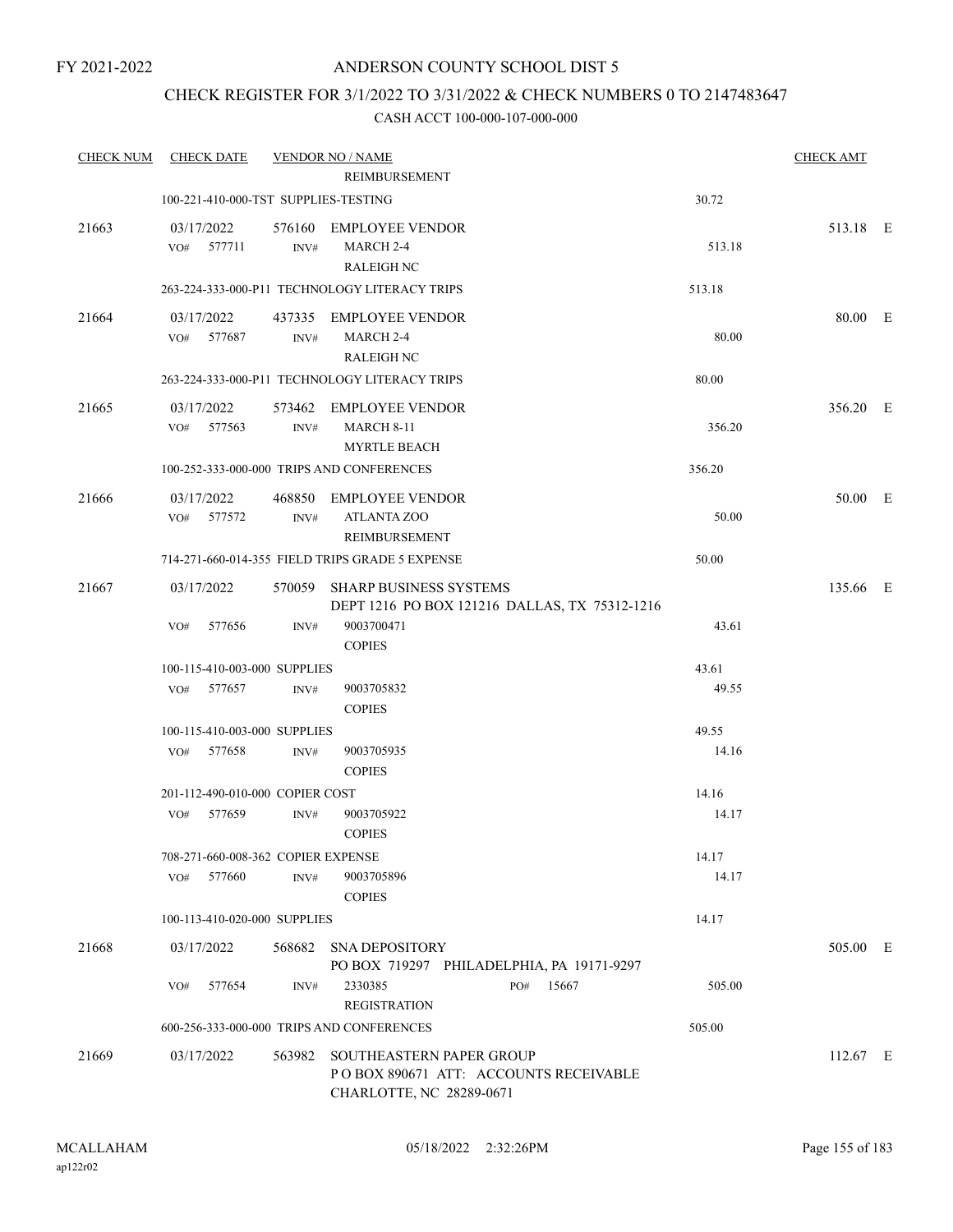FY 2021-2022

# ANDERSON COUNTY SCHOOL DIST 5

## CHECK REGISTER FOR 3/1/2022 TO 3/31/2022 & CHECK NUMBERS 0 TO 2147483647

### CASH ACCT 100-000-107-000-000

| CHECK NUM | CHECK DATE | VENDOR NO / NAME | | CHECK AMT |
|---|---|---|---|---|
| | | REIMBURSEMENT | | |
| | 100-221-410-000-TST SUPPLIES-TESTING | | 30.72 | |
| 21663 | 03/17/2022 | 576160 EMPLOYEE VENDOR | | 513.18 E |
| | VO# 577711 | INV# MARCH 2-4 RALEIGH NC | 513.18 | |
| | 263-224-333-000-P11 TECHNOLOGY LITERACY TRIPS | | 513.18 | |
| 21664 | 03/17/2022 | 437335 EMPLOYEE VENDOR | | 80.00 E |
| | VO# 577687 | INV# MARCH 2-4 RALEIGH NC | 80.00 | |
| | 263-224-333-000-P11 TECHNOLOGY LITERACY TRIPS | | 80.00 | |
| 21665 | 03/17/2022 | 573462 EMPLOYEE VENDOR | | 356.20 E |
| | VO# 577563 | INV# MARCH 8-11 MYRTLE BEACH | 356.20 | |
| | 100-252-333-000-000 TRIPS AND CONFERENCES | | 356.20 | |
| 21666 | 03/17/2022 | 468850 EMPLOYEE VENDOR | | 50.00 E |
| | VO# 577572 | INV# ATLANTA ZOO REIMBURSEMENT | 50.00 | |
| | 714-271-660-014-355 FIELD TRIPS GRADE 5 EXPENSE | | 50.00 | |
| 21667 | 03/17/2022 | 570059 SHARP BUSINESS SYSTEMS DEPT 1216 PO BOX 121216 DALLAS, TX 75312-1216 | | 135.66 E |
| | VO# 577656 | INV# 9003700471 COPIES | 43.61 | |
| | 100-115-410-003-000 SUPPLIES | | 43.61 | |
| | VO# 577657 | INV# 9003705832 COPIES | 49.55 | |
| | 100-115-410-003-000 SUPPLIES | | 49.55 | |
| | VO# 577658 | INV# 9003705935 COPIES | 14.16 | |
| | 201-112-490-010-000 COPIER COST | | 14.16 | |
| | VO# 577659 | INV# 9003705922 COPIES | 14.17 | |
| | 708-271-660-008-362 COPIER EXPENSE | | 14.17 | |
| | VO# 577660 | INV# 9003705896 COPIES | 14.17 | |
| | 100-113-410-020-000 SUPPLIES | | 14.17 | |
| 21668 | 03/17/2022 | 568682 SNA DEPOSITORY PO BOX 719297 PHILADELPHIA, PA 19171-9297 | | 505.00 E |
| | VO# 577654 | INV# 2330385 PO# 15667 REGISTRATION | 505.00 | |
| | 600-256-333-000-000 TRIPS AND CONFERENCES | | 505.00 | |
| 21669 | 03/17/2022 | 563982 SOUTHEASTERN PAPER GROUP P O BOX 890671 ATT: ACCOUNTS RECEIVABLE CHARLOTTE, NC 28289-0671 | | 112.67 E |

MCALLAHAM ap122r02 05/18/2022 2:32:26PM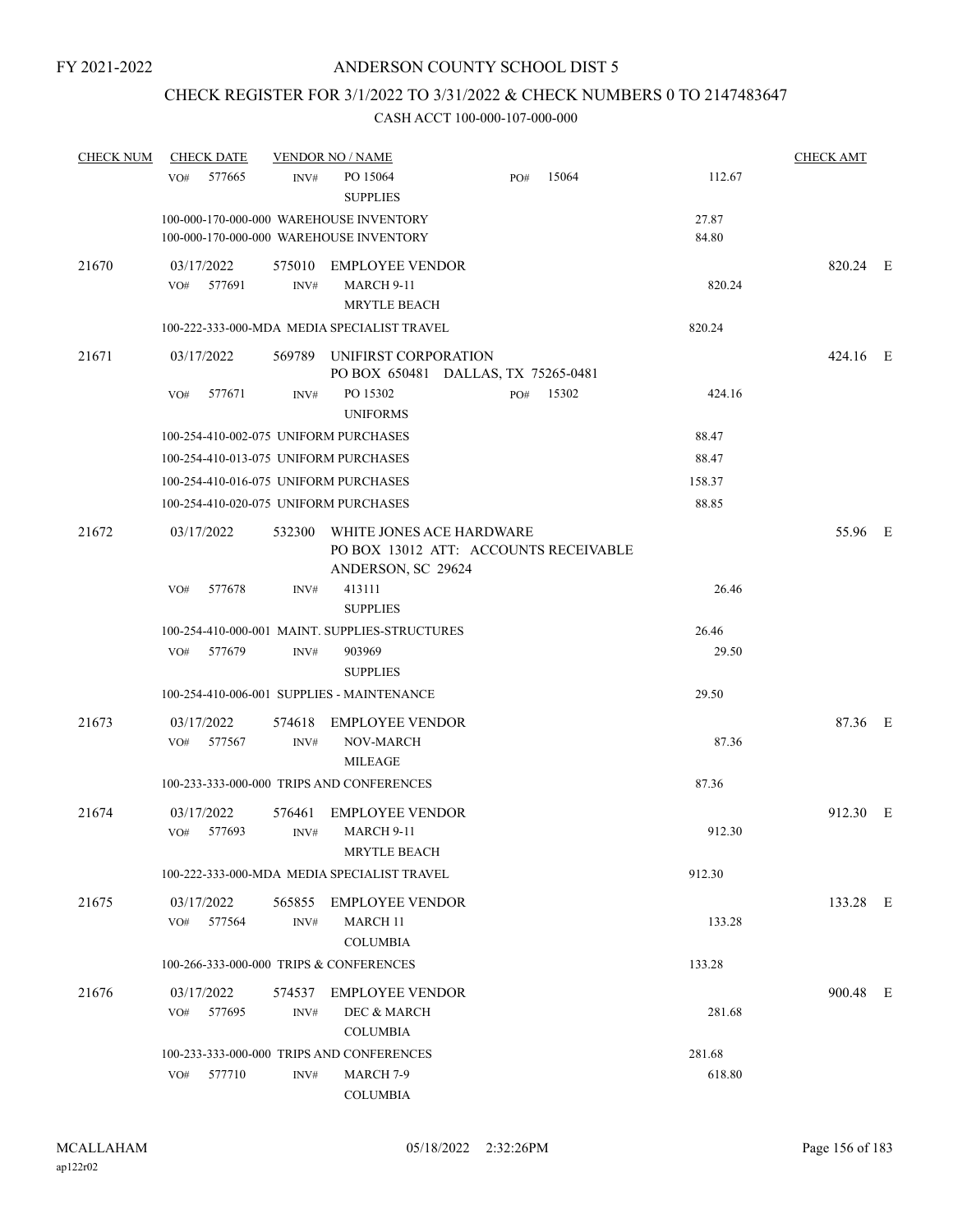FY 2021-2022

# ANDERSON COUNTY SCHOOL DIST 5

## CHECK REGISTER FOR 3/1/2022 TO 3/31/2022 & CHECK NUMBERS 0 TO 2147483647

### CASH ACCT 100-000-107-000-000

| CHECK NUM | CHECK DATE | VENDOR NO / NAME | | | CHECK AMT | |
|---|---|---|---|---|---|---|
| | VO# 577665 | INV# PO 15064 SUPPLIES | PO# 15064 | 112.67 | | |
| | 100-000-170-000-000 WAREHOUSE INVENTORY | | | 27.87 | | |
| | 100-000-170-000-000 WAREHOUSE INVENTORY | | | 84.80 | | |
| 21670 | 03/17/2022 | 575010 EMPLOYEE VENDOR | | | 820.24 | E |
| | VO# 577691 | INV# MARCH 9-11 MRYTLE BEACH | | 820.24 | | |
| | 100-222-333-000-MDA MEDIA SPECIALIST TRAVEL | | | 820.24 | | |
| 21671 | 03/17/2022 | 569789 UNIFIRST CORPORATION PO BOX 650481 DALLAS, TX 75265-0481 | | | 424.16 | E |
| | VO# 577671 | INV# PO 15302 UNIFORMS | PO# 15302 | 424.16 | | |
| | 100-254-410-002-075 UNIFORM PURCHASES | | | 88.47 | | |
| | 100-254-410-013-075 UNIFORM PURCHASES | | | 88.47 | | |
| | 100-254-410-016-075 UNIFORM PURCHASES | | | 158.37 | | |
| | 100-254-410-020-075 UNIFORM PURCHASES | | | 88.85 | | |
| 21672 | 03/17/2022 | 532300 WHITE JONES ACE HARDWARE PO BOX 13012 ATT: ACCOUNTS RECEIVABLE ANDERSON, SC 29624 | | | 55.96 | E |
| | VO# 577678 | INV# 413111 SUPPLIES | | 26.46 | | |
| | 100-254-410-000-001 MAINT. SUPPLIES-STRUCTURES | | | 26.46 | | |
| | VO# 577679 | INV# 903969 SUPPLIES | | 29.50 | | |
| | 100-254-410-006-001 SUPPLIES - MAINTENANCE | | | 29.50 | | |
| 21673 | 03/17/2022 | 574618 EMPLOYEE VENDOR | | | 87.36 | E |
| | VO# 577567 | INV# NOV-MARCH MILEAGE | | 87.36 | | |
| | 100-233-333-000-000 TRIPS AND CONFERENCES | | | 87.36 | | |
| 21674 | 03/17/2022 | 576461 EMPLOYEE VENDOR | | | 912.30 | E |
| | VO# 577693 | INV# MARCH 9-11 MRYTLE BEACH | | 912.30 | | |
| | 100-222-333-000-MDA MEDIA SPECIALIST TRAVEL | | | 912.30 | | |
| 21675 | 03/17/2022 | 565855 EMPLOYEE VENDOR | | | 133.28 | E |
| | VO# 577564 | INV# MARCH 11 COLUMBIA | | 133.28 | | |
| | 100-266-333-000-000 TRIPS & CONFERENCES | | | 133.28 | | |
| 21676 | 03/17/2022 | 574537 EMPLOYEE VENDOR | | | 900.48 | E |
| | VO# 577695 | INV# DEC & MARCH COLUMBIA | | 281.68 | | |
| | 100-233-333-000-000 TRIPS AND CONFERENCES | | | 281.68 | | |
| | VO# 577710 | INV# MARCH 7-9 COLUMBIA | | 618.80 | | |

MCALLAHAM ap122r02 05/18/2022 2:32:26PM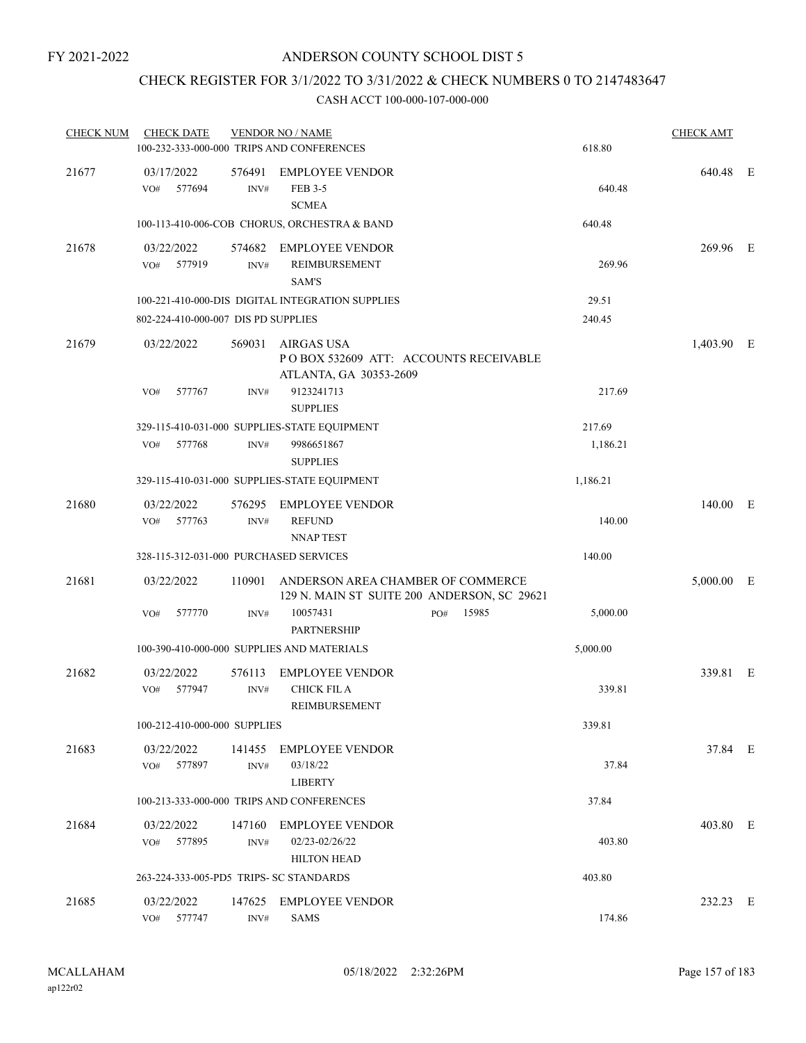FY 2021-2022

# ANDERSON COUNTY SCHOOL DIST 5

## CHECK REGISTER FOR 3/1/2022 TO 3/31/2022 & CHECK NUMBERS 0 TO 2147483647

### CASH ACCT 100-000-107-000-000

| CHECK NUM | CHECK DATE | VENDOR NO / NAME | | | CHECK AMT | |
|---|---|---|---|---|---|---|
| | 100-232-333-000-000 TRIPS AND CONFERENCES | | | 618.80 | | |
| 21677 | 03/17/2022 | 576491 | EMPLOYEE VENDOR | | 640.48 | E |
| | VO# 577694 | INV# | FEB 3-5<br>SCMEA | 640.48 | | |
| | 100-113-410-006-COB CHORUS, ORCHESTRA & BAND | | | 640.48 | | |
| 21678 | 03/22/2022 | 574682 | EMPLOYEE VENDOR | | 269.96 | E |
| | VO# 577919 | INV# | REIMBURSEMENT<br>SAM'S | 269.96 | | |
| | 100-221-410-000-DIS DIGITAL INTEGRATION SUPPLIES | | | 29.51 | | |
| | 802-224-410-000-007 DIS PD SUPPLIES | | | 240.45 | | |
| 21679 | 03/22/2022 | 569031 | AIRGAS USA<br>P O BOX 532609 ATT: ACCOUNTS RECEIVABLE<br>ATLANTA, GA 30353-2609 | | 1,403.90 | E |
| | VO# 577767 | INV# | 9123241713<br>SUPPLIES | 217.69 | | |
| | 329-115-410-031-000 SUPPLIES-STATE EQUIPMENT | | | 217.69 | | |
| | VO# 577768 | INV# | 9986651867<br>SUPPLIES | 1,186.21 | | |
| | 329-115-410-031-000 SUPPLIES-STATE EQUIPMENT | | | 1,186.21 | | |
| 21680 | 03/22/2022 | 576295 | EMPLOYEE VENDOR | | 140.00 | E |
| | VO# 577763 | INV# | REFUND<br>NNAP TEST | 140.00 | | |
| | 328-115-312-031-000 PURCHASED SERVICES | | | 140.00 | | |
| 21681 | 03/22/2022 | 110901 | ANDERSON AREA CHAMBER OF COMMERCE<br>129 N. MAIN ST SUITE 200 ANDERSON, SC 29621 | | 5,000.00 | E |
| | VO# 577770 | INV# | 10057431 PO# 15985<br>PARTNERSHIP | 5,000.00 | | |
| | 100-390-410-000-000 SUPPLIES AND MATERIALS | | | 5,000.00 | | |
| 21682 | 03/22/2022 | 576113 | EMPLOYEE VENDOR | | 339.81 | E |
| | VO# 577947 | INV# | CHICK FIL A<br>REIMBURSEMENT | 339.81 | | |
| | 100-212-410-000-000 SUPPLIES | | | 339.81 | | |
| 21683 | 03/22/2022 | 141455 | EMPLOYEE VENDOR | | 37.84 | E |
| | VO# 577897 | INV# | 03/18/22<br>LIBERTY | 37.84 | | |
| | 100-213-333-000-000 TRIPS AND CONFERENCES | | | 37.84 | | |
| 21684 | 03/22/2022 | 147160 | EMPLOYEE VENDOR | | 403.80 | E |
| | VO# 577895 | INV# | 02/23-02/26/22<br>HILTON HEAD | 403.80 | | |
| | 263-224-333-005-PD5 TRIPS- SC STANDARDS | | | 403.80 | | |
| 21685 | 03/22/2022 | 147625 | EMPLOYEE VENDOR | | 232.23 | E |
| | VO# 577747 | INV# | SAMS | 174.86 | | |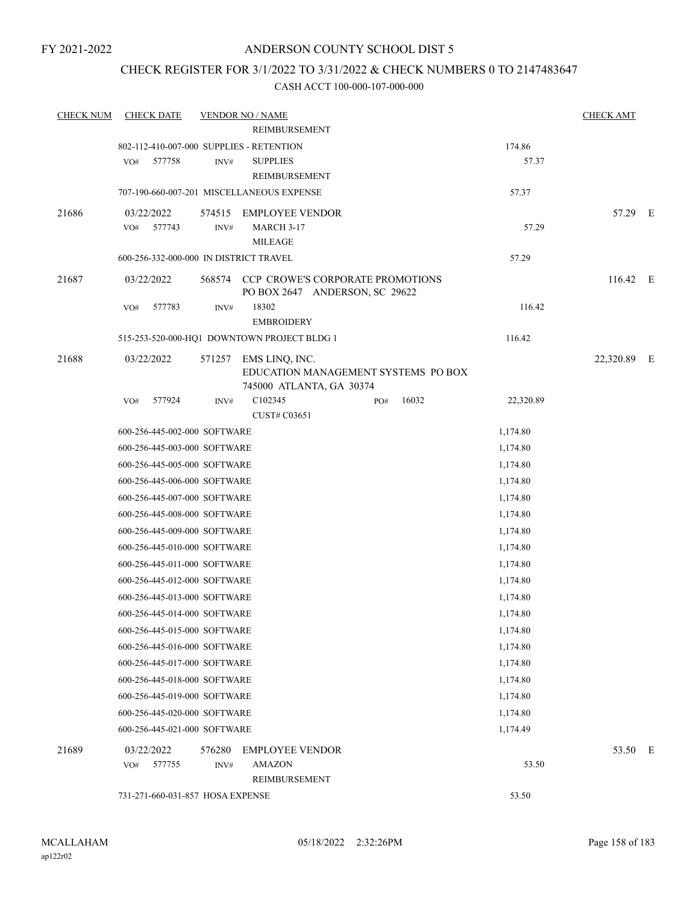FY 2021-2022

# ANDERSON COUNTY SCHOOL DIST 5

## CHECK REGISTER FOR 3/1/2022 TO 3/31/2022 & CHECK NUMBERS 0 TO 2147483647

### CASH ACCT 100-000-107-000-000

| CHECK NUM | CHECK DATE | VENDOR NO / NAME | | CHECK AMT | |
|---|---|---|---|---|---|
| | | REIMBURSEMENT | | | |
| | 802-112-410-007-000 SUPPLIES - RETENTION | | 174.86 | | |
| | VO# 577758 | INV# SUPPLIES<br>REIMBURSEMENT | 57.37 | | |
| | 707-190-660-007-201 MISCELLANEOUS EXPENSE | | 57.37 | | |
| 21686 | 03/22/2022 | 574515 EMPLOYEE VENDOR | | 57.29 | E |
| | VO# 577743 | INV# MARCH 3-17<br>MILEAGE | 57.29 | | |
| | 600-256-332-000-000 IN DISTRICT TRAVEL | | 57.29 | | |
| 21687 | 03/22/2022 | 568574 CCP CROWE'S CORPORATE PROMOTIONS<br>PO BOX 2647 ANDERSON, SC 29622 | | 116.42 | E |
| | VO# 577783 | INV# 18302<br>EMBROIDERY | 116.42 | | |
| | 515-253-520-000-HQ1 DOWNTOWN PROJECT BLDG 1 | | 116.42 | | |
| 21688 | 03/22/2022 | 571257 EMS LINQ, INC.<br>EDUCATION MANAGEMENT SYSTEMS PO BOX<br>745000 ATLANTA, GA 30374 | | 22,320.89 | E |
| | VO# 577924 | INV# C102345 PO# 16032<br>CUST# C03651 | 22,320.89 | | |
| | 600-256-445-002-000 SOFTWARE | | 1,174.80 | | |
| | 600-256-445-003-000 SOFTWARE | | 1,174.80 | | |
| | 600-256-445-005-000 SOFTWARE | | 1,174.80 | | |
| | 600-256-445-006-000 SOFTWARE | | 1,174.80 | | |
| | 600-256-445-007-000 SOFTWARE | | 1,174.80 | | |
| | 600-256-445-008-000 SOFTWARE | | 1,174.80 | | |
| | 600-256-445-009-000 SOFTWARE | | 1,174.80 | | |
| | 600-256-445-010-000 SOFTWARE | | 1,174.80 | | |
| | 600-256-445-011-000 SOFTWARE | | 1,174.80 | | |
| | 600-256-445-012-000 SOFTWARE | | 1,174.80 | | |
| | 600-256-445-013-000 SOFTWARE | | 1,174.80 | | |
| | 600-256-445-014-000 SOFTWARE | | 1,174.80 | | |
| | 600-256-445-015-000 SOFTWARE | | 1,174.80 | | |
| | 600-256-445-016-000 SOFTWARE | | 1,174.80 | | |
| | 600-256-445-017-000 SOFTWARE | | 1,174.80 | | |
| | 600-256-445-018-000 SOFTWARE | | 1,174.80 | | |
| | 600-256-445-019-000 SOFTWARE | | 1,174.80 | | |
| | 600-256-445-020-000 SOFTWARE | | 1,174.80 | | |
| | 600-256-445-021-000 SOFTWARE | | 1,174.49 | | |
| 21689 | 03/22/2022 | 576280 EMPLOYEE VENDOR | | 53.50 | E |
| | VO# 577755 | INV# AMAZON<br>REIMBURSEMENT | 53.50 | | |
| | 731-271-660-031-857 HOSA EXPENSE | | 53.50 | | |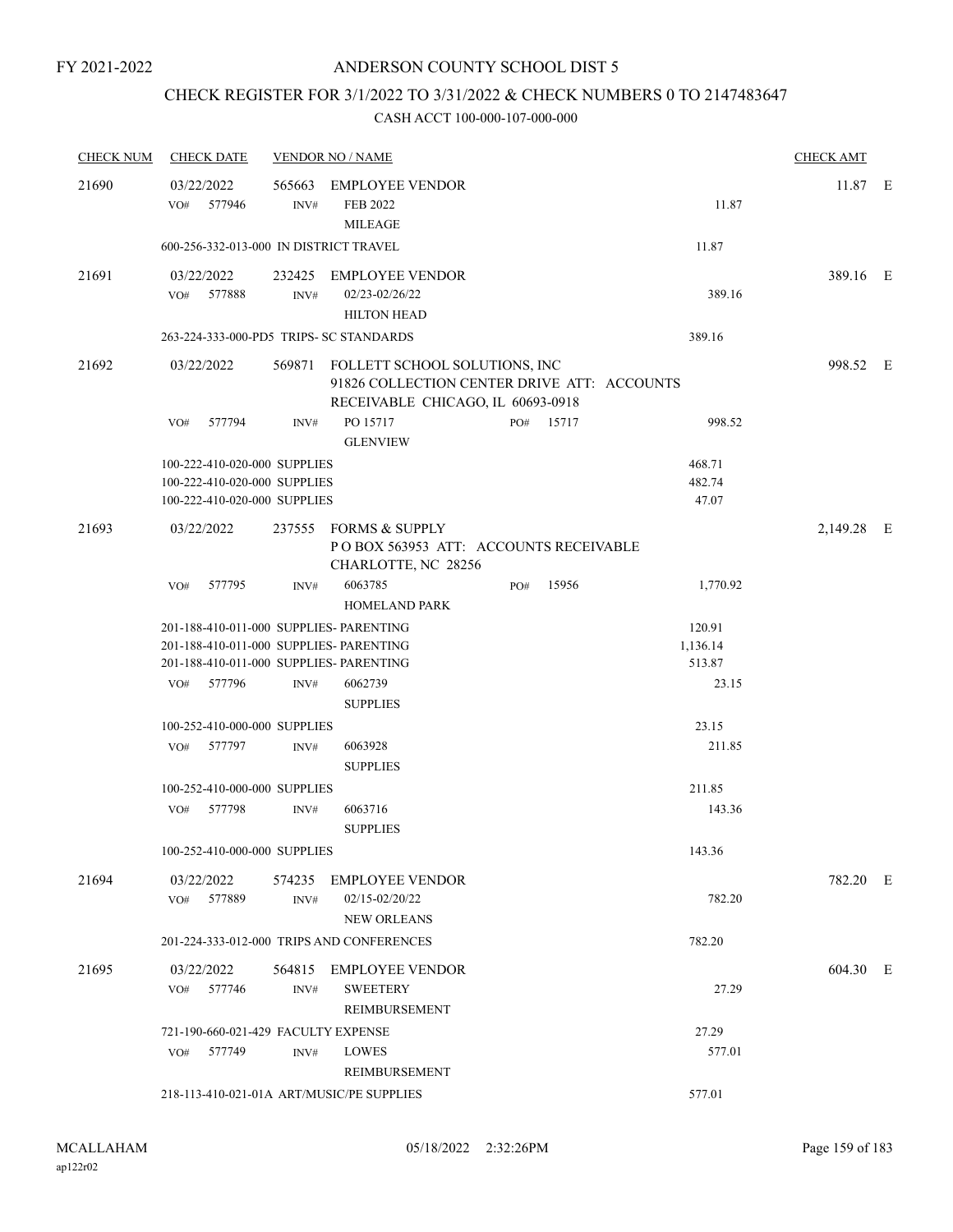FY 2021-2022

# ANDERSON COUNTY SCHOOL DIST 5

## CHECK REGISTER FOR 3/1/2022 TO 3/31/2022 & CHECK NUMBERS 0 TO 2147483647

### CASH ACCT 100-000-107-000-000

| CHECK NUM | CHECK DATE | VENDOR NO / NAME | | CHECK AMT | |
|---|---|---|---|---|---|
| 21690 | 03/22/2022 | 565663 EMPLOYEE VENDOR | | 11.87 | E |
| | VO# 577946 | INV# FEB 2022 MILEAGE | 11.87 | | |
| | 600-256-332-013-000 IN DISTRICT TRAVEL | | 11.87 | | |
| 21691 | 03/22/2022 | 232425 EMPLOYEE VENDOR | | 389.16 | E |
| | VO# 577888 | INV# 02/23-02/26/22 HILTON HEAD | 389.16 | | |
| | 263-224-333-000-PD5 TRIPS- SC STANDARDS | | 389.16 | | |
| 21692 | 03/22/2022 | 569871 FOLLETT SCHOOL SOLUTIONS, INC 91826 COLLECTION CENTER DRIVE ATT: ACCOUNTS RECEIVABLE CHICAGO, IL 60693-0918 | | 998.52 | E |
| | VO# 577794 | INV# PO 15717 PO# 15717 GLENVIEW | 998.52 | | |
| | 100-222-410-020-000 SUPPLIES | | 468.71 | | |
| | 100-222-410-020-000 SUPPLIES | | 482.74 | | |
| | 100-222-410-020-000 SUPPLIES | | 47.07 | | |
| 21693 | 03/22/2022 | 237555 FORMS & SUPPLY P O BOX 563953 ATT: ACCOUNTS RECEIVABLE CHARLOTTE, NC 28256 | | 2,149.28 | E |
| | VO# 577795 | INV# 6063785 PO# 15956 HOMELAND PARK | 1,770.92 | | |
| | 201-188-410-011-000 SUPPLIES- PARENTING | | 120.91 | | |
| | 201-188-410-011-000 SUPPLIES- PARENTING | | 1,136.14 | | |
| | 201-188-410-011-000 SUPPLIES- PARENTING | | 513.87 | | |
| | VO# 577796 | INV# 6062739 SUPPLIES | 23.15 | | |
| | 100-252-410-000-000 SUPPLIES | | 23.15 | | |
| | VO# 577797 | INV# 6063928 SUPPLIES | 211.85 | | |
| | 100-252-410-000-000 SUPPLIES | | 211.85 | | |
| | VO# 577798 | INV# 6063716 SUPPLIES | 143.36 | | |
| | 100-252-410-000-000 SUPPLIES | | 143.36 | | |
| 21694 | 03/22/2022 | 574235 EMPLOYEE VENDOR | | 782.20 | E |
| | VO# 577889 | INV# 02/15-02/20/22 NEW ORLEANS | 782.20 | | |
| | 201-224-333-012-000 TRIPS AND CONFERENCES | | 782.20 | | |
| 21695 | 03/22/2022 | 564815 EMPLOYEE VENDOR | | 604.30 | E |
| | VO# 577746 | INV# SWEETERY REIMBURSEMENT | 27.29 | | |
| | 721-190-660-021-429 FACULTY EXPENSE | | 27.29 | | |
| | VO# 577749 | INV# LOWES REIMBURSEMENT | 577.01 | | |
| | 218-113-410-021-01A ART/MUSIC/PE SUPPLIES | | 577.01 | | |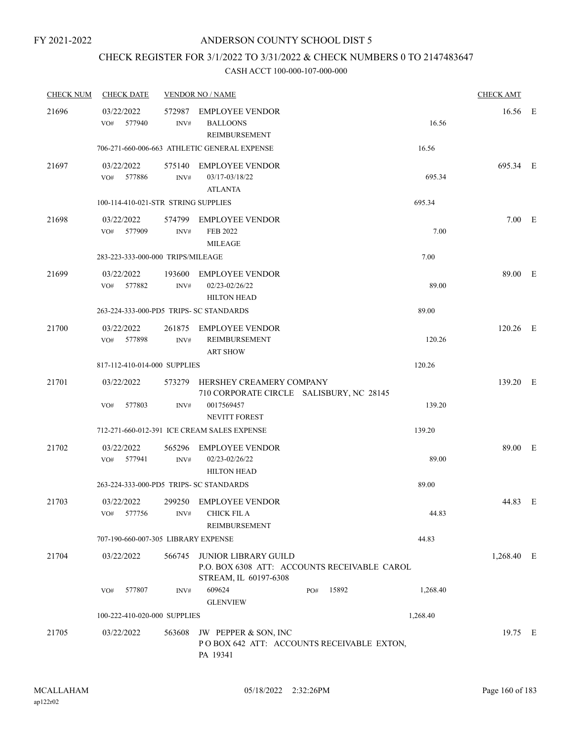FY 2021-2022

# ANDERSON COUNTY SCHOOL DIST 5

## CHECK REGISTER FOR 3/1/2022 TO 3/31/2022 & CHECK NUMBERS 0 TO 2147483647

### CASH ACCT 100-000-107-000-000

| CHECK NUM | CHECK DATE | VENDOR NO / NAME | | CHECK AMT | |
|---|---|---|---|---|---|
| 21696 | 03/22/2022 | 572987 EMPLOYEE VENDOR | | 16.56 | E |
| | VO# 577940 | INV# BALLOONS REIMBURSEMENT | 16.56 | | |
| | 706-271-660-006-663 ATHLETIC GENERAL EXPENSE | | 16.56 | | |
| 21697 | 03/22/2022 | 575140 EMPLOYEE VENDOR | | 695.34 | E |
| | VO# 577886 | INV# 03/17-03/18/22 ATLANTA | 695.34 | | |
| | 100-114-410-021-STR STRING SUPPLIES | | 695.34 | | |
| 21698 | 03/22/2022 | 574799 EMPLOYEE VENDOR | | 7.00 | E |
| | VO# 577909 | INV# FEB 2022 MILEAGE | 7.00 | | |
| | 283-223-333-000-000 TRIPS/MILEAGE | | 7.00 | | |
| 21699 | 03/22/2022 | 193600 EMPLOYEE VENDOR | | 89.00 | E |
| | VO# 577882 | INV# 02/23-02/26/22 HILTON HEAD | 89.00 | | |
| | 263-224-333-000-PD5 TRIPS- SC STANDARDS | | 89.00 | | |
| 21700 | 03/22/2022 | 261875 EMPLOYEE VENDOR | | 120.26 | E |
| | VO# 577898 | INV# REIMBURSEMENT ART SHOW | 120.26 | | |
| | 817-112-410-014-000 SUPPLIES | | 120.26 | | |
| 21701 | 03/22/2022 | 573279 HERSHEY CREAMERY COMPANY 710 CORPORATE CIRCLE SALISBURY, NC 28145 | | 139.20 | E |
| | VO# 577803 | INV# 0017569457 NEVITT FOREST | 139.20 | | |
| | 712-271-660-012-391 ICE CREAM SALES EXPENSE | | 139.20 | | |
| 21702 | 03/22/2022 | 565296 EMPLOYEE VENDOR | | 89.00 | E |
| | VO# 577941 | INV# 02/23-02/26/22 HILTON HEAD | 89.00 | | |
| | 263-224-333-000-PD5 TRIPS- SC STANDARDS | | 89.00 | | |
| 21703 | 03/22/2022 | 299250 EMPLOYEE VENDOR | | 44.83 | E |
| | VO# 577756 | INV# CHICK FIL A REIMBURSEMENT | 44.83 | | |
| | 707-190-660-007-305 LIBRARY EXPENSE | | 44.83 | | |
| 21704 | 03/22/2022 | 566745 JUNIOR LIBRARY GUILD P.O. BOX 6308 ATT: ACCOUNTS RECEIVABLE CAROL STREAM, IL 60197-6308 | | 1,268.40 | E |
| | VO# 577807 | INV# 609624 GLENVIEW PO# 15892 | 1,268.40 | | |
| | 100-222-410-020-000 SUPPLIES | | 1,268.40 | | |
| 21705 | 03/22/2022 | 563608 JW PEPPER & SON, INC P O BOX 642 ATT: ACCOUNTS RECEIVABLE EXTON, PA 19341 | | 19.75 | E |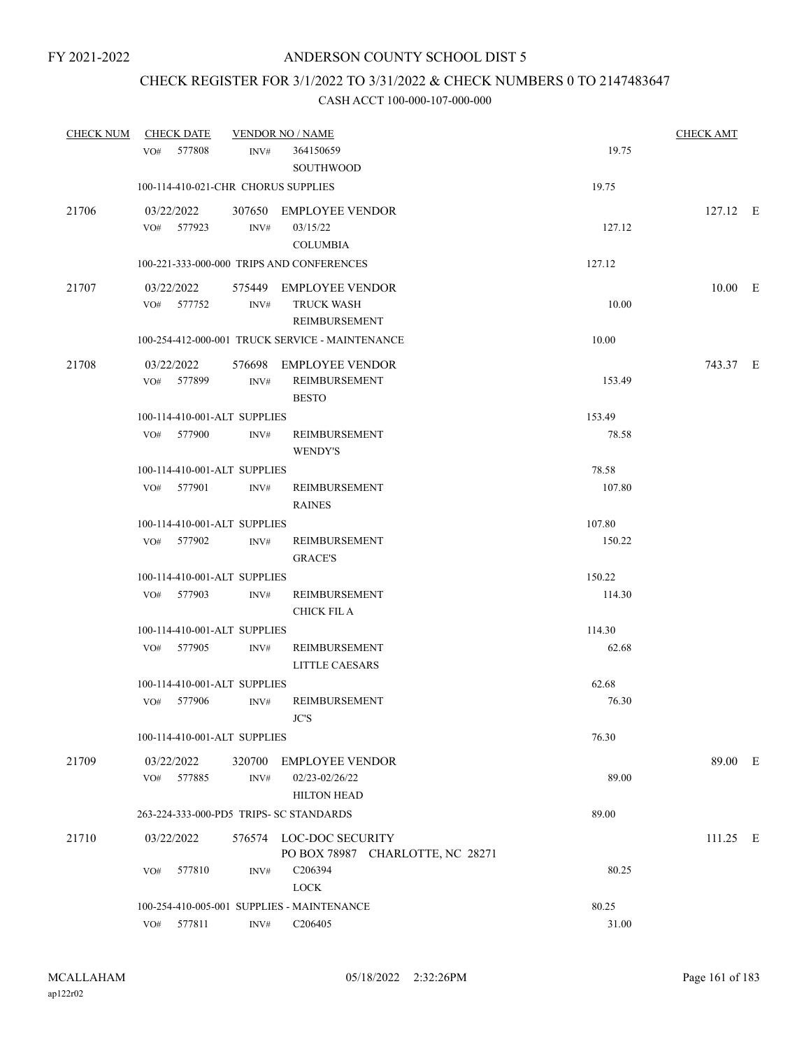# ANDERSON COUNTY SCHOOL DIST 5

FY 2021-2022

## CHECK REGISTER FOR 3/1/2022 TO 3/31/2022 & CHECK NUMBERS 0 TO 2147483647

CASH ACCT 100-000-107-000-000

| CHECK NUM | CHECK DATE | VENDOR NO / NAME | | CHECK AMT |
|---|---|---|---|---|
| | VO# 577808 | INV# 364150659 SOUTHWOOD | 19.75 | |
| | 100-114-410-021-CHR CHORUS SUPPLIES | | 19.75 | |
| 21706 | 03/22/2022 | 307650 EMPLOYEE VENDOR | | 127.12 E |
| | VO# 577923 | INV# 03/15/22 COLUMBIA | 127.12 | |
| | 100-221-333-000-000 TRIPS AND CONFERENCES | | 127.12 | |
| 21707 | 03/22/2022 | 575449 EMPLOYEE VENDOR | | 10.00 E |
| | VO# 577752 | INV# TRUCK WASH REIMBURSEMENT | 10.00 | |
| | 100-254-412-000-001 TRUCK SERVICE - MAINTENANCE | | 10.00 | |
| 21708 | 03/22/2022 | 576698 EMPLOYEE VENDOR | | 743.37 E |
| | VO# 577899 | INV# REIMBURSEMENT BESTO | 153.49 | |
| | 100-114-410-001-ALT SUPPLIES | | 153.49 | |
| | VO# 577900 | INV# REIMBURSEMENT WENDY'S | 78.58 | |
| | 100-114-410-001-ALT SUPPLIES | | 78.58 | |
| | VO# 577901 | INV# REIMBURSEMENT RAINES | 107.80 | |
| | 100-114-410-001-ALT SUPPLIES | | 107.80 | |
| | VO# 577902 | INV# REIMBURSEMENT GRACE'S | 150.22 | |
| | 100-114-410-001-ALT SUPPLIES | | 150.22 | |
| | VO# 577903 | INV# REIMBURSEMENT CHICK FIL A | 114.30 | |
| | 100-114-410-001-ALT SUPPLIES | | 114.30 | |
| | VO# 577905 | INV# REIMBURSEMENT LITTLE CAESARS | 62.68 | |
| | 100-114-410-001-ALT SUPPLIES | | 62.68 | |
| | VO# 577906 | INV# REIMBURSEMENT JC'S | 76.30 | |
| | 100-114-410-001-ALT SUPPLIES | | 76.30 | |
| 21709 | 03/22/2022 | 320700 EMPLOYEE VENDOR | | 89.00 E |
| | VO# 577885 | INV# 02/23-02/26/22 HILTON HEAD | 89.00 | |
| | 263-224-333-000-PD5 TRIPS- SC STANDARDS | | 89.00 | |
| 21710 | 03/22/2022 | 576574 LOC-DOC SECURITY PO BOX 78987 CHARLOTTE, NC 28271 | | 111.25 E |
| | VO# 577810 | INV# C206394 LOCK | 80.25 | |
| | 100-254-410-005-001 SUPPLIES - MAINTENANCE | | 80.25 | |
| | VO# 577811 | INV# C206405 | 31.00 | |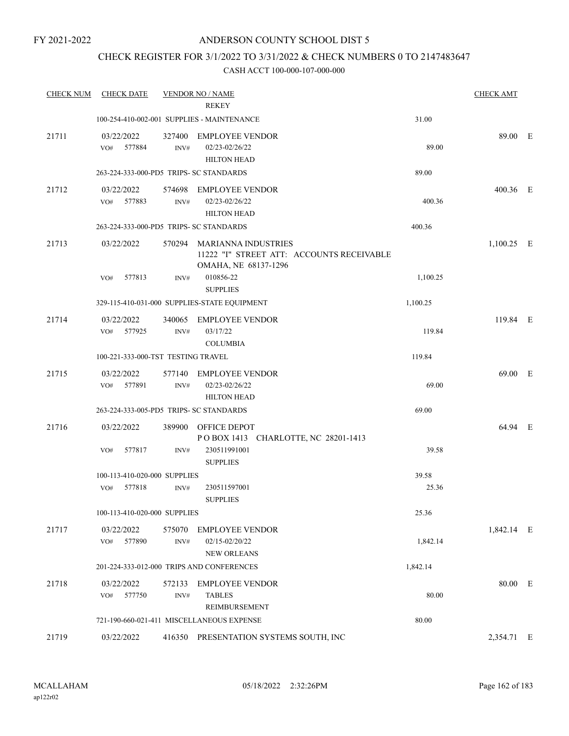FY 2021-2022

# ANDERSON COUNTY SCHOOL DIST 5

## CHECK REGISTER FOR 3/1/2022 TO 3/31/2022 & CHECK NUMBERS 0 TO 2147483647

### CASH ACCT 100-000-107-000-000

| CHECK NUM | CHECK DATE | VENDOR NO / NAME | | CHECK AMT | |
|---|---|---|---|---|---|
| | | REKEY | | | |
| | 100-254-410-002-001 SUPPLIES - MAINTENANCE | | 31.00 | | |
| 21711 | 03/22/2022 | 327400 EMPLOYEE VENDOR | | 89.00 | E |
| | VO# 577884 | INV# 02/23-02/26/22 HILTON HEAD | 89.00 | | |
| | 263-224-333-000-PD5 TRIPS- SC STANDARDS | | 89.00 | | |
| 21712 | 03/22/2022 | 574698 EMPLOYEE VENDOR | | 400.36 | E |
| | VO# 577883 | INV# 02/23-02/26/22 HILTON HEAD | 400.36 | | |
| | 263-224-333-000-PD5 TRIPS- SC STANDARDS | | 400.36 | | |
| 21713 | 03/22/2022 | 570294 MARIANNA INDUSTRIES 11222 "I" STREET ATT: ACCOUNTS RECEIVABLE OMAHA, NE 68137-1296 | | 1,100.25 | E |
| | VO# 577813 | INV# 010856-22 SUPPLIES | 1,100.25 | | |
| | 329-115-410-031-000 SUPPLIES-STATE EQUIPMENT | | 1,100.25 | | |
| 21714 | 03/22/2022 | 340065 EMPLOYEE VENDOR | | 119.84 | E |
| | VO# 577925 | INV# 03/17/22 COLUMBIA | 119.84 | | |
| | 100-221-333-000-TST TESTING TRAVEL | | 119.84 | | |
| 21715 | 03/22/2022 | 577140 EMPLOYEE VENDOR | | 69.00 | E |
| | VO# 577891 | INV# 02/23-02/26/22 HILTON HEAD | 69.00 | | |
| | 263-224-333-005-PD5 TRIPS- SC STANDARDS | | 69.00 | | |
| 21716 | 03/22/2022 | 389900 OFFICE DEPOT P O BOX 1413 CHARLOTTE, NC 28201-1413 | | 64.94 | E |
| | VO# 577817 | INV# 230511991001 SUPPLIES | 39.58 | | |
| | 100-113-410-020-000 SUPPLIES | | 39.58 | | |
| | VO# 577818 | INV# 230511597001 SUPPLIES | 25.36 | | |
| | 100-113-410-020-000 SUPPLIES | | 25.36 | | |
| 21717 | 03/22/2022 | 575070 EMPLOYEE VENDOR | | 1,842.14 | E |
| | VO# 577890 | INV# 02/15-02/20/22 NEW ORLEANS | 1,842.14 | | |
| | 201-224-333-012-000 TRIPS AND CONFERENCES | | 1,842.14 | | |
| 21718 | 03/22/2022 | 572133 EMPLOYEE VENDOR | | 80.00 | E |
| | VO# 577750 | INV# TABLES REIMBURSEMENT | 80.00 | | |
| | 721-190-660-021-411 MISCELLANEOUS EXPENSE | | 80.00 | | |
| 21719 | 03/22/2022 | 416350 PRESENTATION SYSTEMS SOUTH, INC | | 2,354.71 | E |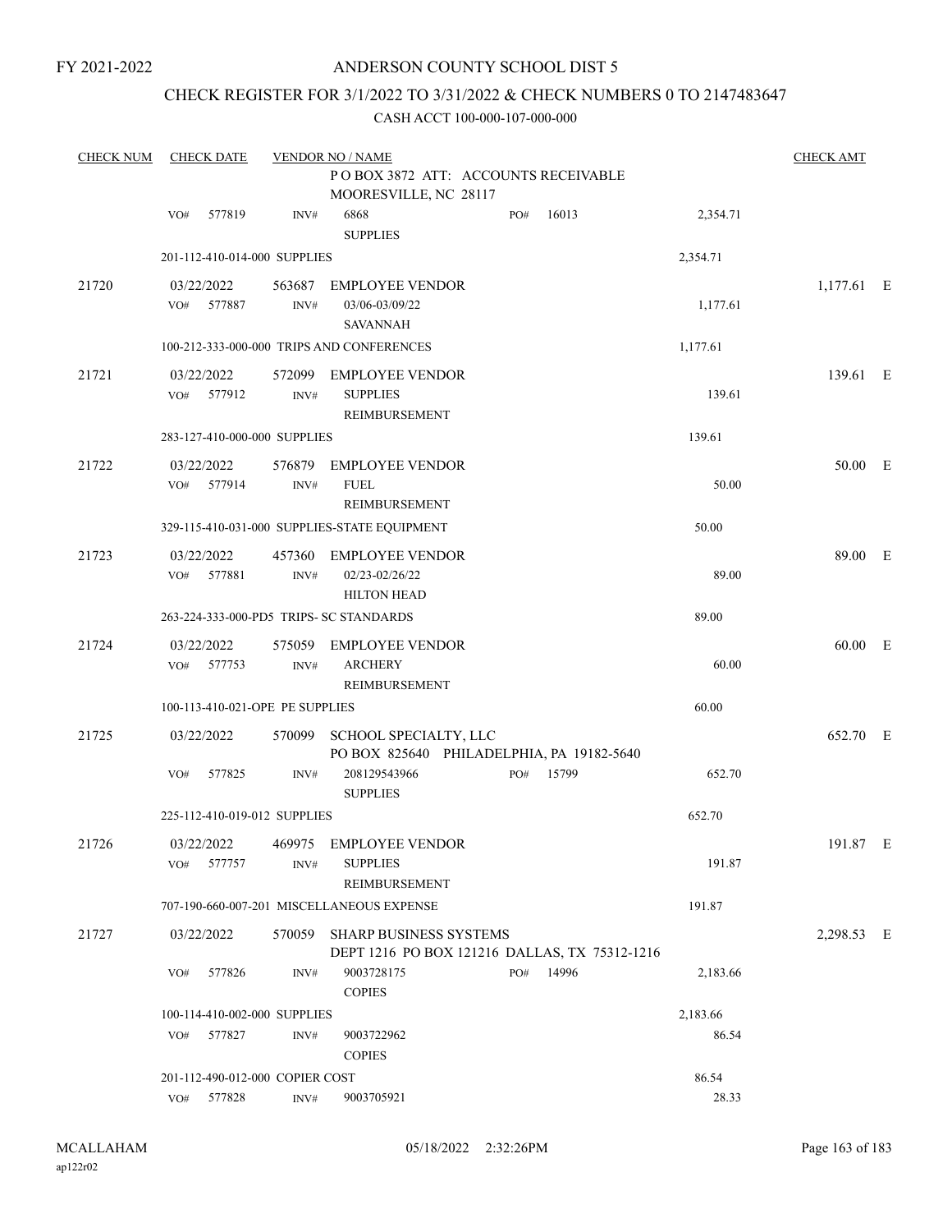FY 2021-2022

# ANDERSON COUNTY SCHOOL DIST 5

## CHECK REGISTER FOR 3/1/2022 TO 3/31/2022 & CHECK NUMBERS 0 TO 2147483647

### CASH ACCT 100-000-107-000-000

| CHECK NUM | CHECK DATE | VENDOR NO / NAME | | | CHECK AMT |
|---|---|---|---|---|---|
| | | P O BOX 3872 ATT: ACCOUNTS RECEIVABLE MOORESVILLE, NC 28117 | | | |
| | VO# 577819 | INV# 6868 SUPPLIES | PO# 16013 | 2,354.71 | |
| | 201-112-410-014-000 SUPPLIES | | | 2,354.71 | |
| 21720 | 03/22/2022 | 563687 EMPLOYEE VENDOR | | | 1,177.61 E |
| | VO# 577887 | INV# 03/06-03/09/22 SAVANNAH | | 1,177.61 | |
| | 100-212-333-000-000 TRIPS AND CONFERENCES | | | 1,177.61 | |
| 21721 | 03/22/2022 | 572099 EMPLOYEE VENDOR | | | 139.61 E |
| | VO# 577912 | INV# SUPPLIES REIMBURSEMENT | | 139.61 | |
| | 283-127-410-000-000 SUPPLIES | | | 139.61 | |
| 21722 | 03/22/2022 | 576879 EMPLOYEE VENDOR | | | 50.00 E |
| | VO# 577914 | INV# FUEL REIMBURSEMENT | | 50.00 | |
| | 329-115-410-031-000 SUPPLIES-STATE EQUIPMENT | | | 50.00 | |
| 21723 | 03/22/2022 | 457360 EMPLOYEE VENDOR | | | 89.00 E |
| | VO# 577881 | INV# 02/23-02/26/22 HILTON HEAD | | 89.00 | |
| | 263-224-333-000-PD5 TRIPS- SC STANDARDS | | | 89.00 | |
| 21724 | 03/22/2022 | 575059 EMPLOYEE VENDOR | | | 60.00 E |
| | VO# 577753 | INV# ARCHERY REIMBURSEMENT | | 60.00 | |
| | 100-113-410-021-OPE PE SUPPLIES | | | 60.00 | |
| 21725 | 03/22/2022 | 570099 SCHOOL SPECIALTY, LLC PO BOX 825640 PHILADELPHIA, PA 19182-5640 | | | 652.70 E |
| | VO# 577825 | INV# 208129543966 SUPPLIES | PO# 15799 | 652.70 | |
| | 225-112-410-019-012 SUPPLIES | | | 652.70 | |
| 21726 | 03/22/2022 | 469975 EMPLOYEE VENDOR | | | 191.87 E |
| | VO# 577757 | INV# SUPPLIES REIMBURSEMENT | | 191.87 | |
| | 707-190-660-007-201 MISCELLANEOUS EXPENSE | | | 191.87 | |
| 21727 | 03/22/2022 | 570059 SHARP BUSINESS SYSTEMS DEPT 1216 PO BOX 121216 DALLAS, TX 75312-1216 | | | 2,298.53 E |
| | VO# 577826 | INV# 9003728175 COPIES | PO# 14996 | 2,183.66 | |
| | 100-114-410-002-000 SUPPLIES | | | 2,183.66 | |
| | VO# 577827 | INV# 9003722962 COPIES | | 86.54 | |
| | 201-112-490-012-000 COPIER COST | | | 86.54 | |
| | VO# 577828 | INV# 9003705921 | | 28.33 | |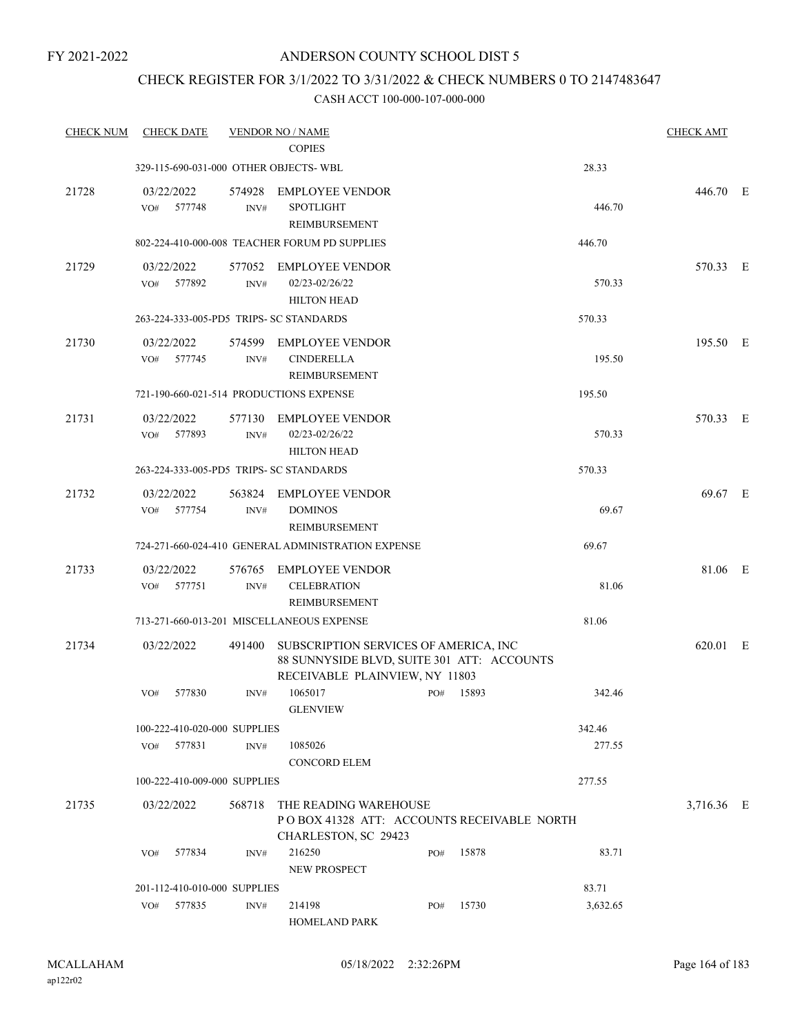FY 2021-2022

# ANDERSON COUNTY SCHOOL DIST 5

## CHECK REGISTER FOR 3/1/2022 TO 3/31/2022 & CHECK NUMBERS 0 TO 2147483647

### CASH ACCT 100-000-107-000-000

| CHECK NUM | CHECK DATE | VENDOR NO / NAME | | CHECK AMT | |
|---|---|---|---|---|---|
| | | COPIES | | | |
| | 329-115-690-031-000 OTHER OBJECTS- WBL | | 28.33 | | |
| 21728 | 03/22/2022 | 574928 EMPLOYEE VENDOR | | 446.70 | E |
| | VO# 577748 | INV# SPOTLIGHT REIMBURSEMENT | 446.70 | | |
| | 802-224-410-000-008 TEACHER FORUM PD SUPPLIES | | 446.70 | | |
| 21729 | 03/22/2022 | 577052 EMPLOYEE VENDOR | | 570.33 | E |
| | VO# 577892 | INV# 02/23-02/26/22 HILTON HEAD | 570.33 | | |
| | 263-224-333-005-PD5 TRIPS- SC STANDARDS | | 570.33 | | |
| 21730 | 03/22/2022 | 574599 EMPLOYEE VENDOR | | 195.50 | E |
| | VO# 577745 | INV# CINDERELLA REIMBURSEMENT | 195.50 | | |
| | 721-190-660-021-514 PRODUCTIONS EXPENSE | | 195.50 | | |
| 21731 | 03/22/2022 | 577130 EMPLOYEE VENDOR | | 570.33 | E |
| | VO# 577893 | INV# 02/23-02/26/22 HILTON HEAD | 570.33 | | |
| | 263-224-333-005-PD5 TRIPS- SC STANDARDS | | 570.33 | | |
| 21732 | 03/22/2022 | 563824 EMPLOYEE VENDOR | | 69.67 | E |
| | VO# 577754 | INV# DOMINOS REIMBURSEMENT | 69.67 | | |
| | 724-271-660-024-410 GENERAL ADMINISTRATION EXPENSE | | 69.67 | | |
| 21733 | 03/22/2022 | 576765 EMPLOYEE VENDOR | | 81.06 | E |
| | VO# 577751 | INV# CELEBRATION REIMBURSEMENT | 81.06 | | |
| | 713-271-660-013-201 MISCELLANEOUS EXPENSE | | 81.06 | | |
| 21734 | 03/22/2022 | 491400 SUBSCRIPTION SERVICES OF AMERICA, INC 88 SUNNYSIDE BLVD, SUITE 301 ATT: ACCOUNTS RECEIVABLE PLAINVIEW, NY 11803 | | 620.01 | E |
| | VO# 577830 | INV# 1065017 PO# 15893 GLENVIEW | 342.46 | | |
| | 100-222-410-020-000 SUPPLIES | | 342.46 | | |
| | VO# 577831 | INV# 1085026 CONCORD ELEM | 277.55 | | |
| | 100-222-410-009-000 SUPPLIES | | 277.55 | | |
| 21735 | 03/22/2022 | 568718 THE READING WAREHOUSE P O BOX 41328 ATT: ACCOUNTS RECEIVABLE NORTH CHARLESTON, SC 29423 | | 3,716.36 | E |
| | VO# 577834 | INV# 216250 PO# 15878 NEW PROSPECT | 83.71 | | |
| | 201-112-410-010-000 SUPPLIES | | 83.71 | | |
| | VO# 577835 | INV# 214198 PO# 15730 HOMELAND PARK | 3,632.65 | | |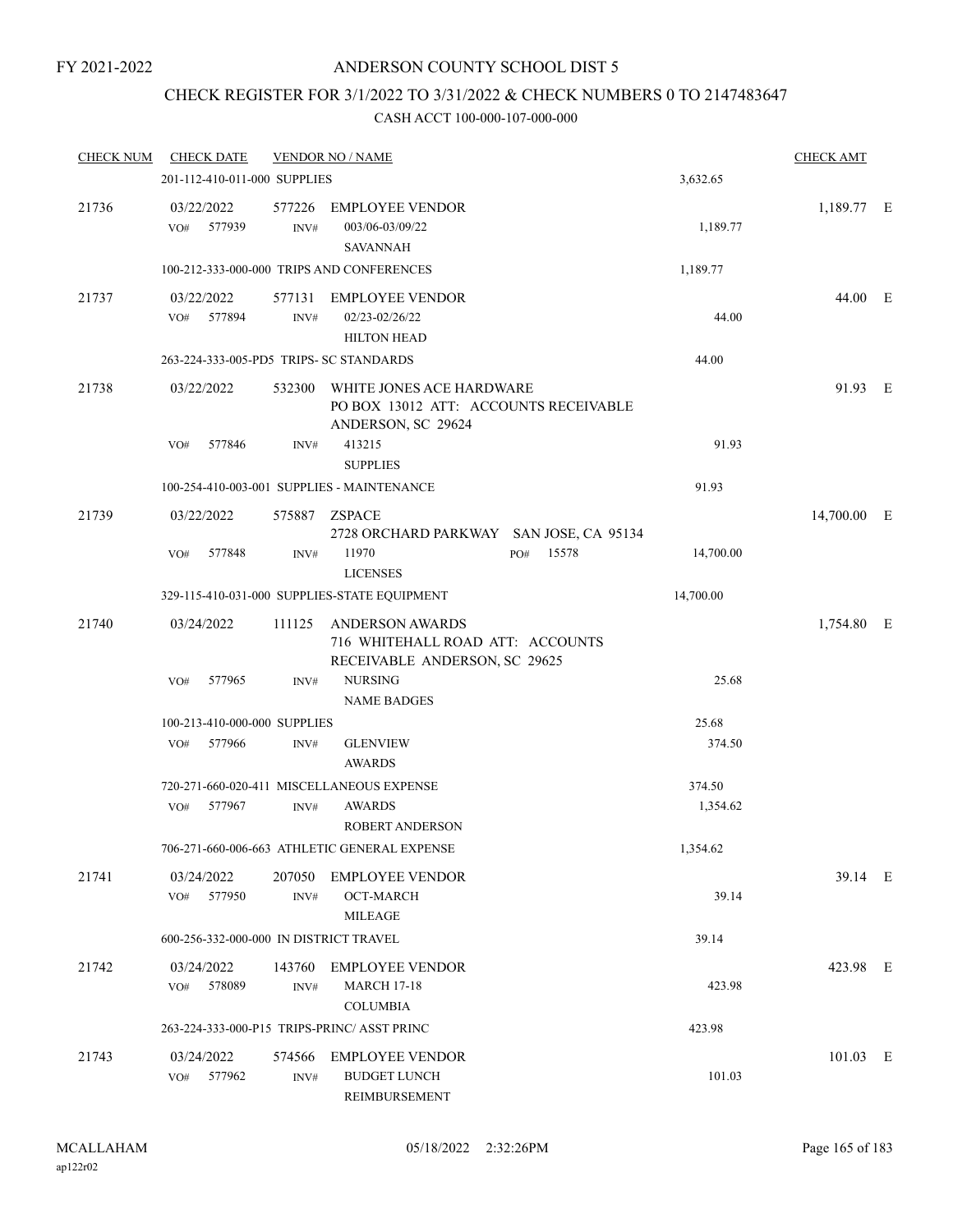FY 2021-2022

# ANDERSON COUNTY SCHOOL DIST 5

## CHECK REGISTER FOR 3/1/2022 TO 3/31/2022 & CHECK NUMBERS 0 TO 2147483647

### CASH ACCT 100-000-107-000-000

| CHECK NUM | CHECK DATE | VENDOR NO / NAME | | CHECK AMT | |
|---|---|---|---|---|---|
| | 201-112-410-011-000 SUPPLIES | | 3,632.65 | | |
| 21736 | 03/22/2022 | 577226 EMPLOYEE VENDOR | | 1,189.77 | E |
| | VO# 577939 | INV# 003/06-03/09/22 SAVANNAH | 1,189.77 | | |
| | 100-212-333-000-000 TRIPS AND CONFERENCES | | 1,189.77 | | |
| 21737 | 03/22/2022 | 577131 EMPLOYEE VENDOR | | 44.00 | E |
| | VO# 577894 | INV# 02/23-02/26/22 HILTON HEAD | 44.00 | | |
| | 263-224-333-005-PD5 TRIPS- SC STANDARDS | | 44.00 | | |
| 21738 | 03/22/2022 | 532300 WHITE JONES ACE HARDWARE PO BOX 13012 ATT: ACCOUNTS RECEIVABLE ANDERSON, SC 29624 | | 91.93 | E |
| | VO# 577846 | INV# 413215 SUPPLIES | 91.93 | | |
| | 100-254-410-003-001 SUPPLIES - MAINTENANCE | | 91.93 | | |
| 21739 | 03/22/2022 | 575887 ZSPACE 2728 ORCHARD PARKWAY SAN JOSE, CA 95134 | | 14,700.00 | E |
| | VO# 577848 | INV# 11970 PO# 15578 LICENSES | 14,700.00 | | |
| | 329-115-410-031-000 SUPPLIES-STATE EQUIPMENT | | 14,700.00 | | |
| 21740 | 03/24/2022 | 111125 ANDERSON AWARDS 716 WHITEHALL ROAD ATT: ACCOUNTS RECEIVABLE ANDERSON, SC 29625 | | 1,754.80 | E |
| | VO# 577965 | INV# NURSING NAME BADGES | 25.68 | | |
| | 100-213-410-000-000 SUPPLIES | | 25.68 | | |
| | VO# 577966 | INV# GLENVIEW AWARDS | 374.50 | | |
| | 720-271-660-020-411 MISCELLANEOUS EXPENSE | | 374.50 | | |
| | VO# 577967 | INV# AWARDS ROBERT ANDERSON | 1,354.62 | | |
| | 706-271-660-006-663 ATHLETIC GENERAL EXPENSE | | 1,354.62 | | |
| 21741 | 03/24/2022 | 207050 EMPLOYEE VENDOR | | 39.14 | E |
| | VO# 577950 | INV# OCT-MARCH MILEAGE | 39.14 | | |
| | 600-256-332-000-000 IN DISTRICT TRAVEL | | 39.14 | | |
| 21742 | 03/24/2022 | 143760 EMPLOYEE VENDOR | | 423.98 | E |
| | VO# 578089 | INV# MARCH 17-18 COLUMBIA | 423.98 | | |
| | 263-224-333-000-P15 TRIPS-PRINC/ ASST PRINC | | 423.98 | | |
| 21743 | 03/24/2022 | 574566 EMPLOYEE VENDOR | | 101.03 | E |
| | VO# 577962 | INV# BUDGET LUNCH REIMBURSEMENT | 101.03 | | |

MCALLAHAM
ap122r02
05/18/2022 2:32:26PM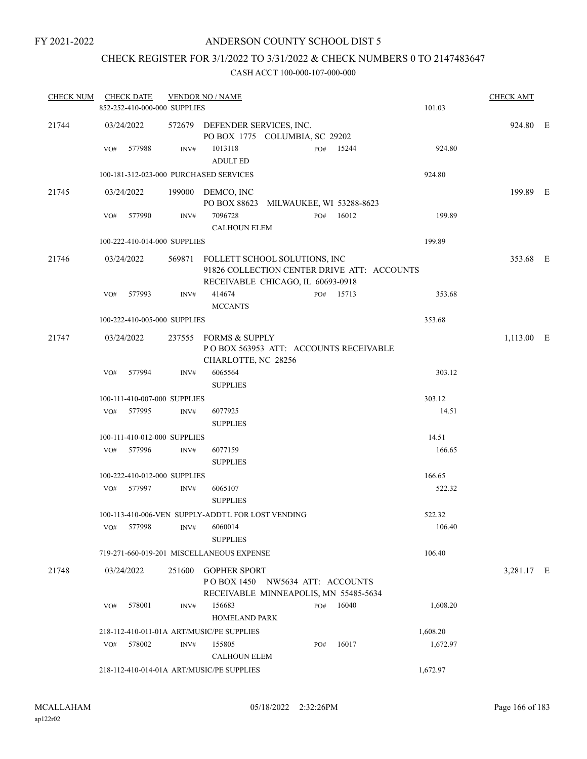FY 2021-2022

# ANDERSON COUNTY SCHOOL DIST 5

## CHECK REGISTER FOR 3/1/2022 TO 3/31/2022 & CHECK NUMBERS 0 TO 2147483647

### CASH ACCT 100-000-107-000-000

| CHECK NUM | CHECK DATE | VENDOR NO / NAME | | | CHECK AMT |
|---|---|---|---|---|---|
| | 852-252-410-000-000 SUPPLIES | | | 101.03 | |
| 21744 | 03/24/2022 | 572679 DEFENDER SERVICES, INC.<br>PO BOX 1775 COLUMBIA, SC 29202 | | | 924.80 E |
| | VO# 577988 | INV# 1013118<br>ADULT ED | PO# 15244 | 924.80 | |
| | 100-181-312-023-000 PURCHASED SERVICES | | | 924.80 | |
| 21745 | 03/24/2022 | 199000 DEMCO, INC<br>PO BOX 88623 MILWAUKEE, WI 53288-8623 | | | 199.89 E |
| | VO# 577990 | INV# 7096728<br>CALHOUN ELEM | PO# 16012 | 199.89 | |
| | 100-222-410-014-000 SUPPLIES | | | 199.89 | |
| 21746 | 03/24/2022 | 569871 FOLLETT SCHOOL SOLUTIONS, INC<br>91826 COLLECTION CENTER DRIVE ATT: ACCOUNTS RECEIVABLE CHICAGO, IL 60693-0918 | | | 353.68 E |
| | VO# 577993 | INV# 414674<br>MCCANTS | PO# 15713 | 353.68 | |
| | 100-222-410-005-000 SUPPLIES | | | 353.68 | |
| 21747 | 03/24/2022 | 237555 FORMS & SUPPLY<br>P O BOX 563953 ATT: ACCOUNTS RECEIVABLE CHARLOTTE, NC 28256 | | | 1,113.00 E |
| | VO# 577994 | INV# 6065564<br>SUPPLIES | | 303.12 | |
| | 100-111-410-007-000 SUPPLIES | | | 303.12 | |
| | VO# 577995 | INV# 6077925<br>SUPPLIES | | 14.51 | |
| | 100-111-410-012-000 SUPPLIES | | | 14.51 | |
| | VO# 577996 | INV# 6077159<br>SUPPLIES | | 166.65 | |
| | 100-222-410-012-000 SUPPLIES | | | 166.65 | |
| | VO# 577997 | INV# 6065107<br>SUPPLIES | | 522.32 | |
| | 100-113-410-006-VEN SUPPLY-ADDT'L FOR LOST VENDING | | | 522.32 | |
| | VO# 577998 | INV# 6060014<br>SUPPLIES | | 106.40 | |
| | 719-271-660-019-201 MISCELLANEOUS EXPENSE | | | 106.40 | |
| 21748 | 03/24/2022 | 251600 GOPHER SPORT<br>P O BOX 1450 NW5634 ATT: ACCOUNTS RECEIVABLE MINNEAPOLIS, MN 55485-5634 | | | 3,281.17 E |
| | VO# 578001 | INV# 156683<br>HOMELAND PARK | PO# 16040 | 1,608.20 | |
| | 218-112-410-011-01A ART/MUSIC/PE SUPPLIES | | | 1,608.20 | |
| | VO# 578002 | INV# 155805<br>CALHOUN ELEM | PO# 16017 | 1,672.97 | |
| | 218-112-410-014-01A ART/MUSIC/PE SUPPLIES | | | 1,672.97 | |

MCALLAHAM
ap122r02

05/18/2022 2:32:26PM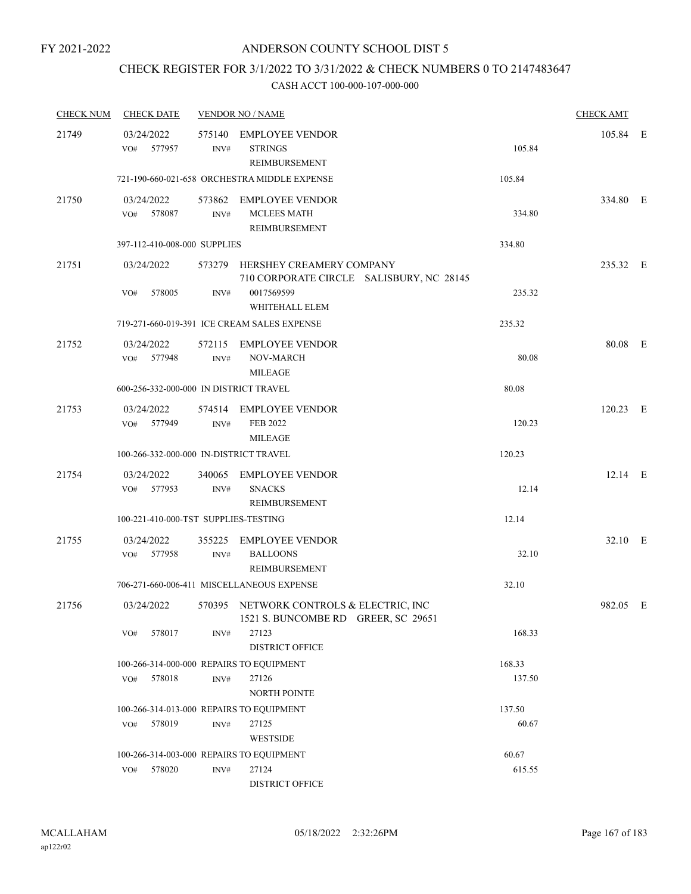FY 2021-2022

# ANDERSON COUNTY SCHOOL DIST 5

## CHECK REGISTER FOR 3/1/2022 TO 3/31/2022 & CHECK NUMBERS 0 TO 2147483647

### CASH ACCT 100-000-107-000-000

| CHECK NUM | CHECK DATE | VENDOR NO / NAME | | CHECK AMT | |
|---|---|---|---|---|---|
| 21749 | 03/24/2022 | 575140 EMPLOYEE VENDOR | | 105.84 | E |
| | VO# 577957 | INV# STRINGS REIMBURSEMENT | 105.84 | | |
| | | 721-190-660-021-658 ORCHESTRA MIDDLE EXPENSE | 105.84 | | |
| 21750 | 03/24/2022 | 573862 EMPLOYEE VENDOR | | 334.80 | E |
| | VO# 578087 | INV# MCLEES MATH REIMBURSEMENT | 334.80 | | |
| | | 397-112-410-008-000 SUPPLIES | 334.80 | | |
| 21751 | 03/24/2022 | 573279 HERSHEY CREAMERY COMPANY 710 CORPORATE CIRCLE SALISBURY, NC 28145 | | 235.32 | E |
| | VO# 578005 | INV# 0017569599 WHITEHALL ELEM | 235.32 | | |
| | | 719-271-660-019-391 ICE CREAM SALES EXPENSE | 235.32 | | |
| 21752 | 03/24/2022 | 572115 EMPLOYEE VENDOR | | 80.08 | E |
| | VO# 577948 | INV# NOV-MARCH MILEAGE | 80.08 | | |
| | | 600-256-332-000-000 IN DISTRICT TRAVEL | 80.08 | | |
| 21753 | 03/24/2022 | 574514 EMPLOYEE VENDOR | | 120.23 | E |
| | VO# 577949 | INV# FEB 2022 MILEAGE | 120.23 | | |
| | | 100-266-332-000-000 IN-DISTRICT TRAVEL | 120.23 | | |
| 21754 | 03/24/2022 | 340065 EMPLOYEE VENDOR | | 12.14 | E |
| | VO# 577953 | INV# SNACKS REIMBURSEMENT | 12.14 | | |
| | | 100-221-410-000-TST SUPPLIES-TESTING | 12.14 | | |
| 21755 | 03/24/2022 | 355225 EMPLOYEE VENDOR | | 32.10 | E |
| | VO# 577958 | INV# BALLOONS REIMBURSEMENT | 32.10 | | |
| | | 706-271-660-006-411 MISCELLANEOUS EXPENSE | 32.10 | | |
| 21756 | 03/24/2022 | 570395 NETWORK CONTROLS & ELECTRIC, INC 1521 S. BUNCOMBE RD GREER, SC 29651 | | 982.05 | E |
| | VO# 578017 | INV# 27123 DISTRICT OFFICE | 168.33 | | |
| | | 100-266-314-000-000 REPAIRS TO EQUIPMENT | 168.33 | | |
| | VO# 578018 | INV# 27126 NORTH POINTE | 137.50 | | |
| | | 100-266-314-013-000 REPAIRS TO EQUIPMENT | 137.50 | | |
| | VO# 578019 | INV# 27125 WESTSIDE | 60.67 | | |
| | | 100-266-314-003-000 REPAIRS TO EQUIPMENT | 60.67 | | |
| | VO# 578020 | INV# 27124 DISTRICT OFFICE | 615.55 | | |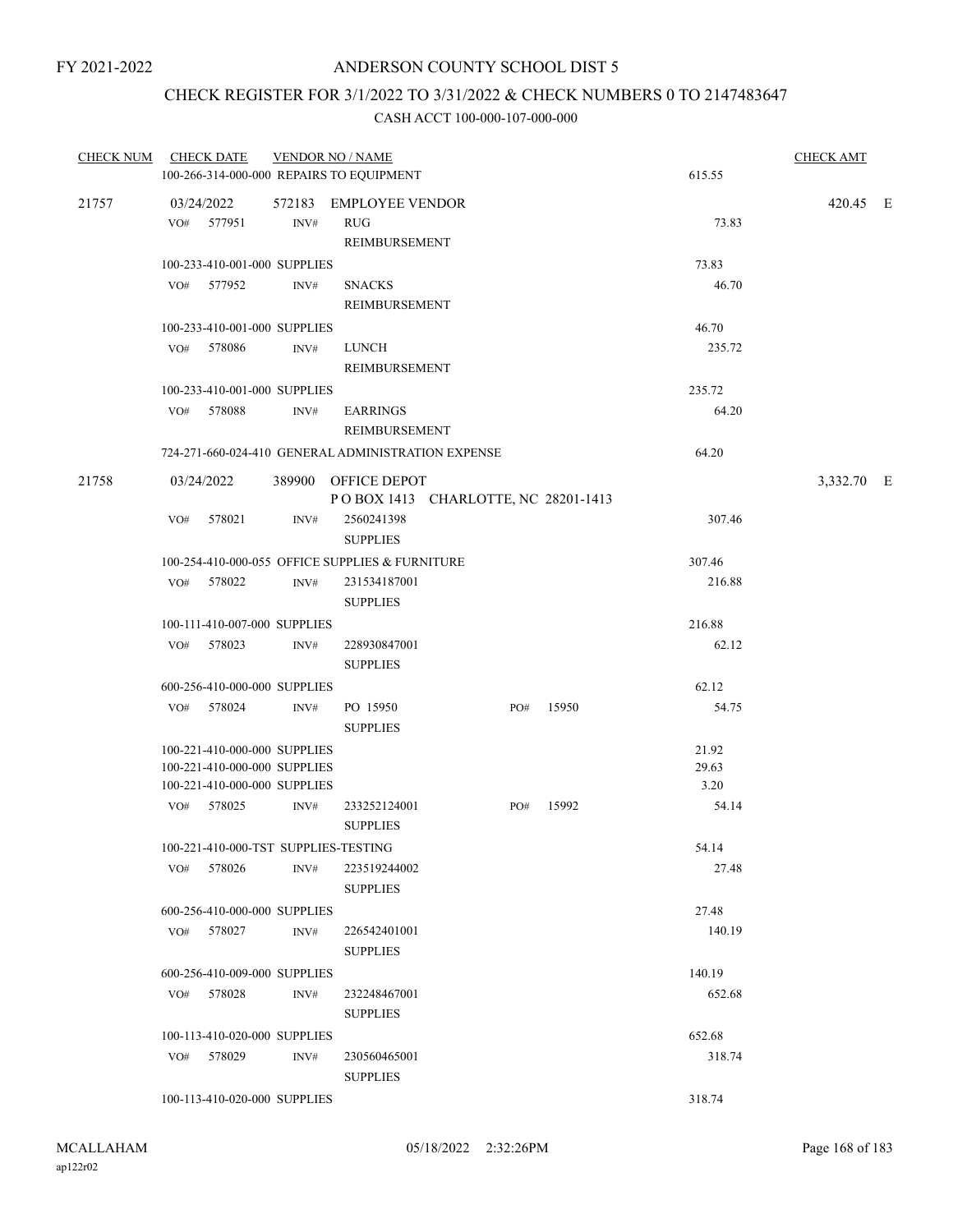FY 2021-2022

# ANDERSON COUNTY SCHOOL DIST 5

## CHECK REGISTER FOR 3/1/2022 TO 3/31/2022 & CHECK NUMBERS 0 TO 2147483647

### CASH ACCT 100-000-107-000-000

| CHECK NUM | CHECK DATE | VENDOR NO / NAME | | | | CHECK AMT |
|---|---|---|---|---|---|---|
| | 100-266-314-000-000 REPAIRS TO EQUIPMENT | | | | 615.55 | |
| 21757 | 03/24/2022 | 572183 EMPLOYEE VENDOR | | | | 420.45 E |
| | VO# 577951 | INV# RUG REIMBURSEMENT | | | 73.83 | |
| | 100-233-410-001-000 SUPPLIES | | | | 73.83 | |
| | VO# 577952 | INV# SNACKS REIMBURSEMENT | | | 46.70 | |
| | 100-233-410-001-000 SUPPLIES | | | | 46.70 | |
| | VO# 578086 | INV# LUNCH REIMBURSEMENT | | | 235.72 | |
| | 100-233-410-001-000 SUPPLIES | | | | 235.72 | |
| | VO# 578088 | INV# EARRINGS REIMBURSEMENT | | | 64.20 | |
| | 724-271-660-024-410 GENERAL ADMINISTRATION EXPENSE | | | | 64.20 | |
| 21758 | 03/24/2022 | 389900 OFFICE DEPOT P O BOX 1413 CHARLOTTE, NC 28201-1413 | | | | 3,332.70 E |
| | VO# 578021 | INV# 2560241398 SUPPLIES | | | 307.46 | |
| | 100-254-410-000-055 OFFICE SUPPLIES & FURNITURE | | | | 307.46 | |
| | VO# 578022 | INV# 231534187001 SUPPLIES | | | 216.88 | |
| | 100-111-410-007-000 SUPPLIES | | | | 216.88 | |
| | VO# 578023 | INV# 228930847001 SUPPLIES | | | 62.12 | |
| | 600-256-410-000-000 SUPPLIES | | | | 62.12 | |
| | VO# 578024 | INV# PO 15950 SUPPLIES | PO# | 15950 | 54.75 | |
| | 100-221-410-000-000 SUPPLIES | | | | 21.92 | |
| | 100-221-410-000-000 SUPPLIES | | | | 29.63 | |
| | 100-221-410-000-000 SUPPLIES | | | | 3.20 | |
| | VO# 578025 | INV# 233252124001 SUPPLIES | PO# | 15992 | 54.14 | |
| | 100-221-410-000-TST SUPPLIES-TESTING | | | | 54.14 | |
| | VO# 578026 | INV# 223519244002 SUPPLIES | | | 27.48 | |
| | 600-256-410-000-000 SUPPLIES | | | | 27.48 | |
| | VO# 578027 | INV# 226542401001 SUPPLIES | | | 140.19 | |
| | 600-256-410-009-000 SUPPLIES | | | | 140.19 | |
| | VO# 578028 | INV# 232248467001 SUPPLIES | | | 652.68 | |
| | 100-113-410-020-000 SUPPLIES | | | | 652.68 | |
| | VO# 578029 | INV# 230560465001 SUPPLIES | | | 318.74 | |
| | 100-113-410-020-000 SUPPLIES | | | | 318.74 | |

MCALLAHAM
ap122r02

05/18/2022 2:32:26PM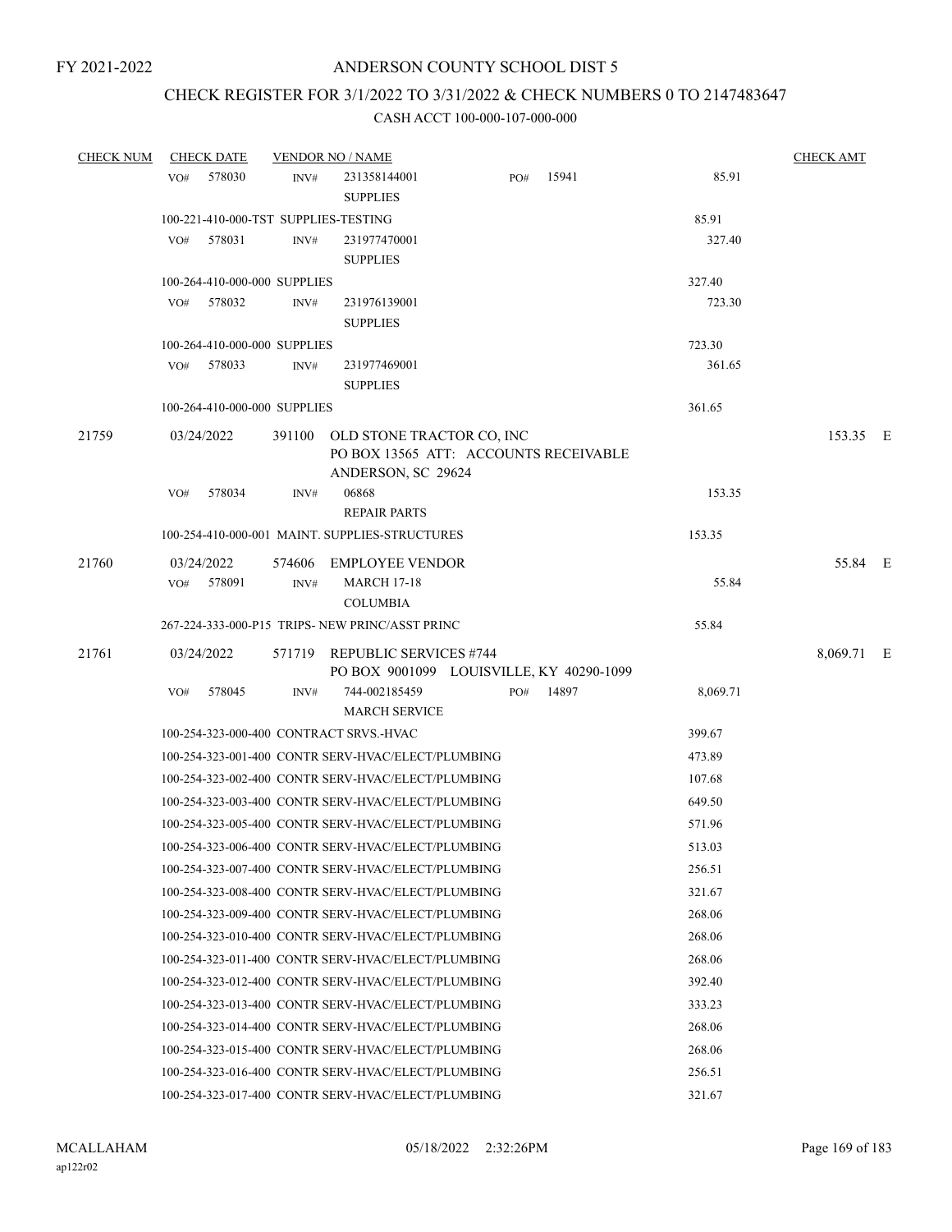FY 2021-2022

# ANDERSON COUNTY SCHOOL DIST 5

## CHECK REGISTER FOR 3/1/2022 TO 3/31/2022 & CHECK NUMBERS 0 TO 2147483647

### CASH ACCT 100-000-107-000-000

| CHECK NUM | CHECK DATE | VENDOR NO / NAME | | | CHECK AMT |
|---|---|---|---|---|---|
| | VO# 578030 | INV# 231358144001 SUPPLIES | PO# 15941 | 85.91 | |
| | 100-221-410-000-TST SUPPLIES-TESTING | | | 85.91 | |
| | VO# 578031 | INV# 231977470001 SUPPLIES | | 327.40 | |
| | 100-264-410-000-000 SUPPLIES | | | 327.40 | |
| | VO# 578032 | INV# 231976139001 SUPPLIES | | 723.30 | |
| | 100-264-410-000-000 SUPPLIES | | | 723.30 | |
| | VO# 578033 | INV# 231977469001 SUPPLIES | | 361.65 | |
| | 100-264-410-000-000 SUPPLIES | | | 361.65 | |
| 21759 | 03/24/2022 | 391100 OLD STONE TRACTOR CO, INC PO BOX 13565 ATT: ACCOUNTS RECEIVABLE ANDERSON, SC 29624 | | | 153.35 E |
| | VO# 578034 | INV# 06868 REPAIR PARTS | | 153.35 | |
| | 100-254-410-000-001 MAINT. SUPPLIES-STRUCTURES | | | 153.35 | |
| 21760 | 03/24/2022 | 574606 EMPLOYEE VENDOR | | | 55.84 E |
| | VO# 578091 | INV# MARCH 17-18 COLUMBIA | | 55.84 | |
| | 267-224-333-000-P15 TRIPS- NEW PRINC/ASST PRINC | | | 55.84 | |
| 21761 | 03/24/2022 | 571719 REPUBLIC SERVICES #744 PO BOX 9001099 LOUISVILLE, KY 40290-1099 | | | 8,069.71 E |
| | VO# 578045 | INV# 744-002185459 MARCH SERVICE | PO# 14897 | 8,069.71 | |
| | 100-254-323-000-400 CONTRACT SRVS.-HVAC | | | 399.67 | |
| | 100-254-323-001-400 CONTR SERV-HVAC/ELECT/PLUMBING | | | 473.89 | |
| | 100-254-323-002-400 CONTR SERV-HVAC/ELECT/PLUMBING | | | 107.68 | |
| | 100-254-323-003-400 CONTR SERV-HVAC/ELECT/PLUMBING | | | 649.50 | |
| | 100-254-323-005-400 CONTR SERV-HVAC/ELECT/PLUMBING | | | 571.96 | |
| | 100-254-323-006-400 CONTR SERV-HVAC/ELECT/PLUMBING | | | 513.03 | |
| | 100-254-323-007-400 CONTR SERV-HVAC/ELECT/PLUMBING | | | 256.51 | |
| | 100-254-323-008-400 CONTR SERV-HVAC/ELECT/PLUMBING | | | 321.67 | |
| | 100-254-323-009-400 CONTR SERV-HVAC/ELECT/PLUMBING | | | 268.06 | |
| | 100-254-323-010-400 CONTR SERV-HVAC/ELECT/PLUMBING | | | 268.06 | |
| | 100-254-323-011-400 CONTR SERV-HVAC/ELECT/PLUMBING | | | 268.06 | |
| | 100-254-323-012-400 CONTR SERV-HVAC/ELECT/PLUMBING | | | 392.40 | |
| | 100-254-323-013-400 CONTR SERV-HVAC/ELECT/PLUMBING | | | 333.23 | |
| | 100-254-323-014-400 CONTR SERV-HVAC/ELECT/PLUMBING | | | 268.06 | |
| | 100-254-323-015-400 CONTR SERV-HVAC/ELECT/PLUMBING | | | 268.06 | |
| | 100-254-323-016-400 CONTR SERV-HVAC/ELECT/PLUMBING | | | 256.51 | |
| | 100-254-323-017-400 CONTR SERV-HVAC/ELECT/PLUMBING | | | 321.67 | |

MCALLAHAM
ap122r02
05/18/2022 2:32:26PM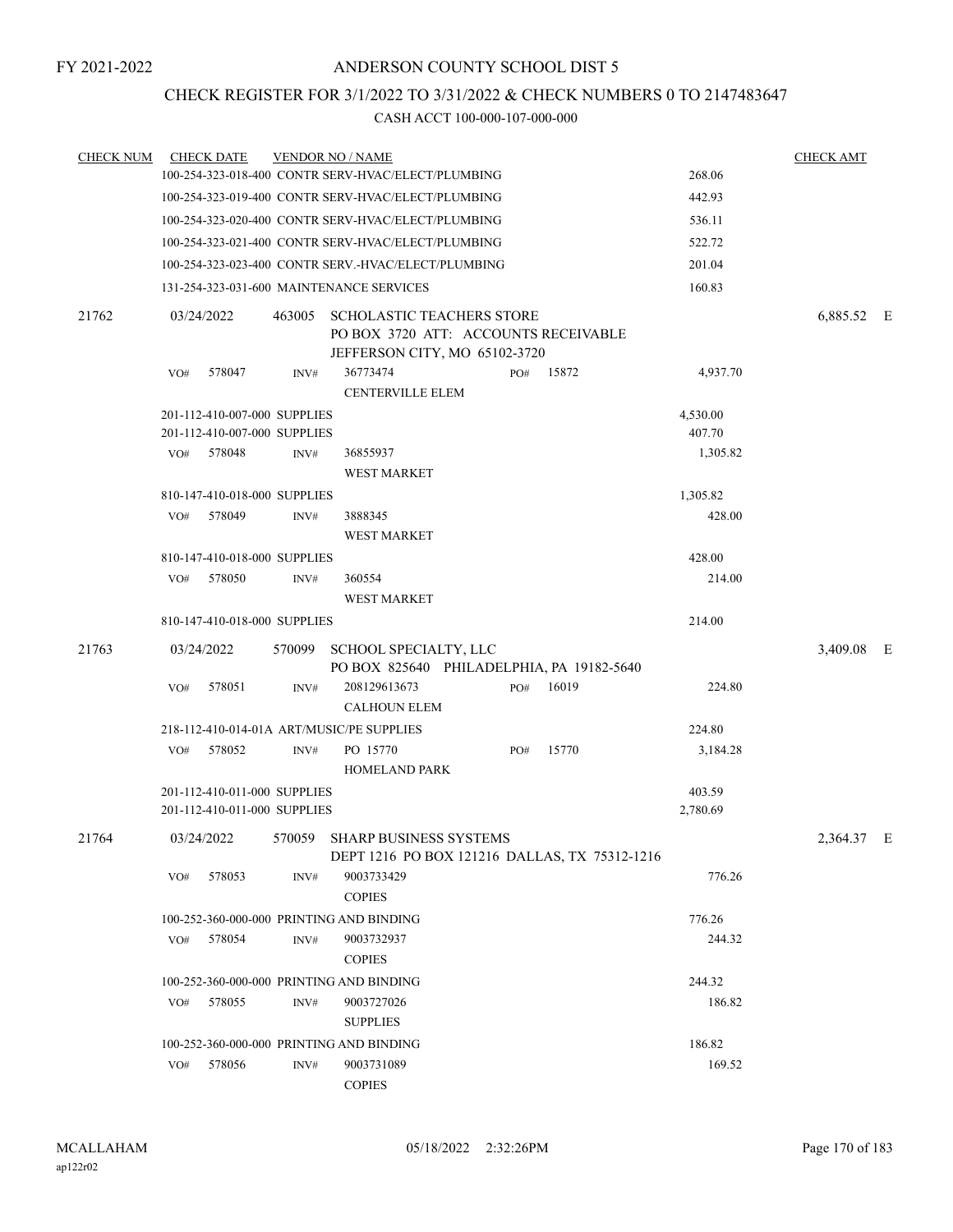FY 2021-2022

# ANDERSON COUNTY SCHOOL DIST 5

## CHECK REGISTER FOR 3/1/2022 TO 3/31/2022 & CHECK NUMBERS 0 TO 2147483647

### CASH ACCT 100-000-107-000-000

| CHECK NUM | CHECK DATE | VENDOR NO / NAME | | | CHECK AMT | |
|---|---|---|---|---|---|---|
| | | 100-254-323-018-400 CONTR SERV-HVAC/ELECT/PLUMBING | | 268.06 | | |
| | | 100-254-323-019-400 CONTR SERV-HVAC/ELECT/PLUMBING | | 442.93 | | |
| | | 100-254-323-020-400 CONTR SERV-HVAC/ELECT/PLUMBING | | 536.11 | | |
| | | 100-254-323-021-400 CONTR SERV-HVAC/ELECT/PLUMBING | | 522.72 | | |
| | | 100-254-323-023-400 CONTR SERV.-HVAC/ELECT/PLUMBING | | 201.04 | | |
| | | 131-254-323-031-600 MAINTENANCE SERVICES | | 160.83 | | |
| 21762 | 03/24/2022 | 463005 SCHOLASTIC TEACHERS STORE<br>PO BOX 3720 ATT: ACCOUNTS RECEIVABLE<br>JEFFERSON CITY, MO 65102-3720 | | | 6,885.52 | E |
| | VO# 578047 | INV# 36773474<br>CENTERVILLE ELEM | PO# 15872 | 4,937.70 | | |
| | | 201-112-410-007-000 SUPPLIES | | 4,530.00 | | |
| | | 201-112-410-007-000 SUPPLIES | | 407.70 | | |
| | VO# 578048 | INV# 36855937<br>WEST MARKET | | 1,305.82 | | |
| | | 810-147-410-018-000 SUPPLIES | | 1,305.82 | | |
| | VO# 578049 | INV# 3888345<br>WEST MARKET | | 428.00 | | |
| | | 810-147-410-018-000 SUPPLIES | | 428.00 | | |
| | VO# 578050 | INV# 360554<br>WEST MARKET | | 214.00 | | |
| | | 810-147-410-018-000 SUPPLIES | | 214.00 | | |
| 21763 | 03/24/2022 | 570099 SCHOOL SPECIALTY, LLC<br>PO BOX 825640 PHILADELPHIA, PA 19182-5640 | | | 3,409.08 | E |
| | VO# 578051 | INV# 208129613673<br>CALHOUN ELEM | PO# 16019 | 224.80 | | |
| | | 218-112-410-014-01A ART/MUSIC/PE SUPPLIES | | 224.80 | | |
| | VO# 578052 | INV# PO 15770<br>HOMELAND PARK | PO# 15770 | 3,184.28 | | |
| | | 201-112-410-011-000 SUPPLIES | | 403.59 | | |
| | | 201-112-410-011-000 SUPPLIES | | 2,780.69 | | |
| 21764 | 03/24/2022 | 570059 SHARP BUSINESS SYSTEMS<br>DEPT 1216 PO BOX 121216 DALLAS, TX 75312-1216 | | | 2,364.37 | E |
| | VO# 578053 | INV# 9003733429<br>COPIES | | 776.26 | | |
| | | 100-252-360-000-000 PRINTING AND BINDING | | 776.26 | | |
| | VO# 578054 | INV# 9003732937<br>COPIES | | 244.32 | | |
| | | 100-252-360-000-000 PRINTING AND BINDING | | 244.32 | | |
| | VO# 578055 | INV# 9003727026<br>SUPPLIES | | 186.82 | | |
| | | 100-252-360-000-000 PRINTING AND BINDING | | 186.82 | | |
| | VO# 578056 | INV# 9003731089<br>COPIES | | 169.52 | | |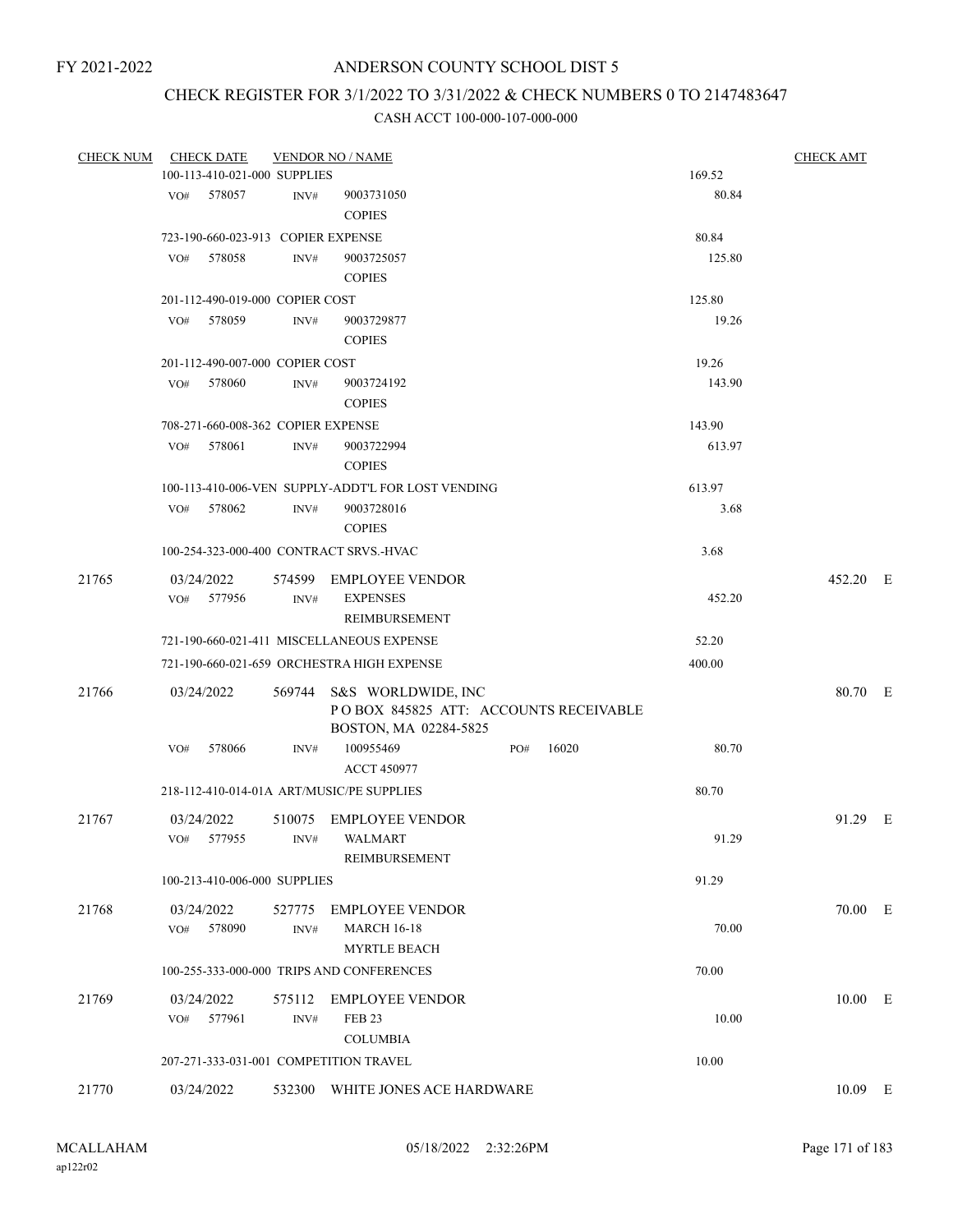FY 2021-2022

# ANDERSON COUNTY SCHOOL DIST 5

## CHECK REGISTER FOR 3/1/2022 TO 3/31/2022 & CHECK NUMBERS 0 TO 2147483647

### CASH ACCT 100-000-107-000-000

| CHECK NUM | CHECK DATE | VENDOR NO / NAME | | CHECK AMT |
|---|---|---|---|---|
| | 100-113-410-021-000 SUPPLIES | | 169.52 | |
| | VO# 578057 | INV# 9003731050 COPIES | 80.84 | |
| | 723-190-660-023-913 COPIER EXPENSE | | 80.84 | |
| | VO# 578058 | INV# 9003725057 COPIES | 125.80 | |
| | 201-112-490-019-000 COPIER COST | | 125.80 | |
| | VO# 578059 | INV# 9003729877 COPIES | 19.26 | |
| | 201-112-490-007-000 COPIER COST | | 19.26 | |
| | VO# 578060 | INV# 9003724192 COPIES | 143.90 | |
| | 708-271-660-008-362 COPIER EXPENSE | | 143.90 | |
| | VO# 578061 | INV# 9003722994 COPIES | 613.97 | |
| | 100-113-410-006-VEN SUPPLY-ADDT'L FOR LOST VENDING | | 613.97 | |
| | VO# 578062 | INV# 9003728016 COPIES | 3.68 | |
| | 100-254-323-000-400 CONTRACT SRVS.-HVAC | | 3.68 | |
| 21765 | 03/24/2022 | 574599 EMPLOYEE VENDOR | | 452.20 E |
| | VO# 577956 | INV# EXPENSES REIMBURSEMENT | 452.20 | |
| | 721-190-660-021-411 MISCELLANEOUS EXPENSE | | 52.20 | |
| | 721-190-660-021-659 ORCHESTRA HIGH EXPENSE | | 400.00 | |
| 21766 | 03/24/2022 | 569744 S&S WORLDWIDE, INC P O BOX 845825 ATT: ACCOUNTS RECEIVABLE BOSTON, MA 02284-5825 | | 80.70 E |
| | VO# 578066 | INV# 100955469 ACCT 450977 PO# 16020 | 80.70 | |
| | 218-112-410-014-01A ART/MUSIC/PE SUPPLIES | | 80.70 | |
| 21767 | 03/24/2022 | 510075 EMPLOYEE VENDOR | | 91.29 E |
| | VO# 577955 | INV# WALMART REIMBURSEMENT | 91.29 | |
| | 100-213-410-006-000 SUPPLIES | | 91.29 | |
| 21768 | 03/24/2022 | 527775 EMPLOYEE VENDOR | | 70.00 E |
| | VO# 578090 | INV# MARCH 16-18 MYRTLE BEACH | 70.00 | |
| | 100-255-333-000-000 TRIPS AND CONFERENCES | | 70.00 | |
| 21769 | 03/24/2022 | 575112 EMPLOYEE VENDOR | | 10.00 E |
| | VO# 577961 | INV# FEB 23 COLUMBIA | 10.00 | |
| | 207-271-333-031-001 COMPETITION TRAVEL | | 10.00 | |
| 21770 | 03/24/2022 | 532300 WHITE JONES ACE HARDWARE | | 10.09 E |

MCALLAHAM
ap122r02

05/18/2022 2:32:26PM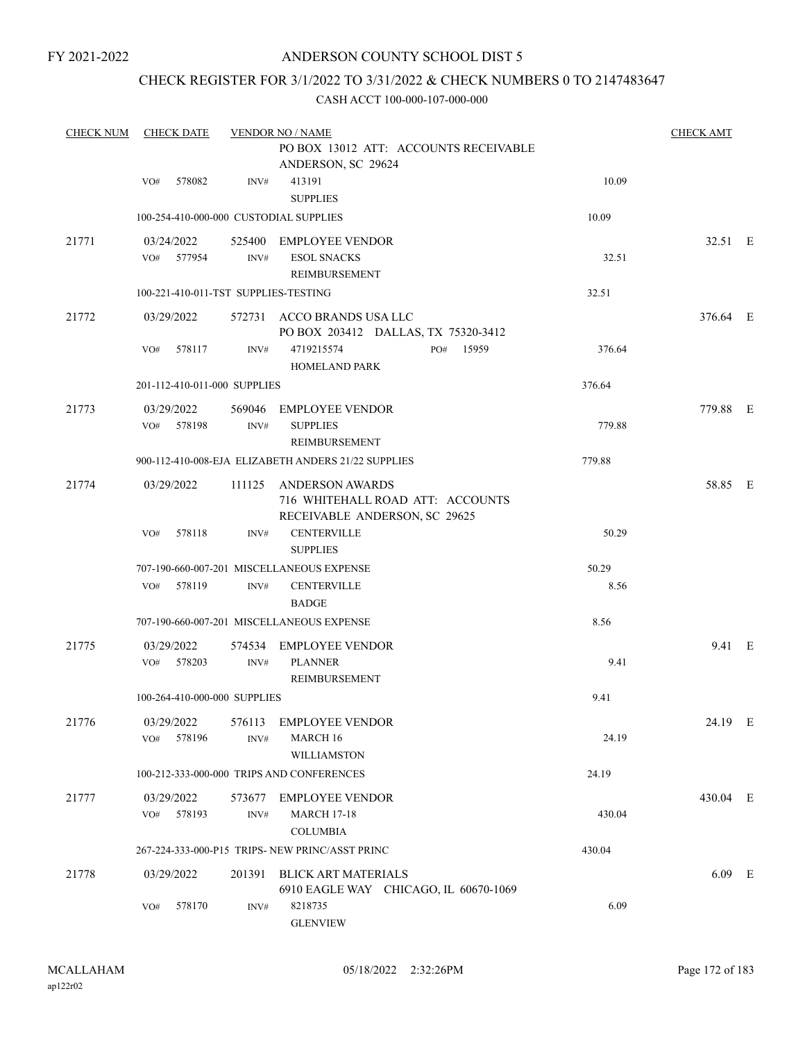FY 2021-2022

# ANDERSON COUNTY SCHOOL DIST 5

## CHECK REGISTER FOR 3/1/2022 TO 3/31/2022 & CHECK NUMBERS 0 TO 2147483647

### CASH ACCT 100-000-107-000-000

| CHECK NUM | CHECK DATE | VENDOR NO / NAME | | CHECK AMT |
|---|---|---|---|---|
| | | PO BOX 13012 ATT: ACCOUNTS RECEIVABLE ANDERSON, SC 29624 | | |
| | VO# 578082 | INV# 413191 SUPPLIES | 10.09 | |
| | 100-254-410-000-000 CUSTODIAL SUPPLIES | | 10.09 | |
| 21771 | 03/24/2022 | 525400 EMPLOYEE VENDOR | | 32.51 E |
| | VO# 577954 | INV# ESOL SNACKS REIMBURSEMENT | 32.51 | |
| | 100-221-410-011-TST SUPPLIES-TESTING | | 32.51 | |
| 21772 | 03/29/2022 | 572731 ACCO BRANDS USA LLC PO BOX 203412 DALLAS, TX 75320-3412 | | 376.64 E |
| | VO# 578117 | INV# 4719215574 PO# 15959 HOMELAND PARK | 376.64 | |
| | 201-112-410-011-000 SUPPLIES | | 376.64 | |
| 21773 | 03/29/2022 | 569046 EMPLOYEE VENDOR | | 779.88 E |
| | VO# 578198 | INV# SUPPLIES REIMBURSEMENT | 779.88 | |
| | 900-112-410-008-EJA ELIZABETH ANDERS 21/22 SUPPLIES | | 779.88 | |
| 21774 | 03/29/2022 | 111125 ANDERSON AWARDS 716 WHITEHALL ROAD ATT: ACCOUNTS RECEIVABLE ANDERSON, SC 29625 | | 58.85 E |
| | VO# 578118 | INV# CENTERVILLE SUPPLIES | 50.29 | |
| | 707-190-660-007-201 MISCELLANEOUS EXPENSE | | 50.29 | |
| | VO# 578119 | INV# CENTERVILLE BADGE | 8.56 | |
| | 707-190-660-007-201 MISCELLANEOUS EXPENSE | | 8.56 | |
| 21775 | 03/29/2022 | 574534 EMPLOYEE VENDOR | | 9.41 E |
| | VO# 578203 | INV# PLANNER REIMBURSEMENT | 9.41 | |
| | 100-264-410-000-000 SUPPLIES | | 9.41 | |
| 21776 | 03/29/2022 | 576113 EMPLOYEE VENDOR | | 24.19 E |
| | VO# 578196 | INV# MARCH 16 WILLIAMSTON | 24.19 | |
| | 100-212-333-000-000 TRIPS AND CONFERENCES | | 24.19 | |
| 21777 | 03/29/2022 | 573677 EMPLOYEE VENDOR | | 430.04 E |
| | VO# 578193 | INV# MARCH 17-18 COLUMBIA | 430.04 | |
| | 267-224-333-000-P15 TRIPS- NEW PRINC/ASST PRINC | | 430.04 | |
| 21778 | 03/29/2022 | 201391 BLICK ART MATERIALS 6910 EAGLE WAY CHICAGO, IL 60670-1069 | | 6.09 E |
| | VO# 578170 | INV# 8218735 GLENVIEW | 6.09 | |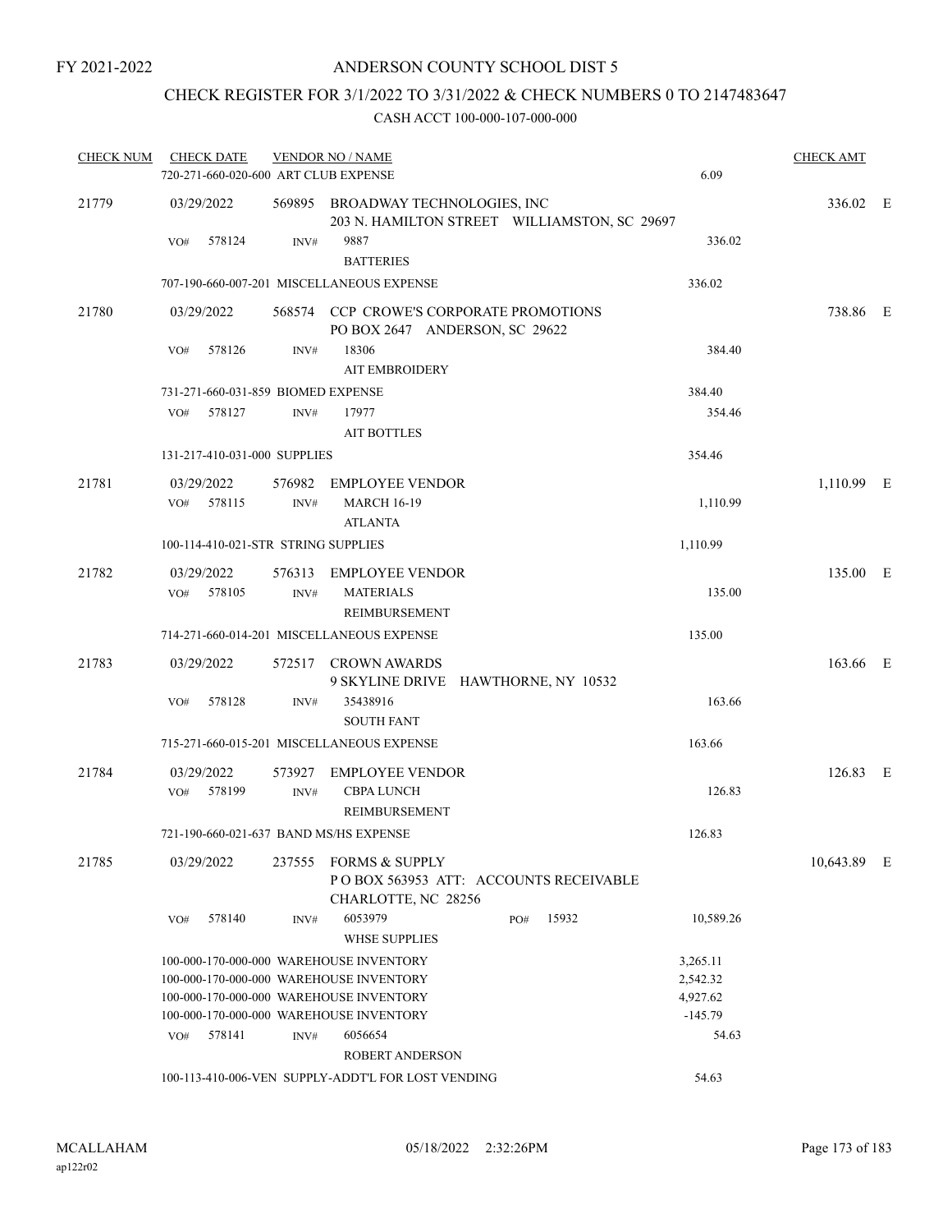FY 2021-2022

# ANDERSON COUNTY SCHOOL DIST 5

## CHECK REGISTER FOR 3/1/2022 TO 3/31/2022 & CHECK NUMBERS 0 TO 2147483647

CASH ACCT 100-000-107-000-000

| CHECK NUM | CHECK DATE | VENDOR NO / NAME | | CHECK AMT | |
|---|---|---|---|---|---|
| | 720-271-660-020-600 ART CLUB EXPENSE | | 6.09 | | |
| 21779 | 03/29/2022 | 569895 BROADWAY TECHNOLOGIES, INC<br>203 N. HAMILTON STREET WILLIAMSTON, SC 29697 | | 336.02 | E |
| | VO# 578124 | INV# 9887<br>BATTERIES | 336.02 | | |
| | 707-190-660-007-201 MISCELLANEOUS EXPENSE | | 336.02 | | |
| 21780 | 03/29/2022 | 568574 CCP CROWE'S CORPORATE PROMOTIONS<br>PO BOX 2647 ANDERSON, SC 29622 | | 738.86 | E |
| | VO# 578126 | INV# 18306<br>AIT EMBROIDERY | 384.40 | | |
| | 731-271-660-031-859 BIOMED EXPENSE | | 384.40 | | |
| | VO# 578127 | INV# 17977<br>AIT BOTTLES | 354.46 | | |
| | 131-217-410-031-000 SUPPLIES | | 354.46 | | |
| 21781 | 03/29/2022 | 576982 EMPLOYEE VENDOR | | 1,110.99 | E |
| | VO# 578115 | INV# MARCH 16-19<br>ATLANTA | 1,110.99 | | |
| | 100-114-410-021-STR STRING SUPPLIES | | 1,110.99 | | |
| 21782 | 03/29/2022 | 576313 EMPLOYEE VENDOR | | 135.00 | E |
| | VO# 578105 | INV# MATERIALS<br>REIMBURSEMENT | 135.00 | | |
| | 714-271-660-014-201 MISCELLANEOUS EXPENSE | | 135.00 | | |
| 21783 | 03/29/2022 | 572517 CROWN AWARDS<br>9 SKYLINE DRIVE HAWTHORNE, NY 10532 | | 163.66 | E |
| | VO# 578128 | INV# 35438916<br>SOUTH FANT | 163.66 | | |
| | 715-271-660-015-201 MISCELLANEOUS EXPENSE | | 163.66 | | |
| 21784 | 03/29/2022 | 573927 EMPLOYEE VENDOR | | 126.83 | E |
| | VO# 578199 | INV# CBPA LUNCH<br>REIMBURSEMENT | 126.83 | | |
| | 721-190-660-021-637 BAND MS/HS EXPENSE | | 126.83 | | |
| 21785 | 03/29/2022 | 237555 FORMS & SUPPLY<br>P O BOX 563953 ATT: ACCOUNTS RECEIVABLE<br>CHARLOTTE, NC 28256 | | 10,643.89 | E |
| | VO# 578140 | INV# 6053979 PO# 15932<br>WHSE SUPPLIES | 10,589.26 | | |
| | 100-000-170-000-000 WAREHOUSE INVENTORY | | 3,265.11 | | |
| | 100-000-170-000-000 WAREHOUSE INVENTORY | | 2,542.32 | | |
| | 100-000-170-000-000 WAREHOUSE INVENTORY | | 4,927.62 | | |
| | 100-000-170-000-000 WAREHOUSE INVENTORY | | -145.79 | | |
| | VO# 578141 | INV# 6056654<br>ROBERT ANDERSON | 54.63 | | |
| | 100-113-410-006-VEN SUPPLY-ADDT'L FOR LOST VENDING | | 54.63 | | |

MCALLAHAM ap122r02 05/18/2022 2:32:26PM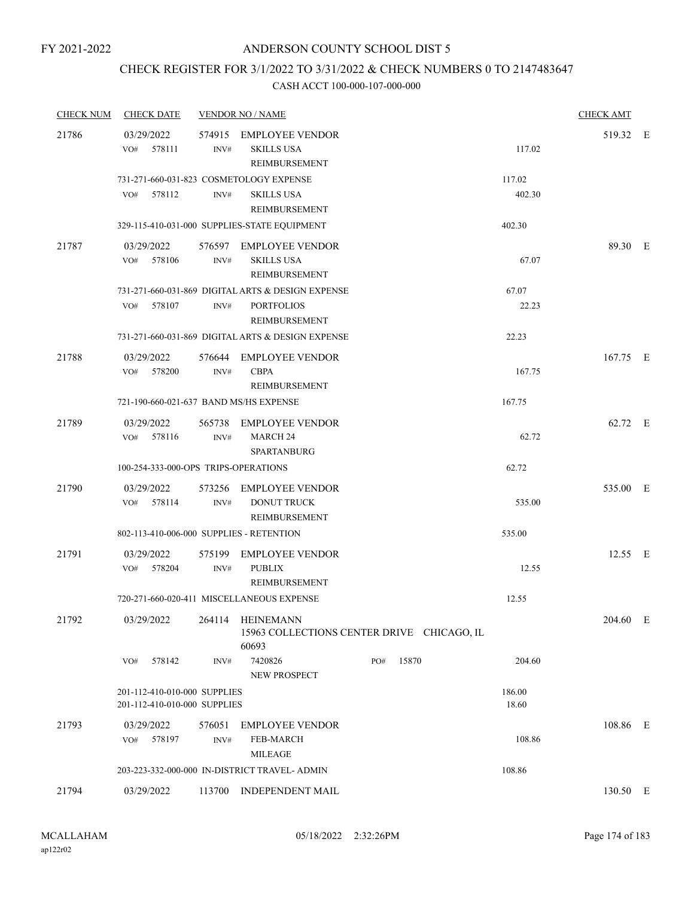FY 2021-2022

# ANDERSON COUNTY SCHOOL DIST 5

## CHECK REGISTER FOR 3/1/2022 TO 3/31/2022 & CHECK NUMBERS 0 TO 2147483647

### CASH ACCT 100-000-107-000-000

| CHECK NUM | CHECK DATE | VENDOR NO / NAME | | CHECK AMT | |
|---|---|---|---|---|---|
| 21786 | 03/29/2022 | 574915 EMPLOYEE VENDOR | | 519.32 | E |
| | VO# 578111 | INV# SKILLS USA REIMBURSEMENT | 117.02 | | |
| | 731-271-660-031-823 COSMETOLOGY EXPENSE | | 117.02 | | |
| | VO# 578112 | INV# SKILLS USA REIMBURSEMENT | 402.30 | | |
| | 329-115-410-031-000 SUPPLIES-STATE EQUIPMENT | | 402.30 | | |
| 21787 | 03/29/2022 | 576597 EMPLOYEE VENDOR | | 89.30 | E |
| | VO# 578106 | INV# SKILLS USA REIMBURSEMENT | 67.07 | | |
| | 731-271-660-031-869 DIGITAL ARTS & DESIGN EXPENSE | | 67.07 | | |
| | VO# 578107 | INV# PORTFOLIOS REIMBURSEMENT | 22.23 | | |
| | 731-271-660-031-869 DIGITAL ARTS & DESIGN EXPENSE | | 22.23 | | |
| 21788 | 03/29/2022 | 576644 EMPLOYEE VENDOR | | 167.75 | E |
| | VO# 578200 | INV# CBPA REIMBURSEMENT | 167.75 | | |
| | 721-190-660-021-637 BAND MS/HS EXPENSE | | 167.75 | | |
| 21789 | 03/29/2022 | 565738 EMPLOYEE VENDOR | | 62.72 | E |
| | VO# 578116 | INV# MARCH 24 SPARTANBURG | 62.72 | | |
| | 100-254-333-000-OPS TRIPS-OPERATIONS | | 62.72 | | |
| 21790 | 03/29/2022 | 573256 EMPLOYEE VENDOR | | 535.00 | E |
| | VO# 578114 | INV# DONUT TRUCK REIMBURSEMENT | 535.00 | | |
| | 802-113-410-006-000 SUPPLIES - RETENTION | | 535.00 | | |
| 21791 | 03/29/2022 | 575199 EMPLOYEE VENDOR | | 12.55 | E |
| | VO# 578204 | INV# PUBLIX REIMBURSEMENT | 12.55 | | |
| | 720-271-660-020-411 MISCELLANEOUS EXPENSE | | 12.55 | | |
| 21792 | 03/29/2022 | 264114 HEINEMANN 15963 COLLECTIONS CENTER DRIVE CHICAGO, IL 60693 | | 204.60 | E |
| | VO# 578142 | INV# 7420826 NEW PROSPECT PO# 15870 | 204.60 | | |
| | 201-112-410-010-000 SUPPLIES | | 186.00 | | |
| | 201-112-410-010-000 SUPPLIES | | 18.60 | | |
| 21793 | 03/29/2022 | 576051 EMPLOYEE VENDOR | | 108.86 | E |
| | VO# 578197 | INV# FEB-MARCH MILEAGE | 108.86 | | |
| | 203-223-332-000-000 IN-DISTRICT TRAVEL- ADMIN | | 108.86 | | |
| 21794 | 03/29/2022 | 113700 INDEPENDENT MAIL | | 130.50 | E |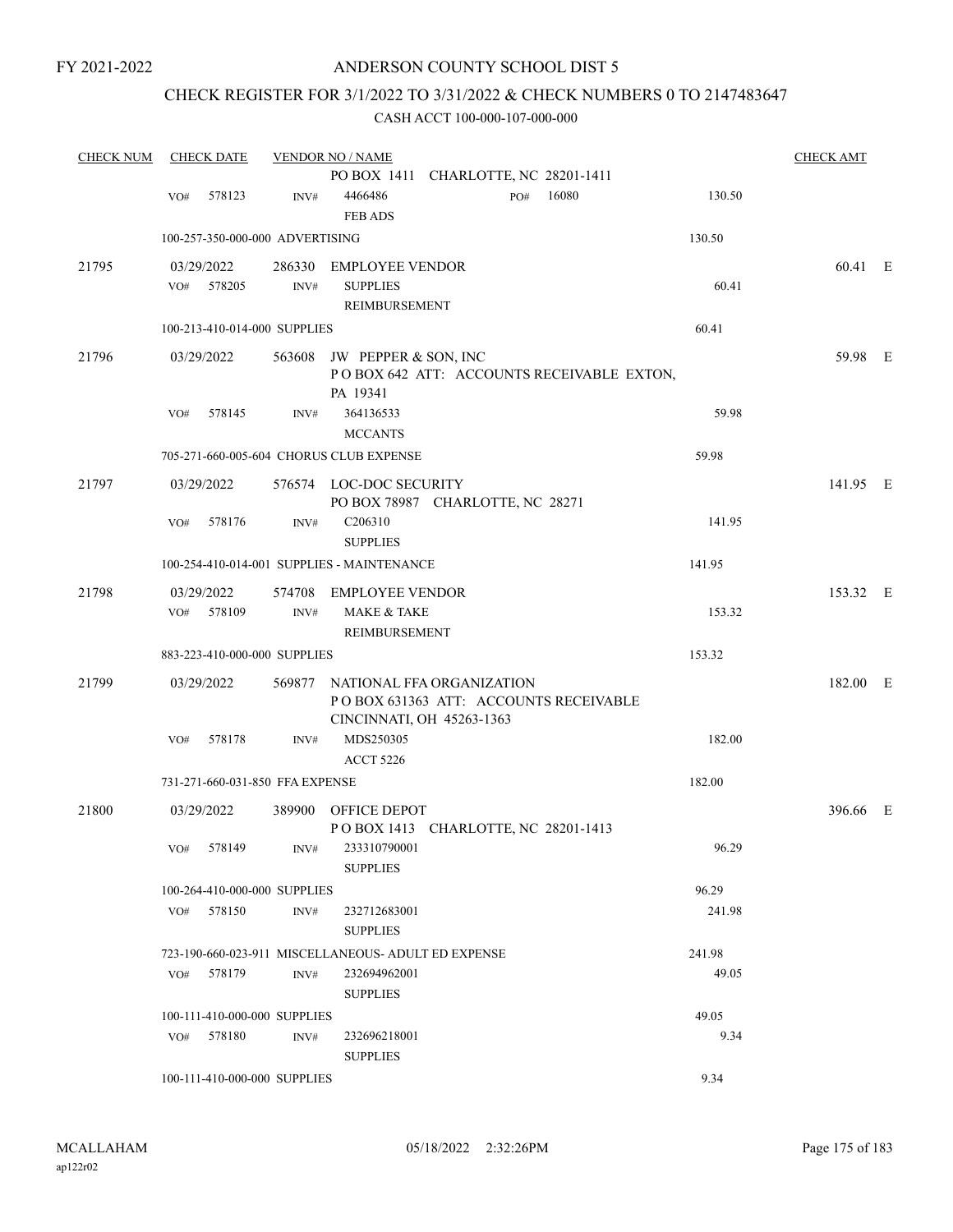FY 2021-2022

ANDERSON COUNTY SCHOOL DIST 5

CHECK REGISTER FOR 3/1/2022 TO 3/31/2022 & CHECK NUMBERS 0 TO 2147483647

CASH ACCT 100-000-107-000-000

| CHECK NUM | CHECK DATE | VENDOR NO / NAME | | CHECK AMT |
|---|---|---|---|---|
| | | PO BOX 1411 CHARLOTTE, NC 28201-1411 | | |
| | VO# 578123 | INV# 4466486 FEB ADS PO# 16080 | 130.50 | |
| | 100-257-350-000-000 ADVERTISING | | 130.50 | |
| 21795 | 03/29/2022 | 286330 EMPLOYEE VENDOR | | 60.41 E |
| | VO# 578205 | INV# SUPPLIES REIMBURSEMENT | 60.41 | |
| | 100-213-410-014-000 SUPPLIES | | 60.41 | |
| 21796 | 03/29/2022 | 563608 JW PEPPER & SON, INC P O BOX 642 ATT: ACCOUNTS RECEIVABLE EXTON, PA 19341 | | 59.98 E |
| | VO# 578145 | INV# 364136533 MCCANTS | 59.98 | |
| | 705-271-660-005-604 CHORUS CLUB EXPENSE | | 59.98 | |
| 21797 | 03/29/2022 | 576574 LOC-DOC SECURITY PO BOX 78987 CHARLOTTE, NC 28271 | | 141.95 E |
| | VO# 578176 | INV# C206310 SUPPLIES | 141.95 | |
| | 100-254-410-014-001 SUPPLIES - MAINTENANCE | | 141.95 | |
| 21798 | 03/29/2022 | 574708 EMPLOYEE VENDOR | | 153.32 E |
| | VO# 578109 | INV# MAKE & TAKE REIMBURSEMENT | 153.32 | |
| | 883-223-410-000-000 SUPPLIES | | 153.32 | |
| 21799 | 03/29/2022 | 569877 NATIONAL FFA ORGANIZATION P O BOX 631363 ATT: ACCOUNTS RECEIVABLE CINCINNATI, OH 45263-1363 | | 182.00 E |
| | VO# 578178 | INV# MDS250305 ACCT 5226 | 182.00 | |
| | 731-271-660-031-850 FFA EXPENSE | | 182.00 | |
| 21800 | 03/29/2022 | 389900 OFFICE DEPOT P O BOX 1413 CHARLOTTE, NC 28201-1413 | | 396.66 E |
| | VO# 578149 | INV# 233310790001 SUPPLIES | 96.29 | |
| | 100-264-410-000-000 SUPPLIES | | 96.29 | |
| | VO# 578150 | INV# 232712683001 SUPPLIES | 241.98 | |
| | 723-190-660-023-911 MISCELLANEOUS- ADULT ED EXPENSE | | 241.98 | |
| | VO# 578179 | INV# 232694962001 SUPPLIES | 49.05 | |
| | 100-111-410-000-000 SUPPLIES | | 49.05 | |
| | VO# 578180 | INV# 232696218001 SUPPLIES | 9.34 | |
| | 100-111-410-000-000 SUPPLIES | | 9.34 | |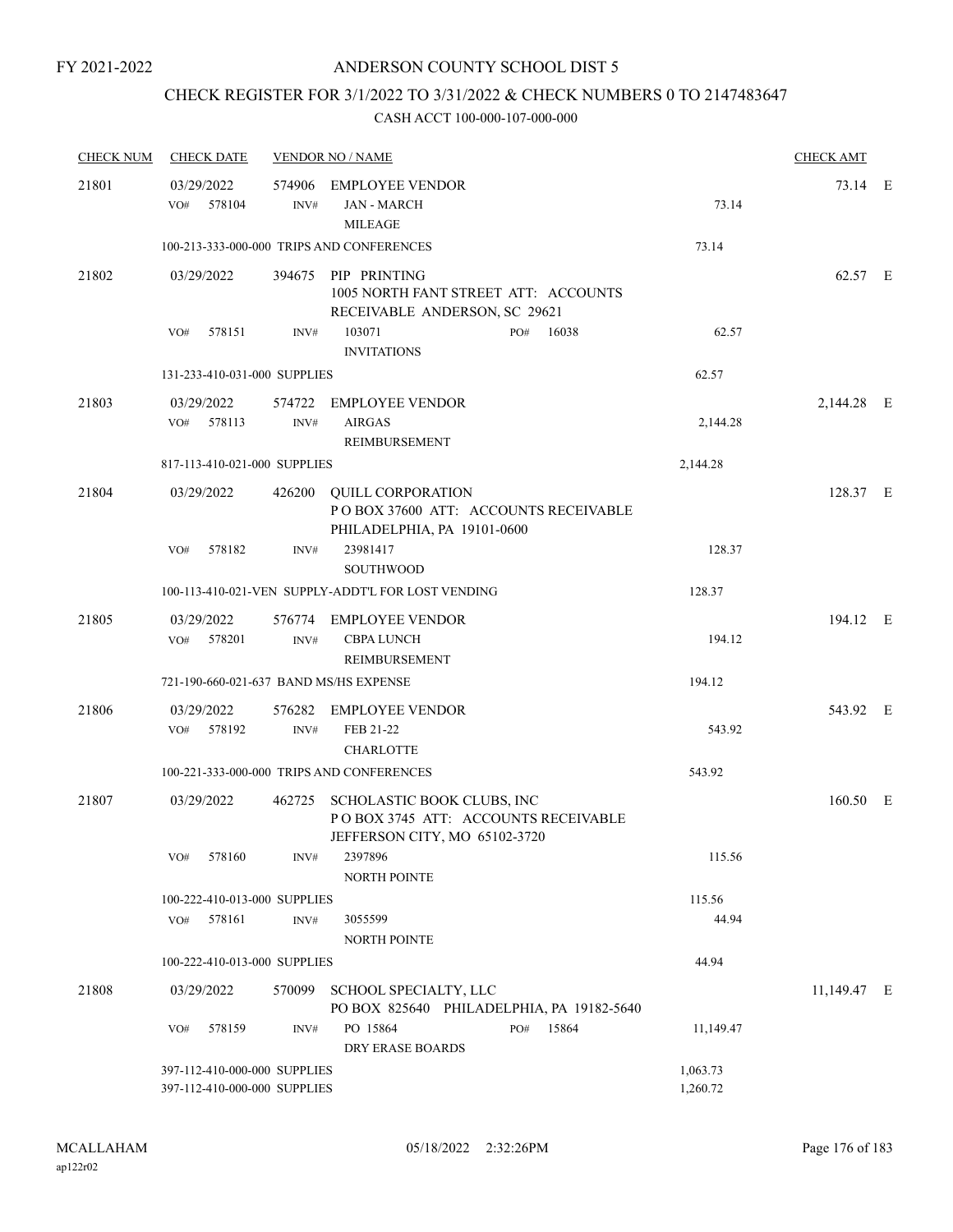FY 2021-2022

# ANDERSON COUNTY SCHOOL DIST 5

## CHECK REGISTER FOR 3/1/2022 TO 3/31/2022 & CHECK NUMBERS 0 TO 2147483647

### CASH ACCT 100-000-107-000-000

| CHECK NUM | CHECK DATE | VENDOR NO / NAME | | CHECK AMT | |
|---|---|---|---|---|---|
| 21801 | 03/29/2022 | 574906 EMPLOYEE VENDOR | | 73.14 | E |
| | VO# 578104 | INV# JAN - MARCH MILEAGE | 73.14 | | |
| | 100-213-333-000-000 TRIPS AND CONFERENCES | | 73.14 | | |
| 21802 | 03/29/2022 | 394675 PIP PRINTING 1005 NORTH FANT STREET ATT: ACCOUNTS RECEIVABLE ANDERSON, SC 29621 | | 62.57 | E |
| | VO# 578151 | INV# 103071 PO# 16038 INVITATIONS | 62.57 | | |
| | 131-233-410-031-000 SUPPLIES | | 62.57 | | |
| 21803 | 03/29/2022 | 574722 EMPLOYEE VENDOR | | 2,144.28 | E |
| | VO# 578113 | INV# AIRGAS REIMBURSEMENT | 2,144.28 | | |
| | 817-113-410-021-000 SUPPLIES | | 2,144.28 | | |
| 21804 | 03/29/2022 | 426200 QUILL CORPORATION P O BOX 37600 ATT: ACCOUNTS RECEIVABLE PHILADELPHIA, PA 19101-0600 | | 128.37 | E |
| | VO# 578182 | INV# 23981417 SOUTHWOOD | 128.37 | | |
| | 100-113-410-021-VEN SUPPLY-ADDT'L FOR LOST VENDING | | 128.37 | | |
| 21805 | 03/29/2022 | 576774 EMPLOYEE VENDOR | | 194.12 | E |
| | VO# 578201 | INV# CBPA LUNCH REIMBURSEMENT | 194.12 | | |
| | 721-190-660-021-637 BAND MS/HS EXPENSE | | 194.12 | | |
| 21806 | 03/29/2022 | 576282 EMPLOYEE VENDOR | | 543.92 | E |
| | VO# 578192 | INV# FEB 21-22 CHARLOTTE | 543.92 | | |
| | 100-221-333-000-000 TRIPS AND CONFERENCES | | 543.92 | | |
| 21807 | 03/29/2022 | 462725 SCHOLASTIC BOOK CLUBS, INC P O BOX 3745 ATT: ACCOUNTS RECEIVABLE JEFFERSON CITY, MO 65102-3720 | | 160.50 | E |
| | VO# 578160 | INV# 2397896 NORTH POINTE | 115.56 | | |
| | 100-222-410-013-000 SUPPLIES | | 115.56 | | |
| | VO# 578161 | INV# 3055599 NORTH POINTE | 44.94 | | |
| | 100-222-410-013-000 SUPPLIES | | 44.94 | | |
| 21808 | 03/29/2022 | 570099 SCHOOL SPECIALTY, LLC PO BOX 825640 PHILADELPHIA, PA 19182-5640 | | 11,149.47 | E |
| | VO# 578159 | INV# PO 15864 PO# 15864 DRY ERASE BOARDS | 11,149.47 | | |
| | 397-112-410-000-000 SUPPLIES | | 1,063.73 | | |
| | 397-112-410-000-000 SUPPLIES | | 1,260.72 | | |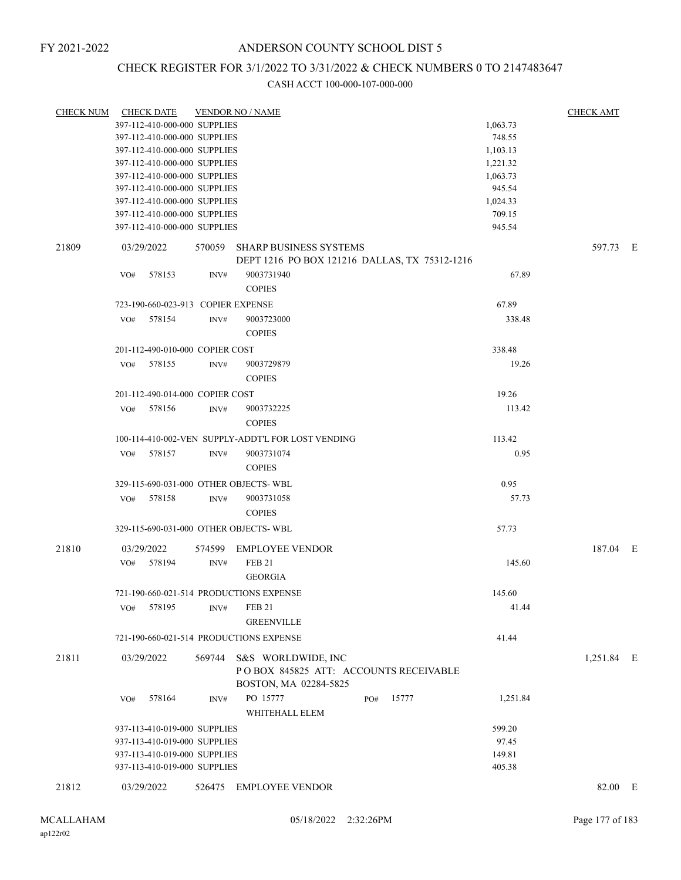FY 2021-2022

# ANDERSON COUNTY SCHOOL DIST 5

## CHECK REGISTER FOR 3/1/2022 TO 3/31/2022 & CHECK NUMBERS 0 TO 2147483647

### CASH ACCT 100-000-107-000-000

| CHECK NUM | CHECK DATE | VENDOR NO / NAME | | CHECK AMT | |
|---|---|---|---|---|---|
| | 397-112-410-000-000 SUPPLIES | | 1,063.73 | | |
| | 397-112-410-000-000 SUPPLIES | | 748.55 | | |
| | 397-112-410-000-000 SUPPLIES | | 1,103.13 | | |
| | 397-112-410-000-000 SUPPLIES | | 1,221.32 | | |
| | 397-112-410-000-000 SUPPLIES | | 1,063.73 | | |
| | 397-112-410-000-000 SUPPLIES | | 945.54 | | |
| | 397-112-410-000-000 SUPPLIES | | 1,024.33 | | |
| | 397-112-410-000-000 SUPPLIES | | 709.15 | | |
| | 397-112-410-000-000 SUPPLIES | | 945.54 | | |
| 21809 | 03/29/2022 | 570059 SHARP BUSINESS SYSTEMS DEPT 1216 PO BOX 121216 DALLAS, TX 75312-1216 | | 597.73 | E |
| | VO# 578153 | INV# 9003731940 COPIES | 67.89 | | |
| | 723-190-660-023-913 COPIER EXPENSE | | 67.89 | | |
| | VO# 578154 | INV# 9003723000 COPIES | 338.48 | | |
| | 201-112-490-010-000 COPIER COST | | 338.48 | | |
| | VO# 578155 | INV# 9003729879 COPIES | 19.26 | | |
| | 201-112-490-014-000 COPIER COST | | 19.26 | | |
| | VO# 578156 | INV# 9003732225 COPIES | 113.42 | | |
| | 100-114-410-002-VEN SUPPLY-ADDT'L FOR LOST VENDING | | 113.42 | | |
| | VO# 578157 | INV# 9003731074 COPIES | 0.95 | | |
| | 329-115-690-031-000 OTHER OBJECTS- WBL | | 0.95 | | |
| | VO# 578158 | INV# 9003731058 COPIES | 57.73 | | |
| | 329-115-690-031-000 OTHER OBJECTS- WBL | | 57.73 | | |
| 21810 | 03/29/2022 | 574599 EMPLOYEE VENDOR | | 187.04 | E |
| | VO# 578194 | INV# FEB 21 GEORGIA | 145.60 | | |
| | 721-190-660-021-514 PRODUCTIONS EXPENSE | | 145.60 | | |
| | VO# 578195 | INV# FEB 21 GREENVILLE | 41.44 | | |
| | 721-190-660-021-514 PRODUCTIONS EXPENSE | | 41.44 | | |
| 21811 | 03/29/2022 | 569744 S&S WORLDWIDE, INC P O BOX 845825 ATT: ACCOUNTS RECEIVABLE BOSTON, MA 02284-5825 | | 1,251.84 | E |
| | VO# 578164 | INV# PO 15777 PO# 15777 WHITEHALL ELEM | 1,251.84 | | |
| | 937-113-410-019-000 SUPPLIES | | 599.20 | | |
| | 937-113-410-019-000 SUPPLIES | | 97.45 | | |
| | 937-113-410-019-000 SUPPLIES | | 149.81 | | |
| | 937-113-410-019-000 SUPPLIES | | 405.38 | | |
| 21812 | 03/29/2022 | 526475 EMPLOYEE VENDOR | | 82.00 | E |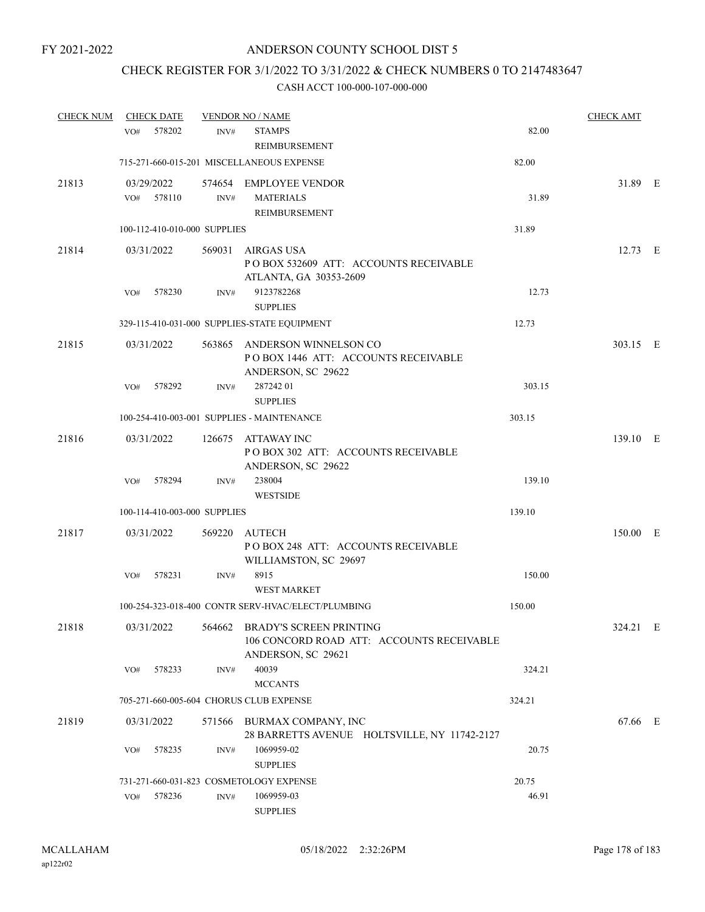FY 2021-2022

# ANDERSON COUNTY SCHOOL DIST 5

## CHECK REGISTER FOR 3/1/2022 TO 3/31/2022 & CHECK NUMBERS 0 TO 2147483647

### CASH ACCT 100-000-107-000-000

| CHECK NUM | CHECK DATE | VENDOR NO / NAME | | CHECK AMT | |
|---|---|---|---|---|---|
| | VO# 578202 | INV# STAMPS REIMBURSEMENT | 82.00 | | |
| | 715-271-660-015-201 MISCELLANEOUS EXPENSE | | 82.00 | | |
| 21813 | 03/29/2022 | 574654 EMPLOYEE VENDOR | | 31.89 | E |
| | VO# 578110 | INV# MATERIALS REIMBURSEMENT | 31.89 | | |
| | 100-112-410-010-000 SUPPLIES | | 31.89 | | |
| 21814 | 03/31/2022 | 569031 AIRGAS USA<br>P O BOX 532609 ATT: ACCOUNTS RECEIVABLE<br>ATLANTA, GA 30353-2609 | | 12.73 | E |
| | VO# 578230 | INV# 9123782268 SUPPLIES | 12.73 | | |
| | 329-115-410-031-000 SUPPLIES-STATE EQUIPMENT | | 12.73 | | |
| 21815 | 03/31/2022 | 563865 ANDERSON WINNELSON CO<br>P O BOX 1446 ATT: ACCOUNTS RECEIVABLE<br>ANDERSON, SC 29622 | | 303.15 | E |
| | VO# 578292 | INV# 287242 01 SUPPLIES | 303.15 | | |
| | 100-254-410-003-001 SUPPLIES - MAINTENANCE | | 303.15 | | |
| 21816 | 03/31/2022 | 126675 ATTAWAY INC<br>P O BOX 302 ATT: ACCOUNTS RECEIVABLE<br>ANDERSON, SC 29622 | | 139.10 | E |
| | VO# 578294 | INV# 238004 WESTSIDE | 139.10 | | |
| | 100-114-410-003-000 SUPPLIES | | 139.10 | | |
| 21817 | 03/31/2022 | 569220 AUTECH<br>P O BOX 248 ATT: ACCOUNTS RECEIVABLE<br>WILLIAMSTON, SC 29697 | | 150.00 | E |
| | VO# 578231 | INV# 8915 WEST MARKET | 150.00 | | |
| | 100-254-323-018-400 CONTR SERV-HVAC/ELECT/PLUMBING | | 150.00 | | |
| 21818 | 03/31/2022 | 564662 BRADY'S SCREEN PRINTING<br>106 CONCORD ROAD ATT: ACCOUNTS RECEIVABLE<br>ANDERSON, SC 29621 | | 324.21 | E |
| | VO# 578233 | INV# 40039 MCCANTS | 324.21 | | |
| | 705-271-660-005-604 CHORUS CLUB EXPENSE | | 324.21 | | |
| 21819 | 03/31/2022 | 571566 BURMAX COMPANY, INC<br>28 BARRETTS AVENUE HOLTSVILLE, NY 11742-2127 | | 67.66 | E |
| | VO# 578235 | INV# 1069959-02 SUPPLIES | 20.75 | | |
| | 731-271-660-031-823 COSMETOLOGY EXPENSE | | 20.75 | | |
| | VO# 578236 | INV# 1069959-03 SUPPLIES | 46.91 | | |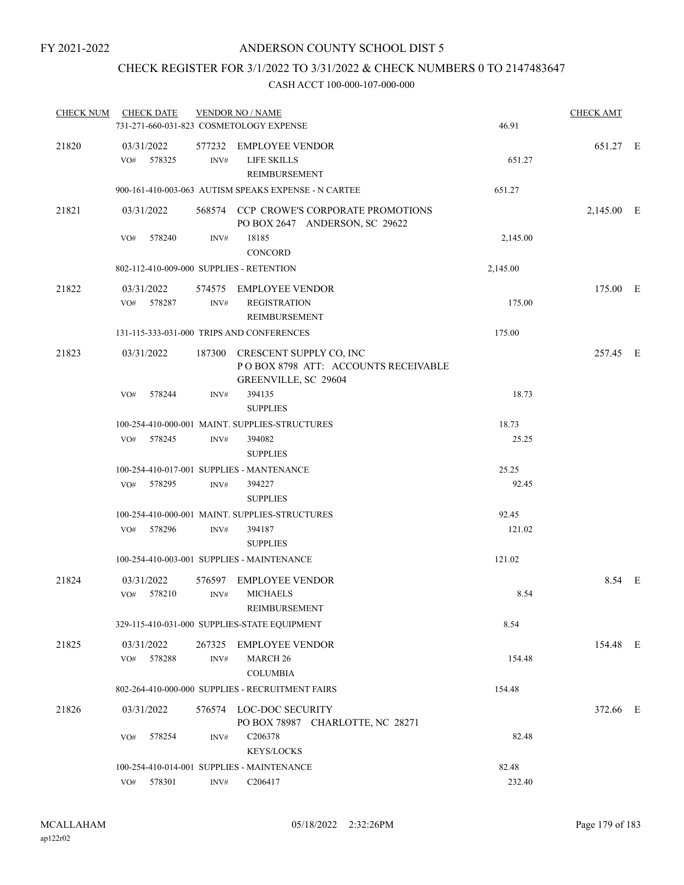FY 2021-2022

# ANDERSON COUNTY SCHOOL DIST 5

## CHECK REGISTER FOR 3/1/2022 TO 3/31/2022 & CHECK NUMBERS 0 TO 2147483647

### CASH ACCT 100-000-107-000-000

| CHECK NUM | CHECK DATE | VENDOR NO / NAME | | CHECK AMT |
|---|---|---|---|---|
| | 731-271-660-031-823 COSMETOLOGY EXPENSE | | 46.91 | |
| 21820 | 03/31/2022 | 577232 EMPLOYEE VENDOR | | 651.27 E |
| | VO# 578325 | INV# LIFE SKILLS REIMBURSEMENT | 651.27 | |
| | 900-161-410-003-063 AUTISM SPEAKS EXPENSE - N CARTEE | | 651.27 | |
| 21821 | 03/31/2022 | 568574 CCP CROWE'S CORPORATE PROMOTIONS PO BOX 2647 ANDERSON, SC 29622 | | 2,145.00 E |
| | VO# 578240 | INV# 18185 CONCORD | 2,145.00 | |
| | 802-112-410-009-000 SUPPLIES - RETENTION | | 2,145.00 | |
| 21822 | 03/31/2022 | 574575 EMPLOYEE VENDOR | | 175.00 E |
| | VO# 578287 | INV# REGISTRATION REIMBURSEMENT | 175.00 | |
| | 131-115-333-031-000 TRIPS AND CONFERENCES | | 175.00 | |
| 21823 | 03/31/2022 | 187300 CRESCENT SUPPLY CO, INC P O BOX 8798 ATT: ACCOUNTS RECEIVABLE GREENVILLE, SC 29604 | | 257.45 E |
| | VO# 578244 | INV# 394135 SUPPLIES | 18.73 | |
| | 100-254-410-000-001 MAINT. SUPPLIES-STRUCTURES | | 18.73 | |
| | VO# 578245 | INV# 394082 SUPPLIES | 25.25 | |
| | 100-254-410-017-001 SUPPLIES - MANTENANCE | | 25.25 | |
| | VO# 578295 | INV# 394227 SUPPLIES | 92.45 | |
| | 100-254-410-000-001 MAINT. SUPPLIES-STRUCTURES | | 92.45 | |
| | VO# 578296 | INV# 394187 SUPPLIES | 121.02 | |
| | 100-254-410-003-001 SUPPLIES - MAINTENANCE | | 121.02 | |
| 21824 | 03/31/2022 | 576597 EMPLOYEE VENDOR | | 8.54 E |
| | VO# 578210 | INV# MICHAELS REIMBURSEMENT | 8.54 | |
| | 329-115-410-031-000 SUPPLIES-STATE EQUIPMENT | | 8.54 | |
| 21825 | 03/31/2022 | 267325 EMPLOYEE VENDOR | | 154.48 E |
| | VO# 578288 | INV# MARCH 26 COLUMBIA | 154.48 | |
| | 802-264-410-000-000 SUPPLIES - RECRUITMENT FAIRS | | 154.48 | |
| 21826 | 03/31/2022 | 576574 LOC-DOC SECURITY PO BOX 78987 CHARLOTTE, NC 28271 | | 372.66 E |
| | VO# 578254 | INV# C206378 KEYS/LOCKS | 82.48 | |
| | 100-254-410-014-001 SUPPLIES - MAINTENANCE | | 82.48 | |
| | VO# 578301 | INV# C206417 | 232.40 | |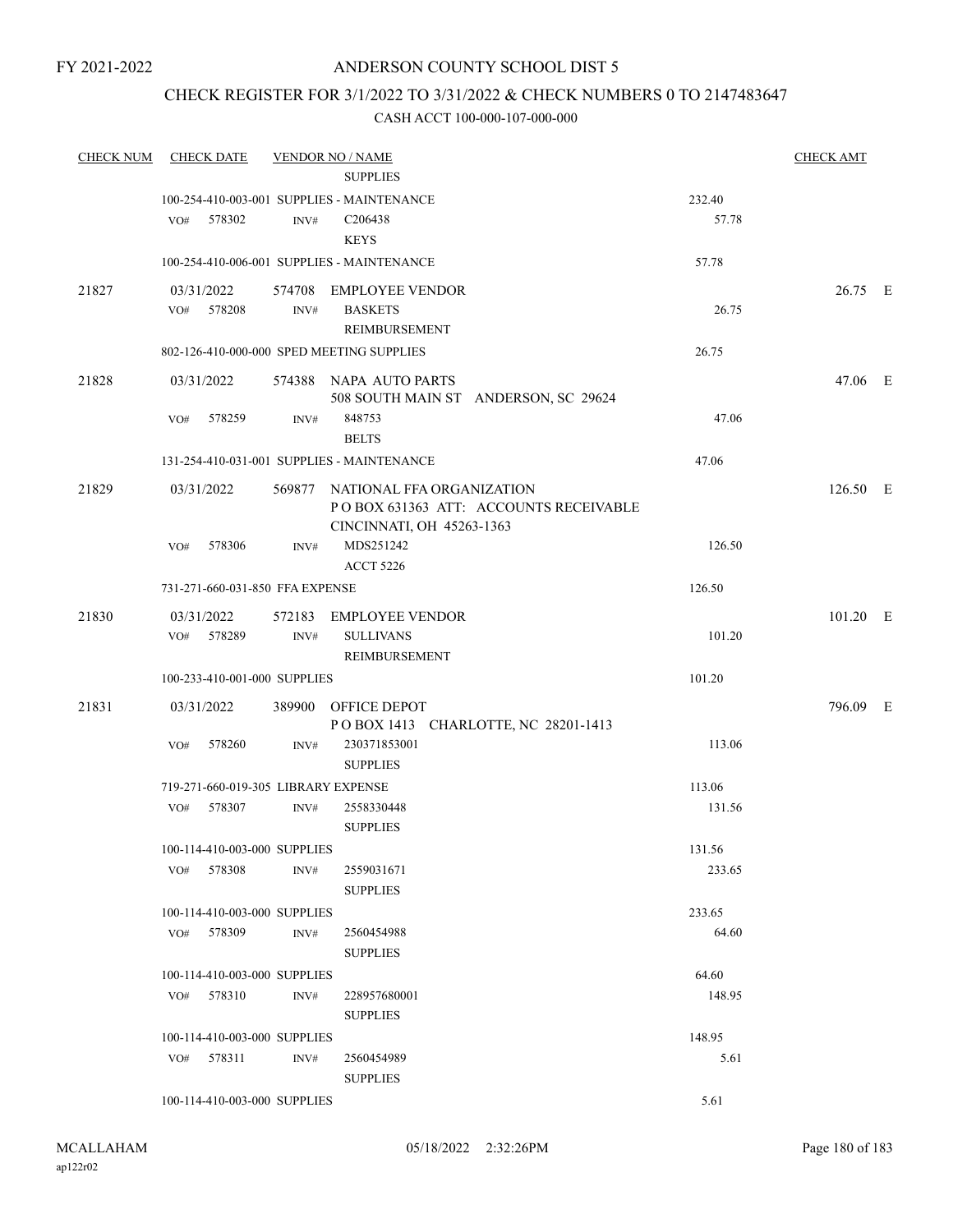FY 2021-2022

# ANDERSON COUNTY SCHOOL DIST 5

## CHECK REGISTER FOR 3/1/2022 TO 3/31/2022 & CHECK NUMBERS 0 TO 2147483647

### CASH ACCT 100-000-107-000-000

| CHECK NUM | CHECK DATE | VENDOR NO / NAME | | CHECK AMT | |
|---|---|---|---|---|---|
| | | SUPPLIES | | | |
| | 100-254-410-003-001 SUPPLIES - MAINTENANCE | | 232.40 | | |
| | VO# 578302 | INV# C206438<br>KEYS | 57.78 | | |
| | 100-254-410-006-001 SUPPLIES - MAINTENANCE | | 57.78 | | |
| 21827 | 03/31/2022 | 574708 EMPLOYEE VENDOR | | 26.75 | E |
| | VO# 578208 | INV# BASKETS<br>REIMBURSEMENT | 26.75 | | |
| | 802-126-410-000-000 SPED MEETING SUPPLIES | | 26.75 | | |
| 21828 | 03/31/2022 | 574388 NAPA AUTO PARTS<br>508 SOUTH MAIN ST ANDERSON, SC 29624 | | 47.06 | E |
| | VO# 578259 | INV# 848753<br>BELTS | 47.06 | | |
| | 131-254-410-031-001 SUPPLIES - MAINTENANCE | | 47.06 | | |
| 21829 | 03/31/2022 | 569877 NATIONAL FFA ORGANIZATION<br>P O BOX 631363 ATT: ACCOUNTS RECEIVABLE<br>CINCINNATI, OH 45263-1363 | | 126.50 | E |
| | VO# 578306 | INV# MDS251242<br>ACCT 5226 | 126.50 | | |
| | 731-271-660-031-850 FFA EXPENSE | | 126.50 | | |
| 21830 | 03/31/2022 | 572183 EMPLOYEE VENDOR | | 101.20 | E |
| | VO# 578289 | INV# SULLIVANS<br>REIMBURSEMENT | 101.20 | | |
| | 100-233-410-001-000 SUPPLIES | | 101.20 | | |
| 21831 | 03/31/2022 | 389900 OFFICE DEPOT<br>P O BOX 1413 CHARLOTTE, NC 28201-1413 | | 796.09 | E |
| | VO# 578260 | INV# 230371853001<br>SUPPLIES | 113.06 | | |
| | 719-271-660-019-305 LIBRARY EXPENSE | | 113.06 | | |
| | VO# 578307 | INV# 2558330448<br>SUPPLIES | 131.56 | | |
| | 100-114-410-003-000 SUPPLIES | | 131.56 | | |
| | VO# 578308 | INV# 2559031671<br>SUPPLIES | 233.65 | | |
| | 100-114-410-003-000 SUPPLIES | | 233.65 | | |
| | VO# 578309 | INV# 2560454988<br>SUPPLIES | 64.60 | | |
| | 100-114-410-003-000 SUPPLIES | | 64.60 | | |
| | VO# 578310 | INV# 228957680001<br>SUPPLIES | 148.95 | | |
| | 100-114-410-003-000 SUPPLIES | | 148.95 | | |
| | VO# 578311 | INV# 2560454989<br>SUPPLIES | 5.61 | | |
| | 100-114-410-003-000 SUPPLIES | | 5.61 | | |

MCALLAHAM
ap122r02

05/18/2022 2:32:26PM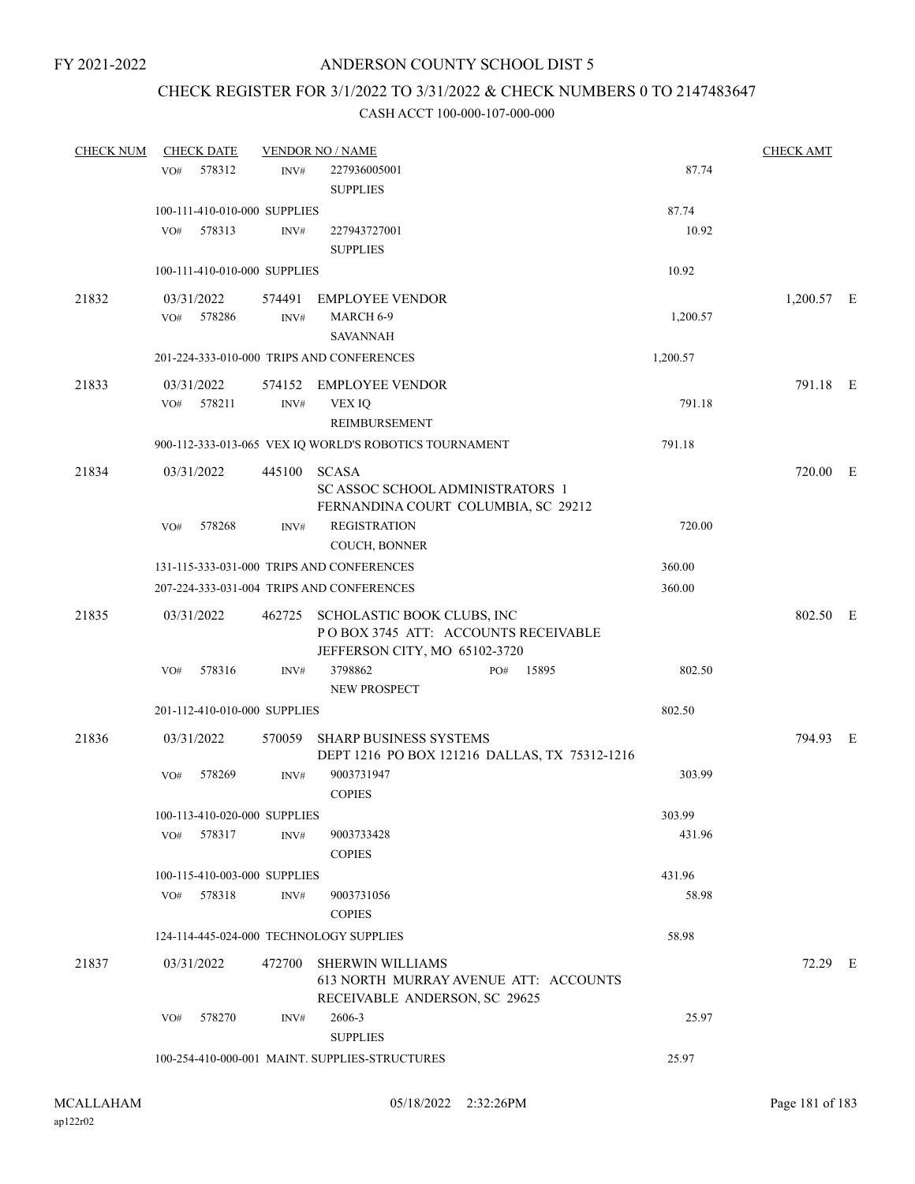FY 2021-2022

# ANDERSON COUNTY SCHOOL DIST 5

## CHECK REGISTER FOR 3/1/2022 TO 3/31/2022 & CHECK NUMBERS 0 TO 2147483647

### CASH ACCT 100-000-107-000-000

| CHECK NUM | CHECK DATE | VENDOR NO / NAME | | CHECK AMT |
|---|---|---|---|---|
| | VO# 578312 | INV# 227936005001 SUPPLIES | 87.74 | |
| | 100-111-410-010-000 SUPPLIES | | 87.74 | |
| | VO# 578313 | INV# 227943727001 SUPPLIES | 10.92 | |
| | 100-111-410-010-000 SUPPLIES | | 10.92 | |
| 21832 | 03/31/2022 | 574491 EMPLOYEE VENDOR | | 1,200.57 E |
| | VO# 578286 | INV# MARCH 6-9 SAVANNAH | 1,200.57 | |
| | 201-224-333-010-000 TRIPS AND CONFERENCES | | 1,200.57 | |
| 21833 | 03/31/2022 | 574152 EMPLOYEE VENDOR | | 791.18 E |
| | VO# 578211 | INV# VEX IQ REIMBURSEMENT | 791.18 | |
| | 900-112-333-013-065 VEX IQ WORLD'S ROBOTICS TOURNAMENT | | 791.18 | |
| 21834 | 03/31/2022 | 445100 SCASA SC ASSOC SCHOOL ADMINISTRATORS 1 FERNANDINA COURT COLUMBIA, SC 29212 | | 720.00 E |
| | VO# 578268 | INV# REGISTRATION COUCH, BONNER | 720.00 | |
| | 131-115-333-031-000 TRIPS AND CONFERENCES | | 360.00 | |
| | 207-224-333-031-004 TRIPS AND CONFERENCES | | 360.00 | |
| 21835 | 03/31/2022 | 462725 SCHOLASTIC BOOK CLUBS, INC P O BOX 3745 ATT: ACCOUNTS RECEIVABLE JEFFERSON CITY, MO 65102-3720 | | 802.50 E |
| | VO# 578316 | INV# 3798862 PO# 15895 NEW PROSPECT | 802.50 | |
| | 201-112-410-010-000 SUPPLIES | | 802.50 | |
| 21836 | 03/31/2022 | 570059 SHARP BUSINESS SYSTEMS DEPT 1216 PO BOX 121216 DALLAS, TX 75312-1216 | | 794.93 E |
| | VO# 578269 | INV# 9003731947 COPIES | 303.99 | |
| | 100-113-410-020-000 SUPPLIES | | 303.99 | |
| | VO# 578317 | INV# 9003733428 COPIES | 431.96 | |
| | 100-115-410-003-000 SUPPLIES | | 431.96 | |
| | VO# 578318 | INV# 9003731056 COPIES | 58.98 | |
| | 124-114-445-024-000 TECHNOLOGY SUPPLIES | | 58.98 | |
| 21837 | 03/31/2022 | 472700 SHERWIN WILLIAMS 613 NORTH MURRAY AVENUE ATT: ACCOUNTS RECEIVABLE ANDERSON, SC 29625 | | 72.29 E |
| | VO# 578270 | INV# 2606-3 SUPPLIES | 25.97 | |
| | 100-254-410-000-001 MAINT. SUPPLIES-STRUCTURES | | 25.97 | |

MCALLAHAM ap122r02 05/18/2022 2:32:26PM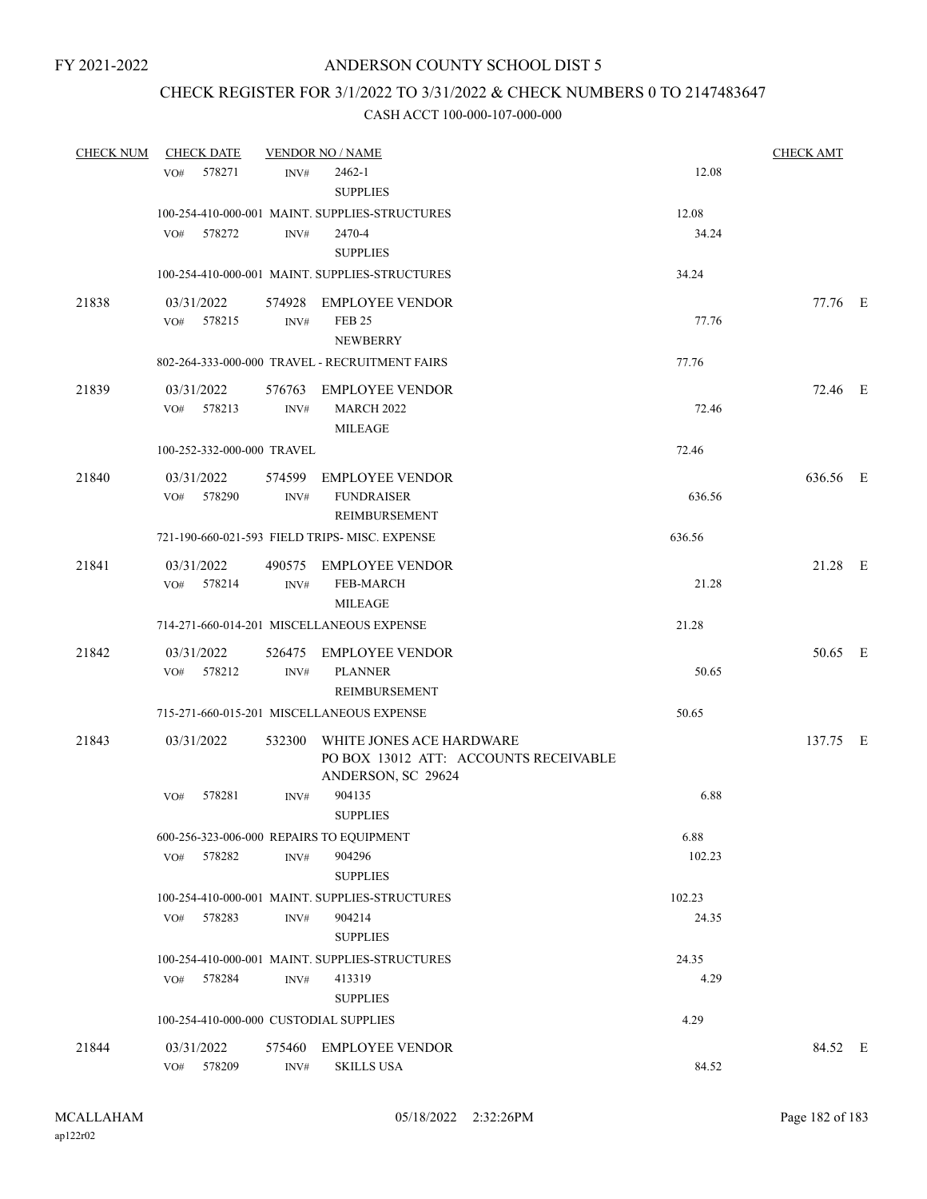FY 2021-2022

# ANDERSON COUNTY SCHOOL DIST 5

## CHECK REGISTER FOR 3/1/2022 TO 3/31/2022 & CHECK NUMBERS 0 TO 2147483647

### CASH ACCT 100-000-107-000-000

| CHECK NUM | CHECK DATE | VENDOR NO / NAME | | CHECK AMT |
|---|---|---|---|---|
| | VO# 578271 | INV# 2462-1<br>SUPPLIES | 12.08 | |
| | 100-254-410-000-001 MAINT. SUPPLIES-STRUCTURES | | 12.08 | |
| | VO# 578272 | INV# 2470-4<br>SUPPLIES | 34.24 | |
| | 100-254-410-000-001 MAINT. SUPPLIES-STRUCTURES | | 34.24 | |
| 21838 | 03/31/2022 | 574928 EMPLOYEE VENDOR | | 77.76 E |
| | VO# 578215 | INV# FEB 25<br>NEWBERRY | 77.76 | |
| | 802-264-333-000-000 TRAVEL - RECRUITMENT FAIRS | | 77.76 | |
| 21839 | 03/31/2022 | 576763 EMPLOYEE VENDOR | | 72.46 E |
| | VO# 578213 | INV# MARCH 2022<br>MILEAGE | 72.46 | |
| | 100-252-332-000-000 TRAVEL | | 72.46 | |
| 21840 | 03/31/2022 | 574599 EMPLOYEE VENDOR | | 636.56 E |
| | VO# 578290 | INV# FUNDRAISER<br>REIMBURSEMENT | 636.56 | |
| | 721-190-660-021-593 FIELD TRIPS- MISC. EXPENSE | | 636.56 | |
| 21841 | 03/31/2022 | 490575 EMPLOYEE VENDOR | | 21.28 E |
| | VO# 578214 | INV# FEB-MARCH<br>MILEAGE | 21.28 | |
| | 714-271-660-014-201 MISCELLANEOUS EXPENSE | | 21.28 | |
| 21842 | 03/31/2022 | 526475 EMPLOYEE VENDOR | | 50.65 E |
| | VO# 578212 | INV# PLANNER<br>REIMBURSEMENT | 50.65 | |
| | 715-271-660-015-201 MISCELLANEOUS EXPENSE | | 50.65 | |
| 21843 | 03/31/2022 | 532300 WHITE JONES ACE HARDWARE<br>PO BOX 13012 ATT: ACCOUNTS RECEIVABLE<br>ANDERSON, SC 29624 | | 137.75 E |
| | VO# 578281 | INV# 904135<br>SUPPLIES | 6.88 | |
| | 600-256-323-006-000 REPAIRS TO EQUIPMENT | | 6.88 | |
| | VO# 578282 | INV# 904296<br>SUPPLIES | 102.23 | |
| | 100-254-410-000-001 MAINT. SUPPLIES-STRUCTURES | | 102.23 | |
| | VO# 578283 | INV# 904214<br>SUPPLIES | 24.35 | |
| | 100-254-410-000-001 MAINT. SUPPLIES-STRUCTURES | | 24.35 | |
| | VO# 578284 | INV# 413319<br>SUPPLIES | 4.29 | |
| | 100-254-410-000-000 CUSTODIAL SUPPLIES | | 4.29 | |
| 21844 | 03/31/2022 | 575460 EMPLOYEE VENDOR | | 84.52 E |
| | VO# 578209 | INV# SKILLS USA | 84.52 | |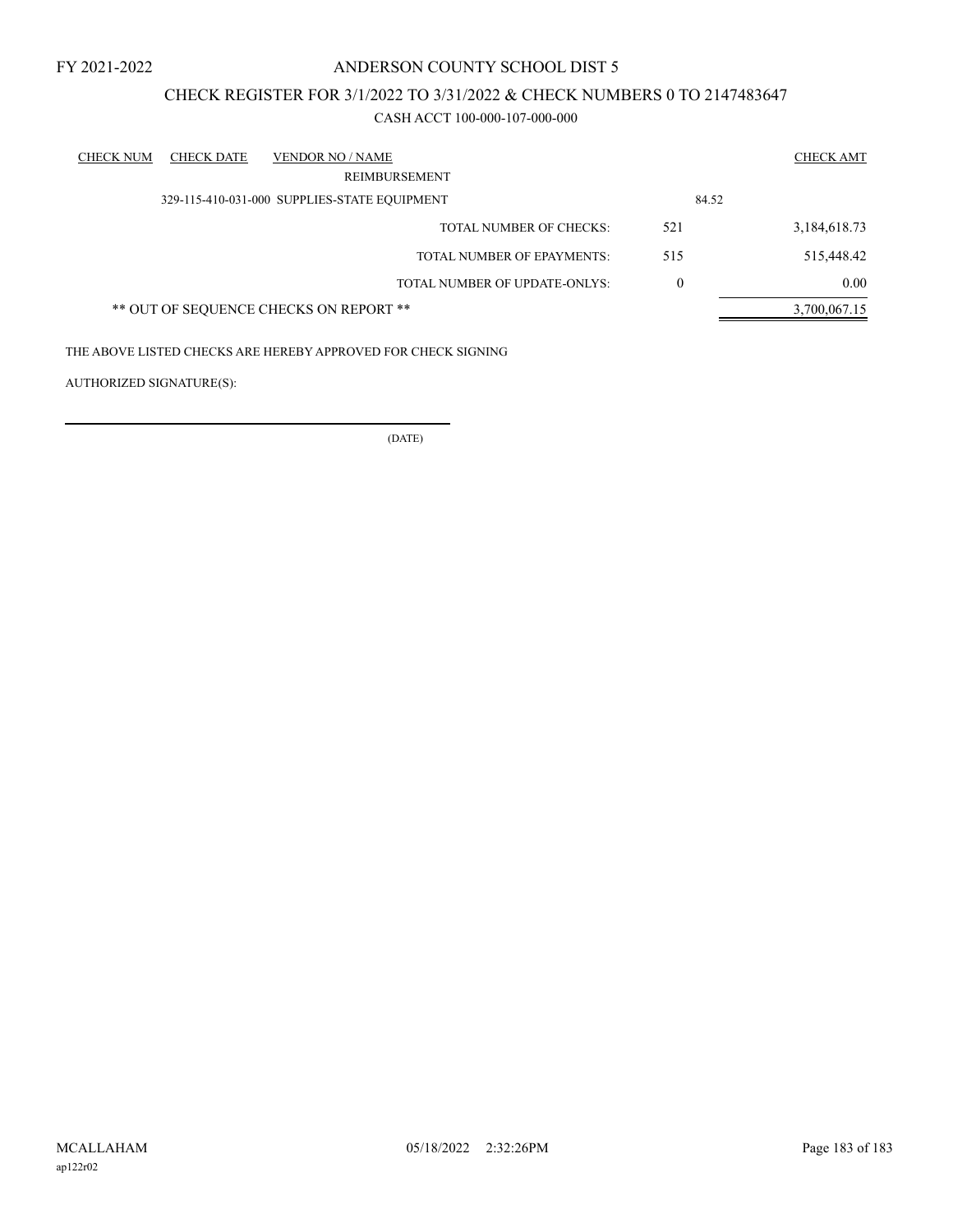FY 2021-2022

ANDERSON COUNTY SCHOOL DIST 5

CHECK REGISTER FOR 3/1/2022 TO 3/31/2022 & CHECK NUMBERS 0 TO 2147483647

CASH ACCT 100-000-107-000-000

| CHECK NUM | CHECK DATE | VENDOR NO / NAME | | | CHECK AMT |
|---|---|---|---|---|---|
| | | REIMBURSEMENT | | | |
| | 329-115-410-031-000 | SUPPLIES-STATE EQUIPMENT | | 84.52 | |
| | | TOTAL NUMBER OF CHECKS: | 521 | | 3,184,618.73 |
| | | TOTAL NUMBER OF EPAYMENTS: | 515 | | 515,448.42 |
| | | TOTAL NUMBER OF UPDATE-ONLYS: | 0 | | 0.00 |
| | ** OUT OF SEQUENCE CHECKS ON REPORT ** | | | | 3,700,067.15 |

THE ABOVE LISTED CHECKS ARE HEREBY APPROVED FOR CHECK SIGNING

AUTHORIZED SIGNATURE(S):

(DATE)

MCALLAHAM 05/18/2022 2:32:26PM

ap122r02